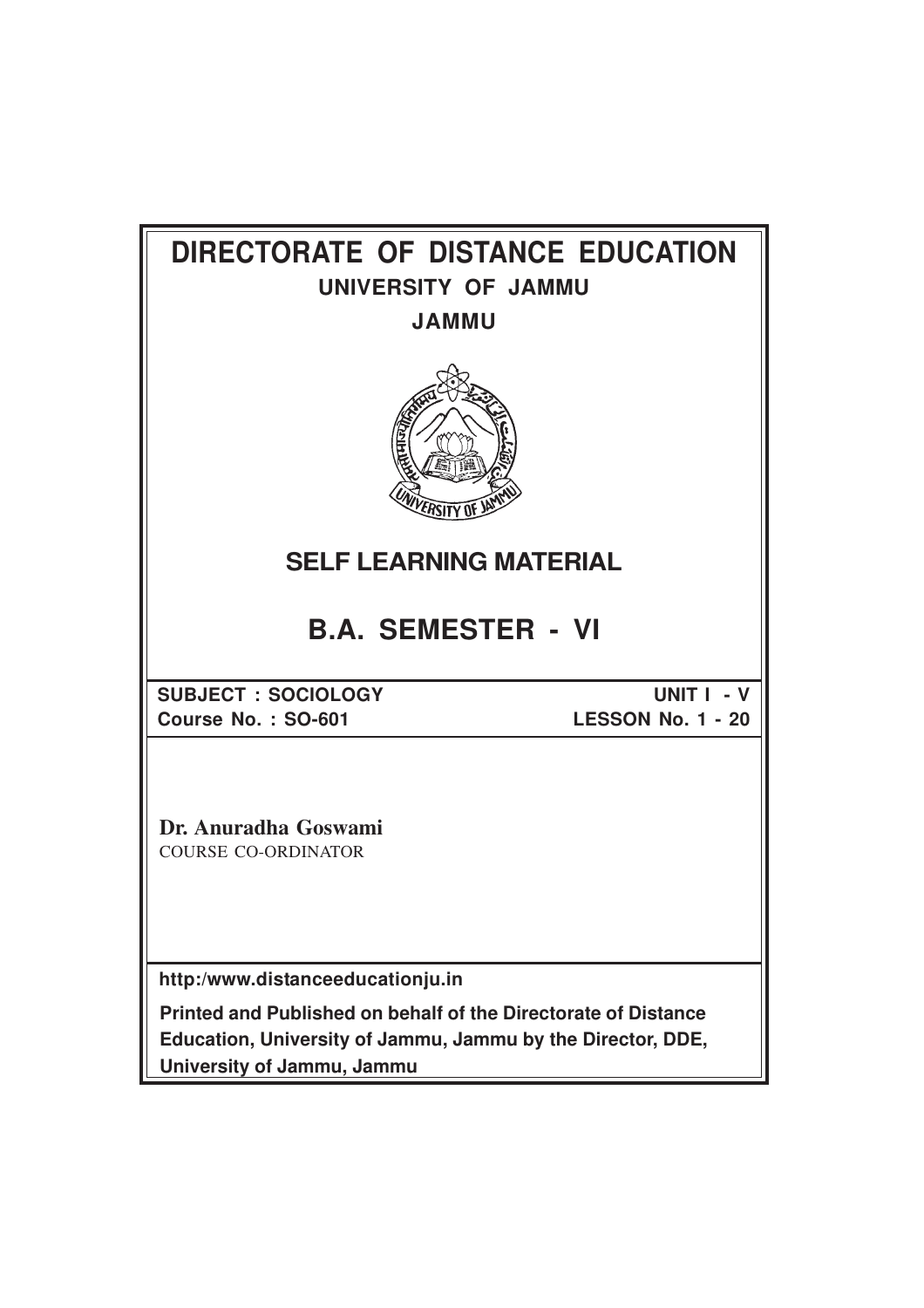# DIRECTORATE OF DISTANCE EDUCATION

## UNIVERSITY OF JAMMU

## JAMMU

## SELF LEARNING MATERIAL

# B.A. SEMESTER - VI

**SUBJECT : SOCIOLOGY** **UNIT I - V**

**Course No. : SO-601** **LESSON No. 1 - 20**

**Dr. Anuradha Goswami**
COURSE CO-ORDINATOR

**http:/www.distanceeducationju.in**

**Printed and Published on behalf of the Directorate of Distance Education, University of Jammu, Jammu by the Director, DDE, University of Jammu, Jammu**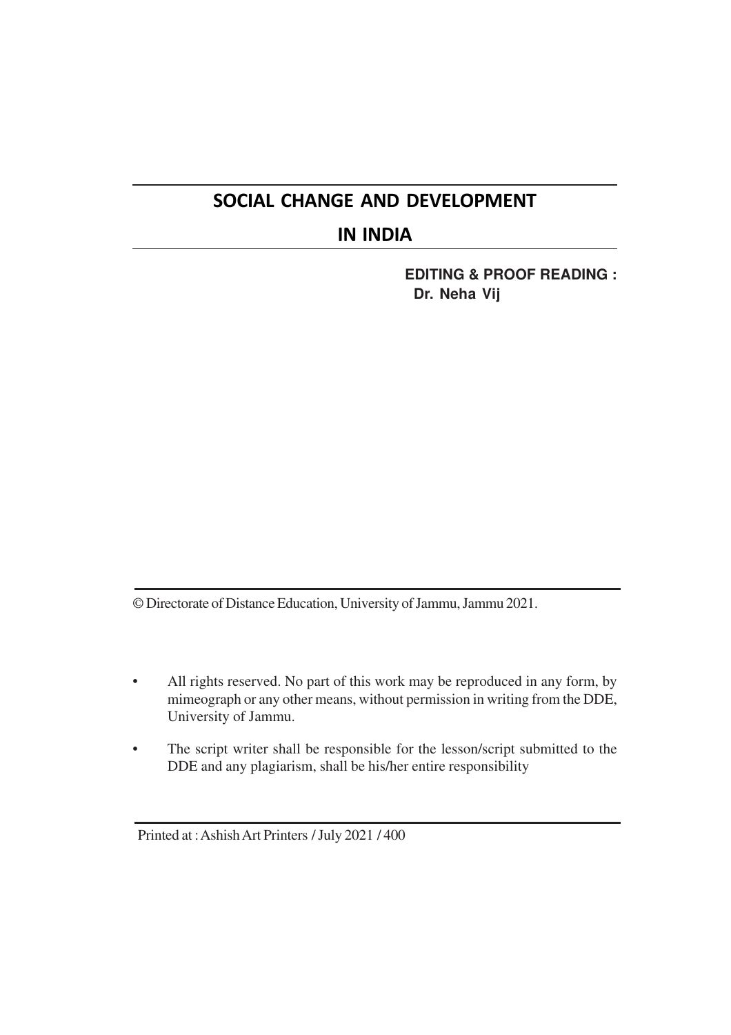# SOCIAL CHANGE AND DEVELOPMENT IN INDIA

**EDITING & PROOF READING :**
**Dr. Neha Vij**

© Directorate of Distance Education, University of Jammu, Jammu 2021.

- All rights reserved. No part of this work may be reproduced in any form, by mimeograph or any other means, without permission in writing from the DDE, University of Jammu.
- The script writer shall be responsible for the lesson/script submitted to the DDE and any plagiarism, shall be his/her entire responsibility

Printed at : Ashish Art Printers / July 2021 / 400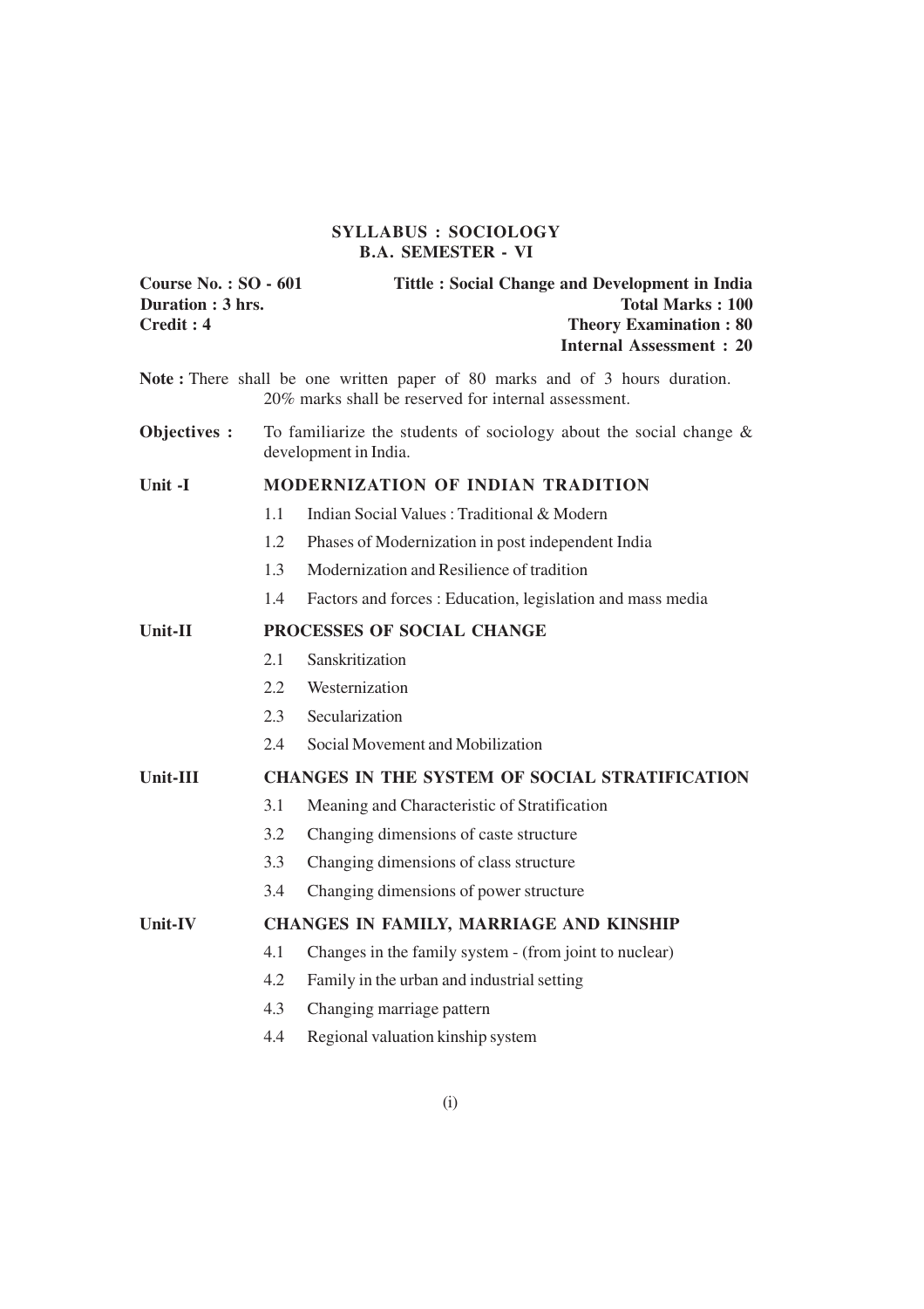# SYLLABUS : SOCIOLOGY
## B.A. SEMESTER - VI

**Course No. : SO - 601** | **Tittle : Social Change and Development in India**

**Duration : 3 hrs.** | **Total Marks : 100**

**Credit : 4** | **Theory Examination : 80**

**Internal Assessment : 20**

**Note :** There shall be one written paper of 80 marks and of 3 hours duration. 20% marks shall be reserved for internal assessment.

**Objectives :** To familiarize the students of sociology about the social change & development in India.

### Unit -I MODERNIZATION OF INDIAN TRADITION

- 1.1 Indian Social Values : Traditional & Modern
- 1.2 Phases of Modernization in post independent India
- 1.3 Modernization and Resilience of tradition
- 1.4 Factors and forces : Education, legislation and mass media

### Unit-II PROCESSES OF SOCIAL CHANGE

- 2.1 Sanskritization
- 2.2 Westernization
- 2.3 Secularization
- 2.4 Social Movement and Mobilization

### Unit-III CHANGES IN THE SYSTEM OF SOCIAL STRATIFICATION

- 3.1 Meaning and Characteristic of Stratification
- 3.2 Changing dimensions of caste structure
- 3.3 Changing dimensions of class structure
- 3.4 Changing dimensions of power structure

### Unit-IV CHANGES IN FAMILY, MARRIAGE AND KINSHIP

- 4.1 Changes in the family system - (from joint to nuclear)
- 4.2 Family in the urban and industrial setting
- 4.3 Changing marriage pattern
- 4.4 Regional valuation kinship system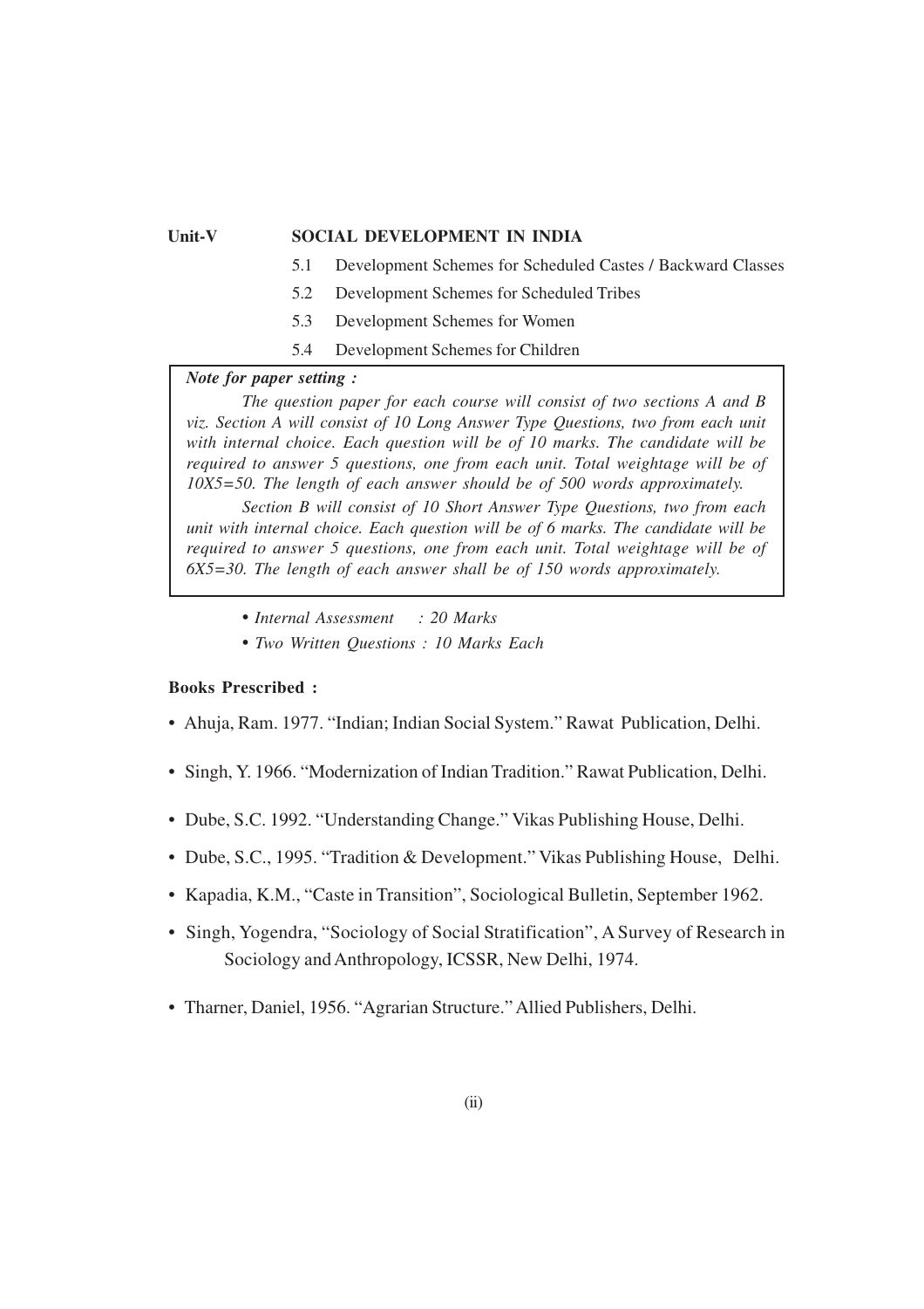**Unit-V** **SOCIAL DEVELOPMENT IN INDIA**

5.1 Development Schemes for Scheduled Castes / Backward Classes

5.2 Development Schemes for Scheduled Tribes

5.3 Development Schemes for Women

5.4 Development Schemes for Children

> ***Note for paper setting :***
>
> *The question paper for each course will consist of two sections A and B viz. Section A will consist of 10 Long Answer Type Questions, two from each unit with internal choice. Each question will be of 10 marks. The candidate will be required to answer 5 questions, one from each unit. Total weightage will be of 10X5=50. The length of each answer should be of 500 words approximately.*
>
> *Section B will consist of 10 Short Answer Type Questions, two from each unit with internal choice. Each question will be of 6 marks. The candidate will be required to answer 5 questions, one from each unit. Total weightage will be of 6X5=30. The length of each answer shall be of 150 words approximately.*

- *Internal Assessment : 20 Marks*
- *Two Written Questions : 10 Marks Each*

**Books Prescribed :**

- Ahuja, Ram. 1977. "Indian; Indian Social System." Rawat Publication, Delhi.
- Singh, Y. 1966. "Modernization of Indian Tradition." Rawat Publication, Delhi.
- Dube, S.C. 1992. "Understanding Change." Vikas Publishing House, Delhi.
- Dube, S.C., 1995. "Tradition & Development." Vikas Publishing House, Delhi.
- Kapadia, K.M., "Caste in Transition", Sociological Bulletin, September 1962.
- Singh, Yogendra, "Sociology of Social Stratification", A Survey of Research in Sociology and Anthropology, ICSSR, New Delhi, 1974.
- Tharner, Daniel, 1956. "Agrarian Structure." Allied Publishers, Delhi.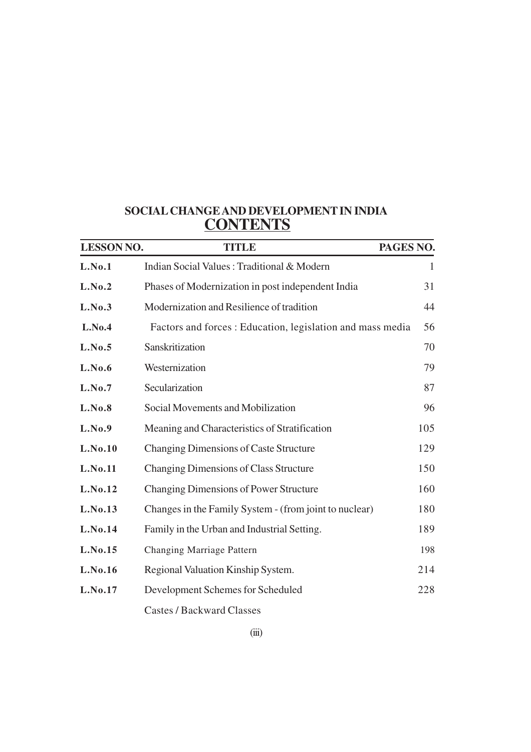# SOCIAL CHANGE AND DEVELOPMENT IN INDIA

## CONTENTS

| LESSON NO. | TITLE | PAGES NO. |
|---|---|---|
| **L.No.1** | Indian Social Values : Traditional & Modern | 1 |
| **L.No.2** | Phases of Modernization in post independent India | 31 |
| **L.No.3** | Modernization and Resilience of tradition | 44 |
| **L.No.4** | Factors and forces : Education, legislation and mass media | 56 |
| **L.No.5** | Sanskritization | 70 |
| **L.No.6** | Westernization | 79 |
| **L.No.7** | Secularization | 87 |
| **L.No.8** | Social Movements and Mobilization | 96 |
| **L.No.9** | Meaning and Characteristics of Stratification | 105 |
| **L.No.10** | Changing Dimensions of Caste Structure | 129 |
| **L.No.11** | Changing Dimensions of Class Structure | 150 |
| **L.No.12** | Changing Dimensions of Power Structure | 160 |
| **L.No.13** | Changes in the Family System - (from joint to nuclear) | 180 |
| **L.No.14** | Family in the Urban and Industrial Setting. | 189 |
| **L.No.15** | Changing Marriage Pattern | 198 |
| **L.No.16** | Regional Valuation Kinship System. | 214 |
| **L.No.17** | Development Schemes for Scheduled Castes / Backward Classes | 228 |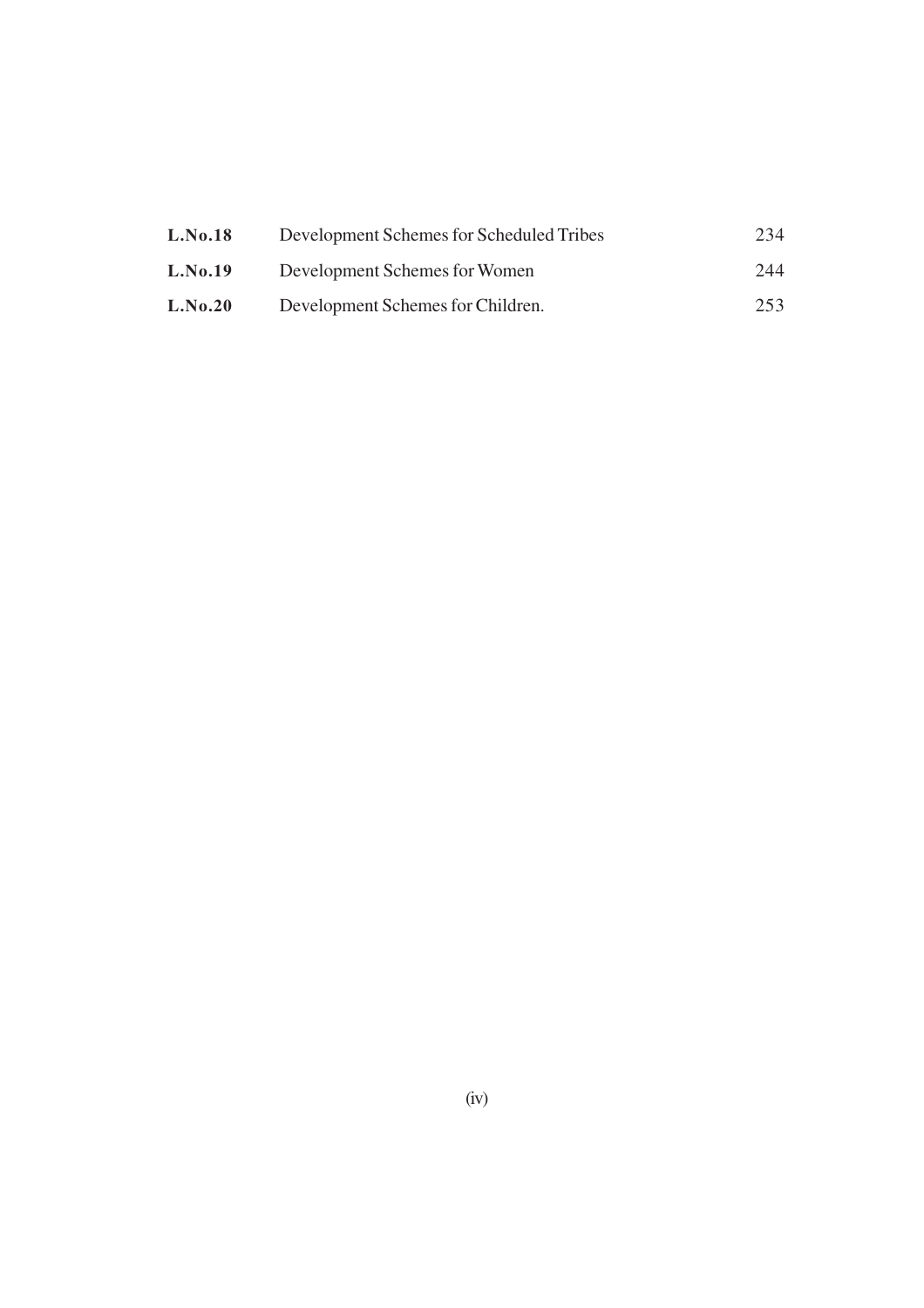| | | |
|---|---|---|
| **L.No.18** | Development Schemes for Scheduled Tribes | 234 |
| **L.No.19** | Development Schemes for Women | 244 |
| **L.No.20** | Development Schemes for Children. | 253 |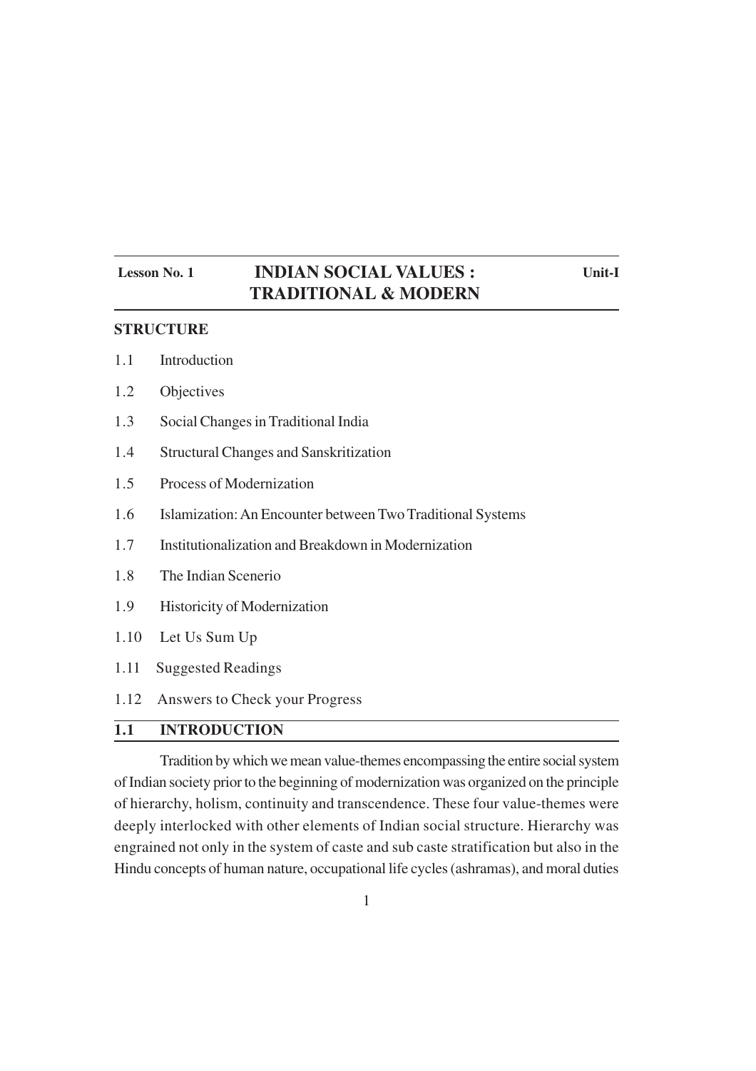**Lesson No. 1** | **INDIAN SOCIAL VALUES : TRADITIONAL & MODERN** | **Unit-I**

# INDIAN SOCIAL VALUES : TRADITIONAL & MODERN

**STRUCTURE**

1.1 Introduction

1.2 Objectives

1.3 Social Changes in Traditional India

1.4 Structural Changes and Sanskritization

1.5 Process of Modernization

1.6 Islamization: An Encounter between Two Traditional Systems

1.7 Institutionalization and Breakdown in Modernization

1.8 The Indian Scenerio

1.9 Historicity of Modernization

1.10 Let Us Sum Up

1.11 Suggested Readings

1.12 Answers to Check your Progress

## 1.1 INTRODUCTION

Tradition by which we mean value-themes encompassing the entire social system of Indian society prior to the beginning of modernization was organized on the principle of hierarchy, holism, continuity and transcendence. These four value-themes were deeply interlocked with other elements of Indian social structure. Hierarchy was engrained not only in the system of caste and sub caste stratification but also in the Hindu concepts of human nature, occupational life cycles (ashramas), and moral duties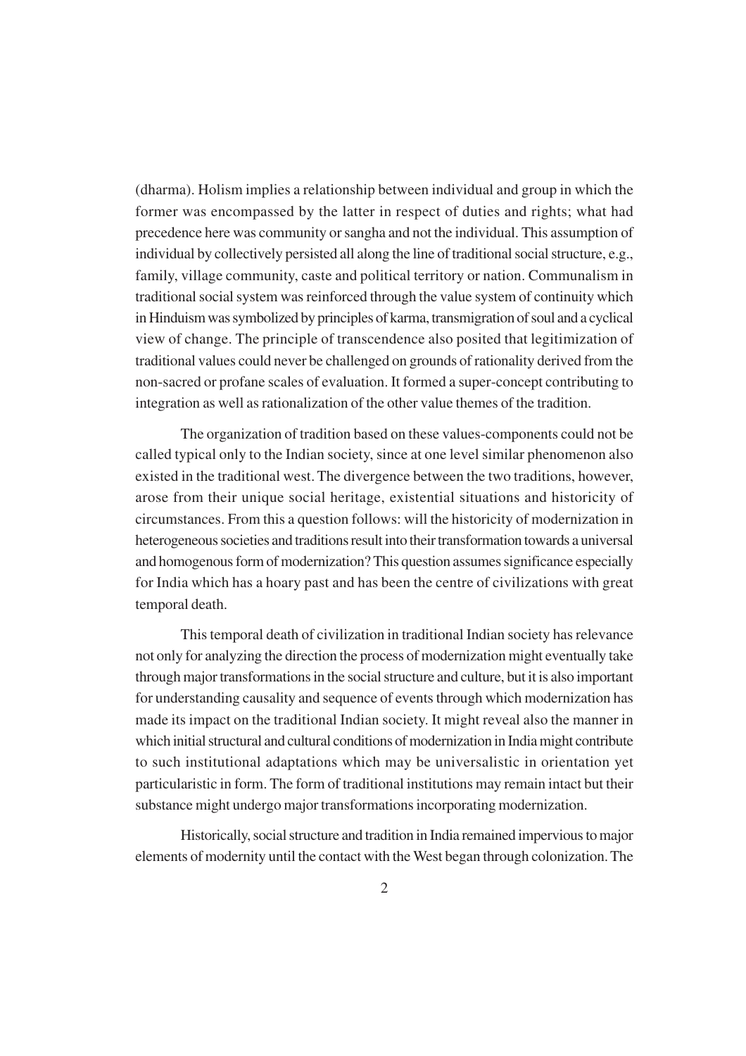(dharma). Holism implies a relationship between individual and group in which the former was encompassed by the latter in respect of duties and rights; what had precedence here was community or sangha and not the individual. This assumption of individual by collectively persisted all along the line of traditional social structure, e.g., family, village community, caste and political territory or nation. Communalism in traditional social system was reinforced through the value system of continuity which in Hinduism was symbolized by principles of karma, transmigration of soul and a cyclical view of change. The principle of transcendence also posited that legitimization of traditional values could never be challenged on grounds of rationality derived from the non-sacred or profane scales of evaluation. It formed a super-concept contributing to integration as well as rationalization of the other value themes of the tradition.

The organization of tradition based on these values-components could not be called typical only to the Indian society, since at one level similar phenomenon also existed in the traditional west. The divergence between the two traditions, however, arose from their unique social heritage, existential situations and historicity of circumstances. From this a question follows: will the historicity of modernization in heterogeneous societies and traditions result into their transformation towards a universal and homogenous form of modernization? This question assumes significance especially for India which has a hoary past and has been the centre of civilizations with great temporal death.

This temporal death of civilization in traditional Indian society has relevance not only for analyzing the direction the process of modernization might eventually take through major transformations in the social structure and culture, but it is also important for understanding causality and sequence of events through which modernization has made its impact on the traditional Indian society. It might reveal also the manner in which initial structural and cultural conditions of modernization in India might contribute to such institutional adaptations which may be universalistic in orientation yet particularistic in form. The form of traditional institutions may remain intact but their substance might undergo major transformations incorporating modernization.

Historically, social structure and tradition in India remained impervious to major elements of modernity until the contact with the West began through colonization. The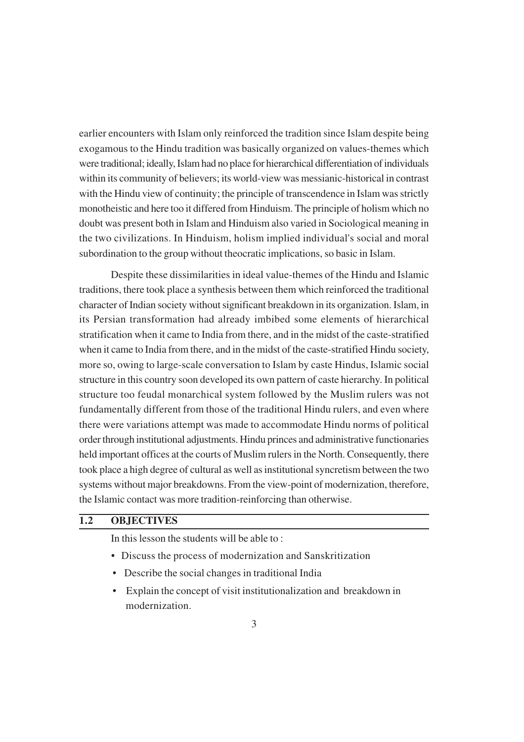earlier encounters with Islam only reinforced the tradition since Islam despite being exogamous to the Hindu tradition was basically organized on values-themes which were traditional; ideally, Islam had no place for hierarchical differentiation of individuals within its community of believers; its world-view was messianic-historical in contrast with the Hindu view of continuity; the principle of transcendence in Islam was strictly monotheistic and here too it differed from Hinduism. The principle of holism which no doubt was present both in Islam and Hinduism also varied in Sociological meaning in the two civilizations. In Hinduism, holism implied individual's social and moral subordination to the group without theocratic implications, so basic in Islam.

Despite these dissimilarities in ideal value-themes of the Hindu and Islamic traditions, there took place a synthesis between them which reinforced the traditional character of Indian society without significant breakdown in its organization. Islam, in its Persian transformation had already imbibed some elements of hierarchical stratification when it came to India from there, and in the midst of the caste-stratified when it came to India from there, and in the midst of the caste-stratified Hindu society, more so, owing to large-scale conversation to Islam by caste Hindus, Islamic social structure in this country soon developed its own pattern of caste hierarchy. In political structure too feudal monarchical system followed by the Muslim rulers was not fundamentally different from those of the traditional Hindu rulers, and even where there were variations attempt was made to accommodate Hindu norms of political order through institutional adjustments. Hindu princes and administrative functionaries held important offices at the courts of Muslim rulers in the North. Consequently, there took place a high degree of cultural as well as institutional syncretism between the two systems without major breakdowns. From the view-point of modernization, therefore, the Islamic contact was more tradition-reinforcing than otherwise.

## 1.2 OBJECTIVES

In this lesson the students will be able to :

- Discuss the process of modernization and Sanskritization
- Describe the social changes in traditional India
- Explain the concept of visit institutionalization and breakdown in modernization.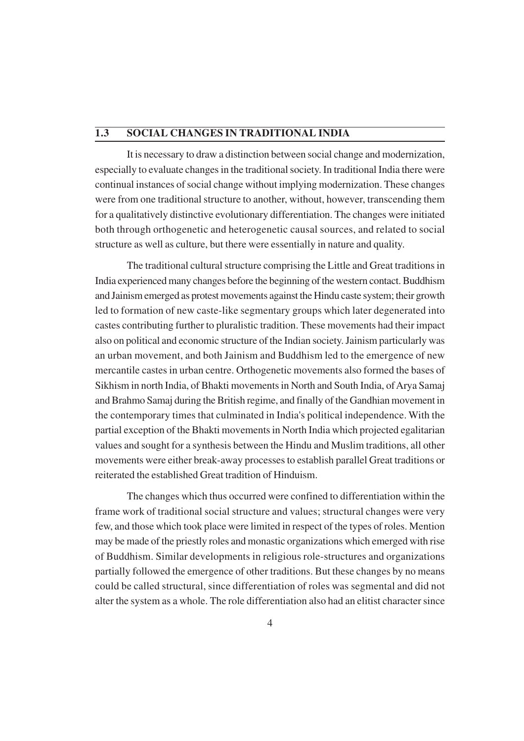## 1.3 SOCIAL CHANGES IN TRADITIONAL INDIA

It is necessary to draw a distinction between social change and modernization, especially to evaluate changes in the traditional society. In traditional India there were continual instances of social change without implying modernization. These changes were from one traditional structure to another, without, however, transcending them for a qualitatively distinctive evolutionary differentiation. The changes were initiated both through orthogenetic and heterogenetic causal sources, and related to social structure as well as culture, but there were essentially in nature and quality.

The traditional cultural structure comprising the Little and Great traditions in India experienced many changes before the beginning of the western contact. Buddhism and Jainism emerged as protest movements against the Hindu caste system; their growth led to formation of new caste-like segmentary groups which later degenerated into castes contributing further to pluralistic tradition. These movements had their impact also on political and economic structure of the Indian society. Jainism particularly was an urban movement, and both Jainism and Buddhism led to the emergence of new mercantile castes in urban centre. Orthogenetic movements also formed the bases of Sikhism in north India, of Bhakti movements in North and South India, of Arya Samaj and Brahmo Samaj during the British regime, and finally of the Gandhian movement in the contemporary times that culminated in India's political independence. With the partial exception of the Bhakti movements in North India which projected egalitarian values and sought for a synthesis between the Hindu and Muslim traditions, all other movements were either break-away processes to establish parallel Great traditions or reiterated the established Great tradition of Hinduism.

The changes which thus occurred were confined to differentiation within the frame work of traditional social structure and values; structural changes were very few, and those which took place were limited in respect of the types of roles. Mention may be made of the priestly roles and monastic organizations which emerged with rise of Buddhism. Similar developments in religious role-structures and organizations partially followed the emergence of other traditions. But these changes by no means could be called structural, since differentiation of roles was segmental and did not alter the system as a whole. The role differentiation also had an elitist character since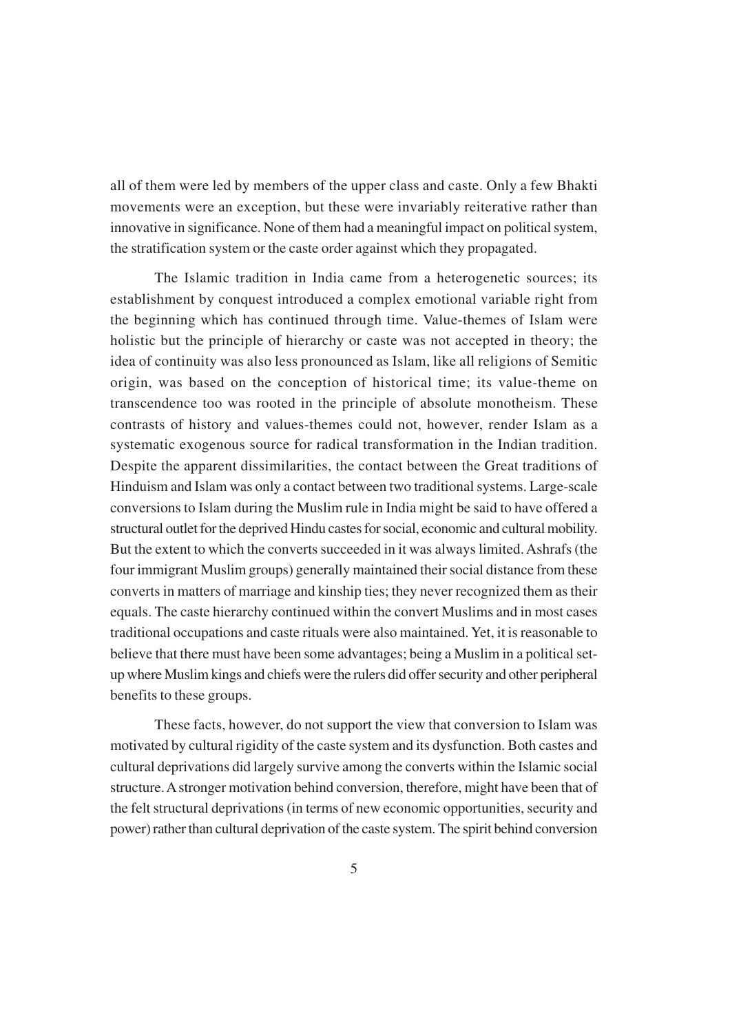all of them were led by members of the upper class and caste. Only a few Bhakti movements were an exception, but these were invariably reiterative rather than innovative in significance. None of them had a meaningful impact on political system, the stratification system or the caste order against which they propagated.

The Islamic tradition in India came from a heterogenetic sources; its establishment by conquest introduced a complex emotional variable right from the beginning which has continued through time. Value-themes of Islam were holistic but the principle of hierarchy or caste was not accepted in theory; the idea of continuity was also less pronounced as Islam, like all religions of Semitic origin, was based on the conception of historical time; its value-theme on transcendence too was rooted in the principle of absolute monotheism. These contrasts of history and values-themes could not, however, render Islam as a systematic exogenous source for radical transformation in the Indian tradition. Despite the apparent dissimilarities, the contact between the Great traditions of Hinduism and Islam was only a contact between two traditional systems. Large-scale conversions to Islam during the Muslim rule in India might be said to have offered a structural outlet for the deprived Hindu castes for social, economic and cultural mobility. But the extent to which the converts succeeded in it was always limited. Ashrafs (the four immigrant Muslim groups) generally maintained their social distance from these converts in matters of marriage and kinship ties; they never recognized them as their equals. The caste hierarchy continued within the convert Muslims and in most cases traditional occupations and caste rituals were also maintained. Yet, it is reasonable to believe that there must have been some advantages; being a Muslim in a political set-up where Muslim kings and chiefs were the rulers did offer security and other peripheral benefits to these groups.

These facts, however, do not support the view that conversion to Islam was motivated by cultural rigidity of the caste system and its dysfunction. Both castes and cultural deprivations did largely survive among the converts within the Islamic social structure. A stronger motivation behind conversion, therefore, might have been that of the felt structural deprivations (in terms of new economic opportunities, security and power) rather than cultural deprivation of the caste system. The spirit behind conversion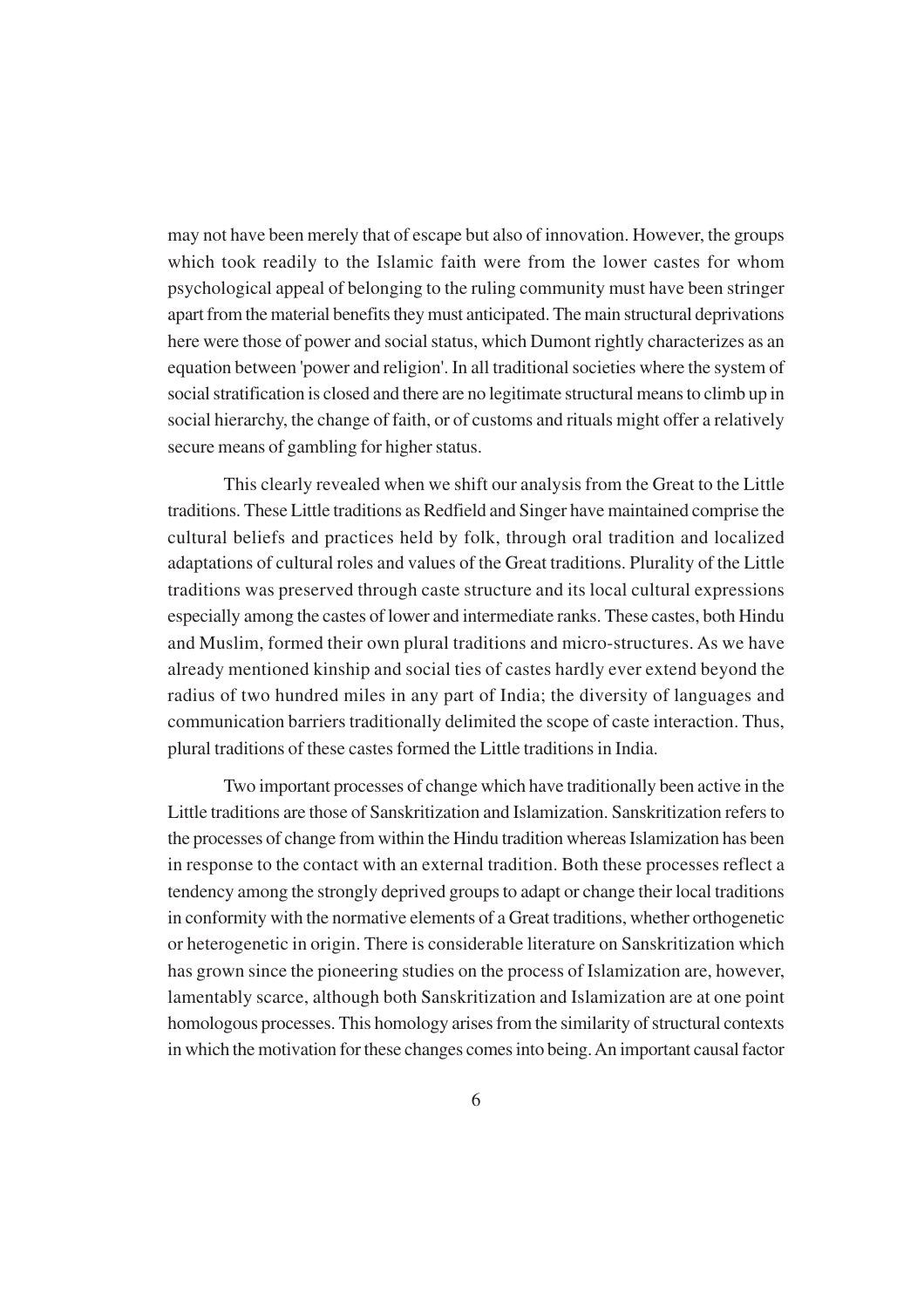may not have been merely that of escape but also of innovation. However, the groups which took readily to the Islamic faith were from the lower castes for whom psychological appeal of belonging to the ruling community must have been stringer apart from the material benefits they must anticipated. The main structural deprivations here were those of power and social status, which Dumont rightly characterizes as an equation between 'power and religion'. In all traditional societies where the system of social stratification is closed and there are no legitimate structural means to climb up in social hierarchy, the change of faith, or of customs and rituals might offer a relatively secure means of gambling for higher status.

This clearly revealed when we shift our analysis from the Great to the Little traditions. These Little traditions as Redfield and Singer have maintained comprise the cultural beliefs and practices held by folk, through oral tradition and localized adaptations of cultural roles and values of the Great traditions. Plurality of the Little traditions was preserved through caste structure and its local cultural expressions especially among the castes of lower and intermediate ranks. These castes, both Hindu and Muslim, formed their own plural traditions and micro-structures. As we have already mentioned kinship and social ties of castes hardly ever extend beyond the radius of two hundred miles in any part of India; the diversity of languages and communication barriers traditionally delimited the scope of caste interaction. Thus, plural traditions of these castes formed the Little traditions in India.

Two important processes of change which have traditionally been active in the Little traditions are those of Sanskritization and Islamization. Sanskritization refers to the processes of change from within the Hindu tradition whereas Islamization has been in response to the contact with an external tradition. Both these processes reflect a tendency among the strongly deprived groups to adapt or change their local traditions in conformity with the normative elements of a Great traditions, whether orthogenetic or heterogenetic in origin. There is considerable literature on Sanskritization which has grown since the pioneering studies on the process of Islamization are, however, lamentably scarce, although both Sanskritization and Islamization are at one point homologous processes. This homology arises from the similarity of structural contexts in which the motivation for these changes comes into being. An important causal factor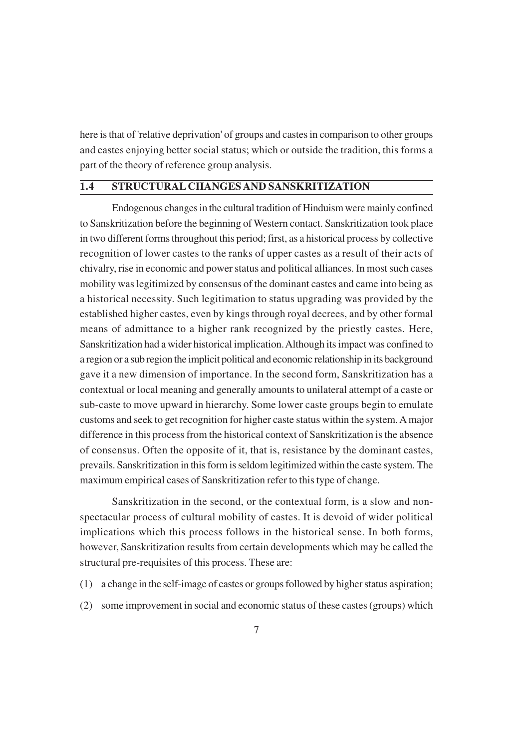here is that of 'relative deprivation' of groups and castes in comparison to other groups and castes enjoying better social status; which or outside the tradition, this forms a part of the theory of reference group analysis.

## 1.4 STRUCTURAL CHANGES AND SANSKRITIZATION

Endogenous changes in the cultural tradition of Hinduism were mainly confined to Sanskritization before the beginning of Western contact. Sanskritization took place in two different forms throughout this period; first, as a historical process by collective recognition of lower castes to the ranks of upper castes as a result of their acts of chivalry, rise in economic and power status and political alliances. In most such cases mobility was legitimized by consensus of the dominant castes and came into being as a historical necessity. Such legitimation to status upgrading was provided by the established higher castes, even by kings through royal decrees, and by other formal means of admittance to a higher rank recognized by the priestly castes. Here, Sanskritization had a wider historical implication. Although its impact was confined to a region or a sub region the implicit political and economic relationship in its background gave it a new dimension of importance. In the second form, Sanskritization has a contextual or local meaning and generally amounts to unilateral attempt of a caste or sub-caste to move upward in hierarchy. Some lower caste groups begin to emulate customs and seek to get recognition for higher caste status within the system. A major difference in this process from the historical context of Sanskritization is the absence of consensus. Often the opposite of it, that is, resistance by the dominant castes, prevails. Sanskritization in this form is seldom legitimized within the caste system. The maximum empirical cases of Sanskritization refer to this type of change.

Sanskritization in the second, or the contextual form, is a slow and non-spectacular process of cultural mobility of castes. It is devoid of wider political implications which this process follows in the historical sense. In both forms, however, Sanskritization results from certain developments which may be called the structural pre-requisites of this process. These are:

(1) a change in the self-image of castes or groups followed by higher status aspiration;

(2) some improvement in social and economic status of these castes (groups) which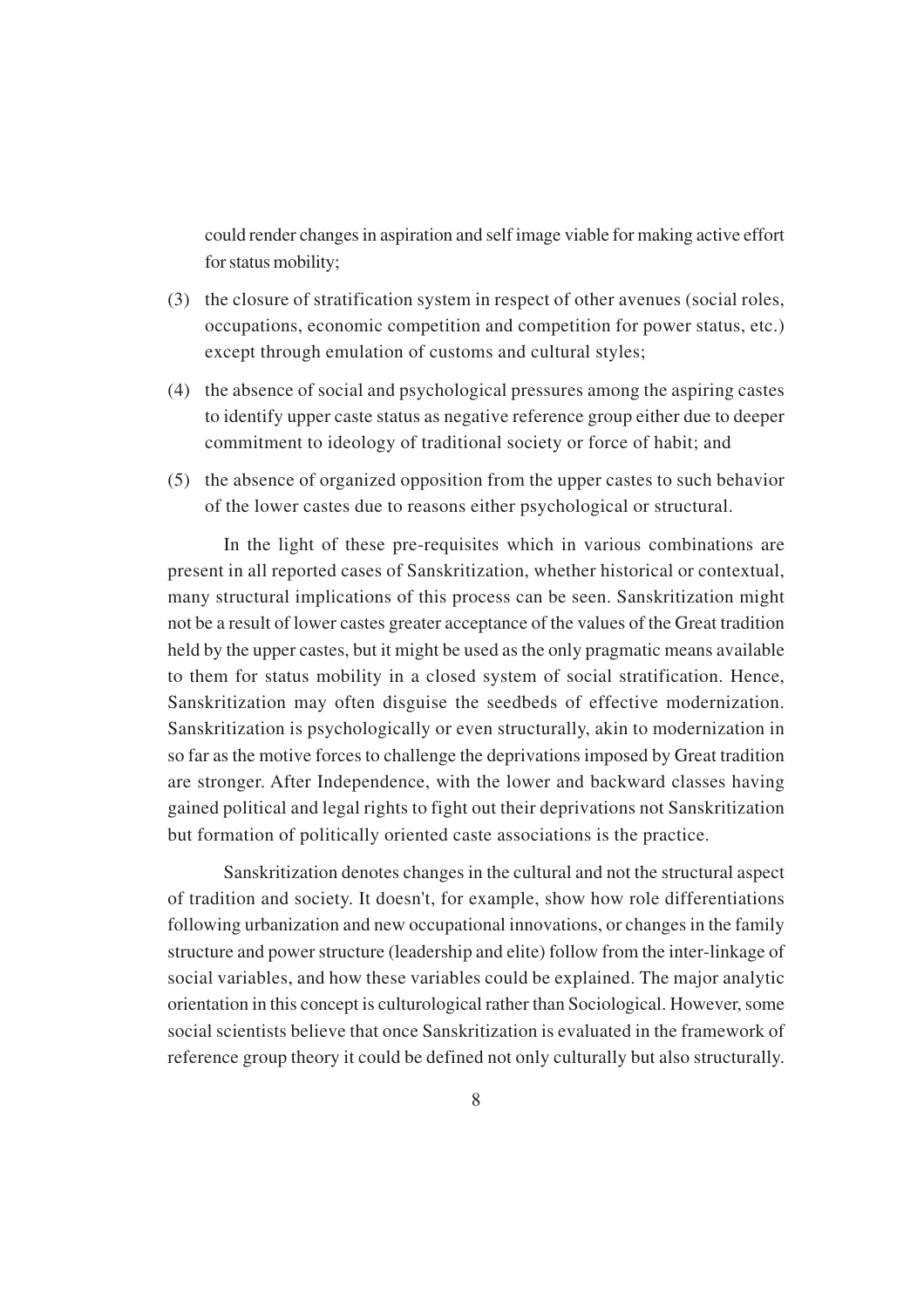could render changes in aspiration and self image viable for making active effort for status mobility;

(3) the closure of stratification system in respect of other avenues (social roles, occupations, economic competition and competition for power status, etc.) except through emulation of customs and cultural styles;

(4) the absence of social and psychological pressures among the aspiring castes to identify upper caste status as negative reference group either due to deeper commitment to ideology of traditional society or force of habit; and

(5) the absence of organized opposition from the upper castes to such behavior of the lower castes due to reasons either psychological or structural.

In the light of these pre-requisites which in various combinations are present in all reported cases of Sanskritization, whether historical or contextual, many structural implications of this process can be seen. Sanskritization might not be a result of lower castes greater acceptance of the values of the Great tradition held by the upper castes, but it might be used as the only pragmatic means available to them for status mobility in a closed system of social stratification. Hence, Sanskritization may often disguise the seedbeds of effective modernization. Sanskritization is psychologically or even structurally, akin to modernization in so far as the motive forces to challenge the deprivations imposed by Great tradition are stronger. After Independence, with the lower and backward classes having gained political and legal rights to fight out their deprivations not Sanskritization but formation of politically oriented caste associations is the practice.

Sanskritization denotes changes in the cultural and not the structural aspect of tradition and society. It doesn't, for example, show how role differentiations following urbanization and new occupational innovations, or changes in the family structure and power structure (leadership and elite) follow from the inter-linkage of social variables, and how these variables could be explained. The major analytic orientation in this concept is culturological rather than Sociological. However, some social scientists believe that once Sanskritization is evaluated in the framework of reference group theory it could be defined not only culturally but also structurally.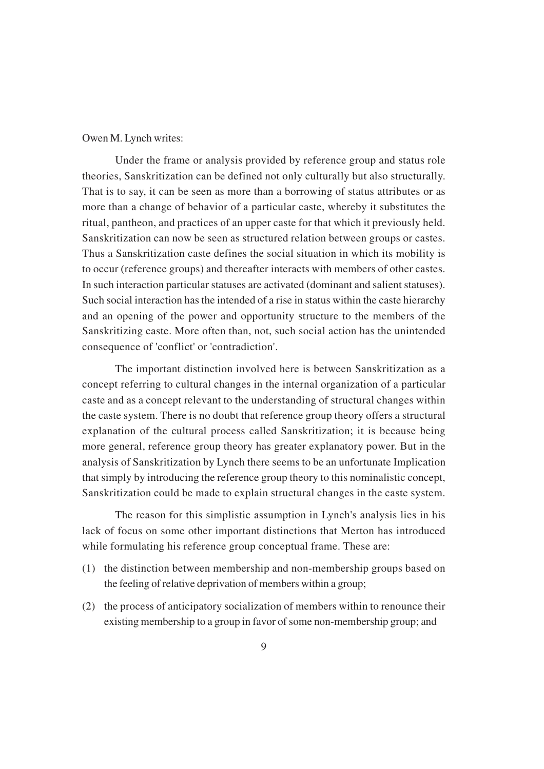Owen M. Lynch writes:

Under the frame or analysis provided by reference group and status role theories, Sanskritization can be defined not only culturally but also structurally. That is to say, it can be seen as more than a borrowing of status attributes or as more than a change of behavior of a particular caste, whereby it substitutes the ritual, pantheon, and practices of an upper caste for that which it previously held. Sanskritization can now be seen as structured relation between groups or castes. Thus a Sanskritization caste defines the social situation in which its mobility is to occur (reference groups) and thereafter interacts with members of other castes. In such interaction particular statuses are activated (dominant and salient statuses). Such social interaction has the intended of a rise in status within the caste hierarchy and an opening of the power and opportunity structure to the members of the Sanskritizing caste. More often than, not, such social action has the unintended consequence of 'conflict' or 'contradiction'.

The important distinction involved here is between Sanskritization as a concept referring to cultural changes in the internal organization of a particular caste and as a concept relevant to the understanding of structural changes within the caste system. There is no doubt that reference group theory offers a structural explanation of the cultural process called Sanskritization; it is because being more general, reference group theory has greater explanatory power. But in the analysis of Sanskritization by Lynch there seems to be an unfortunate Implication that simply by introducing the reference group theory to this nominalistic concept, Sanskritization could be made to explain structural changes in the caste system.

The reason for this simplistic assumption in Lynch's analysis lies in his lack of focus on some other important distinctions that Merton has introduced while formulating his reference group conceptual frame. These are:

(1) the distinction between membership and non-membership groups based on the feeling of relative deprivation of members within a group;

(2) the process of anticipatory socialization of members within to renounce their existing membership to a group in favor of some non-membership group; and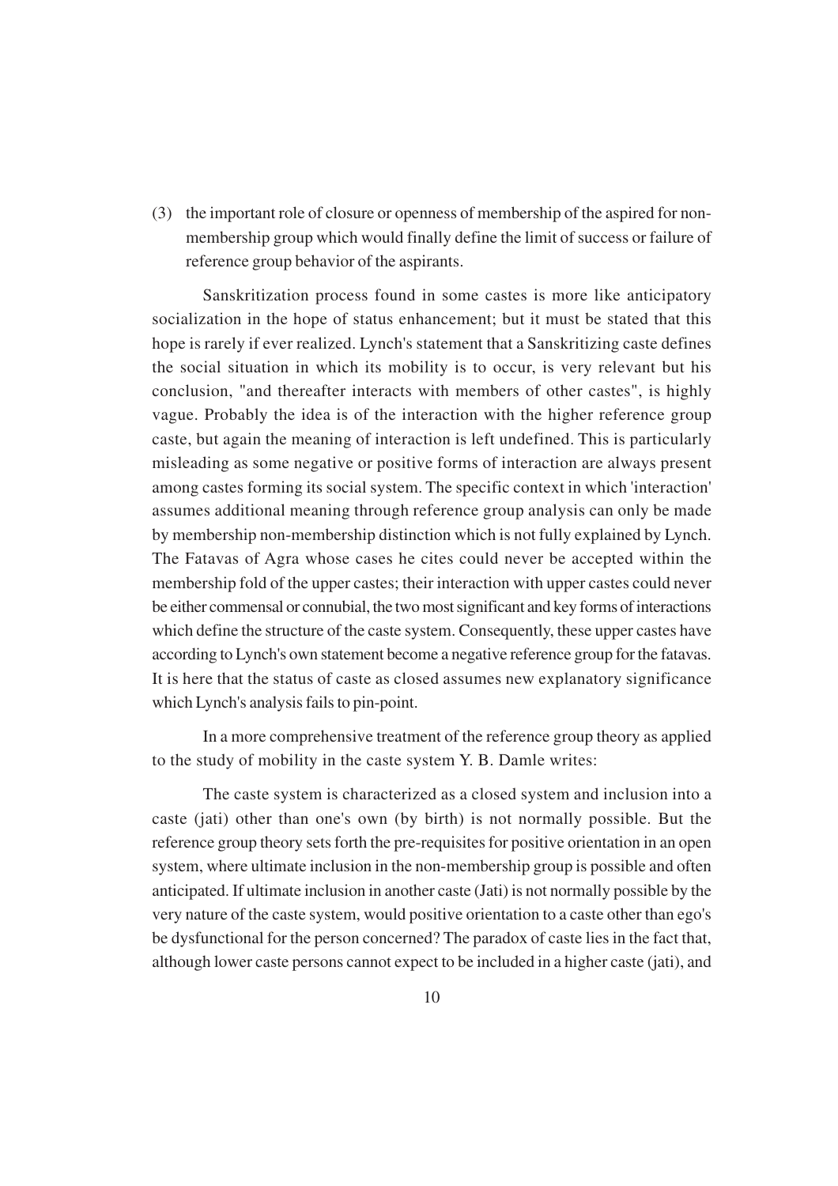(3) the important role of closure or openness of membership of the aspired for non-membership group which would finally define the limit of success or failure of reference group behavior of the aspirants.

Sanskritization process found in some castes is more like anticipatory socialization in the hope of status enhancement; but it must be stated that this hope is rarely if ever realized. Lynch's statement that a Sanskritizing caste defines the social situation in which its mobility is to occur, is very relevant but his conclusion, "and thereafter interacts with members of other castes", is highly vague. Probably the idea is of the interaction with the higher reference group caste, but again the meaning of interaction is left undefined. This is particularly misleading as some negative or positive forms of interaction are always present among castes forming its social system. The specific context in which 'interaction' assumes additional meaning through reference group analysis can only be made by membership non-membership distinction which is not fully explained by Lynch. The Fatavas of Agra whose cases he cites could never be accepted within the membership fold of the upper castes; their interaction with upper castes could never be either commensal or connubial, the two most significant and key forms of interactions which define the structure of the caste system. Consequently, these upper castes have according to Lynch's own statement become a negative reference group for the fatavas. It is here that the status of caste as closed assumes new explanatory significance which Lynch's analysis fails to pin-point.

In a more comprehensive treatment of the reference group theory as applied to the study of mobility in the caste system Y. B. Damle writes:

The caste system is characterized as a closed system and inclusion into a caste (jati) other than one's own (by birth) is not normally possible. But the reference group theory sets forth the pre-requisites for positive orientation in an open system, where ultimate inclusion in the non-membership group is possible and often anticipated. If ultimate inclusion in another caste (Jati) is not normally possible by the very nature of the caste system, would positive orientation to a caste other than ego's be dysfunctional for the person concerned? The paradox of caste lies in the fact that, although lower caste persons cannot expect to be included in a higher caste (jati), and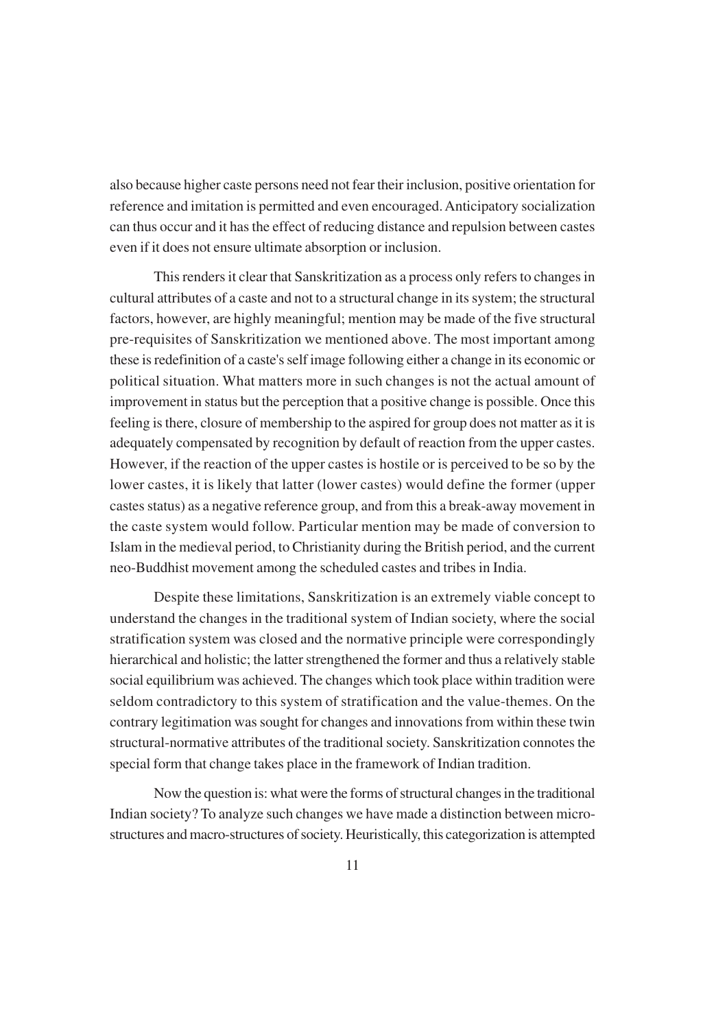also because higher caste persons need not fear their inclusion, positive orientation for reference and imitation is permitted and even encouraged. Anticipatory socialization can thus occur and it has the effect of reducing distance and repulsion between castes even if it does not ensure ultimate absorption or inclusion.

This renders it clear that Sanskritization as a process only refers to changes in cultural attributes of a caste and not to a structural change in its system; the structural factors, however, are highly meaningful; mention may be made of the five structural pre-requisites of Sanskritization we mentioned above. The most important among these is redefinition of a caste's self image following either a change in its economic or political situation. What matters more in such changes is not the actual amount of improvement in status but the perception that a positive change is possible. Once this feeling is there, closure of membership to the aspired for group does not matter as it is adequately compensated by recognition by default of reaction from the upper castes. However, if the reaction of the upper castes is hostile or is perceived to be so by the lower castes, it is likely that latter (lower castes) would define the former (upper castes status) as a negative reference group, and from this a break-away movement in the caste system would follow. Particular mention may be made of conversion to Islam in the medieval period, to Christianity during the British period, and the current neo-Buddhist movement among the scheduled castes and tribes in India.

Despite these limitations, Sanskritization is an extremely viable concept to understand the changes in the traditional system of Indian society, where the social stratification system was closed and the normative principle were correspondingly hierarchical and holistic; the latter strengthened the former and thus a relatively stable social equilibrium was achieved. The changes which took place within tradition were seldom contradictory to this system of stratification and the value-themes. On the contrary legitimation was sought for changes and innovations from within these twin structural-normative attributes of the traditional society. Sanskritization connotes the special form that change takes place in the framework of Indian tradition.

Now the question is: what were the forms of structural changes in the traditional Indian society? To analyze such changes we have made a distinction between micro-structures and macro-structures of society. Heuristically, this categorization is attempted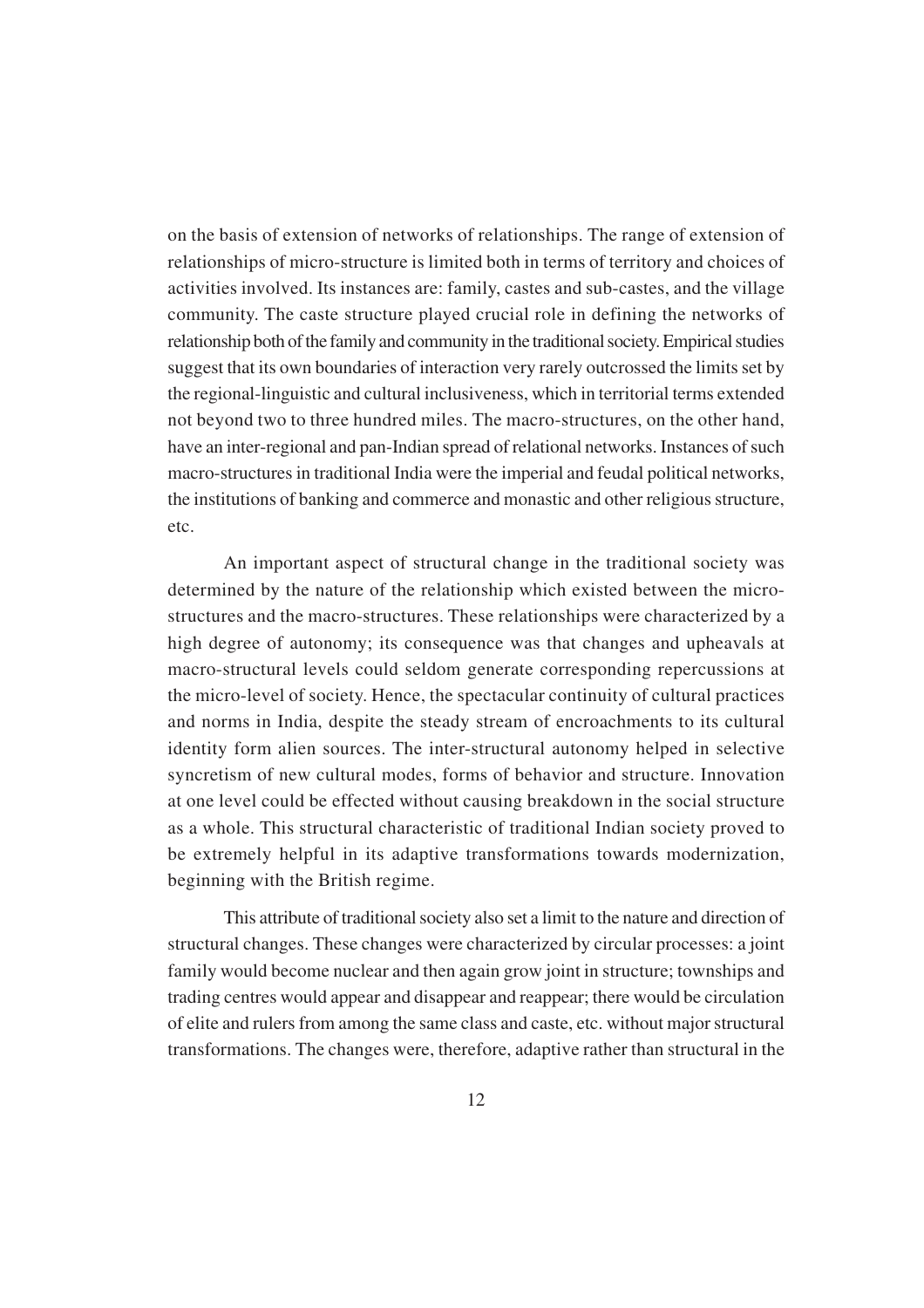on the basis of extension of networks of relationships. The range of extension of relationships of micro-structure is limited both in terms of territory and choices of activities involved. Its instances are: family, castes and sub-castes, and the village community. The caste structure played crucial role in defining the networks of relationship both of the family and community in the traditional society. Empirical studies suggest that its own boundaries of interaction very rarely outcrossed the limits set by the regional-linguistic and cultural inclusiveness, which in territorial terms extended not beyond two to three hundred miles. The macro-structures, on the other hand, have an inter-regional and pan-Indian spread of relational networks. Instances of such macro-structures in traditional India were the imperial and feudal political networks, the institutions of banking and commerce and monastic and other religious structure, etc.

An important aspect of structural change in the traditional society was determined by the nature of the relationship which existed between the micro-structures and the macro-structures. These relationships were characterized by a high degree of autonomy; its consequence was that changes and upheavals at macro-structural levels could seldom generate corresponding repercussions at the micro-level of society. Hence, the spectacular continuity of cultural practices and norms in India, despite the steady stream of encroachments to its cultural identity form alien sources. The inter-structural autonomy helped in selective syncretism of new cultural modes, forms of behavior and structure. Innovation at one level could be effected without causing breakdown in the social structure as a whole. This structural characteristic of traditional Indian society proved to be extremely helpful in its adaptive transformations towards modernization, beginning with the British regime.

This attribute of traditional society also set a limit to the nature and direction of structural changes. These changes were characterized by circular processes: a joint family would become nuclear and then again grow joint in structure; townships and trading centres would appear and disappear and reappear; there would be circulation of elite and rulers from among the same class and caste, etc. without major structural transformations. The changes were, therefore, adaptive rather than structural in the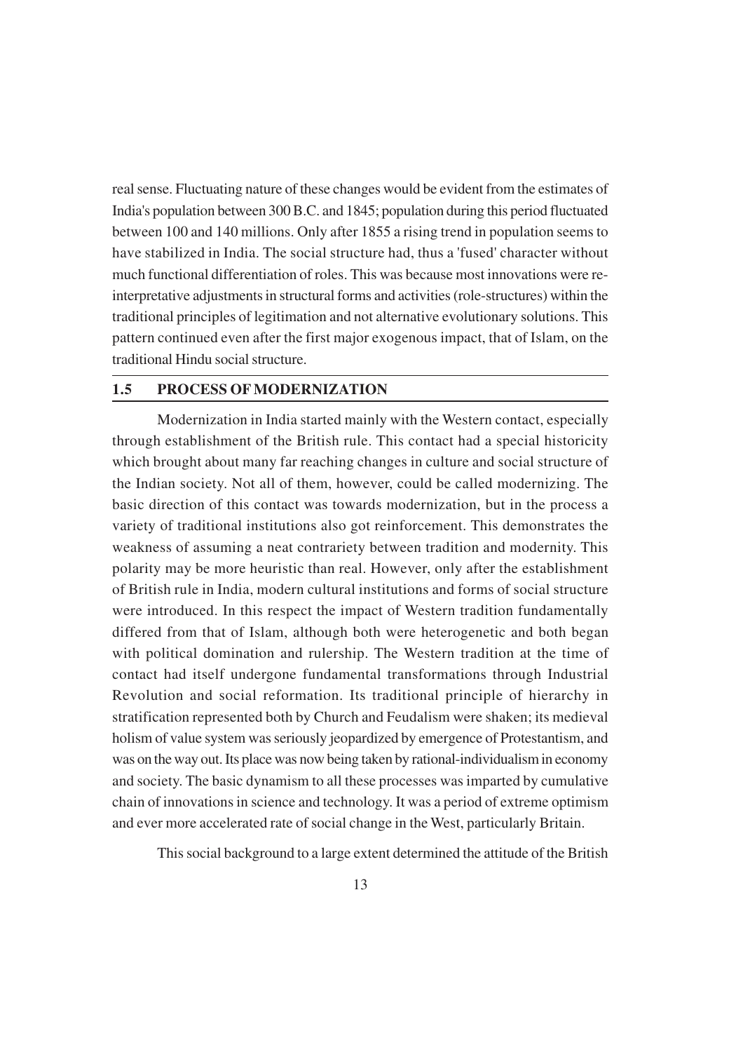real sense. Fluctuating nature of these changes would be evident from the estimates of India's population between 300 B.C. and 1845; population during this period fluctuated between 100 and 140 millions. Only after 1855 a rising trend in population seems to have stabilized in India. The social structure had, thus a 'fused' character without much functional differentiation of roles. This was because most innovations were re-interpretative adjustments in structural forms and activities (role-structures) within the traditional principles of legitimation and not alternative evolutionary solutions. This pattern continued even after the first major exogenous impact, that of Islam, on the traditional Hindu social structure.

## 1.5 PROCESS OF MODERNIZATION

Modernization in India started mainly with the Western contact, especially through establishment of the British rule. This contact had a special historicity which brought about many far reaching changes in culture and social structure of the Indian society. Not all of them, however, could be called modernizing. The basic direction of this contact was towards modernization, but in the process a variety of traditional institutions also got reinforcement. This demonstrates the weakness of assuming a neat contrariety between tradition and modernity. This polarity may be more heuristic than real. However, only after the establishment of British rule in India, modern cultural institutions and forms of social structure were introduced. In this respect the impact of Western tradition fundamentally differed from that of Islam, although both were heterogenetic and both began with political domination and rulership. The Western tradition at the time of contact had itself undergone fundamental transformations through Industrial Revolution and social reformation. Its traditional principle of hierarchy in stratification represented both by Church and Feudalism were shaken; its medieval holism of value system was seriously jeopardized by emergence of Protestantism, and was on the way out. Its place was now being taken by rational-individualism in economy and society. The basic dynamism to all these processes was imparted by cumulative chain of innovations in science and technology. It was a period of extreme optimism and ever more accelerated rate of social change in the West, particularly Britain.

This social background to a large extent determined the attitude of the British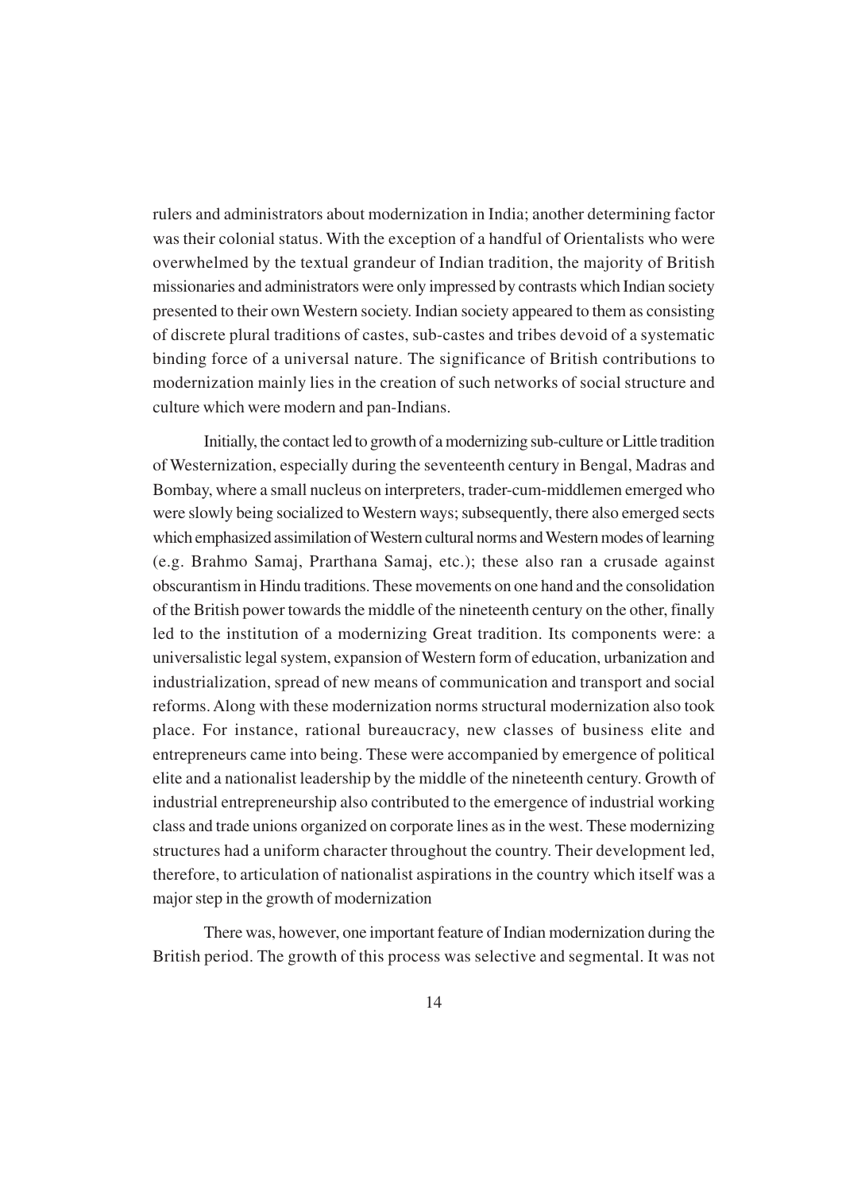rulers and administrators about modernization in India; another determining factor was their colonial status. With the exception of a handful of Orientalists who were overwhelmed by the textual grandeur of Indian tradition, the majority of British missionaries and administrators were only impressed by contrasts which Indian society presented to their own Western society. Indian society appeared to them as consisting of discrete plural traditions of castes, sub-castes and tribes devoid of a systematic binding force of a universal nature. The significance of British contributions to modernization mainly lies in the creation of such networks of social structure and culture which were modern and pan-Indians.

Initially, the contact led to growth of a modernizing sub-culture or Little tradition of Westernization, especially during the seventeenth century in Bengal, Madras and Bombay, where a small nucleus on interpreters, trader-cum-middlemen emerged who were slowly being socialized to Western ways; subsequently, there also emerged sects which emphasized assimilation of Western cultural norms and Western modes of learning (e.g. Brahmo Samaj, Prarthana Samaj, etc.); these also ran a crusade against obscurantism in Hindu traditions. These movements on one hand and the consolidation of the British power towards the middle of the nineteenth century on the other, finally led to the institution of a modernizing Great tradition. Its components were: a universalistic legal system, expansion of Western form of education, urbanization and industrialization, spread of new means of communication and transport and social reforms. Along with these modernization norms structural modernization also took place. For instance, rational bureaucracy, new classes of business elite and entrepreneurs came into being. These were accompanied by emergence of political elite and a nationalist leadership by the middle of the nineteenth century. Growth of industrial entrepreneurship also contributed to the emergence of industrial working class and trade unions organized on corporate lines as in the west. These modernizing structures had a uniform character throughout the country. Their development led, therefore, to articulation of nationalist aspirations in the country which itself was a major step in the growth of modernization

There was, however, one important feature of Indian modernization during the British period. The growth of this process was selective and segmental. It was not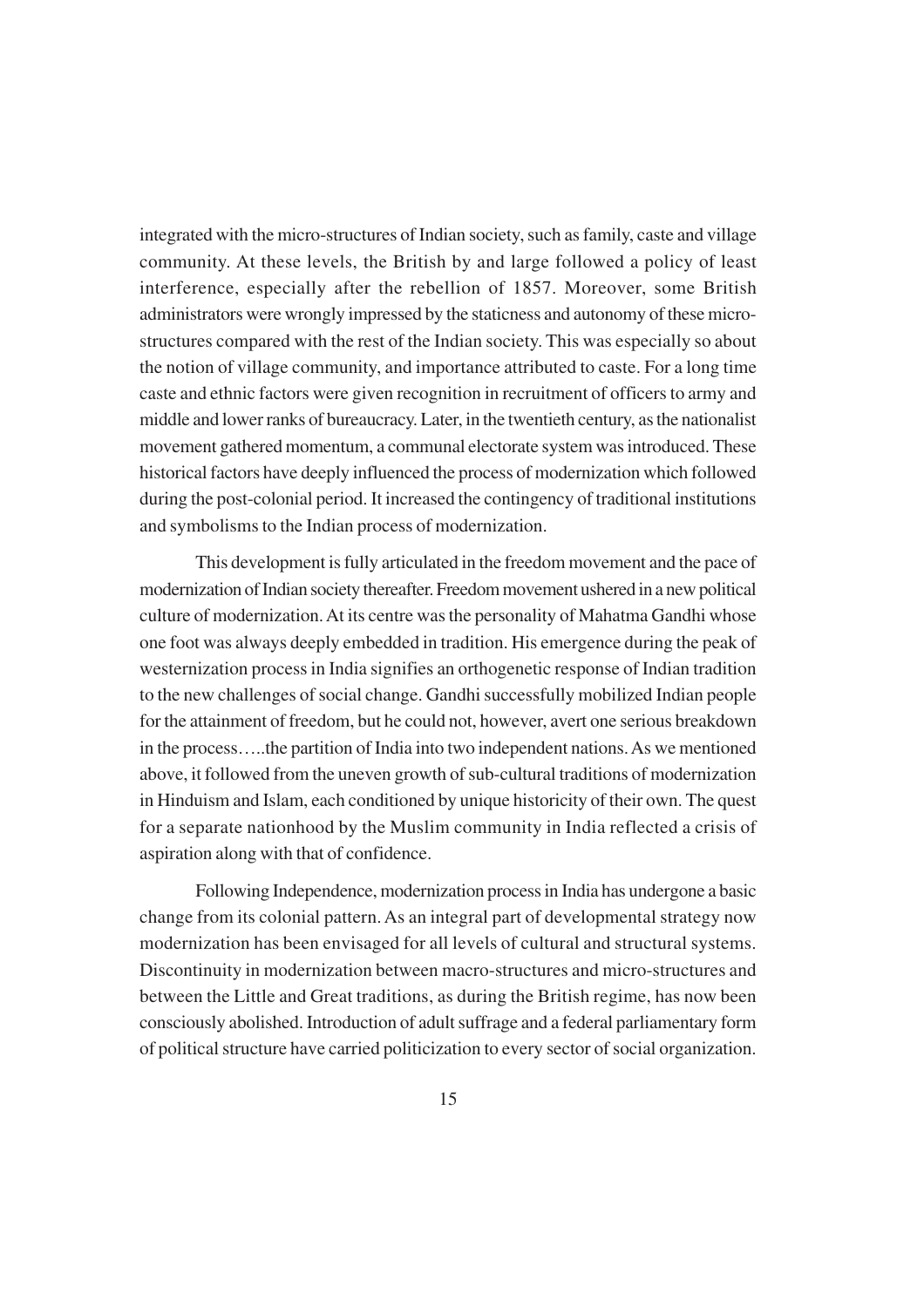integrated with the micro-structures of Indian society, such as family, caste and village community. At these levels, the British by and large followed a policy of least interference, especially after the rebellion of 1857. Moreover, some British administrators were wrongly impressed by the staticness and autonomy of these micro-structures compared with the rest of the Indian society. This was especially so about the notion of village community, and importance attributed to caste. For a long time caste and ethnic factors were given recognition in recruitment of officers to army and middle and lower ranks of bureaucracy. Later, in the twentieth century, as the nationalist movement gathered momentum, a communal electorate system was introduced. These historical factors have deeply influenced the process of modernization which followed during the post-colonial period. It increased the contingency of traditional institutions and symbolisms to the Indian process of modernization.

This development is fully articulated in the freedom movement and the pace of modernization of Indian society thereafter. Freedom movement ushered in a new political culture of modernization. At its centre was the personality of Mahatma Gandhi whose one foot was always deeply embedded in tradition. His emergence during the peak of westernization process in India signifies an orthogenetic response of Indian tradition to the new challenges of social change. Gandhi successfully mobilized Indian people for the attainment of freedom, but he could not, however, avert one serious breakdown in the process…..the partition of India into two independent nations. As we mentioned above, it followed from the uneven growth of sub-cultural traditions of modernization in Hinduism and Islam, each conditioned by unique historicity of their own. The quest for a separate nationhood by the Muslim community in India reflected a crisis of aspiration along with that of confidence.

Following Independence, modernization process in India has undergone a basic change from its colonial pattern. As an integral part of developmental strategy now modernization has been envisaged for all levels of cultural and structural systems. Discontinuity in modernization between macro-structures and micro-structures and between the Little and Great traditions, as during the British regime, has now been consciously abolished. Introduction of adult suffrage and a federal parliamentary form of political structure have carried politicization to every sector of social organization.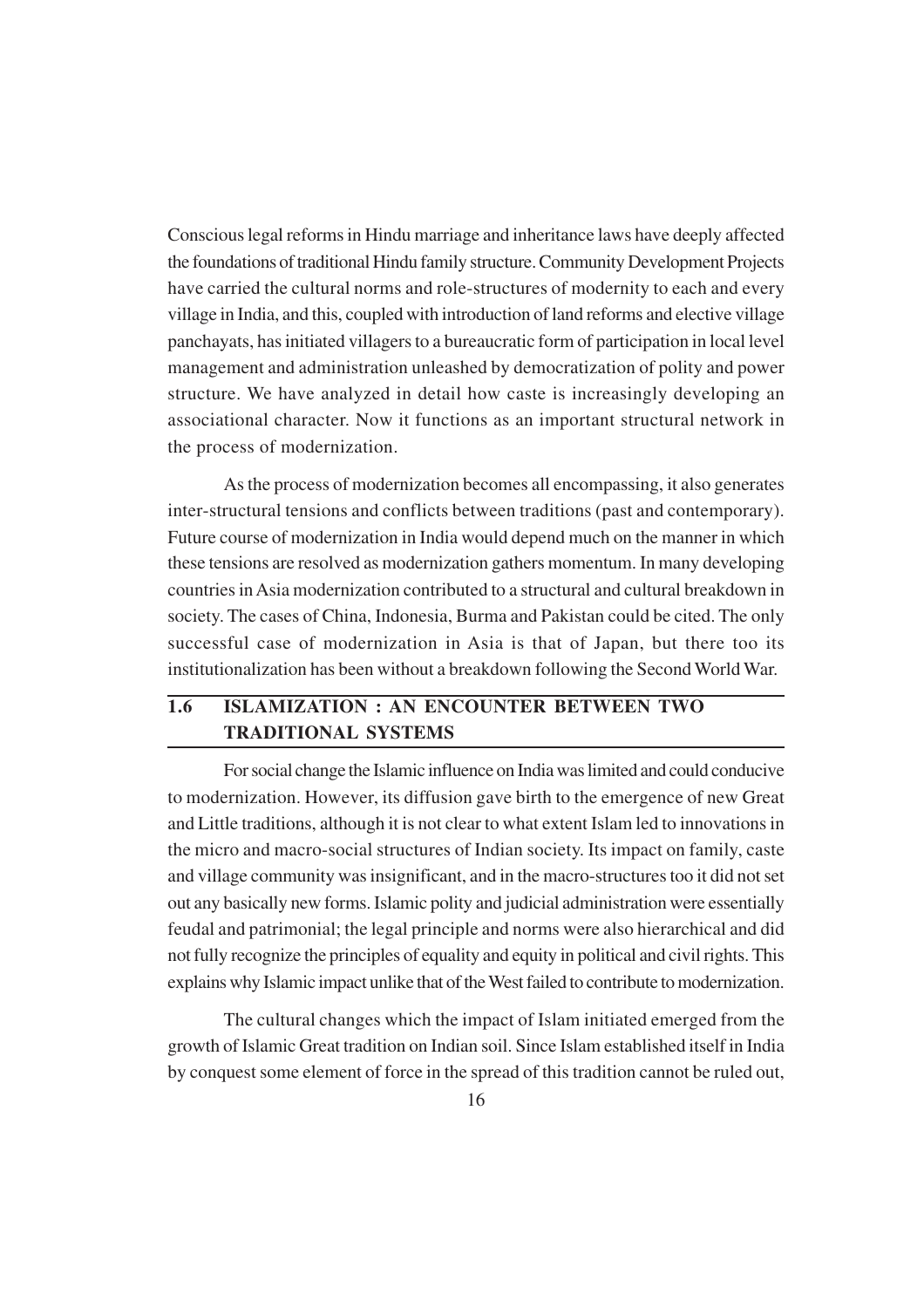Conscious legal reforms in Hindu marriage and inheritance laws have deeply affected the foundations of traditional Hindu family structure. Community Development Projects have carried the cultural norms and role-structures of modernity to each and every village in India, and this, coupled with introduction of land reforms and elective village panchayats, has initiated villagers to a bureaucratic form of participation in local level management and administration unleashed by democratization of polity and power structure. We have analyzed in detail how caste is increasingly developing an associational character. Now it functions as an important structural network in the process of modernization.

As the process of modernization becomes all encompassing, it also generates inter-structural tensions and conflicts between traditions (past and contemporary). Future course of modernization in India would depend much on the manner in which these tensions are resolved as modernization gathers momentum. In many developing countries in Asia modernization contributed to a structural and cultural breakdown in society. The cases of China, Indonesia, Burma and Pakistan could be cited. The only successful case of modernization in Asia is that of Japan, but there too its institutionalization has been without a breakdown following the Second World War.

## 1.6 ISLAMIZATION : AN ENCOUNTER BETWEEN TWO TRADITIONAL SYSTEMS

For social change the Islamic influence on India was limited and could conducive to modernization. However, its diffusion gave birth to the emergence of new Great and Little traditions, although it is not clear to what extent Islam led to innovations in the micro and macro-social structures of Indian society. Its impact on family, caste and village community was insignificant, and in the macro-structures too it did not set out any basically new forms. Islamic polity and judicial administration were essentially feudal and patrimonial; the legal principle and norms were also hierarchical and did not fully recognize the principles of equality and equity in political and civil rights. This explains why Islamic impact unlike that of the West failed to contribute to modernization.

The cultural changes which the impact of Islam initiated emerged from the growth of Islamic Great tradition on Indian soil. Since Islam established itself in India by conquest some element of force in the spread of this tradition cannot be ruled out,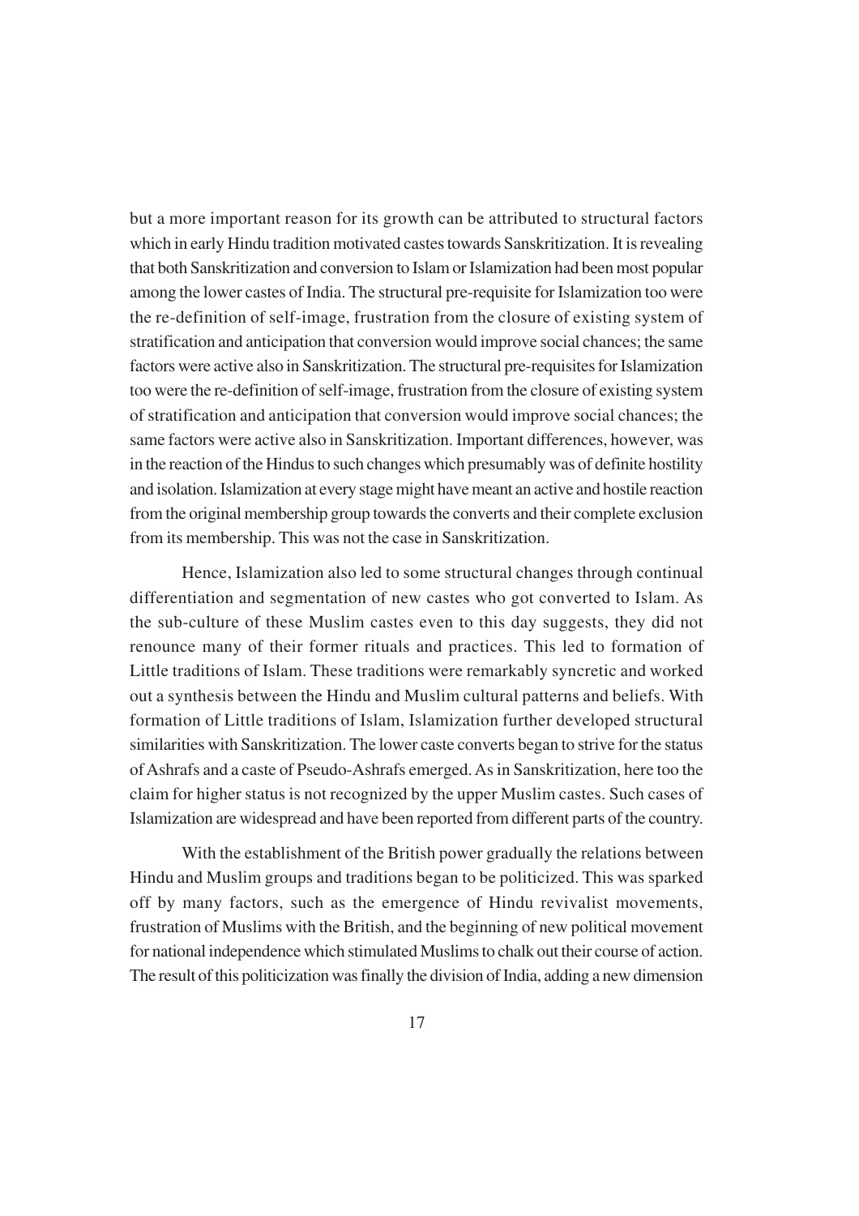but a more important reason for its growth can be attributed to structural factors which in early Hindu tradition motivated castes towards Sanskritization. It is revealing that both Sanskritization and conversion to Islam or Islamization had been most popular among the lower castes of India. The structural pre-requisite for Islamization too were the re-definition of self-image, frustration from the closure of existing system of stratification and anticipation that conversion would improve social chances; the same factors were active also in Sanskritization. The structural pre-requisites for Islamization too were the re-definition of self-image, frustration from the closure of existing system of stratification and anticipation that conversion would improve social chances; the same factors were active also in Sanskritization. Important differences, however, was in the reaction of the Hindus to such changes which presumably was of definite hostility and isolation. Islamization at every stage might have meant an active and hostile reaction from the original membership group towards the converts and their complete exclusion from its membership. This was not the case in Sanskritization.

Hence, Islamization also led to some structural changes through continual differentiation and segmentation of new castes who got converted to Islam. As the sub-culture of these Muslim castes even to this day suggests, they did not renounce many of their former rituals and practices. This led to formation of Little traditions of Islam. These traditions were remarkably syncretic and worked out a synthesis between the Hindu and Muslim cultural patterns and beliefs. With formation of Little traditions of Islam, Islamization further developed structural similarities with Sanskritization. The lower caste converts began to strive for the status of Ashrafs and a caste of Pseudo-Ashrafs emerged. As in Sanskritization, here too the claim for higher status is not recognized by the upper Muslim castes. Such cases of Islamization are widespread and have been reported from different parts of the country.

With the establishment of the British power gradually the relations between Hindu and Muslim groups and traditions began to be politicized. This was sparked off by many factors, such as the emergence of Hindu revivalist movements, frustration of Muslims with the British, and the beginning of new political movement for national independence which stimulated Muslims to chalk out their course of action. The result of this politicization was finally the division of India, adding a new dimension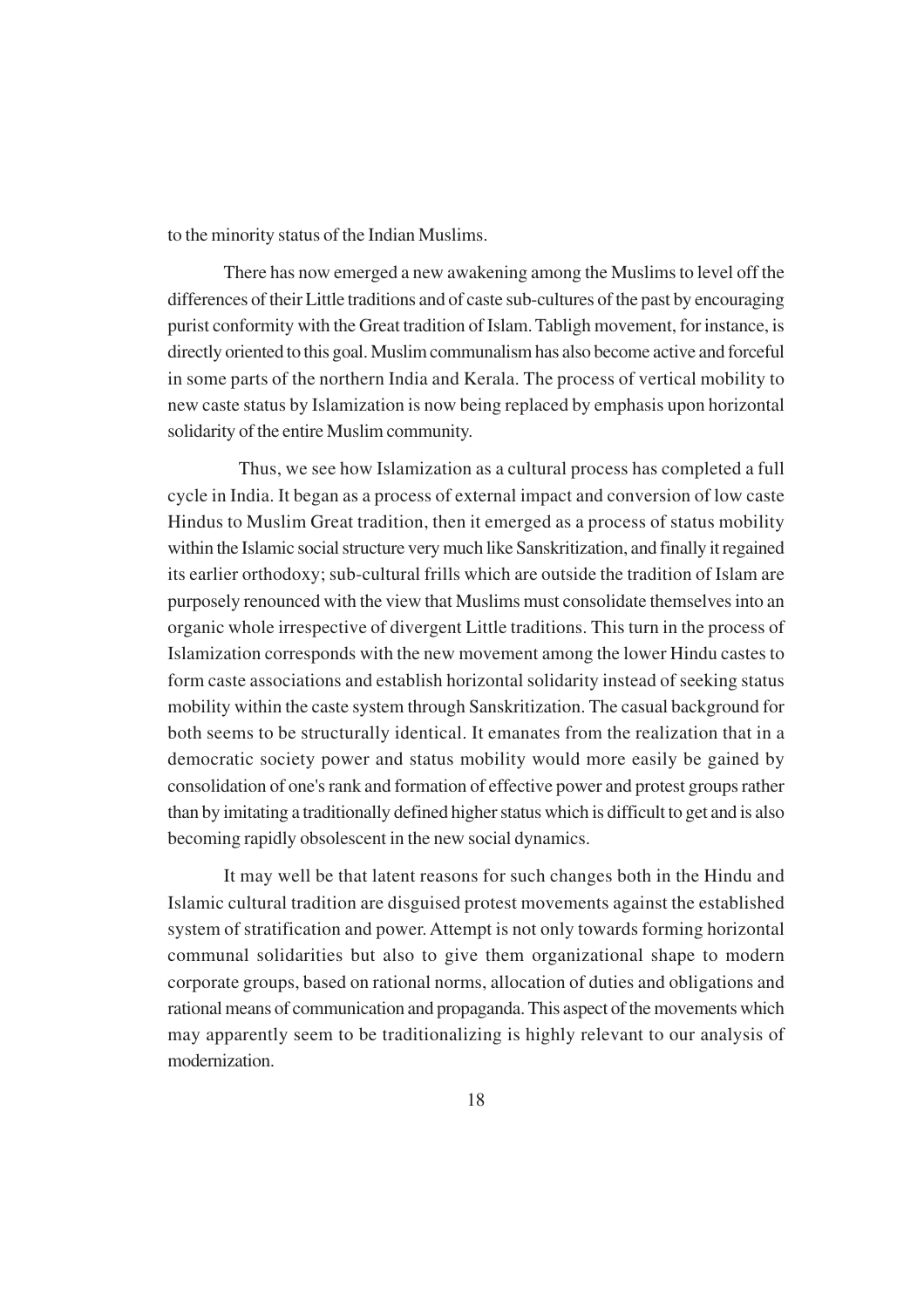to the minority status of the Indian Muslims.

There has now emerged a new awakening among the Muslims to level off the differences of their Little traditions and of caste sub-cultures of the past by encouraging purist conformity with the Great tradition of Islam. Tabligh movement, for instance, is directly oriented to this goal. Muslim communalism has also become active and forceful in some parts of the northern India and Kerala. The process of vertical mobility to new caste status by Islamization is now being replaced by emphasis upon horizontal solidarity of the entire Muslim community.

Thus, we see how Islamization as a cultural process has completed a full cycle in India. It began as a process of external impact and conversion of low caste Hindus to Muslim Great tradition, then it emerged as a process of status mobility within the Islamic social structure very much like Sanskritization, and finally it regained its earlier orthodoxy; sub-cultural frills which are outside the tradition of Islam are purposely renounced with the view that Muslims must consolidate themselves into an organic whole irrespective of divergent Little traditions. This turn in the process of Islamization corresponds with the new movement among the lower Hindu castes to form caste associations and establish horizontal solidarity instead of seeking status mobility within the caste system through Sanskritization. The casual background for both seems to be structurally identical. It emanates from the realization that in a democratic society power and status mobility would more easily be gained by consolidation of one's rank and formation of effective power and protest groups rather than by imitating a traditionally defined higher status which is difficult to get and is also becoming rapidly obsolescent in the new social dynamics.

It may well be that latent reasons for such changes both in the Hindu and Islamic cultural tradition are disguised protest movements against the established system of stratification and power. Attempt is not only towards forming horizontal communal solidarities but also to give them organizational shape to modern corporate groups, based on rational norms, allocation of duties and obligations and rational means of communication and propaganda. This aspect of the movements which may apparently seem to be traditionalizing is highly relevant to our analysis of modernization.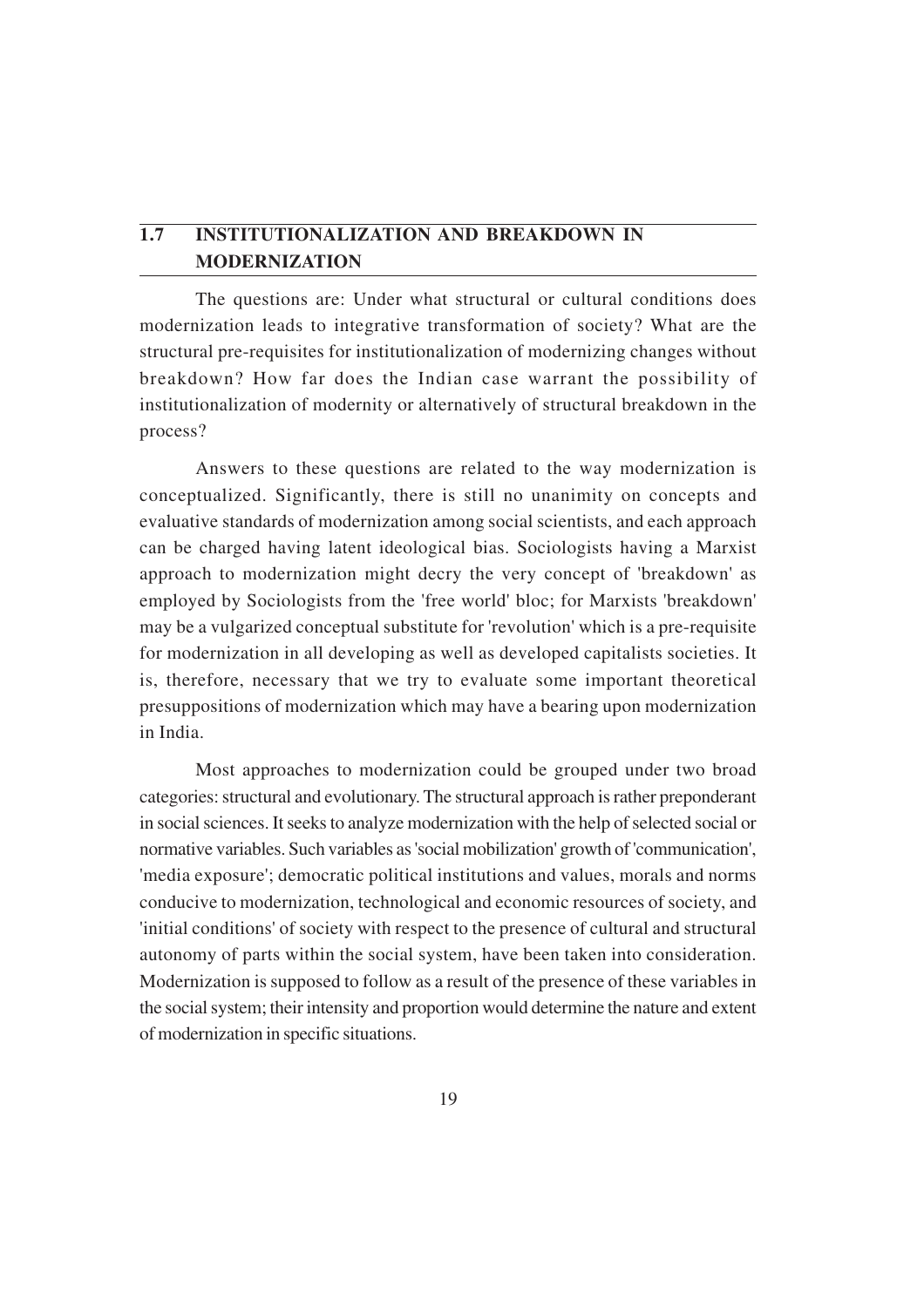## 1.7 INSTITUTIONALIZATION AND BREAKDOWN IN MODERNIZATION

The questions are: Under what structural or cultural conditions does modernization leads to integrative transformation of society? What are the structural pre-requisites for institutionalization of modernizing changes without breakdown? How far does the Indian case warrant the possibility of institutionalization of modernity or alternatively of structural breakdown in the process?

Answers to these questions are related to the way modernization is conceptualized. Significantly, there is still no unanimity on concepts and evaluative standards of modernization among social scientists, and each approach can be charged having latent ideological bias. Sociologists having a Marxist approach to modernization might decry the very concept of 'breakdown' as employed by Sociologists from the 'free world' bloc; for Marxists 'breakdown' may be a vulgarized conceptual substitute for 'revolution' which is a pre-requisite for modernization in all developing as well as developed capitalists societies. It is, therefore, necessary that we try to evaluate some important theoretical presuppositions of modernization which may have a bearing upon modernization in India.

Most approaches to modernization could be grouped under two broad categories: structural and evolutionary. The structural approach is rather preponderant in social sciences. It seeks to analyze modernization with the help of selected social or normative variables. Such variables as 'social mobilization' growth of 'communication', 'media exposure'; democratic political institutions and values, morals and norms conducive to modernization, technological and economic resources of society, and 'initial conditions' of society with respect to the presence of cultural and structural autonomy of parts within the social system, have been taken into consideration. Modernization is supposed to follow as a result of the presence of these variables in the social system; their intensity and proportion would determine the nature and extent of modernization in specific situations.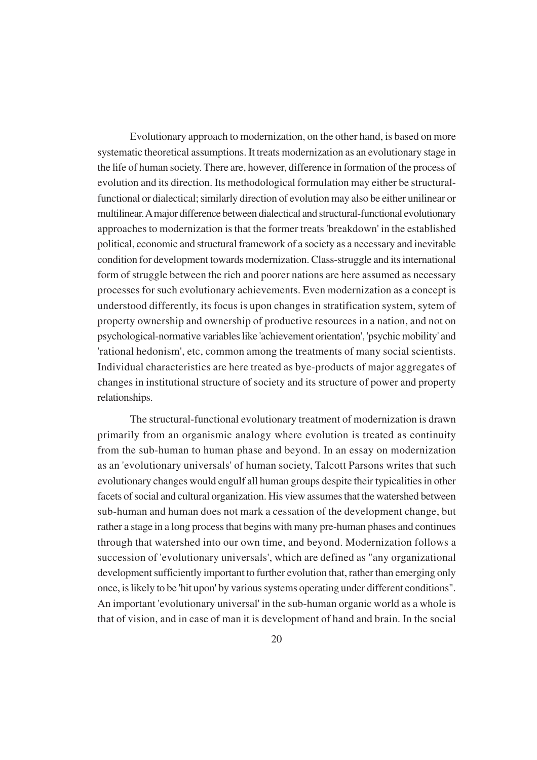Evolutionary approach to modernization, on the other hand, is based on more systematic theoretical assumptions. It treats modernization as an evolutionary stage in the life of human society. There are, however, difference in formation of the process of evolution and its direction. Its methodological formulation may either be structural-functional or dialectical; similarly direction of evolution may also be either unilinear or multilinear. A major difference between dialectical and structural-functional evolutionary approaches to modernization is that the former treats 'breakdown' in the established political, economic and structural framework of a society as a necessary and inevitable condition for development towards modernization. Class-struggle and its international form of struggle between the rich and poorer nations are here assumed as necessary processes for such evolutionary achievements. Even modernization as a concept is understood differently, its focus is upon changes in stratification system, sytem of property ownership and ownership of productive resources in a nation, and not on psychological-normative variables like 'achievement orientation', 'psychic mobility' and 'rational hedonism', etc, common among the treatments of many social scientists. Individual characteristics are here treated as bye-products of major aggregates of changes in institutional structure of society and its structure of power and property relationships.

The structural-functional evolutionary treatment of modernization is drawn primarily from an organismic analogy where evolution is treated as continuity from the sub-human to human phase and beyond. In an essay on modernization as an 'evolutionary universals' of human society, Talcott Parsons writes that such evolutionary changes would engulf all human groups despite their typicalities in other facets of social and cultural organization. His view assumes that the watershed between sub-human and human does not mark a cessation of the development change, but rather a stage in a long process that begins with many pre-human phases and continues through that watershed into our own time, and beyond. Modernization follows a succession of 'evolutionary universals', which are defined as "any organizational development sufficiently important to further evolution that, rather than emerging only once, is likely to be 'hit upon' by various systems operating under different conditions". An important 'evolutionary universal' in the sub-human organic world as a whole is that of vision, and in case of man it is development of hand and brain. In the social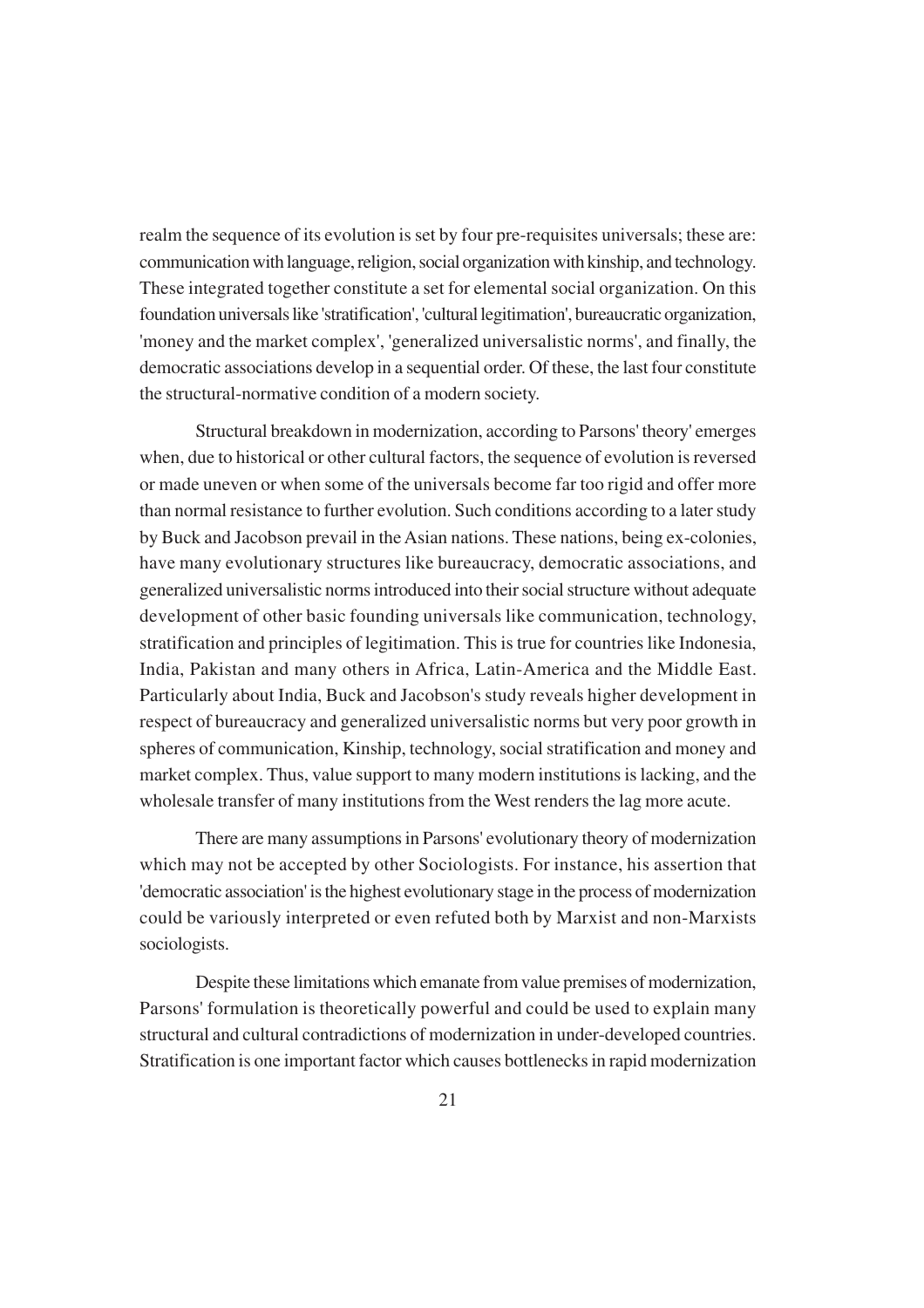realm the sequence of its evolution is set by four pre-requisites universals; these are: communication with language, religion, social organization with kinship, and technology. These integrated together constitute a set for elemental social organization. On this foundation universals like 'stratification', 'cultural legitimation', bureaucratic organization, 'money and the market complex', 'generalized universalistic norms', and finally, the democratic associations develop in a sequential order. Of these, the last four constitute the structural-normative condition of a modern society.

Structural breakdown in modernization, according to Parsons' theory' emerges when, due to historical or other cultural factors, the sequence of evolution is reversed or made uneven or when some of the universals become far too rigid and offer more than normal resistance to further evolution. Such conditions according to a later study by Buck and Jacobson prevail in the Asian nations. These nations, being ex-colonies, have many evolutionary structures like bureaucracy, democratic associations, and generalized universalistic norms introduced into their social structure without adequate development of other basic founding universals like communication, technology, stratification and principles of legitimation. This is true for countries like Indonesia, India, Pakistan and many others in Africa, Latin-America and the Middle East. Particularly about India, Buck and Jacobson's study reveals higher development in respect of bureaucracy and generalized universalistic norms but very poor growth in spheres of communication, Kinship, technology, social stratification and money and market complex. Thus, value support to many modern institutions is lacking, and the wholesale transfer of many institutions from the West renders the lag more acute.

There are many assumptions in Parsons' evolutionary theory of modernization which may not be accepted by other Sociologists. For instance, his assertion that 'democratic association' is the highest evolutionary stage in the process of modernization could be variously interpreted or even refuted both by Marxist and non-Marxists sociologists.

Despite these limitations which emanate from value premises of modernization, Parsons' formulation is theoretically powerful and could be used to explain many structural and cultural contradictions of modernization in under-developed countries. Stratification is one important factor which causes bottlenecks in rapid modernization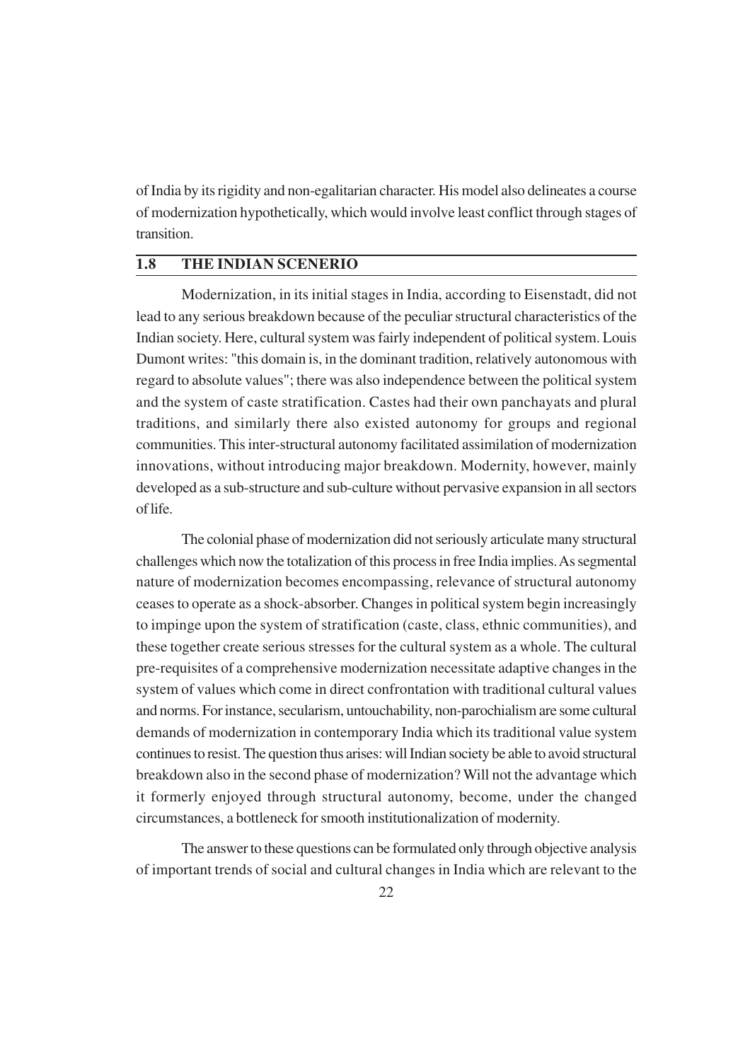of India by its rigidity and non-egalitarian character. His model also delineates a course of modernization hypothetically, which would involve least conflict through stages of transition.

## 1.8 THE INDIAN SCENERIO

Modernization, in its initial stages in India, according to Eisenstadt, did not lead to any serious breakdown because of the peculiar structural characteristics of the Indian society. Here, cultural system was fairly independent of political system. Louis Dumont writes: "this domain is, in the dominant tradition, relatively autonomous with regard to absolute values"; there was also independence between the political system and the system of caste stratification. Castes had their own panchayats and plural traditions, and similarly there also existed autonomy for groups and regional communities. This inter-structural autonomy facilitated assimilation of modernization innovations, without introducing major breakdown. Modernity, however, mainly developed as a sub-structure and sub-culture without pervasive expansion in all sectors of life.

The colonial phase of modernization did not seriously articulate many structural challenges which now the totalization of this process in free India implies. As segmental nature of modernization becomes encompassing, relevance of structural autonomy ceases to operate as a shock-absorber. Changes in political system begin increasingly to impinge upon the system of stratification (caste, class, ethnic communities), and these together create serious stresses for the cultural system as a whole. The cultural pre-requisites of a comprehensive modernization necessitate adaptive changes in the system of values which come in direct confrontation with traditional cultural values and norms. For instance, secularism, untouchability, non-parochialism are some cultural demands of modernization in contemporary India which its traditional value system continues to resist. The question thus arises: will Indian society be able to avoid structural breakdown also in the second phase of modernization? Will not the advantage which it formerly enjoyed through structural autonomy, become, under the changed circumstances, a bottleneck for smooth institutionalization of modernity.

The answer to these questions can be formulated only through objective analysis of important trends of social and cultural changes in India which are relevant to the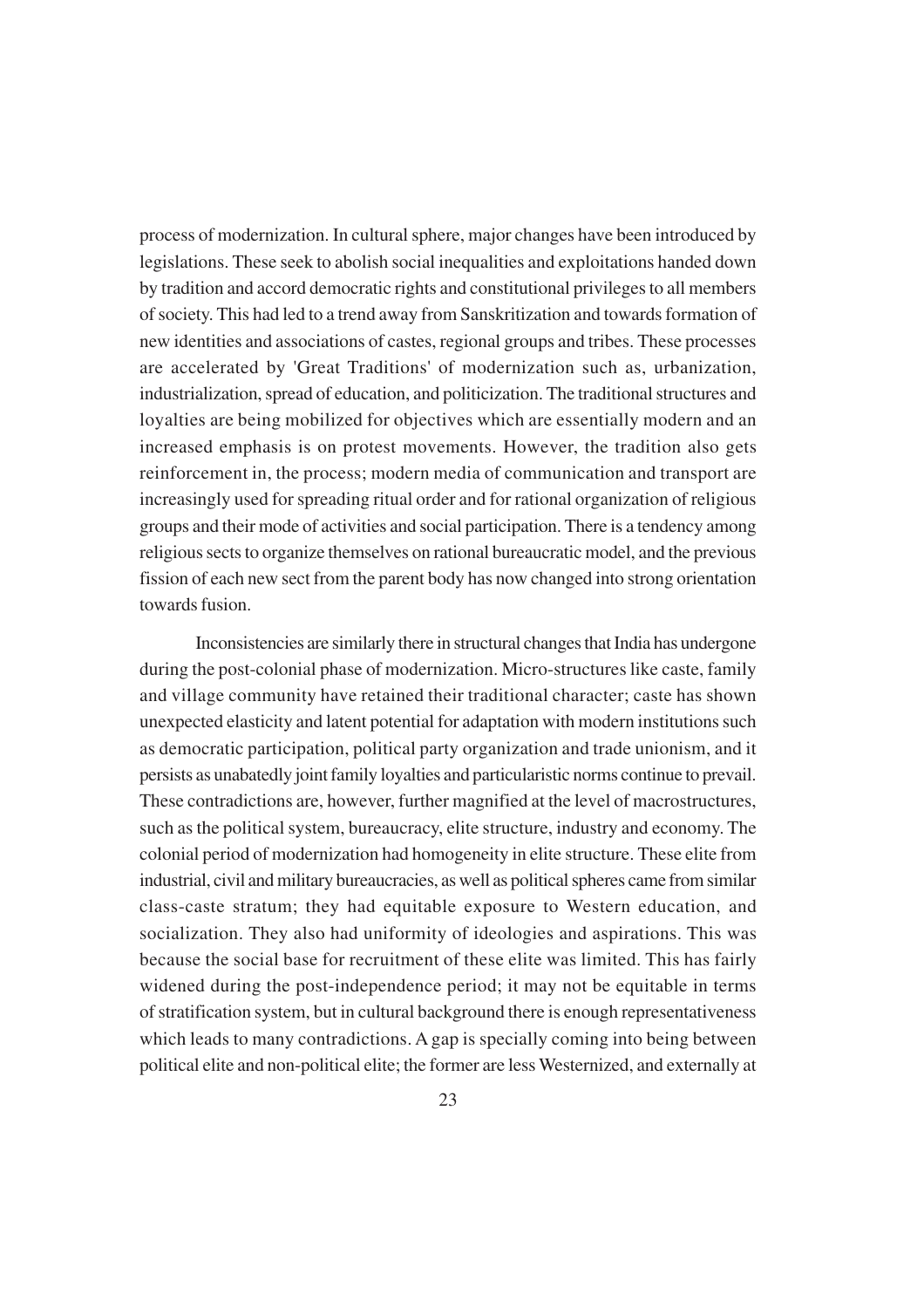process of modernization. In cultural sphere, major changes have been introduced by legislations. These seek to abolish social inequalities and exploitations handed down by tradition and accord democratic rights and constitutional privileges to all members of society. This had led to a trend away from Sanskritization and towards formation of new identities and associations of castes, regional groups and tribes. These processes are accelerated by 'Great Traditions' of modernization such as, urbanization, industrialization, spread of education, and politicization. The traditional structures and loyalties are being mobilized for objectives which are essentially modern and an increased emphasis is on protest movements. However, the tradition also gets reinforcement in, the process; modern media of communication and transport are increasingly used for spreading ritual order and for rational organization of religious groups and their mode of activities and social participation. There is a tendency among religious sects to organize themselves on rational bureaucratic model, and the previous fission of each new sect from the parent body has now changed into strong orientation towards fusion.

Inconsistencies are similarly there in structural changes that India has undergone during the post-colonial phase of modernization. Micro-structures like caste, family and village community have retained their traditional character; caste has shown unexpected elasticity and latent potential for adaptation with modern institutions such as democratic participation, political party organization and trade unionism, and it persists as unabatedly joint family loyalties and particularistic norms continue to prevail. These contradictions are, however, further magnified at the level of macrostructures, such as the political system, bureaucracy, elite structure, industry and economy. The colonial period of modernization had homogeneity in elite structure. These elite from industrial, civil and military bureaucracies, as well as political spheres came from similar class-caste stratum; they had equitable exposure to Western education, and socialization. They also had uniformity of ideologies and aspirations. This was because the social base for recruitment of these elite was limited. This has fairly widened during the post-independence period; it may not be equitable in terms of stratification system, but in cultural background there is enough representativeness which leads to many contradictions. A gap is specially coming into being between political elite and non-political elite; the former are less Westernized, and externally at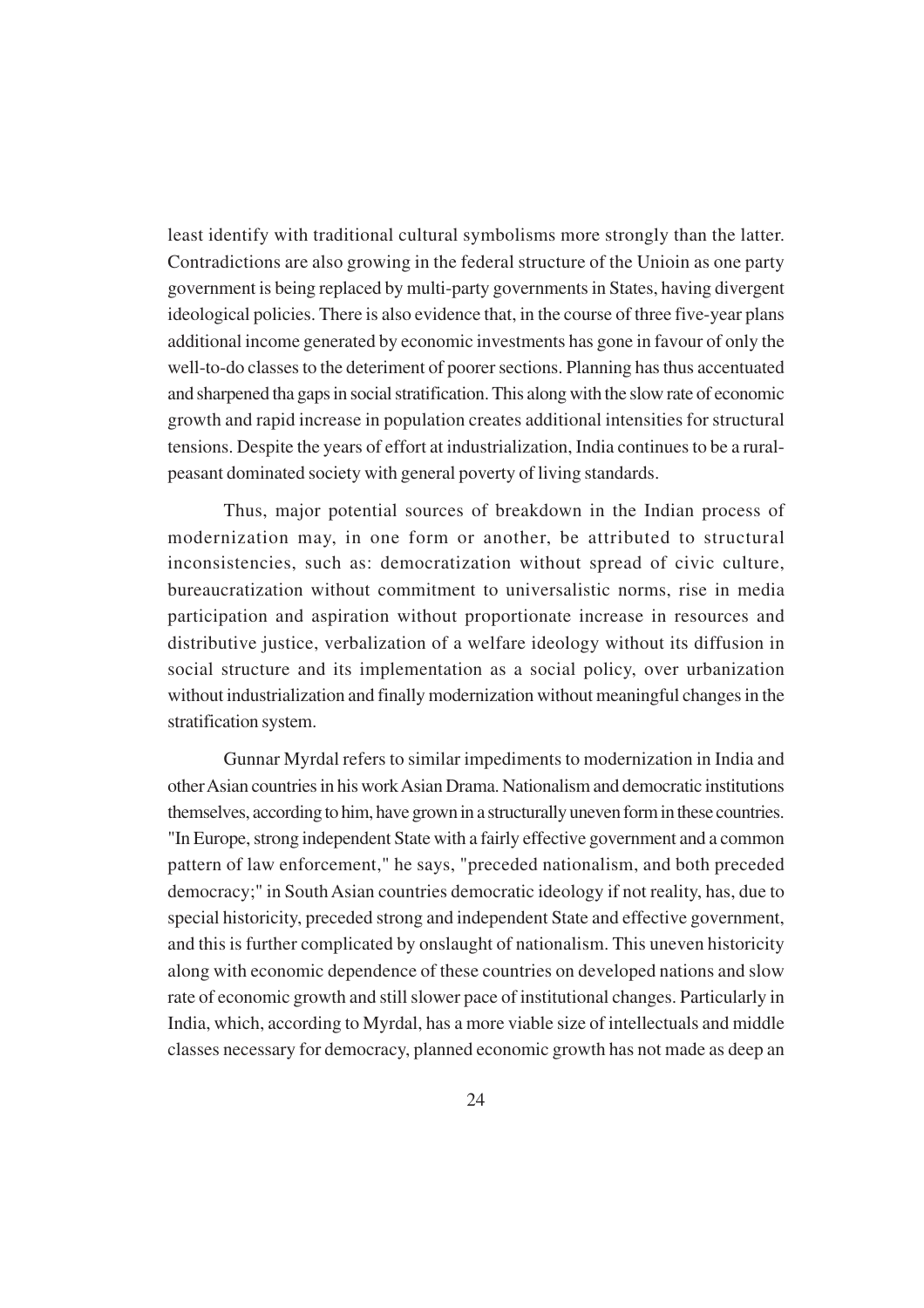least identify with traditional cultural symbolisms more strongly than the latter. Contradictions are also growing in the federal structure of the Unioin as one party government is being replaced by multi-party governments in States, having divergent ideological policies. There is also evidence that, in the course of three five-year plans additional income generated by economic investments has gone in favour of only the well-to-do classes to the deteriment of poorer sections. Planning has thus accentuated and sharpened tha gaps in social stratification. This along with the slow rate of economic growth and rapid increase in population creates additional intensities for structural tensions. Despite the years of effort at industrialization, India continues to be a rural-peasant dominated society with general poverty of living standards.

Thus, major potential sources of breakdown in the Indian process of modernization may, in one form or another, be attributed to structural inconsistencies, such as: democratization without spread of civic culture, bureaucratization without commitment to universalistic norms, rise in media participation and aspiration without proportionate increase in resources and distributive justice, verbalization of a welfare ideology without its diffusion in social structure and its implementation as a social policy, over urbanization without industrialization and finally modernization without meaningful changes in the stratification system.

Gunnar Myrdal refers to similar impediments to modernization in India and other Asian countries in his work Asian Drama. Nationalism and democratic institutions themselves, according to him, have grown in a structurally uneven form in these countries. "In Europe, strong independent State with a fairly effective government and a common pattern of law enforcement," he says, "preceded nationalism, and both preceded democracy;" in South Asian countries democratic ideology if not reality, has, due to special historicity, preceded strong and independent State and effective government, and this is further complicated by onslaught of nationalism. This uneven historicity along with economic dependence of these countries on developed nations and slow rate of economic growth and still slower pace of institutional changes. Particularly in India, which, according to Myrdal, has a more viable size of intellectuals and middle classes necessary for democracy, planned economic growth has not made as deep an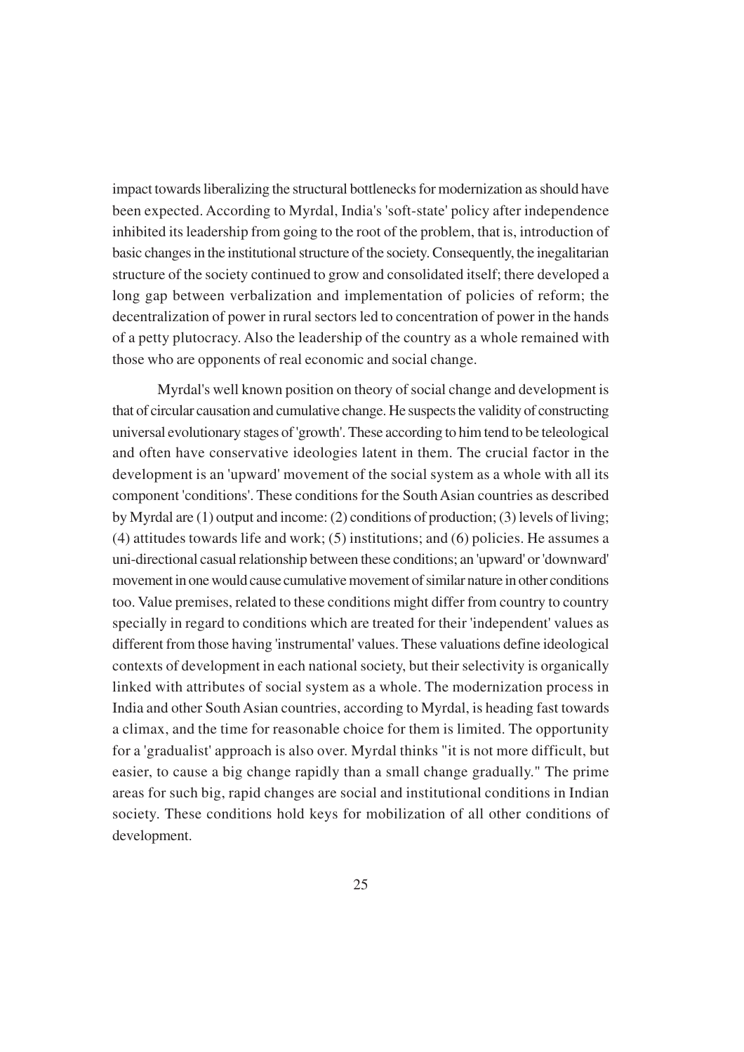impact towards liberalizing the structural bottlenecks for modernization as should have been expected. According to Myrdal, India's 'soft-state' policy after independence inhibited its leadership from going to the root of the problem, that is, introduction of basic changes in the institutional structure of the society. Consequently, the inegalitarian structure of the society continued to grow and consolidated itself; there developed a long gap between verbalization and implementation of policies of reform; the decentralization of power in rural sectors led to concentration of power in the hands of a petty plutocracy. Also the leadership of the country as a whole remained with those who are opponents of real economic and social change.

Myrdal's well known position on theory of social change and development is that of circular causation and cumulative change. He suspects the validity of constructing universal evolutionary stages of 'growth'. These according to him tend to be teleological and often have conservative ideologies latent in them. The crucial factor in the development is an 'upward' movement of the social system as a whole with all its component 'conditions'. These conditions for the South Asian countries as described by Myrdal are (1) output and income: (2) conditions of production; (3) levels of living; (4) attitudes towards life and work; (5) institutions; and (6) policies. He assumes a uni-directional casual relationship between these conditions; an 'upward' or 'downward' movement in one would cause cumulative movement of similar nature in other conditions too. Value premises, related to these conditions might differ from country to country specially in regard to conditions which are treated for their 'independent' values as different from those having 'instrumental' values. These valuations define ideological contexts of development in each national society, but their selectivity is organically linked with attributes of social system as a whole. The modernization process in India and other South Asian countries, according to Myrdal, is heading fast towards a climax, and the time for reasonable choice for them is limited. The opportunity for a 'gradualist' approach is also over. Myrdal thinks "it is not more difficult, but easier, to cause a big change rapidly than a small change gradually." The prime areas for such big, rapid changes are social and institutional conditions in Indian society. These conditions hold keys for mobilization of all other conditions of development.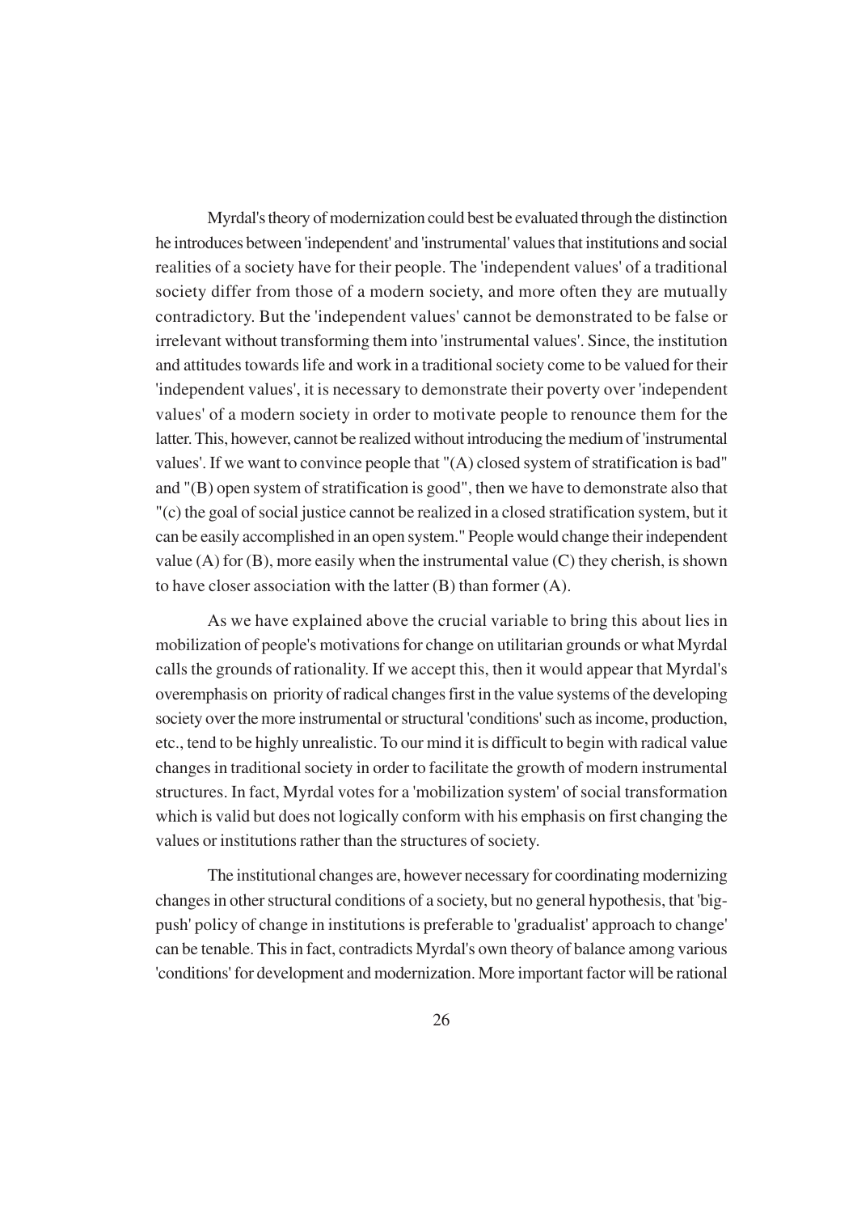Myrdal's theory of modernization could best be evaluated through the distinction he introduces between 'independent' and 'instrumental' values that institutions and social realities of a society have for their people. The 'independent values' of a traditional society differ from those of a modern society, and more often they are mutually contradictory. But the 'independent values' cannot be demonstrated to be false or irrelevant without transforming them into 'instrumental values'. Since, the institution and attitudes towards life and work in a traditional society come to be valued for their 'independent values', it is necessary to demonstrate their poverty over 'independent values' of a modern society in order to motivate people to renounce them for the latter. This, however, cannot be realized without introducing the medium of 'instrumental values'. If we want to convince people that "(A) closed system of stratification is bad" and "(B) open system of stratification is good", then we have to demonstrate also that "(c) the goal of social justice cannot be realized in a closed stratification system, but it can be easily accomplished in an open system." People would change their independent value (A) for (B), more easily when the instrumental value (C) they cherish, is shown to have closer association with the latter (B) than former (A).

As we have explained above the crucial variable to bring this about lies in mobilization of people's motivations for change on utilitarian grounds or what Myrdal calls the grounds of rationality. If we accept this, then it would appear that Myrdal's overemphasis on priority of radical changes first in the value systems of the developing society over the more instrumental or structural 'conditions' such as income, production, etc., tend to be highly unrealistic. To our mind it is difficult to begin with radical value changes in traditional society in order to facilitate the growth of modern instrumental structures. In fact, Myrdal votes for a 'mobilization system' of social transformation which is valid but does not logically conform with his emphasis on first changing the values or institutions rather than the structures of society.

The institutional changes are, however necessary for coordinating modernizing changes in other structural conditions of a society, but no general hypothesis, that 'big-push' policy of change in institutions is preferable to 'gradualist' approach to change' can be tenable. This in fact, contradicts Myrdal's own theory of balance among various 'conditions' for development and modernization. More important factor will be rational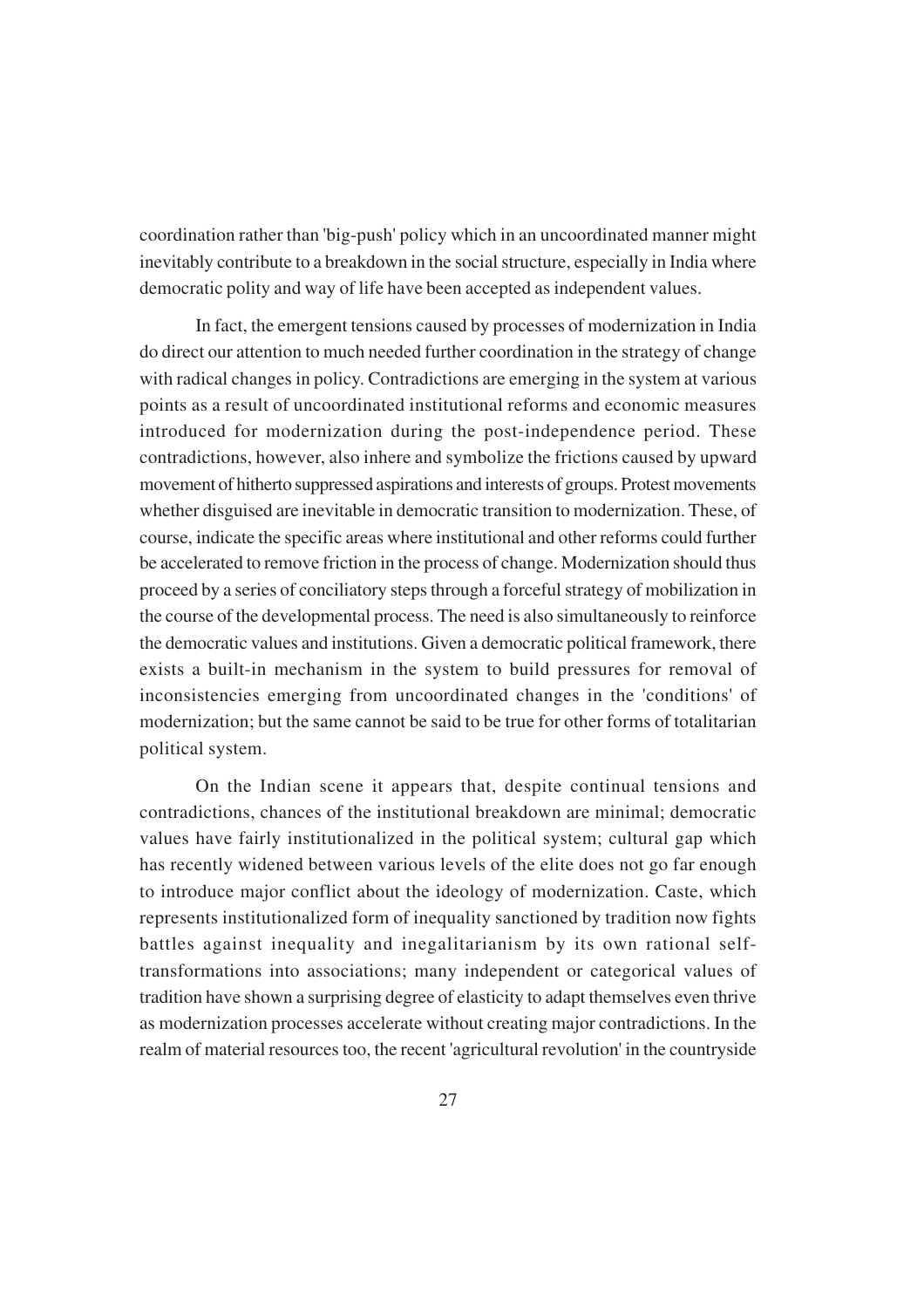coordination rather than 'big-push' policy which in an uncoordinated manner might inevitably contribute to a breakdown in the social structure, especially in India where democratic polity and way of life have been accepted as independent values.

In fact, the emergent tensions caused by processes of modernization in India do direct our attention to much needed further coordination in the strategy of change with radical changes in policy. Contradictions are emerging in the system at various points as a result of uncoordinated institutional reforms and economic measures introduced for modernization during the post-independence period. These contradictions, however, also inhere and symbolize the frictions caused by upward movement of hitherto suppressed aspirations and interests of groups. Protest movements whether disguised are inevitable in democratic transition to modernization. These, of course, indicate the specific areas where institutional and other reforms could further be accelerated to remove friction in the process of change. Modernization should thus proceed by a series of conciliatory steps through a forceful strategy of mobilization in the course of the developmental process. The need is also simultaneously to reinforce the democratic values and institutions. Given a democratic political framework, there exists a built-in mechanism in the system to build pressures for removal of inconsistencies emerging from uncoordinated changes in the 'conditions' of modernization; but the same cannot be said to be true for other forms of totalitarian political system.

On the Indian scene it appears that, despite continual tensions and contradictions, chances of the institutional breakdown are minimal; democratic values have fairly institutionalized in the political system; cultural gap which has recently widened between various levels of the elite does not go far enough to introduce major conflict about the ideology of modernization. Caste, which represents institutionalized form of inequality sanctioned by tradition now fights battles against inequality and inegalitarianism by its own rational self-transformations into associations; many independent or categorical values of tradition have shown a surprising degree of elasticity to adapt themselves even thrive as modernization processes accelerate without creating major contradictions. In the realm of material resources too, the recent 'agricultural revolution' in the countryside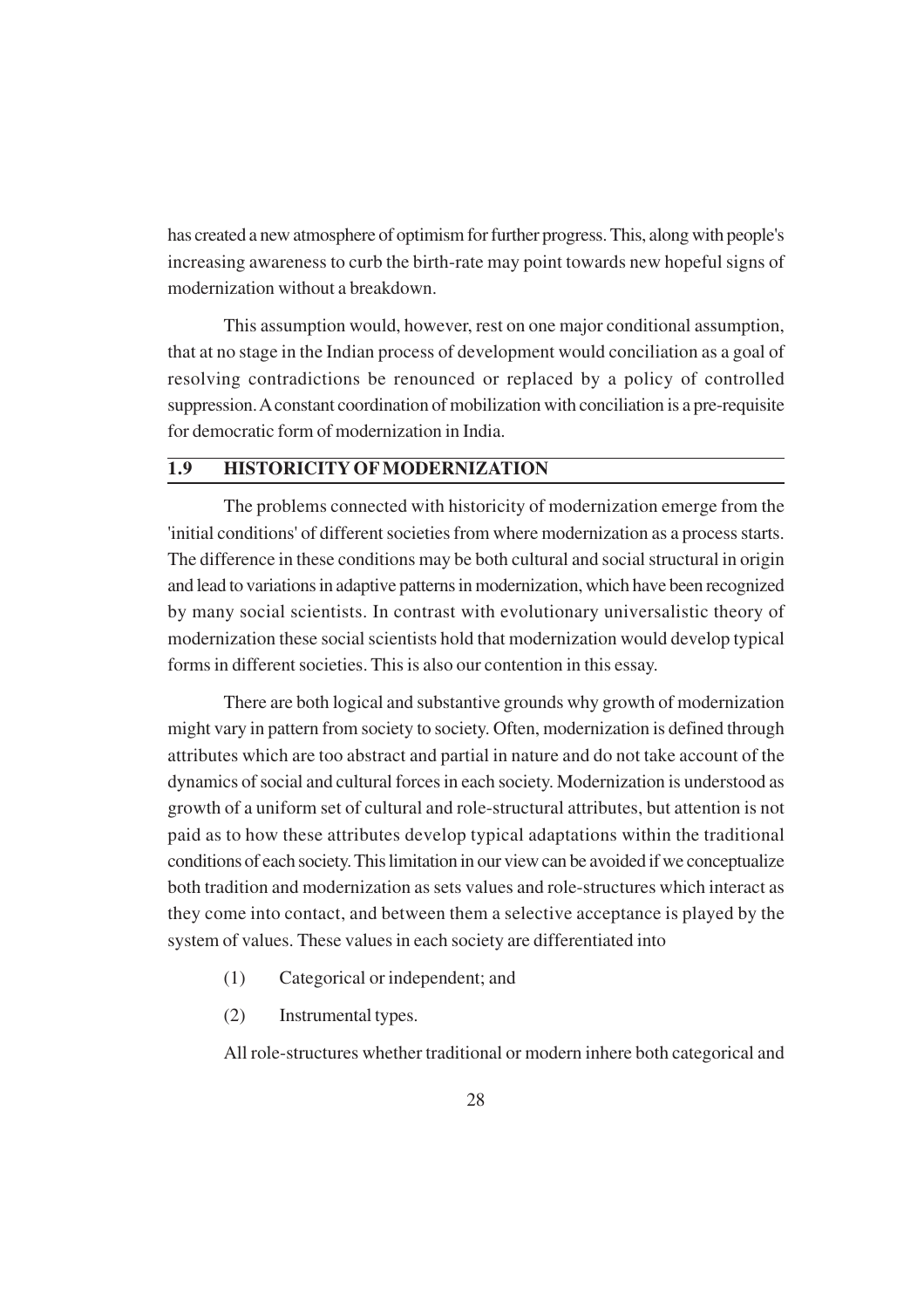has created a new atmosphere of optimism for further progress. This, along with people's increasing awareness to curb the birth-rate may point towards new hopeful signs of modernization without a breakdown.

This assumption would, however, rest on one major conditional assumption, that at no stage in the Indian process of development would conciliation as a goal of resolving contradictions be renounced or replaced by a policy of controlled suppression. A constant coordination of mobilization with conciliation is a pre-requisite for democratic form of modernization in India.

## 1.9 HISTORICITY OF MODERNIZATION

The problems connected with historicity of modernization emerge from the 'initial conditions' of different societies from where modernization as a process starts. The difference in these conditions may be both cultural and social structural in origin and lead to variations in adaptive patterns in modernization, which have been recognized by many social scientists. In contrast with evolutionary universalistic theory of modernization these social scientists hold that modernization would develop typical forms in different societies. This is also our contention in this essay.

There are both logical and substantive grounds why growth of modernization might vary in pattern from society to society. Often, modernization is defined through attributes which are too abstract and partial in nature and do not take account of the dynamics of social and cultural forces in each society. Modernization is understood as growth of a uniform set of cultural and role-structural attributes, but attention is not paid as to how these attributes develop typical adaptations within the traditional conditions of each society. This limitation in our view can be avoided if we conceptualize both tradition and modernization as sets values and role-structures which interact as they come into contact, and between them a selective acceptance is played by the system of values. These values in each society are differentiated into

(1) Categorical or independent; and

(2) Instrumental types.

All role-structures whether traditional or modern inhere both categorical and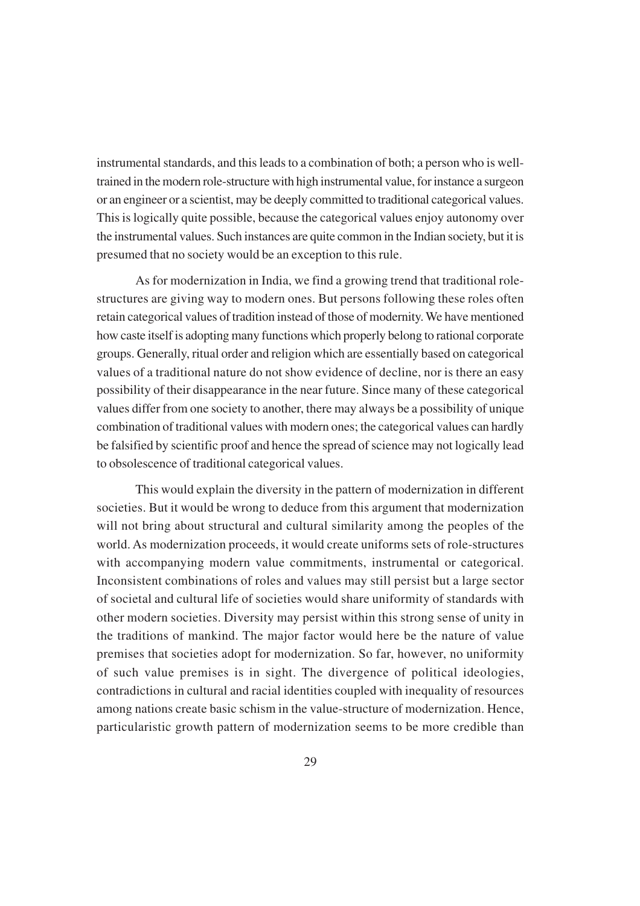instrumental standards, and this leads to a combination of both; a person who is well-trained in the modern role-structure with high instrumental value, for instance a surgeon or an engineer or a scientist, may be deeply committed to traditional categorical values. This is logically quite possible, because the categorical values enjoy autonomy over the instrumental values. Such instances are quite common in the Indian society, but it is presumed that no society would be an exception to this rule.

As for modernization in India, we find a growing trend that traditional role-structures are giving way to modern ones. But persons following these roles often retain categorical values of tradition instead of those of modernity. We have mentioned how caste itself is adopting many functions which properly belong to rational corporate groups. Generally, ritual order and religion which are essentially based on categorical values of a traditional nature do not show evidence of decline, nor is there an easy possibility of their disappearance in the near future. Since many of these categorical values differ from one society to another, there may always be a possibility of unique combination of traditional values with modern ones; the categorical values can hardly be falsified by scientific proof and hence the spread of science may not logically lead to obsolescence of traditional categorical values.

This would explain the diversity in the pattern of modernization in different societies. But it would be wrong to deduce from this argument that modernization will not bring about structural and cultural similarity among the peoples of the world. As modernization proceeds, it would create uniforms sets of role-structures with accompanying modern value commitments, instrumental or categorical. Inconsistent combinations of roles and values may still persist but a large sector of societal and cultural life of societies would share uniformity of standards with other modern societies. Diversity may persist within this strong sense of unity in the traditions of mankind. The major factor would here be the nature of value premises that societies adopt for modernization. So far, however, no uniformity of such value premises is in sight. The divergence of political ideologies, contradictions in cultural and racial identities coupled with inequality of resources among nations create basic schism in the value-structure of modernization. Hence, particularistic growth pattern of modernization seems to be more credible than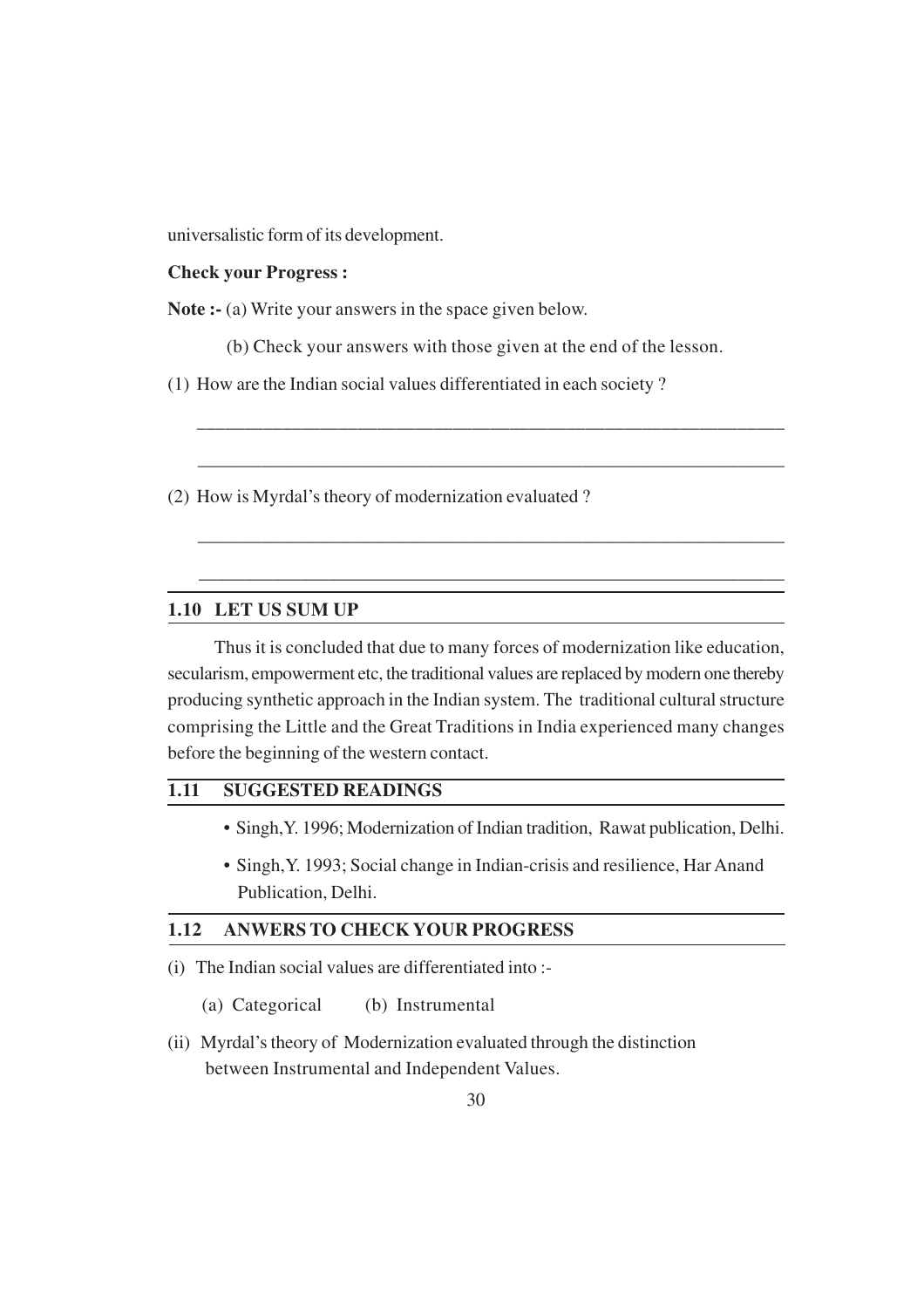universalistic form of its development.

**Check your Progress :**

**Note :-** (a) Write your answers in the space given below.

(b) Check your answers with those given at the end of the lesson.

(1) How are the Indian social values differentiated in each society ?

_______________________________________________________________

_______________________________________________________________

(2) How is Myrdal's theory of modernization evaluated ?

_______________________________________________________________

_______________________________________________________________

## 1.10 LET US SUM UP

Thus it is concluded that due to many forces of modernization like education, secularism, empowerment etc, the traditional values are replaced by modern one thereby producing synthetic approach in the Indian system. The traditional cultural structure comprising the Little and the Great Traditions in India experienced many changes before the beginning of the western contact.

## 1.11 SUGGESTED READINGS

- Singh,Y. 1996; Modernization of Indian tradition, Rawat publication, Delhi.
- Singh,Y. 1993; Social change in Indian-crisis and resilience, Har Anand Publication, Delhi.

## 1.12 ANWERS TO CHECK YOUR PROGRESS

(i) The Indian social values are differentiated into :-

(a) Categorical (b) Instrumental

(ii) Myrdal's theory of Modernization evaluated through the distinction between Instrumental and Independent Values.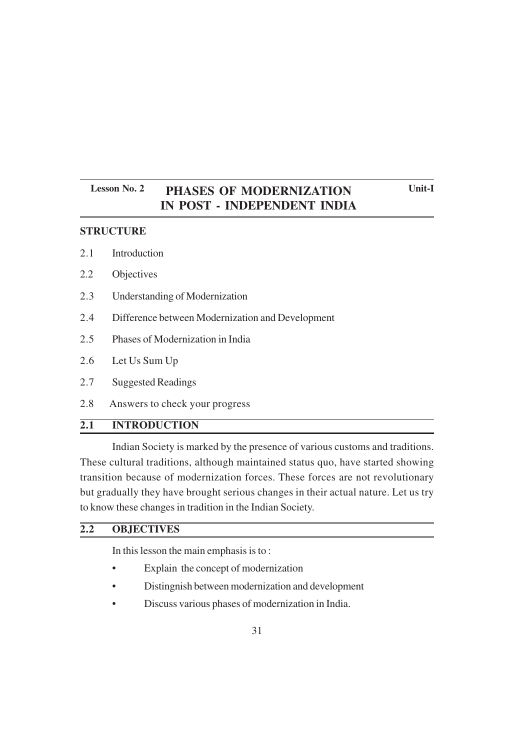**Lesson No. 2** | **Unit-I**

# PHASES OF MODERNIZATION IN POST - INDEPENDENT INDIA

**STRUCTURE**

2.1 Introduction

2.2 Objectives

2.3 Understanding of Modernization

2.4 Difference between Modernization and Development

2.5 Phases of Modernization in India

2.6 Let Us Sum Up

2.7 Suggested Readings

2.8 Answers to check your progress

## 2.1 INTRODUCTION

Indian Society is marked by the presence of various customs and traditions. These cultural traditions, although maintained status quo, have started showing transition because of modernization forces. These forces are not revolutionary but gradually they have brought serious changes in their actual nature. Let us try to know these changes in tradition in the Indian Society.

## 2.2 OBJECTIVES

In this lesson the main emphasis is to :

- Explain the concept of modernization
- Distingnish between modernization and development
- Discuss various phases of modernization in India.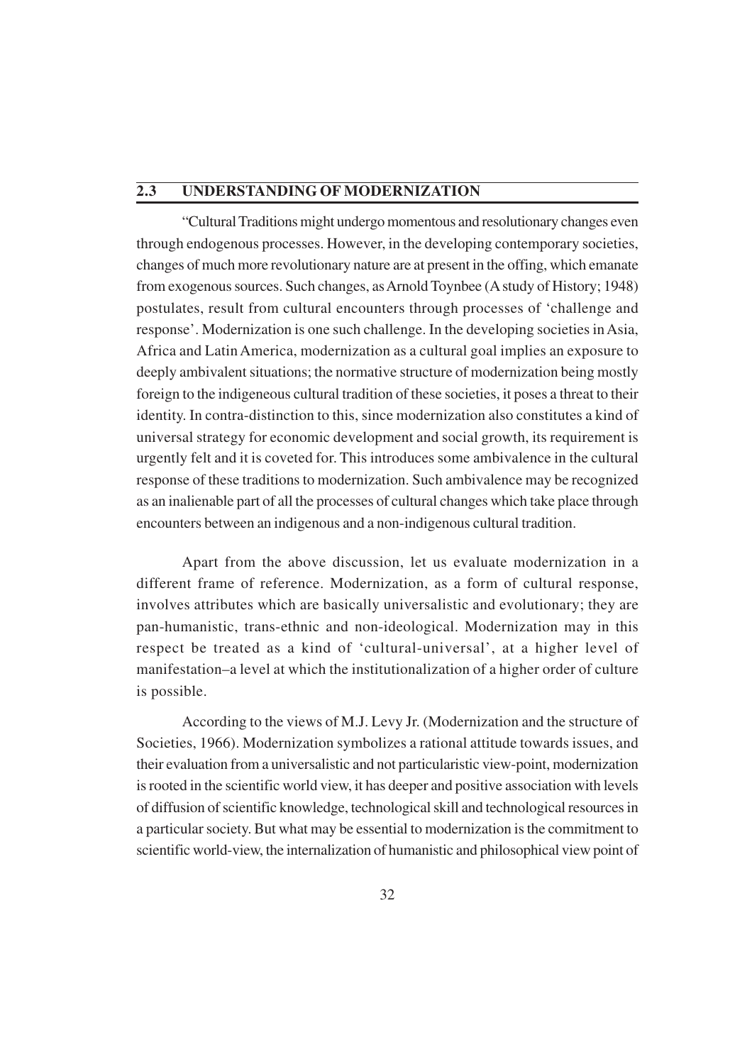## 2.3 UNDERSTANDING OF MODERNIZATION

"Cultural Traditions might undergo momentous and resolutionary changes even through endogenous processes. However, in the developing contemporary societies, changes of much more revolutionary nature are at present in the offing, which emanate from exogenous sources. Such changes, as Arnold Toynbee (A study of History; 1948) postulates, result from cultural encounters through processes of 'challenge and response'. Modernization is one such challenge. In the developing societies in Asia, Africa and Latin America, modernization as a cultural goal implies an exposure to deeply ambivalent situations; the normative structure of modernization being mostly foreign to the indigeneous cultural tradition of these societies, it poses a threat to their identity. In contra-distinction to this, since modernization also constitutes a kind of universal strategy for economic development and social growth, its requirement is urgently felt and it is coveted for. This introduces some ambivalence in the cultural response of these traditions to modernization. Such ambivalence may be recognized as an inalienable part of all the processes of cultural changes which take place through encounters between an indigenous and a non-indigenous cultural tradition.

Apart from the above discussion, let us evaluate modernization in a different frame of reference. Modernization, as a form of cultural response, involves attributes which are basically universalistic and evolutionary; they are pan-humanistic, trans-ethnic and non-ideological. Modernization may in this respect be treated as a kind of 'cultural-universal', at a higher level of manifestation–a level at which the institutionalization of a higher order of culture is possible.

According to the views of M.J. Levy Jr. (Modernization and the structure of Societies, 1966). Modernization symbolizes a rational attitude towards issues, and their evaluation from a universalistic and not particularistic view-point, modernization is rooted in the scientific world view, it has deeper and positive association with levels of diffusion of scientific knowledge, technological skill and technological resources in a particular society. But what may be essential to modernization is the commitment to scientific world-view, the internalization of humanistic and philosophical view point of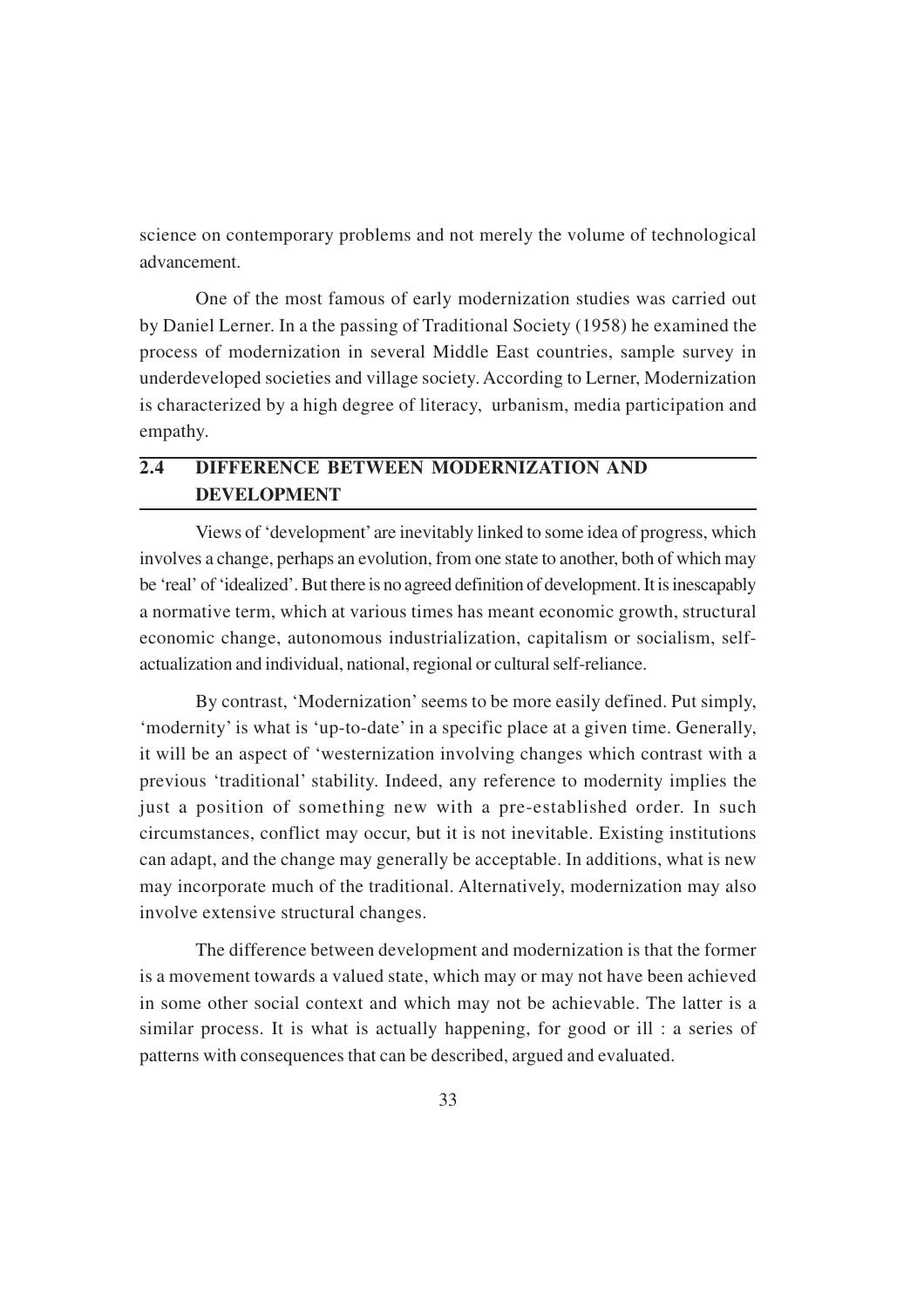science on contemporary problems and not merely the volume of technological advancement.

One of the most famous of early modernization studies was carried out by Daniel Lerner. In a the passing of Traditional Society (1958) he examined the process of modernization in several Middle East countries, sample survey in underdeveloped societies and village society. According to Lerner, Modernization is characterized by a high degree of literacy, urbanism, media participation and empathy.

## 2.4 DIFFERENCE BETWEEN MODERNIZATION AND DEVELOPMENT

Views of 'development' are inevitably linked to some idea of progress, which involves a change, perhaps an evolution, from one state to another, both of which may be 'real' of 'idealized'. But there is no agreed definition of development. It is inescapably a normative term, which at various times has meant economic growth, structural economic change, autonomous industrialization, capitalism or socialism, self-actualization and individual, national, regional or cultural self-reliance.

By contrast, 'Modernization' seems to be more easily defined. Put simply, 'modernity' is what is 'up-to-date' in a specific place at a given time. Generally, it will be an aspect of 'westernization involving changes which contrast with a previous 'traditional' stability. Indeed, any reference to modernity implies the just a position of something new with a pre-established order. In such circumstances, conflict may occur, but it is not inevitable. Existing institutions can adapt, and the change may generally be acceptable. In additions, what is new may incorporate much of the traditional. Alternatively, modernization may also involve extensive structural changes.

The difference between development and modernization is that the former is a movement towards a valued state, which may or may not have been achieved in some other social context and which may not be achievable. The latter is a similar process. It is what is actually happening, for good or ill : a series of patterns with consequences that can be described, argued and evaluated.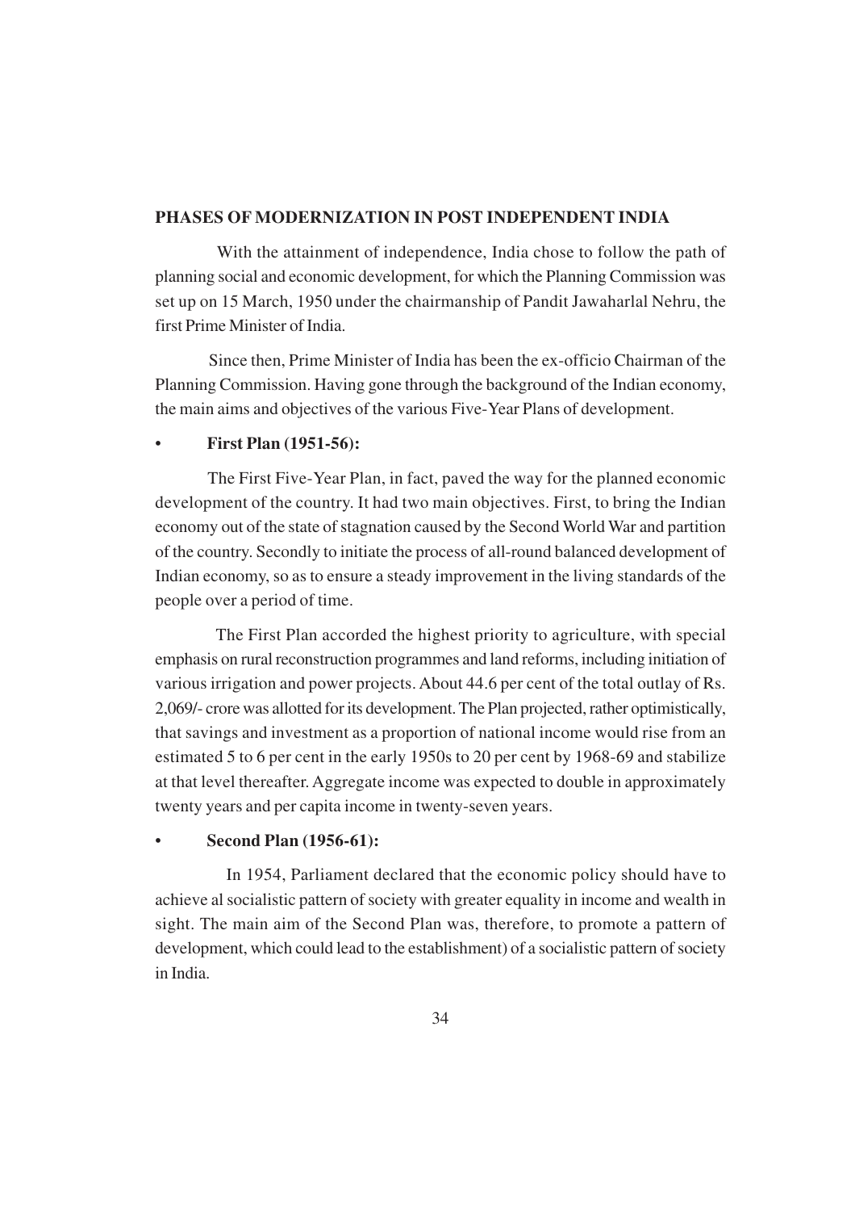## PHASES OF MODERNIZATION IN POST INDEPENDENT INDIA

With the attainment of independence, India chose to follow the path of planning social and economic development, for which the Planning Commission was set up on 15 March, 1950 under the chairmanship of Pandit Jawaharlal Nehru, the first Prime Minister of India.

Since then, Prime Minister of India has been the ex-officio Chairman of the Planning Commission. Having gone through the background of the Indian economy, the main aims and objectives of the various Five-Year Plans of development.

- **First Plan (1951-56):**

The First Five-Year Plan, in fact, paved the way for the planned economic development of the country. It had two main objectives. First, to bring the Indian economy out of the state of stagnation caused by the Second World War and partition of the country. Secondly to initiate the process of all-round balanced development of Indian economy, so as to ensure a steady improvement in the living standards of the people over a period of time.

The First Plan accorded the highest priority to agriculture, with special emphasis on rural reconstruction programmes and land reforms, including initiation of various irrigation and power projects. About 44.6 per cent of the total outlay of Rs. 2,069/- crore was allotted for its development. The Plan projected, rather optimistically, that savings and investment as a proportion of national income would rise from an estimated 5 to 6 per cent in the early 1950s to 20 per cent by 1968-69 and stabilize at that level thereafter. Aggregate income was expected to double in approximately twenty years and per capita income in twenty-seven years.

- **Second Plan (1956-61):**

In 1954, Parliament declared that the economic policy should have to achieve al socialistic pattern of society with greater equality in income and wealth in sight. The main aim of the Second Plan was, therefore, to promote a pattern of development, which could lead to the establishment) of a socialistic pattern of society in India.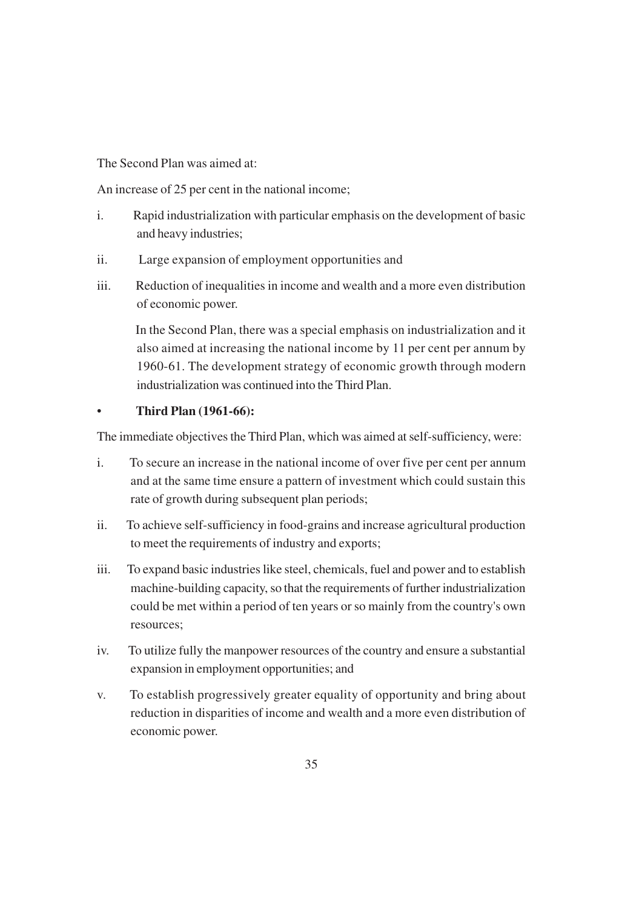The Second Plan was aimed at:

An increase of 25 per cent in the national income;

i. Rapid industrialization with particular emphasis on the development of basic and heavy industries;

ii. Large expansion of employment opportunities and

iii. Reduction of inequalities in income and wealth and a more even distribution of economic power.

In the Second Plan, there was a special emphasis on industrialization and it also aimed at increasing the national income by 11 per cent per annum by 1960-61. The development strategy of economic growth through modern industrialization was continued into the Third Plan.

- **Third Plan (1961-66):**

The immediate objectives the Third Plan, which was aimed at self-sufficiency, were:

i. To secure an increase in the national income of over five per cent per annum and at the same time ensure a pattern of investment which could sustain this rate of growth during subsequent plan periods;

ii. To achieve self-sufficiency in food-grains and increase agricultural production to meet the requirements of industry and exports;

iii. To expand basic industries like steel, chemicals, fuel and power and to establish machine-building capacity, so that the requirements of further industrialization could be met within a period of ten years or so mainly from the country's own resources;

iv. To utilize fully the manpower resources of the country and ensure a substantial expansion in employment opportunities; and

v. To establish progressively greater equality of opportunity and bring about reduction in disparities of income and wealth and a more even distribution of economic power.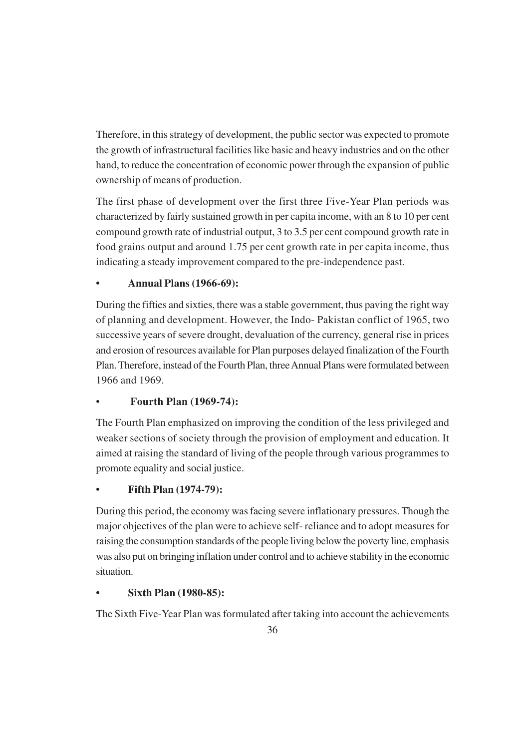Therefore, in this strategy of development, the public sector was expected to promote the growth of infrastructural facilities like basic and heavy industries and on the other hand, to reduce the concentration of economic power through the expansion of public ownership of means of production.

The first phase of development over the first three Five-Year Plan periods was characterized by fairly sustained growth in per capita income, with an 8 to 10 per cent compound growth rate of industrial output, 3 to 3.5 per cent compound growth rate in food grains output and around 1.75 per cent growth rate in per capita income, thus indicating a steady improvement compared to the pre-independence past.

- **Annual Plans (1966-69):**

During the fifties and sixties, there was a stable government, thus paving the right way of planning and development. However, the Indo- Pakistan conflict of 1965, two successive years of severe drought, devaluation of the currency, general rise in prices and erosion of resources available for Plan purposes delayed finalization of the Fourth Plan. Therefore, instead of the Fourth Plan, three Annual Plans were formulated between 1966 and 1969.

- **Fourth Plan (1969-74):**

The Fourth Plan emphasized on improving the condition of the less privileged and weaker sections of society through the provision of employment and education. It aimed at raising the standard of living of the people through various programmes to promote equality and social justice.

- **Fifth Plan (1974-79):**

During this period, the economy was facing severe inflationary pressures. Though the major objectives of the plan were to achieve self- reliance and to adopt measures for raising the consumption standards of the people living below the poverty line, emphasis was also put on bringing inflation under control and to achieve stability in the economic situation.

- **Sixth Plan (1980-85):**

The Sixth Five-Year Plan was formulated after taking into account the achievements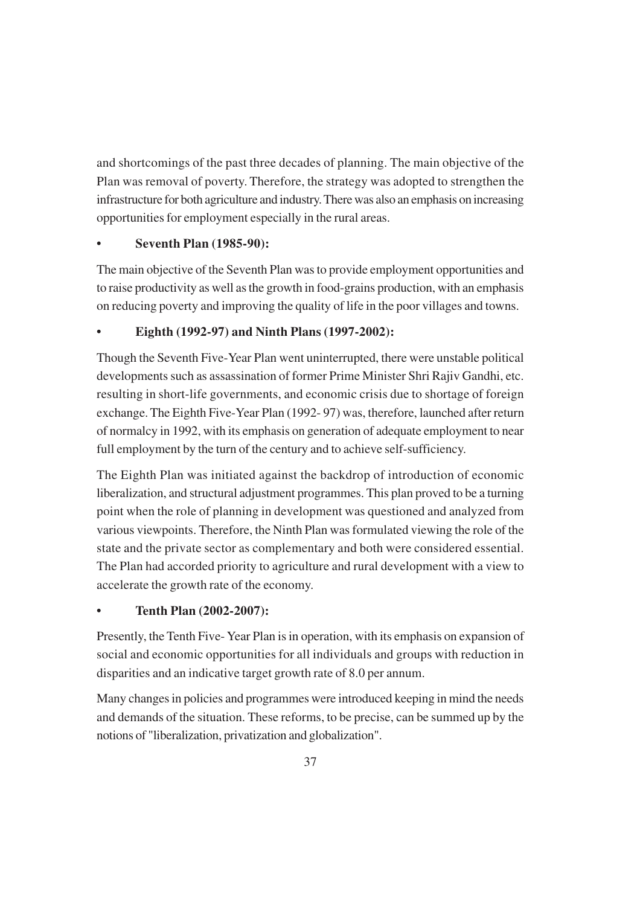and shortcomings of the past three decades of planning. The main objective of the Plan was removal of poverty. Therefore, the strategy was adopted to strengthen the infrastructure for both agriculture and industry. There was also an emphasis on increasing opportunities for employment especially in the rural areas.

- **Seventh Plan (1985-90):**

The main objective of the Seventh Plan was to provide employment opportunities and to raise productivity as well as the growth in food-grains production, with an emphasis on reducing poverty and improving the quality of life in the poor villages and towns.

- **Eighth (1992-97) and Ninth Plans (1997-2002):**

Though the Seventh Five-Year Plan went uninterrupted, there were unstable political developments such as assassination of former Prime Minister Shri Rajiv Gandhi, etc. resulting in short-life governments, and economic crisis due to shortage of foreign exchange. The Eighth Five-Year Plan (1992- 97) was, therefore, launched after return of normalcy in 1992, with its emphasis on generation of adequate employment to near full employment by the turn of the century and to achieve self-sufficiency.

The Eighth Plan was initiated against the backdrop of introduction of economic liberalization, and structural adjustment programmes. This plan proved to be a turning point when the role of planning in development was questioned and analyzed from various viewpoints. Therefore, the Ninth Plan was formulated viewing the role of the state and the private sector as complementary and both were considered essential. The Plan had accorded priority to agriculture and rural development with a view to accelerate the growth rate of the economy.

- **Tenth Plan (2002-2007):**

Presently, the Tenth Five- Year Plan is in operation, with its emphasis on expansion of social and economic opportunities for all individuals and groups with reduction in disparities and an indicative target growth rate of 8.0 per annum.

Many changes in policies and programmes were introduced keeping in mind the needs and demands of the situation. These reforms, to be precise, can be summed up by the notions of "liberalization, privatization and globalization".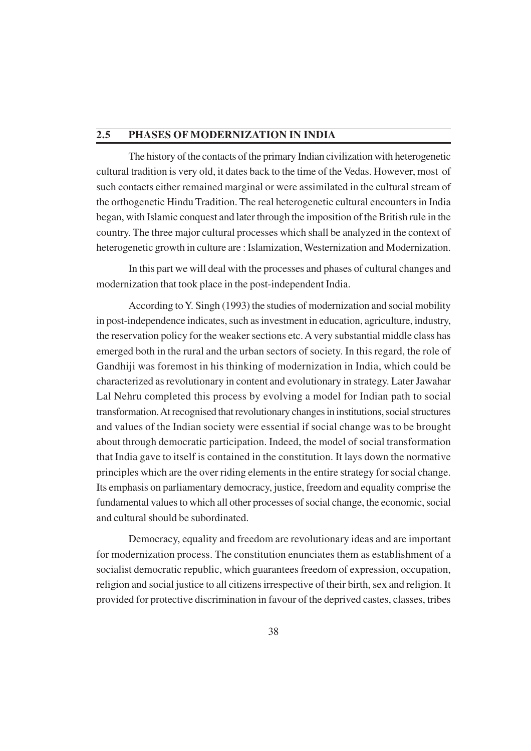## 2.5 PHASES OF MODERNIZATION IN INDIA

The history of the contacts of the primary Indian civilization with heterogenetic cultural tradition is very old, it dates back to the time of the Vedas. However, most of such contacts either remained marginal or were assimilated in the cultural stream of the orthogenetic Hindu Tradition. The real heterogenetic cultural encounters in India began, with Islamic conquest and later through the imposition of the British rule in the country. The three major cultural processes which shall be analyzed in the context of heterogenetic growth in culture are : Islamization, Westernization and Modernization.

In this part we will deal with the processes and phases of cultural changes and modernization that took place in the post-independent India.

According to Y. Singh (1993) the studies of modernization and social mobility in post-independence indicates, such as investment in education, agriculture, industry, the reservation policy for the weaker sections etc. A very substantial middle class has emerged both in the rural and the urban sectors of society. In this regard, the role of Gandhiji was foremost in his thinking of modernization in India, which could be characterized as revolutionary in content and evolutionary in strategy. Later Jawahar Lal Nehru completed this process by evolving a model for Indian path to social transformation. At recognised that revolutionary changes in institutions, social structures and values of the Indian society were essential if social change was to be brought about through democratic participation. Indeed, the model of social transformation that India gave to itself is contained in the constitution. It lays down the normative principles which are the over riding elements in the entire strategy for social change. Its emphasis on parliamentary democracy, justice, freedom and equality comprise the fundamental values to which all other processes of social change, the economic, social and cultural should be subordinated.

Democracy, equality and freedom are revolutionary ideas and are important for modernization process. The constitution enunciates them as establishment of a socialist democratic republic, which guarantees freedom of expression, occupation, religion and social justice to all citizens irrespective of their birth, sex and religion. It provided for protective discrimination in favour of the deprived castes, classes, tribes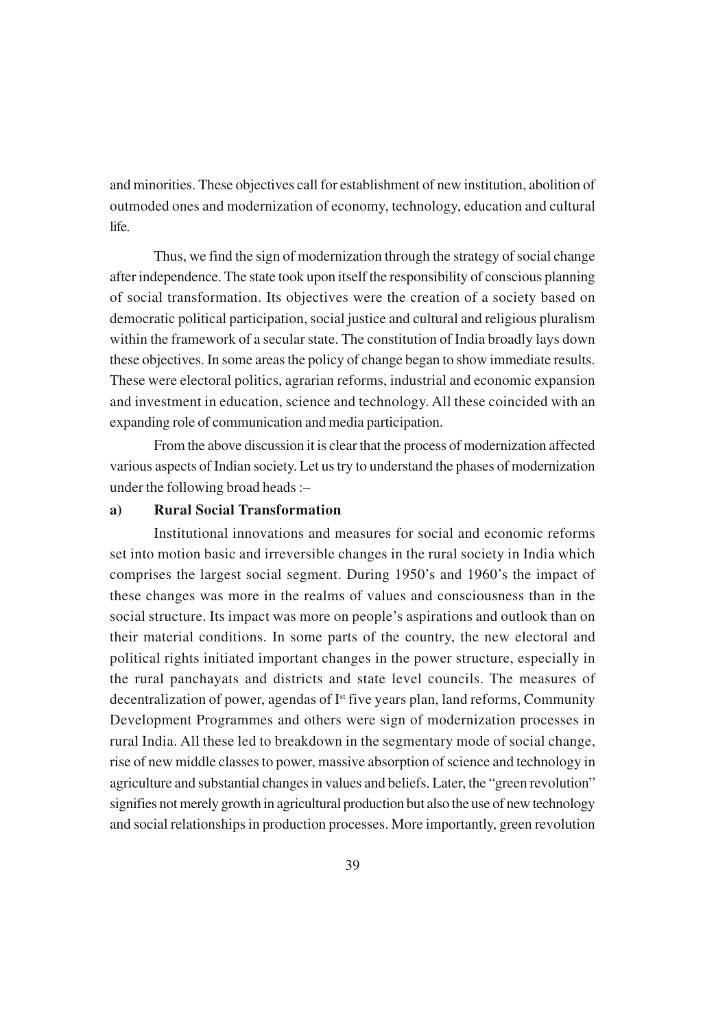and minorities. These objectives call for establishment of new institution, abolition of outmoded ones and modernization of economy, technology, education and cultural life.

Thus, we find the sign of modernization through the strategy of social change after independence. The state took upon itself the responsibility of conscious planning of social transformation. Its objectives were the creation of a society based on democratic political participation, social justice and cultural and religious pluralism within the framework of a secular state. The constitution of India broadly lays down these objectives. In some areas the policy of change began to show immediate results. These were electoral politics, agrarian reforms, industrial and economic expansion and investment in education, science and technology. All these coincided with an expanding role of communication and media participation.

From the above discussion it is clear that the process of modernization affected various aspects of Indian society. Let us try to understand the phases of modernization under the following broad heads :–

**a) Rural Social Transformation**

Institutional innovations and measures for social and economic reforms set into motion basic and irreversible changes in the rural society in India which comprises the largest social segment. During 1950's and 1960's the impact of these changes was more in the realms of values and consciousness than in the social structure. Its impact was more on people's aspirations and outlook than on their material conditions. In some parts of the country, the new electoral and political rights initiated important changes in the power structure, especially in the rural panchayats and districts and state level councils. The measures of decentralization of power, agendas of Ist five years plan, land reforms, Community Development Programmes and others were sign of modernization processes in rural India. All these led to breakdown in the segmentary mode of social change, rise of new middle classes to power, massive absorption of science and technology in agriculture and substantial changes in values and beliefs. Later, the "green revolution" signifies not merely growth in agricultural production but also the use of new technology and social relationships in production processes. More importantly, green revolution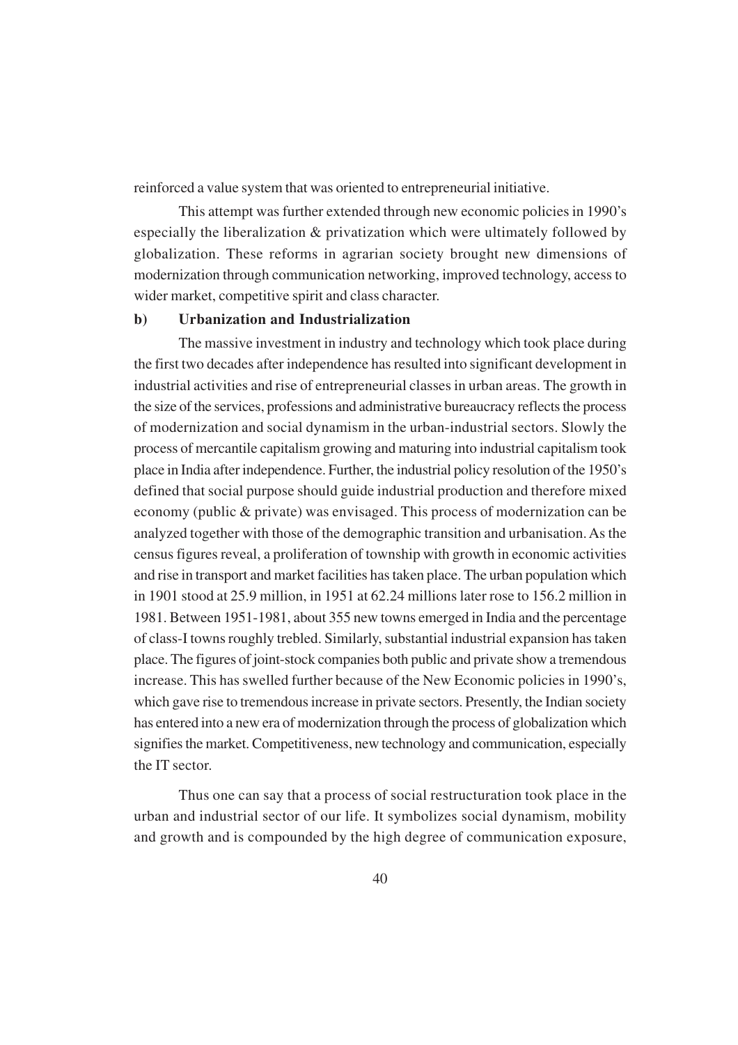reinforced a value system that was oriented to entrepreneurial initiative.

This attempt was further extended through new economic policies in 1990's especially the liberalization & privatization which were ultimately followed by globalization. These reforms in agrarian society brought new dimensions of modernization through communication networking, improved technology, access to wider market, competitive spirit and class character.

### b) Urbanization and Industrialization

The massive investment in industry and technology which took place during the first two decades after independence has resulted into significant development in industrial activities and rise of entrepreneurial classes in urban areas. The growth in the size of the services, professions and administrative bureaucracy reflects the process of modernization and social dynamism in the urban-industrial sectors. Slowly the process of mercantile capitalism growing and maturing into industrial capitalism took place in India after independence. Further, the industrial policy resolution of the 1950's defined that social purpose should guide industrial production and therefore mixed economy (public & private) was envisaged. This process of modernization can be analyzed together with those of the demographic transition and urbanisation. As the census figures reveal, a proliferation of township with growth in economic activities and rise in transport and market facilities has taken place. The urban population which in 1901 stood at 25.9 million, in 1951 at 62.24 millions later rose to 156.2 million in 1981. Between 1951-1981, about 355 new towns emerged in India and the percentage of class-I towns roughly trebled. Similarly, substantial industrial expansion has taken place. The figures of joint-stock companies both public and private show a tremendous increase. This has swelled further because of the New Economic policies in 1990's, which gave rise to tremendous increase in private sectors. Presently, the Indian society has entered into a new era of modernization through the process of globalization which signifies the market. Competitiveness, new technology and communication, especially the IT sector.

Thus one can say that a process of social restructuration took place in the urban and industrial sector of our life. It symbolizes social dynamism, mobility and growth and is compounded by the high degree of communication exposure,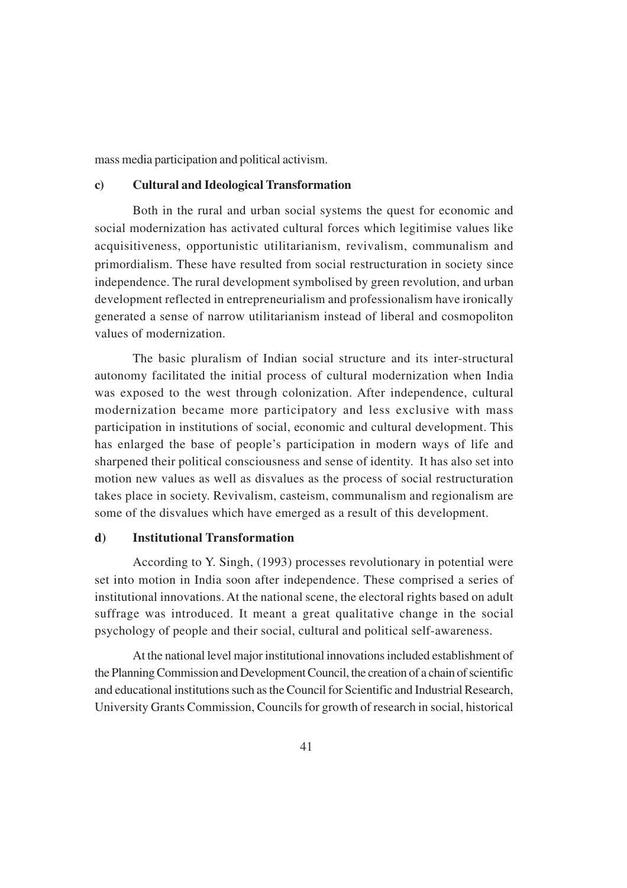mass media participation and political activism.

### c) Cultural and Ideological Transformation

Both in the rural and urban social systems the quest for economic and social modernization has activated cultural forces which legitimise values like acquisitiveness, opportunistic utilitarianism, revivalism, communalism and primordialism. These have resulted from social restructuration in society since independence. The rural development symbolised by green revolution, and urban development reflected in entrepreneurialism and professionalism have ironically generated a sense of narrow utilitarianism instead of liberal and cosmopoliton values of modernization.

The basic pluralism of Indian social structure and its inter-structural autonomy facilitated the initial process of cultural modernization when India was exposed to the west through colonization. After independence, cultural modernization became more participatory and less exclusive with mass participation in institutions of social, economic and cultural development. This has enlarged the base of people's participation in modern ways of life and sharpened their political consciousness and sense of identity. It has also set into motion new values as well as disvalues as the process of social restructuration takes place in society. Revivalism, casteism, communalism and regionalism are some of the disvalues which have emerged as a result of this development.

### d) Institutional Transformation

According to Y. Singh, (1993) processes revolutionary in potential were set into motion in India soon after independence. These comprised a series of institutional innovations. At the national scene, the electoral rights based on adult suffrage was introduced. It meant a great qualitative change in the social psychology of people and their social, cultural and political self-awareness.

At the national level major institutional innovations included establishment of the Planning Commission and Development Council, the creation of a chain of scientific and educational institutions such as the Council for Scientific and Industrial Research, University Grants Commission, Councils for growth of research in social, historical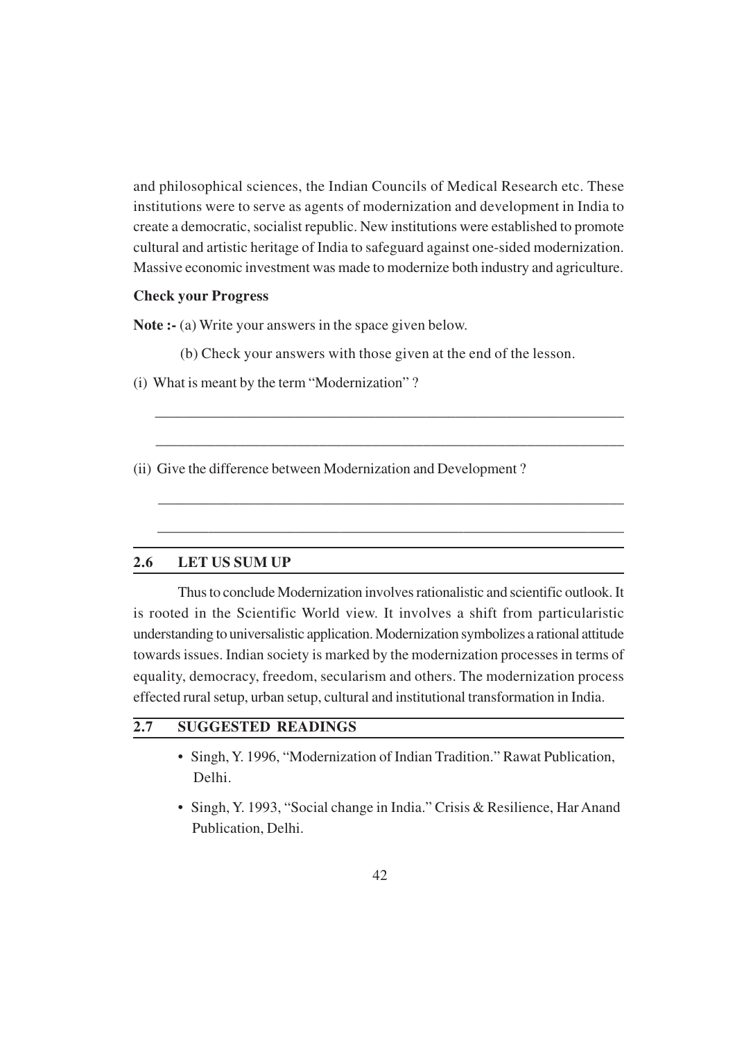and philosophical sciences, the Indian Councils of Medical Research etc. These institutions were to serve as agents of modernization and development in India to create a democratic, socialist republic. New institutions were established to promote cultural and artistic heritage of India to safeguard against one-sided modernization. Massive economic investment was made to modernize both industry and agriculture.

**Check your Progress**

**Note :-** (a) Write your answers in the space given below.

(b) Check your answers with those given at the end of the lesson.

(i) What is meant by the term "Modernization" ?

______________________________________________________________

______________________________________________________________

(ii) Give the difference between Modernization and Development ?

______________________________________________________________

______________________________________________________________

## 2.6 LET US SUM UP

Thus to conclude Modernization involves rationalistic and scientific outlook. It is rooted in the Scientific World view. It involves a shift from particularistic understanding to universalistic application. Modernization symbolizes a rational attitude towards issues. Indian society is marked by the modernization processes in terms of equality, democracy, freedom, secularism and others. The modernization process effected rural setup, urban setup, cultural and institutional transformation in India.

## 2.7 SUGGESTED READINGS

- Singh, Y. 1996, "Modernization of Indian Tradition." Rawat Publication, Delhi.
- Singh, Y. 1993, "Social change in India." Crisis & Resilience, Har Anand Publication, Delhi.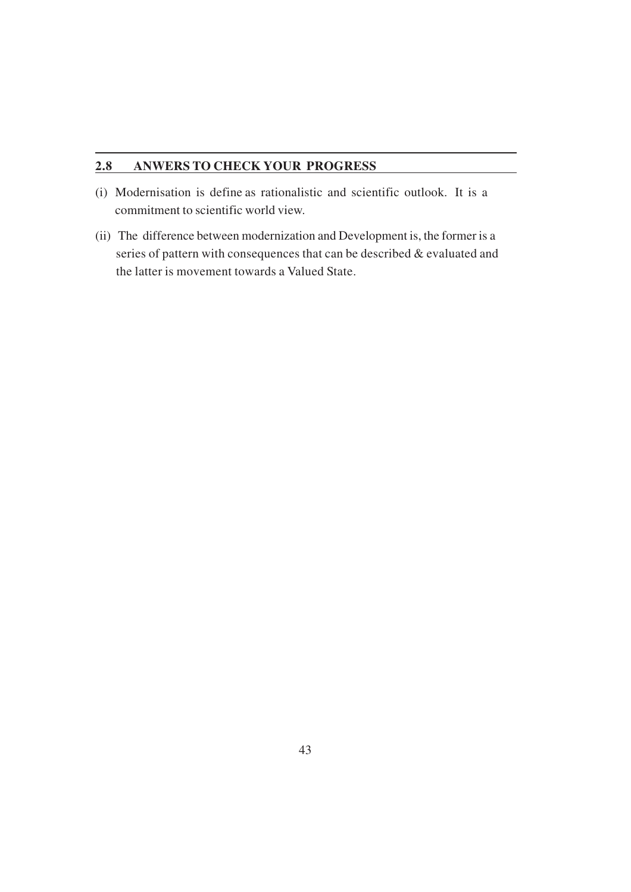## 2.8 ANWERS TO CHECK YOUR PROGRESS

(i) Modernisation is define as rationalistic and scientific outlook. It is a commitment to scientific world view.

(ii) The difference between modernization and Development is, the former is a series of pattern with consequences that can be described & evaluated and the latter is movement towards a Valued State.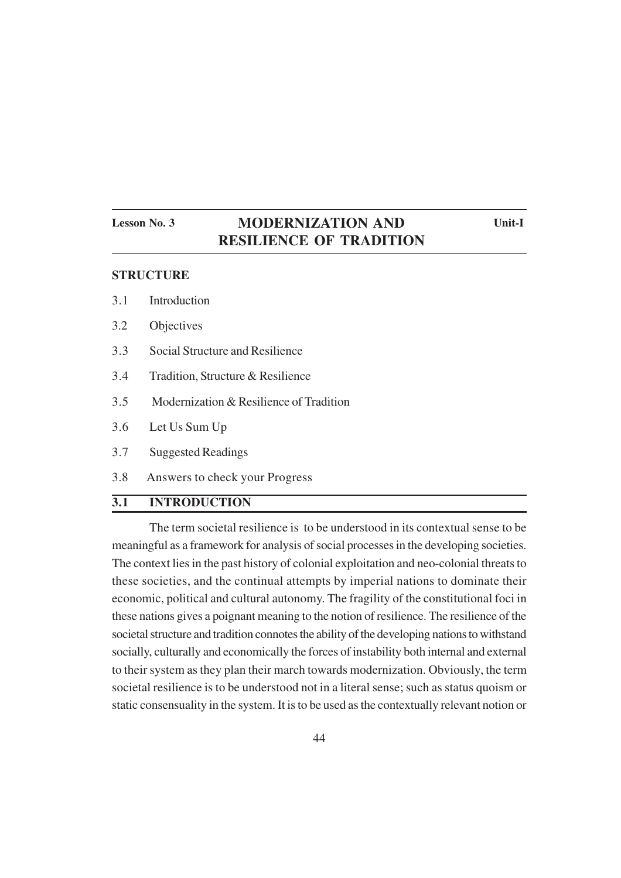**Lesson No. 3** | **MODERNIZATION AND RESILIENCE OF TRADITION** | **Unit-I**

# MODERNIZATION AND RESILIENCE OF TRADITION

**STRUCTURE**

3.1 Introduction

3.2 Objectives

3.3 Social Structure and Resilience

3.4 Tradition, Structure & Resilience

3.5 Modernization & Resilience of Tradition

3.6 Let Us Sum Up

3.7 Suggested Readings

3.8 Answers to check your Progress

## 3.1 INTRODUCTION

The term societal resilience is to be understood in its contextual sense to be meaningful as a framework for analysis of social processes in the developing societies. The context lies in the past history of colonial exploitation and neo-colonial threats to these societies, and the continual attempts by imperial nations to dominate their economic, political and cultural autonomy. The fragility of the constitutional foci in these nations gives a poignant meaning to the notion of resilience. The resilience of the societal structure and tradition connotes the ability of the developing nations to withstand socially, culturally and economically the forces of instability both internal and external to their system as they plan their march towards modernization. Obviously, the term societal resilience is to be understood not in a literal sense; such as status quoism or static consensuality in the system. It is to be used as the contextually relevant notion or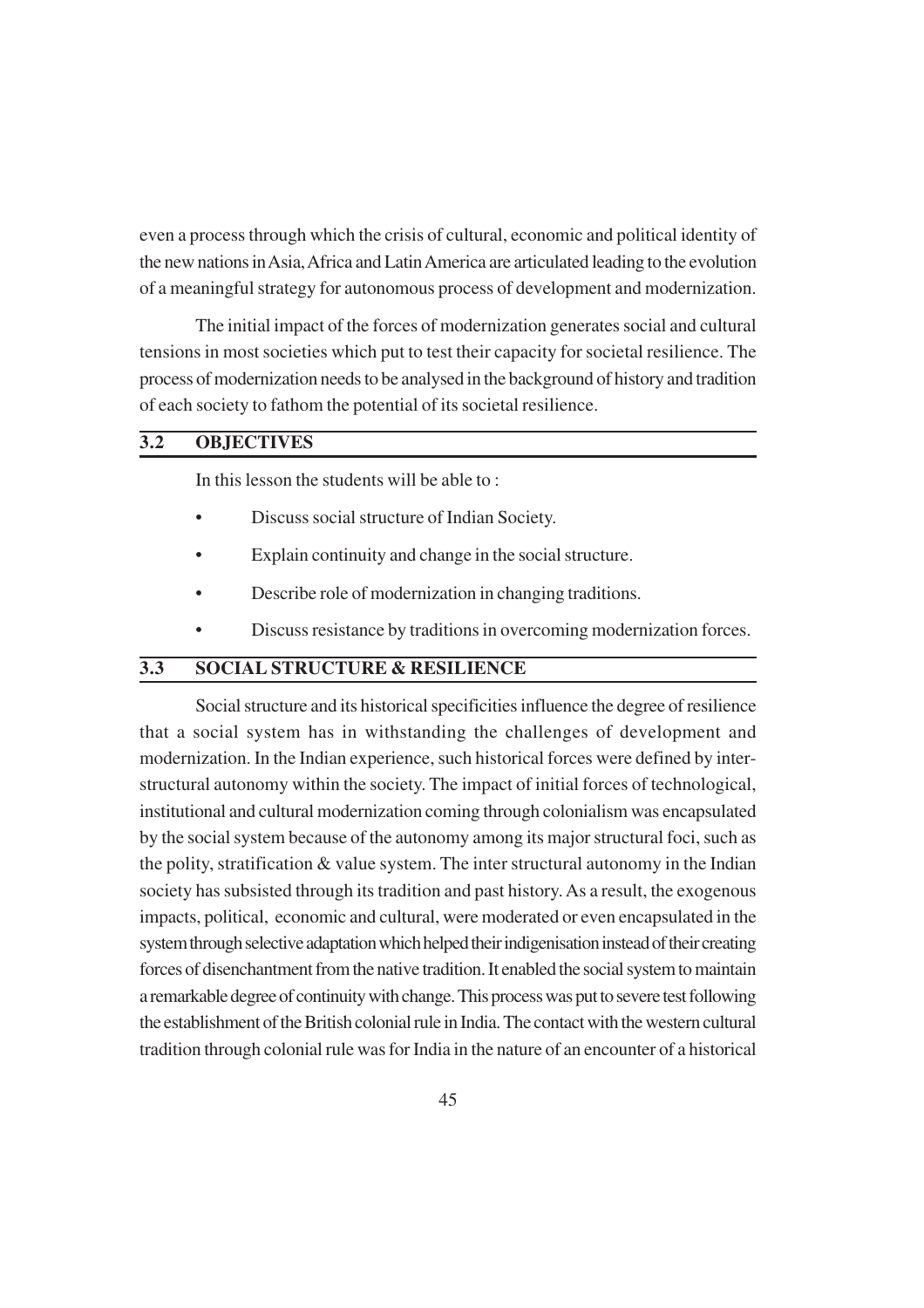even a process through which the crisis of cultural, economic and political identity of the new nations in Asia, Africa and Latin America are articulated leading to the evolution of a meaningful strategy for autonomous process of development and modernization.

The initial impact of the forces of modernization generates social and cultural tensions in most societies which put to test their capacity for societal resilience. The process of modernization needs to be analysed in the background of history and tradition of each society to fathom the potential of its societal resilience.

## 3.2 OBJECTIVES

In this lesson the students will be able to :

- Discuss social structure of Indian Society.
- Explain continuity and change in the social structure.
- Describe role of modernization in changing traditions.
- Discuss resistance by traditions in overcoming modernization forces.

## 3.3 SOCIAL STRUCTURE & RESILIENCE

Social structure and its historical specificities influence the degree of resilience that a social system has in withstanding the challenges of development and modernization. In the Indian experience, such historical forces were defined by inter-structural autonomy within the society. The impact of initial forces of technological, institutional and cultural modernization coming through colonialism was encapsulated by the social system because of the autonomy among its major structural foci, such as the polity, stratification & value system. The inter structural autonomy in the Indian society has subsisted through its tradition and past history. As a result, the exogenous impacts, political, economic and cultural, were moderated or even encapsulated in the system through selective adaptation which helped their indigenisation instead of their creating forces of disenchantment from the native tradition. It enabled the social system to maintain a remarkable degree of continuity with change. This process was put to severe test following the establishment of the British colonial rule in India. The contact with the western cultural tradition through colonial rule was for India in the nature of an encounter of a historical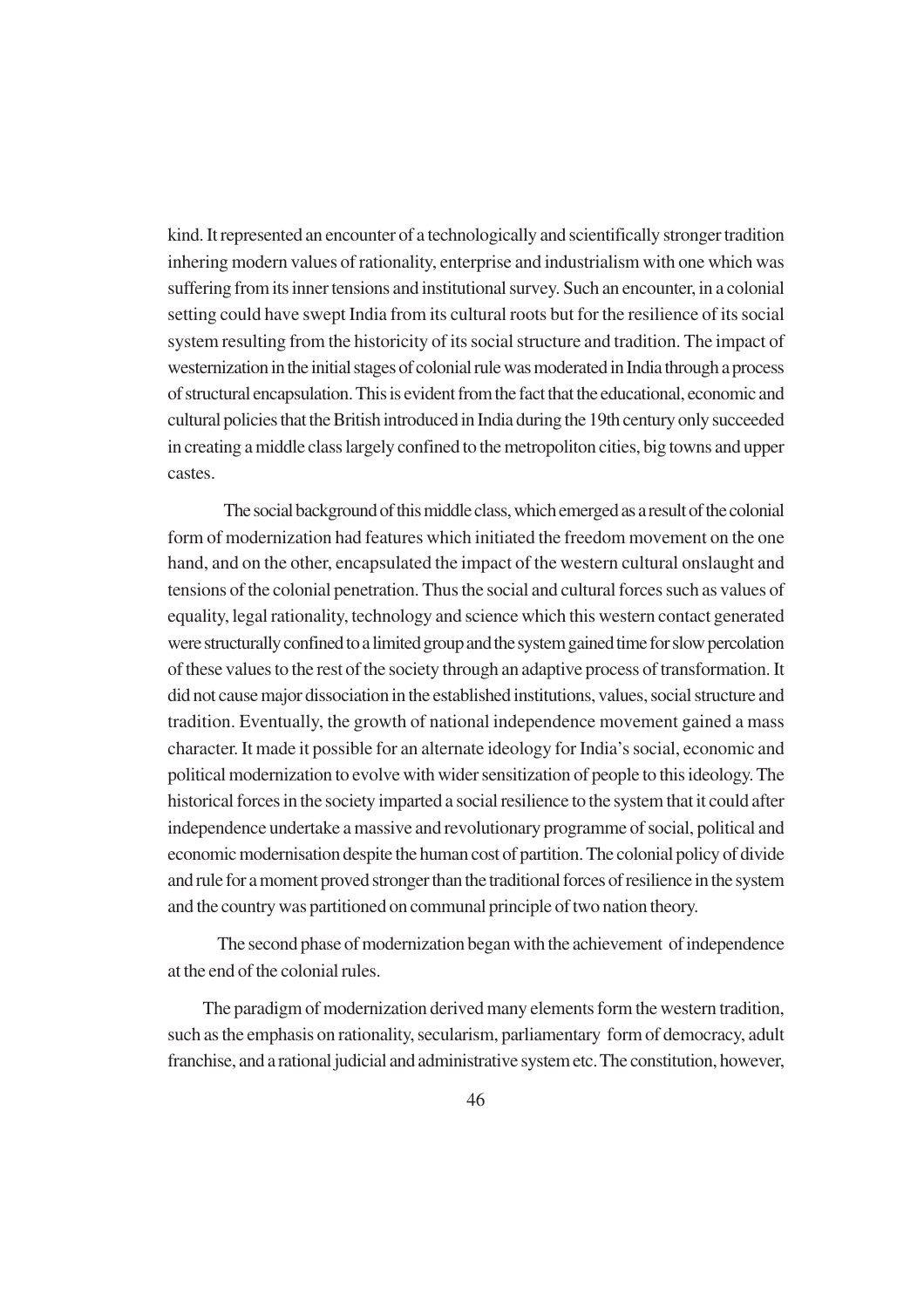kind. It represented an encounter of a technologically and scientifically stronger tradition inhering modern values of rationality, enterprise and industrialism with one which was suffering from its inner tensions and institutional survey. Such an encounter, in a colonial setting could have swept India from its cultural roots but for the resilience of its social system resulting from the historicity of its social structure and tradition. The impact of westernization in the initial stages of colonial rule was moderated in India through a process of structural encapsulation. This is evident from the fact that the educational, economic and cultural policies that the British introduced in India during the 19th century only succeeded in creating a middle class largely confined to the metropoliton cities, big towns and upper castes.

The social background of this middle class, which emerged as a result of the colonial form of modernization had features which initiated the freedom movement on the one hand, and on the other, encapsulated the impact of the western cultural onslaught and tensions of the colonial penetration. Thus the social and cultural forces such as values of equality, legal rationality, technology and science which this western contact generated were structurally confined to a limited group and the system gained time for slow percolation of these values to the rest of the society through an adaptive process of transformation. It did not cause major dissociation in the established institutions, values, social structure and tradition. Eventually, the growth of national independence movement gained a mass character. It made it possible for an alternate ideology for India's social, economic and political modernization to evolve with wider sensitization of people to this ideology. The historical forces in the society imparted a social resilience to the system that it could after independence undertake a massive and revolutionary programme of social, political and economic modernisation despite the human cost of partition. The colonial policy of divide and rule for a moment proved stronger than the traditional forces of resilience in the system and the country was partitioned on communal principle of two nation theory.

The second phase of modernization began with the achievement of independence at the end of the colonial rules.

The paradigm of modernization derived many elements form the western tradition, such as the emphasis on rationality, secularism, parliamentary form of democracy, adult franchise, and a rational judicial and administrative system etc. The constitution, however,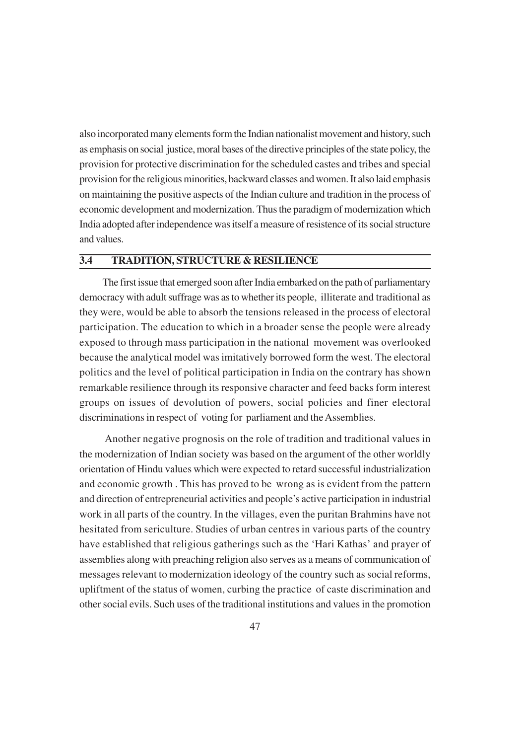also incorporated many elements form the Indian nationalist movement and history, such as emphasis on social justice, moral bases of the directive principles of the state policy, the provision for protective discrimination for the scheduled castes and tribes and special provision for the religious minorities, backward classes and women. It also laid emphasis on maintaining the positive aspects of the Indian culture and tradition in the process of economic development and modernization. Thus the paradigm of modernization which India adopted after independence was itself a measure of resistence of its social structure and values.

## 3.4 TRADITION, STRUCTURE & RESILIENCE

The first issue that emerged soon after India embarked on the path of parliamentary democracy with adult suffrage was as to whether its people, illiterate and traditional as they were, would be able to absorb the tensions released in the process of electoral participation. The education to which in a broader sense the people were already exposed to through mass participation in the national movement was overlooked because the analytical model was imitatively borrowed form the west. The electoral politics and the level of political participation in India on the contrary has shown remarkable resilience through its responsive character and feed backs form interest groups on issues of devolution of powers, social policies and finer electoral discriminations in respect of voting for parliament and the Assemblies.

Another negative prognosis on the role of tradition and traditional values in the modernization of Indian society was based on the argument of the other worldly orientation of Hindu values which were expected to retard successful industrialization and economic growth . This has proved to be wrong as is evident from the pattern and direction of entrepreneurial activities and people's active participation in industrial work in all parts of the country. In the villages, even the puritan Brahmins have not hesitated from sericulture. Studies of urban centres in various parts of the country have established that religious gatherings such as the 'Hari Kathas' and prayer of assemblies along with preaching religion also serves as a means of communication of messages relevant to modernization ideology of the country such as social reforms, upliftment of the status of women, curbing the practice of caste discrimination and other social evils. Such uses of the traditional institutions and values in the promotion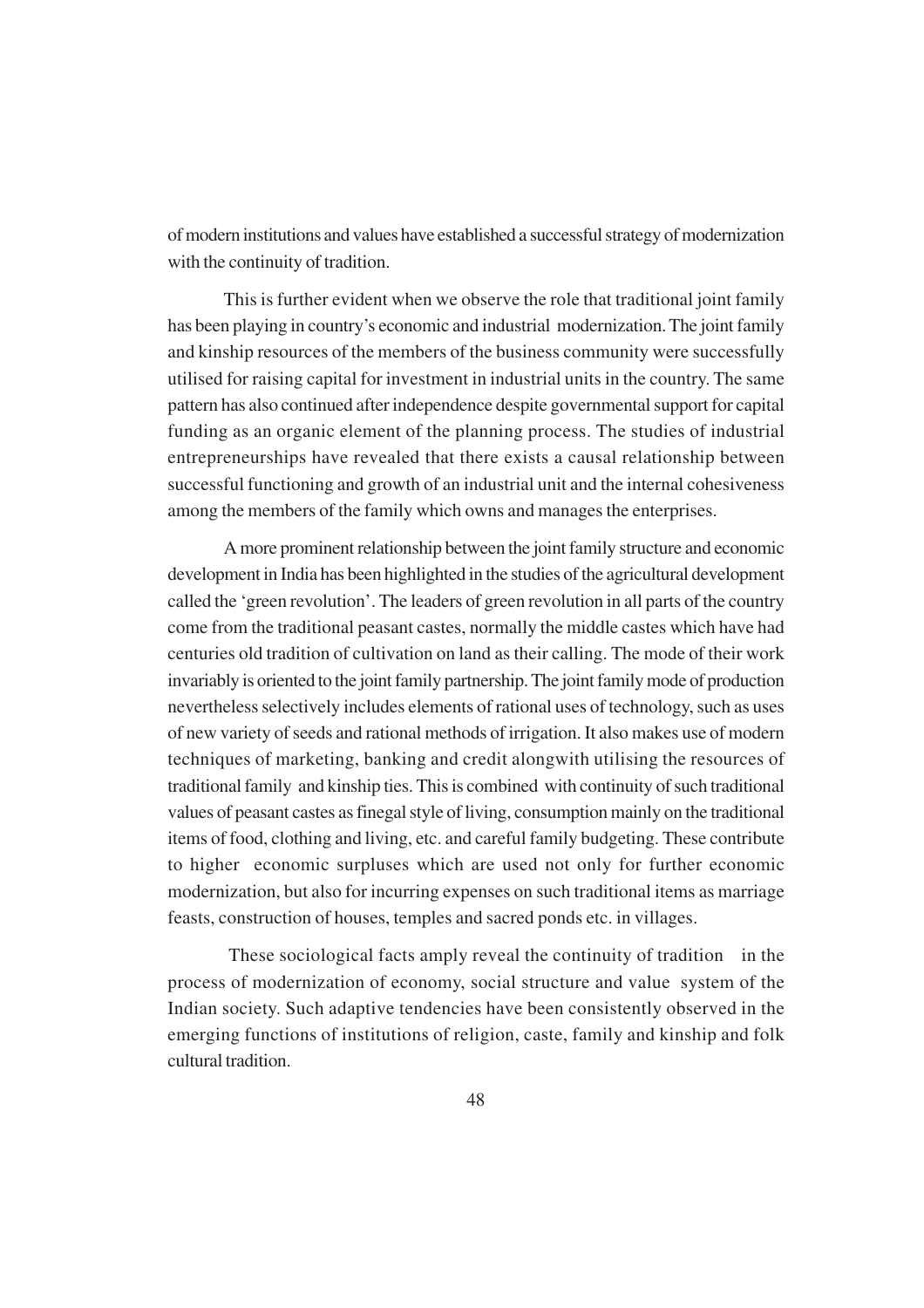of modern institutions and values have established a successful strategy of modernization with the continuity of tradition.

This is further evident when we observe the role that traditional joint family has been playing in country's economic and industrial modernization. The joint family and kinship resources of the members of the business community were successfully utilised for raising capital for investment in industrial units in the country. The same pattern has also continued after independence despite governmental support for capital funding as an organic element of the planning process. The studies of industrial entrepreneurships have revealed that there exists a causal relationship between successful functioning and growth of an industrial unit and the internal cohesiveness among the members of the family which owns and manages the enterprises.

A more prominent relationship between the joint family structure and economic development in India has been highlighted in the studies of the agricultural development called the 'green revolution'. The leaders of green revolution in all parts of the country come from the traditional peasant castes, normally the middle castes which have had centuries old tradition of cultivation on land as their calling. The mode of their work invariably is oriented to the joint family partnership. The joint family mode of production nevertheless selectively includes elements of rational uses of technology, such as uses of new variety of seeds and rational methods of irrigation. It also makes use of modern techniques of marketing, banking and credit alongwith utilising the resources of traditional family and kinship ties. This is combined with continuity of such traditional values of peasant castes as finegal style of living, consumption mainly on the traditional items of food, clothing and living, etc. and careful family budgeting. These contribute to higher economic surpluses which are used not only for further economic modernization, but also for incurring expenses on such traditional items as marriage feasts, construction of houses, temples and sacred ponds etc. in villages.

These sociological facts amply reveal the continuity of tradition in the process of modernization of economy, social structure and value system of the Indian society. Such adaptive tendencies have been consistently observed in the emerging functions of institutions of religion, caste, family and kinship and folk cultural tradition.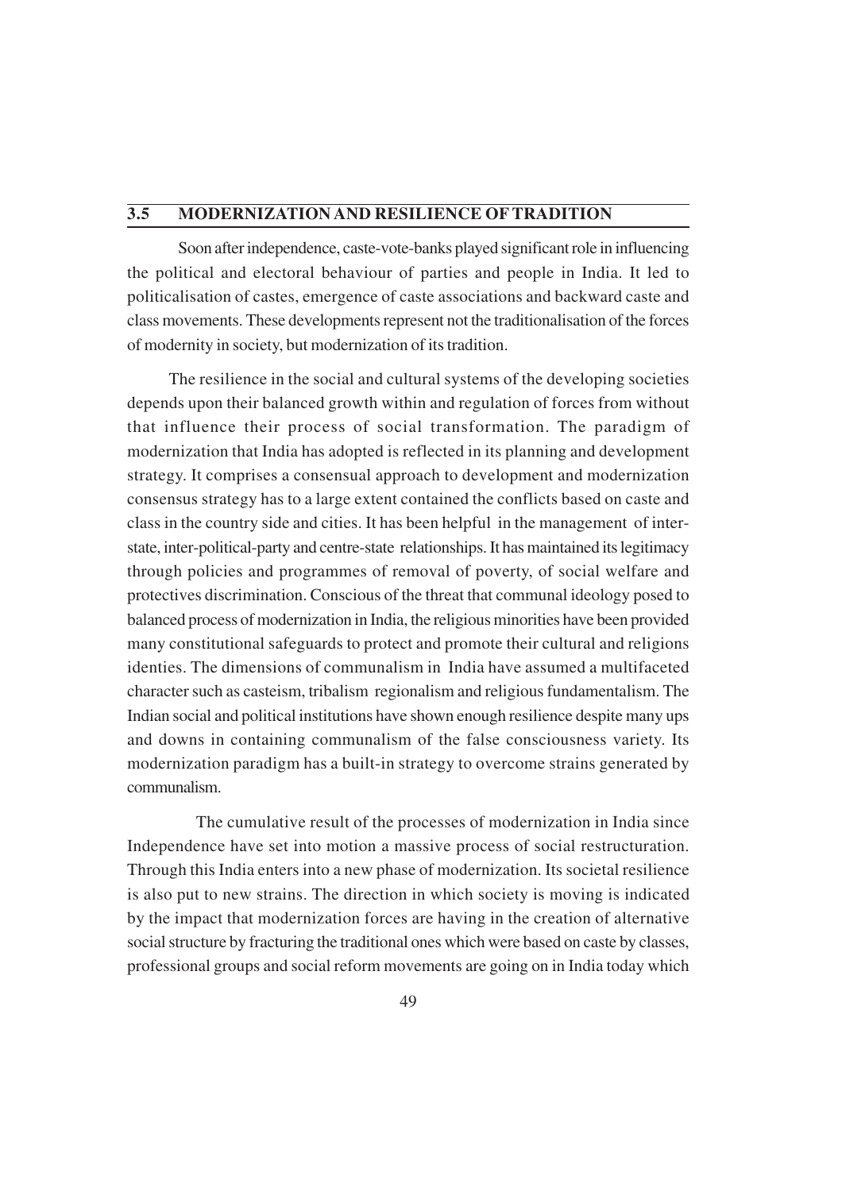## 3.5 MODERNIZATION AND RESILIENCE OF TRADITION

Soon after independence, caste-vote-banks played significant role in influencing the political and electoral behaviour of parties and people in India. It led to politicalisation of castes, emergence of caste associations and backward caste and class movements. These developments represent not the traditionalisation of the forces of modernity in society, but modernization of its tradition.

The resilience in the social and cultural systems of the developing societies depends upon their balanced growth within and regulation of forces from without that influence their process of social transformation. The paradigm of modernization that India has adopted is reflected in its planning and development strategy. It comprises a consensual approach to development and modernization consensus strategy has to a large extent contained the conflicts based on caste and class in the country side and cities. It has been helpful in the management of inter-state, inter-political-party and centre-state relationships. It has maintained its legitimacy through policies and programmes of removal of poverty, of social welfare and protectives discrimination. Conscious of the threat that communal ideology posed to balanced process of modernization in India, the religious minorities have been provided many constitutional safeguards to protect and promote their cultural and religions identies. The dimensions of communalism in India have assumed a multifaceted character such as casteism, tribalism regionalism and religious fundamentalism. The Indian social and political institutions have shown enough resilience despite many ups and downs in containing communalism of the false consciousness variety. Its modernization paradigm has a built-in strategy to overcome strains generated by communalism.

The cumulative result of the processes of modernization in India since Independence have set into motion a massive process of social restructuration. Through this India enters into a new phase of modernization. Its societal resilience is also put to new strains. The direction in which society is moving is indicated by the impact that modernization forces are having in the creation of alternative social structure by fracturing the traditional ones which were based on caste by classes, professional groups and social reform movements are going on in India today which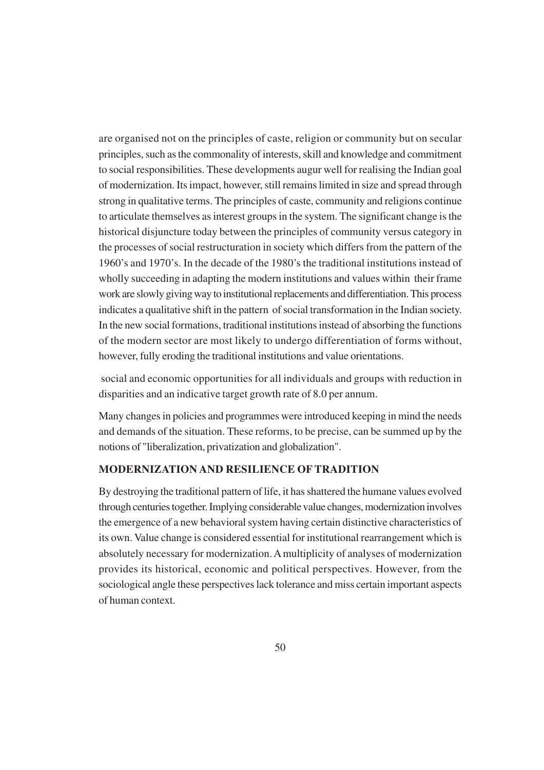are organised not on the principles of caste, religion or community but on secular principles, such as the commonality of interests, skill and knowledge and commitment to social responsibilities. These developments augur well for realising the Indian goal of modernization. Its impact, however, still remains limited in size and spread through strong in qualitative terms. The principles of caste, community and religions continue to articulate themselves as interest groups in the system. The significant change is the historical disjuncture today between the principles of community versus category in the processes of social restructuration in society which differs from the pattern of the 1960's and 1970's. In the decade of the 1980's the traditional institutions instead of wholly succeeding in adapting the modern institutions and values within their frame work are slowly giving way to institutional replacements and differentiation. This process indicates a qualitative shift in the pattern of social transformation in the Indian society. In the new social formations, traditional institutions instead of absorbing the functions of the modern sector are most likely to undergo differentiation of forms without, however, fully eroding the traditional institutions and value orientations.

social and economic opportunities for all individuals and groups with reduction in disparities and an indicative target growth rate of 8.0 per annum.

Many changes in policies and programmes were introduced keeping in mind the needs and demands of the situation. These reforms, to be precise, can be summed up by the notions of "liberalization, privatization and globalization".

## MODERNIZATION AND RESILIENCE OF TRADITION

By destroying the traditional pattern of life, it has shattered the humane values evolved through centuries together. Implying considerable value changes, modernization involves the emergence of a new behavioral system having certain distinctive characteristics of its own. Value change is considered essential for institutional rearrangement which is absolutely necessary for modernization. A multiplicity of analyses of modernization provides its historical, economic and political perspectives. However, from the sociological angle these perspectives lack tolerance and miss certain important aspects of human context.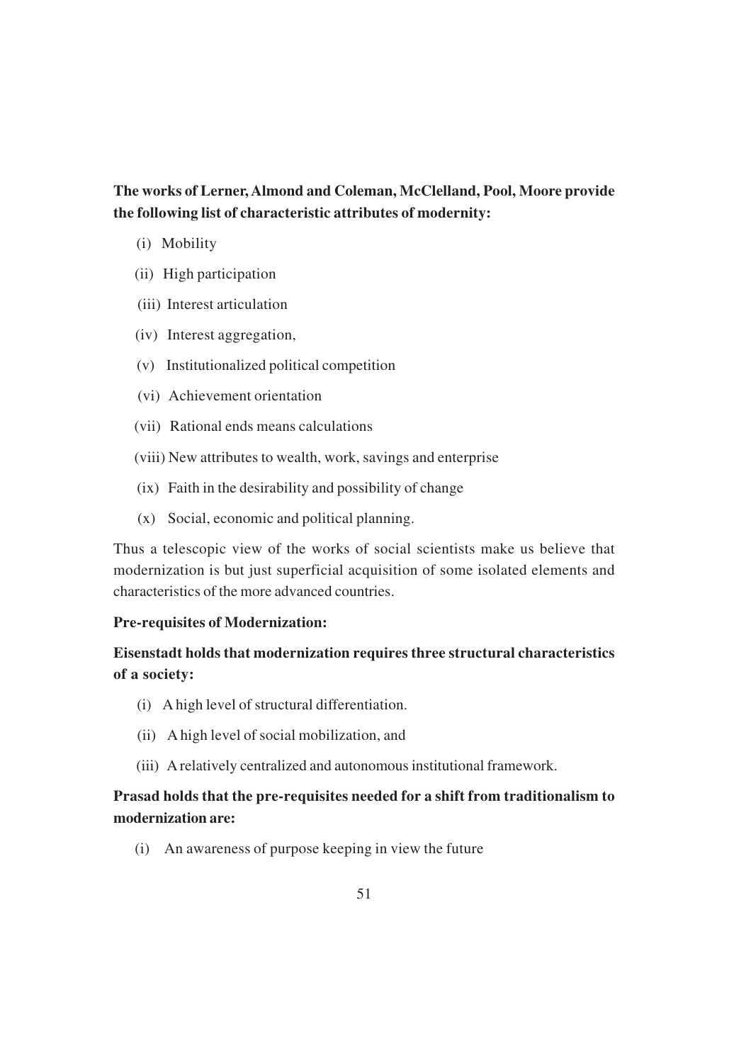**The works of Lerner, Almond and Coleman, McClelland, Pool, Moore provide the following list of characteristic attributes of modernity:**

(i) Mobility

(ii) High participation

(iii) Interest articulation

(iv) Interest aggregation,

(v) Institutionalized political competition

(vi) Achievement orientation

(vii) Rational ends means calculations

(viii) New attributes to wealth, work, savings and enterprise

(ix) Faith in the desirability and possibility of change

(x) Social, economic and political planning.

Thus a telescopic view of the works of social scientists make us believe that modernization is but just superficial acquisition of some isolated elements and characteristics of the more advanced countries.

**Pre-requisites of Modernization:**

**Eisenstadt holds that modernization requires three structural characteristics of a society:**

(i) A high level of structural differentiation.

(ii) A high level of social mobilization, and

(iii) A relatively centralized and autonomous institutional framework.

**Prasad holds that the pre-requisites needed for a shift from traditionalism to modernization are:**

(i) An awareness of purpose keeping in view the future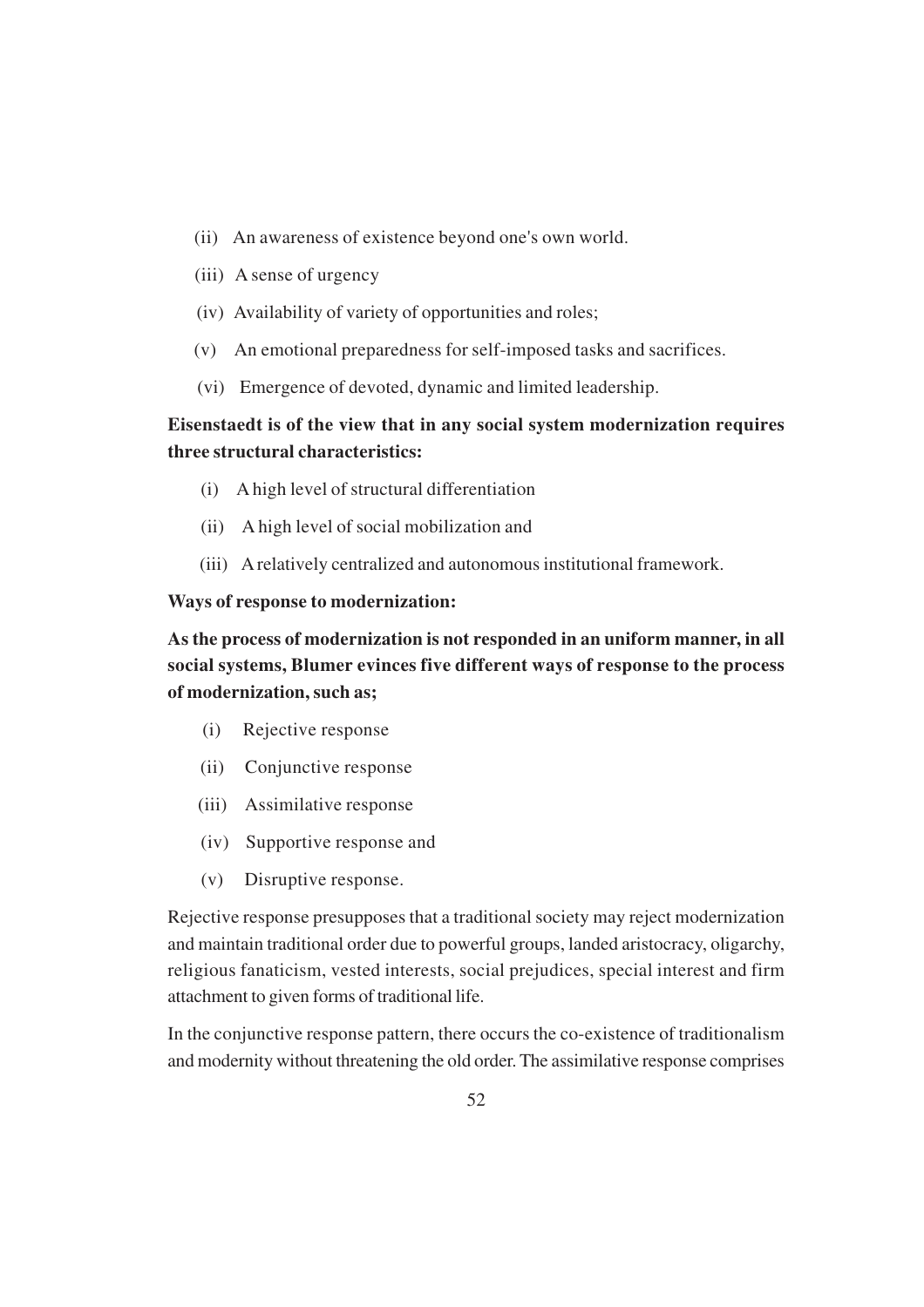(ii) An awareness of existence beyond one's own world.

(iii) A sense of urgency

(iv) Availability of variety of opportunities and roles;

(v) An emotional preparedness for self-imposed tasks and sacrifices.

(vi) Emergence of devoted, dynamic and limited leadership.

**Eisenstaedt is of the view that in any social system modernization requires three structural characteristics:**

(i) A high level of structural differentiation

(ii) A high level of social mobilization and

(iii) A relatively centralized and autonomous institutional framework.

**Ways of response to modernization:**

**As the process of modernization is not responded in an uniform manner, in all social systems, Blumer evinces five different ways of response to the process of modernization, such as;**

(i) Rejective response

(ii) Conjunctive response

(iii) Assimilative response

(iv) Supportive response and

(v) Disruptive response.

Rejective response presupposes that a traditional society may reject modernization and maintain traditional order due to powerful groups, landed aristocracy, oligarchy, religious fanaticism, vested interests, social prejudices, special interest and firm attachment to given forms of traditional life.

In the conjunctive response pattern, there occurs the co-existence of traditionalism and modernity without threatening the old order. The assimilative response comprises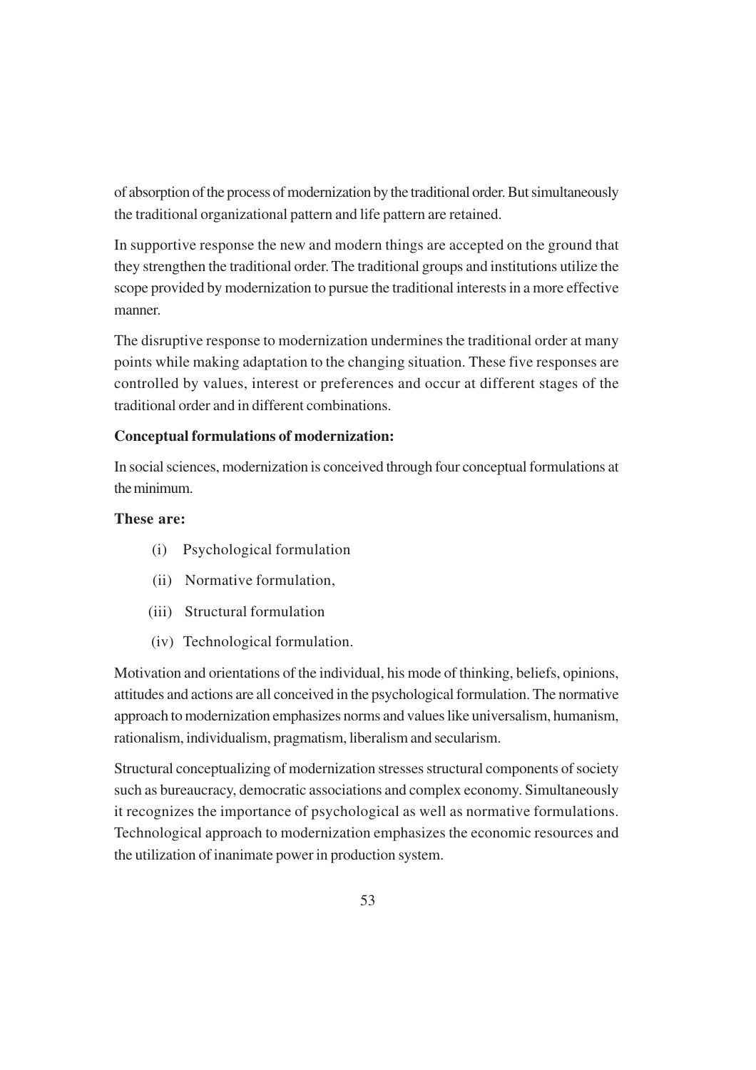of absorption of the process of modernization by the traditional order. But simultaneously the traditional organizational pattern and life pattern are retained.

In supportive response the new and modern things are accepted on the ground that they strengthen the traditional order. The traditional groups and institutions utilize the scope provided by modernization to pursue the traditional interests in a more effective manner.

The disruptive response to modernization undermines the traditional order at many points while making adaptation to the changing situation. These five responses are controlled by values, interest or preferences and occur at different stages of the traditional order and in different combinations.

**Conceptual formulations of modernization:**

In social sciences, modernization is conceived through four conceptual formulations at the minimum.

**These are:**

(i) Psychological formulation

(ii) Normative formulation,

(iii) Structural formulation

(iv) Technological formulation.

Motivation and orientations of the individual, his mode of thinking, beliefs, opinions, attitudes and actions are all conceived in the psychological formulation. The normative approach to modernization emphasizes norms and values like universalism, humanism, rationalism, individualism, pragmatism, liberalism and secularism.

Structural conceptualizing of modernization stresses structural components of society such as bureaucracy, democratic associations and complex economy. Simultaneously it recognizes the importance of psychological as well as normative formulations. Technological approach to modernization emphasizes the economic resources and the utilization of inanimate power in production system.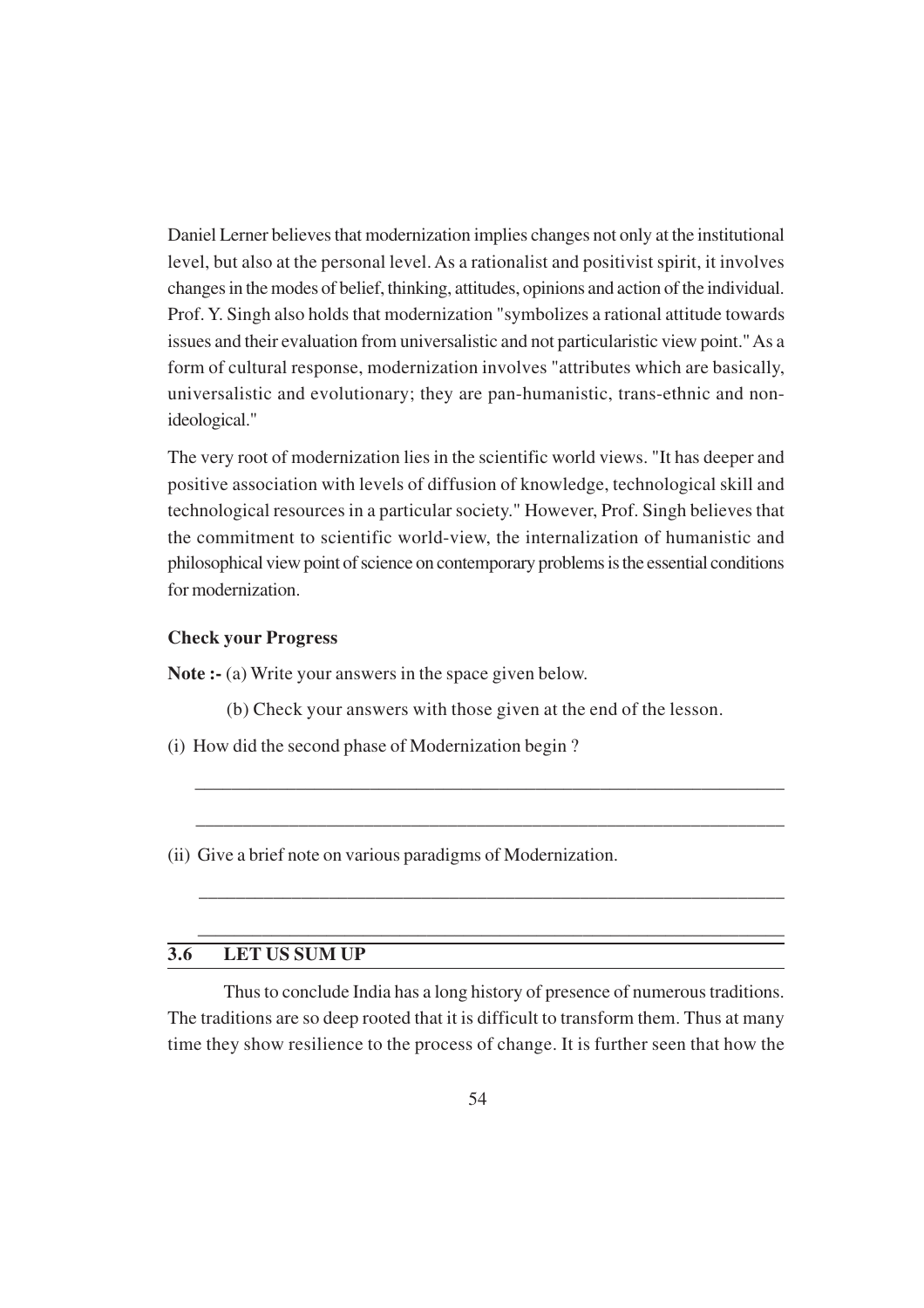Daniel Lerner believes that modernization implies changes not only at the institutional level, but also at the personal level. As a rationalist and positivist spirit, it involves changes in the modes of belief, thinking, attitudes, opinions and action of the individual. Prof. Y. Singh also holds that modernization "symbolizes a rational attitude towards issues and their evaluation from universalistic and not particularistic view point." As a form of cultural response, modernization involves "attributes which are basically, universalistic and evolutionary; they are pan-humanistic, trans-ethnic and non-ideological."

The very root of modernization lies in the scientific world views. "It has deeper and positive association with levels of diffusion of knowledge, technological skill and technological resources in a particular society." However, Prof. Singh believes that the commitment to scientific world-view, the internalization of humanistic and philosophical view point of science on contemporary problems is the essential conditions for modernization.

**Check your Progress**

**Note :-** (a) Write your answers in the space given below.

(b) Check your answers with those given at the end of the lesson.

(i) How did the second phase of Modernization begin ?

_______________________________________________________________

_______________________________________________________________

(ii) Give a brief note on various paradigms of Modernization.

_______________________________________________________________

_______________________________________________________________

## 3.6 LET US SUM UP

Thus to conclude India has a long history of presence of numerous traditions. The traditions are so deep rooted that it is difficult to transform them. Thus at many time they show resilience to the process of change. It is further seen that how the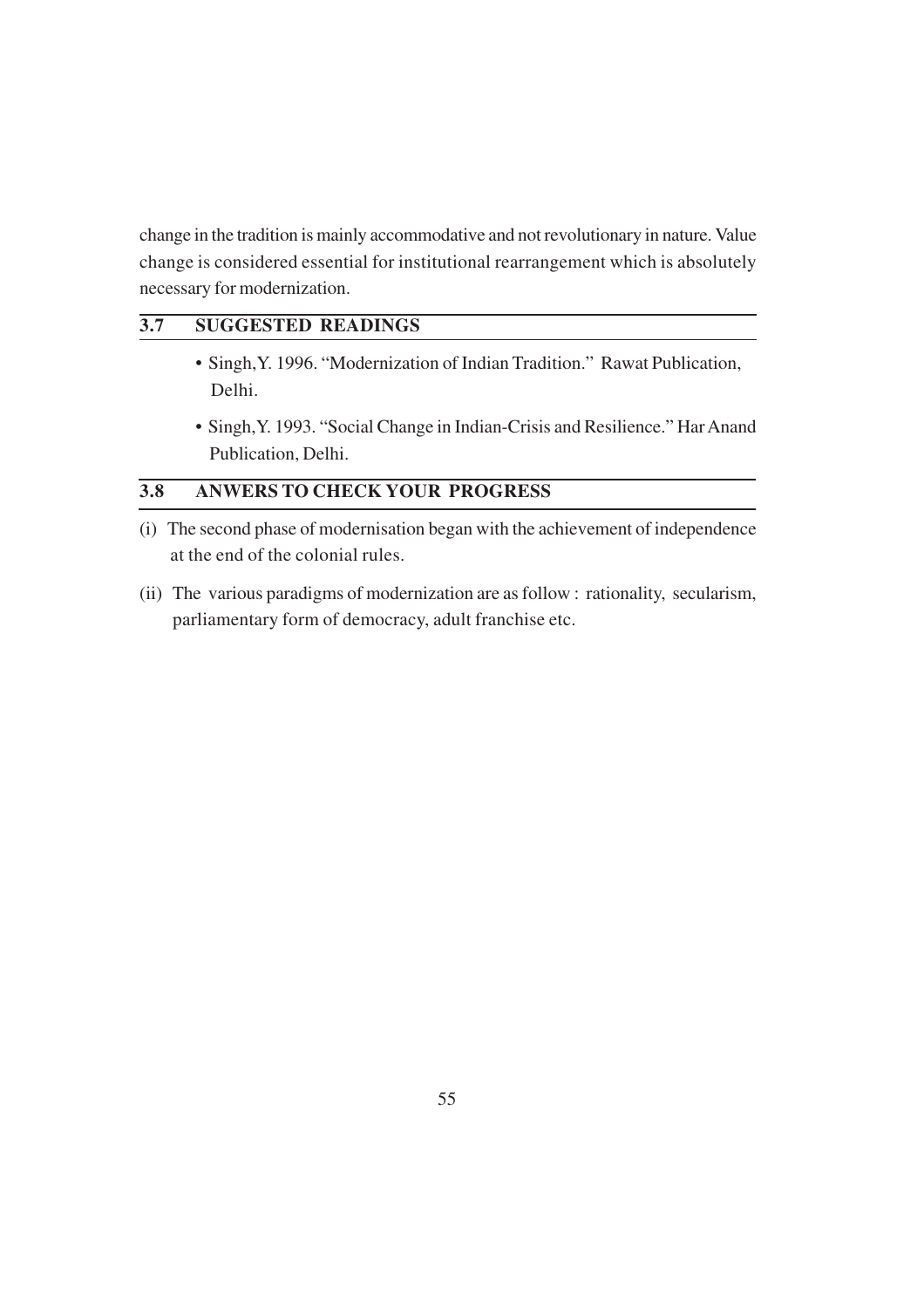change in the tradition is mainly accommodative and not revolutionary in nature. Value change is considered essential for institutional rearrangement which is absolutely necessary for modernization.

## 3.7 SUGGESTED READINGS

- Singh,Y. 1996. "Modernization of Indian Tradition." Rawat Publication, Delhi.
- Singh,Y. 1993. "Social Change in Indian-Crisis and Resilience." Har Anand Publication, Delhi.

## 3.8 ANWERS TO CHECK YOUR PROGRESS

(i) The second phase of modernisation began with the achievement of independence at the end of the colonial rules.

(ii) The various paradigms of modernization are as follow : rationality, secularism, parliamentary form of democracy, adult franchise etc.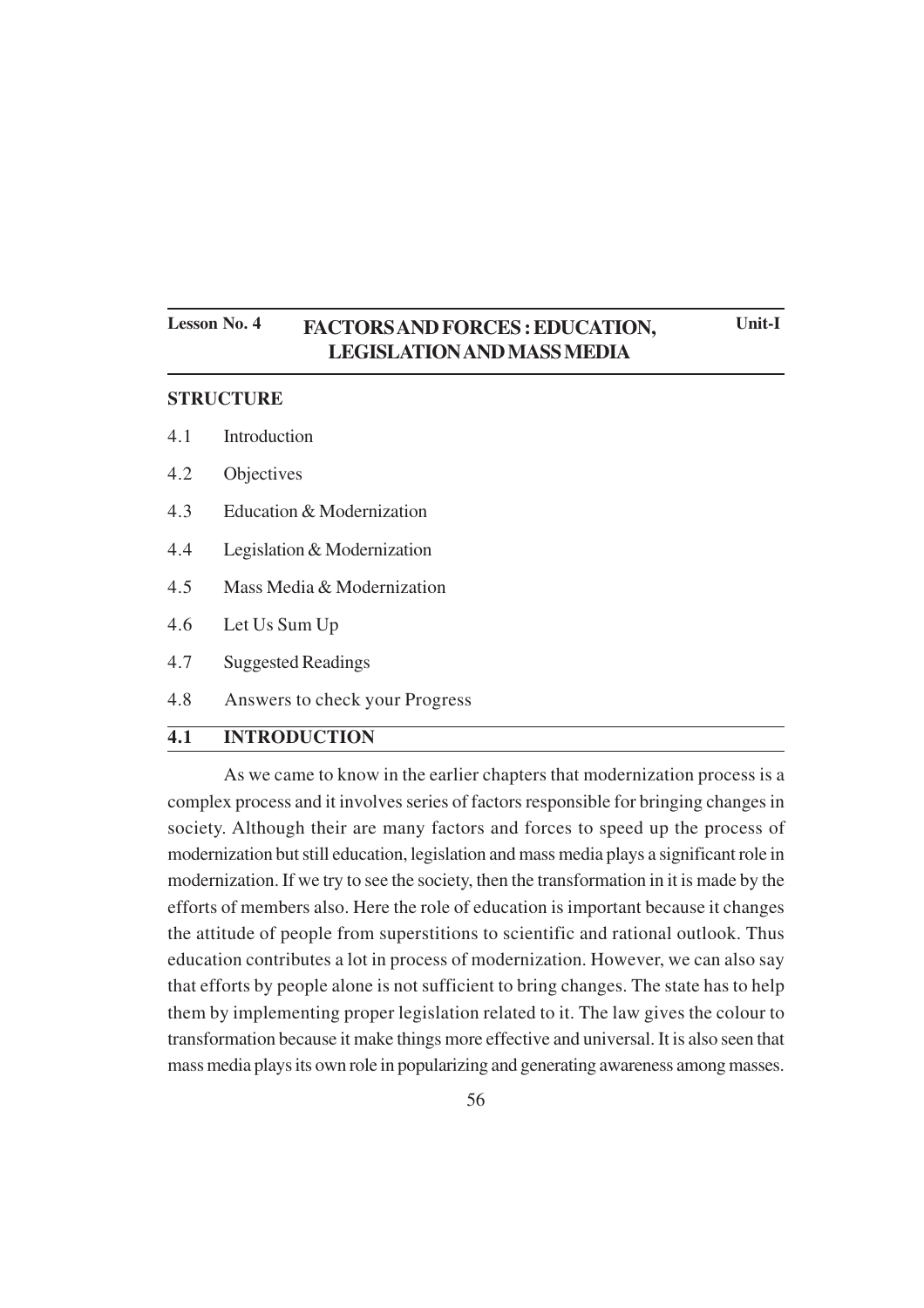**Lesson No. 4** **FACTORS AND FORCES : EDUCATION, LEGISLATION AND MASS MEDIA** **Unit-I**

# FACTORS AND FORCES : EDUCATION, LEGISLATION AND MASS MEDIA

**STRUCTURE**

4.1 Introduction

4.2 Objectives

4.3 Education & Modernization

4.4 Legislation & Modernization

4.5 Mass Media & Modernization

4.6 Let Us Sum Up

4.7 Suggested Readings

4.8 Answers to check your Progress

## 4.1 INTRODUCTION

As we came to know in the earlier chapters that modernization process is a complex process and it involves series of factors responsible for bringing changes in society. Although their are many factors and forces to speed up the process of modernization but still education, legislation and mass media plays a significant role in modernization. If we try to see the society, then the transformation in it is made by the efforts of members also. Here the role of education is important because it changes the attitude of people from superstitions to scientific and rational outlook. Thus education contributes a lot in process of modernization. However, we can also say that efforts by people alone is not sufficient to bring changes. The state has to help them by implementing proper legislation related to it. The law gives the colour to transformation because it make things more effective and universal. It is also seen that mass media plays its own role in popularizing and generating awareness among masses.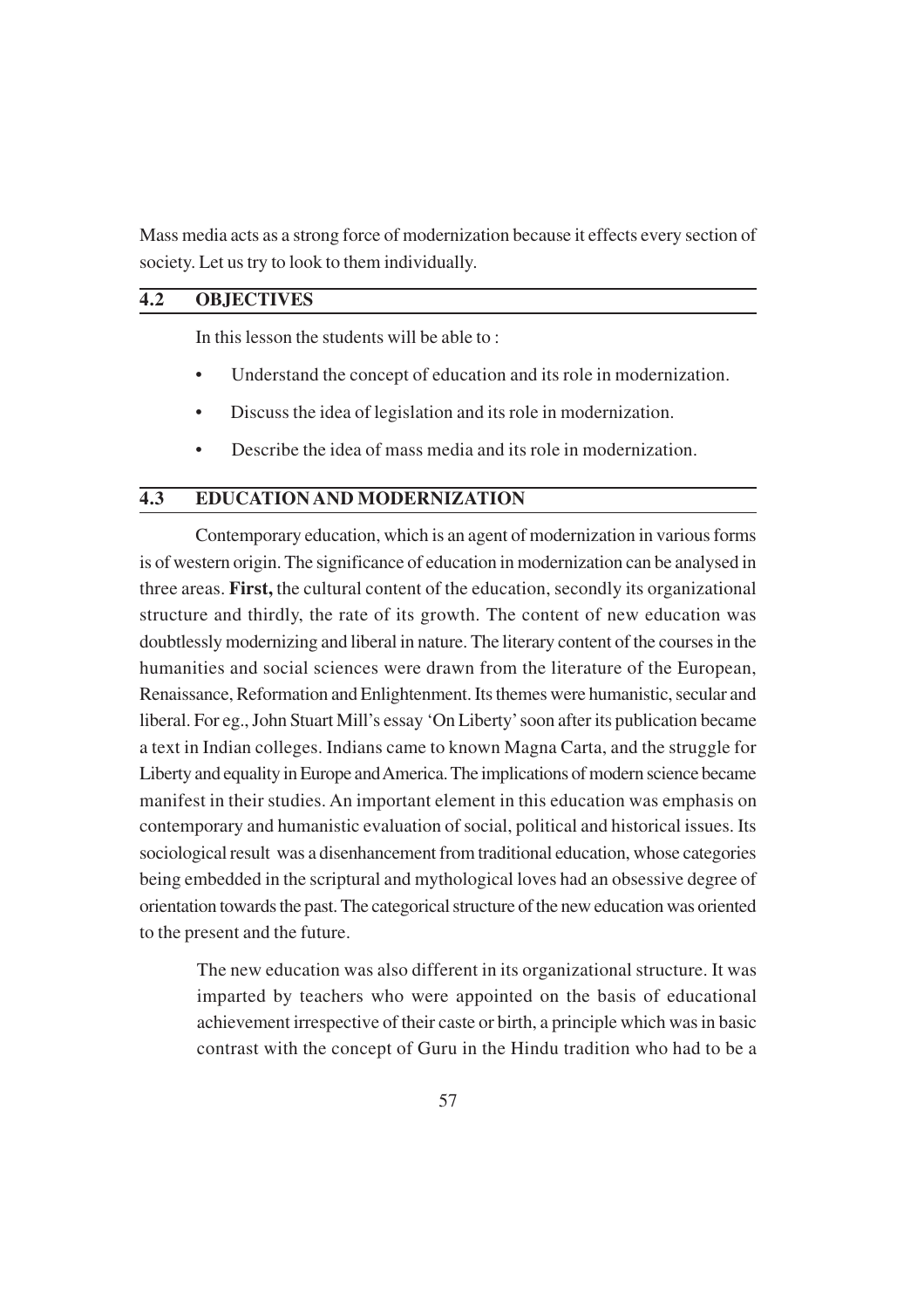Mass media acts as a strong force of modernization because it effects every section of society. Let us try to look to them individually.

## 4.2 OBJECTIVES

In this lesson the students will be able to :

- Understand the concept of education and its role in modernization.
- Discuss the idea of legislation and its role in modernization.
- Describe the idea of mass media and its role in modernization.

## 4.3 EDUCATION AND MODERNIZATION

Contemporary education, which is an agent of modernization in various forms is of western origin. The significance of education in modernization can be analysed in three areas. **First,** the cultural content of the education, secondly its organizational structure and thirdly, the rate of its growth. The content of new education was doubtlessly modernizing and liberal in nature. The literary content of the courses in the humanities and social sciences were drawn from the literature of the European, Renaissance, Reformation and Enlightenment. Its themes were humanistic, secular and liberal. For eg., John Stuart Mill's essay 'On Liberty' soon after its publication became a text in Indian colleges. Indians came to known Magna Carta, and the struggle for Liberty and equality in Europe and America. The implications of modern science became manifest in their studies. An important element in this education was emphasis on contemporary and humanistic evaluation of social, political and historical issues. Its sociological result was a disenhancement from traditional education, whose categories being embedded in the scriptural and mythological loves had an obsessive degree of orientation towards the past. The categorical structure of the new education was oriented to the present and the future.

The new education was also different in its organizational structure. It was imparted by teachers who were appointed on the basis of educational achievement irrespective of their caste or birth, a principle which was in basic contrast with the concept of Guru in the Hindu tradition who had to be a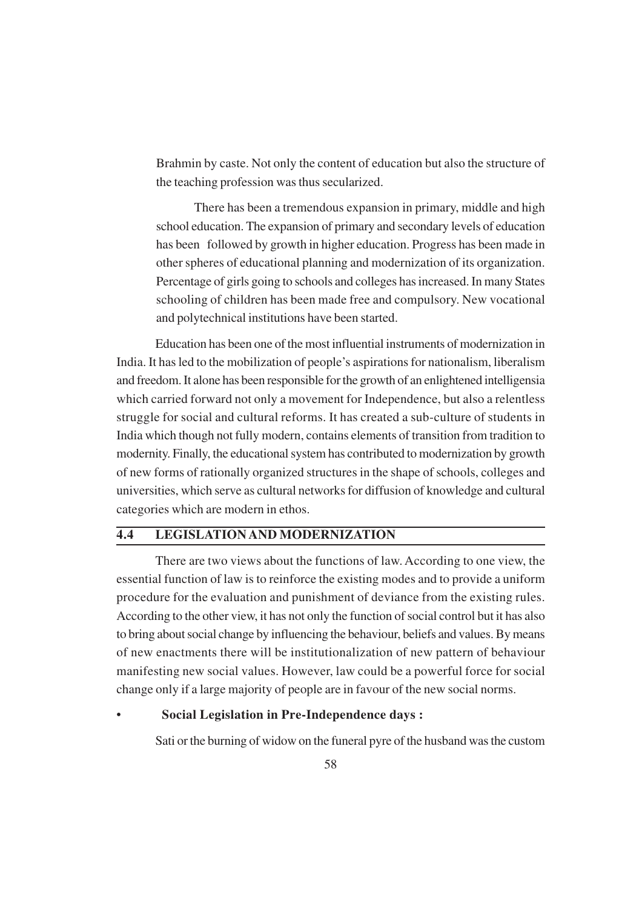Brahmin by caste. Not only the content of education but also the structure of the teaching profession was thus secularized.

There has been a tremendous expansion in primary, middle and high school education. The expansion of primary and secondary levels of education has been followed by growth in higher education. Progress has been made in other spheres of educational planning and modernization of its organization. Percentage of girls going to schools and colleges has increased. In many States schooling of children has been made free and compulsory. New vocational and polytechnical institutions have been started.

Education has been one of the most influential instruments of modernization in India. It has led to the mobilization of people's aspirations for nationalism, liberalism and freedom. It alone has been responsible for the growth of an enlightened intelligensia which carried forward not only a movement for Independence, but also a relentless struggle for social and cultural reforms. It has created a sub-culture of students in India which though not fully modern, contains elements of transition from tradition to modernity. Finally, the educational system has contributed to modernization by growth of new forms of rationally organized structures in the shape of schools, colleges and universities, which serve as cultural networks for diffusion of knowledge and cultural categories which are modern in ethos.

## 4.4 LEGISLATION AND MODERNIZATION

There are two views about the functions of law. According to one view, the essential function of law is to reinforce the existing modes and to provide a uniform procedure for the evaluation and punishment of deviance from the existing rules. According to the other view, it has not only the function of social control but it has also to bring about social change by influencing the behaviour, beliefs and values. By means of new enactments there will be institutionalization of new pattern of behaviour manifesting new social values. However, law could be a powerful force for social change only if a large majority of people are in favour of the new social norms.

- **Social Legislation in Pre-Independence days :**

Sati or the burning of widow on the funeral pyre of the husband was the custom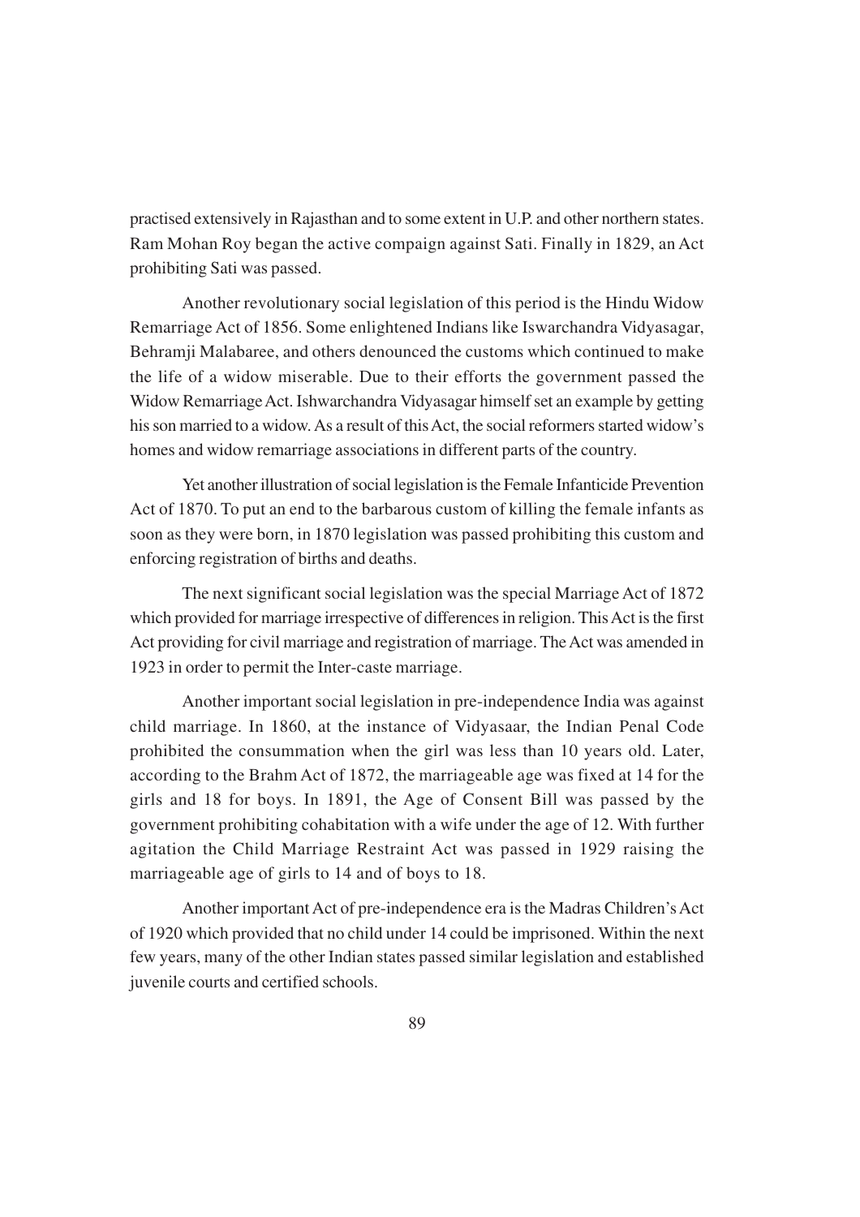practised extensively in Rajasthan and to some extent in U.P. and other northern states. Ram Mohan Roy began the active compaign against Sati. Finally in 1829, an Act prohibiting Sati was passed.

Another revolutionary social legislation of this period is the Hindu Widow Remarriage Act of 1856. Some enlightened Indians like Iswarchandra Vidyasagar, Behramji Malabaree, and others denounced the customs which continued to make the life of a widow miserable. Due to their efforts the government passed the Widow Remarriage Act. Ishwarchandra Vidyasagar himself set an example by getting his son married to a widow. As a result of this Act, the social reformers started widow's homes and widow remarriage associations in different parts of the country.

Yet another illustration of social legislation is the Female Infanticide Prevention Act of 1870. To put an end to the barbarous custom of killing the female infants as soon as they were born, in 1870 legislation was passed prohibiting this custom and enforcing registration of births and deaths.

The next significant social legislation was the special Marriage Act of 1872 which provided for marriage irrespective of differences in religion. This Act is the first Act providing for civil marriage and registration of marriage. The Act was amended in 1923 in order to permit the Inter-caste marriage.

Another important social legislation in pre-independence India was against child marriage. In 1860, at the instance of Vidyasaar, the Indian Penal Code prohibited the consummation when the girl was less than 10 years old. Later, according to the Brahm Act of 1872, the marriageable age was fixed at 14 for the girls and 18 for boys. In 1891, the Age of Consent Bill was passed by the government prohibiting cohabitation with a wife under the age of 12. With further agitation the Child Marriage Restraint Act was passed in 1929 raising the marriageable age of girls to 14 and of boys to 18.

Another important Act of pre-independence era is the Madras Children's Act of 1920 which provided that no child under 14 could be imprisoned. Within the next few years, many of the other Indian states passed similar legislation and established juvenile courts and certified schools.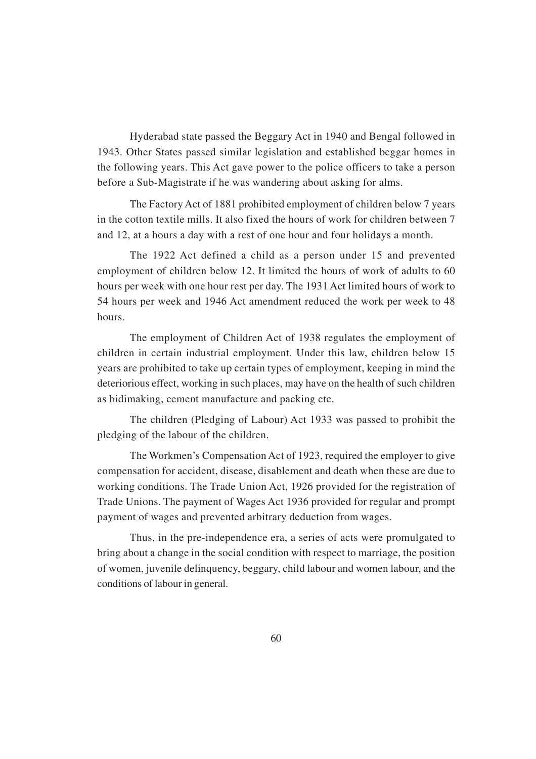Hyderabad state passed the Beggary Act in 1940 and Bengal followed in 1943. Other States passed similar legislation and established beggar homes in the following years. This Act gave power to the police officers to take a person before a Sub-Magistrate if he was wandering about asking for alms.

The Factory Act of 1881 prohibited employment of children below 7 years in the cotton textile mills. It also fixed the hours of work for children between 7 and 12, at a hours a day with a rest of one hour and four holidays a month.

The 1922 Act defined a child as a person under 15 and prevented employment of children below 12. It limited the hours of work of adults to 60 hours per week with one hour rest per day. The 1931 Act limited hours of work to 54 hours per week and 1946 Act amendment reduced the work per week to 48 hours.

The employment of Children Act of 1938 regulates the employment of children in certain industrial employment. Under this law, children below 15 years are prohibited to take up certain types of employment, keeping in mind the deteriorious effect, working in such places, may have on the health of such children as bidimaking, cement manufacture and packing etc.

The children (Pledging of Labour) Act 1933 was passed to prohibit the pledging of the labour of the children.

The Workmen's Compensation Act of 1923, required the employer to give compensation for accident, disease, disablement and death when these are due to working conditions. The Trade Union Act, 1926 provided for the registration of Trade Unions. The payment of Wages Act 1936 provided for regular and prompt payment of wages and prevented arbitrary deduction from wages.

Thus, in the pre-independence era, a series of acts were promulgated to bring about a change in the social condition with respect to marriage, the position of women, juvenile delinquency, beggary, child labour and women labour, and the conditions of labour in general.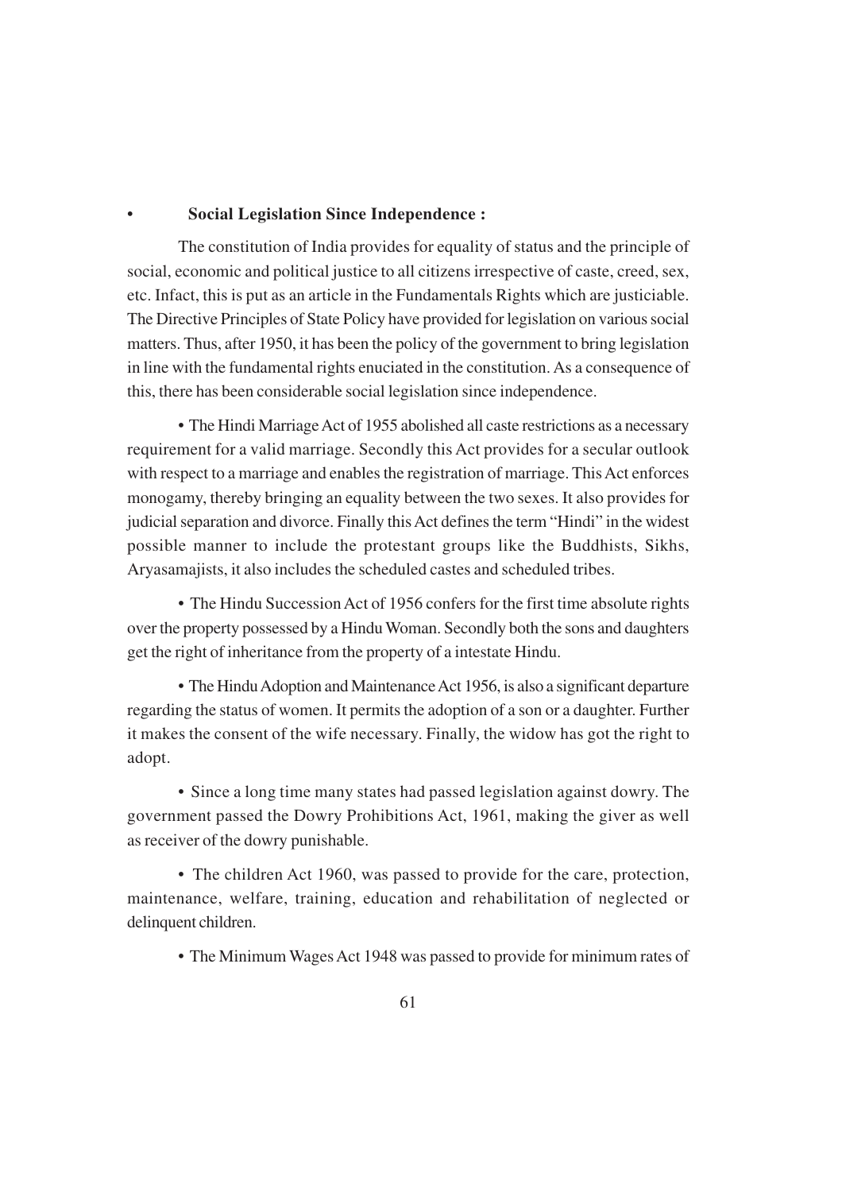- **Social Legislation Since Independence :**

The constitution of India provides for equality of status and the principle of social, economic and political justice to all citizens irrespective of caste, creed, sex, etc. Infact, this is put as an article in the Fundamentals Rights which are justiciable. The Directive Principles of State Policy have provided for legislation on various social matters. Thus, after 1950, it has been the policy of the government to bring legislation in line with the fundamental rights enuciated in the constitution. As a consequence of this, there has been considerable social legislation since independence.

- The Hindi Marriage Act of 1955 abolished all caste restrictions as a necessary requirement for a valid marriage. Secondly this Act provides for a secular outlook with respect to a marriage and enables the registration of marriage. This Act enforces monogamy, thereby bringing an equality between the two sexes. It also provides for judicial separation and divorce. Finally this Act defines the term "Hindi" in the widest possible manner to include the protestant groups like the Buddhists, Sikhs, Aryasamajists, it also includes the scheduled castes and scheduled tribes.

- The Hindu Succession Act of 1956 confers for the first time absolute rights over the property possessed by a Hindu Woman. Secondly both the sons and daughters get the right of inheritance from the property of a intestate Hindu.

- The Hindu Adoption and Maintenance Act 1956, is also a significant departure regarding the status of women. It permits the adoption of a son or a daughter. Further it makes the consent of the wife necessary. Finally, the widow has got the right to adopt.

- Since a long time many states had passed legislation against dowry. The government passed the Dowry Prohibitions Act, 1961, making the giver as well as receiver of the dowry punishable.

- The children Act 1960, was passed to provide for the care, protection, maintenance, welfare, training, education and rehabilitation of neglected or delinquent children.

- The Minimum Wages Act 1948 was passed to provide for minimum rates of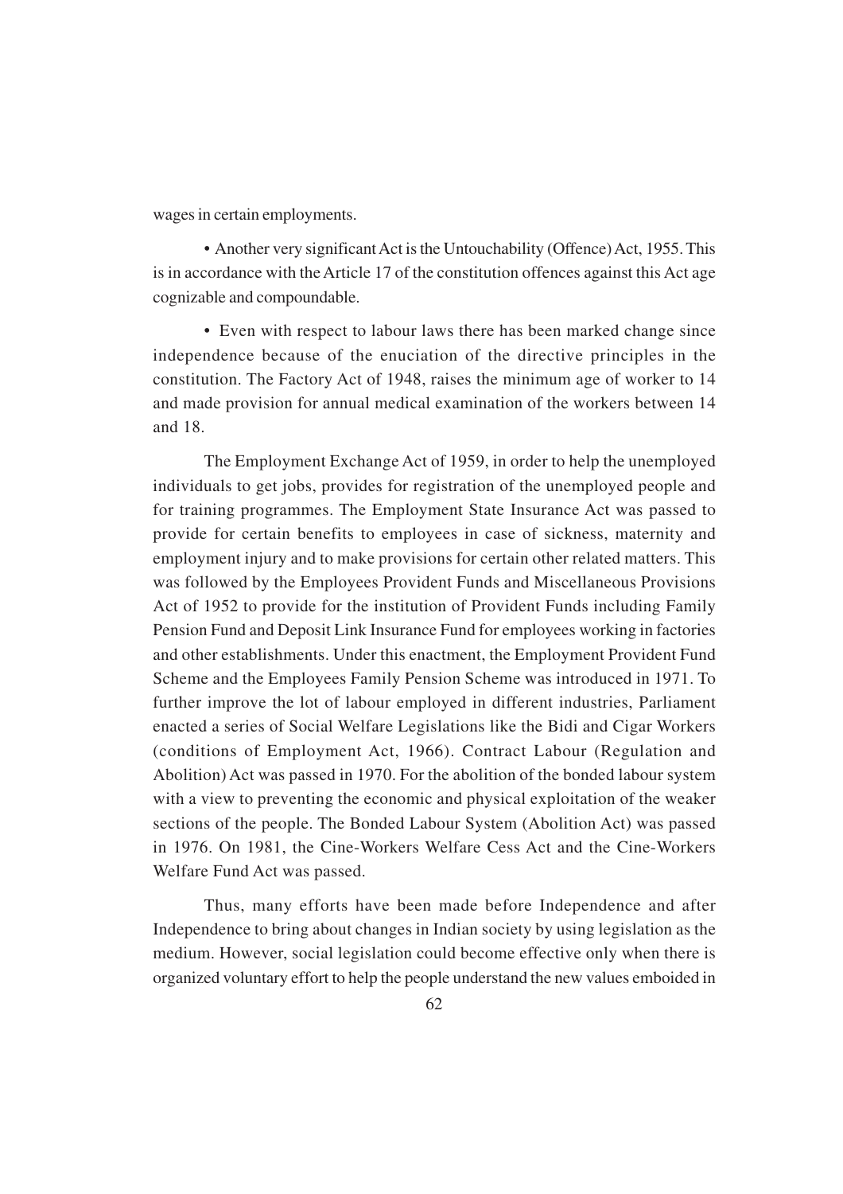wages in certain employments.

• Another very significant Act is the Untouchability (Offence) Act, 1955. This is in accordance with the Article 17 of the constitution offences against this Act age cognizable and compoundable.

• Even with respect to labour laws there has been marked change since independence because of the enuciation of the directive principles in the constitution. The Factory Act of 1948, raises the minimum age of worker to 14 and made provision for annual medical examination of the workers between 14 and 18.

The Employment Exchange Act of 1959, in order to help the unemployed individuals to get jobs, provides for registration of the unemployed people and for training programmes. The Employment State Insurance Act was passed to provide for certain benefits to employees in case of sickness, maternity and employment injury and to make provisions for certain other related matters. This was followed by the Employees Provident Funds and Miscellaneous Provisions Act of 1952 to provide for the institution of Provident Funds including Family Pension Fund and Deposit Link Insurance Fund for employees working in factories and other establishments. Under this enactment, the Employment Provident Fund Scheme and the Employees Family Pension Scheme was introduced in 1971. To further improve the lot of labour employed in different industries, Parliament enacted a series of Social Welfare Legislations like the Bidi and Cigar Workers (conditions of Employment Act, 1966). Contract Labour (Regulation and Abolition) Act was passed in 1970. For the abolition of the bonded labour system with a view to preventing the economic and physical exploitation of the weaker sections of the people. The Bonded Labour System (Abolition Act) was passed in 1976. On 1981, the Cine-Workers Welfare Cess Act and the Cine-Workers Welfare Fund Act was passed.

Thus, many efforts have been made before Independence and after Independence to bring about changes in Indian society by using legislation as the medium. However, social legislation could become effective only when there is organized voluntary effort to help the people understand the new values emboided in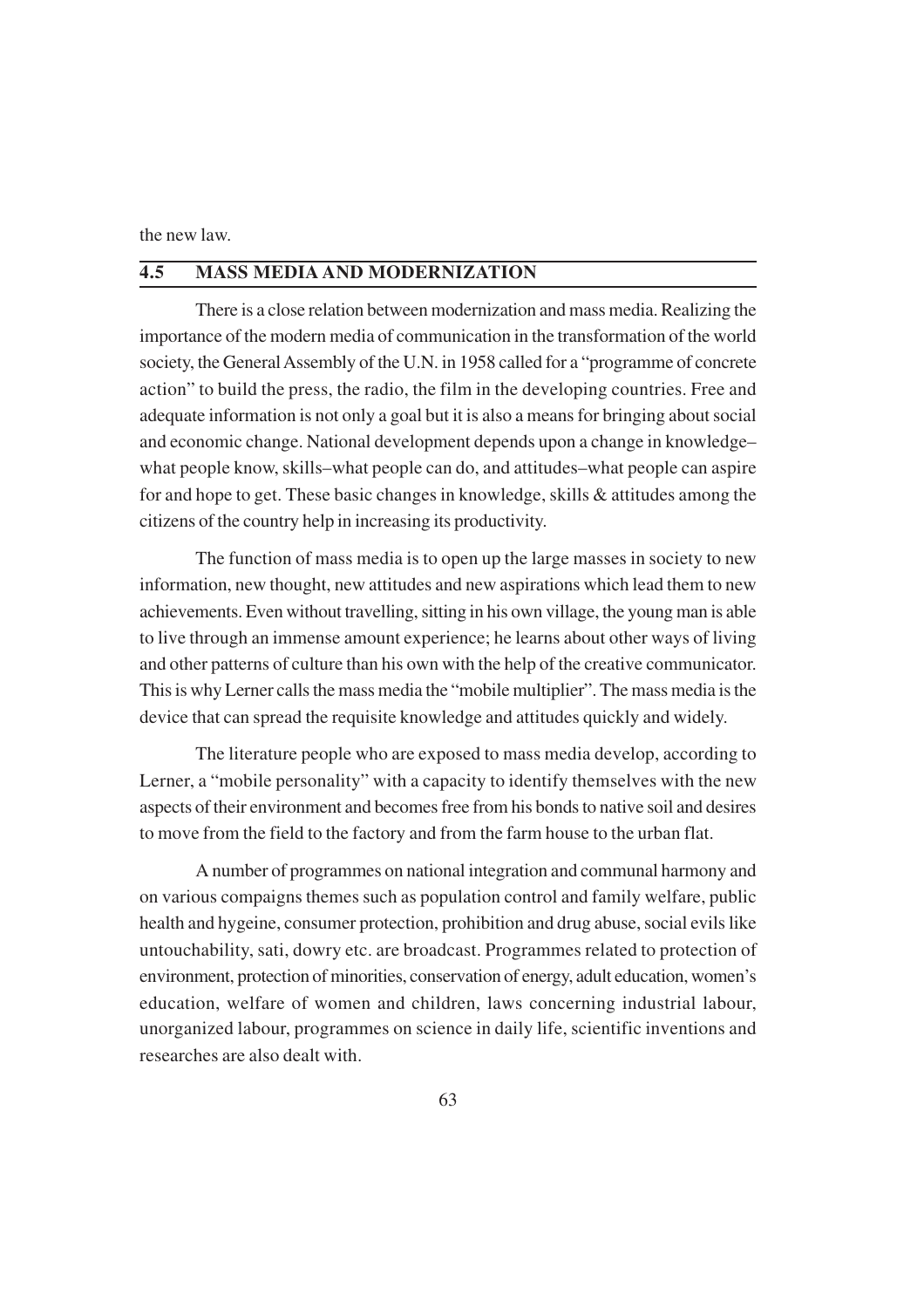the new law.

## 4.5 MASS MEDIA AND MODERNIZATION

There is a close relation between modernization and mass media. Realizing the importance of the modern media of communication in the transformation of the world society, the General Assembly of the U.N. in 1958 called for a "programme of concrete action" to build the press, the radio, the film in the developing countries. Free and adequate information is not only a goal but it is also a means for bringing about social and economic change. National development depends upon a change in knowledge– what people know, skills–what people can do, and attitudes–what people can aspire for and hope to get. These basic changes in knowledge, skills & attitudes among the citizens of the country help in increasing its productivity.

The function of mass media is to open up the large masses in society to new information, new thought, new attitudes and new aspirations which lead them to new achievements. Even without travelling, sitting in his own village, the young man is able to live through an immense amount experience; he learns about other ways of living and other patterns of culture than his own with the help of the creative communicator. This is why Lerner calls the mass media the "mobile multiplier". The mass media is the device that can spread the requisite knowledge and attitudes quickly and widely.

The literature people who are exposed to mass media develop, according to Lerner, a "mobile personality" with a capacity to identify themselves with the new aspects of their environment and becomes free from his bonds to native soil and desires to move from the field to the factory and from the farm house to the urban flat.

A number of programmes on national integration and communal harmony and on various compaigns themes such as population control and family welfare, public health and hygeine, consumer protection, prohibition and drug abuse, social evils like untouchability, sati, dowry etc. are broadcast. Programmes related to protection of environment, protection of minorities, conservation of energy, adult education, women's education, welfare of women and children, laws concerning industrial labour, unorganized labour, programmes on science in daily life, scientific inventions and researches are also dealt with.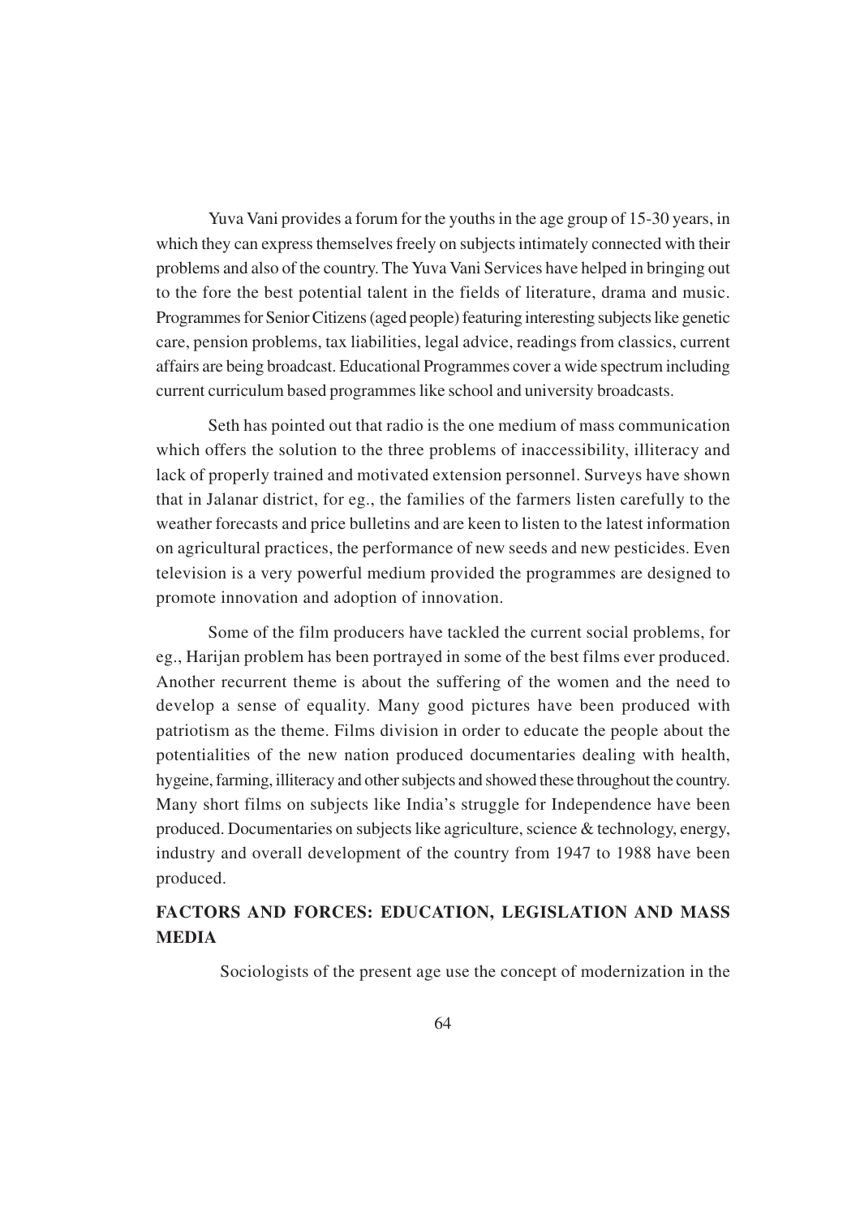Yuva Vani provides a forum for the youths in the age group of 15-30 years, in which they can express themselves freely on subjects intimately connected with their problems and also of the country. The Yuva Vani Services have helped in bringing out to the fore the best potential talent in the fields of literature, drama and music. Programmes for Senior Citizens (aged people) featuring interesting subjects like genetic care, pension problems, tax liabilities, legal advice, readings from classics, current affairs are being broadcast. Educational Programmes cover a wide spectrum including current curriculum based programmes like school and university broadcasts.

Seth has pointed out that radio is the one medium of mass communication which offers the solution to the three problems of inaccessibility, illiteracy and lack of properly trained and motivated extension personnel. Surveys have shown that in Jalanar district, for eg., the families of the farmers listen carefully to the weather forecasts and price bulletins and are keen to listen to the latest information on agricultural practices, the performance of new seeds and new pesticides. Even television is a very powerful medium provided the programmes are designed to promote innovation and adoption of innovation.

Some of the film producers have tackled the current social problems, for eg., Harijan problem has been portrayed in some of the best films ever produced. Another recurrent theme is about the suffering of the women and the need to develop a sense of equality. Many good pictures have been produced with patriotism as the theme. Films division in order to educate the people about the potentialities of the new nation produced documentaries dealing with health, hygeine, farming, illiteracy and other subjects and showed these throughout the country. Many short films on subjects like India's struggle for Independence have been produced. Documentaries on subjects like agriculture, science & technology, energy, industry and overall development of the country from 1947 to 1988 have been produced.

## FACTORS AND FORCES: EDUCATION, LEGISLATION AND MASS MEDIA

Sociologists of the present age use the concept of modernization in the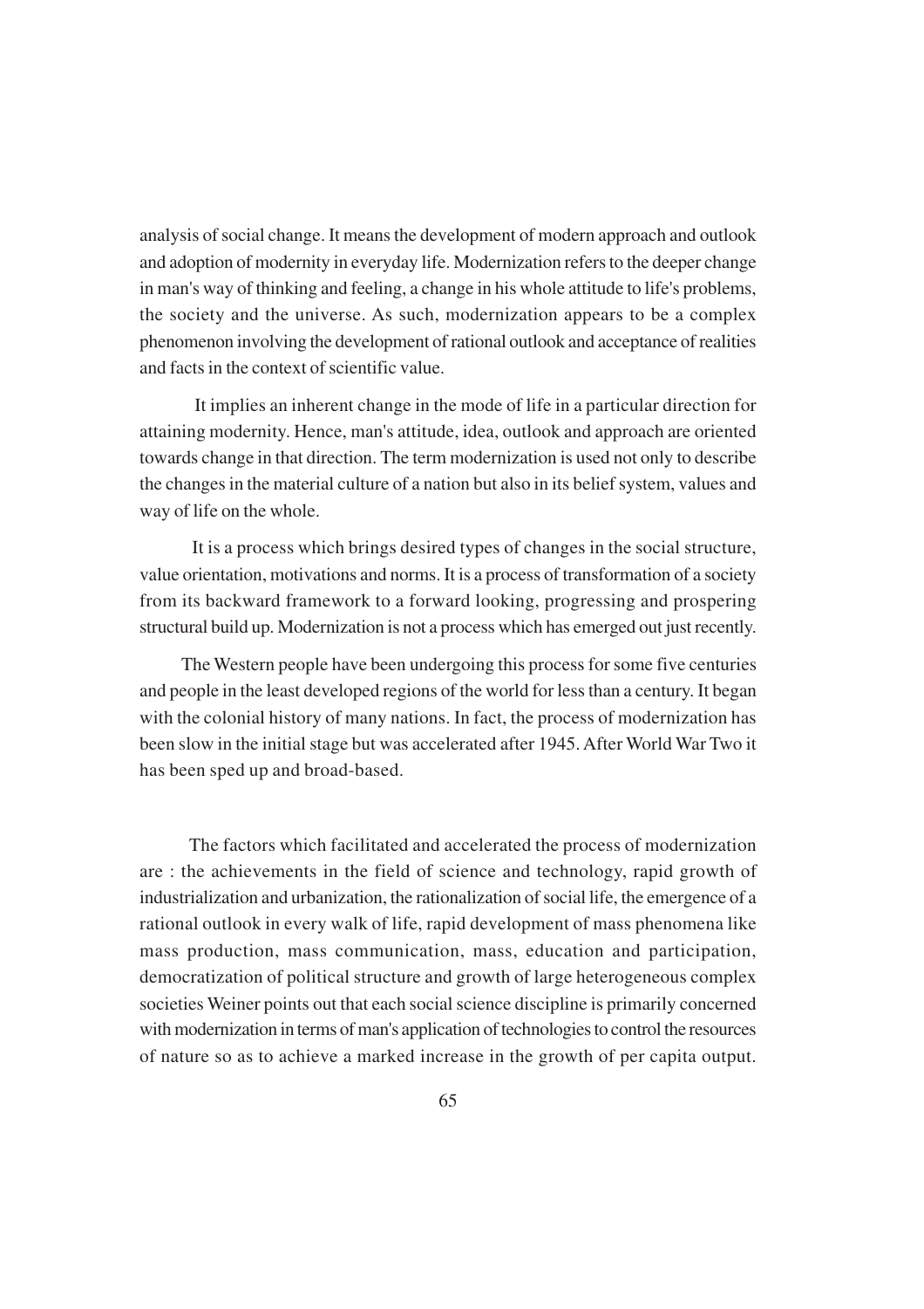analysis of social change. It means the development of modern approach and outlook and adoption of modernity in everyday life. Modernization refers to the deeper change in man's way of thinking and feeling, a change in his whole attitude to life's problems, the society and the universe. As such, modernization appears to be a complex phenomenon involving the development of rational outlook and acceptance of realities and facts in the context of scientific value.

It implies an inherent change in the mode of life in a particular direction for attaining modernity. Hence, man's attitude, idea, outlook and approach are oriented towards change in that direction. The term modernization is used not only to describe the changes in the material culture of a nation but also in its belief system, values and way of life on the whole.

It is a process which brings desired types of changes in the social structure, value orientation, motivations and norms. It is a process of transformation of a society from its backward framework to a forward looking, progressing and prospering structural build up. Modernization is not a process which has emerged out just recently.

The Western people have been undergoing this process for some five centuries and people in the least developed regions of the world for less than a century. It began with the colonial history of many nations. In fact, the process of modernization has been slow in the initial stage but was accelerated after 1945. After World War Two it has been sped up and broad-based.

The factors which facilitated and accelerated the process of modernization are : the achievements in the field of science and technology, rapid growth of industrialization and urbanization, the rationalization of social life, the emergence of a rational outlook in every walk of life, rapid development of mass phenomena like mass production, mass communication, mass, education and participation, democratization of political structure and growth of large heterogeneous complex societies Weiner points out that each social science discipline is primarily concerned with modernization in terms of man's application of technologies to control the resources of nature so as to achieve a marked increase in the growth of per capita output.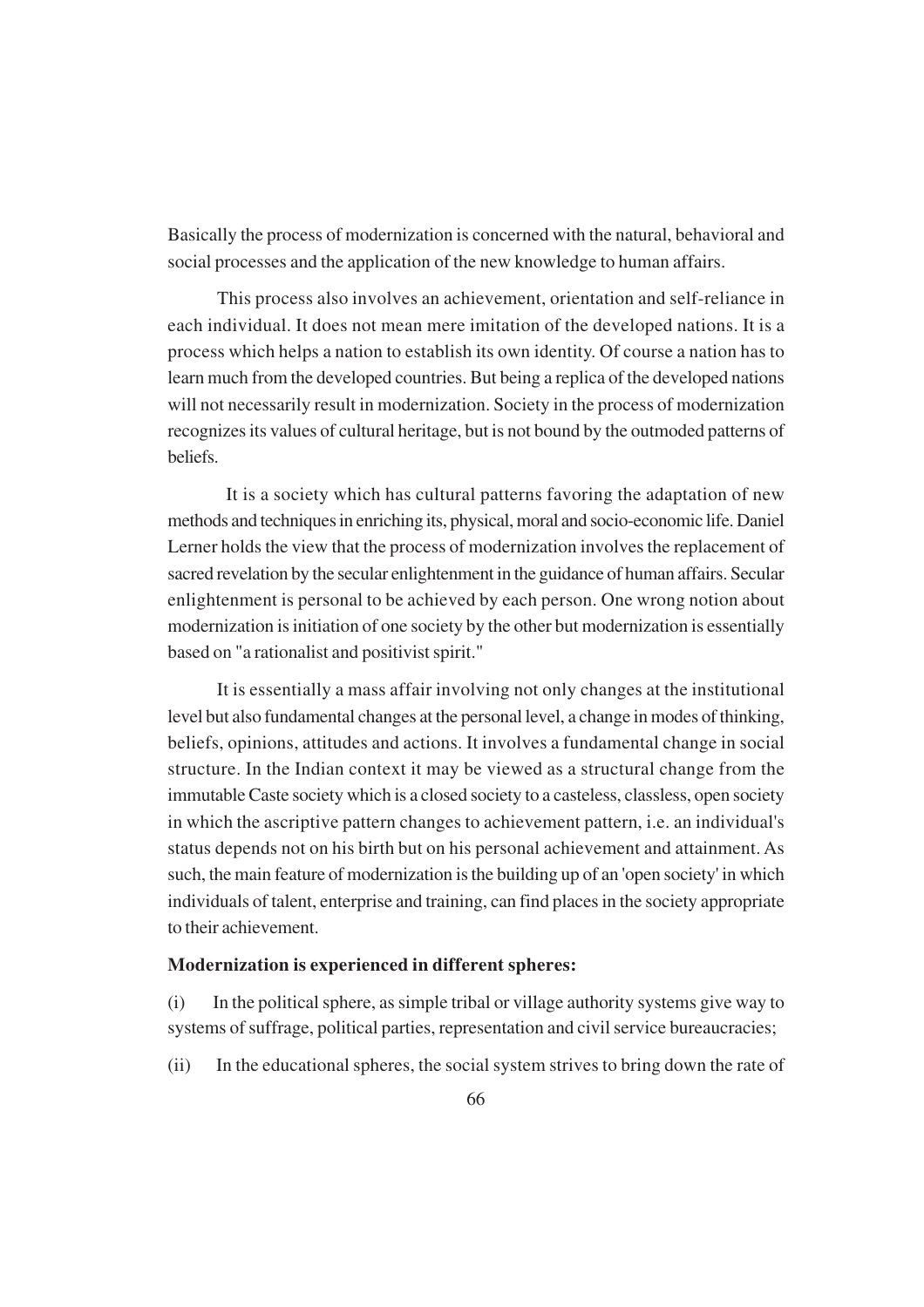Basically the process of modernization is concerned with the natural, behavioral and social processes and the application of the new knowledge to human affairs.

This process also involves an achievement, orientation and self-reliance in each individual. It does not mean mere imitation of the developed nations. It is a process which helps a nation to establish its own identity. Of course a nation has to learn much from the developed countries. But being a replica of the developed nations will not necessarily result in modernization. Society in the process of modernization recognizes its values of cultural heritage, but is not bound by the outmoded patterns of beliefs.

It is a society which has cultural patterns favoring the adaptation of new methods and techniques in enriching its, physical, moral and socio-economic life. Daniel Lerner holds the view that the process of modernization involves the replacement of sacred revelation by the secular enlightenment in the guidance of human affairs. Secular enlightenment is personal to be achieved by each person. One wrong notion about modernization is initiation of one society by the other but modernization is essentially based on "a rationalist and positivist spirit."

It is essentially a mass affair involving not only changes at the institutional level but also fundamental changes at the personal level, a change in modes of thinking, beliefs, opinions, attitudes and actions. It involves a fundamental change in social structure. In the Indian context it may be viewed as a structural change from the immutable Caste society which is a closed society to a casteless, classless, open society in which the ascriptive pattern changes to achievement pattern, i.e. an individual's status depends not on his birth but on his personal achievement and attainment. As such, the main feature of modernization is the building up of an 'open society' in which individuals of talent, enterprise and training, can find places in the society appropriate to their achievement.

**Modernization is experienced in different spheres:**

(i) In the political sphere, as simple tribal or village authority systems give way to systems of suffrage, political parties, representation and civil service bureaucracies;

(ii) In the educational spheres, the social system strives to bring down the rate of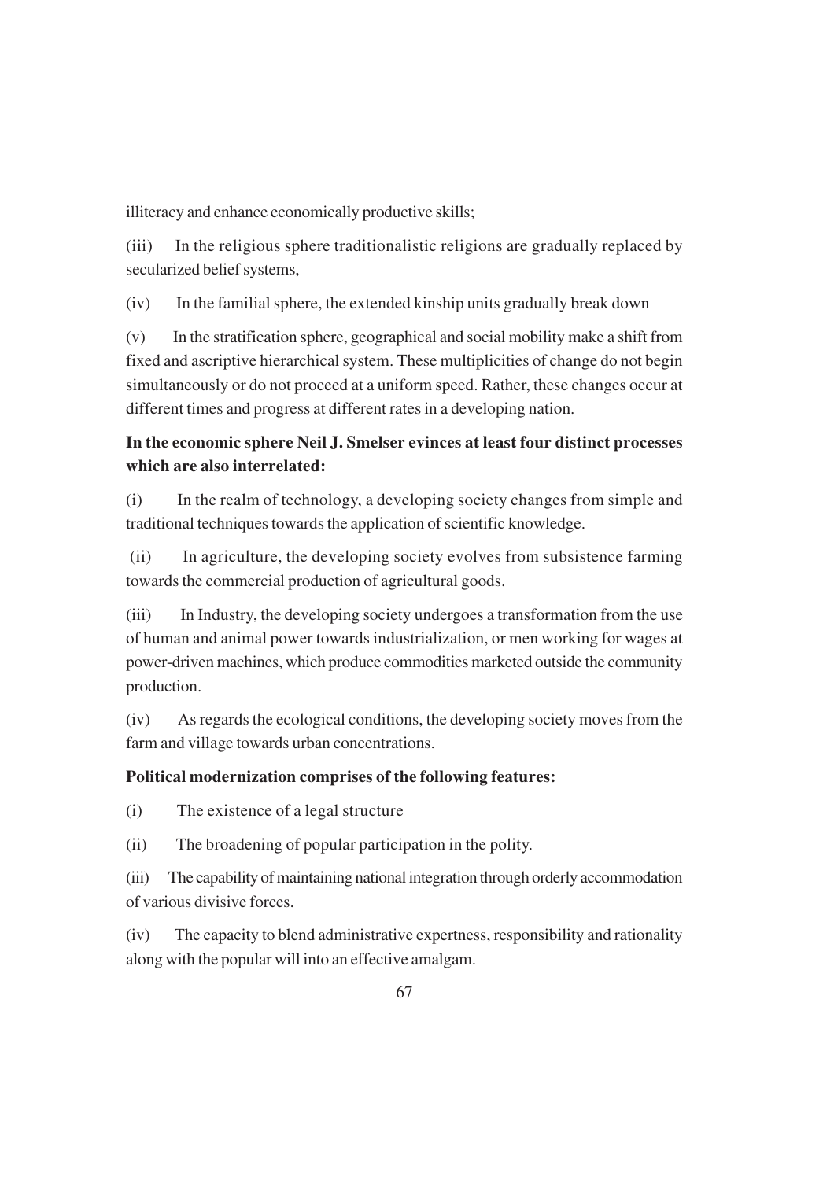illiteracy and enhance economically productive skills;

(iii) In the religious sphere traditionalistic religions are gradually replaced by secularized belief systems,

(iv) In the familial sphere, the extended kinship units gradually break down

(v) In the stratification sphere, geographical and social mobility make a shift from fixed and ascriptive hierarchical system. These multiplicities of change do not begin simultaneously or do not proceed at a uniform speed. Rather, these changes occur at different times and progress at different rates in a developing nation.

**In the economic sphere Neil J. Smelser evinces at least four distinct processes which are also interrelated:**

(i) In the realm of technology, a developing society changes from simple and traditional techniques towards the application of scientific knowledge.

(ii) In agriculture, the developing society evolves from subsistence farming towards the commercial production of agricultural goods.

(iii) In Industry, the developing society undergoes a transformation from the use of human and animal power towards industrialization, or men working for wages at power-driven machines, which produce commodities marketed outside the community production.

(iv) As regards the ecological conditions, the developing society moves from the farm and village towards urban concentrations.

**Political modernization comprises of the following features:**

(i) The existence of a legal structure

(ii) The broadening of popular participation in the polity.

(iii) The capability of maintaining national integration through orderly accommodation of various divisive forces.

(iv) The capacity to blend administrative expertness, responsibility and rationality along with the popular will into an effective amalgam.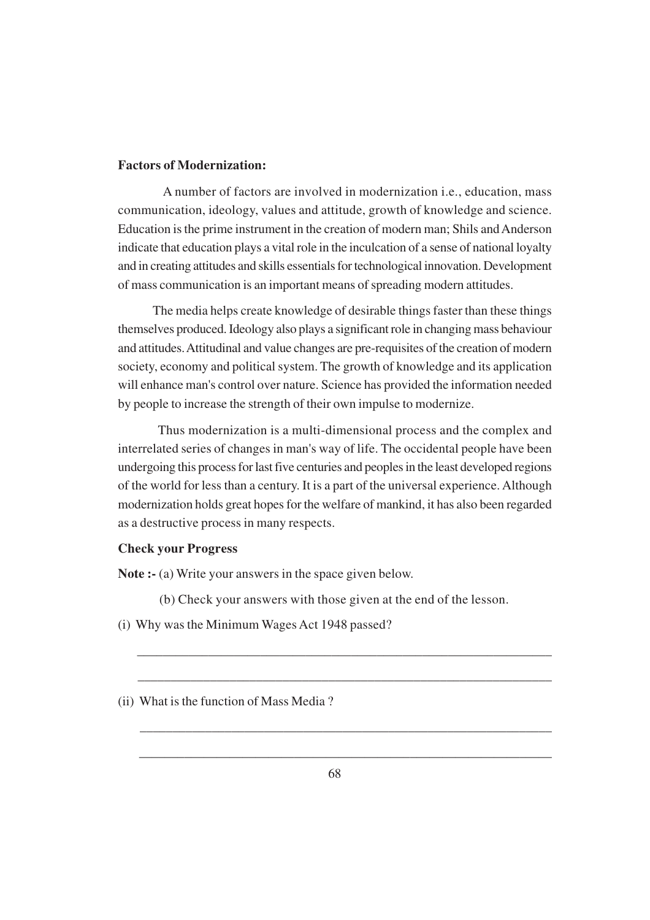**Factors of Modernization:**

A number of factors are involved in modernization i.e., education, mass communication, ideology, values and attitude, growth of knowledge and science. Education is the prime instrument in the creation of modern man; Shils and Anderson indicate that education plays a vital role in the inculcation of a sense of national loyalty and in creating attitudes and skills essentials for technological innovation. Development of mass communication is an important means of spreading modern attitudes.

The media helps create knowledge of desirable things faster than these things themselves produced. Ideology also plays a significant role in changing mass behaviour and attitudes. Attitudinal and value changes are pre-requisites of the creation of modern society, economy and political system. The growth of knowledge and its application will enhance man's control over nature. Science has provided the information needed by people to increase the strength of their own impulse to modernize.

Thus modernization is a multi-dimensional process and the complex and interrelated series of changes in man's way of life. The occidental people have been undergoing this process for last five centuries and peoples in the least developed regions of the world for less than a century. It is a part of the universal experience. Although modernization holds great hopes for the welfare of mankind, it has also been regarded as a destructive process in many respects.

**Check your Progress**

**Note :-** (a) Write your answers in the space given below.

(b) Check your answers with those given at the end of the lesson.

(i) Why was the Minimum Wages Act 1948 passed?

_______________________________________________________________

_______________________________________________________________

(ii) What is the function of Mass Media ?

_______________________________________________________________

_______________________________________________________________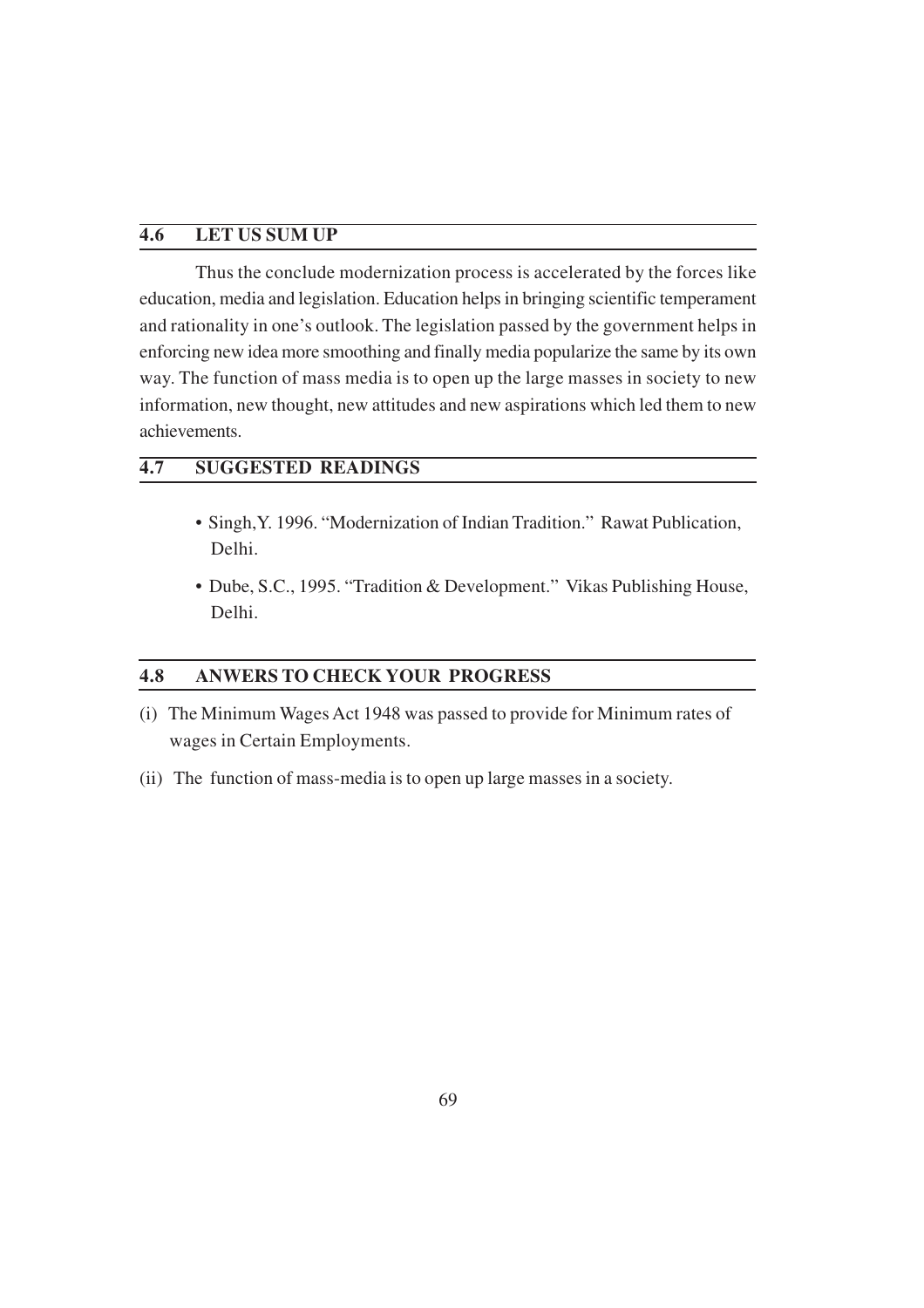## 4.6 LET US SUM UP

Thus the conclude modernization process is accelerated by the forces like education, media and legislation. Education helps in bringing scientific temperament and rationality in one's outlook. The legislation passed by the government helps in enforcing new idea more smoothing and finally media popularize the same by its own way. The function of mass media is to open up the large masses in society to new information, new thought, new attitudes and new aspirations which led them to new achievements.

## 4.7 SUGGESTED READINGS

- Singh,Y. 1996. "Modernization of Indian Tradition." Rawat Publication, Delhi.
- Dube, S.C., 1995. "Tradition & Development." Vikas Publishing House, Delhi.

## 4.8 ANWERS TO CHECK YOUR PROGRESS

(i) The Minimum Wages Act 1948 was passed to provide for Minimum rates of wages in Certain Employments.

(ii) The function of mass-media is to open up large masses in a society.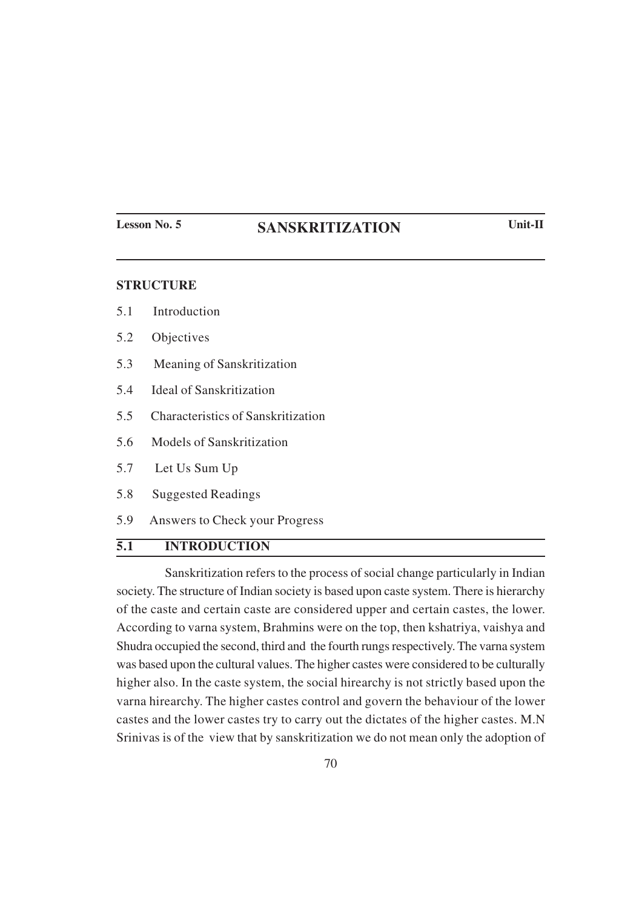**Lesson No. 5** 

# SANSKRITIZATION

**Unit-II**

**STRUCTURE**

5.1 Introduction

5.2 Objectives

5.3 Meaning of Sanskritization

5.4 Ideal of Sanskritization

5.5 Characteristics of Sanskritization

5.6 Models of Sanskritization

5.7 Let Us Sum Up

5.8 Suggested Readings

5.9 Answers to Check your Progress

## 5.1 INTRODUCTION

Sanskritization refers to the process of social change particularly in Indian society. The structure of Indian society is based upon caste system. There is hierarchy of the caste and certain caste are considered upper and certain castes, the lower. According to varna system, Brahmins were on the top, then kshatriya, vaishya and Shudra occupied the second, third and the fourth rungs respectively. The varna system was based upon the cultural values. The higher castes were considered to be culturally higher also. In the caste system, the social hirearchy is not strictly based upon the varna hirearchy. The higher castes control and govern the behaviour of the lower castes and the lower castes try to carry out the dictates of the higher castes. M.N Srinivas is of the view that by sanskritization we do not mean only the adoption of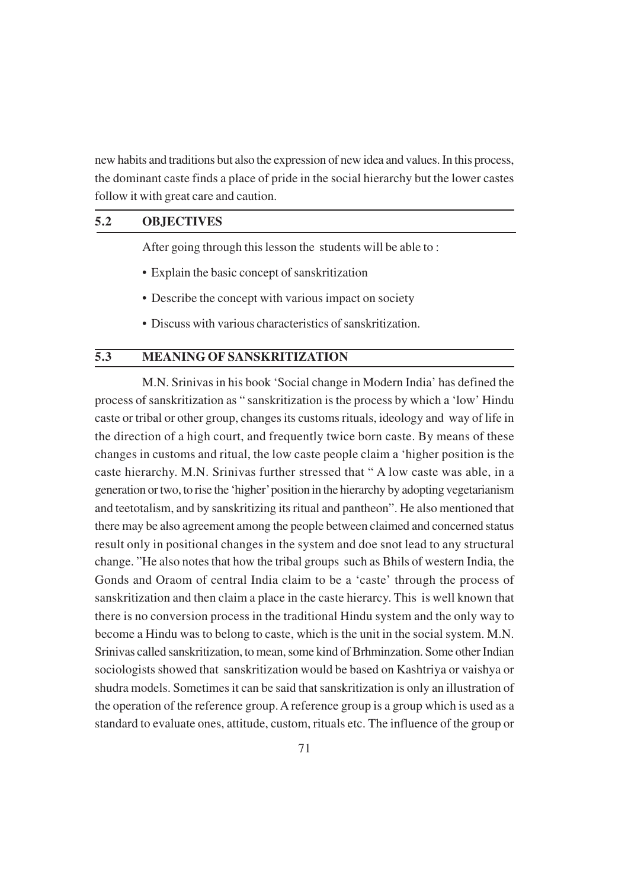new habits and traditions but also the expression of new idea and values. In this process, the dominant caste finds a place of pride in the social hierarchy but the lower castes follow it with great care and caution.

## 5.2 OBJECTIVES

After going through this lesson the students will be able to :

- Explain the basic concept of sanskritization
- Describe the concept with various impact on society
- Discuss with various characteristics of sanskritization.

## 5.3 MEANING OF SANSKRITIZATION

M.N. Srinivas in his book 'Social change in Modern India' has defined the process of sanskritization as " sanskritization is the process by which a 'low' Hindu caste or tribal or other group, changes its customs rituals, ideology and way of life in the direction of a high court, and frequently twice born caste. By means of these changes in customs and ritual, the low caste people claim a 'higher position is the caste hierarchy. M.N. Srinivas further stressed that " A low caste was able, in a generation or two, to rise the 'higher' position in the hierarchy by adopting vegetarianism and teetotalism, and by sanskritizing its ritual and pantheon". He also mentioned that there may be also agreement among the people between claimed and concerned status result only in positional changes in the system and doe snot lead to any structural change. "He also notes that how the tribal groups such as Bhils of western India, the Gonds and Oraom of central India claim to be a 'caste' through the process of sanskritization and then claim a place in the caste hierarcy. This is well known that there is no conversion process in the traditional Hindu system and the only way to become a Hindu was to belong to caste, which is the unit in the social system. M.N. Srinivas called sanskritization, to mean, some kind of Brhminzation. Some other Indian sociologists showed that sanskritization would be based on Kashtriya or vaishya or shudra models. Sometimes it can be said that sanskritization is only an illustration of the operation of the reference group. A reference group is a group which is used as a standard to evaluate ones, attitude, custom, rituals etc. The influence of the group or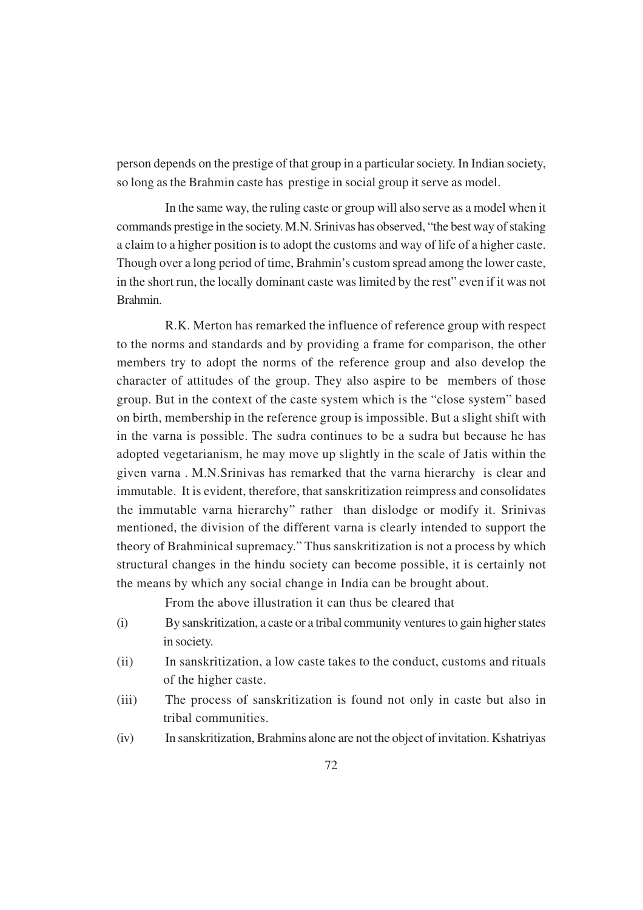person depends on the prestige of that group in a particular society. In Indian society, so long as the Brahmin caste has prestige in social group it serve as model.

In the same way, the ruling caste or group will also serve as a model when it commands prestige in the society. M.N. Srinivas has observed, "the best way of staking a claim to a higher position is to adopt the customs and way of life of a higher caste. Though over a long period of time, Brahmin's custom spread among the lower caste, in the short run, the locally dominant caste was limited by the rest" even if it was not Brahmin.

R.K. Merton has remarked the influence of reference group with respect to the norms and standards and by providing a frame for comparison, the other members try to adopt the norms of the reference group and also develop the character of attitudes of the group. They also aspire to be members of those group. But in the context of the caste system which is the "close system" based on birth, membership in the reference group is impossible. But a slight shift with in the varna is possible. The sudra continues to be a sudra but because he has adopted vegetarianism, he may move up slightly in the scale of Jatis within the given varna . M.N.Srinivas has remarked that the varna hierarchy is clear and immutable. It is evident, therefore, that sanskritization reimpress and consolidates the immutable varna hierarchy" rather than dislodge or modify it. Srinivas mentioned, the division of the different varna is clearly intended to support the theory of Brahminical supremacy." Thus sanskritization is not a process by which structural changes in the hindu society can become possible, it is certainly not the means by which any social change in India can be brought about.

From the above illustration it can thus be cleared that

(i) By sanskritization, a caste or a tribal community ventures to gain higher states in society.

(ii) In sanskritization, a low caste takes to the conduct, customs and rituals of the higher caste.

(iii) The process of sanskritization is found not only in caste but also in tribal communities.

(iv) In sanskritization, Brahmins alone are not the object of invitation. Kshatriyas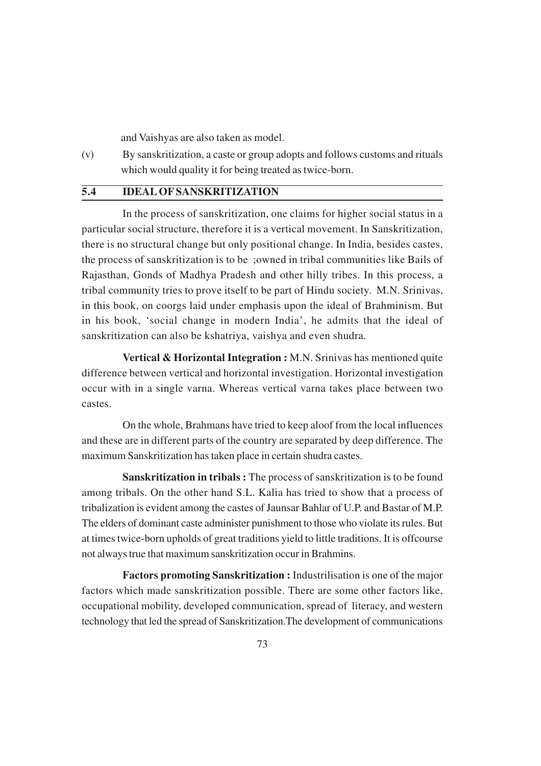and Vaishyas are also taken as model.

(v) By sanskritization, a caste or group adopts and follows customs and rituals which would quality it for being treated as twice-born.

## 5.4 IDEAL OF SANSKRITIZATION

In the process of sanskritization, one claims for higher social status in a particular social structure, therefore it is a vertical movement. In Sanskritization, there is no structural change but only positional change. In India, besides castes, the process of sanskritization is to be ;owned in tribal communities like Bails of Rajasthan, Gonds of Madhya Pradesh and other hilly tribes. In this process, a tribal community tries to prove itself to be part of Hindu society. M.N. Srinivas, in this book, on coorgs laid under emphasis upon the ideal of Brahminism. But in his book, 'social change in modern India', he admits that the ideal of sanskritization can also be kshatriya, vaishya and even shudra.

**Vertical & Horizontal Integration :** M.N. Srinivas has mentioned quite difference between vertical and horizontal investigation. Horizontal investigation occur with in a single varna. Whereas vertical varna takes place between two castes.

On the whole, Brahmans have tried to keep aloof from the local influences and these are in different parts of the country are separated by deep difference. The maximum Sanskritization has taken place in certain shudra castes.

**Sanskritization in tribals :** The process of sanskritization is to be found among tribals. On the other hand S.L. Kalia has tried to show that a process of tribalization is evident among the castes of Jaunsar Bahlar of U.P. and Bastar of M.P. The elders of dominant caste administer punishment to those who violate its rules. But at times twice-born upholds of great traditions yield to little traditions. It is offcourse not always true that maximum sanskritization occur in Brahmins.

**Factors promoting Sanskritization :** Industrilisation is one of the major factors which made sanskritization possible. There are some other factors like, occupational mobility, developed communication, spread of literacy, and western technology that led the spread of Sanskritization.The development of communications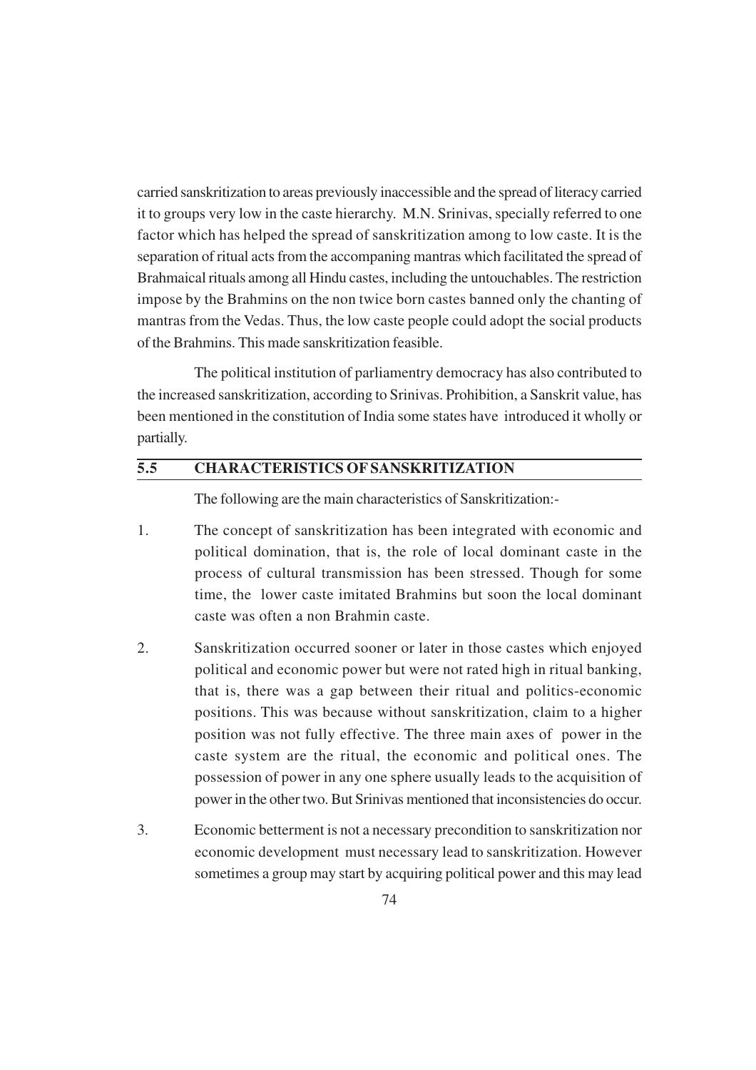carried sanskritization to areas previously inaccessible and the spread of literacy carried it to groups very low in the caste hierarchy. M.N. Srinivas, specially referred to one factor which has helped the spread of sanskritization among to low caste. It is the separation of ritual acts from the accompaning mantras which facilitated the spread of Brahmaical rituals among all Hindu castes, including the untouchables. The restriction impose by the Brahmins on the non twice born castes banned only the chanting of mantras from the Vedas. Thus, the low caste people could adopt the social products of the Brahmins. This made sanskritization feasible.

The political institution of parliamentry democracy has also contributed to the increased sanskritization, according to Srinivas. Prohibition, a Sanskrit value, has been mentioned in the constitution of India some states have introduced it wholly or partially.

## 5.5 CHARACTERISTICS OF SANSKRITIZATION

The following are the main characteristics of Sanskritization:-

1. The concept of sanskritization has been integrated with economic and political domination, that is, the role of local dominant caste in the process of cultural transmission has been stressed. Though for some time, the lower caste imitated Brahmins but soon the local dominant caste was often a non Brahmin caste.

2. Sanskritization occurred sooner or later in those castes which enjoyed political and economic power but were not rated high in ritual banking, that is, there was a gap between their ritual and politics-economic positions. This was because without sanskritization, claim to a higher position was not fully effective. The three main axes of power in the caste system are the ritual, the economic and political ones. The possession of power in any one sphere usually leads to the acquisition of power in the other two. But Srinivas mentioned that inconsistencies do occur.

3. Economic betterment is not a necessary precondition to sanskritization nor economic development must necessary lead to sanskritization. However sometimes a group may start by acquiring political power and this may lead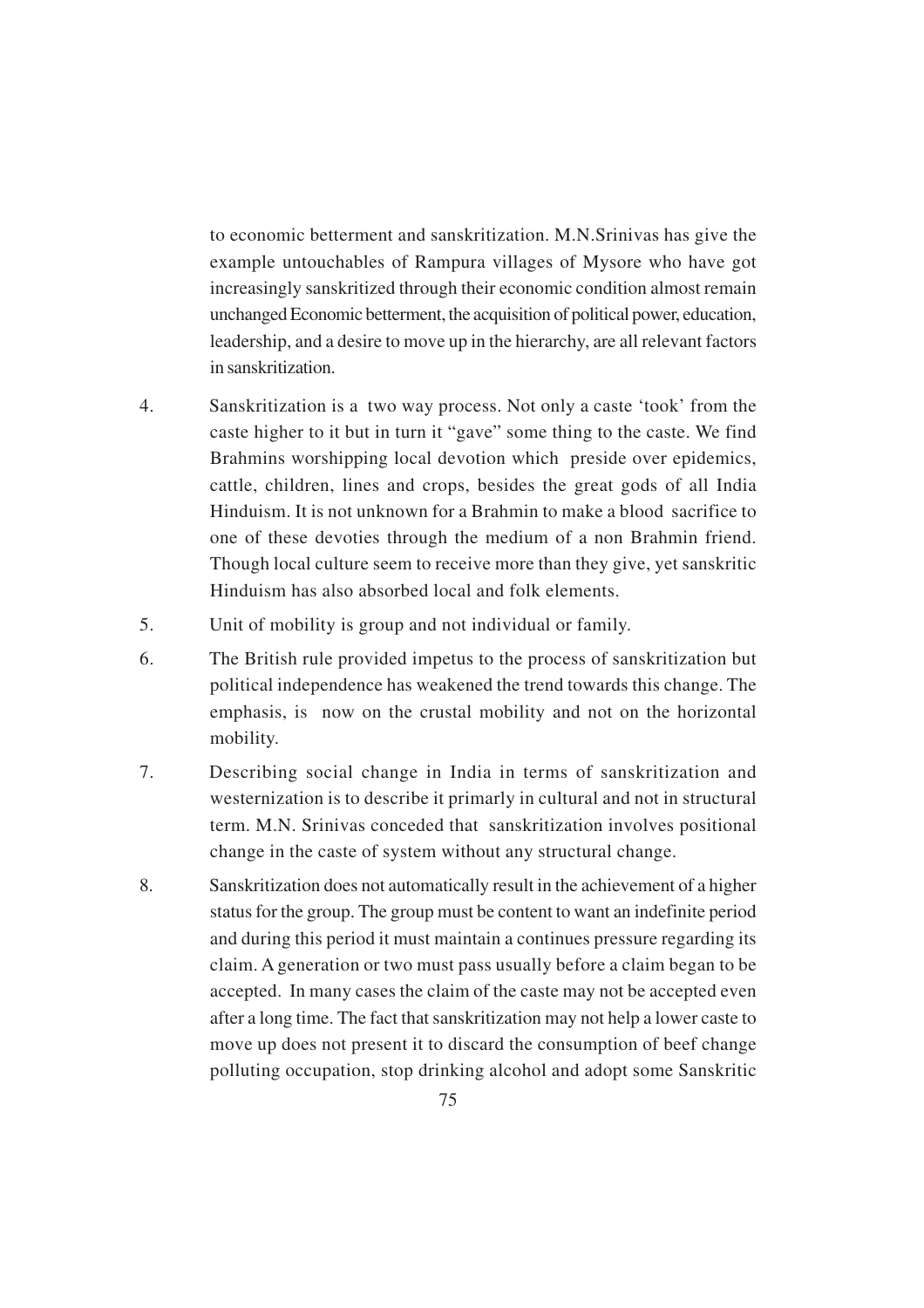to economic betterment and sanskritization. M.N.Srinivas has give the example untouchables of Rampura villages of Mysore who have got increasingly sanskritized through their economic condition almost remain unchanged Economic betterment, the acquisition of political power, education, leadership, and a desire to move up in the hierarchy, are all relevant factors in sanskritization.

4. Sanskritization is a two way process. Not only a caste 'took' from the caste higher to it but in turn it "gave" some thing to the caste. We find Brahmins worshipping local devotion which preside over epidemics, cattle, children, lines and crops, besides the great gods of all India Hinduism. It is not unknown for a Brahmin to make a blood sacrifice to one of these devoties through the medium of a non Brahmin friend. Though local culture seem to receive more than they give, yet sanskritic Hinduism has also absorbed local and folk elements.

5. Unit of mobility is group and not individual or family.

6. The British rule provided impetus to the process of sanskritization but political independence has weakened the trend towards this change. The emphasis, is now on the crustal mobility and not on the horizontal mobility.

7. Describing social change in India in terms of sanskritization and westernization is to describe it primarily in cultural and not in structural term. M.N. Srinivas conceded that sanskritization involves positional change in the caste of system without any structural change.

8. Sanskritization does not automatically result in the achievement of a higher status for the group. The group must be content to want an indefinite period and during this period it must maintain a continues pressure regarding its claim. A generation or two must pass usually before a claim began to be accepted. In many cases the claim of the caste may not be accepted even after a long time. The fact that sanskritization may not help a lower caste to move up does not present it to discard the consumption of beef change polluting occupation, stop drinking alcohol and adopt some Sanskritic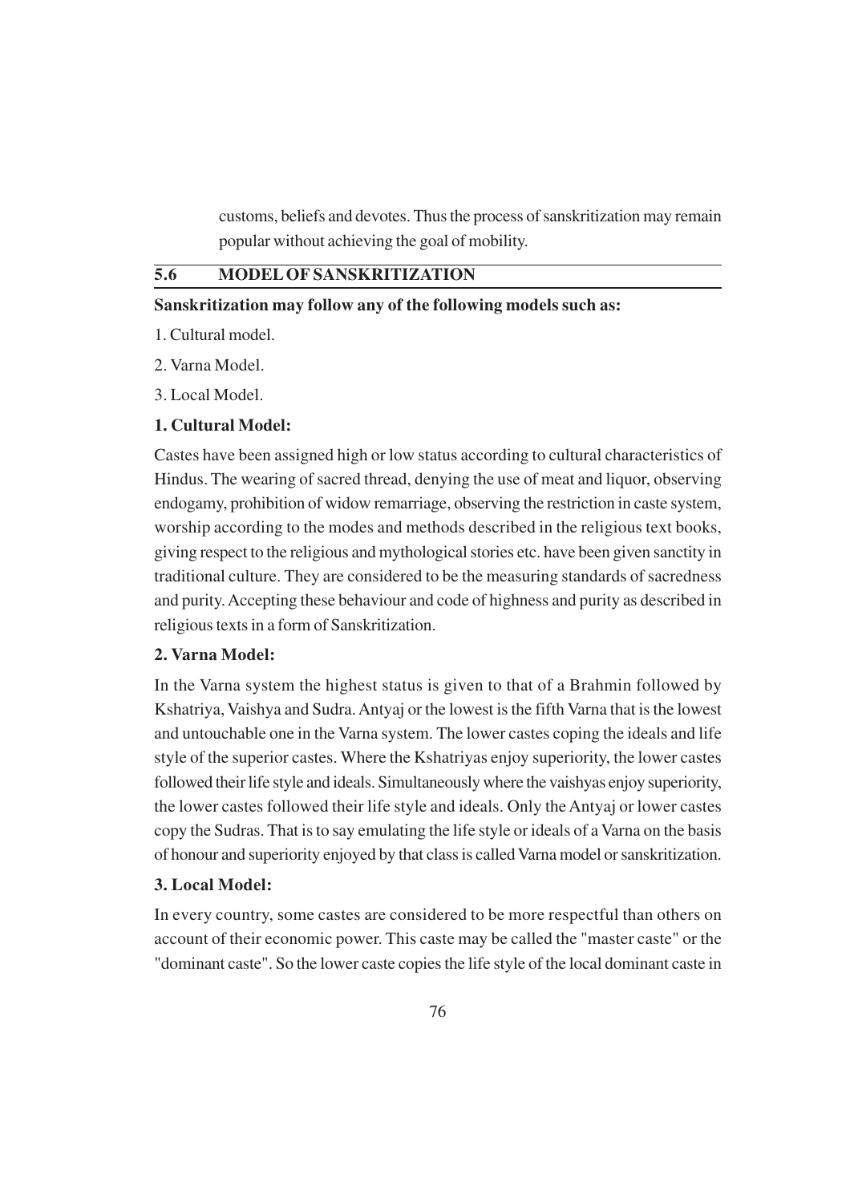customs, beliefs and devotes. Thus the process of sanskritization may remain popular without achieving the goal of mobility.

## 5.6 MODEL OF SANSKRITIZATION

**Sanskritization may follow any of the following models such as:**

1. Cultural model.
2. Varna Model.
3. Local Model.

**1. Cultural Model:**

Castes have been assigned high or low status according to cultural characteristics of Hindus. The wearing of sacred thread, denying the use of meat and liquor, observing endogamy, prohibition of widow remarriage, observing the restriction in caste system, worship according to the modes and methods described in the religious text books, giving respect to the religious and mythological stories etc. have been given sanctity in traditional culture. They are considered to be the measuring standards of sacredness and purity. Accepting these behaviour and code of highness and purity as described in religious texts in a form of Sanskritization.

**2. Varna Model:**

In the Varna system the highest status is given to that of a Brahmin followed by Kshatriya, Vaishya and Sudra. Antyaj or the lowest is the fifth Varna that is the lowest and untouchable one in the Varna system. The lower castes coping the ideals and life style of the superior castes. Where the Kshatriyas enjoy superiority, the lower castes followed their life style and ideals. Simultaneously where the vaishyas enjoy superiority, the lower castes followed their life style and ideals. Only the Antyaj or lower castes copy the Sudras. That is to say emulating the life style or ideals of a Varna on the basis of honour and superiority enjoyed by that class is called Varna model or sanskritization.

**3. Local Model:**

In every country, some castes are considered to be more respectful than others on account of their economic power. This caste may be called the "master caste" or the "dominant caste". So the lower caste copies the life style of the local dominant caste in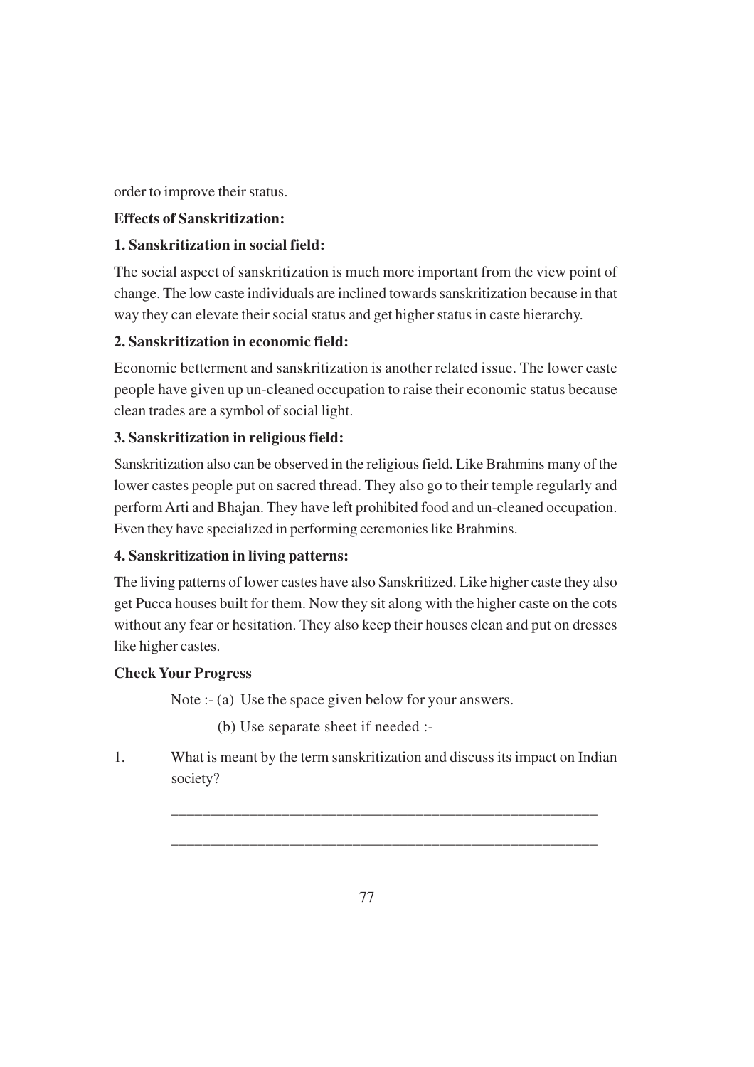order to improve their status.

**Effects of Sanskritization:**

**1. Sanskritization in social field:**

The social aspect of sanskritization is much more important from the view point of change. The low caste individuals are inclined towards sanskritization because in that way they can elevate their social status and get higher status in caste hierarchy.

**2. Sanskritization in economic field:**

Economic betterment and sanskritization is another related issue. The lower caste people have given up un-cleaned occupation to raise their economic status because clean trades are a symbol of social light.

**3. Sanskritization in religious field:**

Sanskritization also can be observed in the religious field. Like Brahmins many of the lower castes people put on sacred thread. They also go to their temple regularly and perform Arti and Bhajan. They have left prohibited food and un-cleaned occupation. Even they have specialized in performing ceremonies like Brahmins.

**4. Sanskritization in living patterns:**

The living patterns of lower castes have also Sanskritized. Like higher caste they also get Pucca houses built for them. Now they sit along with the higher caste on the cots without any fear or hesitation. They also keep their houses clean and put on dresses like higher castes.

**Check Your Progress**

Note :- (a) Use the space given below for your answers.

(b) Use separate sheet if needed :-

1. What is meant by the term sanskritization and discuss its impact on Indian society?

_______________________________________________________

_______________________________________________________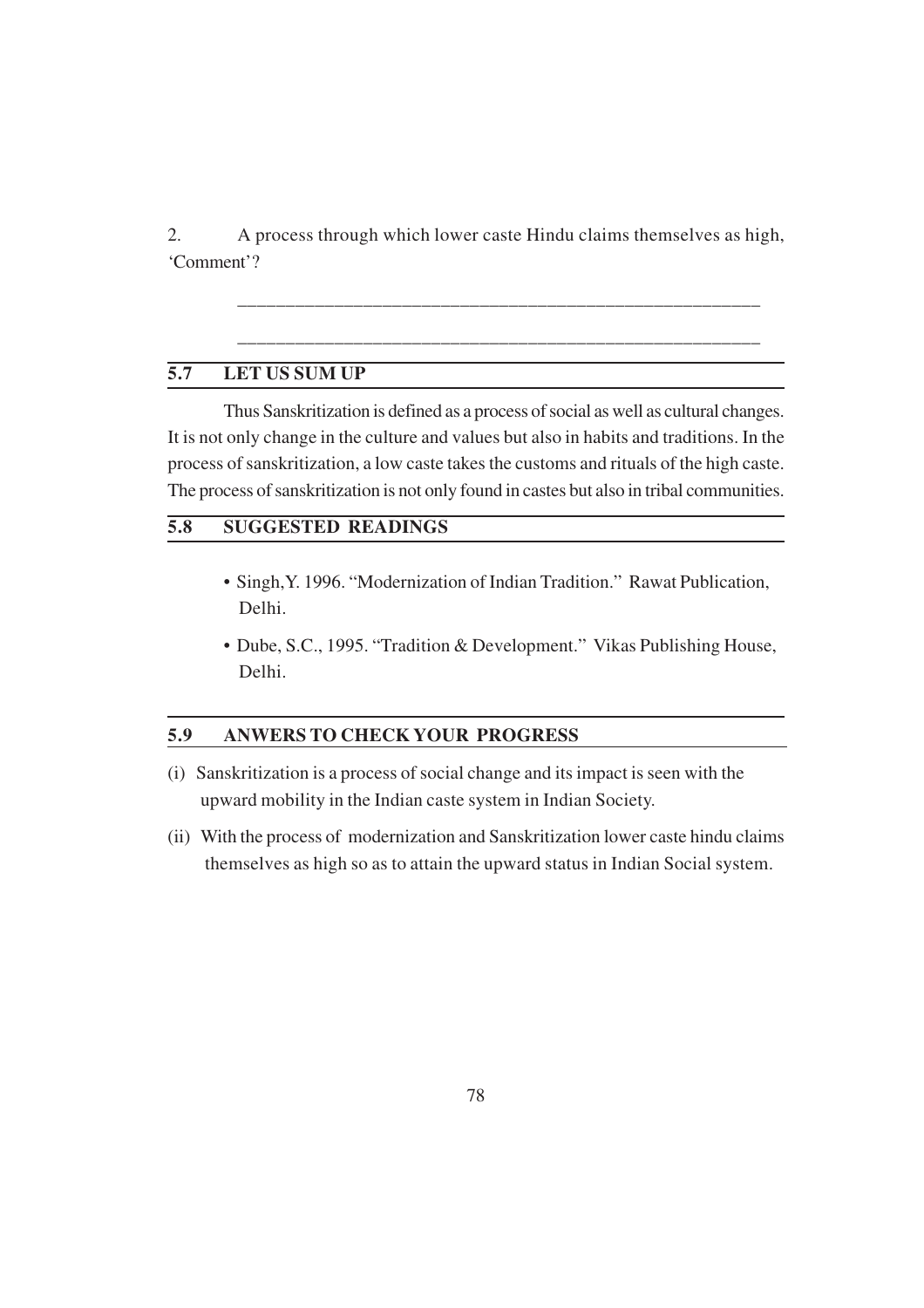2. A process through which lower caste Hindu claims themselves as high, 'Comment'?

_______________________________________________________

_______________________________________________________

## 5.7 LET US SUM UP

Thus Sanskritization is defined as a process of social as well as cultural changes. It is not only change in the culture and values but also in habits and traditions. In the process of sanskritization, a low caste takes the customs and rituals of the high caste. The process of sanskritization is not only found in castes but also in tribal communities.

## 5.8 SUGGESTED READINGS

- Singh,Y. 1996. "Modernization of Indian Tradition." Rawat Publication, Delhi.
- Dube, S.C., 1995. "Tradition & Development." Vikas Publishing House, Delhi.

## 5.9 ANWERS TO CHECK YOUR PROGRESS

(i) Sanskritization is a process of social change and its impact is seen with the upward mobility in the Indian caste system in Indian Society.

(ii) With the process of modernization and Sanskritization lower caste hindu claims themselves as high so as to attain the upward status in Indian Social system.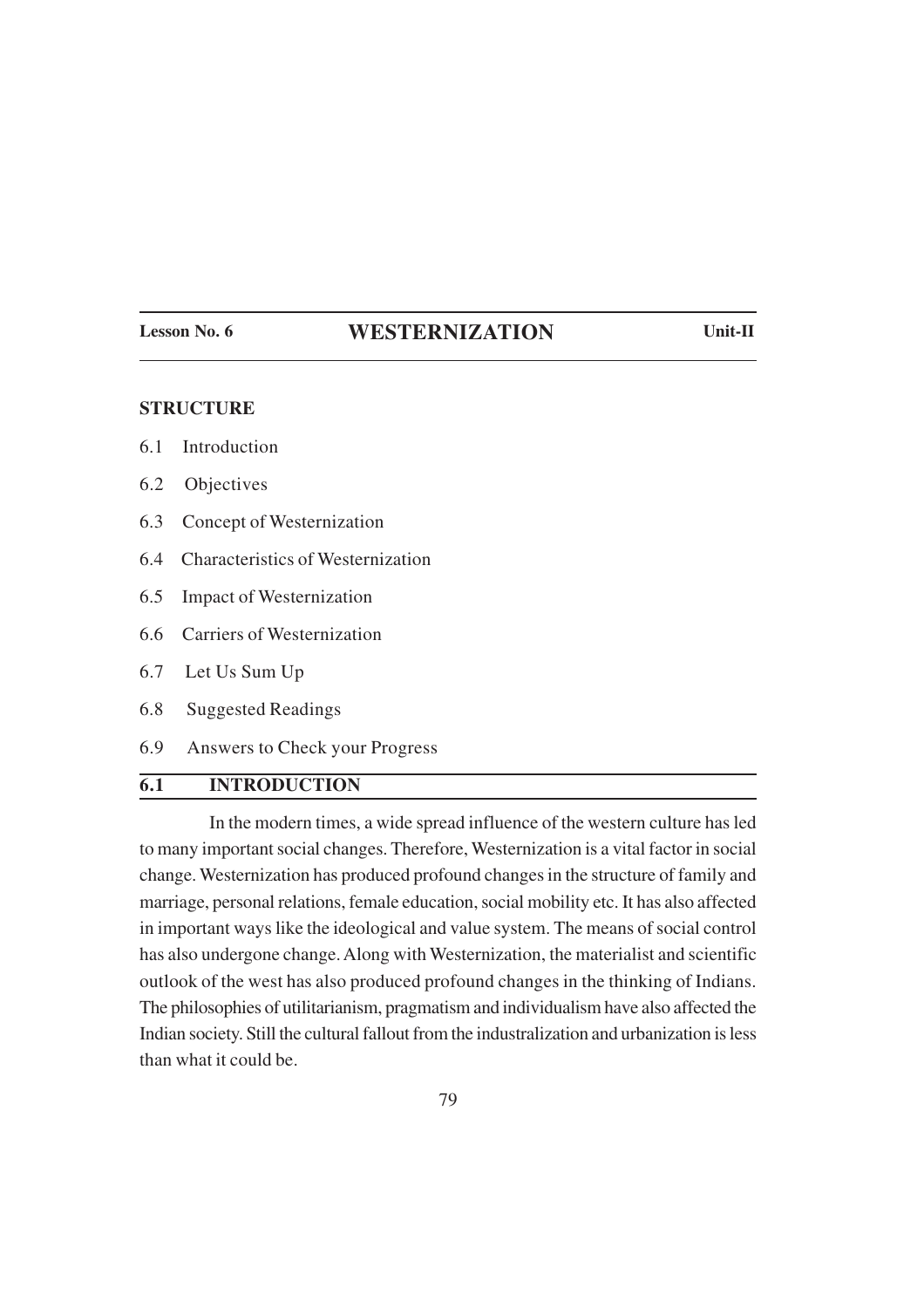**Lesson No. 6** | **WESTERNIZATION** | **Unit-II**

# WESTERNIZATION

**STRUCTURE**

6.1 Introduction

6.2 Objectives

6.3 Concept of Westernization

6.4 Characteristics of Westernization

6.5 Impact of Westernization

6.6 Carriers of Westernization

6.7 Let Us Sum Up

6.8 Suggested Readings

6.9 Answers to Check your Progress

## 6.1 INTRODUCTION

In the modern times, a wide spread influence of the western culture has led to many important social changes. Therefore, Westernization is a vital factor in social change. Westernization has produced profound changes in the structure of family and marriage, personal relations, female education, social mobility etc. It has also affected in important ways like the ideological and value system. The means of social control has also undergone change. Along with Westernization, the materialist and scientific outlook of the west has also produced profound changes in the thinking of Indians. The philosophies of utilitarianism, pragmatism and individualism have also affected the Indian society. Still the cultural fallout from the industralization and urbanization is less than what it could be.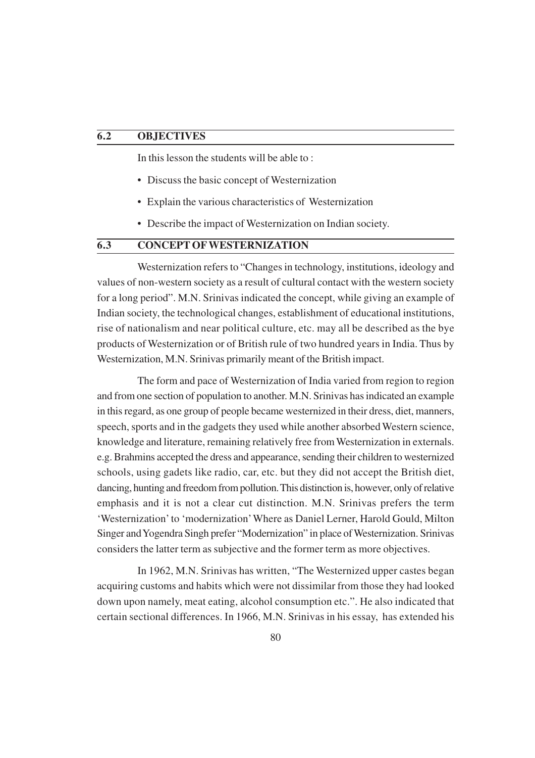## 6.2 OBJECTIVES

In this lesson the students will be able to :

- Discuss the basic concept of Westernization
- Explain the various characteristics of Westernization
- Describe the impact of Westernization on Indian society.

## 6.3 CONCEPT OF WESTERNIZATION

Westernization refers to "Changes in technology, institutions, ideology and values of non-western society as a result of cultural contact with the western society for a long period". M.N. Srinivas indicated the concept, while giving an example of Indian society, the technological changes, establishment of educational institutions, rise of nationalism and near political culture, etc. may all be described as the bye products of Westernization or of British rule of two hundred years in India. Thus by Westernization, M.N. Srinivas primarily meant of the British impact.

The form and pace of Westernization of India varied from region to region and from one section of population to another. M.N. Srinivas has indicated an example in this regard, as one group of people became westernized in their dress, diet, manners, speech, sports and in the gadgets they used while another absorbed Western science, knowledge and literature, remaining relatively free from Westernization in externals. e.g. Brahmins accepted the dress and appearance, sending their children to westernized schools, using gadets like radio, car, etc. but they did not accept the British diet, dancing, hunting and freedom from pollution. This distinction is, however, only of relative emphasis and it is not a clear cut distinction. M.N. Srinivas prefers the term 'Westernization' to 'modernization' Where as Daniel Lerner, Harold Gould, Milton Singer and Yogendra Singh prefer "Modernization" in place of Westernization. Srinivas considers the latter term as subjective and the former term as more objectives.

In 1962, M.N. Srinivas has written, "The Westernized upper castes began acquiring customs and habits which were not dissimilar from those they had looked down upon namely, meat eating, alcohol consumption etc.". He also indicated that certain sectional differences. In 1966, M.N. Srinivas in his essay, has extended his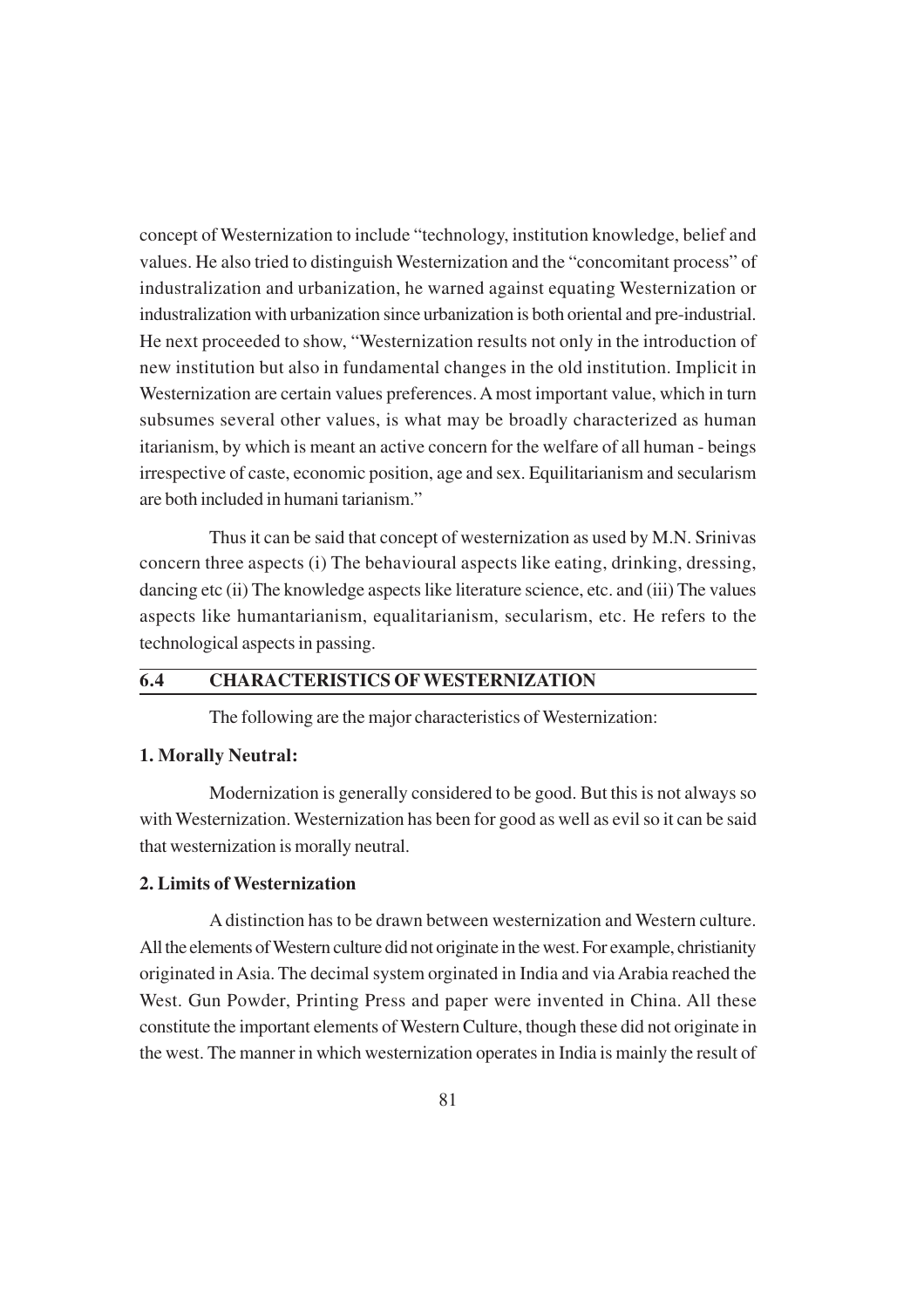concept of Westernization to include "technology, institution knowledge, belief and values. He also tried to distinguish Westernization and the "concomitant process" of industralization and urbanization, he warned against equating Westernization or industralization with urbanization since urbanization is both oriental and pre-industrial. He next proceeded to show, "Westernization results not only in the introduction of new institution but also in fundamental changes in the old institution. Implicit in Westernization are certain values preferences. A most important value, which in turn subsumes several other values, is what may be broadly characterized as human itarianism, by which is meant an active concern for the welfare of all human - beings irrespective of caste, economic position, age and sex. Equilitarianism and secularism are both included in humani tarianism."

Thus it can be said that concept of westernization as used by M.N. Srinivas concern three aspects (i) The behavioural aspects like eating, drinking, dressing, dancing etc (ii) The knowledge aspects like literature science, etc. and (iii) The values aspects like humantarianism, equalitarianism, secularism, etc. He refers to the technological aspects in passing.

## 6.4 CHARACTERISTICS OF WESTERNIZATION

The following are the major characteristics of Westernization:

**1. Morally Neutral:**

Modernization is generally considered to be good. But this is not always so with Westernization. Westernization has been for good as well as evil so it can be said that westernization is morally neutral.

**2. Limits of Westernization**

A distinction has to be drawn between westernization and Western culture. All the elements of Western culture did not originate in the west. For example, christianity originated in Asia. The decimal system orginated in India and via Arabia reached the West. Gun Powder, Printing Press and paper were invented in China. All these constitute the important elements of Western Culture, though these did not originate in the west. The manner in which westernization operates in India is mainly the result of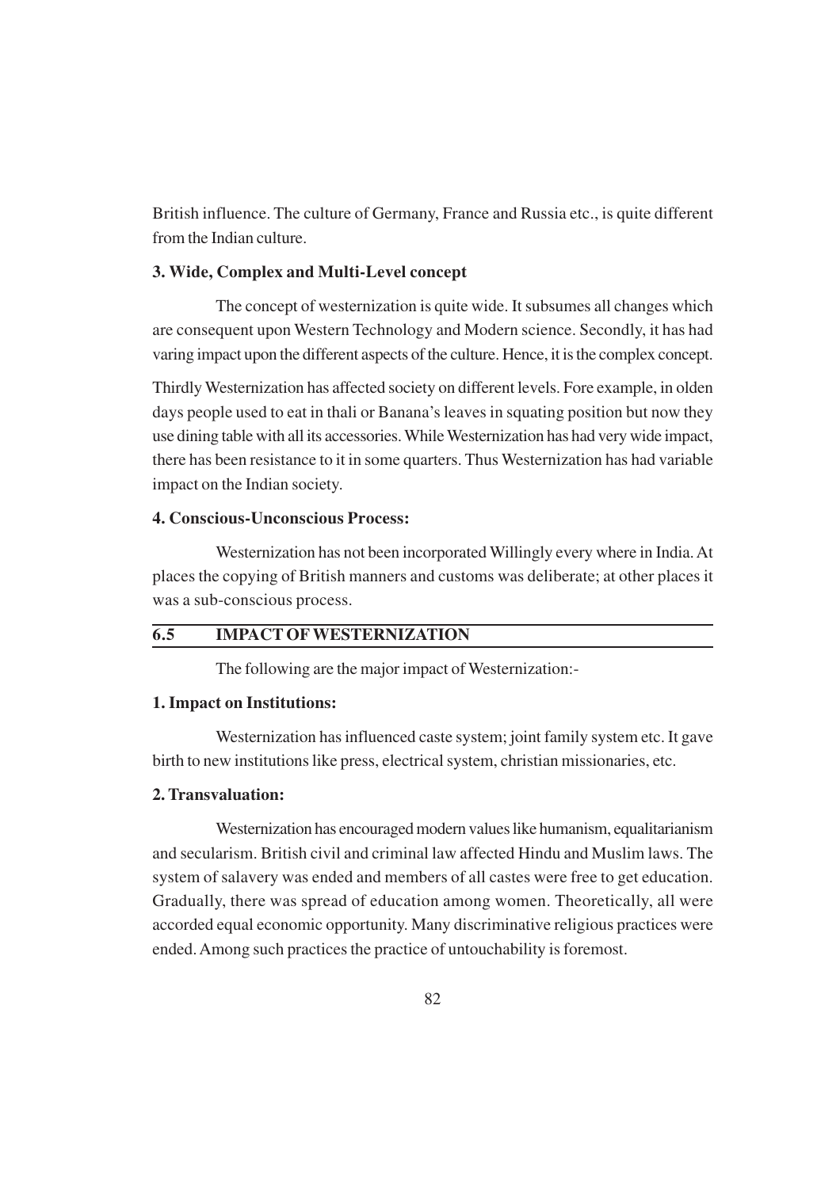British influence. The culture of Germany, France and Russia etc., is quite different from the Indian culture.

**3. Wide, Complex and Multi-Level concept**

The concept of westernization is quite wide. It subsumes all changes which are consequent upon Western Technology and Modern science. Secondly, it has had varing impact upon the different aspects of the culture. Hence, it is the complex concept.

Thirdly Westernization has affected society on different levels. Fore example, in olden days people used to eat in thali or Banana's leaves in squating position but now they use dining table with all its accessories. While Westernization has had very wide impact, there has been resistance to it in some quarters. Thus Westernization has had variable impact on the Indian society.

**4. Conscious-Unconscious Process:**

Westernization has not been incorporated Willingly every where in India. At places the copying of British manners and customs was deliberate; at other places it was a sub-conscious process.

## 6.5 IMPACT OF WESTERNIZATION

The following are the major impact of Westernization:-

**1. Impact on Institutions:**

Westernization has influenced caste system; joint family system etc. It gave birth to new institutions like press, electrical system, christian missionaries, etc.

**2. Transvaluation:**

Westernization has encouraged modern values like humanism, equalitarianism and secularism. British civil and criminal law affected Hindu and Muslim laws. The system of salavery was ended and members of all castes were free to get education. Gradually, there was spread of education among women. Theoretically, all were accorded equal economic opportunity. Many discriminative religious practices were ended. Among such practices the practice of untouchability is foremost.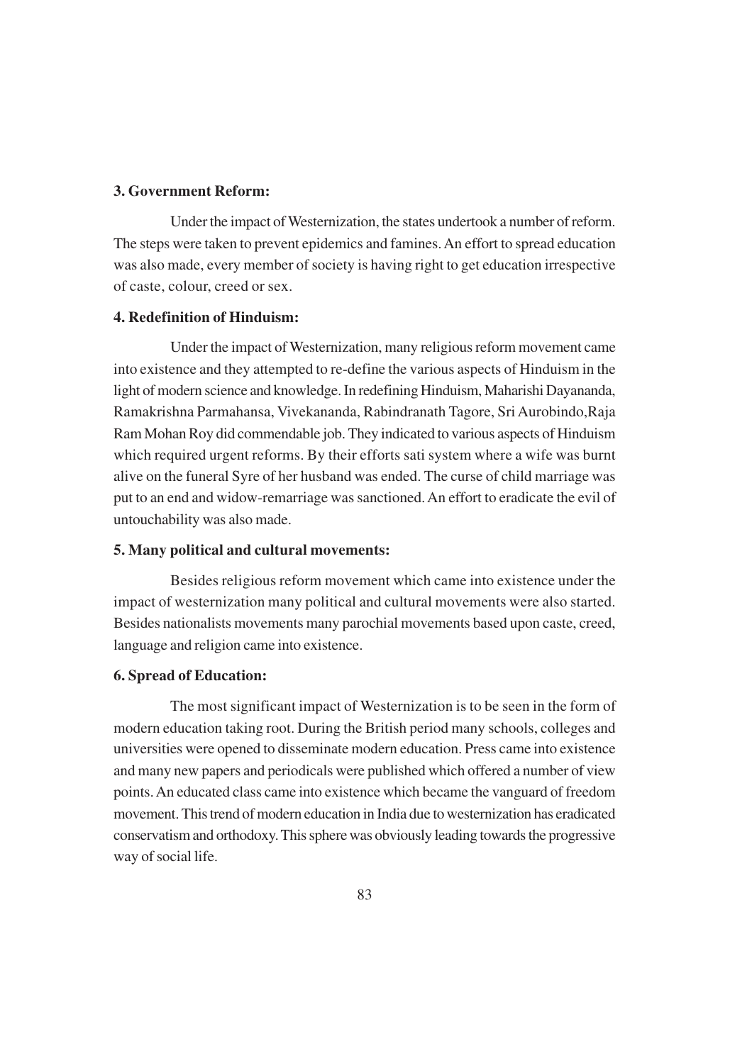**3. Government Reform:**

Under the impact of Westernization, the states undertook a number of reform. The steps were taken to prevent epidemics and famines. An effort to spread education was also made, every member of society is having right to get education irrespective of caste, colour, creed or sex.

**4. Redefinition of Hinduism:**

Under the impact of Westernization, many religious reform movement came into existence and they attempted to re-define the various aspects of Hinduism in the light of modern science and knowledge. In redefining Hinduism, Maharishi Dayananda, Ramakrishna Parmahansa, Vivekananda, Rabindranath Tagore, Sri Aurobindo,Raja Ram Mohan Roy did commendable job. They indicated to various aspects of Hinduism which required urgent reforms. By their efforts sati system where a wife was burnt alive on the funeral Syre of her husband was ended. The curse of child marriage was put to an end and widow-remarriage was sanctioned. An effort to eradicate the evil of untouchability was also made.

**5. Many political and cultural movements:**

Besides religious reform movement which came into existence under the impact of westernization many political and cultural movements were also started. Besides nationalists movements many parochial movements based upon caste, creed, language and religion came into existence.

**6. Spread of Education:**

The most significant impact of Westernization is to be seen in the form of modern education taking root. During the British period many schools, colleges and universities were opened to disseminate modern education. Press came into existence and many new papers and periodicals were published which offered a number of view points. An educated class came into existence which became the vanguard of freedom movement. This trend of modern education in India due to westernization has eradicated conservatism and orthodoxy. This sphere was obviously leading towards the progressive way of social life.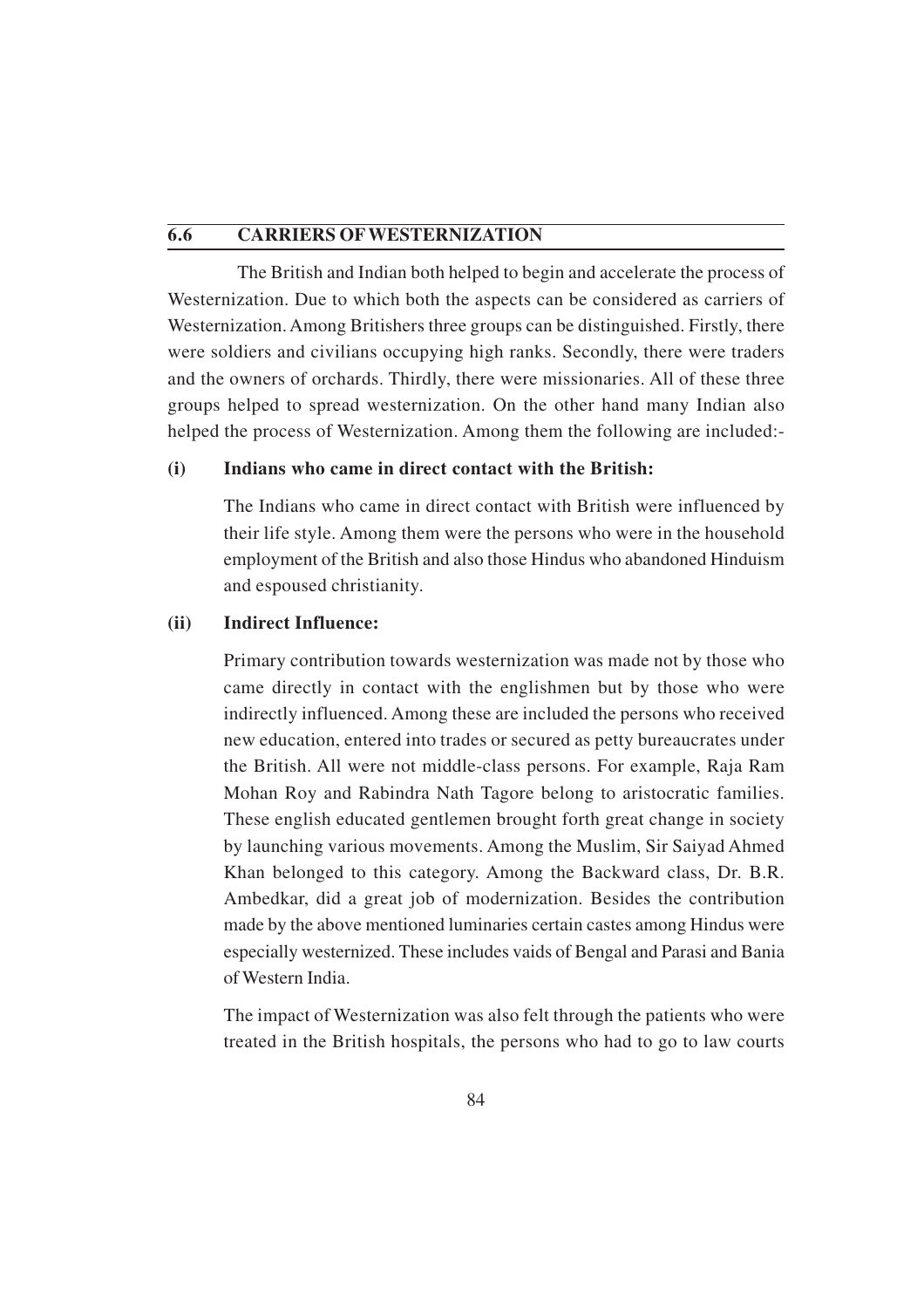## 6.6 CARRIERS OF WESTERNIZATION

The British and Indian both helped to begin and accelerate the process of Westernization. Due to which both the aspects can be considered as carriers of Westernization. Among Britishers three groups can be distinguished. Firstly, there were soldiers and civilians occupying high ranks. Secondly, there were traders and the owners of orchards. Thirdly, there were missionaries. All of these three groups helped to spread westernization. On the other hand many Indian also helped the process of Westernization. Among them the following are included:-

**(i) Indians who came in direct contact with the British:**

The Indians who came in direct contact with British were influenced by their life style. Among them were the persons who were in the household employment of the British and also those Hindus who abandoned Hinduism and espoused christianity.

**(ii) Indirect Influence:**

Primary contribution towards westernization was made not by those who came directly in contact with the englishmen but by those who were indirectly influenced. Among these are included the persons who received new education, entered into trades or secured as petty bureaucrates under the British. All were not middle-class persons. For example, Raja Ram Mohan Roy and Rabindra Nath Tagore belong to aristocratic families. These english educated gentlemen brought forth great change in society by launching various movements. Among the Muslim, Sir Saiyad Ahmed Khan belonged to this category. Among the Backward class, Dr. B.R. Ambedkar, did a great job of modernization. Besides the contribution made by the above mentioned luminaries certain castes among Hindus were especially westernized. These includes vaids of Bengal and Parasi and Bania of Western India.

The impact of Westernization was also felt through the patients who were treated in the British hospitals, the persons who had to go to law courts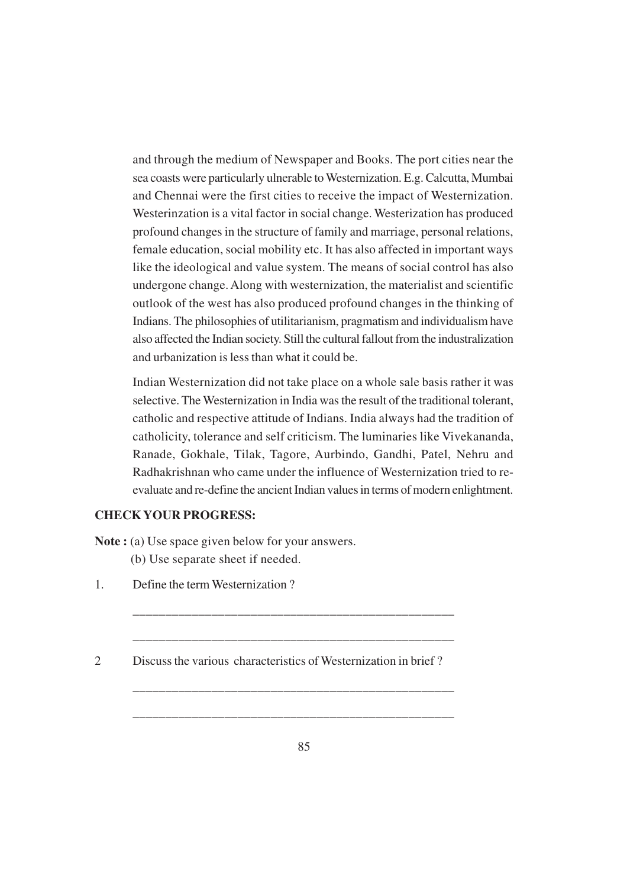and through the medium of Newspaper and Books. The port cities near the sea coasts were particularly ulnerable to Westernization. E.g. Calcutta, Mumbai and Chennai were the first cities to receive the impact of Westernization. Westerinzation is a vital factor in social change. Westerization has produced profound changes in the structure of family and marriage, personal relations, female education, social mobility etc. It has also affected in important ways like the ideological and value system. The means of social control has also undergone change. Along with westernization, the materialist and scientific outlook of the west has also produced profound changes in the thinking of Indians. The philosophies of utilitarianism, pragmatism and individualism have also affected the Indian society. Still the cultural fallout from the industralization and urbanization is less than what it could be.

Indian Westernization did not take place on a whole sale basis rather it was selective. The Westernization in India was the result of the traditional tolerant, catholic and respective attitude of Indians. India always had the tradition of catholicity, tolerance and self criticism. The luminaries like Vivekananda, Ranade, Gokhale, Tilak, Tagore, Aurbindo, Gandhi, Patel, Nehru and Radhakrishnan who came under the influence of Westernization tried to re-evaluate and re-define the ancient Indian values in terms of modern enlightment.

**CHECK YOUR PROGRESS:**

**Note :** (a) Use space given below for your answers.
(b) Use separate sheet if needed.

1. Define the term Westernization ?

_______________________________________________

_______________________________________________

2 Discuss the various characteristics of Westernization in brief ?

_______________________________________________

_______________________________________________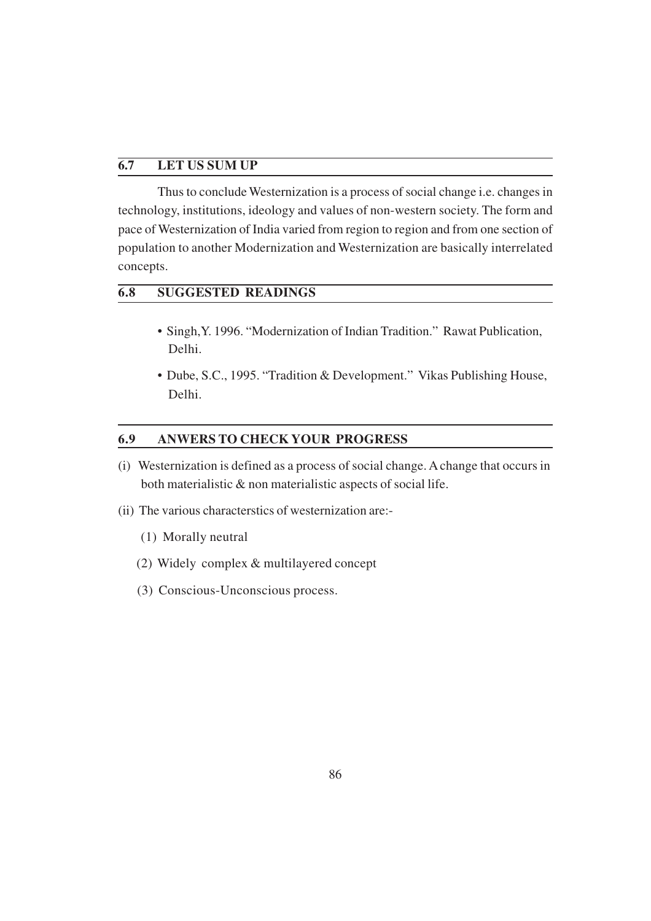## 6.7 LET US SUM UP

Thus to conclude Westernization is a process of social change i.e. changes in technology, institutions, ideology and values of non-western society. The form and pace of Westernization of India varied from region to region and from one section of population to another Modernization and Westernization are basically interrelated concepts.

## 6.8 SUGGESTED READINGS

- Singh,Y. 1996. "Modernization of Indian Tradition." Rawat Publication, Delhi.
- Dube, S.C., 1995. "Tradition & Development." Vikas Publishing House, Delhi.

## 6.9 ANWERS TO CHECK YOUR PROGRESS

(i) Westernization is defined as a process of social change. A change that occurs in both materialistic & non materialistic aspects of social life.

(ii) The various characterstics of westernization are:-

(1) Morally neutral

(2) Widely complex & multilayered concept

(3) Conscious-Unconscious process.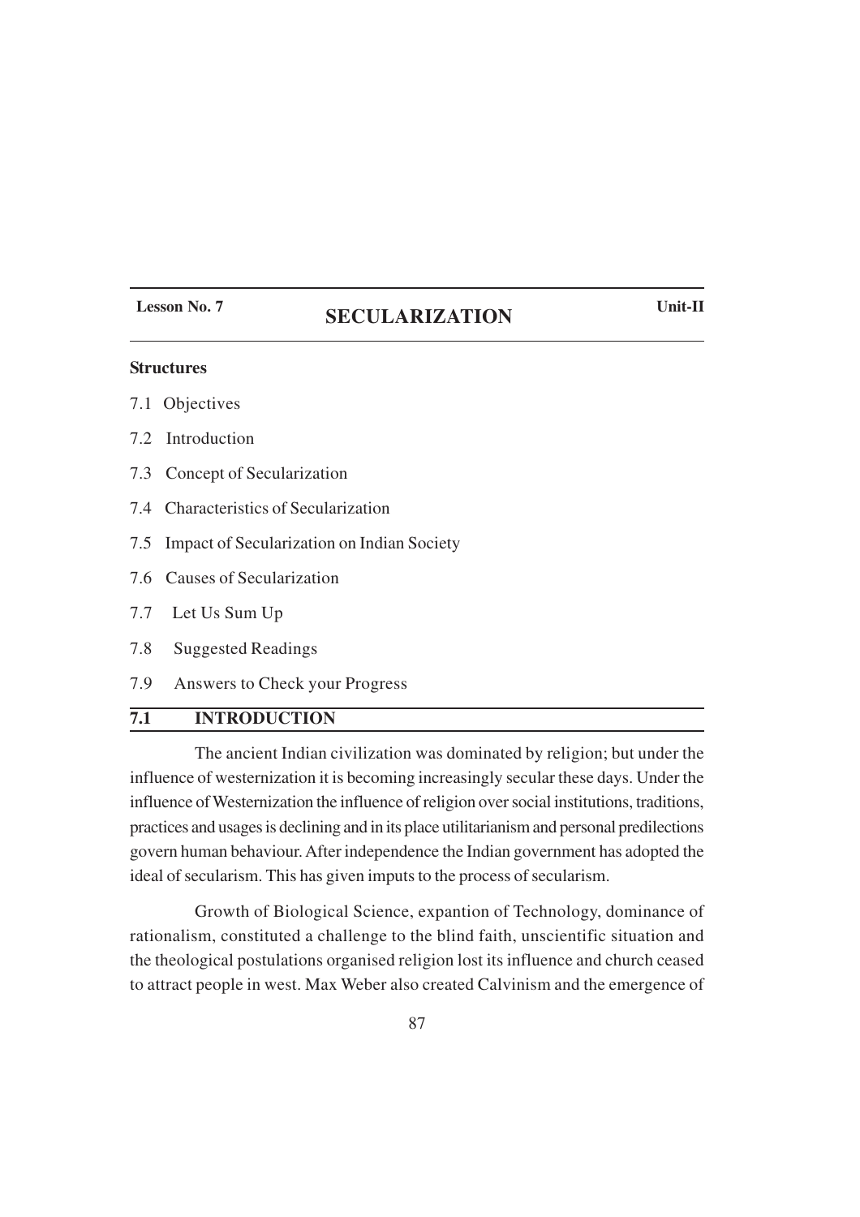| Lesson No. 7 | SECULARIZATION | Unit-II |
|---|---|---|

**Structures**

7.1 Objectives

7.2 Introduction

7.3 Concept of Secularization

7.4 Characteristics of Secularization

7.5 Impact of Secularization on Indian Society

7.6 Causes of Secularization

7.7 Let Us Sum Up

7.8 Suggested Readings

7.9 Answers to Check your Progress

## 7.1 INTRODUCTION

The ancient Indian civilization was dominated by religion; but under the influence of westernization it is becoming increasingly secular these days. Under the influence of Westernization the influence of religion over social institutions, traditions, practices and usages is declining and in its place utilitarianism and personal predilections govern human behaviour. After independence the Indian government has adopted the ideal of secularism. This has given imputs to the process of secularism.

Growth of Biological Science, expantion of Technology, dominance of rationalism, constituted a challenge to the blind faith, unscientific situation and the theological postulations organised religion lost its influence and church ceased to attract people in west. Max Weber also created Calvinism and the emergence of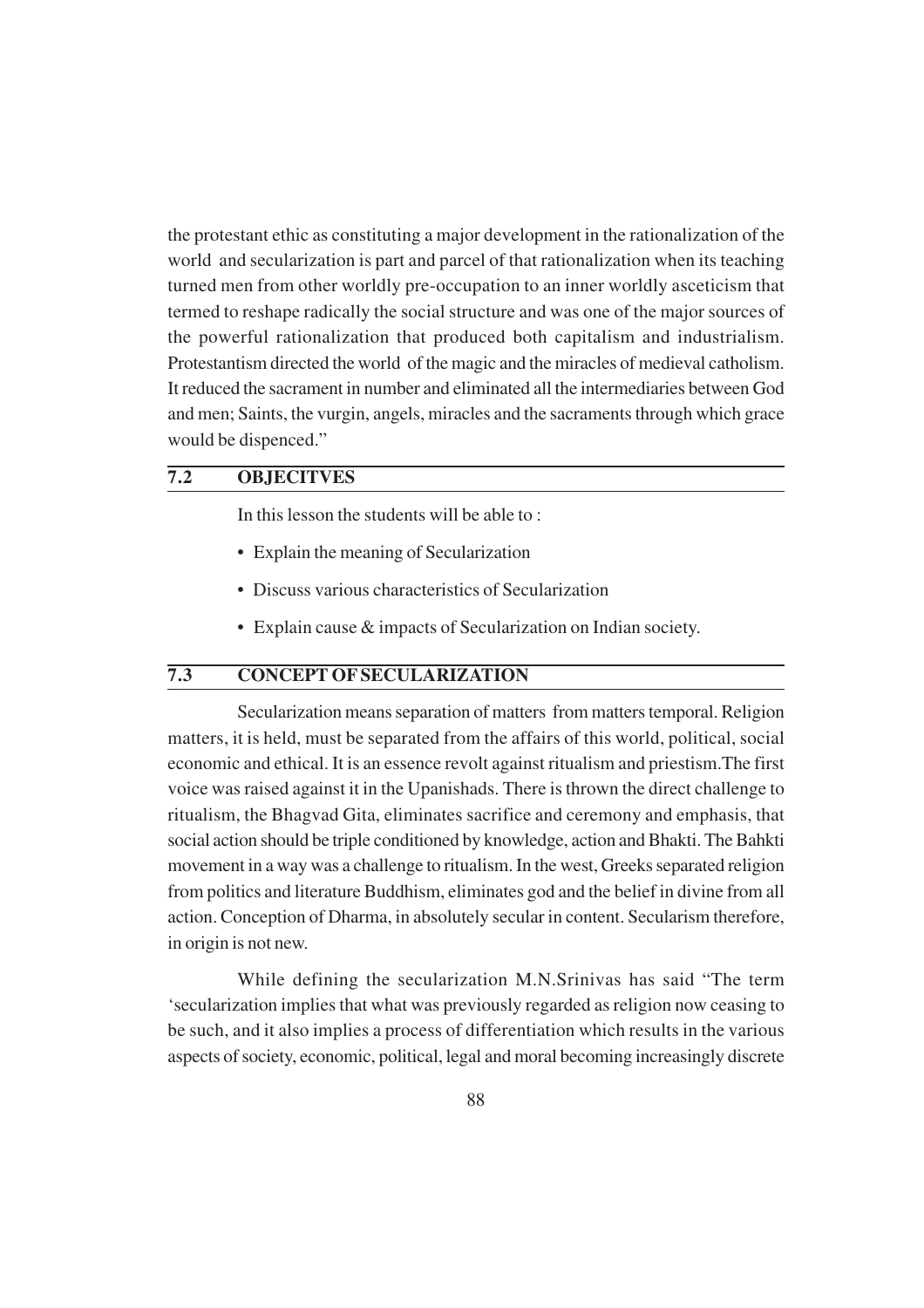the protestant ethic as constituting a major development in the rationalization of the world and secularization is part and parcel of that rationalization when its teaching turned men from other worldly pre-occupation to an inner worldly asceticism that termed to reshape radically the social structure and was one of the major sources of the powerful rationalization that produced both capitalism and industrialism. Protestantism directed the world of the magic and the miracles of medieval catholism. It reduced the sacrament in number and eliminated all the intermediaries between God and men; Saints, the vurgin, angels, miracles and the sacraments through which grace would be dispenced."

## 7.2 OBJECITVES

In this lesson the students will be able to :

- Explain the meaning of Secularization
- Discuss various characteristics of Secularization
- Explain cause & impacts of Secularization on Indian society.

## 7.3 CONCEPT OF SECULARIZATION

Secularization means separation of matters from matters temporal. Religion matters, it is held, must be separated from the affairs of this world, political, social economic and ethical. It is an essence revolt against ritualism and priestism.The first voice was raised against it in the Upanishads. There is thrown the direct challenge to ritualism, the Bhagvad Gita, eliminates sacrifice and ceremony and emphasis, that social action should be triple conditioned by knowledge, action and Bhakti. The Bahkti movement in a way was a challenge to ritualism. In the west, Greeks separated religion from politics and literature Buddhism, eliminates god and the belief in divine from all action. Conception of Dharma, in absolutely secular in content. Secularism therefore, in origin is not new.

While defining the secularization M.N.Srinivas has said "The term 'secularization implies that what was previously regarded as religion now ceasing to be such, and it also implies a process of differentiation which results in the various aspects of society, economic, political, legal and moral becoming increasingly discrete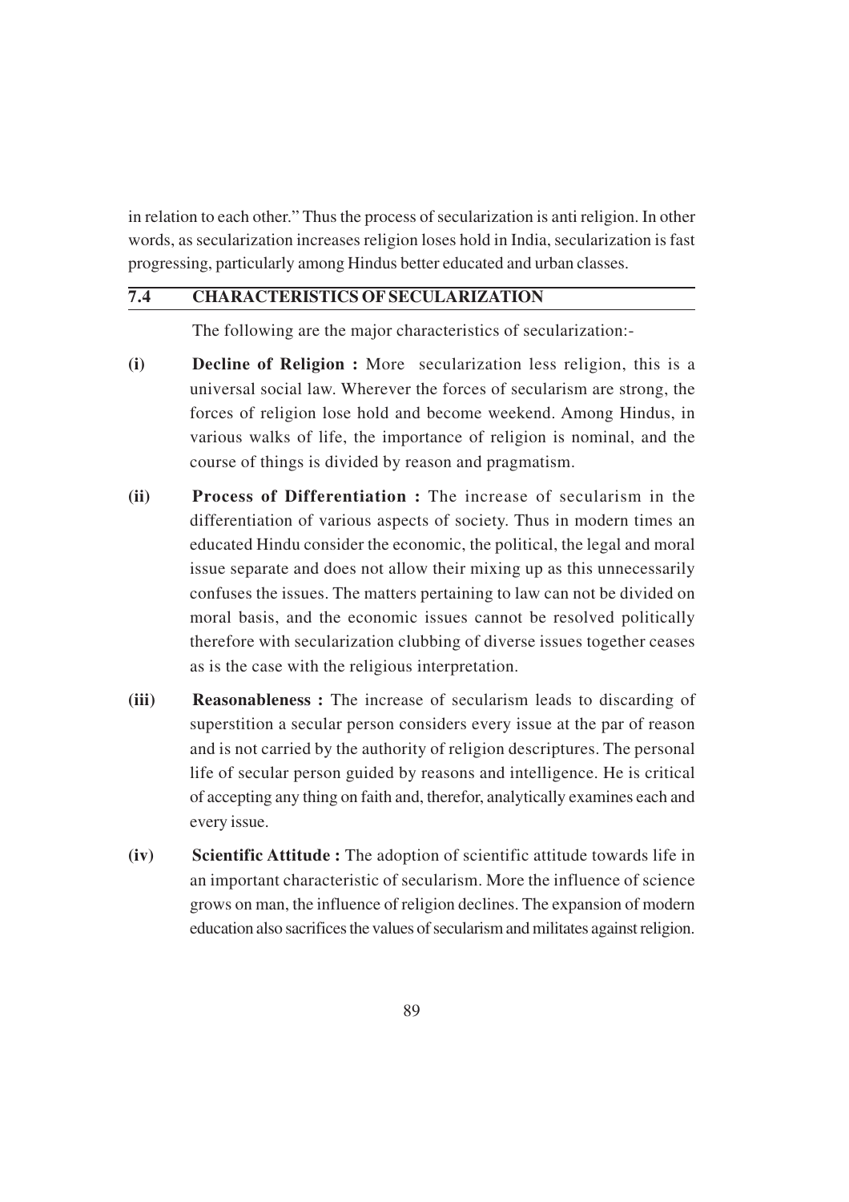in relation to each other." Thus the process of secularization is anti religion. In other words, as secularization increases religion loses hold in India, secularization is fast progressing, particularly among Hindus better educated and urban classes.

## 7.4 CHARACTERISTICS OF SECULARIZATION

The following are the major characteristics of secularization:-

**(i) Decline of Religion :** More secularization less religion, this is a universal social law. Wherever the forces of secularism are strong, the forces of religion lose hold and become weekend. Among Hindus, in various walks of life, the importance of religion is nominal, and the course of things is divided by reason and pragmatism.

**(ii) Process of Differentiation :** The increase of secularism in the differentiation of various aspects of society. Thus in modern times an educated Hindu consider the economic, the political, the legal and moral issue separate and does not allow their mixing up as this unnecessarily confuses the issues. The matters pertaining to law can not be divided on moral basis, and the economic issues cannot be resolved politically therefore with secularization clubbing of diverse issues together ceases as is the case with the religious interpretation.

**(iii) Reasonableness :** The increase of secularism leads to discarding of superstition a secular person considers every issue at the par of reason and is not carried by the authority of religion descriptures. The personal life of secular person guided by reasons and intelligence. He is critical of accepting any thing on faith and, therefor, analytically examines each and every issue.

**(iv) Scientific Attitude :** The adoption of scientific attitude towards life in an important characteristic of secularism. More the influence of science grows on man, the influence of religion declines. The expansion of modern education also sacrifices the values of secularism and militates against religion.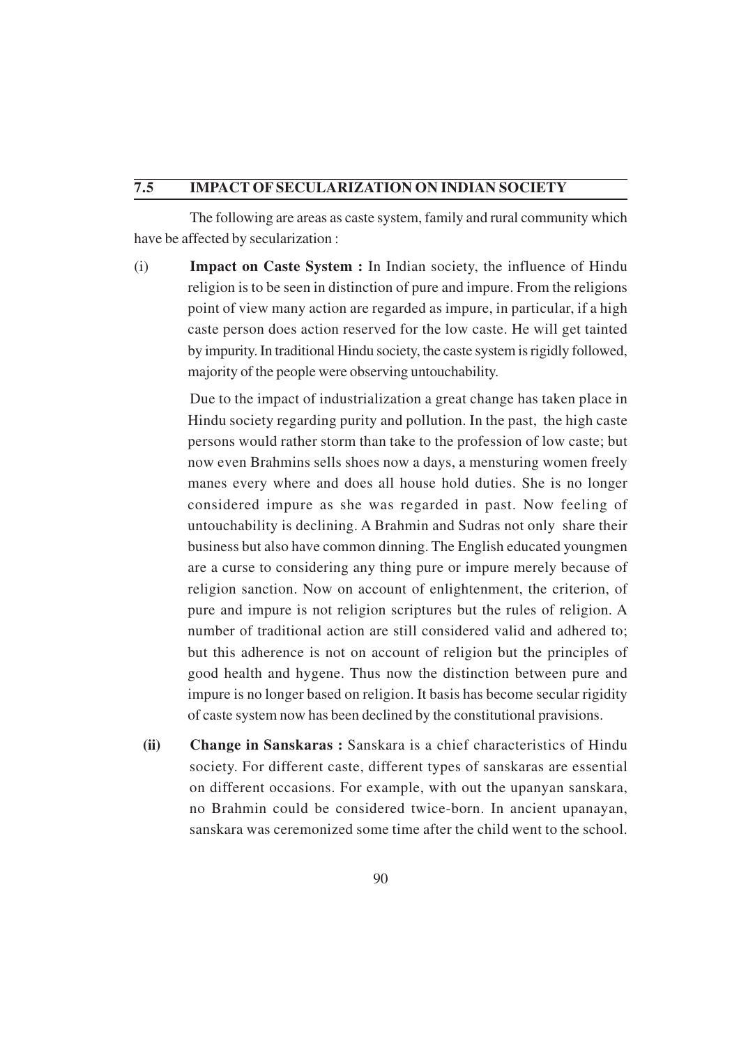## 7.5 IMPACT OF SECULARIZATION ON INDIAN SOCIETY

The following are areas as caste system, family and rural community which have be affected by secularization :

(i) **Impact on Caste System :** In Indian society, the influence of Hindu religion is to be seen in distinction of pure and impure. From the religions point of view many action are regarded as impure, in particular, if a high caste person does action reserved for the low caste. He will get tainted by impurity. In traditional Hindu society, the caste system is rigidly followed, majority of the people were observing untouchability.

Due to the impact of industrialization a great change has taken place in Hindu society regarding purity and pollution. In the past, the high caste persons would rather storm than take to the profession of low caste; but now even Brahmins sells shoes now a days, a mensturing women freely manes every where and does all house hold duties. She is no longer considered impure as she was regarded in past. Now feeling of untouchability is declining. A Brahmin and Sudras not only share their business but also have common dinning. The English educated youngmen are a curse to considering any thing pure or impure merely because of religion sanction. Now on account of enlightenment, the criterion, of pure and impure is not religion scriptures but the rules of religion. A number of traditional action are still considered valid and adhered to; but this adherence is not on account of religion but the principles of good health and hygene. Thus now the distinction between pure and impure is no longer based on religion. It basis has become secular rigidity of caste system now has been declined by the constitutional pravisions.

**(ii)** **Change in Sanskaras :** Sanskara is a chief characteristics of Hindu society. For different caste, different types of sanskaras are essential on different occasions. For example, with out the upanyan sanskara, no Brahmin could be considered twice-born. In ancient upanayan, sanskara was ceremonized some time after the child went to the school.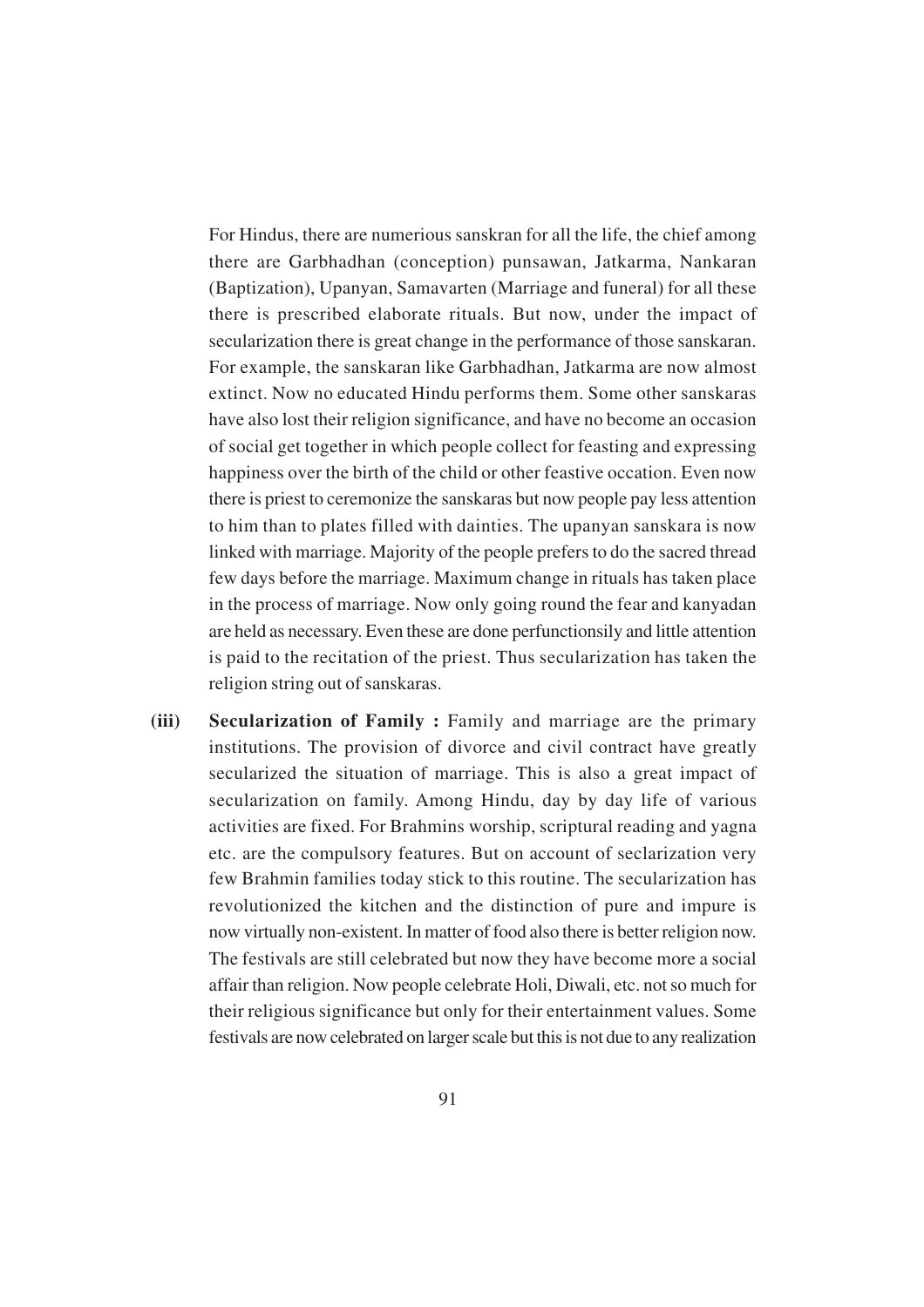For Hindus, there are numerious sanskran for all the life, the chief among there are Garbhadhan (conception) punsawan, Jatkarma, Nankaran (Baptization), Upanyan, Samavarten (Marriage and funeral) for all these there is prescribed elaborate rituals. But now, under the impact of secularization there is great change in the performance of those sanskaran. For example, the sanskaran like Garbhadhan, Jatkarma are now almost extinct. Now no educated Hindu performs them. Some other sanskaras have also lost their religion significance, and have no become an occasion of social get together in which people collect for feasting and expressing happiness over the birth of the child or other feastive occation. Even now there is priest to ceremonize the sanskaras but now people pay less attention to him than to plates filled with dainties. The upanyan sanskara is now linked with marriage. Majority of the people prefers to do the sacred thread few days before the marriage. Maximum change in rituals has taken place in the process of marriage. Now only going round the fear and kanyadan are held as necessary. Even these are done perfunctionsily and little attention is paid to the recitation of the priest. Thus secularization has taken the religion string out of sanskaras.

**(iii) Secularization of Family :** Family and marriage are the primary institutions. The provision of divorce and civil contract have greatly secularized the situation of marriage. This is also a great impact of secularization on family. Among Hindu, day by day life of various activities are fixed. For Brahmins worship, scriptural reading and yagna etc. are the compulsory features. But on account of seclarization very few Brahmin families today stick to this routine. The secularization has revolutionized the kitchen and the distinction of pure and impure is now virtually non-existent. In matter of food also there is better religion now. The festivals are still celebrated but now they have become more a social affair than religion. Now people celebrate Holi, Diwali, etc. not so much for their religious significance but only for their entertainment values. Some festivals are now celebrated on larger scale but this is not due to any realization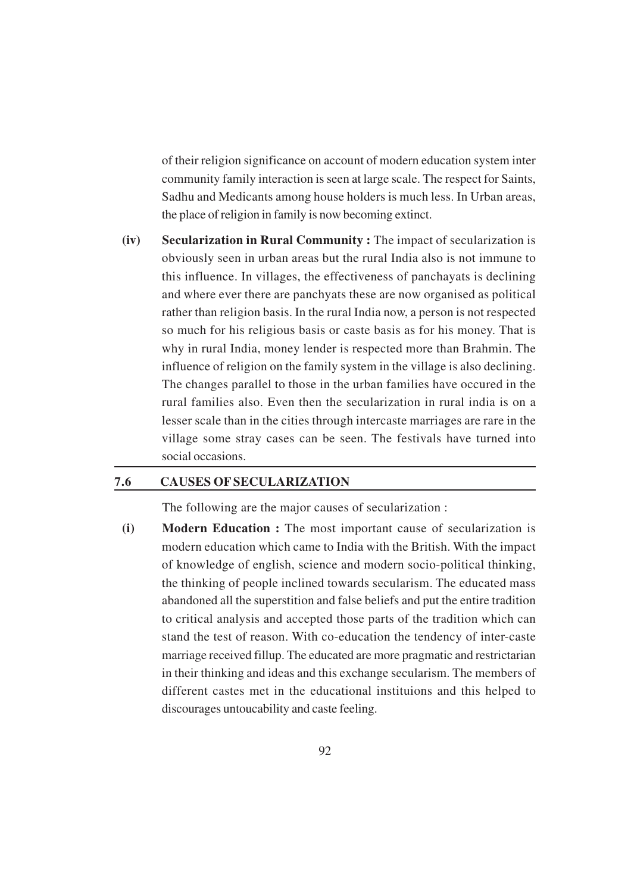of their religion significance on account of modern education system inter community family interaction is seen at large scale. The respect for Saints, Sadhu and Medicants among house holders is much less. In Urban areas, the place of religion in family is now becoming extinct.

**(iv) Secularization in Rural Community :** The impact of secularization is obviously seen in urban areas but the rural India also is not immune to this influence. In villages, the effectiveness of panchayats is declining and where ever there are panchyats these are now organised as political rather than religion basis. In the rural India now, a person is not respected so much for his religious basis or caste basis as for his money. That is why in rural India, money lender is respected more than Brahmin. The influence of religion on the family system in the village is also declining. The changes parallel to those in the urban families have occured in the rural families also. Even then the secularization in rural india is on a lesser scale than in the cities through intercaste marriages are rare in the village some stray cases can be seen. The festivals have turned into social occasions.

## 7.6 CAUSES OF SECULARIZATION

The following are the major causes of secularization :

**(i) Modern Education :** The most important cause of secularization is modern education which came to India with the British. With the impact of knowledge of english, science and modern socio-political thinking, the thinking of people inclined towards secularism. The educated mass abandoned all the superstition and false beliefs and put the entire tradition to critical analysis and accepted those parts of the tradition which can stand the test of reason. With co-education the tendency of inter-caste marriage received fillup. The educated are more pragmatic and restrictarian in their thinking and ideas and this exchange secularism. The members of different castes met in the educational instituions and this helped to discourages untoucability and caste feeling.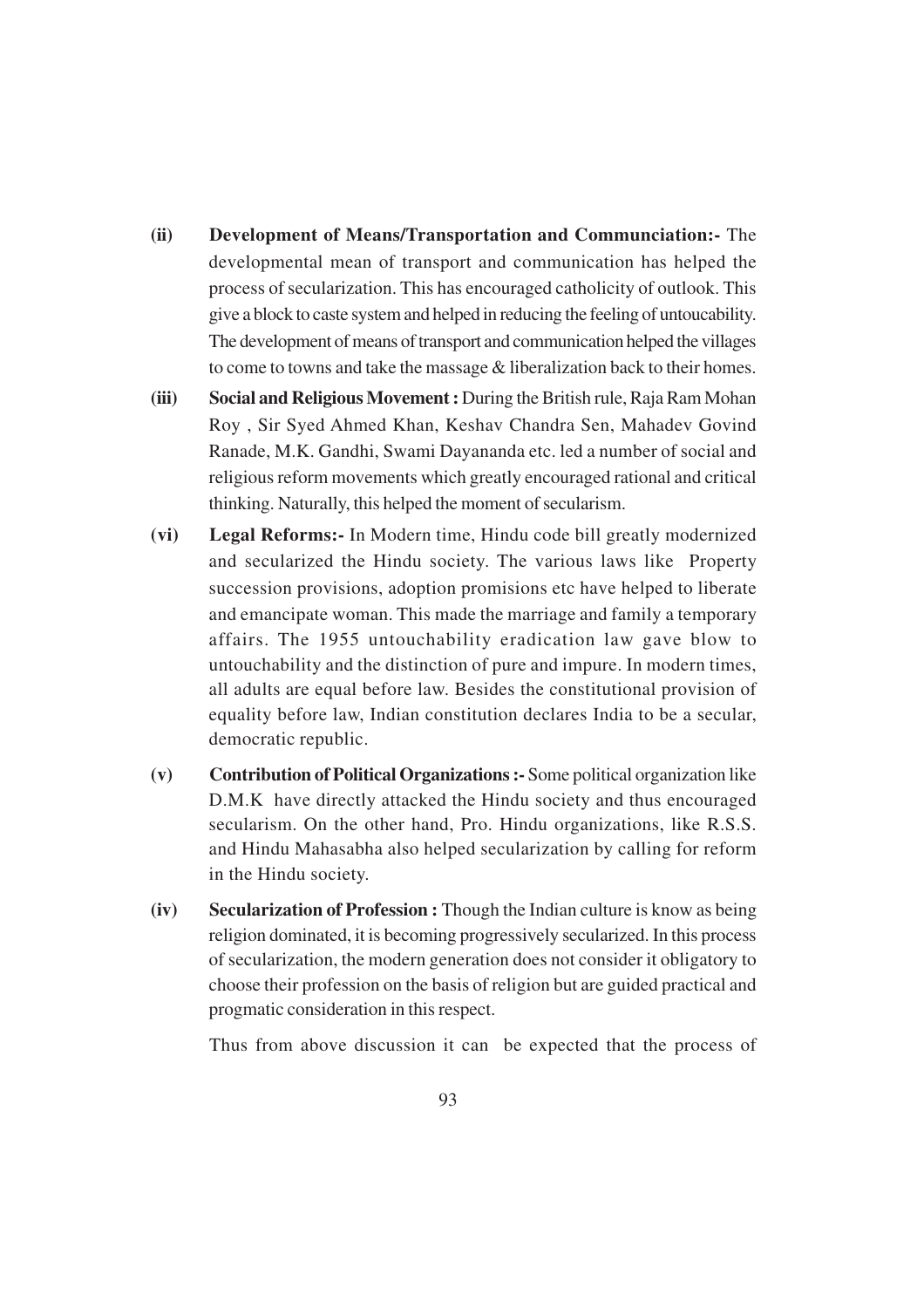**(ii) Development of Means/Transportation and Communciation:-** The developmental mean of transport and communication has helped the process of secularization. This has encouraged catholicity of outlook. This give a block to caste system and helped in reducing the feeling of untoucability. The development of means of transport and communication helped the villages to come to towns and take the massage & liberalization back to their homes.

**(iii) Social and Religious Movement :** During the British rule, Raja Ram Mohan Roy , Sir Syed Ahmed Khan, Keshav Chandra Sen, Mahadev Govind Ranade, M.K. Gandhi, Swami Dayananda etc. led a number of social and religious reform movements which greatly encouraged rational and critical thinking. Naturally, this helped the moment of secularism.

**(vi) Legal Reforms:-** In Modern time, Hindu code bill greatly modernized and secularized the Hindu society. The various laws like Property succession provisions, adoption promisions etc have helped to liberate and emancipate woman. This made the marriage and family a temporary affairs. The 1955 untouchability eradication law gave blow to untouchability and the distinction of pure and impure. In modern times, all adults are equal before law. Besides the constitutional provision of equality before law, Indian constitution declares India to be a secular, democratic republic.

**(v) Contribution of Political Organizations :-** Some political organization like D.M.K have directly attacked the Hindu society and thus encouraged secularism. On the other hand, Pro. Hindu organizations, like R.S.S. and Hindu Mahasabha also helped secularization by calling for reform in the Hindu society.

**(iv) Secularization of Profession :** Though the Indian culture is know as being religion dominated, it is becoming progressively secularized. In this process of secularization, the modern generation does not consider it obligatory to choose their profession on the basis of religion but are guided practical and progmatic consideration in this respect.

Thus from above discussion it can be expected that the process of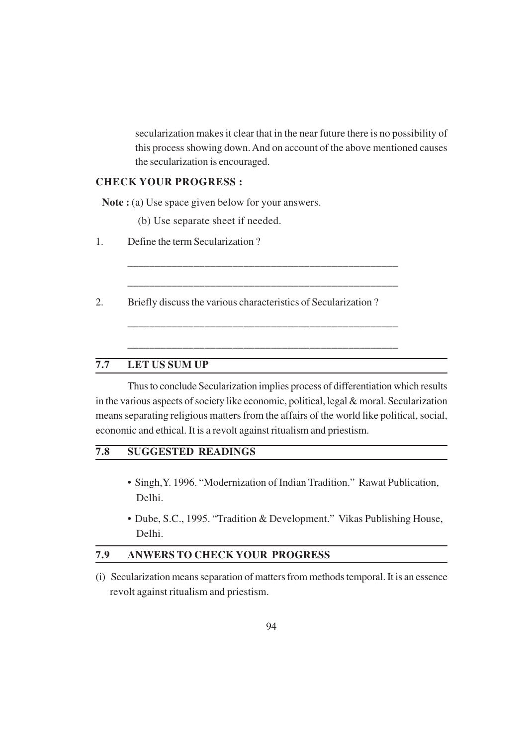secularization makes it clear that in the near future there is no possibility of this process showing down. And on account of the above mentioned causes the secularization is encouraged.

**CHECK YOUR PROGRESS :**

**Note :** (a) Use space given below for your answers.

(b) Use separate sheet if needed.

1. Define the term Secularization ?

 ______________________________________________

 ______________________________________________

2. Briefly discuss the various characteristics of Secularization ?

 ______________________________________________

 ______________________________________________

## 7.7 LET US SUM UP

Thus to conclude Secularization implies process of differentiation which results in the various aspects of society like economic, political, legal & moral. Secularization means separating religious matters from the affairs of the world like political, social, economic and ethical. It is a revolt against ritualism and priestism.

## 7.8 SUGGESTED READINGS

- Singh,Y. 1996. "Modernization of Indian Tradition." Rawat Publication, Delhi.
- Dube, S.C., 1995. "Tradition & Development." Vikas Publishing House, Delhi.

## 7.9 ANWERS TO CHECK YOUR PROGRESS

(i) Secularization means separation of matters from methods temporal. It is an essence revolt against ritualism and priestism.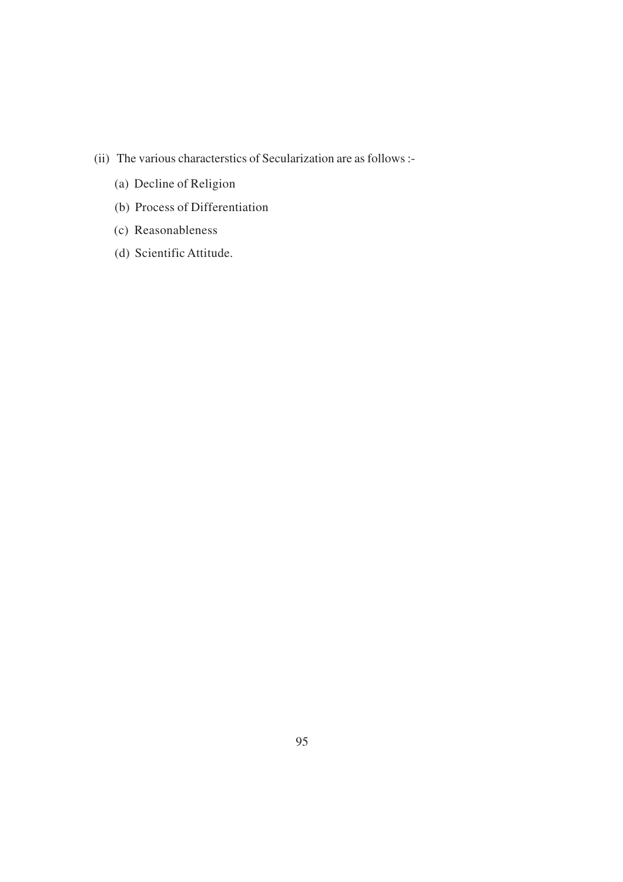(ii) The various characterstics of Secularization are as follows :-

(a) Decline of Religion

(b) Process of Differentiation

(c) Reasonableness

(d) Scientific Attitude.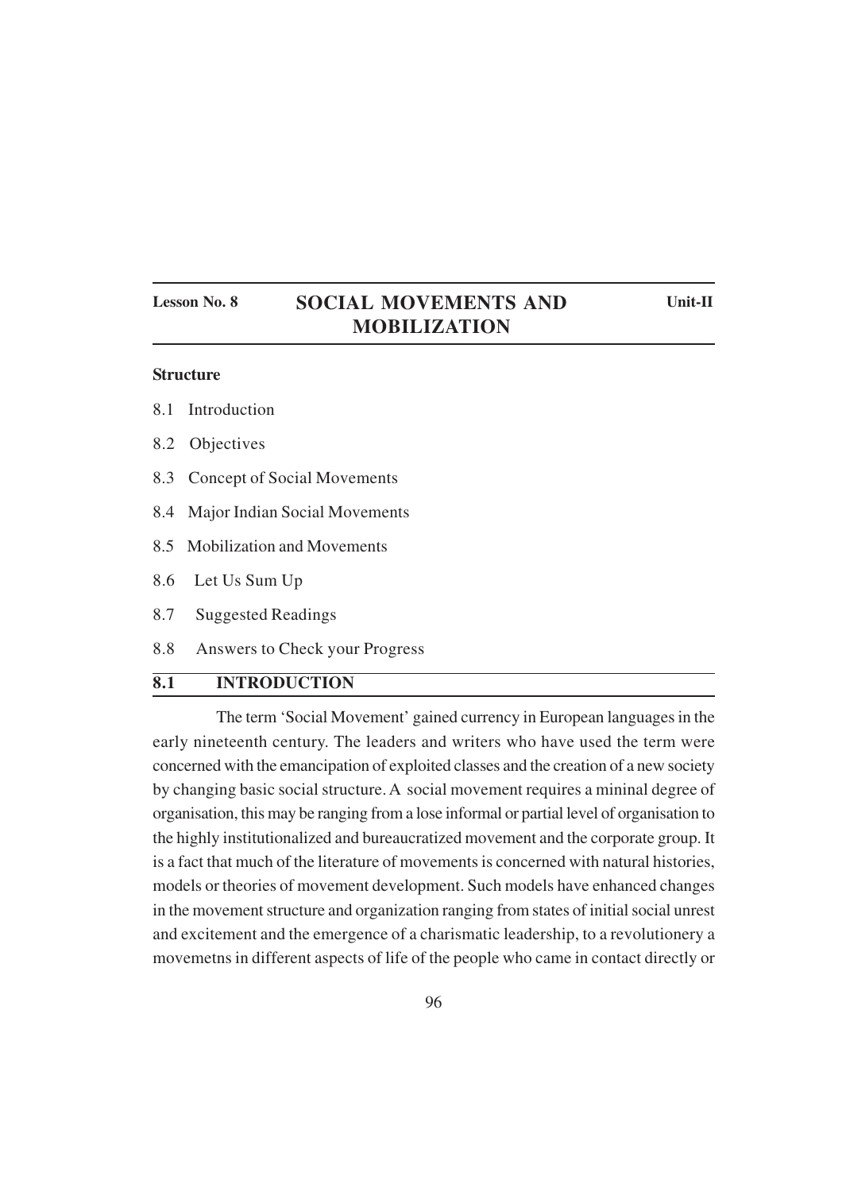**Lesson No. 8** **Unit-II**

# SOCIAL MOVEMENTS AND MOBILIZATION

**Structure**

8.1 Introduction

8.2 Objectives

8.3 Concept of Social Movements

8.4 Major Indian Social Movements

8.5 Mobilization and Movements

8.6 Let Us Sum Up

8.7 Suggested Readings

8.8 Answers to Check your Progress

## 8.1 INTRODUCTION

The term 'Social Movement' gained currency in European languages in the early nineteenth century. The leaders and writers who have used the term were concerned with the emancipation of exploited classes and the creation of a new society by changing basic social structure. A social movement requires a mininal degree of organisation, this may be ranging from a lose informal or partial level of organisation to the highly institutionalized and bureaucratized movement and the corporate group. It is a fact that much of the literature of movements is concerned with natural histories, models or theories of movement development. Such models have enhanced changes in the movement structure and organization ranging from states of initial social unrest and excitement and the emergence of a charismatic leadership, to a revolutionery a movemetns in different aspects of life of the people who came in contact directly or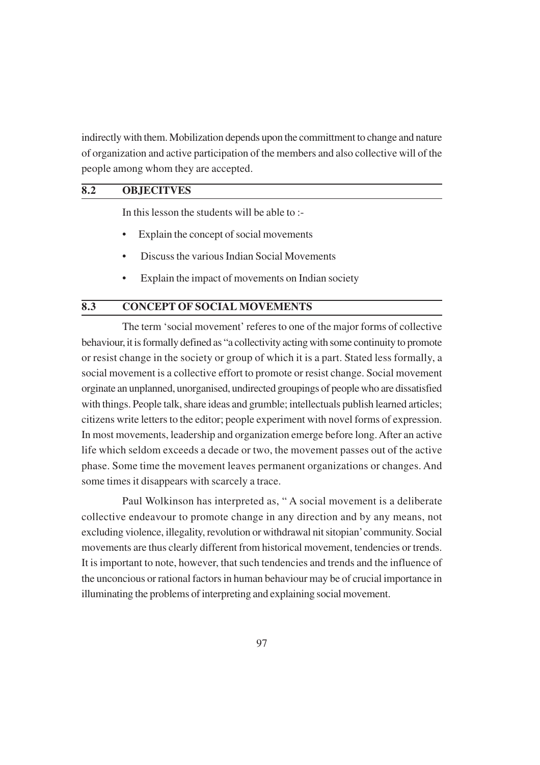indirectly with them. Mobilization depends upon the committment to change and nature of organization and active participation of the members and also collective will of the people among whom they are accepted.

## 8.2 OBJECITVES

In this lesson the students will be able to :-

- Explain the concept of social movements
- Discuss the various Indian Social Movements
- Explain the impact of movements on Indian society

## 8.3 CONCEPT OF SOCIAL MOVEMENTS

The term 'social movement' referes to one of the major forms of collective behaviour, it is formally defined as "a collectivity acting with some continuity to promote or resist change in the society or group of which it is a part. Stated less formally, a social movement is a collective effort to promote or resist change. Social movement orginate an unplanned, unorganised, undirected groupings of people who are dissatisfied with things. People talk, share ideas and grumble; intellectuals publish learned articles; citizens write letters to the editor; people experiment with novel forms of expression. In most movements, leadership and organization emerge before long. After an active life which seldom exceeds a decade or two, the movement passes out of the active phase. Some time the movement leaves permanent organizations or changes. And some times it disappears with scarcely a trace.

Paul Wolkinson has interpreted as, " A social movement is a deliberate collective endeavour to promote change in any direction and by any means, not excluding violence, illegality, revolution or withdrawal nit sitopian' community. Social movements are thus clearly different from historical movement, tendencies or trends. It is important to note, however, that such tendencies and trends and the influence of the unconcious or rational factors in human behaviour may be of crucial importance in illuminating the problems of interpreting and explaining social movement.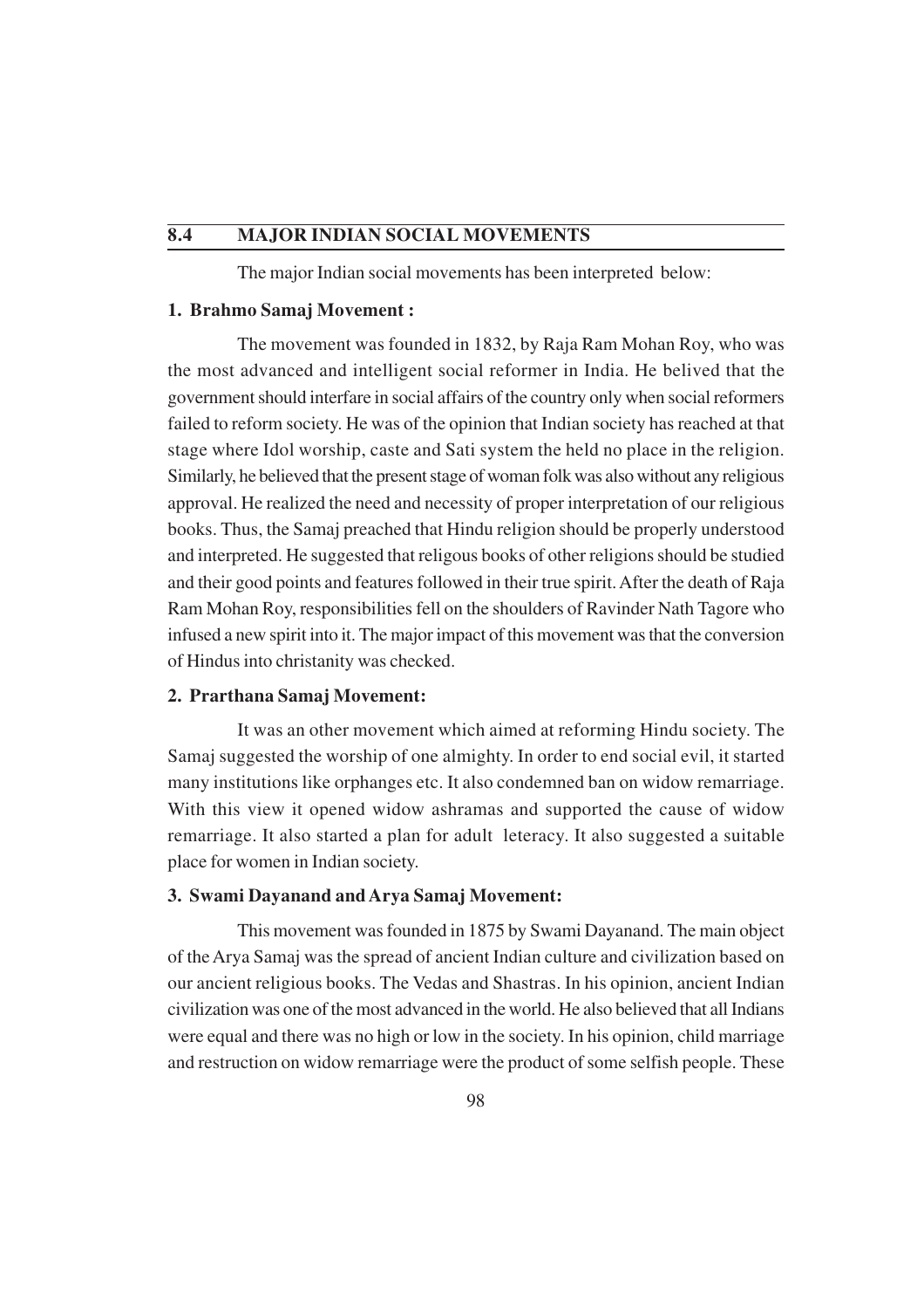## 8.4 MAJOR INDIAN SOCIAL MOVEMENTS

The major Indian social movements has been interpreted below:

**1. Brahmo Samaj Movement :**

The movement was founded in 1832, by Raja Ram Mohan Roy, who was the most advanced and intelligent social reformer in India. He belived that the government should interfare in social affairs of the country only when social reformers failed to reform society. He was of the opinion that Indian society has reached at that stage where Idol worship, caste and Sati system the held no place in the religion. Similarly, he believed that the present stage of woman folk was also without any religious approval. He realized the need and necessity of proper interpretation of our religious books. Thus, the Samaj preached that Hindu religion should be properly understood and interpreted. He suggested that religous books of other religions should be studied and their good points and features followed in their true spirit. After the death of Raja Ram Mohan Roy, responsibilities fell on the shoulders of Ravinder Nath Tagore who infused a new spirit into it. The major impact of this movement was that the conversion of Hindus into christanity was checked.

**2. Prarthana Samaj Movement:**

It was an other movement which aimed at reforming Hindu society. The Samaj suggested the worship of one almighty. In order to end social evil, it started many institutions like orphanges etc. It also condemned ban on widow remarriage. With this view it opened widow ashramas and supported the cause of widow remarriage. It also started a plan for adult leteracy. It also suggested a suitable place for women in Indian society.

**3. Swami Dayanand and Arya Samaj Movement:**

This movement was founded in 1875 by Swami Dayanand. The main object of the Arya Samaj was the spread of ancient Indian culture and civilization based on our ancient religious books. The Vedas and Shastras. In his opinion, ancient Indian civilization was one of the most advanced in the world. He also believed that all Indians were equal and there was no high or low in the society. In his opinion, child marriage and restruction on widow remarriage were the product of some selfish people. These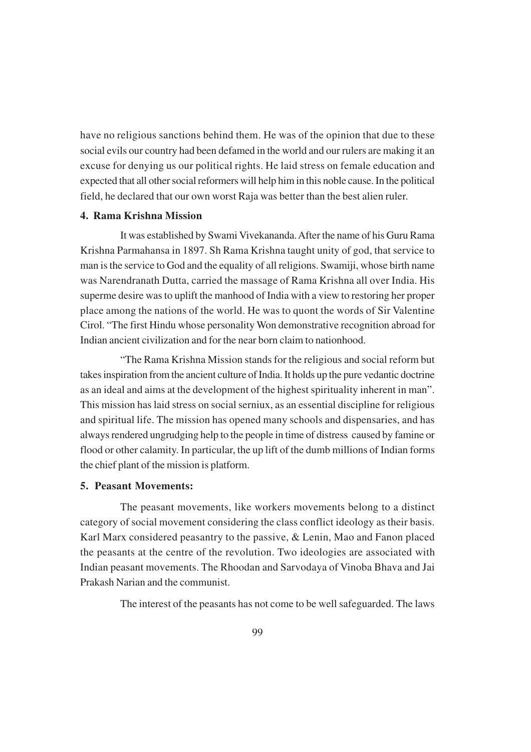have no religious sanctions behind them. He was of the opinion that due to these social evils our country had been defamed in the world and our rulers are making it an excuse for denying us our political rights. He laid stress on female education and expected that all other social reformers will help him in this noble cause. In the political field, he declared that our own worst Raja was better than the best alien ruler.

#### 4. Rama Krishna Mission

It was established by Swami Vivekananda. After the name of his Guru Rama Krishna Parmahansa in 1897. Sh Rama Krishna taught unity of god, that service to man is the service to God and the equality of all religions. Swamiji, whose birth name was Narendranath Dutta, carried the massage of Rama Krishna all over India. His superme desire was to uplift the manhood of India with a view to restoring her proper place among the nations of the world. He was to quont the words of Sir Valentine Cirol. "The first Hindu whose personality Won demonstrative recognition abroad for Indian ancient civilization and for the near born claim to nationhood.

"The Rama Krishna Mission stands for the religious and social reform but takes inspiration from the ancient culture of India. It holds up the pure vedantic doctrine as an ideal and aims at the development of the highest spirituality inherent in man". This mission has laid stress on social serniux, as an essential discipline for religious and spiritual life. The mission has opened many schools and dispensaries, and has always rendered ungrudging help to the people in time of distress caused by famine or flood or other calamity. In particular, the up lift of the dumb millions of Indian forms the chief plant of the mission is platform.

#### 5. Peasant Movements:

The peasant movements, like workers movements belong to a distinct category of social movement considering the class conflict ideology as their basis. Karl Marx considered peasantry to the passive, & Lenin, Mao and Fanon placed the peasants at the centre of the revolution. Two ideologies are associated with Indian peasant movements. The Rhoodan and Sarvodaya of Vinoba Bhava and Jai Prakash Narian and the communist.

The interest of the peasants has not come to be well safeguarded. The laws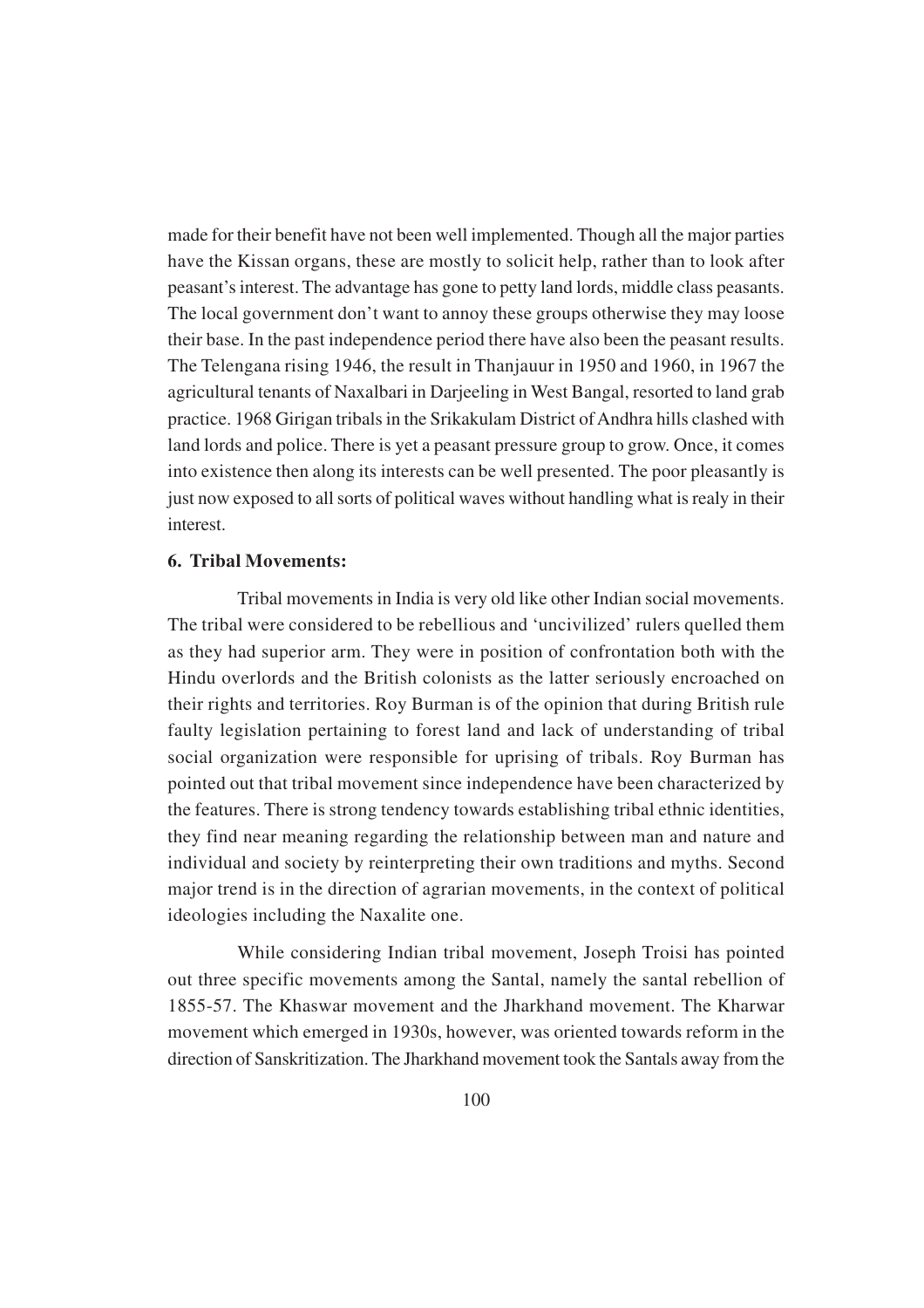made for their benefit have not been well implemented. Though all the major parties have the Kissan organs, these are mostly to solicit help, rather than to look after peasant's interest. The advantage has gone to petty land lords, middle class peasants. The local government don't want to annoy these groups otherwise they may loose their base. In the past independence period there have also been the peasant results. The Telengana rising 1946, the result in Thanjauur in 1950 and 1960, in 1967 the agricultural tenants of Naxalbari in Darjeeling in West Bangal, resorted to land grab practice. 1968 Girigan tribals in the Srikakulam District of Andhra hills clashed with land lords and police. There is yet a peasant pressure group to grow. Once, it comes into existence then along its interests can be well presented. The poor pleasantly is just now exposed to all sorts of political waves without handling what is realy in their interest.

**6. Tribal Movements:**

Tribal movements in India is very old like other Indian social movements. The tribal were considered to be rebellious and 'uncivilized' rulers quelled them as they had superior arm. They were in position of confrontation both with the Hindu overlords and the British colonists as the latter seriously encroached on their rights and territories. Roy Burman is of the opinion that during British rule faulty legislation pertaining to forest land and lack of understanding of tribal social organization were responsible for uprising of tribals. Roy Burman has pointed out that tribal movement since independence have been characterized by the features. There is strong tendency towards establishing tribal ethnic identities, they find near meaning regarding the relationship between man and nature and individual and society by reinterpreting their own traditions and myths. Second major trend is in the direction of agrarian movements, in the context of political ideologies including the Naxalite one.

While considering Indian tribal movement, Joseph Troisi has pointed out three specific movements among the Santal, namely the santal rebellion of 1855-57. The Khaswar movement and the Jharkhand movement. The Kharwar movement which emerged in 1930s, however, was oriented towards reform in the direction of Sanskritization. The Jharkhand movement took the Santals away from the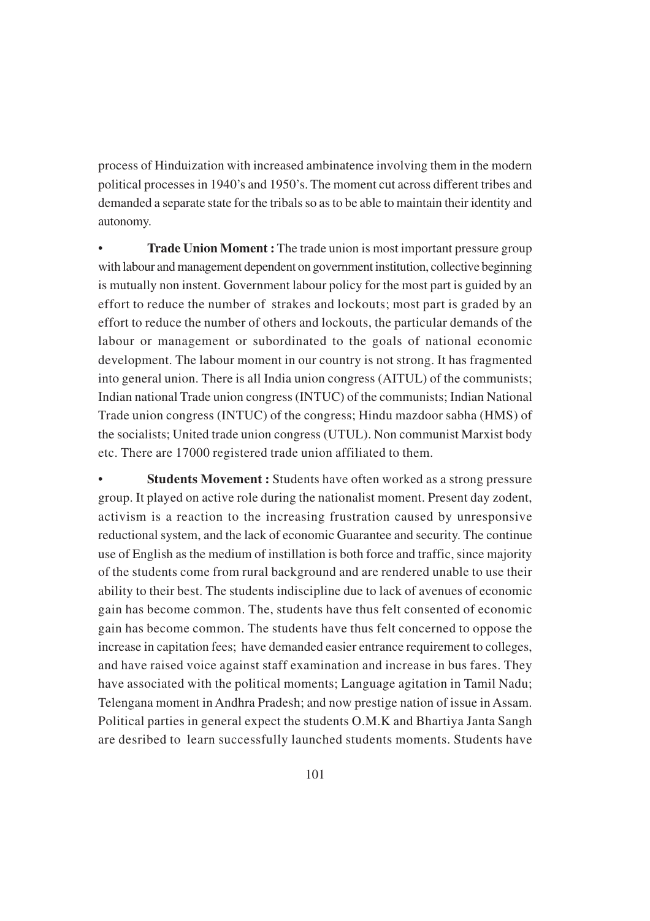process of Hinduization with increased ambinatence involving them in the modern political processes in 1940's and 1950's. The moment cut across different tribes and demanded a separate state for the tribals so as to be able to maintain their identity and autonomy.

- **Trade Union Moment :** The trade union is most important pressure group with labour and management dependent on government institution, collective beginning is mutually non instent. Government labour policy for the most part is guided by an effort to reduce the number of strakes and lockouts; most part is graded by an effort to reduce the number of others and lockouts, the particular demands of the labour or management or subordinated to the goals of national economic development. The labour moment in our country is not strong. It has fragmented into general union. There is all India union congress (AITUL) of the communists; Indian national Trade union congress (INTUC) of the communists; Indian National Trade union congress (INTUC) of the congress; Hindu mazdoor sabha (HMS) of the socialists; United trade union congress (UTUL). Non communist Marxist body etc. There are 17000 registered trade union affiliated to them.

- **Students Movement :** Students have often worked as a strong pressure group. It played on active role during the nationalist moment. Present day zodent, activism is a reaction to the increasing frustration caused by unresponsive reductional system, and the lack of economic Guarantee and security. The continue use of English as the medium of instillation is both force and traffic, since majority of the students come from rural background and are rendered unable to use their ability to their best. The students indiscipline due to lack of avenues of economic gain has become common. The, students have thus felt consented of economic gain has become common. The students have thus felt concerned to oppose the increase in capitation fees; have demanded easier entrance requirement to colleges, and have raised voice against staff examination and increase in bus fares. They have associated with the political moments; Language agitation in Tamil Nadu; Telengana moment in Andhra Pradesh; and now prestige nation of issue in Assam. Political parties in general expect the students O.M.K and Bhartiya Janta Sangh are desribed to learn successfully launched students moments. Students have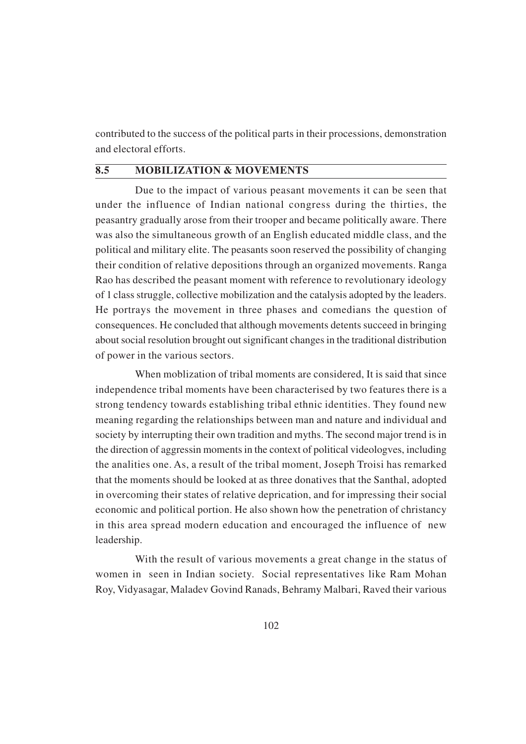contributed to the success of the political parts in their processions, demonstration and electoral efforts.

## 8.5 MOBILIZATION & MOVEMENTS

Due to the impact of various peasant movements it can be seen that under the influence of Indian national congress during the thirties, the peasantry gradually arose from their trooper and became politically aware. There was also the simultaneous growth of an English educated middle class, and the political and military elite. The peasants soon reserved the possibility of changing their condition of relative depositions through an organized movements. Ranga Rao has described the peasant moment with reference to revolutionary ideology of 1 class struggle, collective mobilization and the catalysis adopted by the leaders. He portrays the movement in three phases and comedians the question of consequences. He concluded that although movements detents succeed in bringing about social resolution brought out significant changes in the traditional distribution of power in the various sectors.

When moblization of tribal moments are considered, It is said that since independence tribal moments have been characterised by two features there is a strong tendency towards establishing tribal ethnic identities. They found new meaning regarding the relationships between man and nature and individual and society by interrupting their own tradition and myths. The second major trend is in the direction of aggressin moments in the context of political videologves, including the analities one. As, a result of the tribal moment, Joseph Troisi has remarked that the moments should be looked at as three donatives that the Santhal, adopted in overcoming their states of relative deprication, and for impressing their social economic and political portion. He also shown how the penetration of christancy in this area spread modern education and encouraged the influence of new leadership.

With the result of various movements a great change in the status of women in seen in Indian society. Social representatives like Ram Mohan Roy, Vidyasagar, Maladev Govind Ranads, Behramy Malbari, Raved their various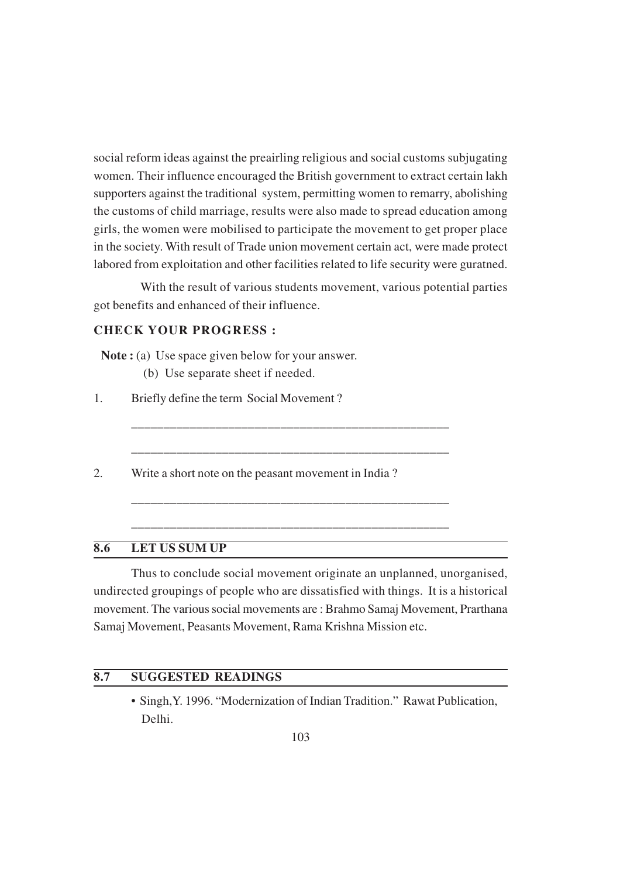social reform ideas against the preairling religious and social customs subjugating women. Their influence encouraged the British government to extract certain lakh supporters against the traditional system, permitting women to remarry, abolishing the customs of child marriage, results were also made to spread education among girls, the women were mobilised to participate the movement to get proper place in the society. With result of Trade union movement certain act, were made protect labored from exploitation and other facilities related to life security were guratned.

With the result of various students movement, various potential parties got benefits and enhanced of their influence.

**CHECK YOUR PROGRESS :**

**Note :** (a) Use space given below for your answer.

(b) Use separate sheet if needed.

1. Briefly define the term Social Movement ?

__________________________________________________

__________________________________________________

2. Write a short note on the peasant movement in India ?

__________________________________________________

__________________________________________________

## 8.6 LET US SUM UP

Thus to conclude social movement originate an unplanned, unorganised, undirected groupings of people who are dissatisfied with things. It is a historical movement. The various social movements are : Brahmo Samaj Movement, Prarthana Samaj Movement, Peasants Movement, Rama Krishna Mission etc.

## 8.7 SUGGESTED READINGS

- Singh,Y. 1996. "Modernization of Indian Tradition." Rawat Publication, Delhi.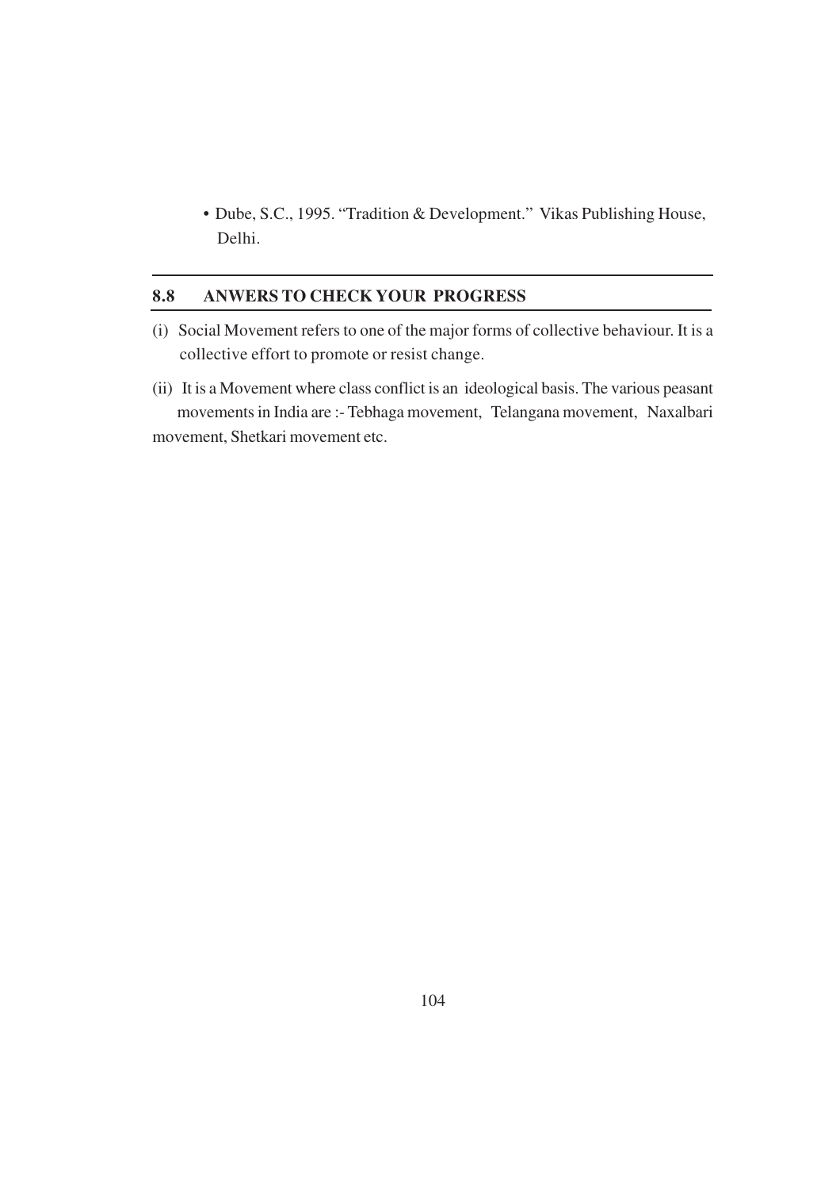- Dube, S.C., 1995. "Tradition & Development." Vikas Publishing House, Delhi.

## 8.8 ANWERS TO CHECK YOUR PROGRESS

(i) Social Movement refers to one of the major forms of collective behaviour. It is a collective effort to promote or resist change.

(ii) It is a Movement where class conflict is an ideological basis. The various peasant movements in India are :- Tebhaga movement, Telangana movement, Naxalbari movement, Shetkari movement etc.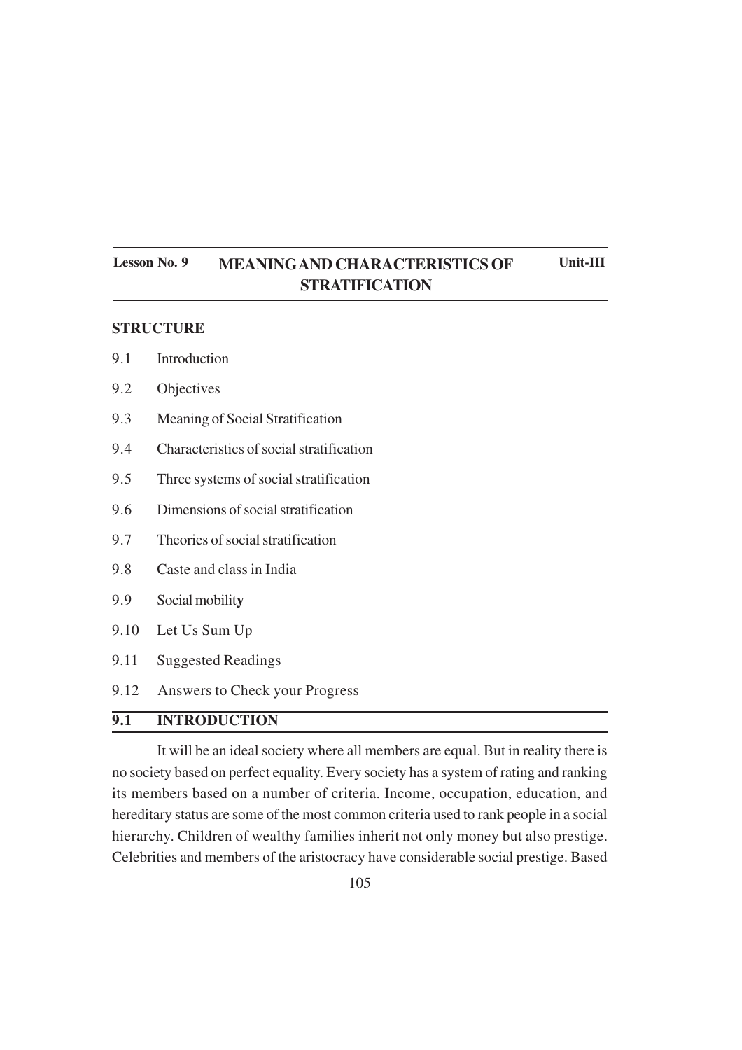**Lesson No. 9** **MEANING AND CHARACTERISTICS OF STRATIFICATION** **Unit-III**

# MEANING AND CHARACTERISTICS OF STRATIFICATION

## STRUCTURE

9.1 Introduction

9.2 Objectives

9.3 Meaning of Social Stratification

9.4 Characteristics of social stratification

9.5 Three systems of social stratification

9.6 Dimensions of social stratification

9.7 Theories of social stratification

9.8 Caste and class in India

9.9 Social mobility

9.10 Let Us Sum Up

9.11 Suggested Readings

9.12 Answers to Check your Progress

## 9.1 INTRODUCTION

It will be an ideal society where all members are equal. But in reality there is no society based on perfect equality. Every society has a system of rating and ranking its members based on a number of criteria. Income, occupation, education, and hereditary status are some of the most common criteria used to rank people in a social hierarchy. Children of wealthy families inherit not only money but also prestige. Celebrities and members of the aristocracy have considerable social prestige. Based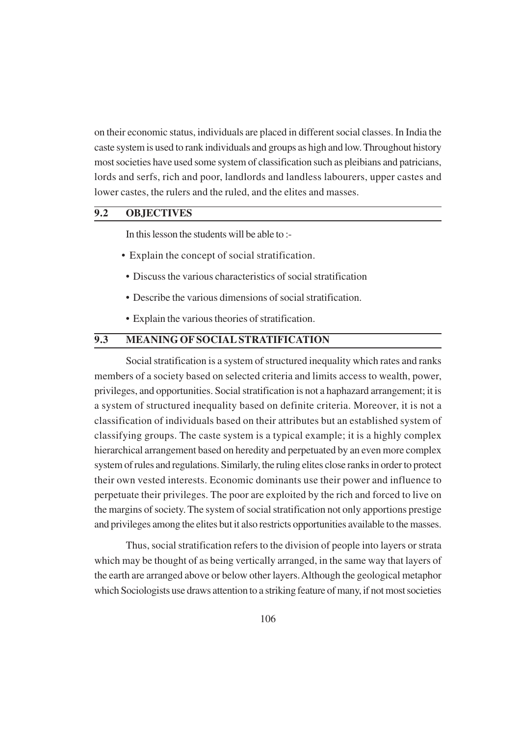on their economic status, individuals are placed in different social classes. In India the caste system is used to rank individuals and groups as high and low. Throughout history most societies have used some system of classification such as pleibians and patricians, lords and serfs, rich and poor, landlords and landless labourers, upper castes and lower castes, the rulers and the ruled, and the elites and masses.

## 9.2 OBJECTIVES

In this lesson the students will be able to :-

- Explain the concept of social stratification.
- Discuss the various characteristics of social stratification
- Describe the various dimensions of social stratification.
- Explain the various theories of stratification.

## 9.3 MEANING OF SOCIAL STRATIFICATION

Social stratification is a system of structured inequality which rates and ranks members of a society based on selected criteria and limits access to wealth, power, privileges, and opportunities. Social stratification is not a haphazard arrangement; it is a system of structured inequality based on definite criteria. Moreover, it is not a classification of individuals based on their attributes but an established system of classifying groups. The caste system is a typical example; it is a highly complex hierarchical arrangement based on heredity and perpetuated by an even more complex system of rules and regulations. Similarly, the ruling elites close ranks in order to protect their own vested interests. Economic dominants use their power and influence to perpetuate their privileges. The poor are exploited by the rich and forced to live on the margins of society. The system of social stratification not only apportions prestige and privileges among the elites but it also restricts opportunities available to the masses.

Thus, social stratification refers to the division of people into layers or strata which may be thought of as being vertically arranged, in the same way that layers of the earth are arranged above or below other layers. Although the geological metaphor which Sociologists use draws attention to a striking feature of many, if not most societies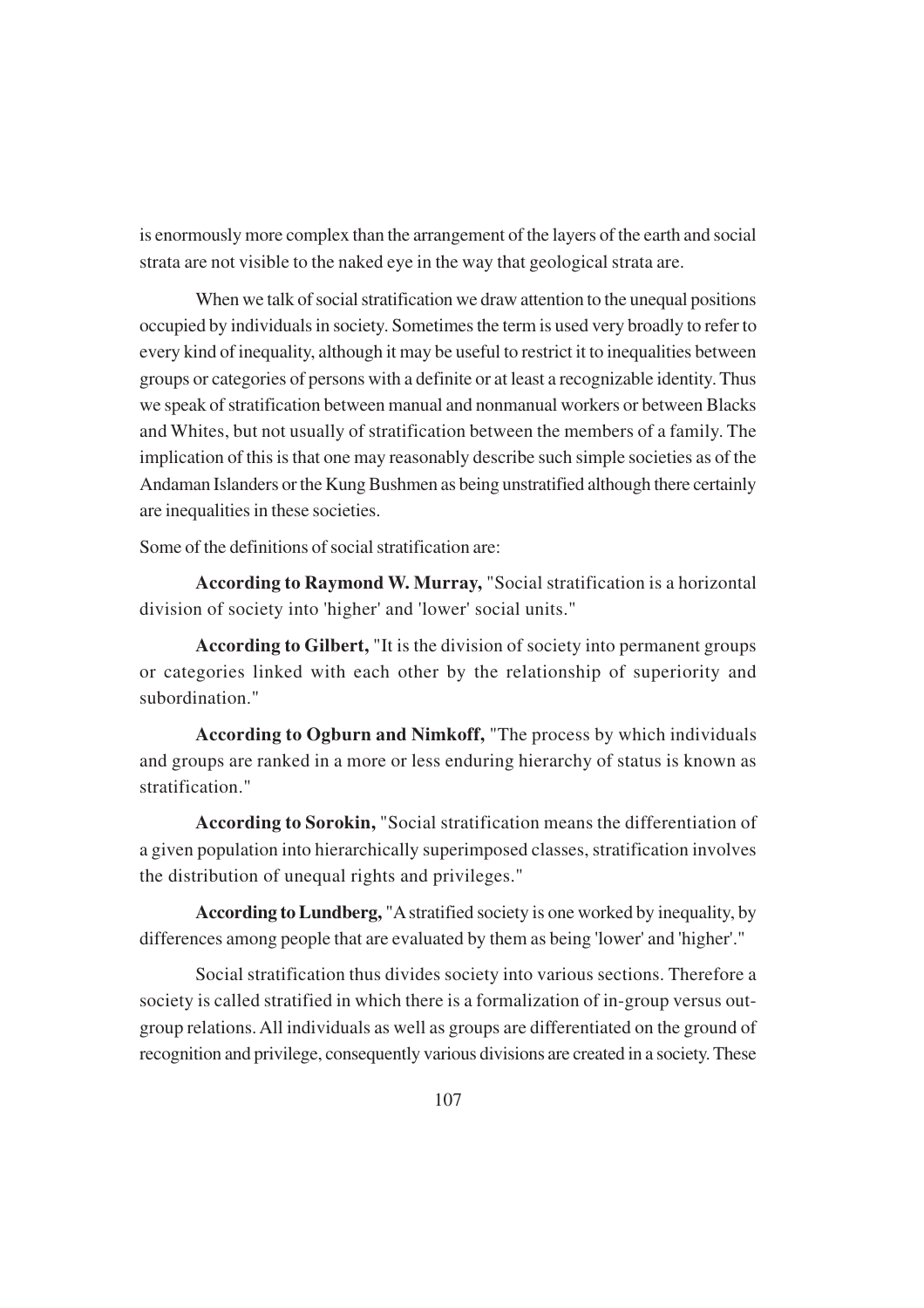is enormously more complex than the arrangement of the layers of the earth and social strata are not visible to the naked eye in the way that geological strata are.

When we talk of social stratification we draw attention to the unequal positions occupied by individuals in society. Sometimes the term is used very broadly to refer to every kind of inequality, although it may be useful to restrict it to inequalities between groups or categories of persons with a definite or at least a recognizable identity. Thus we speak of stratification between manual and nonmanual workers or between Blacks and Whites, but not usually of stratification between the members of a family. The implication of this is that one may reasonably describe such simple societies as of the Andaman Islanders or the Kung Bushmen as being unstratified although there certainly are inequalities in these societies.

Some of the definitions of social stratification are:

**According to Raymond W. Murray,** "Social stratification is a horizontal division of society into 'higher' and 'lower' social units."

**According to Gilbert,** "It is the division of society into permanent groups or categories linked with each other by the relationship of superiority and subordination."

**According to Ogburn and Nimkoff,** "The process by which individuals and groups are ranked in a more or less enduring hierarchy of status is known as stratification."

**According to Sorokin,** "Social stratification means the differentiation of a given population into hierarchically superimposed classes, stratification involves the distribution of unequal rights and privileges."

**According to Lundberg,** "A stratified society is one worked by inequality, by differences among people that are evaluated by them as being 'lower' and 'higher'."

Social stratification thus divides society into various sections. Therefore a society is called stratified in which there is a formalization of in-group versus out-group relations. All individuals as well as groups are differentiated on the ground of recognition and privilege, consequently various divisions are created in a society. These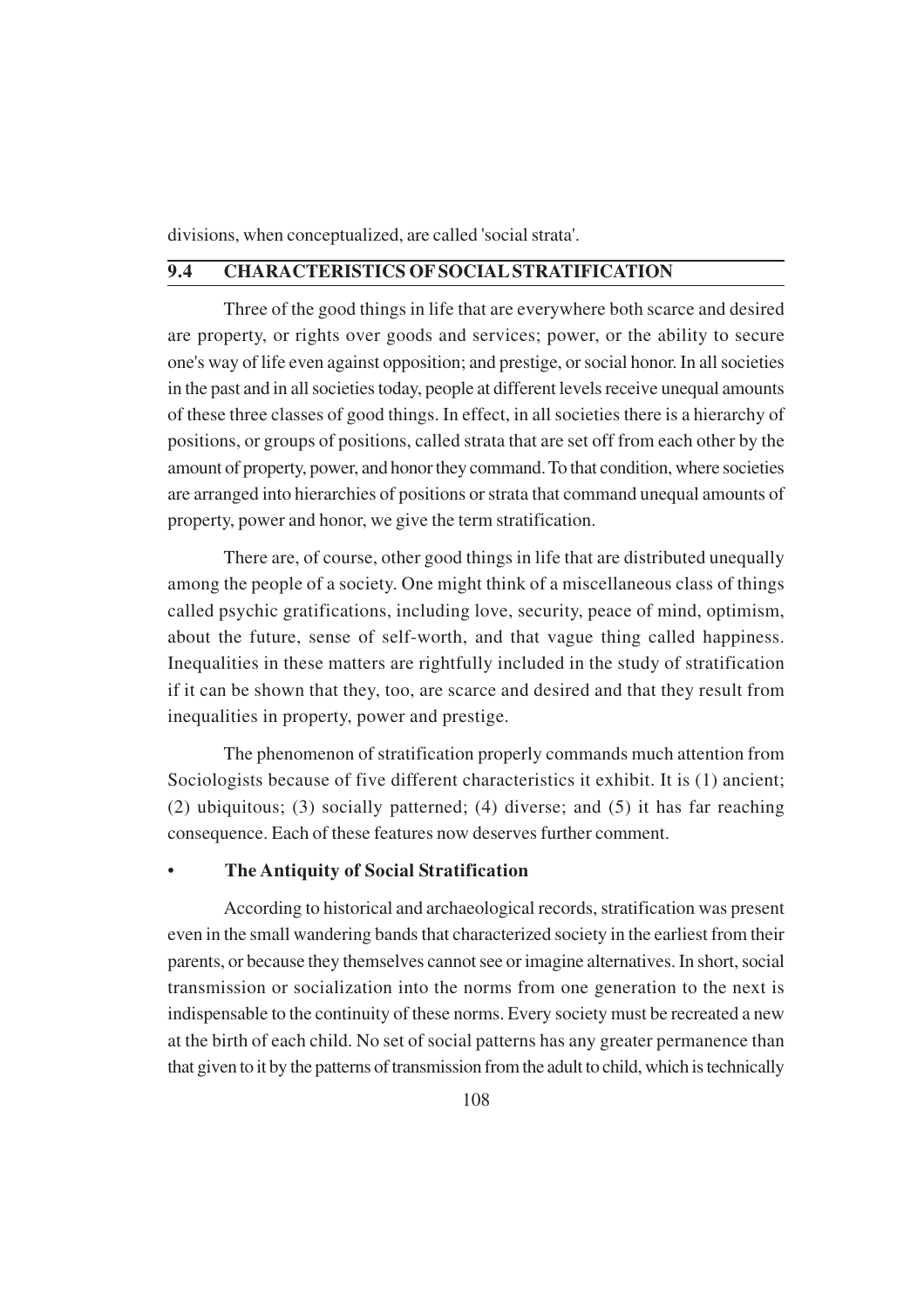divisions, when conceptualized, are called 'social strata'.

## 9.4 CHARACTERISTICS OF SOCIAL STRATIFICATION

Three of the good things in life that are everywhere both scarce and desired are property, or rights over goods and services; power, or the ability to secure one's way of life even against opposition; and prestige, or social honor. In all societies in the past and in all societies today, people at different levels receive unequal amounts of these three classes of good things. In effect, in all societies there is a hierarchy of positions, or groups of positions, called strata that are set off from each other by the amount of property, power, and honor they command. To that condition, where societies are arranged into hierarchies of positions or strata that command unequal amounts of property, power and honor, we give the term stratification.

There are, of course, other good things in life that are distributed unequally among the people of a society. One might think of a miscellaneous class of things called psychic gratifications, including love, security, peace of mind, optimism, about the future, sense of self-worth, and that vague thing called happiness. Inequalities in these matters are rightfully included in the study of stratification if it can be shown that they, too, are scarce and desired and that they result from inequalities in property, power and prestige.

The phenomenon of stratification properly commands much attention from Sociologists because of five different characteristics it exhibit. It is (1) ancient; (2) ubiquitous; (3) socially patterned; (4) diverse; and (5) it has far reaching consequence. Each of these features now deserves further comment.

- **The Antiquity of Social Stratification**

According to historical and archaeological records, stratification was present even in the small wandering bands that characterized society in the earliest from their parents, or because they themselves cannot see or imagine alternatives. In short, social transmission or socialization into the norms from one generation to the next is indispensable to the continuity of these norms. Every society must be recreated a new at the birth of each child. No set of social patterns has any greater permanence than that given to it by the patterns of transmission from the adult to child, which is technically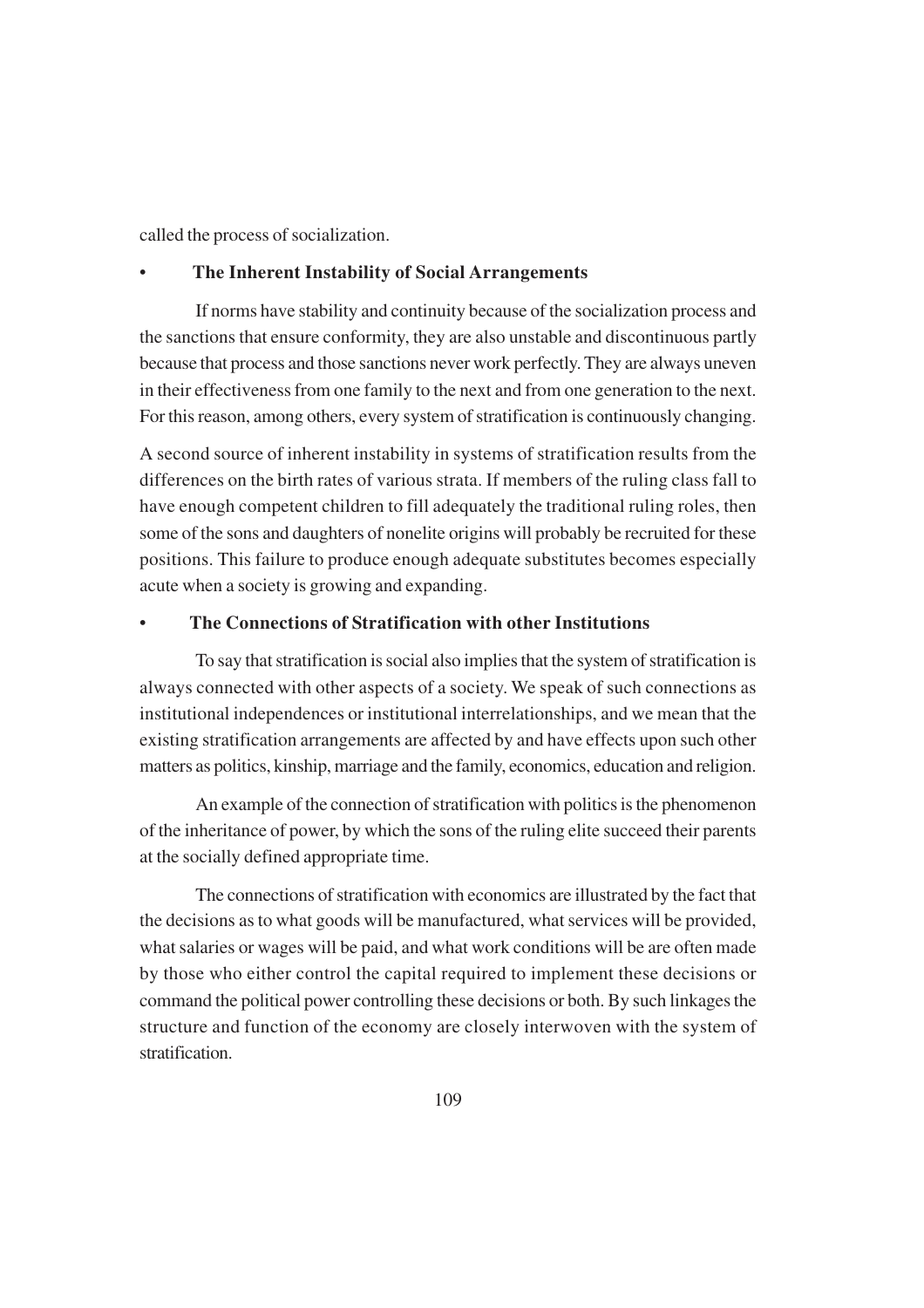called the process of socialization.

- **The Inherent Instability of Social Arrangements**

If norms have stability and continuity because of the socialization process and the sanctions that ensure conformity, they are also unstable and discontinuous partly because that process and those sanctions never work perfectly. They are always uneven in their effectiveness from one family to the next and from one generation to the next. For this reason, among others, every system of stratification is continuously changing.

A second source of inherent instability in systems of stratification results from the differences on the birth rates of various strata. If members of the ruling class fall to have enough competent children to fill adequately the traditional ruling roles, then some of the sons and daughters of nonelite origins will probably be recruited for these positions. This failure to produce enough adequate substitutes becomes especially acute when a society is growing and expanding.

- **The Connections of Stratification with other Institutions**

To say that stratification is social also implies that the system of stratification is always connected with other aspects of a society. We speak of such connections as institutional independences or institutional interrelationships, and we mean that the existing stratification arrangements are affected by and have effects upon such other matters as politics, kinship, marriage and the family, economics, education and religion.

An example of the connection of stratification with politics is the phenomenon of the inheritance of power, by which the sons of the ruling elite succeed their parents at the socially defined appropriate time.

The connections of stratification with economics are illustrated by the fact that the decisions as to what goods will be manufactured, what services will be provided, what salaries or wages will be paid, and what work conditions will be are often made by those who either control the capital required to implement these decisions or command the political power controlling these decisions or both. By such linkages the structure and function of the economy are closely interwoven with the system of stratification.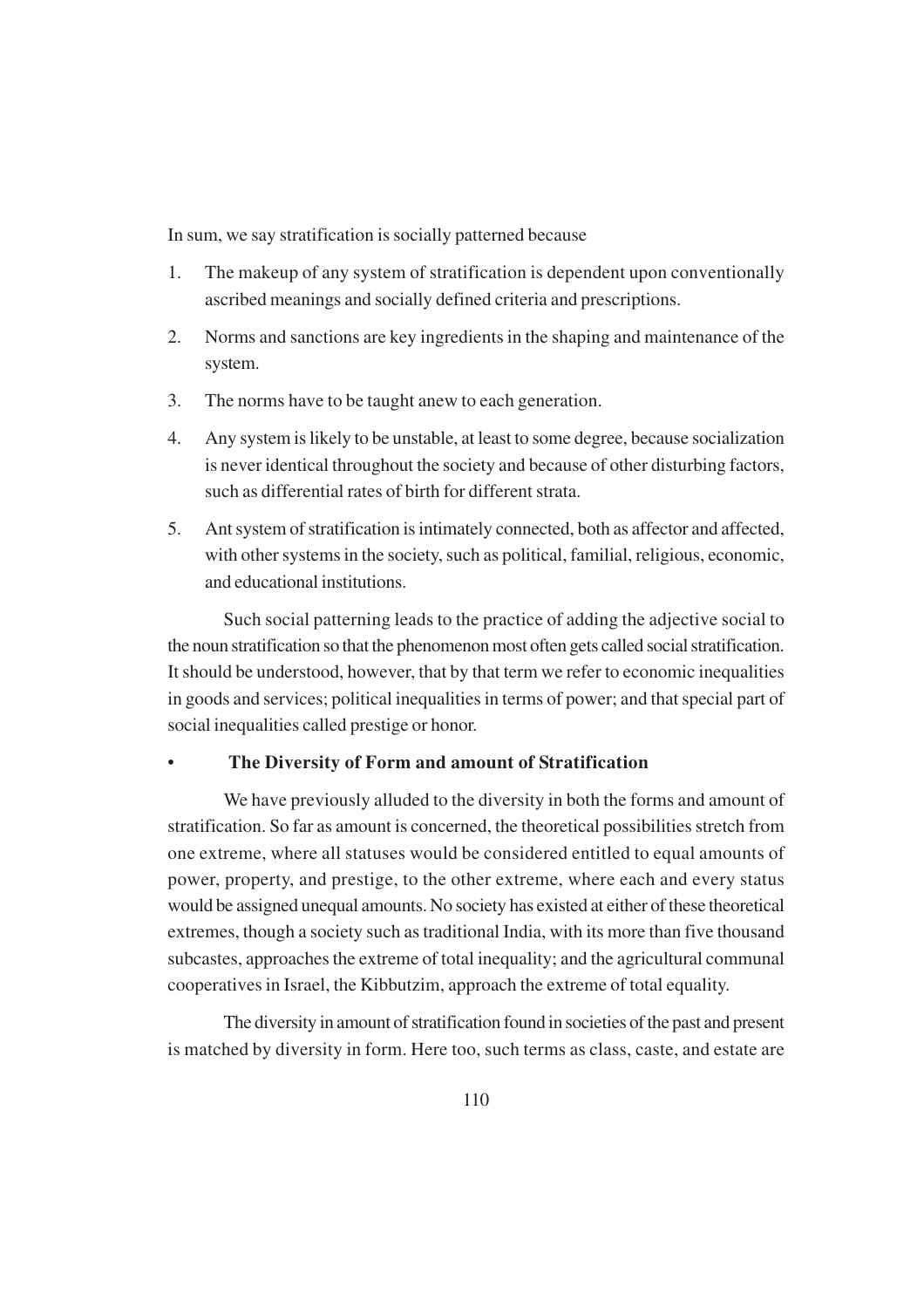In sum, we say stratification is socially patterned because

1. The makeup of any system of stratification is dependent upon conventionally ascribed meanings and socially defined criteria and prescriptions.
2. Norms and sanctions are key ingredients in the shaping and maintenance of the system.
3. The norms have to be taught anew to each generation.
4. Any system is likely to be unstable, at least to some degree, because socialization is never identical throughout the society and because of other disturbing factors, such as differential rates of birth for different strata.
5. Ant system of stratification is intimately connected, both as affector and affected, with other systems in the society, such as political, familial, religious, economic, and educational institutions.

Such social patterning leads to the practice of adding the adjective social to the noun stratification so that the phenomenon most often gets called social stratification. It should be understood, however, that by that term we refer to economic inequalities in goods and services; political inequalities in terms of power; and that special part of social inequalities called prestige or honor.

- **The Diversity of Form and amount of Stratification**

We have previously alluded to the diversity in both the forms and amount of stratification. So far as amount is concerned, the theoretical possibilities stretch from one extreme, where all statuses would be considered entitled to equal amounts of power, property, and prestige, to the other extreme, where each and every status would be assigned unequal amounts. No society has existed at either of these theoretical extremes, though a society such as traditional India, with its more than five thousand subcastes, approaches the extreme of total inequality; and the agricultural communal cooperatives in Israel, the Kibbutzim, approach the extreme of total equality.

The diversity in amount of stratification found in societies of the past and present is matched by diversity in form. Here too, such terms as class, caste, and estate are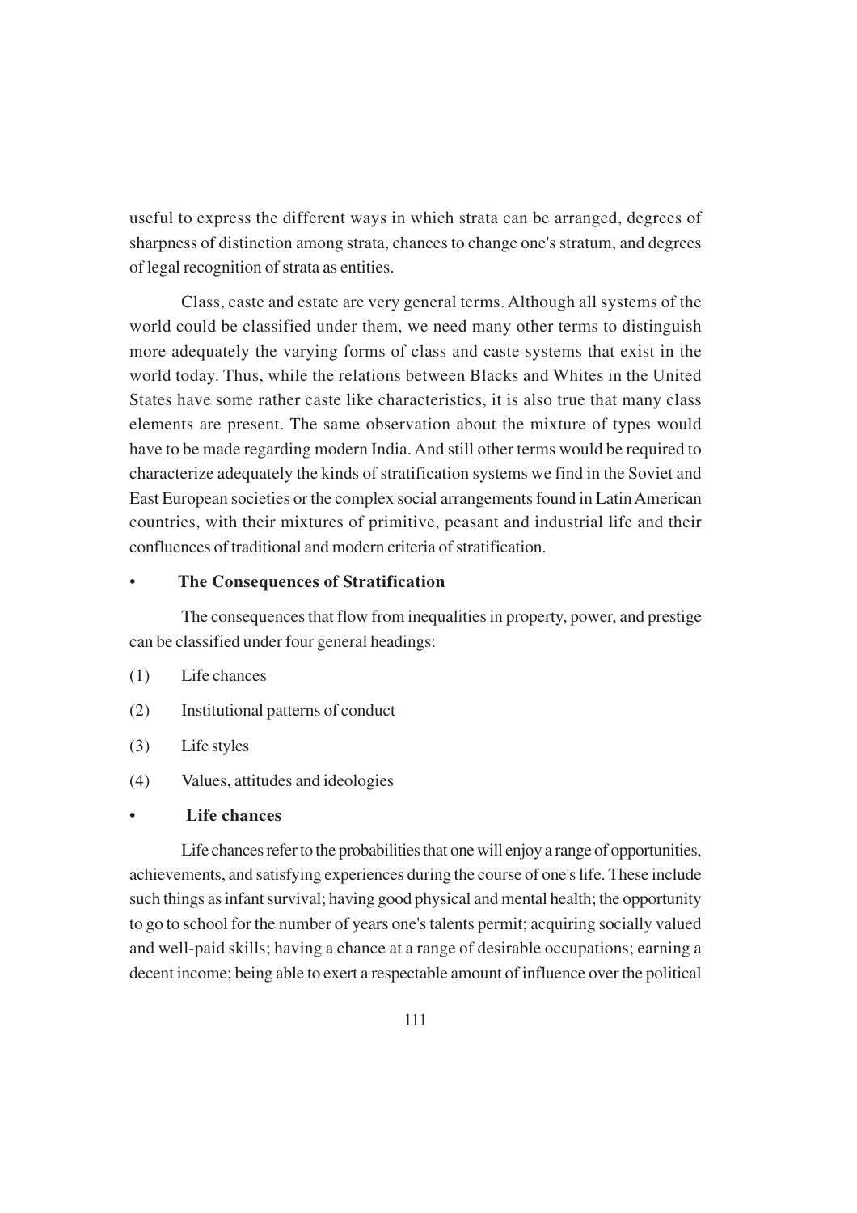useful to express the different ways in which strata can be arranged, degrees of sharpness of distinction among strata, chances to change one's stratum, and degrees of legal recognition of strata as entities.

Class, caste and estate are very general terms. Although all systems of the world could be classified under them, we need many other terms to distinguish more adequately the varying forms of class and caste systems that exist in the world today. Thus, while the relations between Blacks and Whites in the United States have some rather caste like characteristics, it is also true that many class elements are present. The same observation about the mixture of types would have to be made regarding modern India. And still other terms would be required to characterize adequately the kinds of stratification systems we find in the Soviet and East European societies or the complex social arrangements found in Latin American countries, with their mixtures of primitive, peasant and industrial life and their confluences of traditional and modern criteria of stratification.

- **The Consequences of Stratification**

The consequences that flow from inequalities in property, power, and prestige can be classified under four general headings:

(1) Life chances

(2) Institutional patterns of conduct

(3) Life styles

(4) Values, attitudes and ideologies

- **Life chances**

Life chances refer to the probabilities that one will enjoy a range of opportunities, achievements, and satisfying experiences during the course of one's life. These include such things as infant survival; having good physical and mental health; the opportunity to go to school for the number of years one's talents permit; acquiring socially valued and well-paid skills; having a chance at a range of desirable occupations; earning a decent income; being able to exert a respectable amount of influence over the political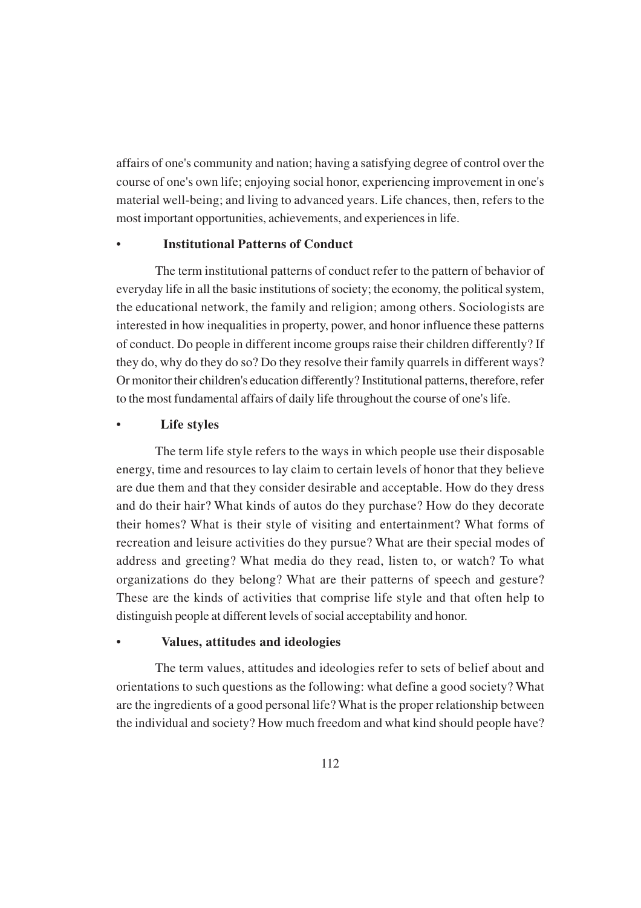affairs of one's community and nation; having a satisfying degree of control over the course of one's own life; enjoying social honor, experiencing improvement in one's material well-being; and living to advanced years. Life chances, then, refers to the most important opportunities, achievements, and experiences in life.

- **Institutional Patterns of Conduct**

The term institutional patterns of conduct refer to the pattern of behavior of everyday life in all the basic institutions of society; the economy, the political system, the educational network, the family and religion; among others. Sociologists are interested in how inequalities in property, power, and honor influence these patterns of conduct. Do people in different income groups raise their children differently? If they do, why do they do so? Do they resolve their family quarrels in different ways? Or monitor their children's education differently? Institutional patterns, therefore, refer to the most fundamental affairs of daily life throughout the course of one's life.

- **Life styles**

The term life style refers to the ways in which people use their disposable energy, time and resources to lay claim to certain levels of honor that they believe are due them and that they consider desirable and acceptable. How do they dress and do their hair? What kinds of autos do they purchase? How do they decorate their homes? What is their style of visiting and entertainment? What forms of recreation and leisure activities do they pursue? What are their special modes of address and greeting? What media do they read, listen to, or watch? To what organizations do they belong? What are their patterns of speech and gesture? These are the kinds of activities that comprise life style and that often help to distinguish people at different levels of social acceptability and honor.

- **Values, attitudes and ideologies**

The term values, attitudes and ideologies refer to sets of belief about and orientations to such questions as the following: what define a good society? What are the ingredients of a good personal life? What is the proper relationship between the individual and society? How much freedom and what kind should people have?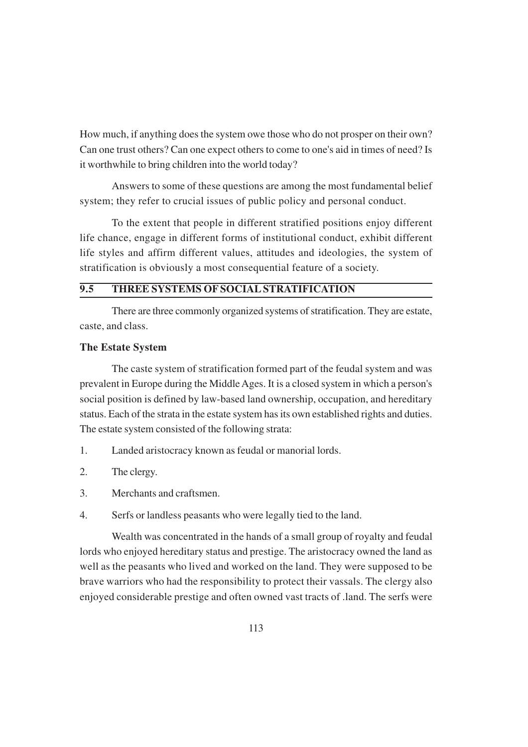How much, if anything does the system owe those who do not prosper on their own? Can one trust others? Can one expect others to come to one's aid in times of need? Is it worthwhile to bring children into the world today?

Answers to some of these questions are among the most fundamental belief system; they refer to crucial issues of public policy and personal conduct.

To the extent that people in different stratified positions enjoy different life chance, engage in different forms of institutional conduct, exhibit different life styles and affirm different values, attitudes and ideologies, the system of stratification is obviously a most consequential feature of a society.

## 9.5 THREE SYSTEMS OF SOCIAL STRATIFICATION

There are three commonly organized systems of stratification. They are estate, caste, and class.

### The Estate System

The caste system of stratification formed part of the feudal system and was prevalent in Europe during the Middle Ages. It is a closed system in which a person's social position is defined by law-based land ownership, occupation, and hereditary status. Each of the strata in the estate system has its own established rights and duties. The estate system consisted of the following strata:

1. Landed aristocracy known as feudal or manorial lords.
2. The clergy.
3. Merchants and craftsmen.
4. Serfs or landless peasants who were legally tied to the land.

Wealth was concentrated in the hands of a small group of royalty and feudal lords who enjoyed hereditary status and prestige. The aristocracy owned the land as well as the peasants who lived and worked on the land. They were supposed to be brave warriors who had the responsibility to protect their vassals. The clergy also enjoyed considerable prestige and often owned vast tracts of .land. The serfs were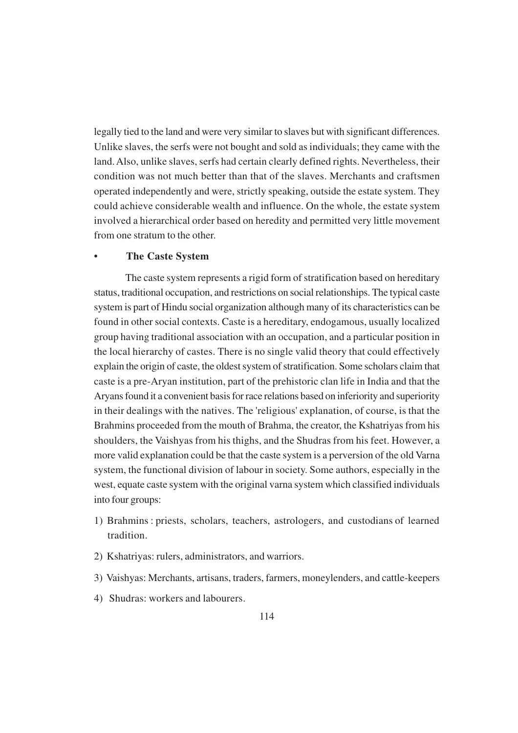legally tied to the land and were very similar to slaves but with significant differences. Unlike slaves, the serfs were not bought and sold as individuals; they came with the land. Also, unlike slaves, serfs had certain clearly defined rights. Nevertheless, their condition was not much better than that of the slaves. Merchants and craftsmen operated independently and were, strictly speaking, outside the estate system. They could achieve considerable wealth and influence. On the whole, the estate system involved a hierarchical order based on heredity and permitted very little movement from one stratum to the other.

- **The Caste System**

The caste system represents a rigid form of stratification based on hereditary status, traditional occupation, and restrictions on social relationships. The typical caste system is part of Hindu social organization although many of its characteristics can be found in other social contexts. Caste is a hereditary, endogamous, usually localized group having traditional association with an occupation, and a particular position in the local hierarchy of castes. There is no single valid theory that could effectively explain the origin of caste, the oldest system of stratification. Some scholars claim that caste is a pre-Aryan institution, part of the prehistoric clan life in India and that the Aryans found it a convenient basis for race relations based on inferiority and superiority in their dealings with the natives. The 'religious' explanation, of course, is that the Brahmins proceeded from the mouth of Brahma, the creator, the Kshatriyas from his shoulders, the Vaishyas from his thighs, and the Shudras from his feet. However, a more valid explanation could be that the caste system is a perversion of the old Varna system, the functional division of labour in society. Some authors, especially in the west, equate caste system with the original varna system which classified individuals into four groups:

1) Brahmins : priests, scholars, teachers, astrologers, and custodians of learned tradition.
2) Kshatriyas: rulers, administrators, and warriors.
3) Vaishyas: Merchants, artisans, traders, farmers, moneylenders, and cattle-keepers
4) Shudras: workers and labourers.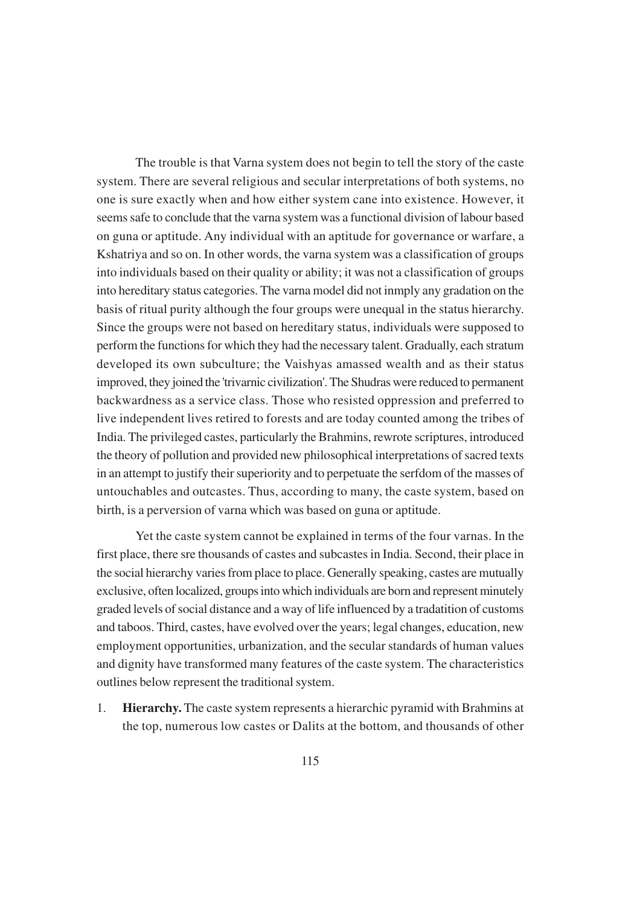The trouble is that Varna system does not begin to tell the story of the caste system. There are several religious and secular interpretations of both systems, no one is sure exactly when and how either system cane into existence. However, it seems safe to conclude that the varna system was a functional division of labour based on guna or aptitude. Any individual with an aptitude for governance or warfare, a Kshatriya and so on. In other words, the varna system was a classification of groups into individuals based on their quality or ability; it was not a classification of groups into hereditary status categories. The varna model did not inmply any gradation on the basis of ritual purity although the four groups were unequal in the status hierarchy. Since the groups were not based on hereditary status, individuals were supposed to perform the functions for which they had the necessary talent. Gradually, each stratum developed its own subculture; the Vaishyas amassed wealth and as their status improved, they joined the 'trivarnic civilization'. The Shudras were reduced to permanent backwardness as a service class. Those who resisted oppression and preferred to live independent lives retired to forests and are today counted among the tribes of India. The privileged castes, particularly the Brahmins, rewrote scriptures, introduced the theory of pollution and provided new philosophical interpretations of sacred texts in an attempt to justify their superiority and to perpetuate the serfdom of the masses of untouchables and outcastes. Thus, according to many, the caste system, based on birth, is a perversion of varna which was based on guna or aptitude.

Yet the caste system cannot be explained in terms of the four varnas. In the first place, there sre thousands of castes and subcastes in India. Second, their place in the social hierarchy varies from place to place. Generally speaking, castes are mutually exclusive, often localized, groups into which individuals are born and represent minutely graded levels of social distance and a way of life influenced by a tradatition of customs and taboos. Third, castes, have evolved over the years; legal changes, education, new employment opportunities, urbanization, and the secular standards of human values and dignity have transformed many features of the caste system. The characteristics outlines below represent the traditional system.

1. **Hierarchy.** The caste system represents a hierarchic pyramid with Brahmins at the top, numerous low castes or Dalits at the bottom, and thousands of other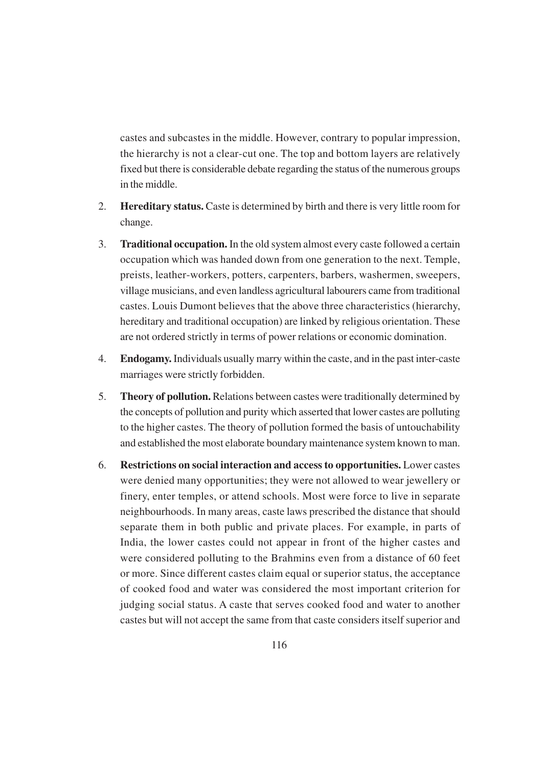castes and subcastes in the middle. However, contrary to popular impression, the hierarchy is not a clear-cut one. The top and bottom layers are relatively fixed but there is considerable debate regarding the status of the numerous groups in the middle.

2. **Hereditary status.** Caste is determined by birth and there is very little room for change.

3. **Traditional occupation.** In the old system almost every caste followed a certain occupation which was handed down from one generation to the next. Temple, preists, leather-workers, potters, carpenters, barbers, washermen, sweepers, village musicians, and even landless agricultural labourers came from traditional castes. Louis Dumont believes that the above three characteristics (hierarchy, hereditary and traditional occupation) are linked by religious orientation. These are not ordered strictly in terms of power relations or economic domination.

4. **Endogamy.** Individuals usually marry within the caste, and in the past inter-caste marriages were strictly forbidden.

5. **Theory of pollution.** Relations between castes were traditionally determined by the concepts of pollution and purity which asserted that lower castes are polluting to the higher castes. The theory of pollution formed the basis of untouchability and established the most elaborate boundary maintenance system known to man.

6. **Restrictions on social interaction and access to opportunities.** Lower castes were denied many opportunities; they were not allowed to wear jewellery or finery, enter temples, or attend schools. Most were force to live in separate neighbourhoods. In many areas, caste laws prescribed the distance that should separate them in both public and private places. For example, in parts of India, the lower castes could not appear in front of the higher castes and were considered polluting to the Brahmins even from a distance of 60 feet or more. Since different castes claim equal or superior status, the acceptance of cooked food and water was considered the most important criterion for judging social status. A caste that serves cooked food and water to another castes but will not accept the same from that caste considers itself superior and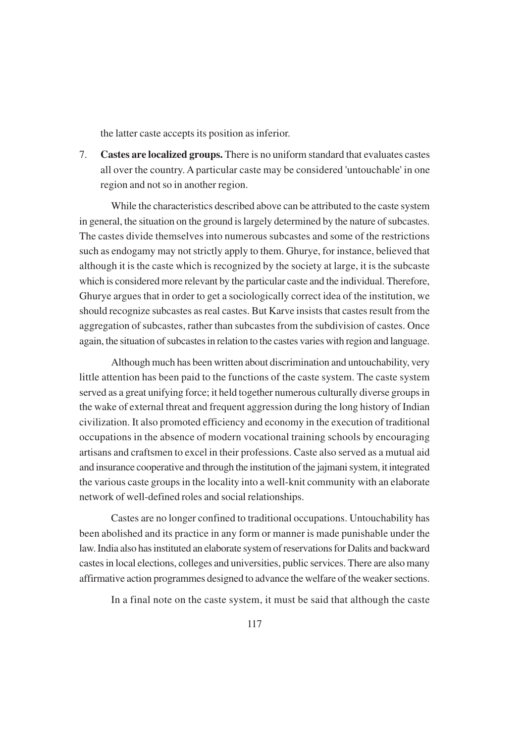the latter caste accepts its position as inferior.

7. **Castes are localized groups.** There is no uniform standard that evaluates castes all over the country. A particular caste may be considered 'untouchable' in one region and not so in another region.

While the characteristics described above can be attributed to the caste system in general, the situation on the ground is largely determined by the nature of subcastes. The castes divide themselves into numerous subcastes and some of the restrictions such as endogamy may not strictly apply to them. Ghurye, for instance, believed that although it is the caste which is recognized by the society at large, it is the subcaste which is considered more relevant by the particular caste and the individual. Therefore, Ghurye argues that in order to get a sociologically correct idea of the institution, we should recognize subcastes as real castes. But Karve insists that castes result from the aggregation of subcastes, rather than subcastes from the subdivision of castes. Once again, the situation of subcastes in relation to the castes varies with region and language.

Although much has been written about discrimination and untouchability, very little attention has been paid to the functions of the caste system. The caste system served as a great unifying force; it held together numerous culturally diverse groups in the wake of external threat and frequent aggression during the long history of Indian civilization. It also promoted efficiency and economy in the execution of traditional occupations in the absence of modern vocational training schools by encouraging artisans and craftsmen to excel in their professions. Caste also served as a mutual aid and insurance cooperative and through the institution of the jajmani system, it integrated the various caste groups in the locality into a well-knit community with an elaborate network of well-defined roles and social relationships.

Castes are no longer confined to traditional occupations. Untouchability has been abolished and its practice in any form or manner is made punishable under the law. India also has instituted an elaborate system of reservations for Dalits and backward castes in local elections, colleges and universities, public services. There are also many affirmative action programmes designed to advance the welfare of the weaker sections.

In a final note on the caste system, it must be said that although the caste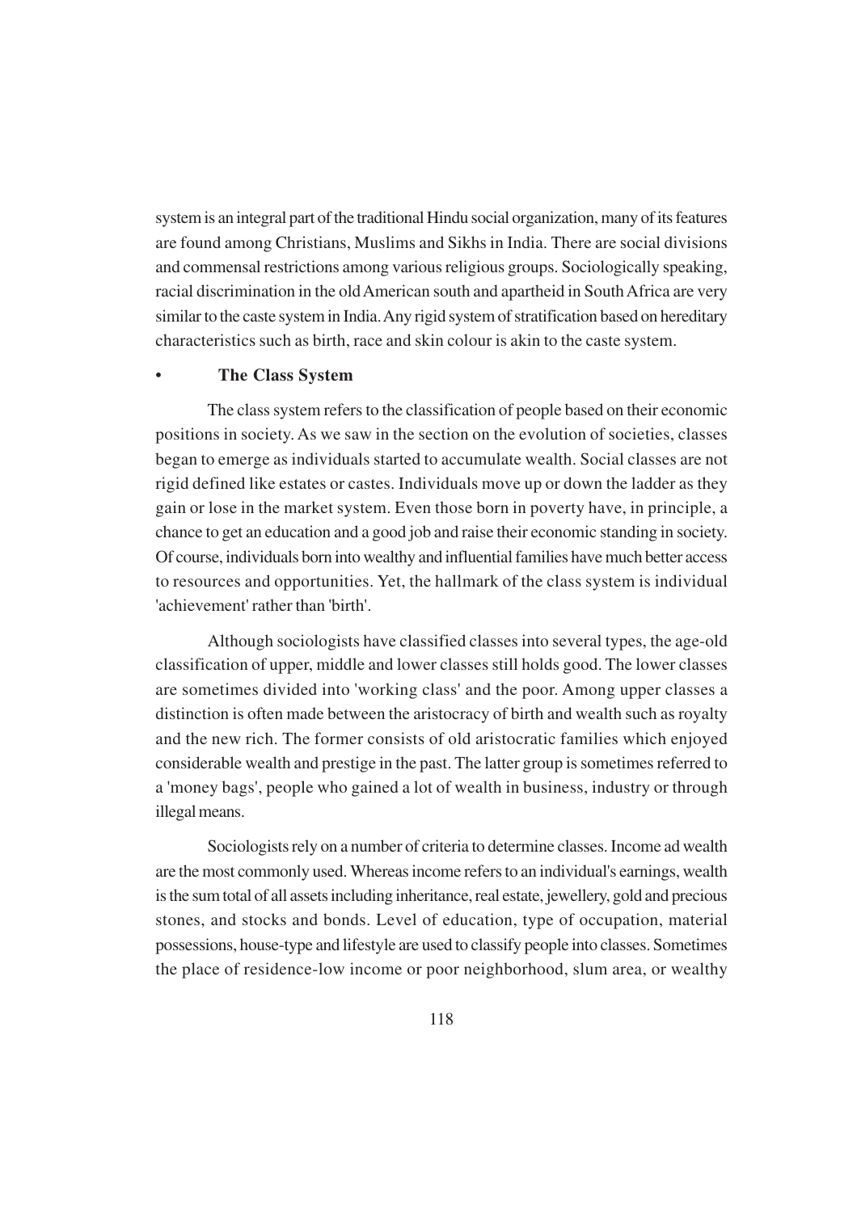system is an integral part of the traditional Hindu social organization, many of its features are found among Christians, Muslims and Sikhs in India. There are social divisions and commensal restrictions among various religious groups. Sociologically speaking, racial discrimination in the old American south and apartheid in South Africa are very similar to the caste system in India. Any rigid system of stratification based on hereditary characteristics such as birth, race and skin colour is akin to the caste system.

- **The Class System**

The class system refers to the classification of people based on their economic positions in society. As we saw in the section on the evolution of societies, classes began to emerge as individuals started to accumulate wealth. Social classes are not rigid defined like estates or castes. Individuals move up or down the ladder as they gain or lose in the market system. Even those born in poverty have, in principle, a chance to get an education and a good job and raise their economic standing in society. Of course, individuals born into wealthy and influential families have much better access to resources and opportunities. Yet, the hallmark of the class system is individual 'achievement' rather than 'birth'.

Although sociologists have classified classes into several types, the age-old classification of upper, middle and lower classes still holds good. The lower classes are sometimes divided into 'working class' and the poor. Among upper classes a distinction is often made between the aristocracy of birth and wealth such as royalty and the new rich. The former consists of old aristocratic families which enjoyed considerable wealth and prestige in the past. The latter group is sometimes referred to a 'money bags', people who gained a lot of wealth in business, industry or through illegal means.

Sociologists rely on a number of criteria to determine classes. Income ad wealth are the most commonly used. Whereas income refers to an individual's earnings, wealth is the sum total of all assets including inheritance, real estate, jewellery, gold and precious stones, and stocks and bonds. Level of education, type of occupation, material possessions, house-type and lifestyle are used to classify people into classes. Sometimes the place of residence-low income or poor neighborhood, slum area, or wealthy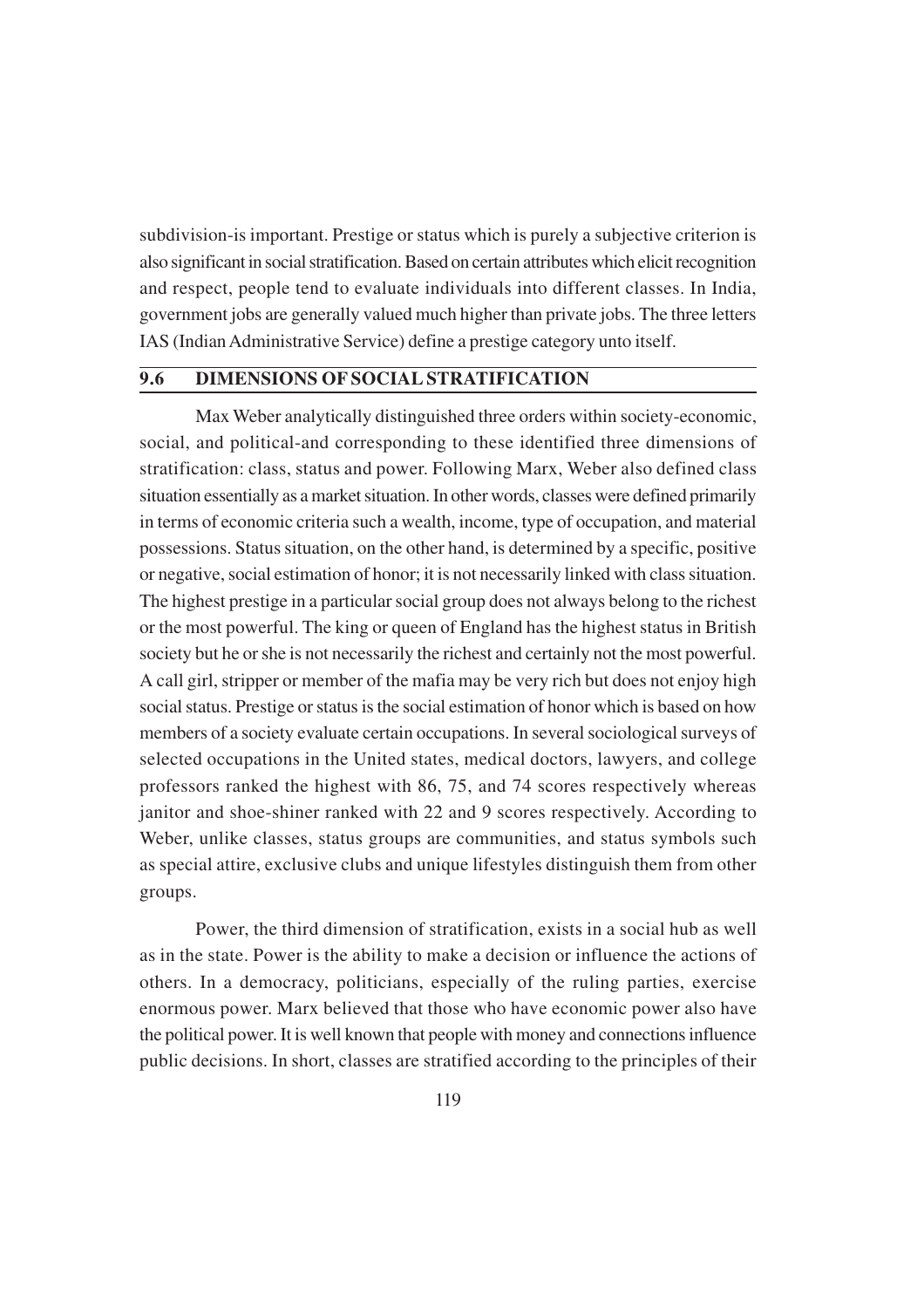subdivision-is important. Prestige or status which is purely a subjective criterion is also significant in social stratification. Based on certain attributes which elicit recognition and respect, people tend to evaluate individuals into different classes. In India, government jobs are generally valued much higher than private jobs. The three letters IAS (Indian Administrative Service) define a prestige category unto itself.

## 9.6 DIMENSIONS OF SOCIAL STRATIFICATION

Max Weber analytically distinguished three orders within society-economic, social, and political-and corresponding to these identified three dimensions of stratification: class, status and power. Following Marx, Weber also defined class situation essentially as a market situation. In other words, classes were defined primarily in terms of economic criteria such a wealth, income, type of occupation, and material possessions. Status situation, on the other hand, is determined by a specific, positive or negative, social estimation of honor; it is not necessarily linked with class situation. The highest prestige in a particular social group does not always belong to the richest or the most powerful. The king or queen of England has the highest status in British society but he or she is not necessarily the richest and certainly not the most powerful. A call girl, stripper or member of the mafia may be very rich but does not enjoy high social status. Prestige or status is the social estimation of honor which is based on how members of a society evaluate certain occupations. In several sociological surveys of selected occupations in the United states, medical doctors, lawyers, and college professors ranked the highest with 86, 75, and 74 scores respectively whereas janitor and shoe-shiner ranked with 22 and 9 scores respectively. According to Weber, unlike classes, status groups are communities, and status symbols such as special attire, exclusive clubs and unique lifestyles distinguish them from other groups.

Power, the third dimension of stratification, exists in a social hub as well as in the state. Power is the ability to make a decision or influence the actions of others. In a democracy, politicians, especially of the ruling parties, exercise enormous power. Marx believed that those who have economic power also have the political power. It is well known that people with money and connections influence public decisions. In short, classes are stratified according to the principles of their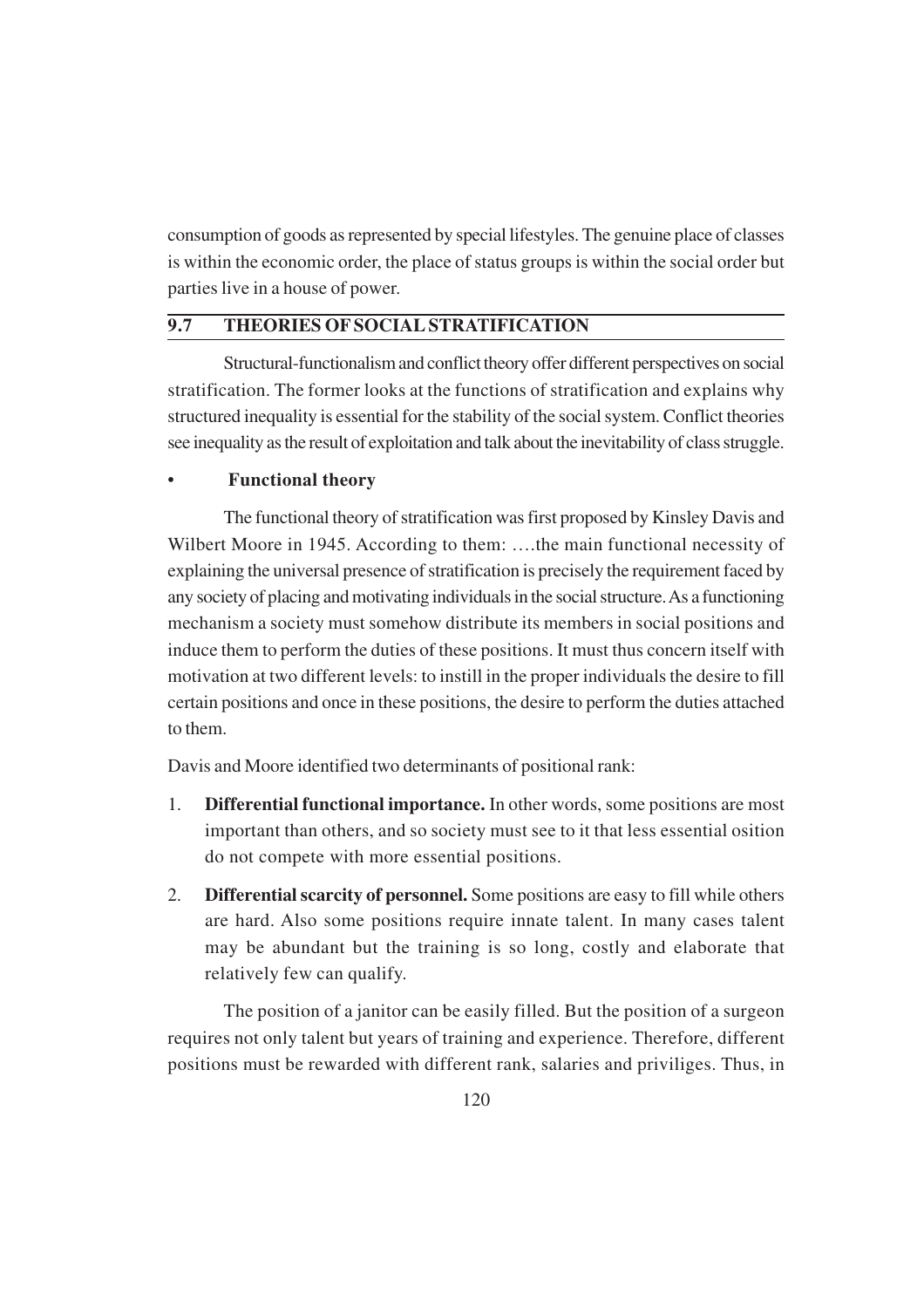consumption of goods as represented by special lifestyles. The genuine place of classes is within the economic order, the place of status groups is within the social order but parties live in a house of power.

## 9.7 THEORIES OF SOCIAL STRATIFICATION

Structural-functionalism and conflict theory offer different perspectives on social stratification. The former looks at the functions of stratification and explains why structured inequality is essential for the stability of the social system. Conflict theories see inequality as the result of exploitation and talk about the inevitability of class struggle.

- **Functional theory**

The functional theory of stratification was first proposed by Kinsley Davis and Wilbert Moore in 1945. According to them: ….the main functional necessity of explaining the universal presence of stratification is precisely the requirement faced by any society of placing and motivating individuals in the social structure. As a functioning mechanism a society must somehow distribute its members in social positions and induce them to perform the duties of these positions. It must thus concern itself with motivation at two different levels: to instill in the proper individuals the desire to fill certain positions and once in these positions, the desire to perform the duties attached to them.

Davis and Moore identified two determinants of positional rank:

1. **Differential functional importance.** In other words, some positions are most important than others, and so society must see to it that less essential osition do not compete with more essential positions.

2. **Differential scarcity of personnel.** Some positions are easy to fill while others are hard. Also some positions require innate talent. In many cases talent may be abundant but the training is so long, costly and elaborate that relatively few can qualify.

The position of a janitor can be easily filled. But the position of a surgeon requires not only talent but years of training and experience. Therefore, different positions must be rewarded with different rank, salaries and priviliges. Thus, in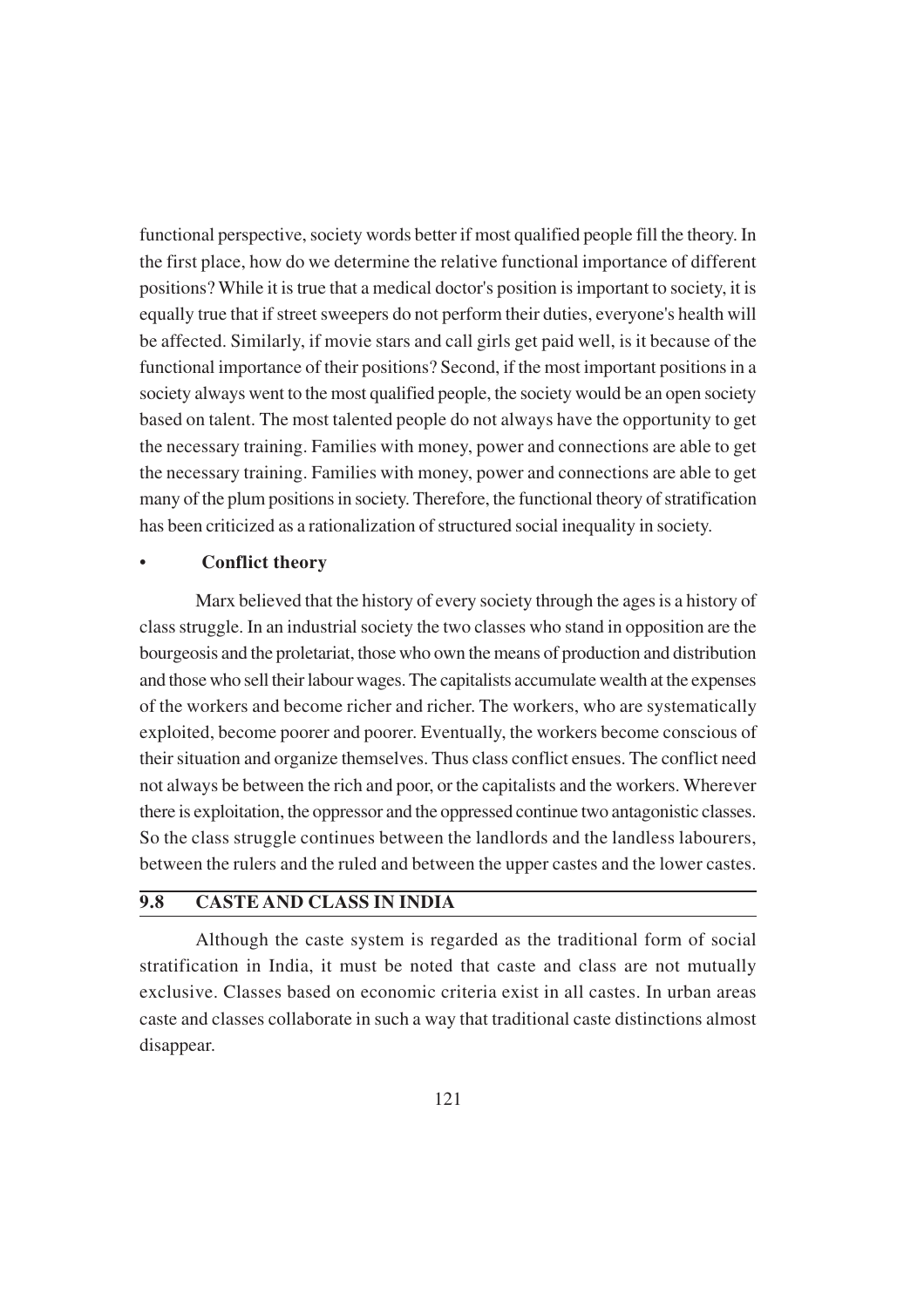functional perspective, society words better if most qualified people fill the theory. In the first place, how do we determine the relative functional importance of different positions? While it is true that a medical doctor's position is important to society, it is equally true that if street sweepers do not perform their duties, everyone's health will be affected. Similarly, if movie stars and call girls get paid well, is it because of the functional importance of their positions? Second, if the most important positions in a society always went to the most qualified people, the society would be an open society based on talent. The most talented people do not always have the opportunity to get the necessary training. Families with money, power and connections are able to get the necessary training. Families with money, power and connections are able to get many of the plum positions in society. Therefore, the functional theory of stratification has been criticized as a rationalization of structured social inequality in society.

- **Conflict theory**

Marx believed that the history of every society through the ages is a history of class struggle. In an industrial society the two classes who stand in opposition are the bourgeosis and the proletariat, those who own the means of production and distribution and those who sell their labour wages. The capitalists accumulate wealth at the expenses of the workers and become richer and richer. The workers, who are systematically exploited, become poorer and poorer. Eventually, the workers become conscious of their situation and organize themselves. Thus class conflict ensues. The conflict need not always be between the rich and poor, or the capitalists and the workers. Wherever there is exploitation, the oppressor and the oppressed continue two antagonistic classes. So the class struggle continues between the landlords and the landless labourers, between the rulers and the ruled and between the upper castes and the lower castes.

## 9.8 CASTE AND CLASS IN INDIA

Although the caste system is regarded as the traditional form of social stratification in India, it must be noted that caste and class are not mutually exclusive. Classes based on economic criteria exist in all castes. In urban areas caste and classes collaborate in such a way that traditional caste distinctions almost disappear.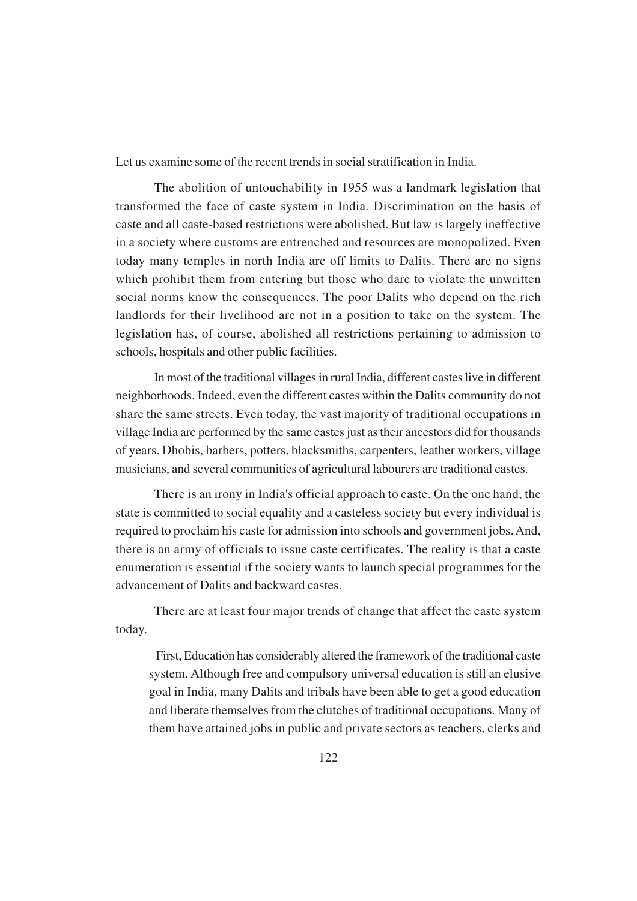Let us examine some of the recent trends in social stratification in India.

The abolition of untouchability in 1955 was a landmark legislation that transformed the face of caste system in India. Discrimination on the basis of caste and all caste-based restrictions were abolished. But law is largely ineffective in a society where customs are entrenched and resources are monopolized. Even today many temples in north India are off limits to Dalits. There are no signs which prohibit them from entering but those who dare to violate the unwritten social norms know the consequences. The poor Dalits who depend on the rich landlords for their livelihood are not in a position to take on the system. The legislation has, of course, abolished all restrictions pertaining to admission to schools, hospitals and other public facilities.

In most of the traditional villages in rural India, different castes live in different neighborhoods. Indeed, even the different castes within the Dalits community do not share the same streets. Even today, the vast majority of traditional occupations in village India are performed by the same castes just as their ancestors did for thousands of years. Dhobis, barbers, potters, blacksmiths, carpenters, leather workers, village musicians, and several communities of agricultural labourers are traditional castes.

There is an irony in India's official approach to caste. On the one hand, the state is committed to social equality and a casteless society but every individual is required to proclaim his caste for admission into schools and government jobs. And, there is an army of officials to issue caste certificates. The reality is that a caste enumeration is essential if the society wants to launch special programmes for the advancement of Dalits and backward castes.

There are at least four major trends of change that affect the caste system today.

First, Education has considerably altered the framework of the traditional caste system. Although free and compulsory universal education is still an elusive goal in India, many Dalits and tribals have been able to get a good education and liberate themselves from the clutches of traditional occupations. Many of them have attained jobs in public and private sectors as teachers, clerks and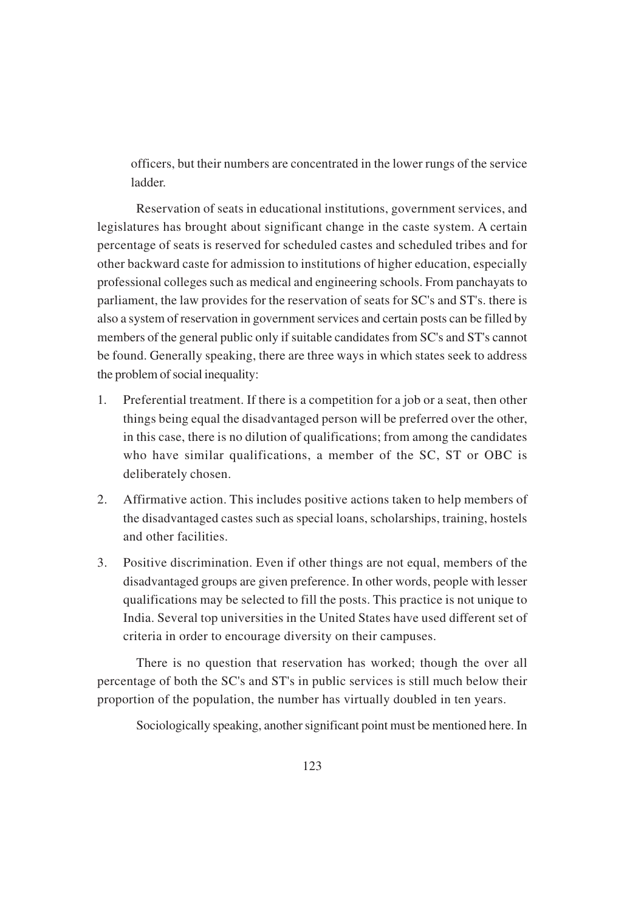officers, but their numbers are concentrated in the lower rungs of the service ladder.

Reservation of seats in educational institutions, government services, and legislatures has brought about significant change in the caste system. A certain percentage of seats is reserved for scheduled castes and scheduled tribes and for other backward caste for admission to institutions of higher education, especially professional colleges such as medical and engineering schools. From panchayats to parliament, the law provides for the reservation of seats for SC's and ST's. there is also a system of reservation in government services and certain posts can be filled by members of the general public only if suitable candidates from SC's and ST's cannot be found. Generally speaking, there are three ways in which states seek to address the problem of social inequality:

1. Preferential treatment. If there is a competition for a job or a seat, then other things being equal the disadvantaged person will be preferred over the other, in this case, there is no dilution of qualifications; from among the candidates who have similar qualifications, a member of the SC, ST or OBC is deliberately chosen.
2. Affirmative action. This includes positive actions taken to help members of the disadvantaged castes such as special loans, scholarships, training, hostels and other facilities.
3. Positive discrimination. Even if other things are not equal, members of the disadvantaged groups are given preference. In other words, people with lesser qualifications may be selected to fill the posts. This practice is not unique to India. Several top universities in the United States have used different set of criteria in order to encourage diversity on their campuses.

There is no question that reservation has worked; though the over all percentage of both the SC's and ST's in public services is still much below their proportion of the population, the number has virtually doubled in ten years.

Sociologically speaking, another significant point must be mentioned here. In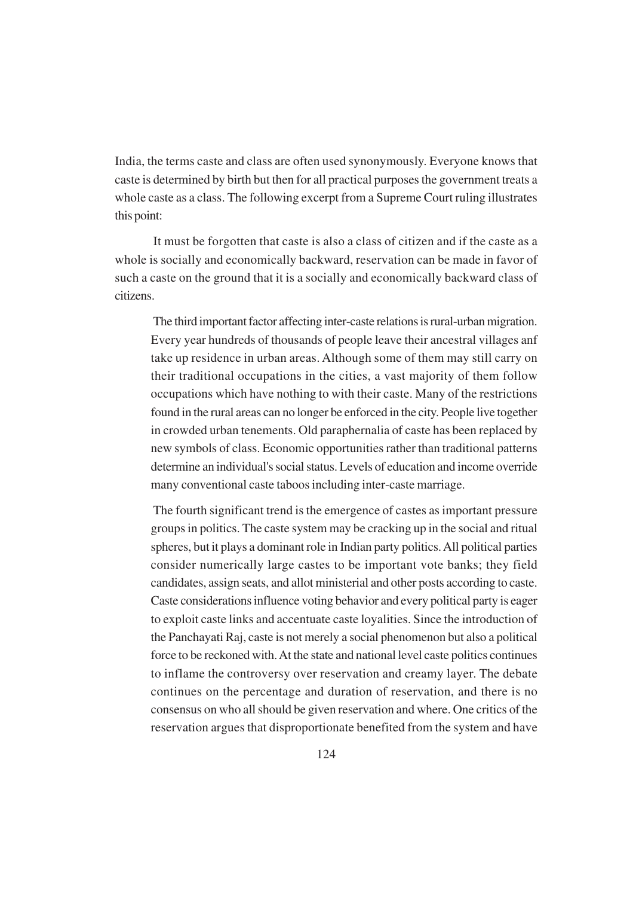India, the terms caste and class are often used synonymously. Everyone knows that caste is determined by birth but then for all practical purposes the government treats a whole caste as a class. The following excerpt from a Supreme Court ruling illustrates this point:

> It must be forgotten that caste is also a class of citizen and if the caste as a whole is socially and economically backward, reservation can be made in favor of such a caste on the ground that it is a socially and economically backward class of citizens.

The third important factor affecting inter-caste relations is rural-urban migration. Every year hundreds of thousands of people leave their ancestral villages anf take up residence in urban areas. Although some of them may still carry on their traditional occupations in the cities, a vast majority of them follow occupations which have nothing to with their caste. Many of the restrictions found in the rural areas can no longer be enforced in the city. People live together in crowded urban tenements. Old paraphernalia of caste has been replaced by new symbols of class. Economic opportunities rather than traditional patterns determine an individual's social status. Levels of education and income override many conventional caste taboos including inter-caste marriage.

The fourth significant trend is the emergence of castes as important pressure groups in politics. The caste system may be cracking up in the social and ritual spheres, but it plays a dominant role in Indian party politics. All political parties consider numerically large castes to be important vote banks; they field candidates, assign seats, and allot ministerial and other posts according to caste. Caste considerations influence voting behavior and every political party is eager to exploit caste links and accentuate caste loyalities. Since the introduction of the Panchayati Raj, caste is not merely a social phenomenon but also a political force to be reckoned with. At the state and national level caste politics continues to inflame the controversy over reservation and creamy layer. The debate continues on the percentage and duration of reservation, and there is no consensus on who all should be given reservation and where. One critics of the reservation argues that disproportionate benefited from the system and have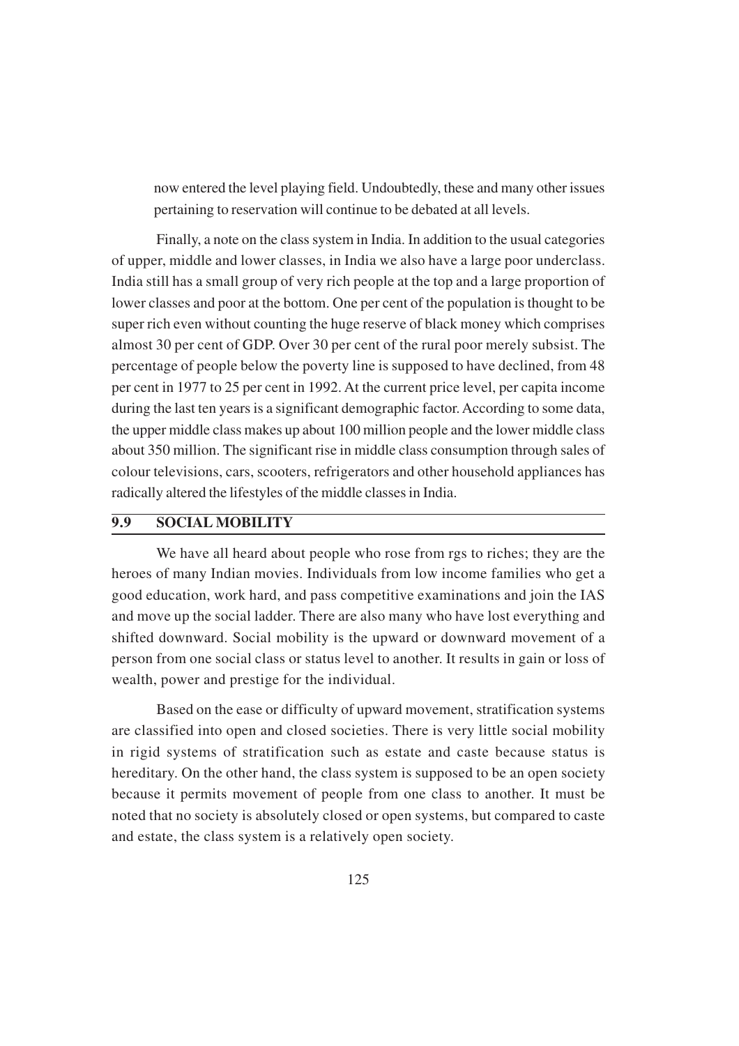now entered the level playing field. Undoubtedly, these and many other issues pertaining to reservation will continue to be debated at all levels.

Finally, a note on the class system in India. In addition to the usual categories of upper, middle and lower classes, in India we also have a large poor underclass. India still has a small group of very rich people at the top and a large proportion of lower classes and poor at the bottom. One per cent of the population is thought to be super rich even without counting the huge reserve of black money which comprises almost 30 per cent of GDP. Over 30 per cent of the rural poor merely subsist. The percentage of people below the poverty line is supposed to have declined, from 48 per cent in 1977 to 25 per cent in 1992. At the current price level, per capita income during the last ten years is a significant demographic factor. According to some data, the upper middle class makes up about 100 million people and the lower middle class about 350 million. The significant rise in middle class consumption through sales of colour televisions, cars, scooters, refrigerators and other household appliances has radically altered the lifestyles of the middle classes in India.

## 9.9 SOCIAL MOBILITY

We have all heard about people who rose from rgs to riches; they are the heroes of many Indian movies. Individuals from low income families who get a good education, work hard, and pass competitive examinations and join the IAS and move up the social ladder. There are also many who have lost everything and shifted downward. Social mobility is the upward or downward movement of a person from one social class or status level to another. It results in gain or loss of wealth, power and prestige for the individual.

Based on the ease or difficulty of upward movement, stratification systems are classified into open and closed societies. There is very little social mobility in rigid systems of stratification such as estate and caste because status is hereditary. On the other hand, the class system is supposed to be an open society because it permits movement of people from one class to another. It must be noted that no society is absolutely closed or open systems, but compared to caste and estate, the class system is a relatively open society.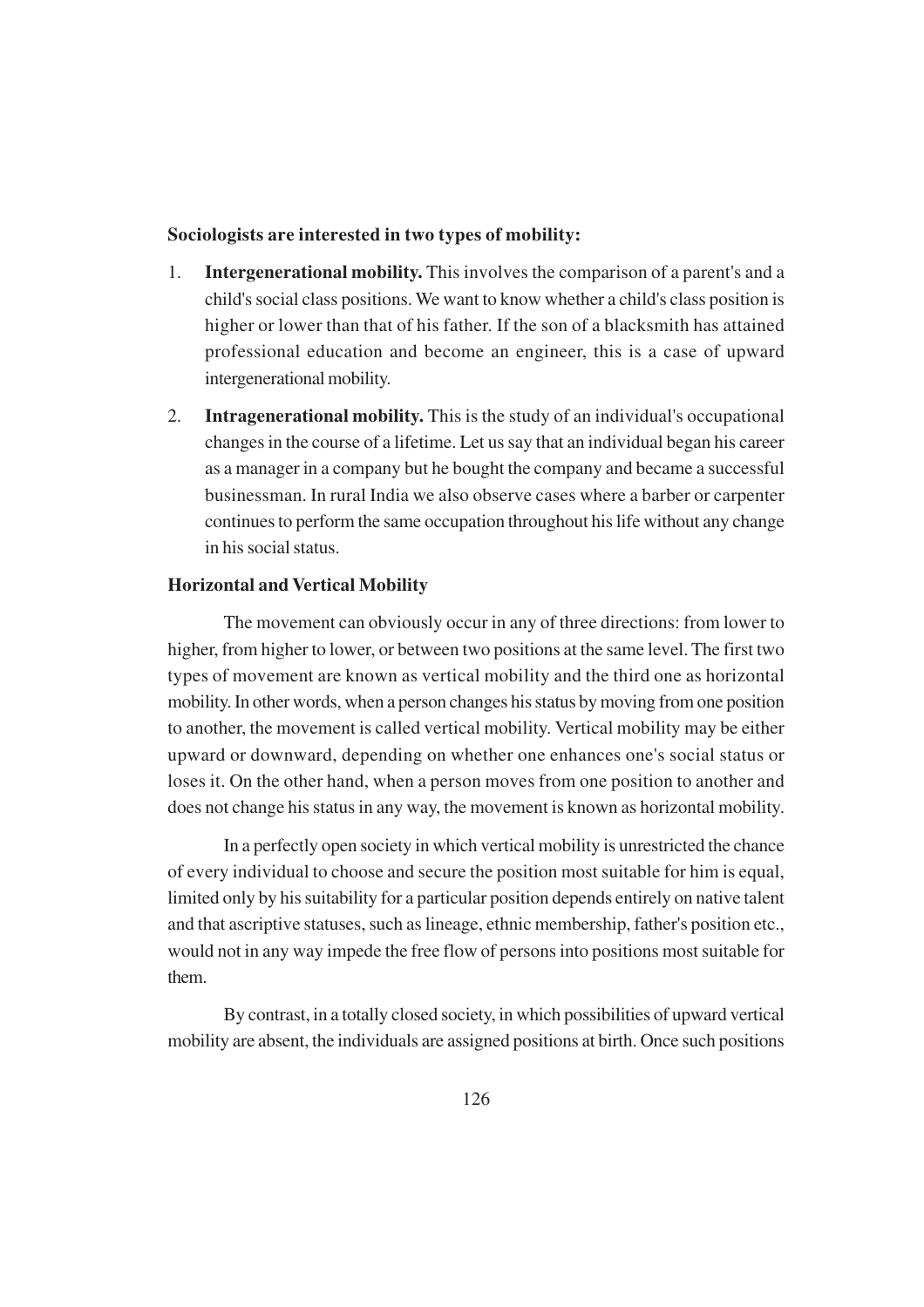**Sociologists are interested in two types of mobility:**

1. **Intergenerational mobility.** This involves the comparison of a parent's and a child's social class positions. We want to know whether a child's class position is higher or lower than that of his father. If the son of a blacksmith has attained professional education and become an engineer, this is a case of upward intergenerational mobility.

2. **Intragenerational mobility.** This is the study of an individual's occupational changes in the course of a lifetime. Let us say that an individual began his career as a manager in a company but he bought the company and became a successful businessman. In rural India we also observe cases where a barber or carpenter continues to perform the same occupation throughout his life without any change in his social status.

**Horizontal and Vertical Mobility**

The movement can obviously occur in any of three directions: from lower to higher, from higher to lower, or between two positions at the same level. The first two types of movement are known as vertical mobility and the third one as horizontal mobility. In other words, when a person changes his status by moving from one position to another, the movement is called vertical mobility. Vertical mobility may be either upward or downward, depending on whether one enhances one's social status or loses it. On the other hand, when a person moves from one position to another and does not change his status in any way, the movement is known as horizontal mobility.

In a perfectly open society in which vertical mobility is unrestricted the chance of every individual to choose and secure the position most suitable for him is equal, limited only by his suitability for a particular position depends entirely on native talent and that ascriptive statuses, such as lineage, ethnic membership, father's position etc., would not in any way impede the free flow of persons into positions most suitable for them.

By contrast, in a totally closed society, in which possibilities of upward vertical mobility are absent, the individuals are assigned positions at birth. Once such positions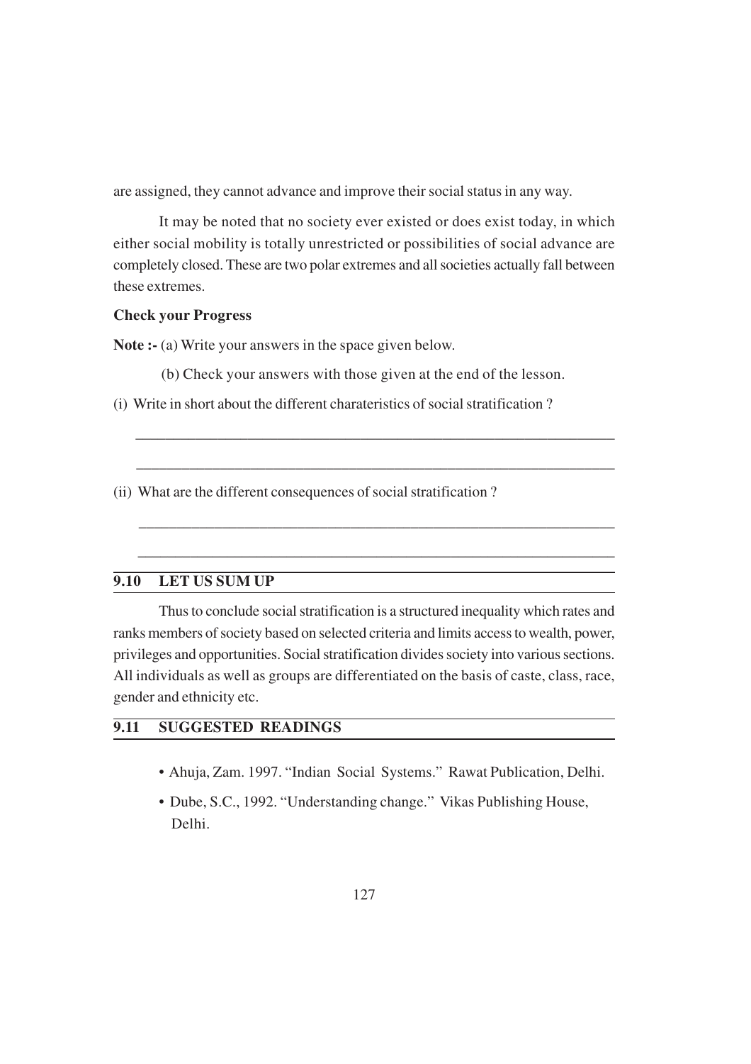are assigned, they cannot advance and improve their social status in any way.

It may be noted that no society ever existed or does exist today, in which either social mobility is totally unrestricted or possibilities of social advance are completely closed. These are two polar extremes and all societies actually fall between these extremes.

**Check your Progress**

**Note :-** (a) Write your answers in the space given below.

(b) Check your answers with those given at the end of the lesson.

(i) Write in short about the different charateristics of social stratification ?

_______________________________________________________________

_______________________________________________________________

(ii) What are the different consequences of social stratification ?

_______________________________________________________________

_______________________________________________________________

## 9.10 LET US SUM UP

Thus to conclude social stratification is a structured inequality which rates and ranks members of society based on selected criteria and limits access to wealth, power, privileges and opportunities. Social stratification divides society into various sections. All individuals as well as groups are differentiated on the basis of caste, class, race, gender and ethnicity etc.

## 9.11 SUGGESTED READINGS

- Ahuja, Zam. 1997. "Indian Social Systems." Rawat Publication, Delhi.
- Dube, S.C., 1992. "Understanding change." Vikas Publishing House, Delhi.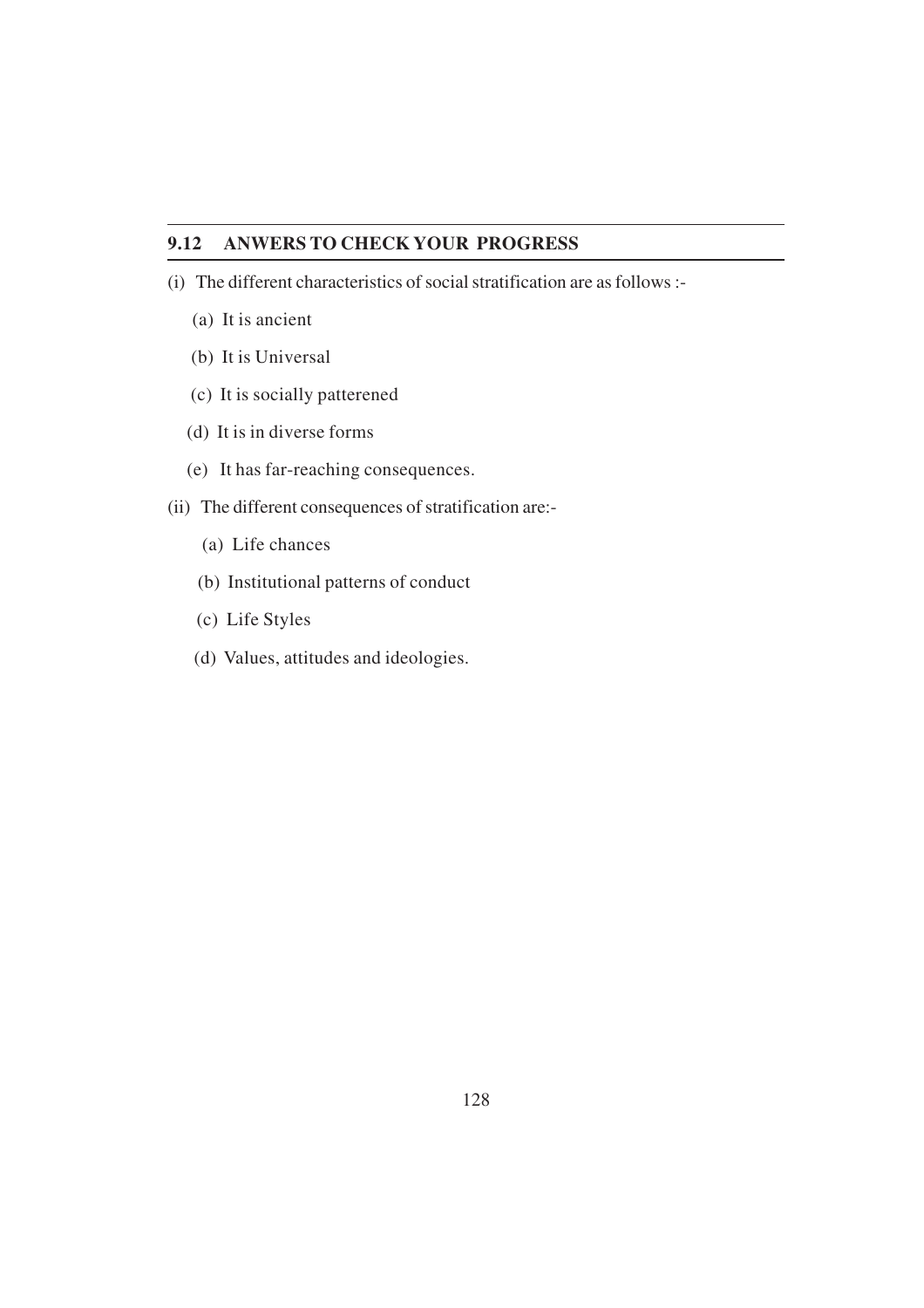## 9.12 ANWERS TO CHECK YOUR PROGRESS

(i) The different characteristics of social stratification are as follows :-

  (a) It is ancient

  (b) It is Universal

  (c) It is socially patterened

  (d) It is in diverse forms

  (e) It has far-reaching consequences.

(ii) The different consequences of stratification are:-

  (a) Life chances

  (b) Institutional patterns of conduct

  (c) Life Styles

  (d) Values, attitudes and ideologies.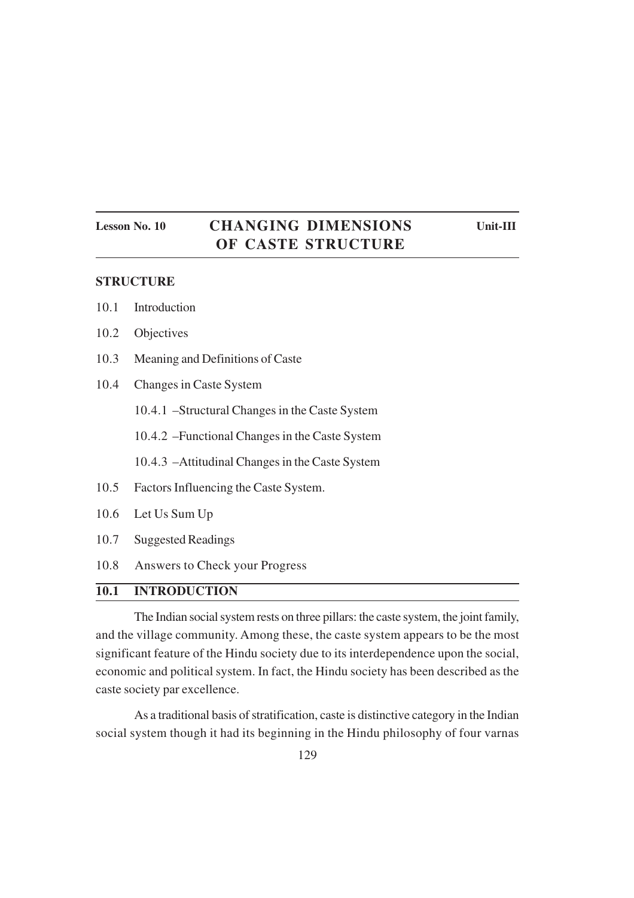**Lesson No. 10** | **CHANGING DIMENSIONS OF CASTE STRUCTURE** | **Unit-III**

# CHANGING DIMENSIONS OF CASTE STRUCTURE

## STRUCTURE

10.1 Introduction

10.2 Objectives

10.3 Meaning and Definitions of Caste

10.4 Changes in Caste System

- 10.4.1 –Structural Changes in the Caste System
- 10.4.2 –Functional Changes in the Caste System
- 10.4.3 –Attitudinal Changes in the Caste System

10.5 Factors Influencing the Caste System.

10.6 Let Us Sum Up

10.7 Suggested Readings

10.8 Answers to Check your Progress

## 10.1 INTRODUCTION

The Indian social system rests on three pillars: the caste system, the joint family, and the village community. Among these, the caste system appears to be the most significant feature of the Hindu society due to its interdependence upon the social, economic and political system. In fact, the Hindu society has been described as the caste society par excellence.

As a traditional basis of stratification, caste is distinctive category in the Indian social system though it had its beginning in the Hindu philosophy of four varnas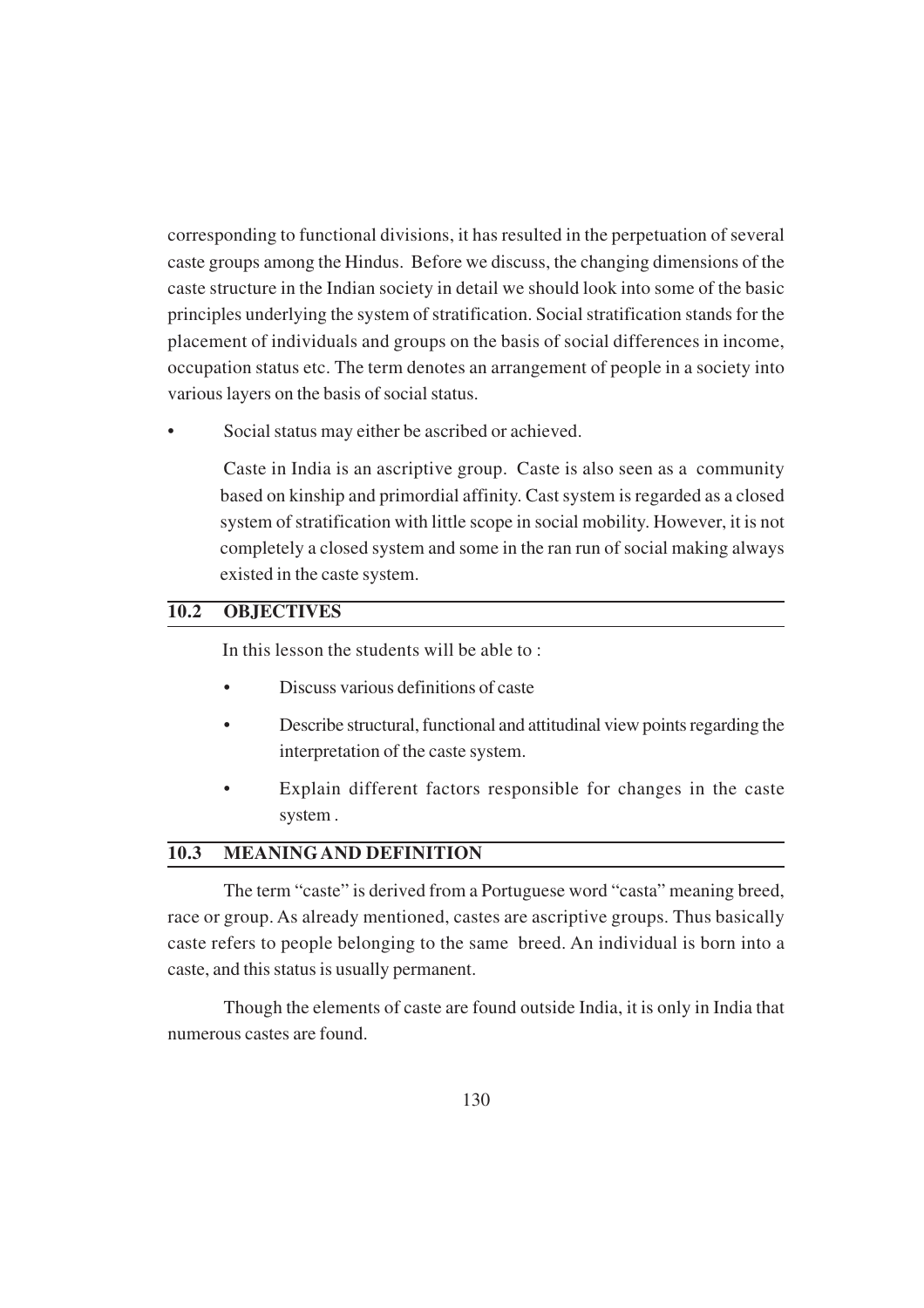corresponding to functional divisions, it has resulted in the perpetuation of several caste groups among the Hindus. Before we discuss, the changing dimensions of the caste structure in the Indian society in detail we should look into some of the basic principles underlying the system of stratification. Social stratification stands for the placement of individuals and groups on the basis of social differences in income, occupation status etc. The term denotes an arrangement of people in a society into various layers on the basis of social status.

- Social status may either be ascribed or achieved.

  Caste in India is an ascriptive group. Caste is also seen as a community based on kinship and primordial affinity. Cast system is regarded as a closed system of stratification with little scope in social mobility. However, it is not completely a closed system and some in the ran run of social making always existed in the caste system.

## 10.2 OBJECTIVES

In this lesson the students will be able to :

- Discuss various definitions of caste
- Describe structural, functional and attitudinal view points regarding the interpretation of the caste system.
- Explain different factors responsible for changes in the caste system .

## 10.3 MEANING AND DEFINITION

The term "caste" is derived from a Portuguese word "casta" meaning breed, race or group. As already mentioned, castes are ascriptive groups. Thus basically caste refers to people belonging to the same breed. An individual is born into a caste, and this status is usually permanent.

Though the elements of caste are found outside India, it is only in India that numerous castes are found.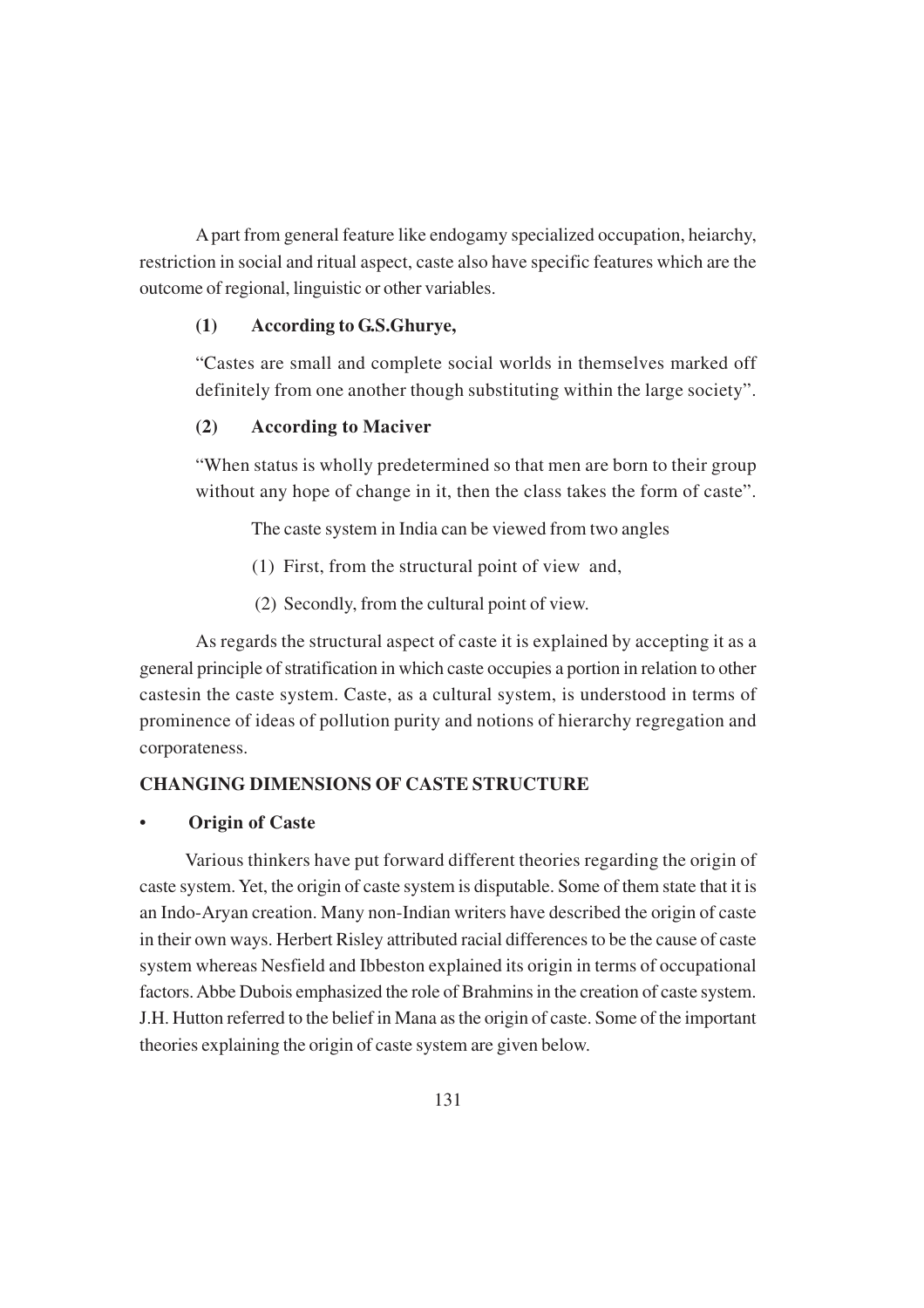A part from general feature like endogamy specialized occupation, heiarchy, restriction in social and ritual aspect, caste also have specific features which are the outcome of regional, linguistic or other variables.

**(1) According to G.S.Ghurye,**

"Castes are small and complete social worlds in themselves marked off definitely from one another though substituting within the large society".

**(2) According to Maciver**

"When status is wholly predetermined so that men are born to their group without any hope of change in it, then the class takes the form of caste".

The caste system in India can be viewed from two angles

(1) First, from the structural point of view and,

(2) Secondly, from the cultural point of view.

As regards the structural aspect of caste it is explained by accepting it as a general principle of stratification in which caste occupies a portion in relation to other castesin the caste system. Caste, as a cultural system, is understood in terms of prominence of ideas of pollution purity and notions of hierarchy regregation and corporateness.

**CHANGING DIMENSIONS OF CASTE STRUCTURE**

- **Origin of Caste**

Various thinkers have put forward different theories regarding the origin of caste system. Yet, the origin of caste system is disputable. Some of them state that it is an Indo-Aryan creation. Many non-Indian writers have described the origin of caste in their own ways. Herbert Risley attributed racial differences to be the cause of caste system whereas Nesfield and Ibbeston explained its origin in terms of occupational factors. Abbe Dubois emphasized the role of Brahmins in the creation of caste system. J.H. Hutton referred to the belief in Mana as the origin of caste. Some of the important theories explaining the origin of caste system are given below.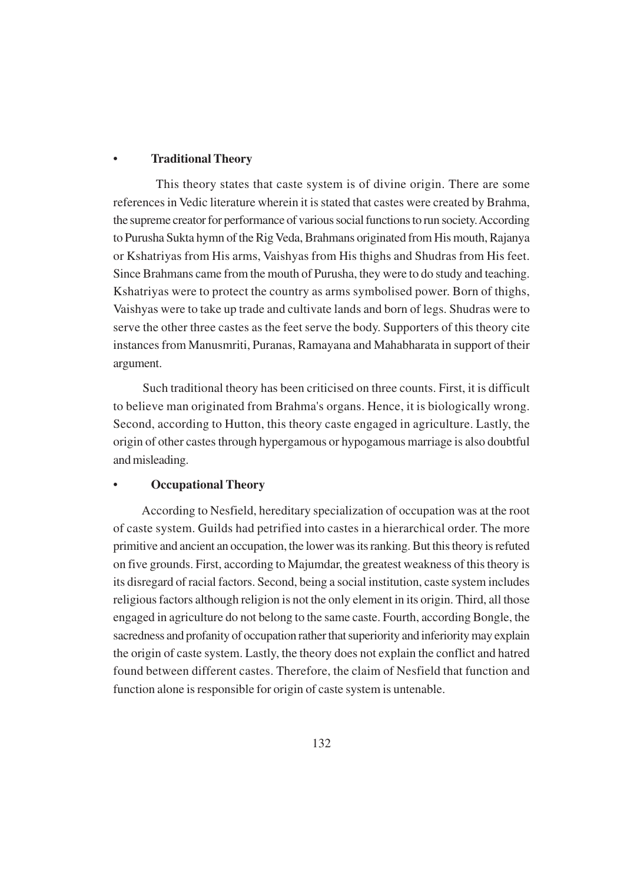- **Traditional Theory**

This theory states that caste system is of divine origin. There are some references in Vedic literature wherein it is stated that castes were created by Brahma, the supreme creator for performance of various social functions to run society. According to Purusha Sukta hymn of the Rig Veda, Brahmans originated from His mouth, Rajanya or Kshatriyas from His arms, Vaishyas from His thighs and Shudras from His feet. Since Brahmans came from the mouth of Purusha, they were to do study and teaching. Kshatriyas were to protect the country as arms symbolised power. Born of thighs, Vaishyas were to take up trade and cultivate lands and born of legs. Shudras were to serve the other three castes as the feet serve the body. Supporters of this theory cite instances from Manusmriti, Puranas, Ramayana and Mahabharata in support of their argument.

Such traditional theory has been criticised on three counts. First, it is difficult to believe man originated from Brahma's organs. Hence, it is biologically wrong. Second, according to Hutton, this theory caste engaged in agriculture. Lastly, the origin of other castes through hypergamous or hypogamous marriage is also doubtful and misleading.

- **Occupational Theory**

According to Nesfield, hereditary specialization of occupation was at the root of caste system. Guilds had petrified into castes in a hierarchical order. The more primitive and ancient an occupation, the lower was its ranking. But this theory is refuted on five grounds. First, according to Majumdar, the greatest weakness of this theory is its disregard of racial factors. Second, being a social institution, caste system includes religious factors although religion is not the only element in its origin. Third, all those engaged in agriculture do not belong to the same caste. Fourth, according Bongle, the sacredness and profanity of occupation rather that superiority and inferiority may explain the origin of caste system. Lastly, the theory does not explain the conflict and hatred found between different castes. Therefore, the claim of Nesfield that function and function alone is responsible for origin of caste system is untenable.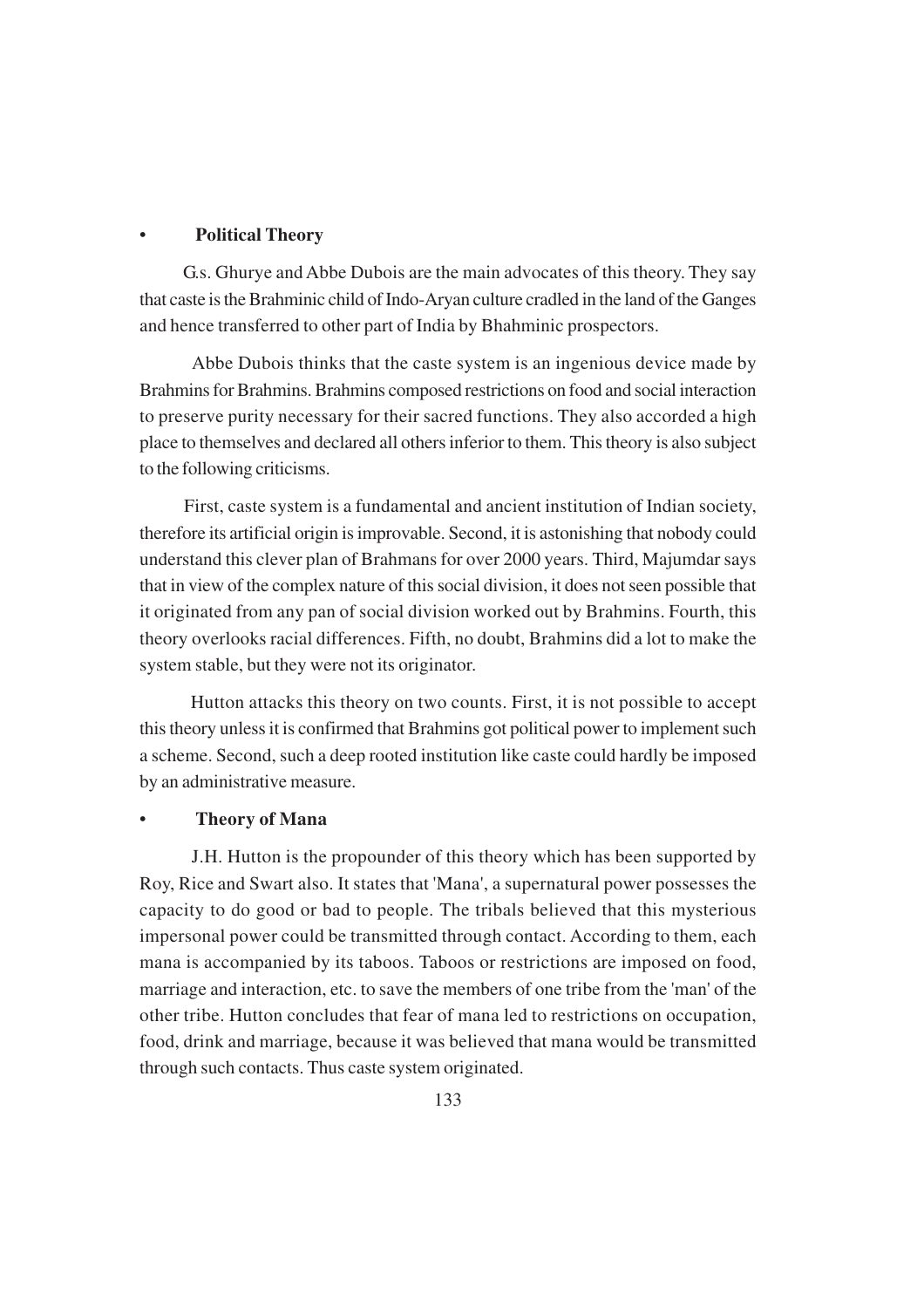- **Political Theory**

G.s. Ghurye and Abbe Dubois are the main advocates of this theory. They say that caste is the Brahminic child of Indo-Aryan culture cradled in the land of the Ganges and hence transferred to other part of India by Bhahminic prospectors.

Abbe Dubois thinks that the caste system is an ingenious device made by Brahmins for Brahmins. Brahmins composed restrictions on food and social interaction to preserve purity necessary for their sacred functions. They also accorded a high place to themselves and declared all others inferior to them. This theory is also subject to the following criticisms.

First, caste system is a fundamental and ancient institution of Indian society, therefore its artificial origin is improvable. Second, it is astonishing that nobody could understand this clever plan of Brahmans for over 2000 years. Third, Majumdar says that in view of the complex nature of this social division, it does not seen possible that it originated from any pan of social division worked out by Brahmins. Fourth, this theory overlooks racial differences. Fifth, no doubt, Brahmins did a lot to make the system stable, but they were not its originator.

Hutton attacks this theory on two counts. First, it is not possible to accept this theory unless it is confirmed that Brahmins got political power to implement such a scheme. Second, such a deep rooted institution like caste could hardly be imposed by an administrative measure.

- **Theory of Mana**

J.H. Hutton is the propounder of this theory which has been supported by Roy, Rice and Swart also. It states that 'Mana', a supernatural power possesses the capacity to do good or bad to people. The tribals believed that this mysterious impersonal power could be transmitted through contact. According to them, each mana is accompanied by its taboos. Taboos or restrictions are imposed on food, marriage and interaction, etc. to save the members of one tribe from the 'man' of the other tribe. Hutton concludes that fear of mana led to restrictions on occupation, food, drink and marriage, because it was believed that mana would be transmitted through such contacts. Thus caste system originated.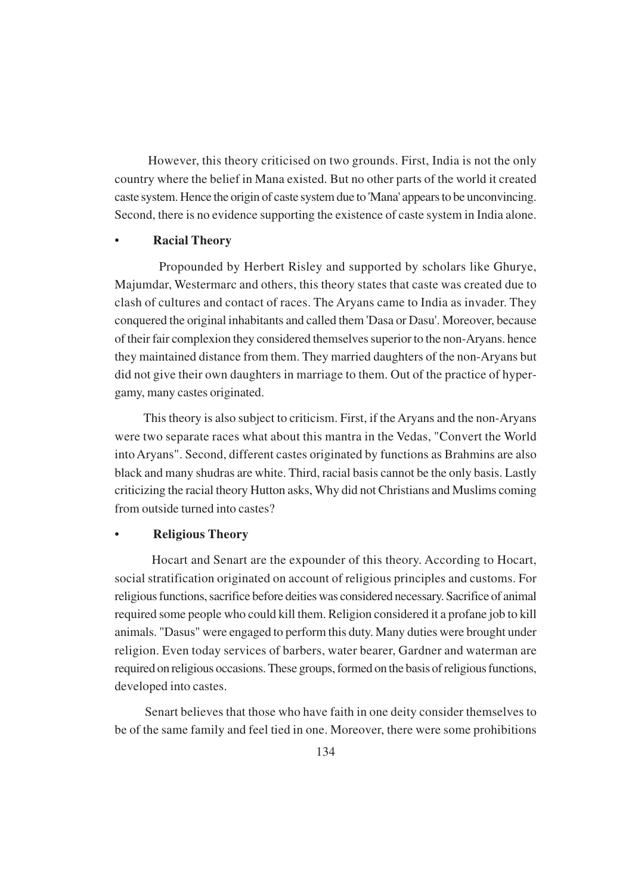However, this theory criticised on two grounds. First, India is not the only country where the belief in Mana existed. But no other parts of the world it created caste system. Hence the origin of caste system due to 'Mana' appears to be unconvincing. Second, there is no evidence supporting the existence of caste system in India alone.

- **Racial Theory**

Propounded by Herbert Risley and supported by scholars like Ghurye, Majumdar, Westermarc and others, this theory states that caste was created due to clash of cultures and contact of races. The Aryans came to India as invader. They conquered the original inhabitants and called them 'Dasa or Dasu'. Moreover, because of their fair complexion they considered themselves superior to the non-Aryans. hence they maintained distance from them. They married daughters of the non-Aryans but did not give their own daughters in marriage to them. Out of the practice of hyper-gamy, many castes originated.

This theory is also subject to criticism. First, if the Aryans and the non-Aryans were two separate races what about this mantra in the Vedas, "Convert the World into Aryans". Second, different castes originated by functions as Brahmins are also black and many shudras are white. Third, racial basis cannot be the only basis. Lastly criticizing the racial theory Hutton asks, Why did not Christians and Muslims coming from outside turned into castes?

- **Religious Theory**

Hocart and Senart are the expounder of this theory. According to Hocart, social stratification originated on account of religious principles and customs. For religious functions, sacrifice before deities was considered necessary. Sacrifice of animal required some people who could kill them. Religion considered it a profane job to kill animals. "Dasus" were engaged to perform this duty. Many duties were brought under religion. Even today services of barbers, water bearer, Gardner and waterman are required on religious occasions. These groups, formed on the basis of religious functions, developed into castes.

Senart believes that those who have faith in one deity consider themselves to be of the same family and feel tied in one. Moreover, there were some prohibitions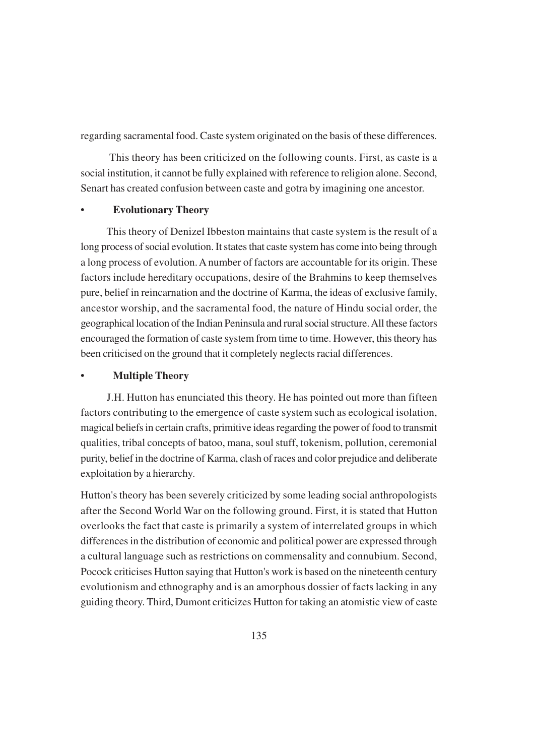regarding sacramental food. Caste system originated on the basis of these differences.

This theory has been criticized on the following counts. First, as caste is a social institution, it cannot be fully explained with reference to religion alone. Second, Senart has created confusion between caste and gotra by imagining one ancestor.

- **Evolutionary Theory**

This theory of Denizel Ibbeston maintains that caste system is the result of a long process of social evolution. It states that caste system has come into being through a long process of evolution. A number of factors are accountable for its origin. These factors include hereditary occupations, desire of the Brahmins to keep themselves pure, belief in reincarnation and the doctrine of Karma, the ideas of exclusive family, ancestor worship, and the sacramental food, the nature of Hindu social order, the geographical location of the Indian Peninsula and rural social structure. All these factors encouraged the formation of caste system from time to time. However, this theory has been criticised on the ground that it completely neglects racial differences.

- **Multiple Theory**

J.H. Hutton has enunciated this theory. He has pointed out more than fifteen factors contributing to the emergence of caste system such as ecological isolation, magical beliefs in certain crafts, primitive ideas regarding the power of food to transmit qualities, tribal concepts of batoo, mana, soul stuff, tokenism, pollution, ceremonial purity, belief in the doctrine of Karma, clash of races and color prejudice and deliberate exploitation by a hierarchy.

Hutton's theory has been severely criticized by some leading social anthropologists after the Second World War on the following ground. First, it is stated that Hutton overlooks the fact that caste is primarily a system of interrelated groups in which differences in the distribution of economic and political power are expressed through a cultural language such as restrictions on commensality and connubium. Second, Pocock criticises Hutton saying that Hutton's work is based on the nineteenth century evolutionism and ethnography and is an amorphous dossier of facts lacking in any guiding theory. Third, Dumont criticizes Hutton for taking an atomistic view of caste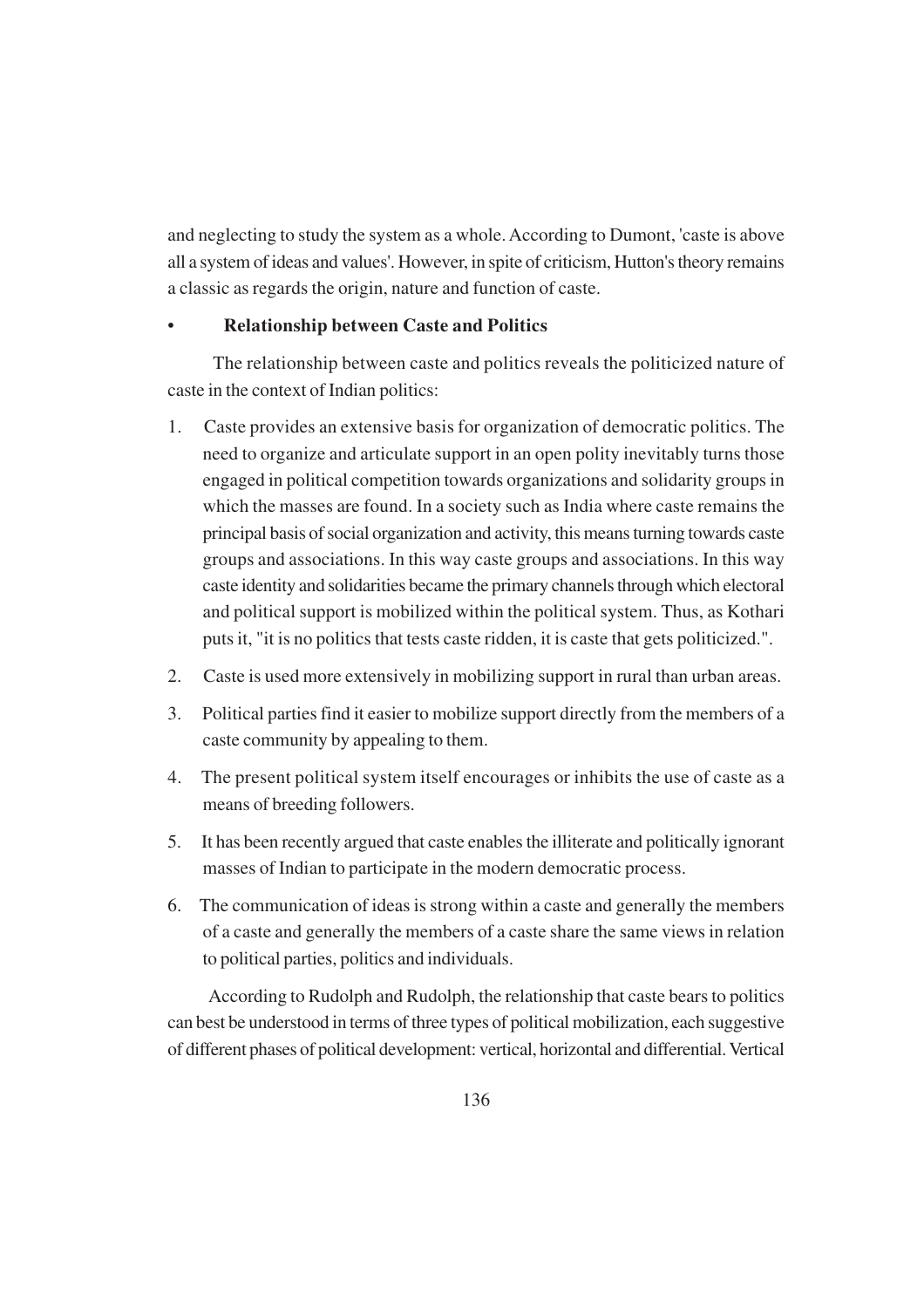and neglecting to study the system as a whole. According to Dumont, 'caste is above all a system of ideas and values'. However, in spite of criticism, Hutton's theory remains a classic as regards the origin, nature and function of caste.

- **Relationship between Caste and Politics**

The relationship between caste and politics reveals the politicized nature of caste in the context of Indian politics:

1. Caste provides an extensive basis for organization of democratic politics. The need to organize and articulate support in an open polity inevitably turns those engaged in political competition towards organizations and solidarity groups in which the masses are found. In a society such as India where caste remains the principal basis of social organization and activity, this means turning towards caste groups and associations. In this way caste groups and associations. In this way caste identity and solidarities became the primary channels through which electoral and political support is mobilized within the political system. Thus, as Kothari puts it, "it is no politics that tests caste ridden, it is caste that gets politicized.".
2. Caste is used more extensively in mobilizing support in rural than urban areas.
3. Political parties find it easier to mobilize support directly from the members of a caste community by appealing to them.
4. The present political system itself encourages or inhibits the use of caste as a means of breeding followers.
5. It has been recently argued that caste enables the illiterate and politically ignorant masses of Indian to participate in the modern democratic process.
6. The communication of ideas is strong within a caste and generally the members of a caste and generally the members of a caste share the same views in relation to political parties, politics and individuals.

According to Rudolph and Rudolph, the relationship that caste bears to politics can best be understood in terms of three types of political mobilization, each suggestive of different phases of political development: vertical, horizontal and differential. Vertical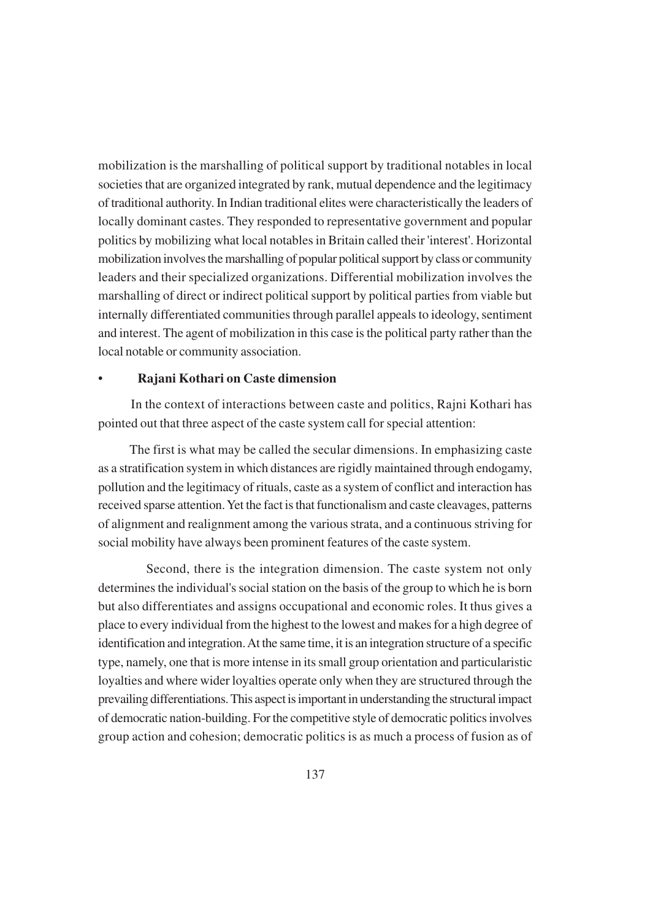mobilization is the marshalling of political support by traditional notables in local societies that are organized integrated by rank, mutual dependence and the legitimacy of traditional authority. In Indian traditional elites were characteristically the leaders of locally dominant castes. They responded to representative government and popular politics by mobilizing what local notables in Britain called their 'interest'. Horizontal mobilization involves the marshalling of popular political support by class or community leaders and their specialized organizations. Differential mobilization involves the marshalling of direct or indirect political support by political parties from viable but internally differentiated communities through parallel appeals to ideology, sentiment and interest. The agent of mobilization in this case is the political party rather than the local notable or community association.

- **Rajani Kothari on Caste dimension**

In the context of interactions between caste and politics, Rajni Kothari has pointed out that three aspect of the caste system call for special attention:

The first is what may be called the secular dimensions. In emphasizing caste as a stratification system in which distances are rigidly maintained through endogamy, pollution and the legitimacy of rituals, caste as a system of conflict and interaction has received sparse attention. Yet the fact is that functionalism and caste cleavages, patterns of alignment and realignment among the various strata, and a continuous striving for social mobility have always been prominent features of the caste system.

Second, there is the integration dimension. The caste system not only determines the individual's social station on the basis of the group to which he is born but also differentiates and assigns occupational and economic roles. It thus gives a place to every individual from the highest to the lowest and makes for a high degree of identification and integration. At the same time, it is an integration structure of a specific type, namely, one that is more intense in its small group orientation and particularistic loyalties and where wider loyalties operate only when they are structured through the prevailing differentiations. This aspect is important in understanding the structural impact of democratic nation-building. For the competitive style of democratic politics involves group action and cohesion; democratic politics is as much a process of fusion as of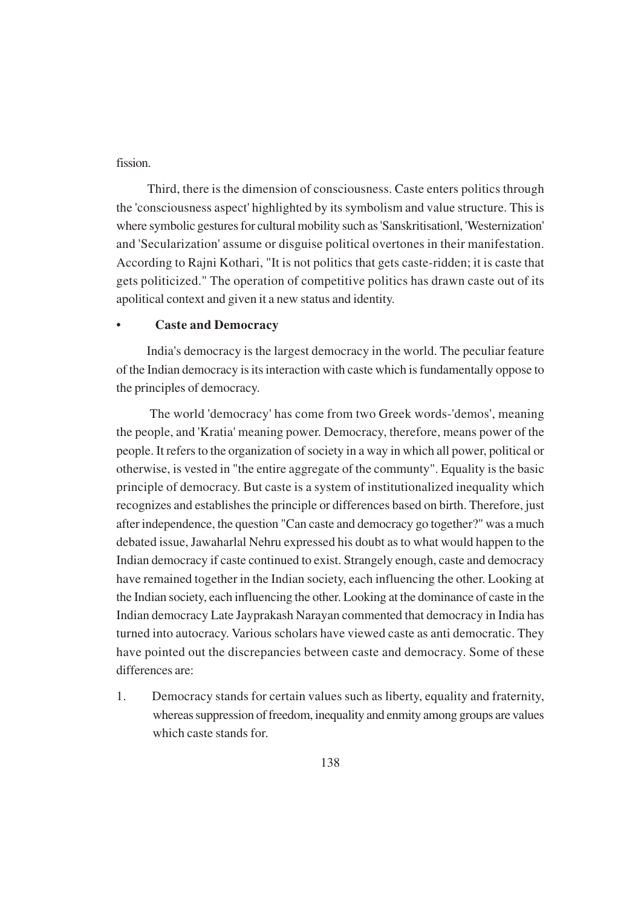fission.

Third, there is the dimension of consciousness. Caste enters politics through the 'consciousness aspect' highlighted by its symbolism and value structure. This is where symbolic gestures for cultural mobility such as 'Sanskritisationl, 'Westernization' and 'Secularization' assume or disguise political overtones in their manifestation. According to Rajni Kothari, "It is not politics that gets caste-ridden; it is caste that gets politicized." The operation of competitive politics has drawn caste out of its apolitical context and given it a new status and identity.

- **Caste and Democracy**

India's democracy is the largest democracy in the world. The peculiar feature of the Indian democracy is its interaction with caste which is fundamentally oppose to the principles of democracy.

The world 'democracy' has come from two Greek words-'demos', meaning the people, and 'Kratia' meaning power. Democracy, therefore, means power of the people. It refers to the organization of society in a way in which all power, political or otherwise, is vested in "the entire aggregate of the communty". Equality is the basic principle of democracy. But caste is a system of institutionalized inequality which recognizes and establishes the principle or differences based on birth. Therefore, just after independence, the question "Can caste and democracy go together?" was a much debated issue, Jawaharlal Nehru expressed his doubt as to what would happen to the Indian democracy if caste continued to exist. Strangely enough, caste and democracy have remained together in the Indian society, each influencing the other. Looking at the Indian society, each influencing the other. Looking at the dominance of caste in the Indian democracy Late Jayprakash Narayan commented that democracy in India has turned into autocracy. Various scholars have viewed caste as anti democratic. They have pointed out the discrepancies between caste and democracy. Some of these differences are:

1. Democracy stands for certain values such as liberty, equality and fraternity, whereas suppression of freedom, inequality and enmity among groups are values which caste stands for.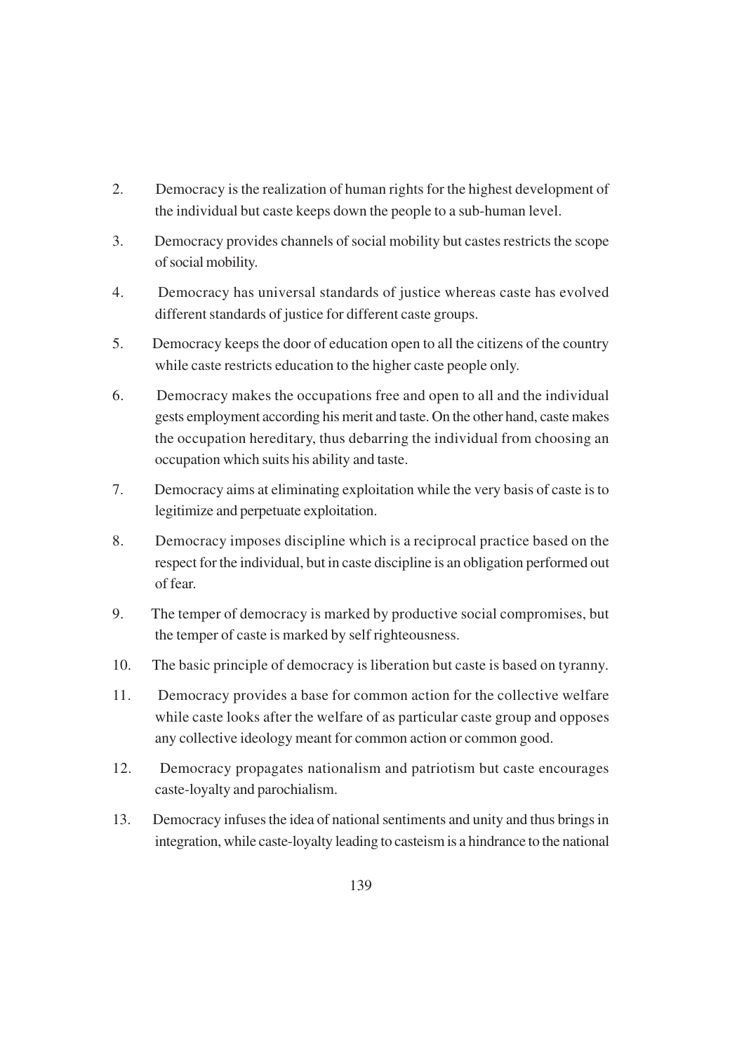2. Democracy is the realization of human rights for the highest development of the individual but caste keeps down the people to a sub-human level.

3. Democracy provides channels of social mobility but castes restricts the scope of social mobility.

4. Democracy has universal standards of justice whereas caste has evolved different standards of justice for different caste groups.

5. Democracy keeps the door of education open to all the citizens of the country while caste restricts education to the higher caste people only.

6. Democracy makes the occupations free and open to all and the individual gests employment according his merit and taste. On the other hand, caste makes the occupation hereditary, thus debarring the individual from choosing an occupation which suits his ability and taste.

7. Democracy aims at eliminating exploitation while the very basis of caste is to legitimize and perpetuate exploitation.

8. Democracy imposes discipline which is a reciprocal practice based on the respect for the individual, but in caste discipline is an obligation performed out of fear.

9. The temper of democracy is marked by productive social compromises, but the temper of caste is marked by self righteousness.

10. The basic principle of democracy is liberation but caste is based on tyranny.

11. Democracy provides a base for common action for the collective welfare while caste looks after the welfare of as particular caste group and opposes any collective ideology meant for common action or common good.

12. Democracy propagates nationalism and patriotism but caste encourages caste-loyalty and parochialism.

13. Democracy infuses the idea of national sentiments and unity and thus brings in integration, while caste-loyalty leading to casteism is a hindrance to the national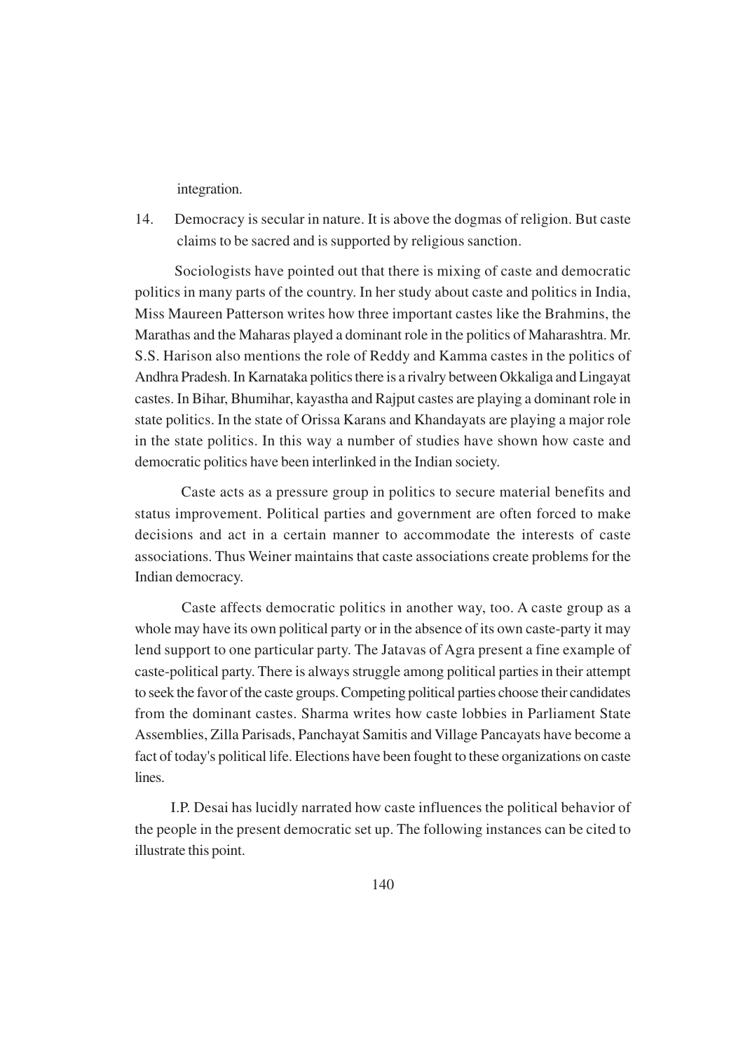integration.

14. Democracy is secular in nature. It is above the dogmas of religion. But caste claims to be sacred and is supported by religious sanction.

Sociologists have pointed out that there is mixing of caste and democratic politics in many parts of the country. In her study about caste and politics in India, Miss Maureen Patterson writes how three important castes like the Brahmins, the Marathas and the Maharas played a dominant role in the politics of Maharashtra. Mr. S.S. Harison also mentions the role of Reddy and Kamma castes in the politics of Andhra Pradesh. In Karnataka politics there is a rivalry between Okkaliga and Lingayat castes. In Bihar, Bhumihar, kayastha and Rajput castes are playing a dominant role in state politics. In the state of Orissa Karans and Khandayats are playing a major role in the state politics. In this way a number of studies have shown how caste and democratic politics have been interlinked in the Indian society.

Caste acts as a pressure group in politics to secure material benefits and status improvement. Political parties and government are often forced to make decisions and act in a certain manner to accommodate the interests of caste associations. Thus Weiner maintains that caste associations create problems for the Indian democracy.

Caste affects democratic politics in another way, too. A caste group as a whole may have its own political party or in the absence of its own caste-party it may lend support to one particular party. The Jatavas of Agra present a fine example of caste-political party. There is always struggle among political parties in their attempt to seek the favor of the caste groups. Competing political parties choose their candidates from the dominant castes. Sharma writes how caste lobbies in Parliament State Assemblies, Zilla Parisads, Panchayat Samitis and Village Pancayats have become a fact of today's political life. Elections have been fought to these organizations on caste lines.

I.P. Desai has lucidly narrated how caste influences the political behavior of the people in the present democratic set up. The following instances can be cited to illustrate this point.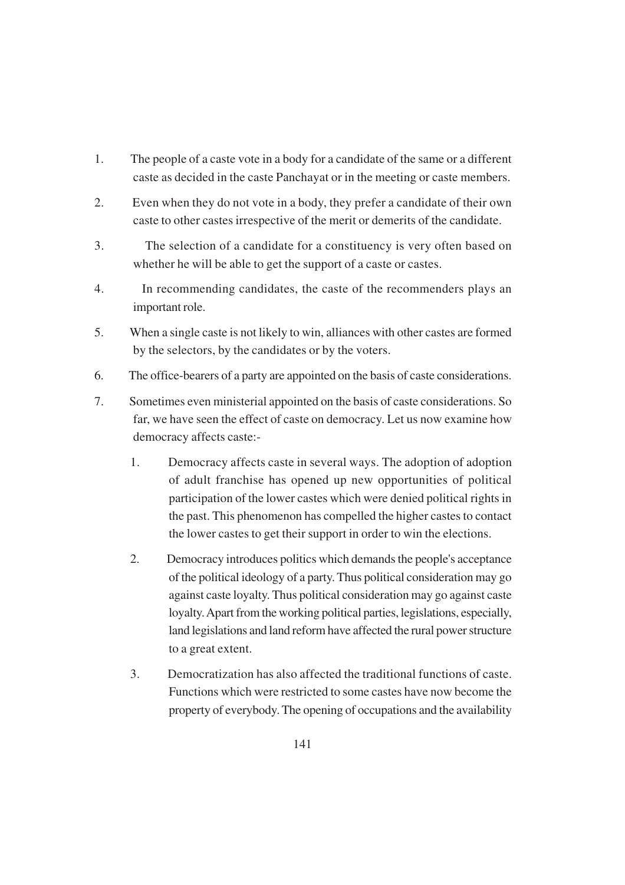1. The people of a caste vote in a body for a candidate of the same or a different caste as decided in the caste Panchayat or in the meeting or caste members.

2. Even when they do not vote in a body, they prefer a candidate of their own caste to other castes irrespective of the merit or demerits of the candidate.

3. The selection of a candidate for a constituency is very often based on whether he will be able to get the support of a caste or castes.

4. In recommending candidates, the caste of the recommenders plays an important role.

5. When a single caste is not likely to win, alliances with other castes are formed by the selectors, by the candidates or by the voters.

6. The office-bearers of a party are appointed on the basis of caste considerations.

7. Sometimes even ministerial appointed on the basis of caste considerations. So far, we have seen the effect of caste on democracy. Let us now examine how democracy affects caste:-

    1. Democracy affects caste in several ways. The adoption of adoption of adult franchise has opened up new opportunities of political participation of the lower castes which were denied political rights in the past. This phenomenon has compelled the higher castes to contact the lower castes to get their support in order to win the elections.

    2. Democracy introduces politics which demands the people's acceptance of the political ideology of a party. Thus political consideration may go against caste loyalty. Thus political consideration may go against caste loyalty. Apart from the working political parties, legislations, especially, land legislations and land reform have affected the rural power structure to a great extent.

    3. Democratization has also affected the traditional functions of caste. Functions which were restricted to some castes have now become the property of everybody. The opening of occupations and the availability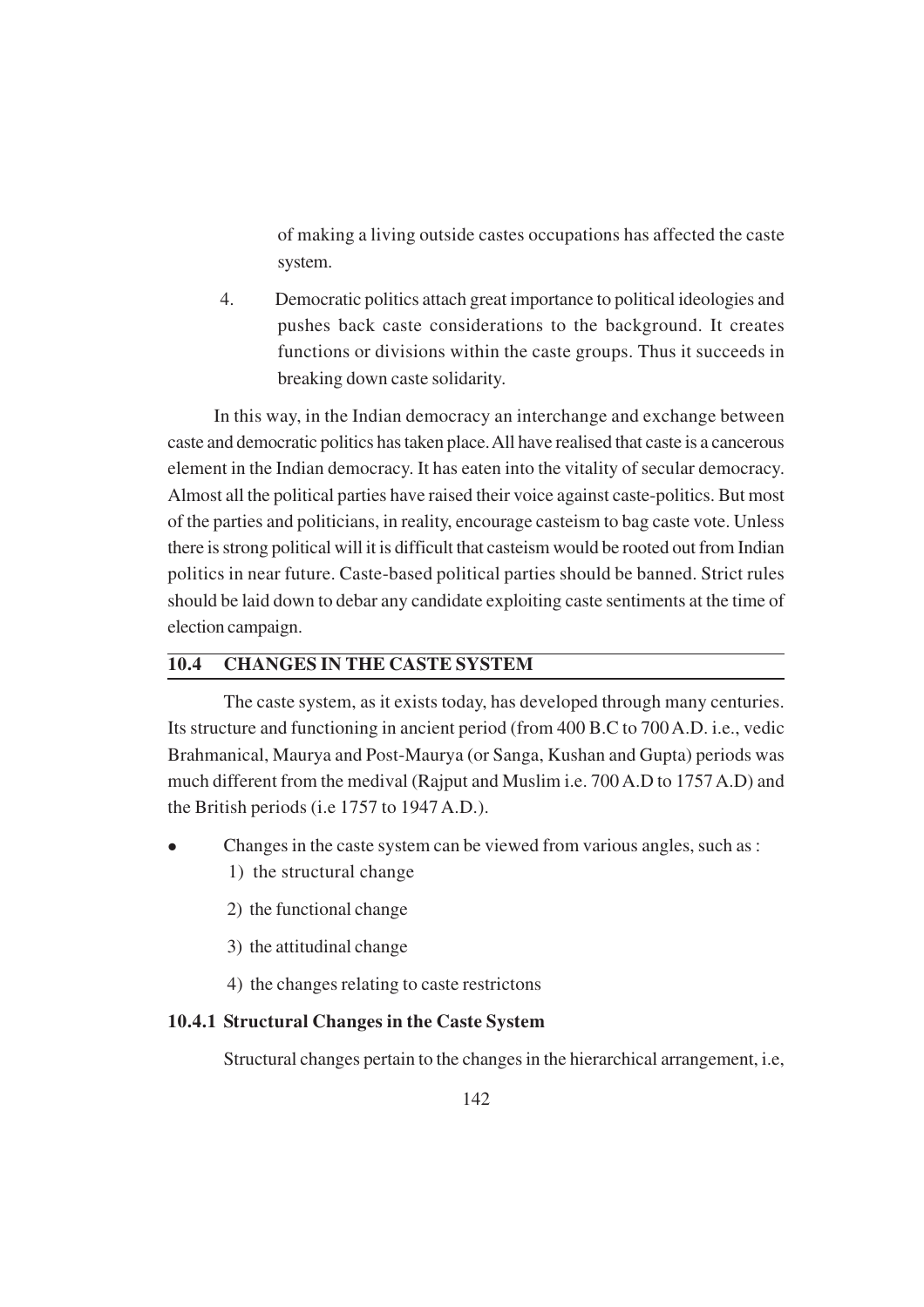of making a living outside castes occupations has affected the caste system.

4. Democratic politics attach great importance to political ideologies and pushes back caste considerations to the background. It creates functions or divisions within the caste groups. Thus it succeeds in breaking down caste solidarity.

In this way, in the Indian democracy an interchange and exchange between caste and democratic politics has taken place. All have realised that caste is a cancerous element in the Indian democracy. It has eaten into the vitality of secular democracy. Almost all the political parties have raised their voice against caste-politics. But most of the parties and politicians, in reality, encourage casteism to bag caste vote. Unless there is strong political will it is difficult that casteism would be rooted out from Indian politics in near future. Caste-based political parties should be banned. Strict rules should be laid down to debar any candidate exploiting caste sentiments at the time of election campaign.

## 10.4 CHANGES IN THE CASTE SYSTEM

The caste system, as it exists today, has developed through many centuries. Its structure and functioning in ancient period (from 400 B.C to 700 A.D. i.e., vedic Brahmanical, Maurya and Post-Maurya (or Sanga, Kushan and Gupta) periods was much different from the medival (Rajput and Muslim i.e. 700 A.D to 1757 A.D) and the British periods (i.e 1757 to 1947 A.D.).

- Changes in the caste system can be viewed from various angles, such as :
  1) the structural change
  2) the functional change
  3) the attitudinal change
  4) the changes relating to caste restrictons

### 10.4.1 Structural Changes in the Caste System

Structural changes pertain to the changes in the hierarchical arrangement, i.e,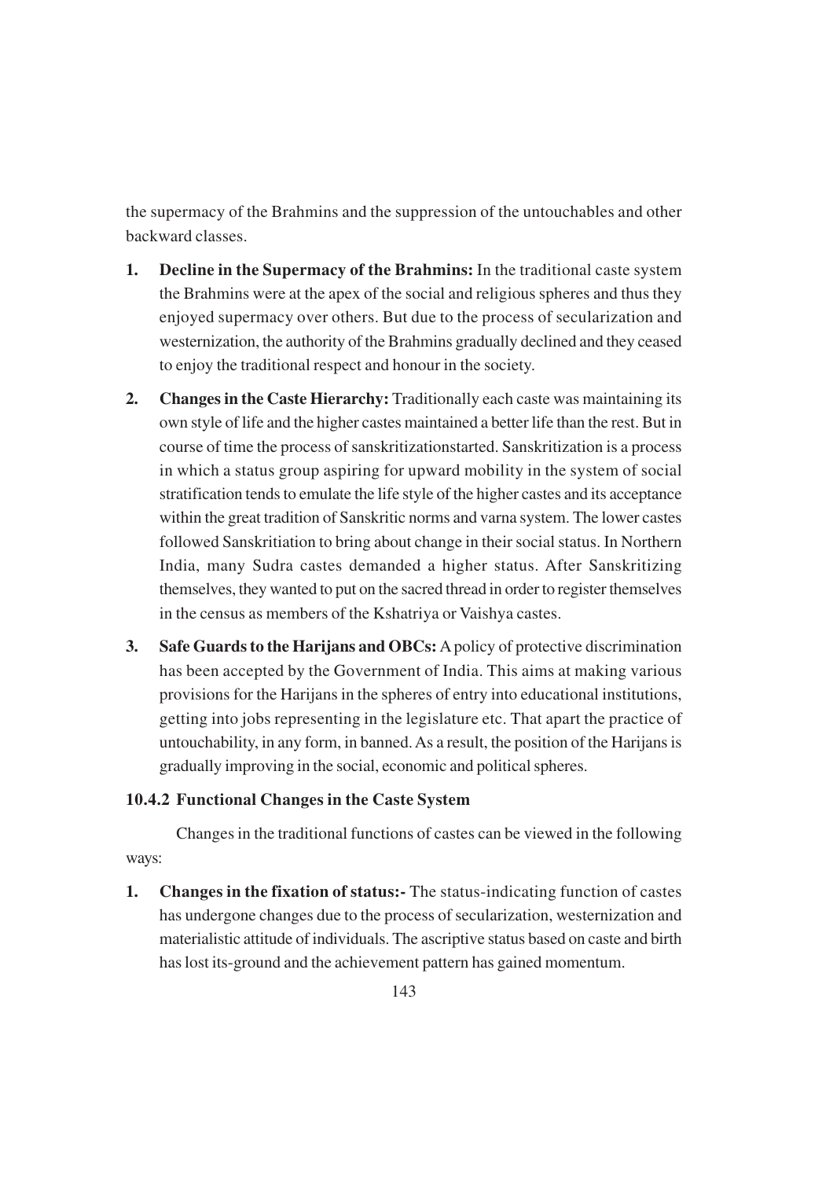the supermacy of the Brahmins and the suppression of the untouchables and other backward classes.

1. **Decline in the Supermacy of the Brahmins:** In the traditional caste system the Brahmins were at the apex of the social and religious spheres and thus they enjoyed supermacy over others. But due to the process of secularization and westernization, the authority of the Brahmins gradually declined and they ceased to enjoy the traditional respect and honour in the society.

2. **Changes in the Caste Hierarchy:** Traditionally each caste was maintaining its own style of life and the higher castes maintained a better life than the rest. But in course of time the process of sanskritizationstarted. Sanskritization is a process in which a status group aspiring for upward mobility in the system of social stratification tends to emulate the life style of the higher castes and its acceptance within the great tradition of Sanskritic norms and varna system. The lower castes followed Sanskritiation to bring about change in their social status. In Northern India, many Sudra castes demanded a higher status. After Sanskritizing themselves, they wanted to put on the sacred thread in order to register themselves in the census as members of the Kshatriya or Vaishya castes.

3. **Safe Guards to the Harijans and OBCs:** A policy of protective discrimination has been accepted by the Government of India. This aims at making various provisions for the Harijans in the spheres of entry into educational institutions, getting into jobs representing in the legislature etc. That apart the practice of untouchability, in any form, in banned. As a result, the position of the Harijans is gradually improving in the social, economic and political spheres.

### 10.4.2 Functional Changes in the Caste System

Changes in the traditional functions of castes can be viewed in the following ways:

1. **Changes in the fixation of status:-** The status-indicating function of castes has undergone changes due to the process of secularization, westernization and materialistic attitude of individuals. The ascriptive status based on caste and birth has lost its-ground and the achievement pattern has gained momentum.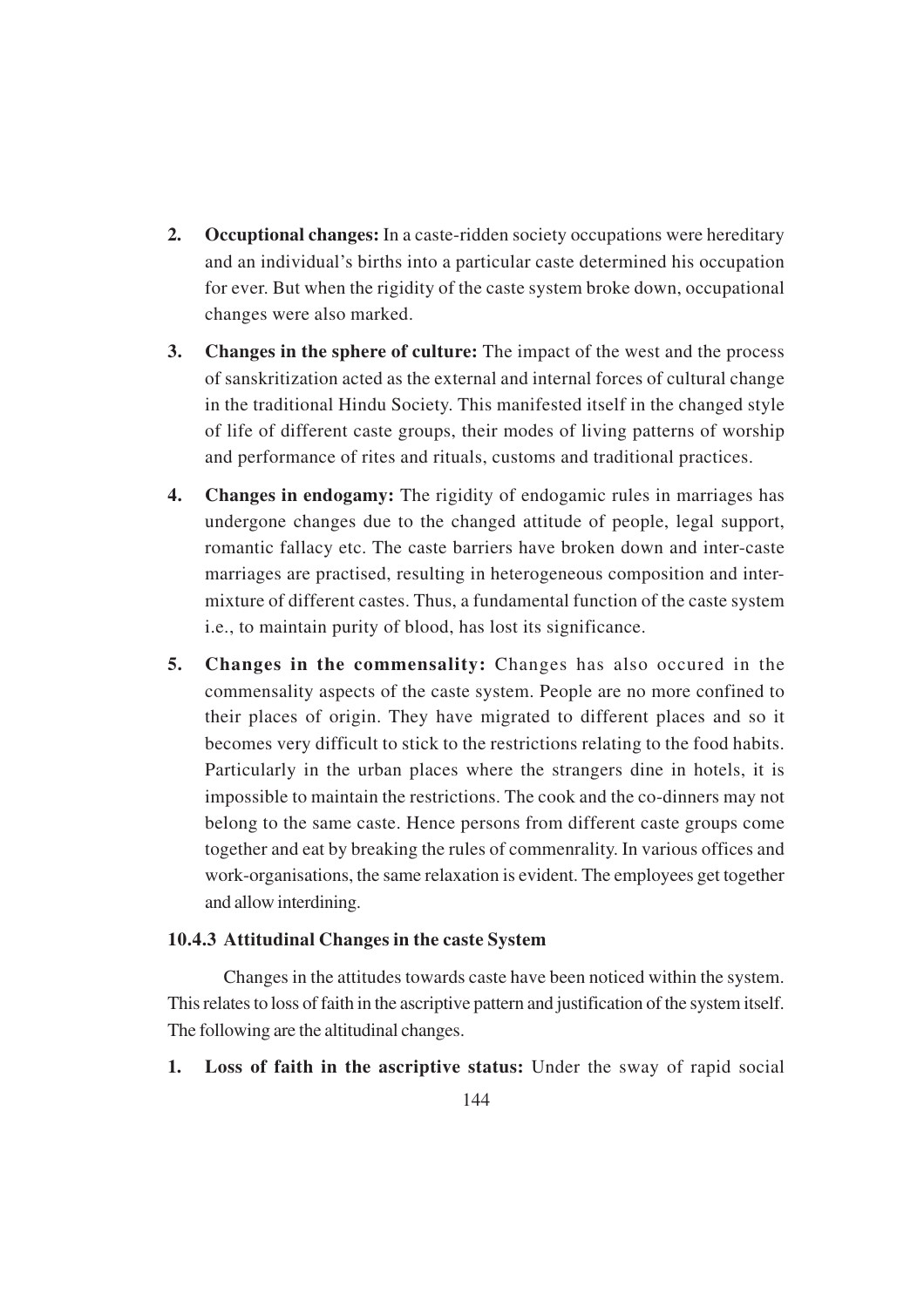2. **Occuptional changes:** In a caste-ridden society occupations were hereditary and an individual's births into a particular caste determined his occupation for ever. But when the rigidity of the caste system broke down, occupational changes were also marked.

3. **Changes in the sphere of culture:** The impact of the west and the process of sanskritization acted as the external and internal forces of cultural change in the traditional Hindu Society. This manifested itself in the changed style of life of different caste groups, their modes of living patterns of worship and performance of rites and rituals, customs and traditional practices.

4. **Changes in endogamy:** The rigidity of endogamic rules in marriages has undergone changes due to the changed attitude of people, legal support, romantic fallacy etc. The caste barriers have broken down and inter-caste marriages are practised, resulting in heterogeneous composition and inter-mixture of different castes. Thus, a fundamental function of the caste system i.e., to maintain purity of blood, has lost its significance.

5. **Changes in the commensality:** Changes has also occured in the commensality aspects of the caste system. People are no more confined to their places of origin. They have migrated to different places and so it becomes very difficult to stick to the restrictions relating to the food habits. Particularly in the urban places where the strangers dine in hotels, it is impossible to maintain the restrictions. The cook and the co-dinners may not belong to the same caste. Hence persons from different caste groups come together and eat by breaking the rules of commenrality. In various offices and work-organisations, the same relaxation is evident. The employees get together and allow interdining.

### 10.4.3 Attitudinal Changes in the caste System

Changes in the attitudes towards caste have been noticed within the system. This relates to loss of faith in the ascriptive pattern and justification of the system itself. The following are the altitudinal changes.

1. **Loss of faith in the ascriptive status:** Under the sway of rapid social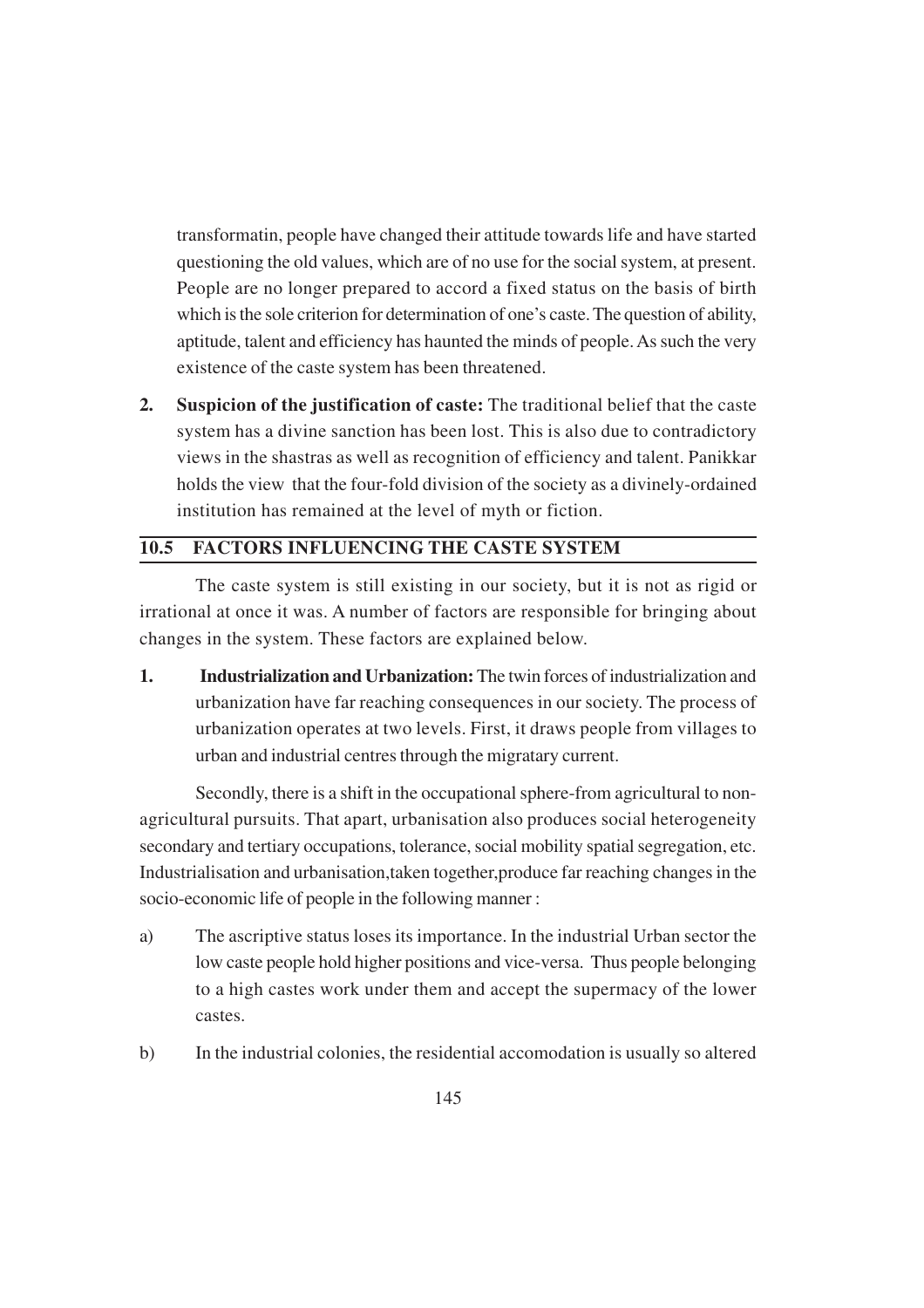transformatin, people have changed their attitude towards life and have started questioning the old values, which are of no use for the social system, at present. People are no longer prepared to accord a fixed status on the basis of birth which is the sole criterion for determination of one's caste. The question of ability, aptitude, talent and efficiency has haunted the minds of people. As such the very existence of the caste system has been threatened.

2. **Suspicion of the justification of caste:** The traditional belief that the caste system has a divine sanction has been lost. This is also due to contradictory views in the shastras as well as recognition of efficiency and talent. Panikkar holds the view that the four-fold division of the society as a divinely-ordained institution has remained at the level of myth or fiction.

## 10.5 FACTORS INFLUENCING THE CASTE SYSTEM

The caste system is still existing in our society, but it is not as rigid or irrational at once it was. A number of factors are responsible for bringing about changes in the system. These factors are explained below.

1. **Industrialization and Urbanization:** The twin forces of industrialization and urbanization have far reaching consequences in our society. The process of urbanization operates at two levels. First, it draws people from villages to urban and industrial centres through the migratary current.

Secondly, there is a shift in the occupational sphere-from agricultural to non-agricultural pursuits. That apart, urbanisation also produces social heterogeneity secondary and tertiary occupations, tolerance, social mobility spatial segregation, etc. Industrialisation and urbanisation,taken together,produce far reaching changes in the socio-economic life of people in the following manner :

a) The ascriptive status loses its importance. In the industrial Urban sector the low caste people hold higher positions and vice-versa. Thus people belonging to a high castes work under them and accept the supermacy of the lower castes.

b) In the industrial colonies, the residential accomodation is usually so altered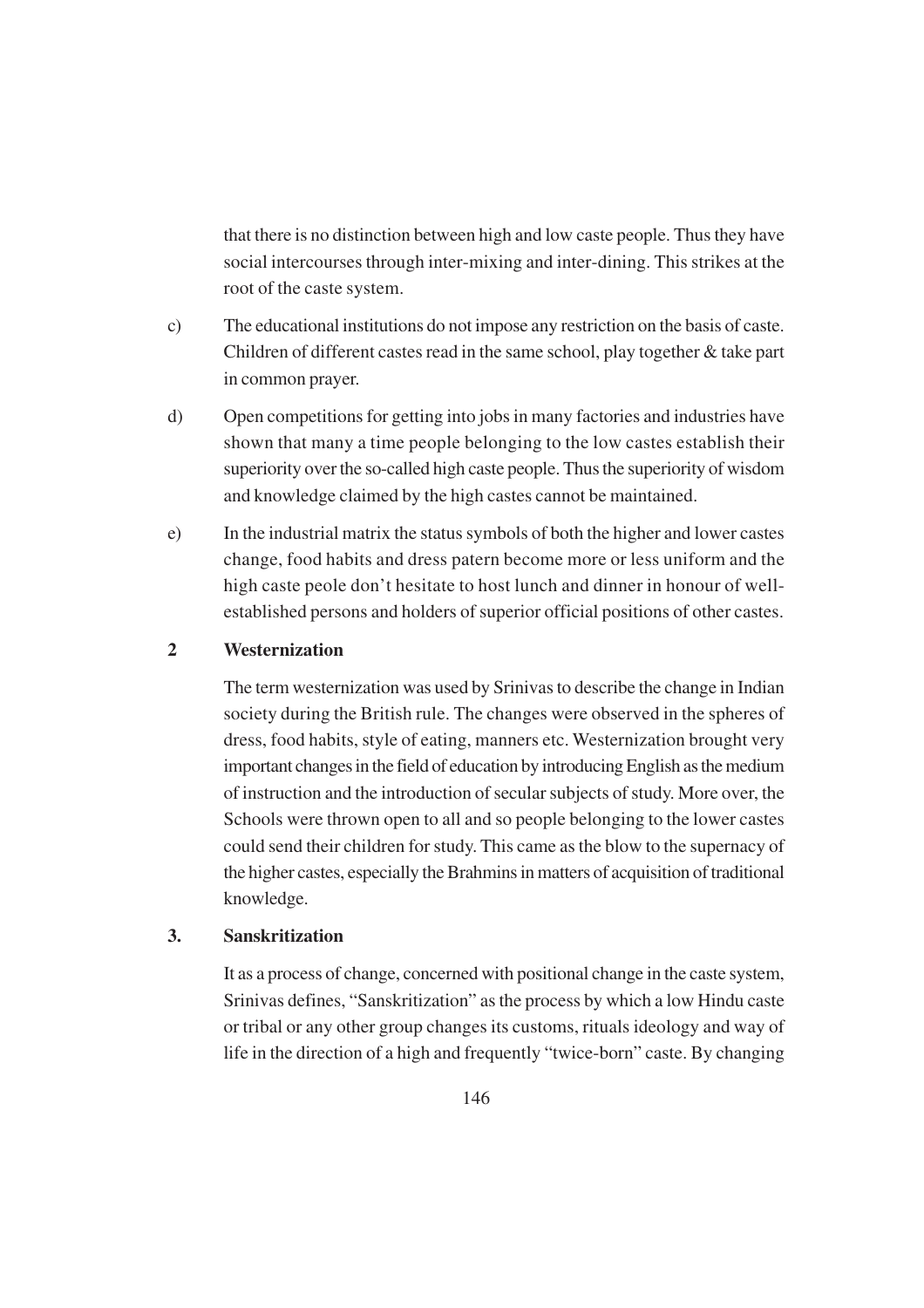that there is no distinction between high and low caste people. Thus they have social intercourses through inter-mixing and inter-dining. This strikes at the root of the caste system.

c) The educational institutions do not impose any restriction on the basis of caste. Children of different castes read in the same school, play together & take part in common prayer.

d) Open competitions for getting into jobs in many factories and industries have shown that many a time people belonging to the low castes establish their superiority over the so-called high caste people. Thus the superiority of wisdom and knowledge claimed by the high castes cannot be maintained.

e) In the industrial matrix the status symbols of both the higher and lower castes change, food habits and dress patern become more or less uniform and the high caste peole don't hesitate to host lunch and dinner in honour of well-established persons and holders of superior official positions of other castes.

**2 Westernization**

The term westernization was used by Srinivas to describe the change in Indian society during the British rule. The changes were observed in the spheres of dress, food habits, style of eating, manners etc. Westernization brought very important changes in the field of education by introducing English as the medium of instruction and the introduction of secular subjects of study. More over, the Schools were thrown open to all and so people belonging to the lower castes could send their children for study. This came as the blow to the supernacy of the higher castes, especially the Brahmins in matters of acquisition of traditional knowledge.

**3. Sanskritization**

It as a process of change, concerned with positional change in the caste system, Srinivas defines, "Sanskritization" as the process by which a low Hindu caste or tribal or any other group changes its customs, rituals ideology and way of life in the direction of a high and frequently "twice-born" caste. By changing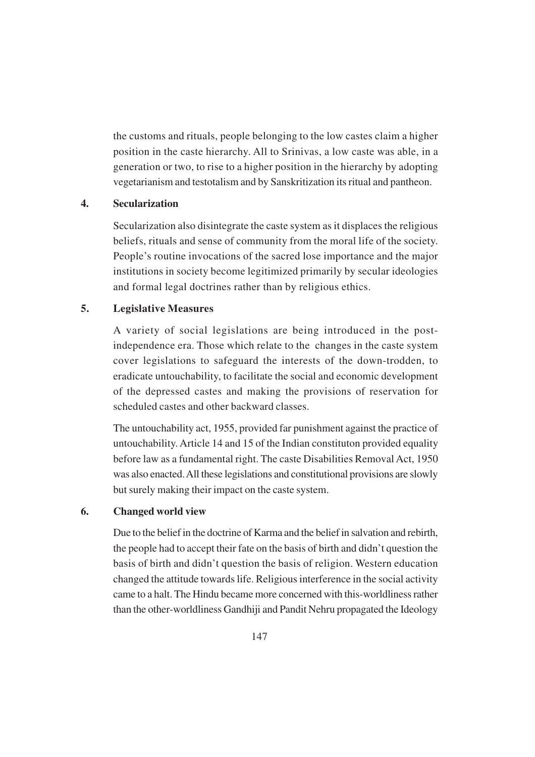the customs and rituals, people belonging to the low castes claim a higher position in the caste hierarchy. All to Srinivas, a low caste was able, in a generation or two, to rise to a higher position in the hierarchy by adopting vegetarianism and testotalism and by Sanskritization its ritual and pantheon.

**4. Secularization**

Secularization also disintegrate the caste system as it displaces the religious beliefs, rituals and sense of community from the moral life of the society. People's routine invocations of the sacred lose importance and the major institutions in society become legitimized primarily by secular ideologies and formal legal doctrines rather than by religious ethics.

**5. Legislative Measures**

A variety of social legislations are being introduced in the post-independence era. Those which relate to the changes in the caste system cover legislations to safeguard the interests of the down-trodden, to eradicate untouchability, to facilitate the social and economic development of the depressed castes and making the provisions of reservation for scheduled castes and other backward classes.

The untouchability act, 1955, provided far punishment against the practice of untouchability. Article 14 and 15 of the Indian constituton provided equality before law as a fundamental right. The caste Disabilities Removal Act, 1950 was also enacted. All these legislations and constitutional provisions are slowly but surely making their impact on the caste system.

**6. Changed world view**

Due to the belief in the doctrine of Karma and the belief in salvation and rebirth, the people had to accept their fate on the basis of birth and didn't question the basis of birth and didn't question the basis of religion. Western education changed the attitude towards life. Religious interference in the social activity came to a halt. The Hindu became more concerned with this-worldliness rather than the other-worldliness Gandhiji and Pandit Nehru propagated the Ideology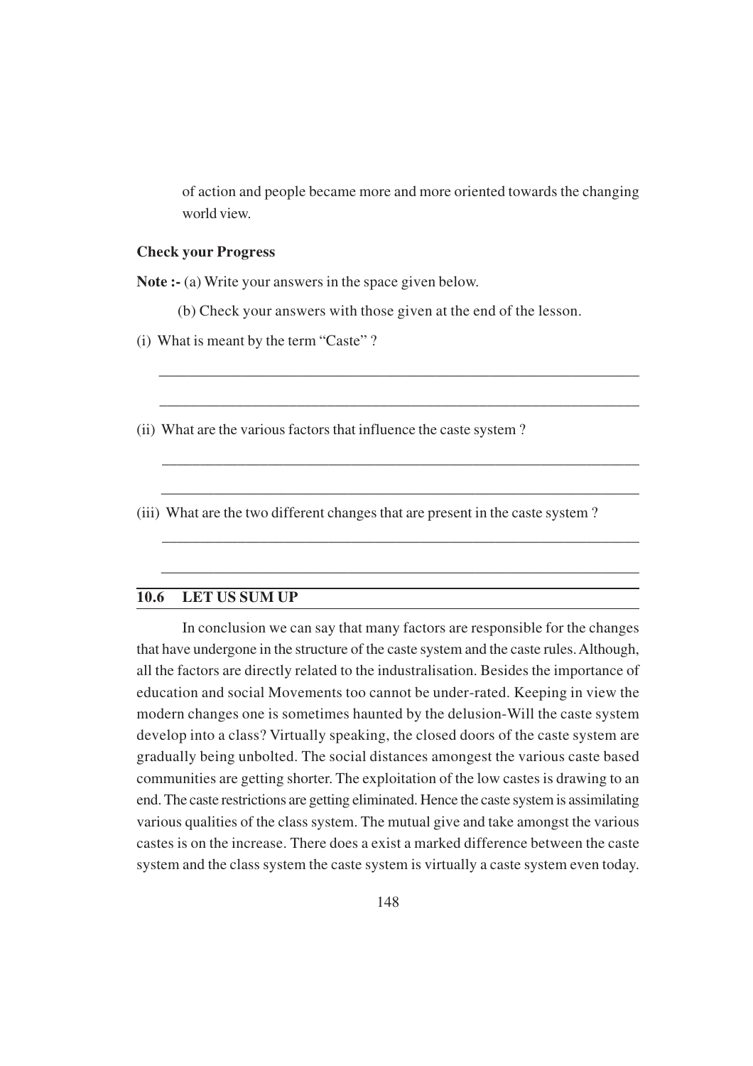of action and people became more and more oriented towards the changing world view.

**Check your Progress**

**Note :-** (a) Write your answers in the space given below.

(b) Check your answers with those given at the end of the lesson.

(i) What is meant by the term "Caste" ?

_______________________________________________________________

_______________________________________________________________

(ii) What are the various factors that influence the caste system ?

_______________________________________________________________

_______________________________________________________________

(iii) What are the two different changes that are present in the caste system ?

_______________________________________________________________

_______________________________________________________________

## 10.6 LET US SUM UP

In conclusion we can say that many factors are responsible for the changes that have undergone in the structure of the caste system and the caste rules. Although, all the factors are directly related to the industralisation. Besides the importance of education and social Movements too cannot be under-rated. Keeping in view the modern changes one is sometimes haunted by the delusion-Will the caste system develop into a class? Virtually speaking, the closed doors of the caste system are gradually being unbolted. The social distances amongest the various caste based communities are getting shorter. The exploitation of the low castes is drawing to an end. The caste restrictions are getting eliminated. Hence the caste system is assimilating various qualities of the class system. The mutual give and take amongst the various castes is on the increase. There does a exist a marked difference between the caste system and the class system the caste system is virtually a caste system even today.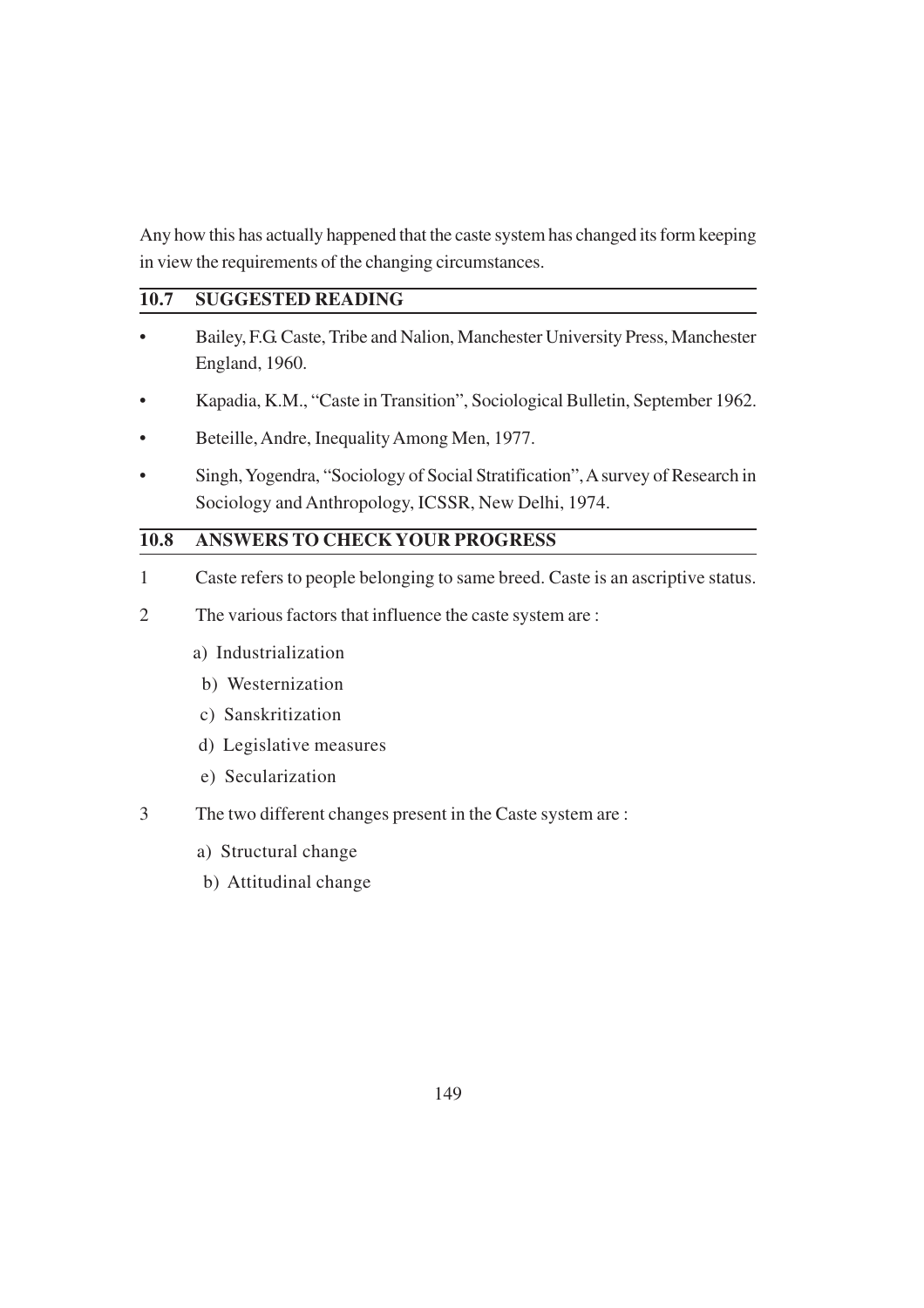Any how this has actually happened that the caste system has changed its form keeping in view the requirements of the changing circumstances.

## 10.7 SUGGESTED READING

- Bailey, F.G. Caste, Tribe and Nalion, Manchester University Press, Manchester England, 1960.
- Kapadia, K.M., "Caste in Transition", Sociological Bulletin, September 1962.
- Beteille, Andre, Inequality Among Men, 1977.
- Singh, Yogendra, "Sociology of Social Stratification", A survey of Research in Sociology and Anthropology, ICSSR, New Delhi, 1974.

## 10.8 ANSWERS TO CHECK YOUR PROGRESS

1. Caste refers to people belonging to same breed. Caste is an ascriptive status.
2. The various factors that influence the caste system are :
   a) Industrialization
   b) Westernization
   c) Sanskritization
   d) Legislative measures
   e) Secularization
3. The two different changes present in the Caste system are :
   a) Structural change
   b) Attitudinal change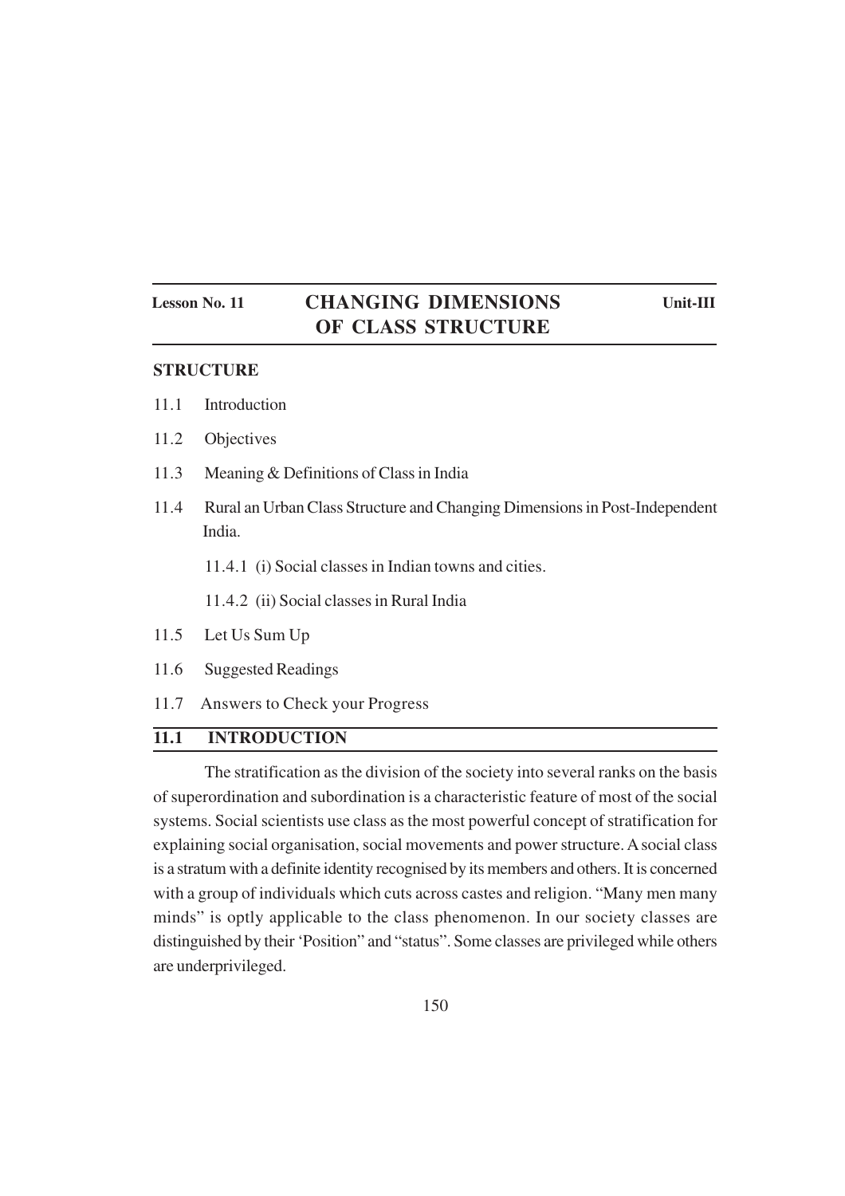**Lesson No. 11** **Unit-III**

# CHANGING DIMENSIONS OF CLASS STRUCTURE

**STRUCTURE**

11.1 Introduction

11.2 Objectives

11.3 Meaning & Definitions of Class in India

11.4 Rural an Urban Class Structure and Changing Dimensions in Post-Independent India.

  11.4.1 (i) Social classes in Indian towns and cities.

  11.4.2 (ii) Social classes in Rural India

11.5 Let Us Sum Up

11.6 Suggested Readings

11.7 Answers to Check your Progress

## 11.1 INTRODUCTION

The stratification as the division of the society into several ranks on the basis of superordination and subordination is a characteristic feature of most of the social systems. Social scientists use class as the most powerful concept of stratification for explaining social organisation, social movements and power structure. A social class is a stratum with a definite identity recognised by its members and others. It is concerned with a group of individuals which cuts across castes and religion. "Many men many minds" is optly applicable to the class phenomenon. In our society classes are distinguished by their 'Position" and "status". Some classes are privileged while others are underprivileged.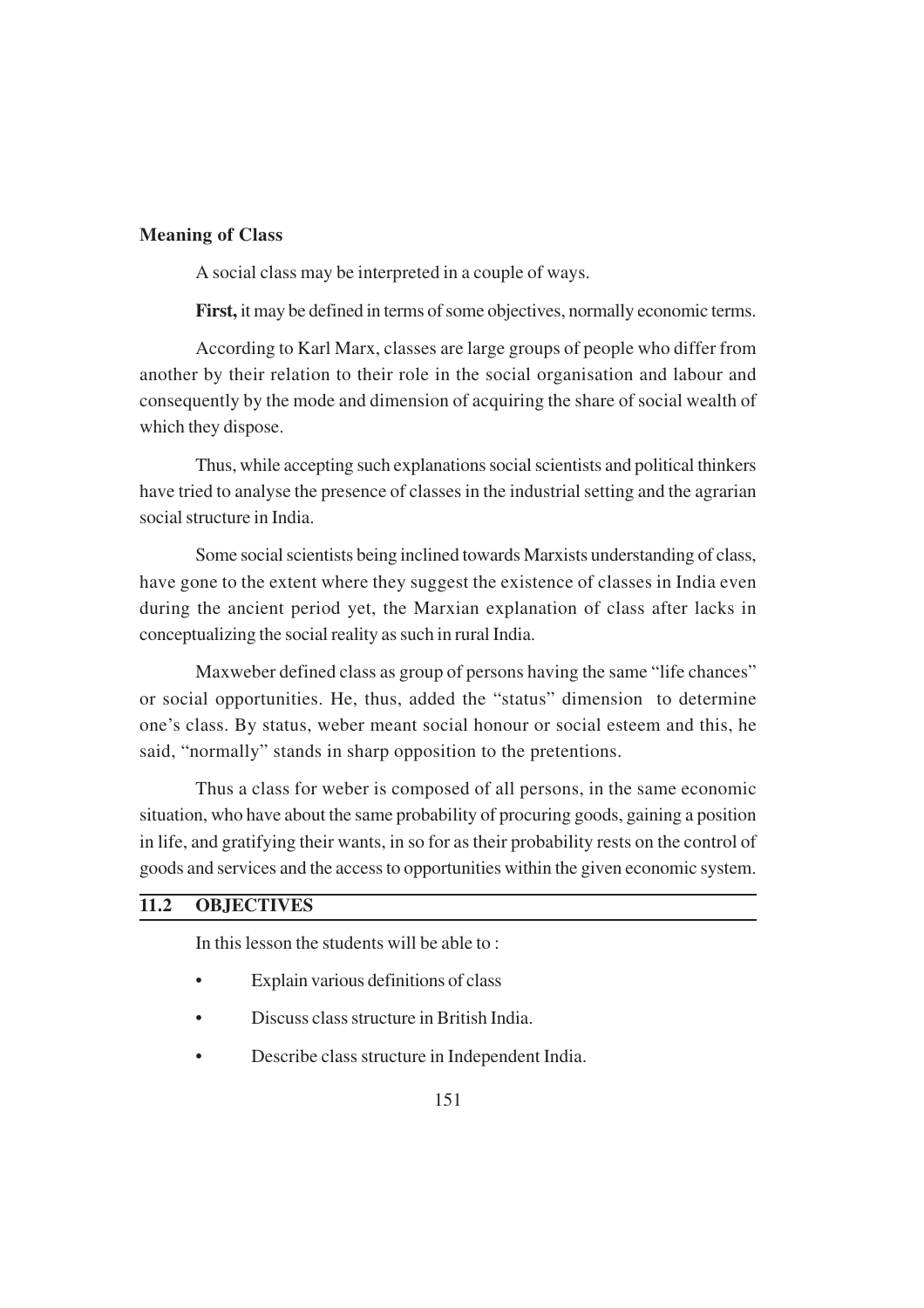**Meaning of Class**

A social class may be interpreted in a couple of ways.

**First,** it may be defined in terms of some objectives, normally economic terms.

According to Karl Marx, classes are large groups of people who differ from another by their relation to their role in the social organisation and labour and consequently by the mode and dimension of acquiring the share of social wealth of which they dispose.

Thus, while accepting such explanations social scientists and political thinkers have tried to analyse the presence of classes in the industrial setting and the agrarian social structure in India.

Some social scientists being inclined towards Marxists understanding of class, have gone to the extent where they suggest the existence of classes in India even during the ancient period yet, the Marxian explanation of class after lacks in conceptualizing the social reality as such in rural India.

Maxweber defined class as group of persons having the same "life chances" or social opportunities. He, thus, added the "status" dimension to determine one's class. By status, weber meant social honour or social esteem and this, he said, "normally" stands in sharp opposition to the pretentions.

Thus a class for weber is composed of all persons, in the same economic situation, who have about the same probability of procuring goods, gaining a position in life, and gratifying their wants, in so for as their probability rests on the control of goods and services and the access to opportunities within the given economic system.

## 11.2 OBJECTIVES

In this lesson the students will be able to :

- Explain various definitions of class
- Discuss class structure in British India.
- Describe class structure in Independent India.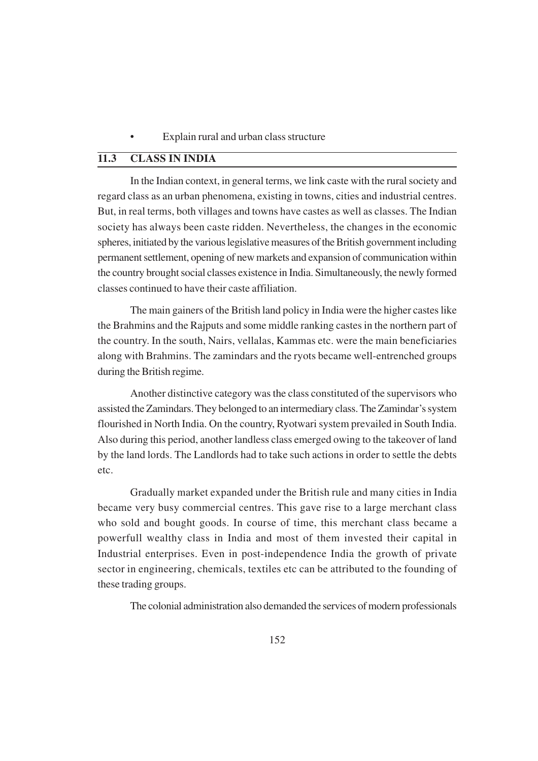- Explain rural and urban class structure

## 11.3 CLASS IN INDIA

In the Indian context, in general terms, we link caste with the rural society and regard class as an urban phenomena, existing in towns, cities and industrial centres. But, in real terms, both villages and towns have castes as well as classes. The Indian society has always been caste ridden. Nevertheless, the changes in the economic spheres, initiated by the various legislative measures of the British government including permanent settlement, opening of new markets and expansion of communication within the country brought social classes existence in India. Simultaneously, the newly formed classes continued to have their caste affiliation.

The main gainers of the British land policy in India were the higher castes like the Brahmins and the Rajputs and some middle ranking castes in the northern part of the country. In the south, Nairs, vellalas, Kammas etc. were the main beneficiaries along with Brahmins. The zamindars and the ryots became well-entrenched groups during the British regime.

Another distinctive category was the class constituted of the supervisors who assisted the Zamindars. They belonged to an intermediary class. The Zamindar's system flourished in North India. On the country, Ryotwari system prevailed in South India. Also during this period, another landless class emerged owing to the takeover of land by the land lords. The Landlords had to take such actions in order to settle the debts etc.

Gradually market expanded under the British rule and many cities in India became very busy commercial centres. This gave rise to a large merchant class who sold and bought goods. In course of time, this merchant class became a powerfull wealthy class in India and most of them invested their capital in Industrial enterprises. Even in post-independence India the growth of private sector in engineering, chemicals, textiles etc can be attributed to the founding of these trading groups.

The colonial administration also demanded the services of modern professionals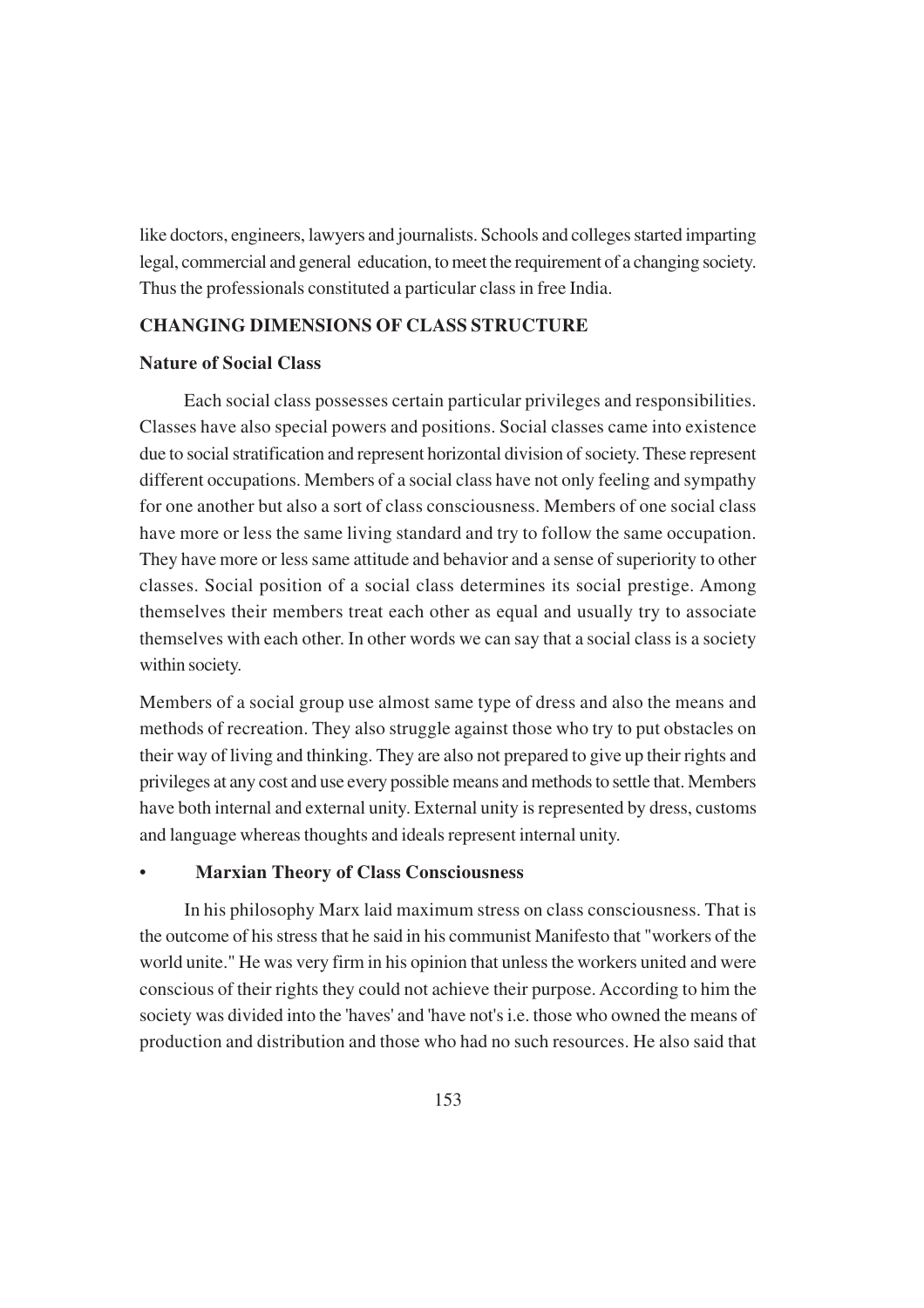like doctors, engineers, lawyers and journalists. Schools and colleges started imparting legal, commercial and general education, to meet the requirement of a changing society. Thus the professionals constituted a particular class in free India.

## CHANGING DIMENSIONS OF CLASS STRUCTURE

### Nature of Social Class

Each social class possesses certain particular privileges and responsibilities. Classes have also special powers and positions. Social classes came into existence due to social stratification and represent horizontal division of society. These represent different occupations. Members of a social class have not only feeling and sympathy for one another but also a sort of class consciousness. Members of one social class have more or less the same living standard and try to follow the same occupation. They have more or less same attitude and behavior and a sense of superiority to other classes. Social position of a social class determines its social prestige. Among themselves their members treat each other as equal and usually try to associate themselves with each other. In other words we can say that a social class is a society within society.

Members of a social group use almost same type of dress and also the means and methods of recreation. They also struggle against those who try to put obstacles on their way of living and thinking. They are also not prepared to give up their rights and privileges at any cost and use every possible means and methods to settle that. Members have both internal and external unity. External unity is represented by dress, customs and language whereas thoughts and ideals represent internal unity.

- **Marxian Theory of Class Consciousness**

In his philosophy Marx laid maximum stress on class consciousness. That is the outcome of his stress that he said in his communist Manifesto that "workers of the world unite." He was very firm in his opinion that unless the workers united and were conscious of their rights they could not achieve their purpose. According to him the society was divided into the 'haves' and 'have not's i.e. those who owned the means of production and distribution and those who had no such resources. He also said that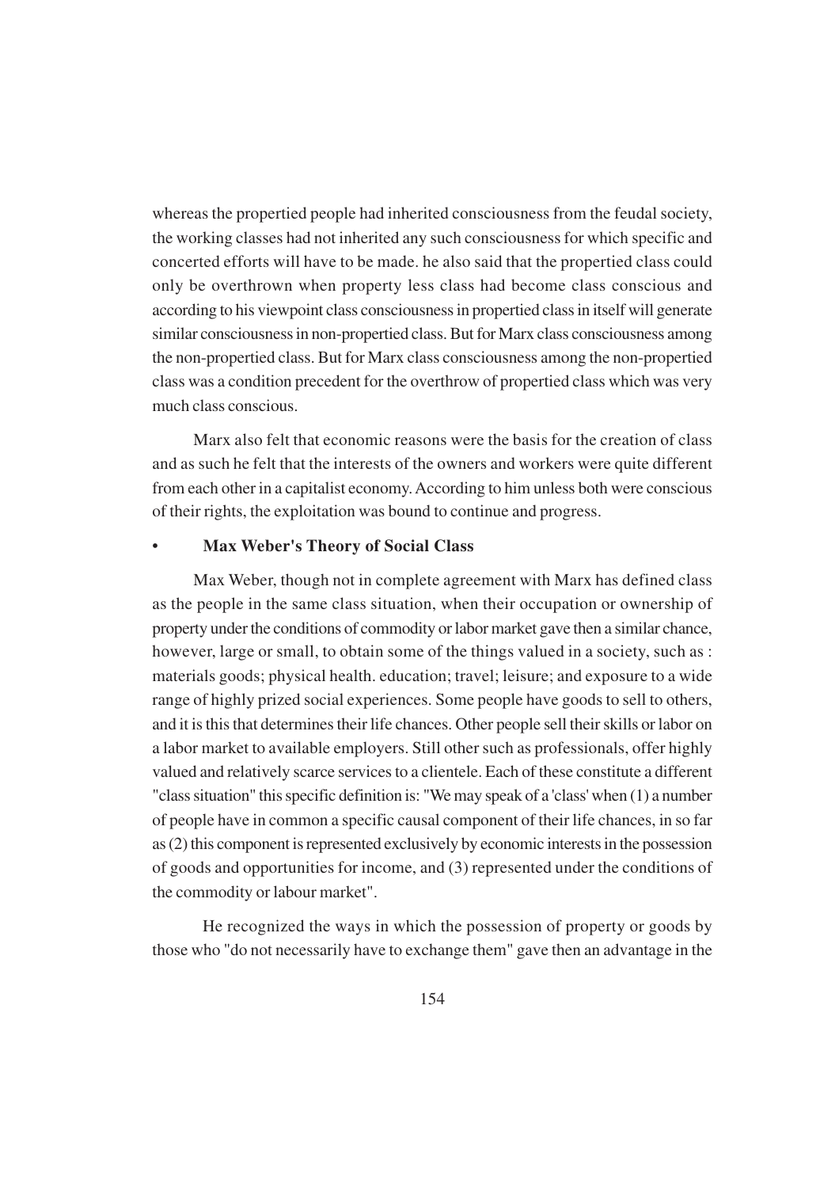whereas the propertied people had inherited consciousness from the feudal society, the working classes had not inherited any such consciousness for which specific and concerted efforts will have to be made. he also said that the propertied class could only be overthrown when property less class had become class conscious and according to his viewpoint class consciousness in propertied class in itself will generate similar consciousness in non-propertied class. But for Marx class consciousness among the non-propertied class. But for Marx class consciousness among the non-propertied class was a condition precedent for the overthrow of propertied class which was very much class conscious.

Marx also felt that economic reasons were the basis for the creation of class and as such he felt that the interests of the owners and workers were quite different from each other in a capitalist economy. According to him unless both were conscious of their rights, the exploitation was bound to continue and progress.

- **Max Weber's Theory of Social Class**

Max Weber, though not in complete agreement with Marx has defined class as the people in the same class situation, when their occupation or ownership of property under the conditions of commodity or labor market gave then a similar chance, however, large or small, to obtain some of the things valued in a society, such as : materials goods; physical health. education; travel; leisure; and exposure to a wide range of highly prized social experiences. Some people have goods to sell to others, and it is this that determines their life chances. Other people sell their skills or labor on a labor market to available employers. Still other such as professionals, offer highly valued and relatively scarce services to a clientele. Each of these constitute a different "class situation" this specific definition is: "We may speak of a 'class' when (1) a number of people have in common a specific causal component of their life chances, in so far as (2) this component is represented exclusively by economic interests in the possession of goods and opportunities for income, and (3) represented under the conditions of the commodity or labour market".

He recognized the ways in which the possession of property or goods by those who "do not necessarily have to exchange them" gave then an advantage in the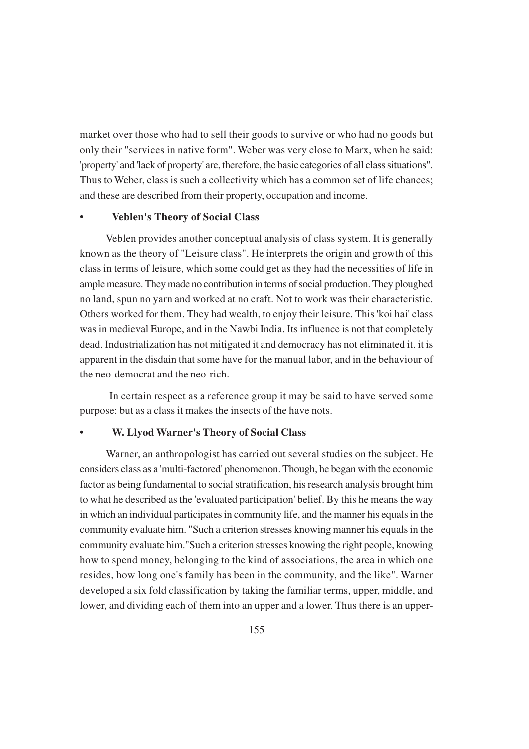market over those who had to sell their goods to survive or who had no goods but only their "services in native form". Weber was very close to Marx, when he said: 'property' and 'lack of property' are, therefore, the basic categories of all class situations". Thus to Weber, class is such a collectivity which has a common set of life chances; and these are described from their property, occupation and income.

- **Veblen's Theory of Social Class**

Veblen provides another conceptual analysis of class system. It is generally known as the theory of "Leisure class". He interprets the origin and growth of this class in terms of leisure, which some could get as they had the necessities of life in ample measure. They made no contribution in terms of social production. They ploughed no land, spun no yarn and worked at no craft. Not to work was their characteristic. Others worked for them. They had wealth, to enjoy their leisure. This 'koi hai' class was in medieval Europe, and in the Nawbi India. Its influence is not that completely dead. Industrialization has not mitigated it and democracy has not eliminated it. it is apparent in the disdain that some have for the manual labor, and in the behaviour of the neo-democrat and the neo-rich.

In certain respect as a reference group it may be said to have served some purpose: but as a class it makes the insects of the have nots.

- **W. Llyod Warner's Theory of Social Class**

Warner, an anthropologist has carried out several studies on the subject. He considers class as a 'multi-factored' phenomenon. Though, he began with the economic factor as being fundamental to social stratification, his research analysis brought him to what he described as the 'evaluated participation' belief. By this he means the way in which an individual participates in community life, and the manner his equals in the community evaluate him. "Such a criterion stresses knowing manner his equals in the community evaluate him."Such a criterion stresses knowing the right people, knowing how to spend money, belonging to the kind of associations, the area in which one resides, how long one's family has been in the community, and the like". Warner developed a six fold classification by taking the familiar terms, upper, middle, and lower, and dividing each of them into an upper and a lower. Thus there is an upper-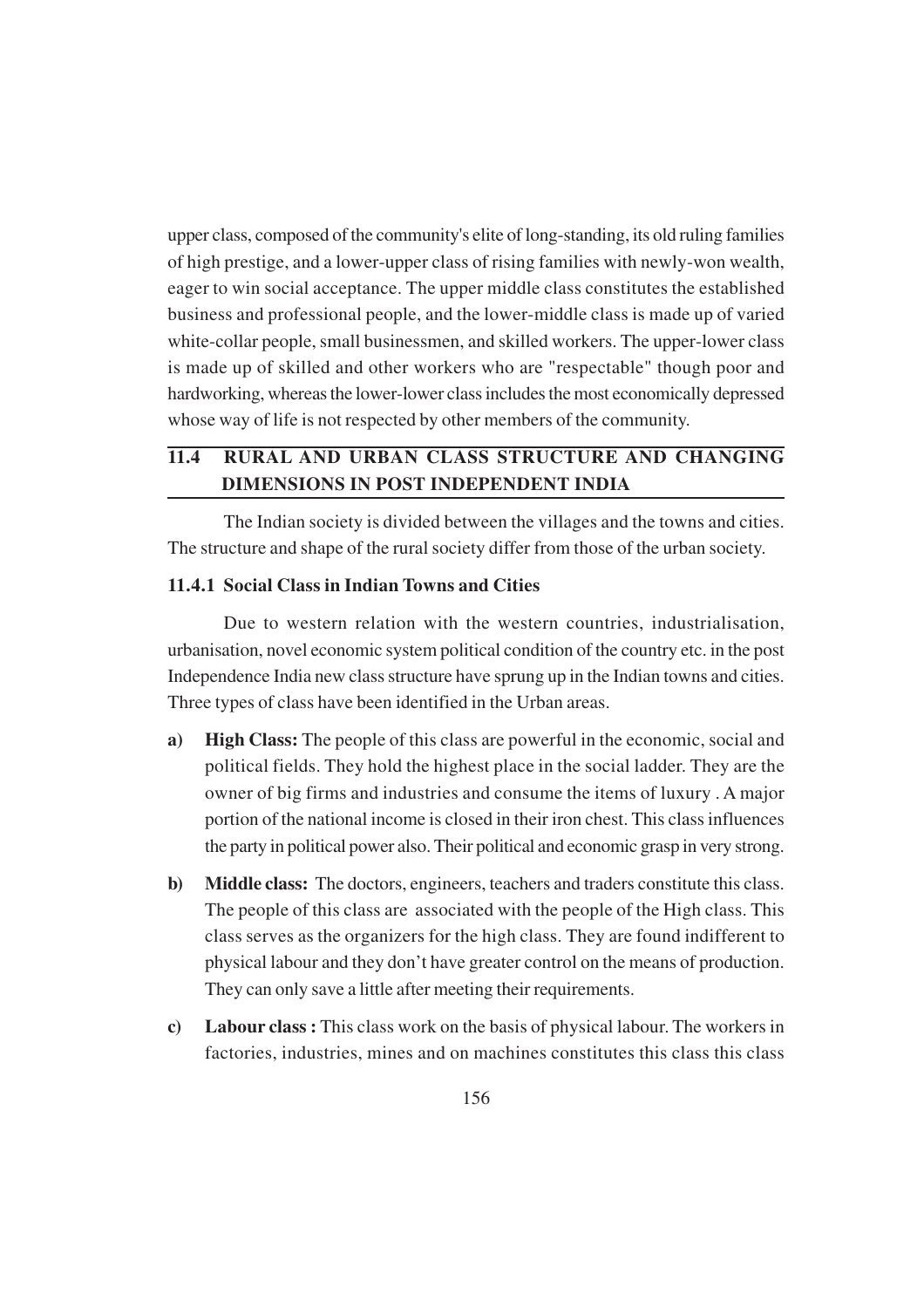upper class, composed of the community's elite of long-standing, its old ruling families of high prestige, and a lower-upper class of rising families with newly-won wealth, eager to win social acceptance. The upper middle class constitutes the established business and professional people, and the lower-middle class is made up of varied white-collar people, small businessmen, and skilled workers. The upper-lower class is made up of skilled and other workers who are "respectable" though poor and hardworking, whereas the lower-lower class includes the most economically depressed whose way of life is not respected by other members of the community.

## 11.4 RURAL AND URBAN CLASS STRUCTURE AND CHANGING DIMENSIONS IN POST INDEPENDENT INDIA

The Indian society is divided between the villages and the towns and cities. The structure and shape of the rural society differ from those of the urban society.

### 11.4.1 Social Class in Indian Towns and Cities

Due to western relation with the western countries, industrialisation, urbanisation, novel economic system political condition of the country etc. in the post Independence India new class structure have sprung up in the Indian towns and cities. Three types of class have been identified in the Urban areas.

a) **High Class:** The people of this class are powerful in the economic, social and political fields. They hold the highest place in the social ladder. They are the owner of big firms and industries and consume the items of luxury . A major portion of the national income is closed in their iron chest. This class influences the party in political power also. Their political and economic grasp in very strong.

b) **Middle class:** The doctors, engineers, teachers and traders constitute this class. The people of this class are associated with the people of the High class. This class serves as the organizers for the high class. They are found indifferent to physical labour and they don't have greater control on the means of production. They can only save a little after meeting their requirements.

c) **Labour class :** This class work on the basis of physical labour. The workers in factories, industries, mines and on machines constitutes this class this class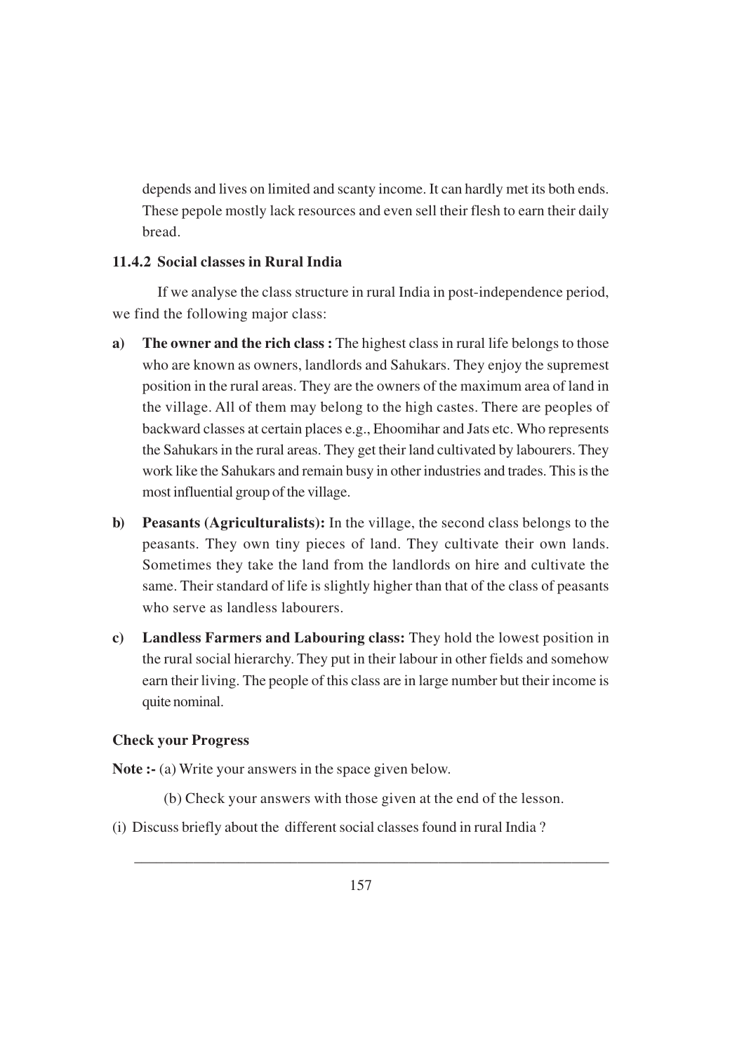depends and lives on limited and scanty income. It can hardly met its both ends. These pepole mostly lack resources and even sell their flesh to earn their daily bread.

### 11.4.2 Social classes in Rural India

If we analyse the class structure in rural India in post-independence period, we find the following major class:

a) **The owner and the rich class :** The highest class in rural life belongs to those who are known as owners, landlords and Sahukars. They enjoy the supremest position in the rural areas. They are the owners of the maximum area of land in the village. All of them may belong to the high castes. There are peoples of backward classes at certain places e.g., Ehoomihar and Jats etc. Who represents the Sahukars in the rural areas. They get their land cultivated by labourers. They work like the Sahukars and remain busy in other industries and trades. This is the most influential group of the village.

b) **Peasants (Agriculturalists):** In the village, the second class belongs to the peasants. They own tiny pieces of land. They cultivate their own lands. Sometimes they take the land from the landlords on hire and cultivate the same. Their standard of life is slightly higher than that of the class of peasants who serve as landless labourers.

c) **Landless Farmers and Labouring class:** They hold the lowest position in the rural social hierarchy. They put in their labour in other fields and somehow earn their living. The people of this class are in large number but their income is quite nominal.

**Check your Progress**

**Note :-** (a) Write your answers in the space given below.

(b) Check your answers with those given at the end of the lesson.

(i) Discuss briefly about the different social classes found in rural India ?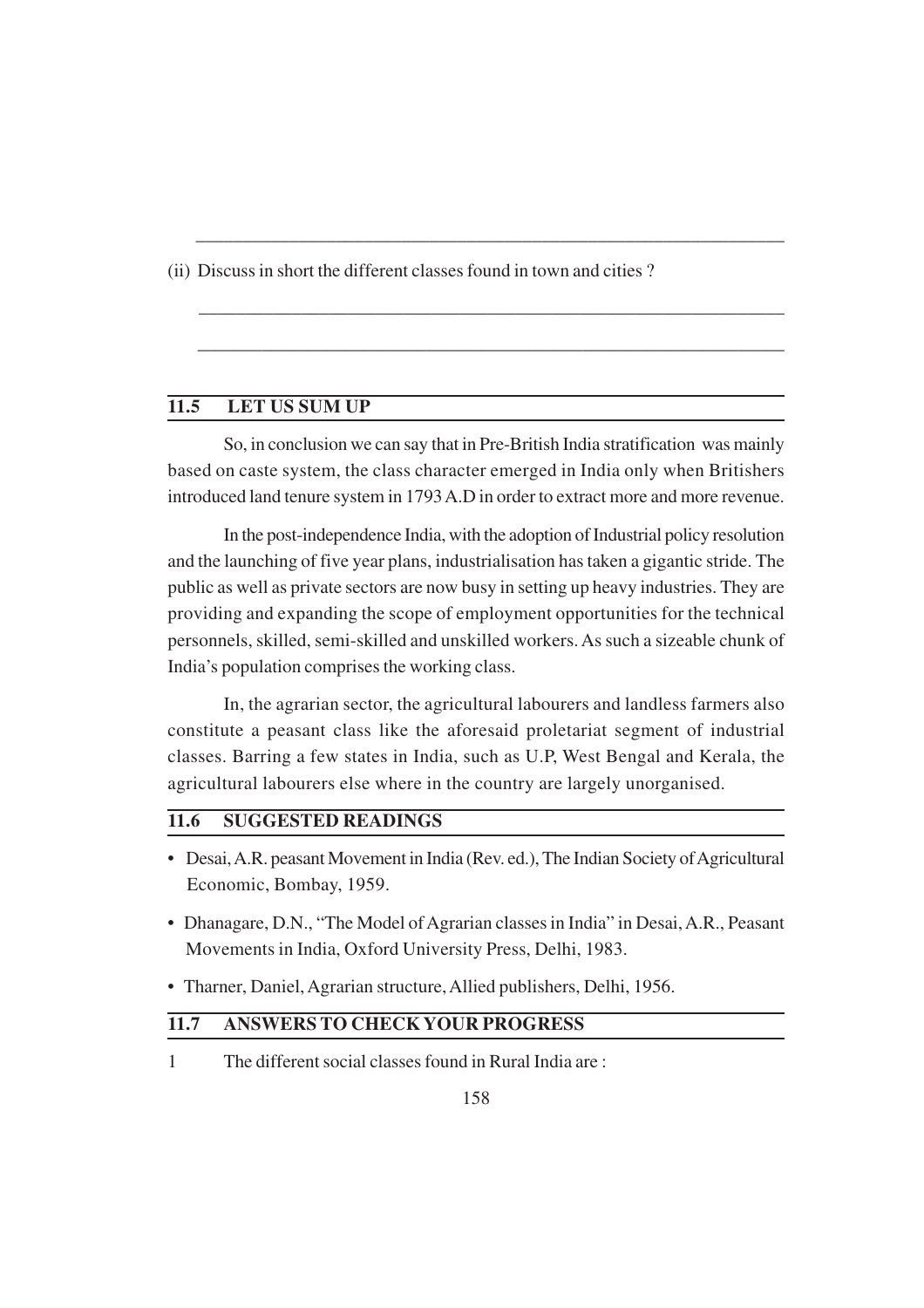\_\_\_\_\_\_\_\_\_\_\_\_\_\_\_\_\_\_\_\_\_\_\_\_\_\_\_\_\_\_\_\_\_\_\_\_\_\_\_\_\_\_\_\_\_\_\_\_\_\_\_\_\_\_\_\_\_\_\_\_

(ii) Discuss in short the different classes found in town and cities ?

\_\_\_\_\_\_\_\_\_\_\_\_\_\_\_\_\_\_\_\_\_\_\_\_\_\_\_\_\_\_\_\_\_\_\_\_\_\_\_\_\_\_\_\_\_\_\_\_\_\_\_\_\_\_\_\_\_\_\_\_

\_\_\_\_\_\_\_\_\_\_\_\_\_\_\_\_\_\_\_\_\_\_\_\_\_\_\_\_\_\_\_\_\_\_\_\_\_\_\_\_\_\_\_\_\_\_\_\_\_\_\_\_\_\_\_\_\_\_\_\_

## 11.5 LET US SUM UP

So, in conclusion we can say that in Pre-British India stratification was mainly based on caste system, the class character emerged in India only when Britishers introduced land tenure system in 1793 A.D in order to extract more and more revenue.

In the post-independence India, with the adoption of Industrial policy resolution and the launching of five year plans, industrialisation has taken a gigantic stride. The public as well as private sectors are now busy in setting up heavy industries. They are providing and expanding the scope of employment opportunities for the technical personnels, skilled, semi-skilled and unskilled workers. As such a sizeable chunk of India's population comprises the working class.

In, the agrarian sector, the agricultural labourers and landless farmers also constitute a peasant class like the aforesaid proletariat segment of industrial classes. Barring a few states in India, such as U.P, West Bengal and Kerala, the agricultural labourers else where in the country are largely unorganised.

## 11.6 SUGGESTED READINGS

- Desai, A.R. peasant Movement in India (Rev. ed.), The Indian Society of Agricultural Economic, Bombay, 1959.
- Dhanagare, D.N., "The Model of Agrarian classes in India" in Desai, A.R., Peasant Movements in India, Oxford University Press, Delhi, 1983.
- Tharner, Daniel, Agrarian structure, Allied publishers, Delhi, 1956.

## 11.7 ANSWERS TO CHECK YOUR PROGRESS

1 The different social classes found in Rural India are :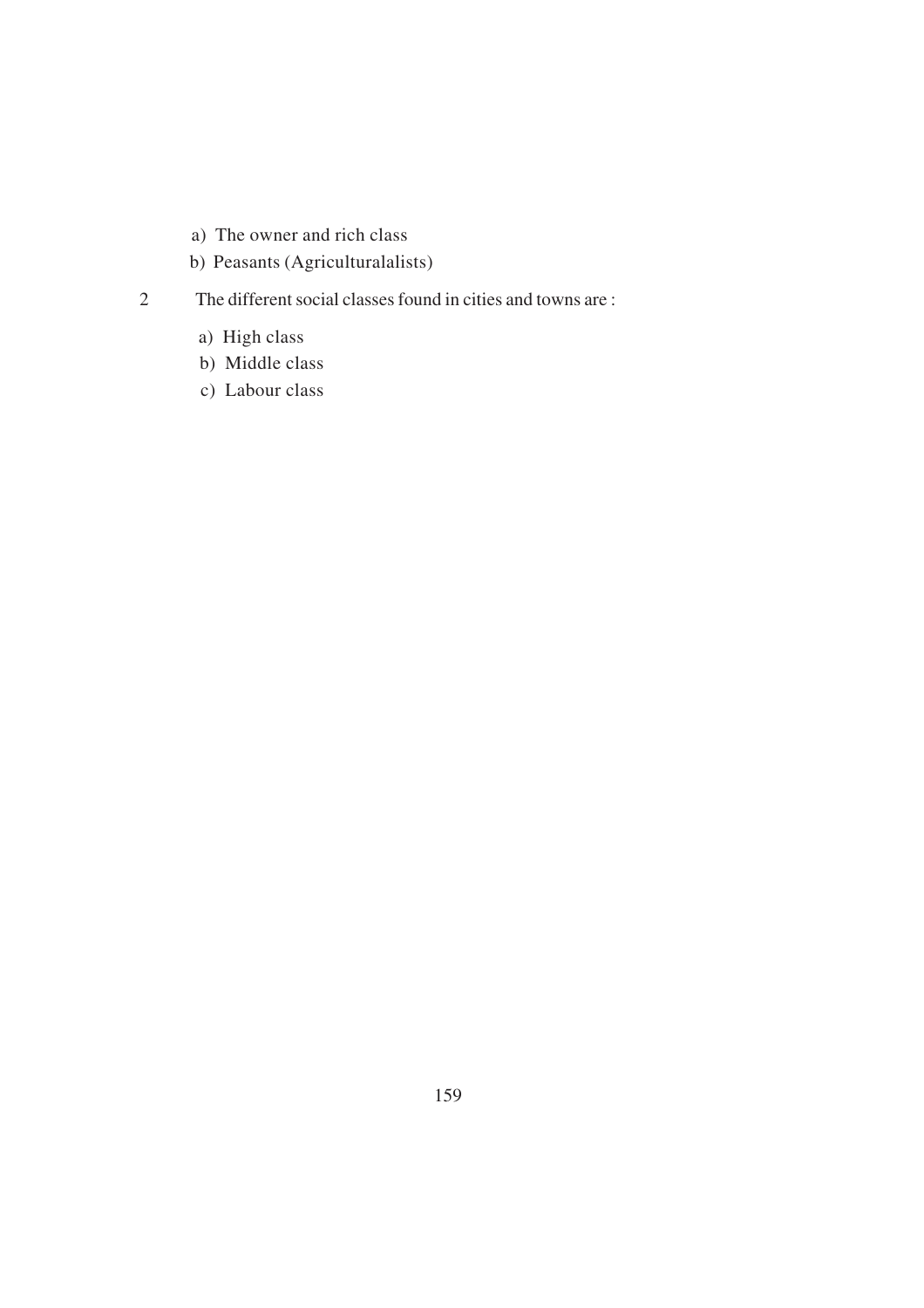a) The owner and rich class

b) Peasants (Agriculturalalists)

2 The different social classes found in cities and towns are :

a) High class

b) Middle class

c) Labour class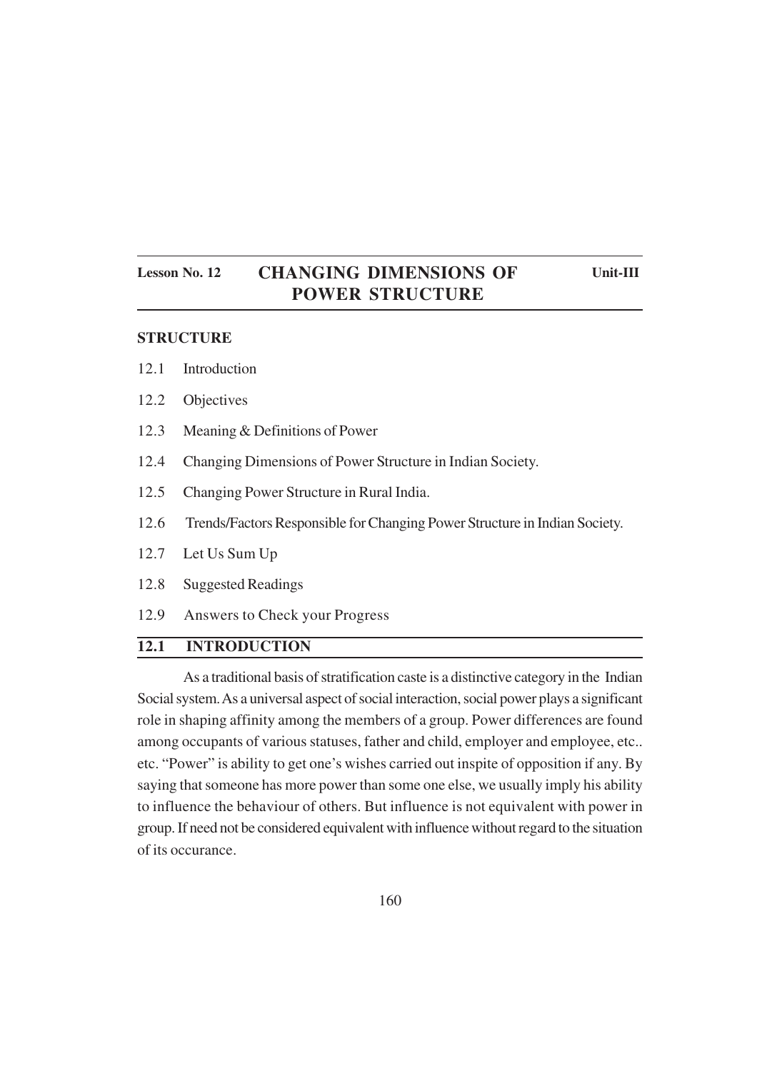**Lesson No. 12** | **Unit-III**

# CHANGING DIMENSIONS OF POWER STRUCTURE

## STRUCTURE

12.1 Introduction

12.2 Objectives

12.3 Meaning & Definitions of Power

12.4 Changing Dimensions of Power Structure in Indian Society.

12.5 Changing Power Structure in Rural India.

12.6 Trends/Factors Responsible for Changing Power Structure in Indian Society.

12.7 Let Us Sum Up

12.8 Suggested Readings

12.9 Answers to Check your Progress

## 12.1 INTRODUCTION

As a traditional basis of stratification caste is a distinctive category in the Indian Social system. As a universal aspect of social interaction, social power plays a significant role in shaping affinity among the members of a group. Power differences are found among occupants of various statuses, father and child, employer and employee, etc.. etc. "Power" is ability to get one's wishes carried out inspite of opposition if any. By saying that someone has more power than some one else, we usually imply his ability to influence the behaviour of others. But influence is not equivalent with power in group. If need not be considered equivalent with influence without regard to the situation of its occurance.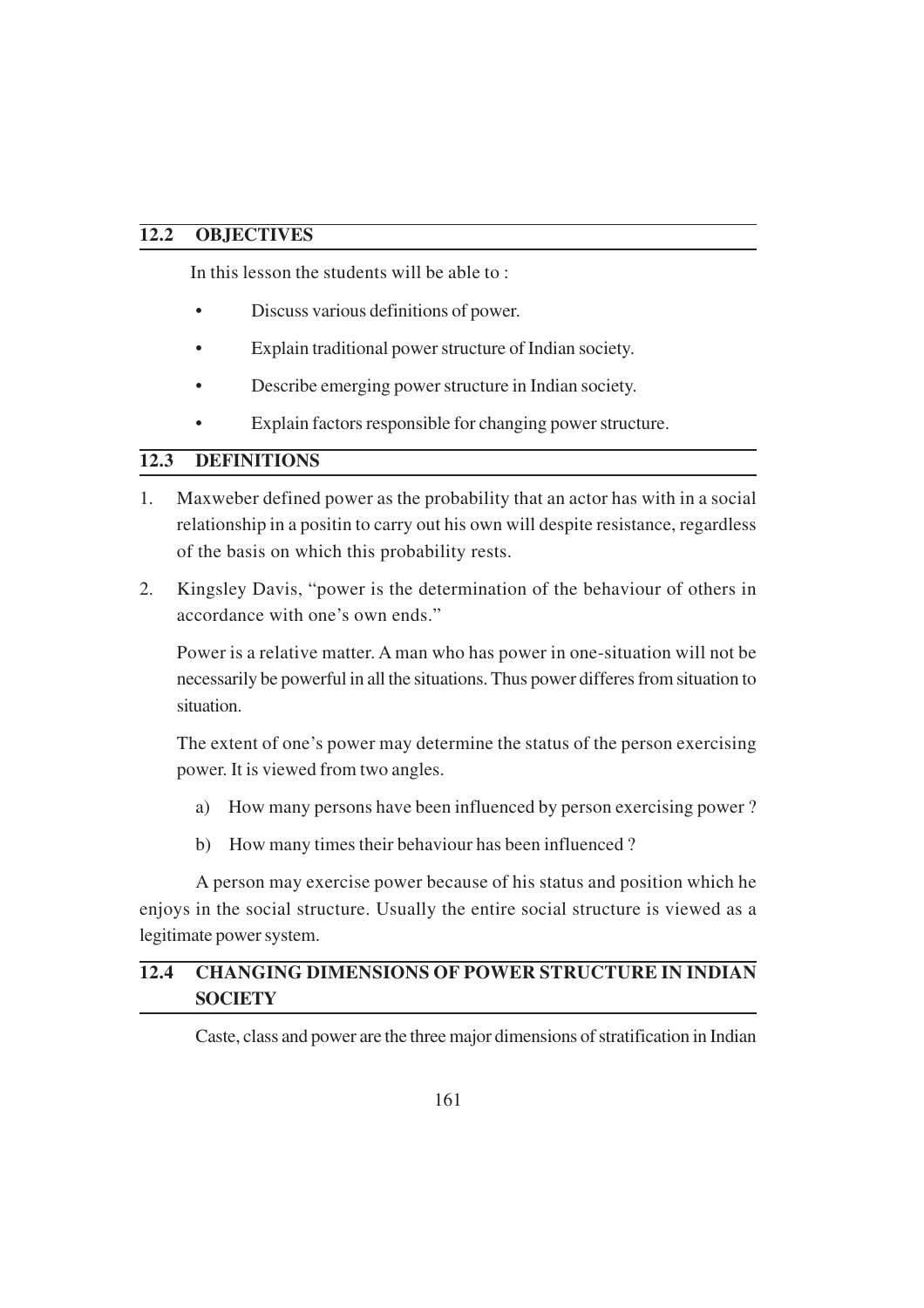## 12.2 OBJECTIVES

In this lesson the students will be able to :

- Discuss various definitions of power.
- Explain traditional power structure of Indian society.
- Describe emerging power structure in Indian society.
- Explain factors responsible for changing power structure.

## 12.3 DEFINITIONS

1. Maxweber defined power as the probability that an actor has with in a social relationship in a positin to carry out his own will despite resistance, regardless of the basis on which this probability rests.

2. Kingsley Davis, "power is the determination of the behaviour of others in accordance with one's own ends."

   Power is a relative matter. A man who has power in one-situation will not be necessarily be powerful in all the situations. Thus power differes from situation to situation.

   The extent of one's power may determine the status of the person exercising power. It is viewed from two angles.

   a) How many persons have been influenced by person exercising power ?

   b) How many times their behaviour has been influenced ?

A person may exercise power because of his status and position which he enjoys in the social structure. Usually the entire social structure is viewed as a legitimate power system.

## 12.4 CHANGING DIMENSIONS OF POWER STRUCTURE IN INDIAN SOCIETY

Caste, class and power are the three major dimensions of stratification in Indian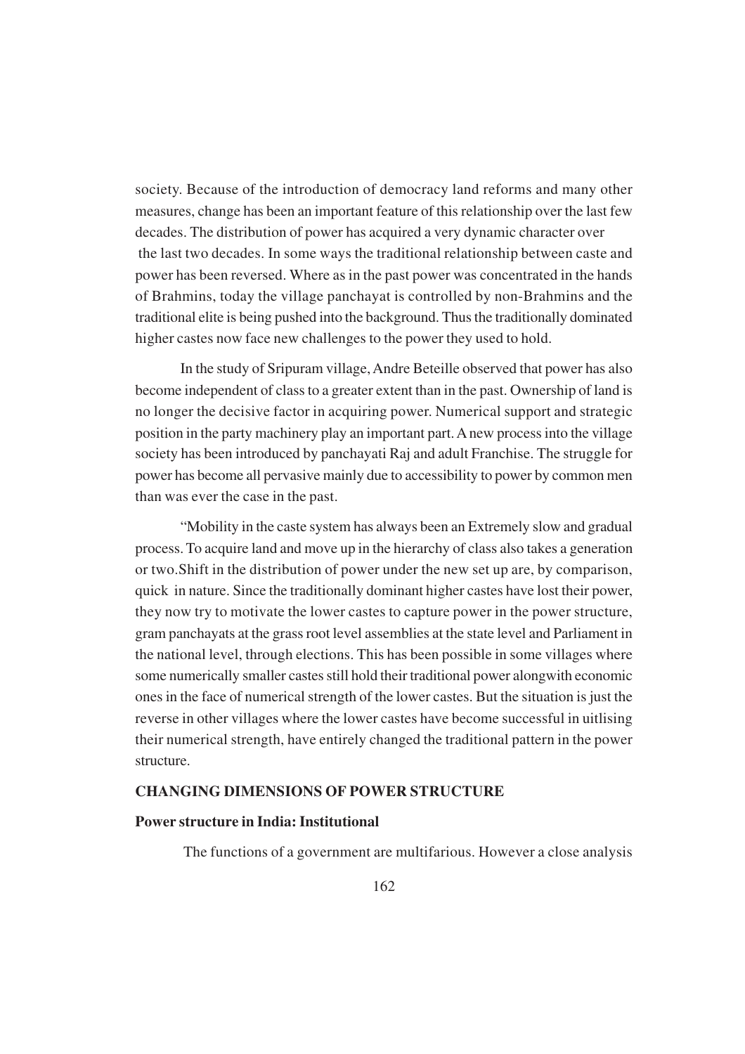society. Because of the introduction of democracy land reforms and many other measures, change has been an important feature of this relationship over the last few decades. The distribution of power has acquired a very dynamic character over the last two decades. In some ways the traditional relationship between caste and power has been reversed. Where as in the past power was concentrated in the hands of Brahmins, today the village panchayat is controlled by non-Brahmins and the traditional elite is being pushed into the background. Thus the traditionally dominated higher castes now face new challenges to the power they used to hold.

In the study of Sripuram village, Andre Beteille observed that power has also become independent of class to a greater extent than in the past. Ownership of land is no longer the decisive factor in acquiring power. Numerical support and strategic position in the party machinery play an important part. A new process into the village society has been introduced by panchayati Raj and adult Franchise. The struggle for power has become all pervasive mainly due to accessibility to power by common men than was ever the case in the past.

"Mobility in the caste system has always been an Extremely slow and gradual process. To acquire land and move up in the hierarchy of class also takes a generation or two.Shift in the distribution of power under the new set up are, by comparison, quick in nature. Since the traditionally dominant higher castes have lost their power, they now try to motivate the lower castes to capture power in the power structure, gram panchayats at the grass root level assemblies at the state level and Parliament in the national level, through elections. This has been possible in some villages where some numerically smaller castes still hold their traditional power alongwith economic ones in the face of numerical strength of the lower castes. But the situation is just the reverse in other villages where the lower castes have become successful in uitlising their numerical strength, have entirely changed the traditional pattern in the power structure.

## CHANGING DIMENSIONS OF POWER STRUCTURE

### Power structure in India: Institutional

The functions of a government are multifarious. However a close analysis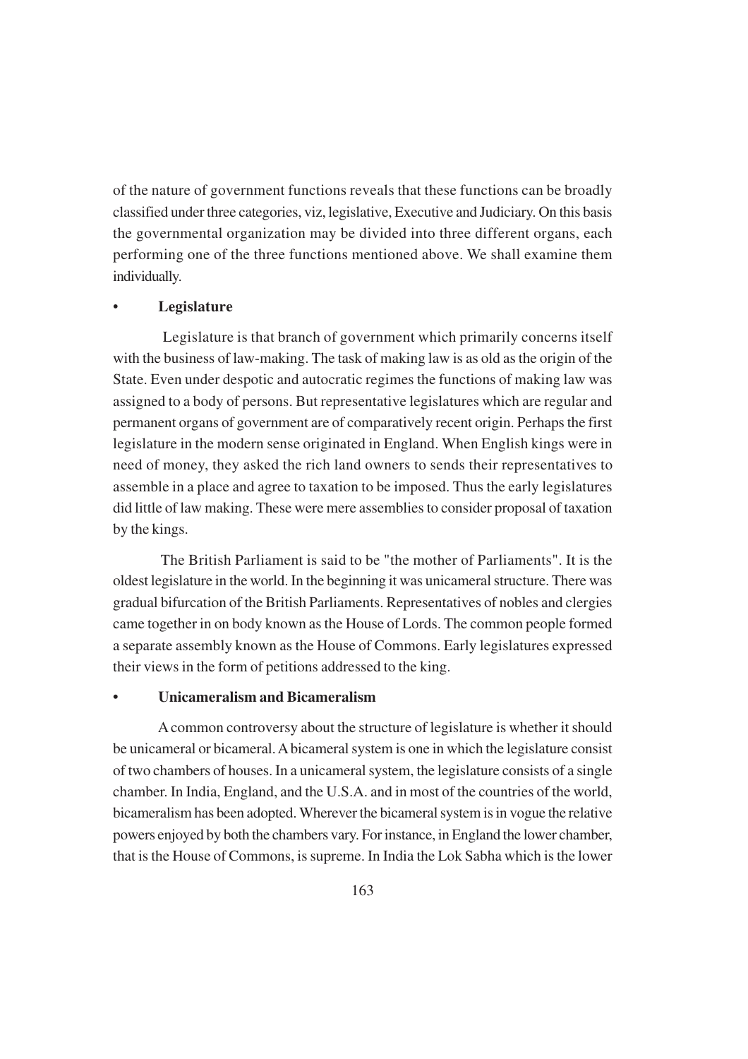of the nature of government functions reveals that these functions can be broadly classified under three categories, viz, legislative, Executive and Judiciary. On this basis the governmental organization may be divided into three different organs, each performing one of the three functions mentioned above. We shall examine them individually.

- **Legislature**

Legislature is that branch of government which primarily concerns itself with the business of law-making. The task of making law is as old as the origin of the State. Even under despotic and autocratic regimes the functions of making law was assigned to a body of persons. But representative legislatures which are regular and permanent organs of government are of comparatively recent origin. Perhaps the first legislature in the modern sense originated in England. When English kings were in need of money, they asked the rich land owners to sends their representatives to assemble in a place and agree to taxation to be imposed. Thus the early legislatures did little of law making. These were mere assemblies to consider proposal of taxation by the kings.

The British Parliament is said to be "the mother of Parliaments". It is the oldest legislature in the world. In the beginning it was unicameral structure. There was gradual bifurcation of the British Parliaments. Representatives of nobles and clergies came together in on body known as the House of Lords. The common people formed a separate assembly known as the House of Commons. Early legislatures expressed their views in the form of petitions addressed to the king.

- **Unicameralism and Bicameralism**

A common controversy about the structure of legislature is whether it should be unicameral or bicameral. A bicameral system is one in which the legislature consist of two chambers of houses. In a unicameral system, the legislature consists of a single chamber. In India, England, and the U.S.A. and in most of the countries of the world, bicameralism has been adopted. Wherever the bicameral system is in vogue the relative powers enjoyed by both the chambers vary. For instance, in England the lower chamber, that is the House of Commons, is supreme. In India the Lok Sabha which is the lower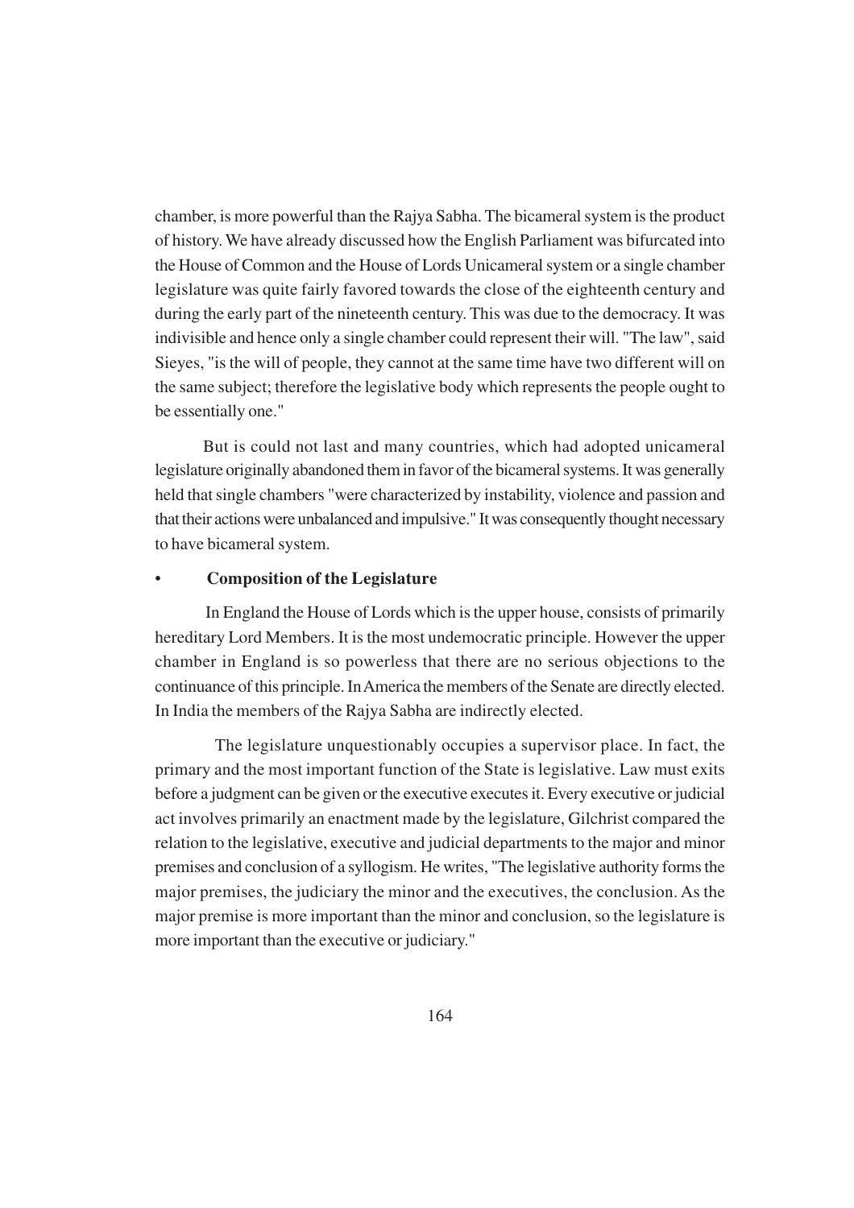chamber, is more powerful than the Rajya Sabha. The bicameral system is the product of history. We have already discussed how the English Parliament was bifurcated into the House of Common and the House of Lords Unicameral system or a single chamber legislature was quite fairly favored towards the close of the eighteenth century and during the early part of the nineteenth century. This was due to the democracy. It was indivisible and hence only a single chamber could represent their will. "The law", said Sieyes, "is the will of people, they cannot at the same time have two different will on the same subject; therefore the legislative body which represents the people ought to be essentially one."

But is could not last and many countries, which had adopted unicameral legislature originally abandoned them in favor of the bicameral systems. It was generally held that single chambers "were characterized by instability, violence and passion and that their actions were unbalanced and impulsive." It was consequently thought necessary to have bicameral system.

- **Composition of the Legislature**

In England the House of Lords which is the upper house, consists of primarily hereditary Lord Members. It is the most undemocratic principle. However the upper chamber in England is so powerless that there are no serious objections to the continuance of this principle. In America the members of the Senate are directly elected. In India the members of the Rajya Sabha are indirectly elected.

The legislature unquestionably occupies a supervisor place. In fact, the primary and the most important function of the State is legislative. Law must exits before a judgment can be given or the executive executes it. Every executive or judicial act involves primarily an enactment made by the legislature, Gilchrist compared the relation to the legislative, executive and judicial departments to the major and minor premises and conclusion of a syllogism. He writes, "The legislative authority forms the major premises, the judiciary the minor and the executives, the conclusion. As the major premise is more important than the minor and conclusion, so the legislature is more important than the executive or judiciary."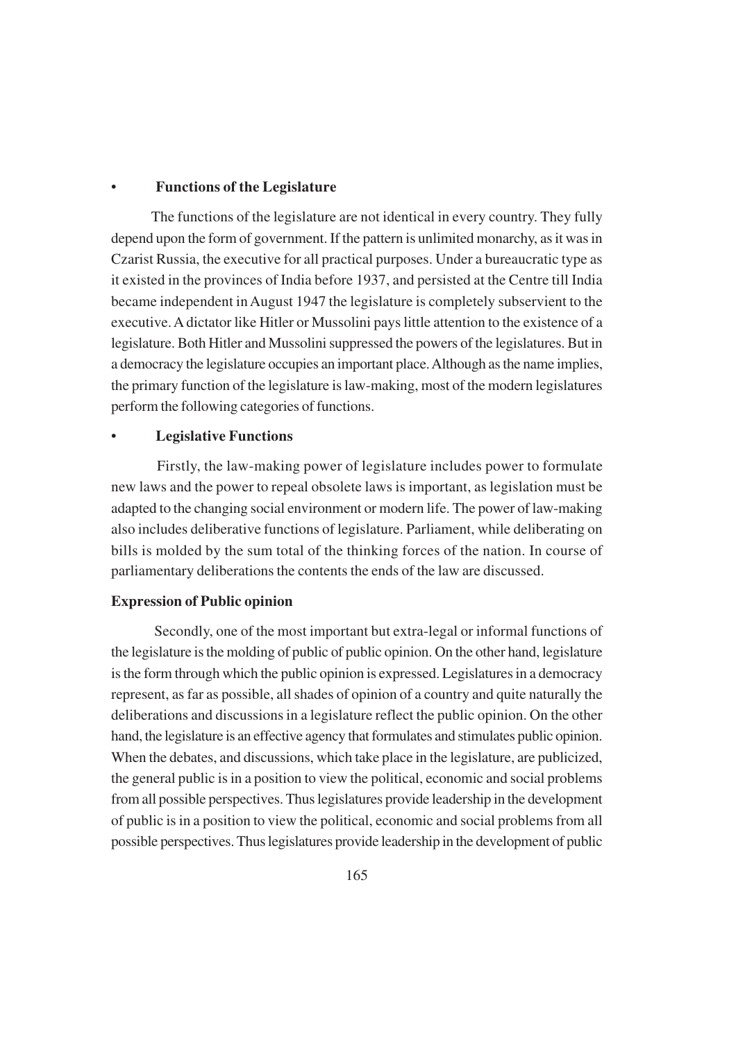- **Functions of the Legislature**

The functions of the legislature are not identical in every country. They fully depend upon the form of government. If the pattern is unlimited monarchy, as it was in Czarist Russia, the executive for all practical purposes. Under a bureaucratic type as it existed in the provinces of India before 1937, and persisted at the Centre till India became independent in August 1947 the legislature is completely subservient to the executive. A dictator like Hitler or Mussolini pays little attention to the existence of a legislature. Both Hitler and Mussolini suppressed the powers of the legislatures. But in a democracy the legislature occupies an important place. Although as the name implies, the primary function of the legislature is law-making, most of the modern legislatures perform the following categories of functions.

- **Legislative Functions**

Firstly, the law-making power of legislature includes power to formulate new laws and the power to repeal obsolete laws is important, as legislation must be adapted to the changing social environment or modern life. The power of law-making also includes deliberative functions of legislature. Parliament, while deliberating on bills is molded by the sum total of the thinking forces of the nation. In course of parliamentary deliberations the contents the ends of the law are discussed.

**Expression of Public opinion**

Secondly, one of the most important but extra-legal or informal functions of the legislature is the molding of public of public opinion. On the other hand, legislature is the form through which the public opinion is expressed. Legislatures in a democracy represent, as far as possible, all shades of opinion of a country and quite naturally the deliberations and discussions in a legislature reflect the public opinion. On the other hand, the legislature is an effective agency that formulates and stimulates public opinion. When the debates, and discussions, which take place in the legislature, are publicized, the general public is in a position to view the political, economic and social problems from all possible perspectives. Thus legislatures provide leadership in the development of public is in a position to view the political, economic and social problems from all possible perspectives. Thus legislatures provide leadership in the development of public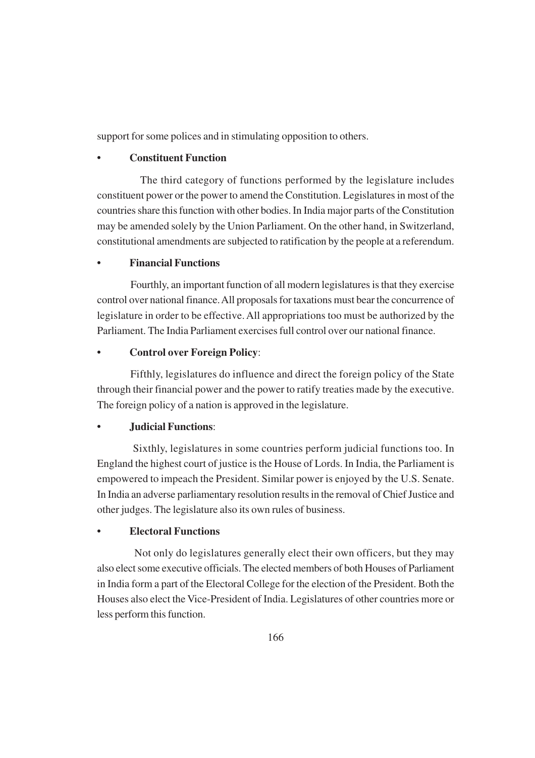support for some polices and in stimulating opposition to others.

- **Constituent Function**

The third category of functions performed by the legislature includes constituent power or the power to amend the Constitution. Legislatures in most of the countries share this function with other bodies. In India major parts of the Constitution may be amended solely by the Union Parliament. On the other hand, in Switzerland, constitutional amendments are subjected to ratification by the people at a referendum.

- **Financial Functions**

Fourthly, an important function of all modern legislatures is that they exercise control over national finance. All proposals for taxations must bear the concurrence of legislature in order to be effective. All appropriations too must be authorized by the Parliament. The India Parliament exercises full control over our national finance.

- **Control over Foreign Policy**:

Fifthly, legislatures do influence and direct the foreign policy of the State through their financial power and the power to ratify treaties made by the executive. The foreign policy of a nation is approved in the legislature.

- **Judicial Functions**:

Sixthly, legislatures in some countries perform judicial functions too. In England the highest court of justice is the House of Lords. In India, the Parliament is empowered to impeach the President. Similar power is enjoyed by the U.S. Senate. In India an adverse parliamentary resolution results in the removal of Chief Justice and other judges. The legislature also its own rules of business.

- **Electoral Functions**

Not only do legislatures generally elect their own officers, but they may also elect some executive officials. The elected members of both Houses of Parliament in India form a part of the Electoral College for the election of the President. Both the Houses also elect the Vice-President of India. Legislatures of other countries more or less perform this function.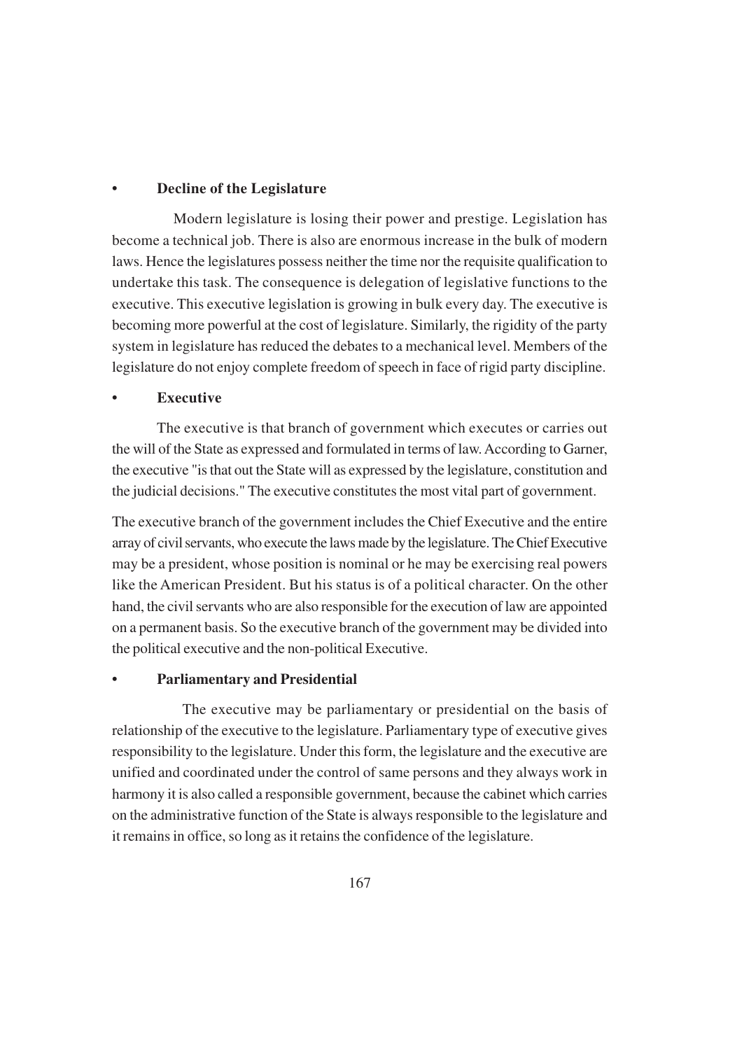- **Decline of the Legislature**

Modern legislature is losing their power and prestige. Legislation has become a technical job. There is also are enormous increase in the bulk of modern laws. Hence the legislatures possess neither the time nor the requisite qualification to undertake this task. The consequence is delegation of legislative functions to the executive. This executive legislation is growing in bulk every day. The executive is becoming more powerful at the cost of legislature. Similarly, the rigidity of the party system in legislature has reduced the debates to a mechanical level. Members of the legislature do not enjoy complete freedom of speech in face of rigid party discipline.

- **Executive**

The executive is that branch of government which executes or carries out the will of the State as expressed and formulated in terms of law. According to Garner, the executive "is that out the State will as expressed by the legislature, constitution and the judicial decisions." The executive constitutes the most vital part of government.

The executive branch of the government includes the Chief Executive and the entire array of civil servants, who execute the laws made by the legislature. The Chief Executive may be a president, whose position is nominal or he may be exercising real powers like the American President. But his status is of a political character. On the other hand, the civil servants who are also responsible for the execution of law are appointed on a permanent basis. So the executive branch of the government may be divided into the political executive and the non-political Executive.

- **Parliamentary and Presidential**

The executive may be parliamentary or presidential on the basis of relationship of the executive to the legislature. Parliamentary type of executive gives responsibility to the legislature. Under this form, the legislature and the executive are unified and coordinated under the control of same persons and they always work in harmony it is also called a responsible government, because the cabinet which carries on the administrative function of the State is always responsible to the legislature and it remains in office, so long as it retains the confidence of the legislature.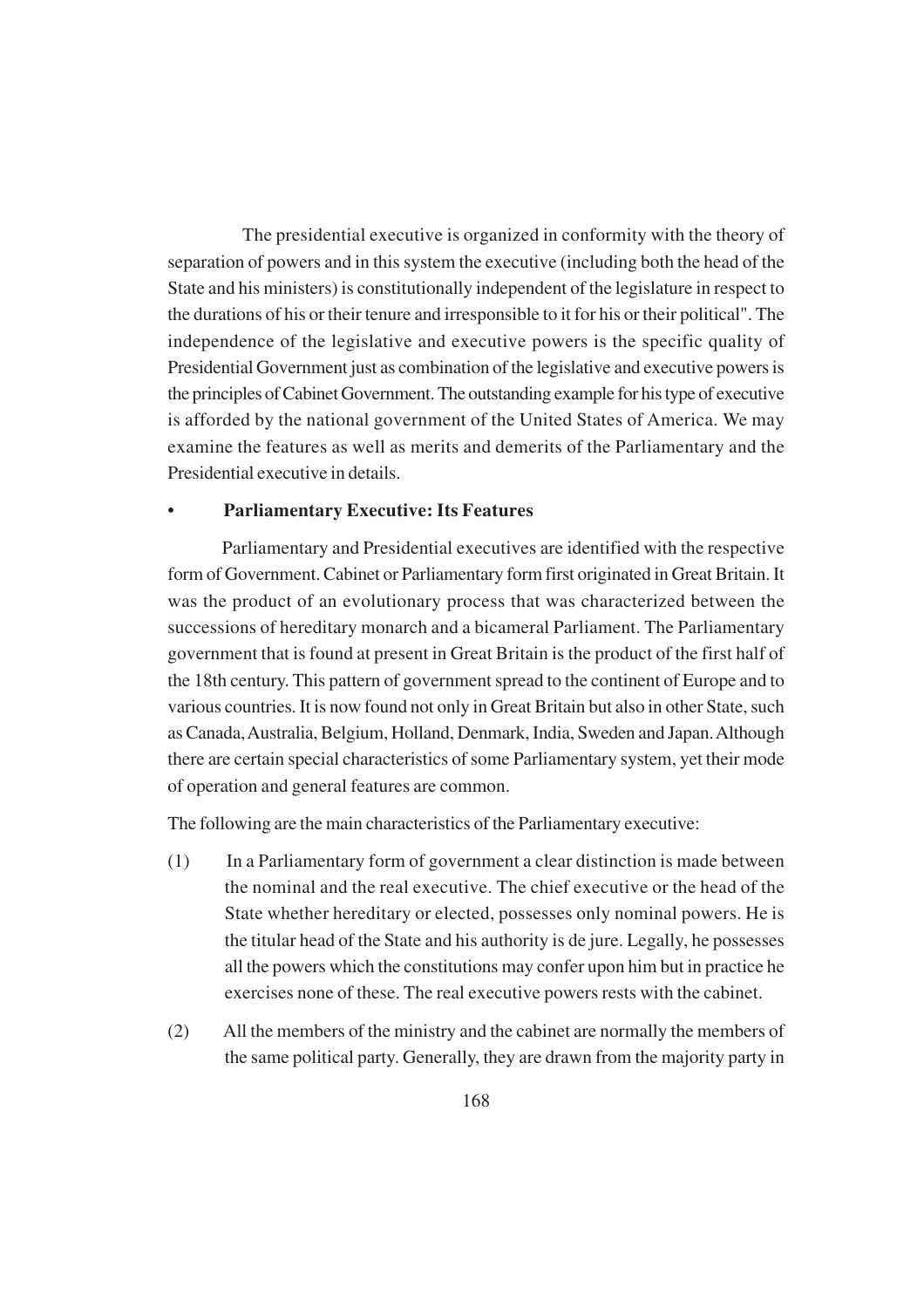The presidential executive is organized in conformity with the theory of separation of powers and in this system the executive (including both the head of the State and his ministers) is constitutionally independent of the legislature in respect to the durations of his or their tenure and irresponsible to it for his or their political". The independence of the legislative and executive powers is the specific quality of Presidential Government just as combination of the legislative and executive powers is the principles of Cabinet Government. The outstanding example for his type of executive is afforded by the national government of the United States of America. We may examine the features as well as merits and demerits of the Parliamentary and the Presidential executive in details.

- **Parliamentary Executive: Its Features**

Parliamentary and Presidential executives are identified with the respective form of Government. Cabinet or Parliamentary form first originated in Great Britain. It was the product of an evolutionary process that was characterized between the successions of hereditary monarch and a bicameral Parliament. The Parliamentary government that is found at present in Great Britain is the product of the first half of the 18th century. This pattern of government spread to the continent of Europe and to various countries. It is now found not only in Great Britain but also in other State, such as Canada, Australia, Belgium, Holland, Denmark, India, Sweden and Japan. Although there are certain special characteristics of some Parliamentary system, yet their mode of operation and general features are common.

The following are the main characteristics of the Parliamentary executive:

(1) In a Parliamentary form of government a clear distinction is made between the nominal and the real executive. The chief executive or the head of the State whether hereditary or elected, possesses only nominal powers. He is the titular head of the State and his authority is de jure. Legally, he possesses all the powers which the constitutions may confer upon him but in practice he exercises none of these. The real executive powers rests with the cabinet.

(2) All the members of the ministry and the cabinet are normally the members of the same political party. Generally, they are drawn from the majority party in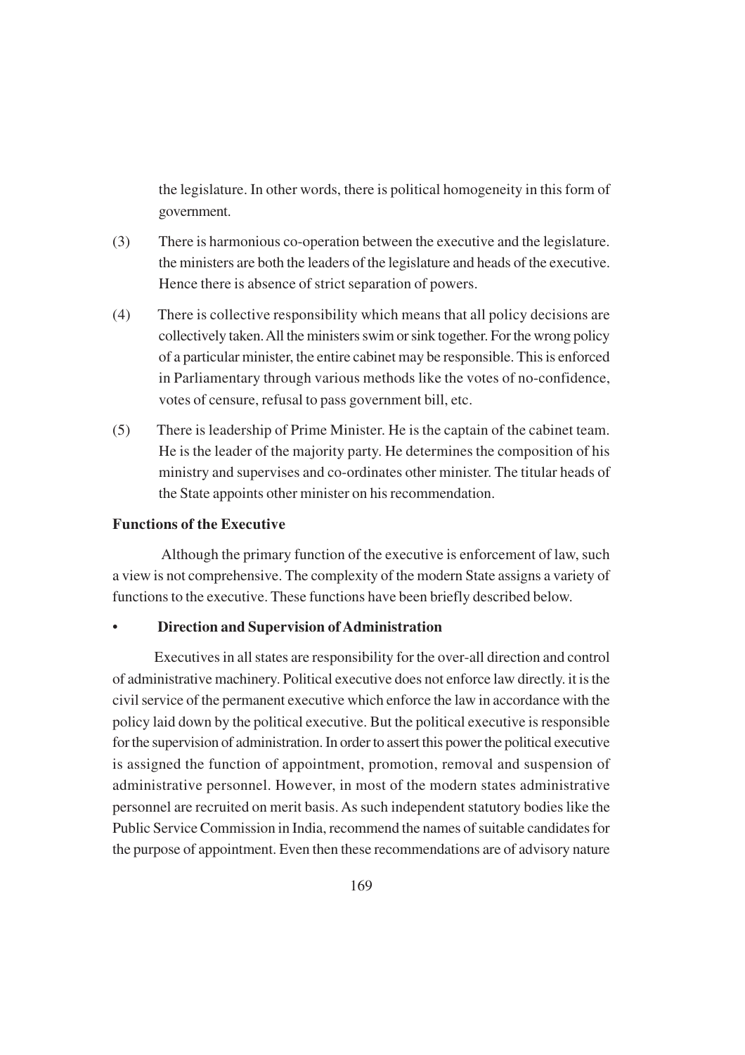the legislature. In other words, there is political homogeneity in this form of government.

(3) There is harmonious co-operation between the executive and the legislature. the ministers are both the leaders of the legislature and heads of the executive. Hence there is absence of strict separation of powers.

(4) There is collective responsibility which means that all policy decisions are collectively taken. All the ministers swim or sink together. For the wrong policy of a particular minister, the entire cabinet may be responsible. This is enforced in Parliamentary through various methods like the votes of no-confidence, votes of censure, refusal to pass government bill, etc.

(5) There is leadership of Prime Minister. He is the captain of the cabinet team. He is the leader of the majority party. He determines the composition of his ministry and supervises and co-ordinates other minister. The titular heads of the State appoints other minister on his recommendation.

**Functions of the Executive**

Although the primary function of the executive is enforcement of law, such a view is not comprehensive. The complexity of the modern State assigns a variety of functions to the executive. These functions have been briefly described below.

- **Direction and Supervision of Administration**

Executives in all states are responsibility for the over-all direction and control of administrative machinery. Political executive does not enforce law directly. it is the civil service of the permanent executive which enforce the law in accordance with the policy laid down by the political executive. But the political executive is responsible for the supervision of administration. In order to assert this power the political executive is assigned the function of appointment, promotion, removal and suspension of administrative personnel. However, in most of the modern states administrative personnel are recruited on merit basis. As such independent statutory bodies like the Public Service Commission in India, recommend the names of suitable candidates for the purpose of appointment. Even then these recommendations are of advisory nature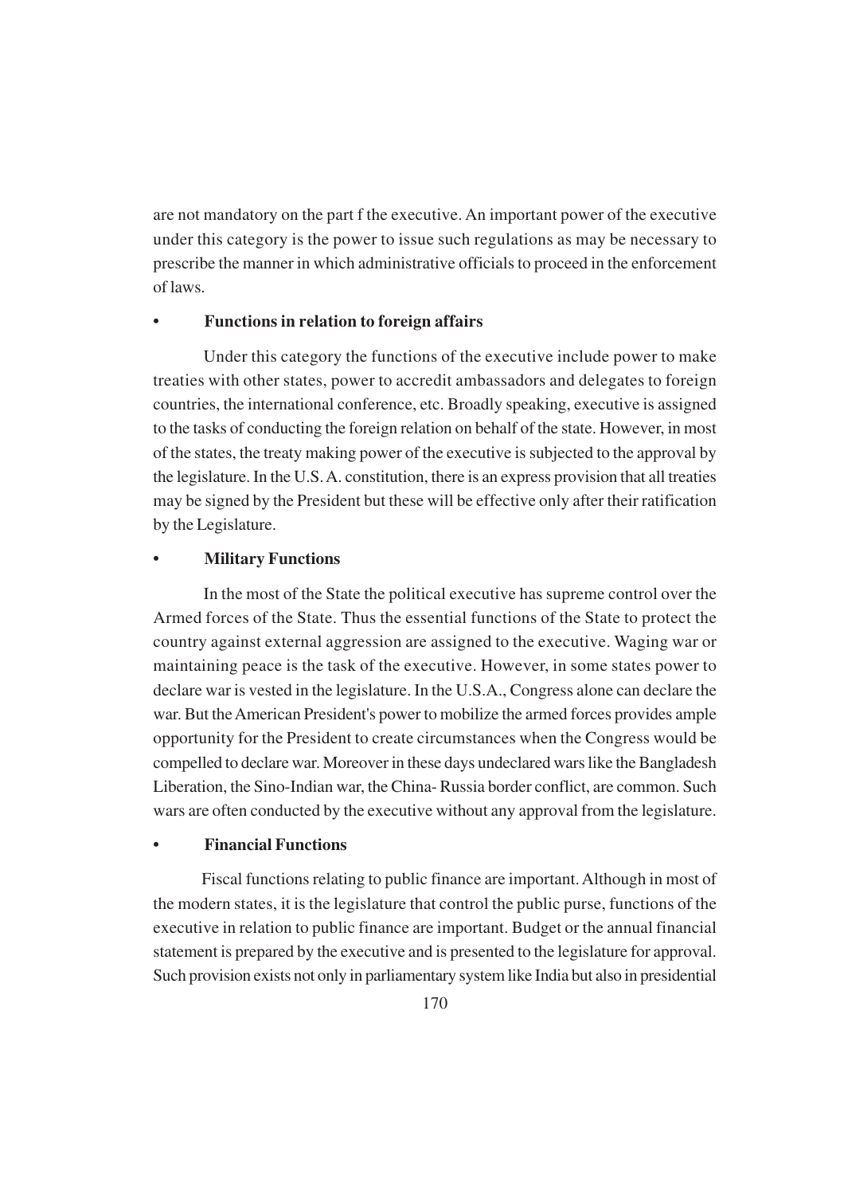are not mandatory on the part f the executive. An important power of the executive under this category is the power to issue such regulations as may be necessary to prescribe the manner in which administrative officials to proceed in the enforcement of laws.

- **Functions in relation to foreign affairs**

Under this category the functions of the executive include power to make treaties with other states, power to accredit ambassadors and delegates to foreign countries, the international conference, etc. Broadly speaking, executive is assigned to the tasks of conducting the foreign relation on behalf of the state. However, in most of the states, the treaty making power of the executive is subjected to the approval by the legislature. In the U.S. A. constitution, there is an express provision that all treaties may be signed by the President but these will be effective only after their ratification by the Legislature.

- **Military Functions**

In the most of the State the political executive has supreme control over the Armed forces of the State. Thus the essential functions of the State to protect the country against external aggression are assigned to the executive. Waging war or maintaining peace is the task of the executive. However, in some states power to declare war is vested in the legislature. In the U.S.A., Congress alone can declare the war. But the American President's power to mobilize the armed forces provides ample opportunity for the President to create circumstances when the Congress would be compelled to declare war. Moreover in these days undeclared wars like the Bangladesh Liberation, the Sino-Indian war, the China- Russia border conflict, are common. Such wars are often conducted by the executive without any approval from the legislature.

- **Financial Functions**

Fiscal functions relating to public finance are important. Although in most of the modern states, it is the legislature that control the public purse, functions of the executive in relation to public finance are important. Budget or the annual financial statement is prepared by the executive and is presented to the legislature for approval. Such provision exists not only in parliamentary system like India but also in presidential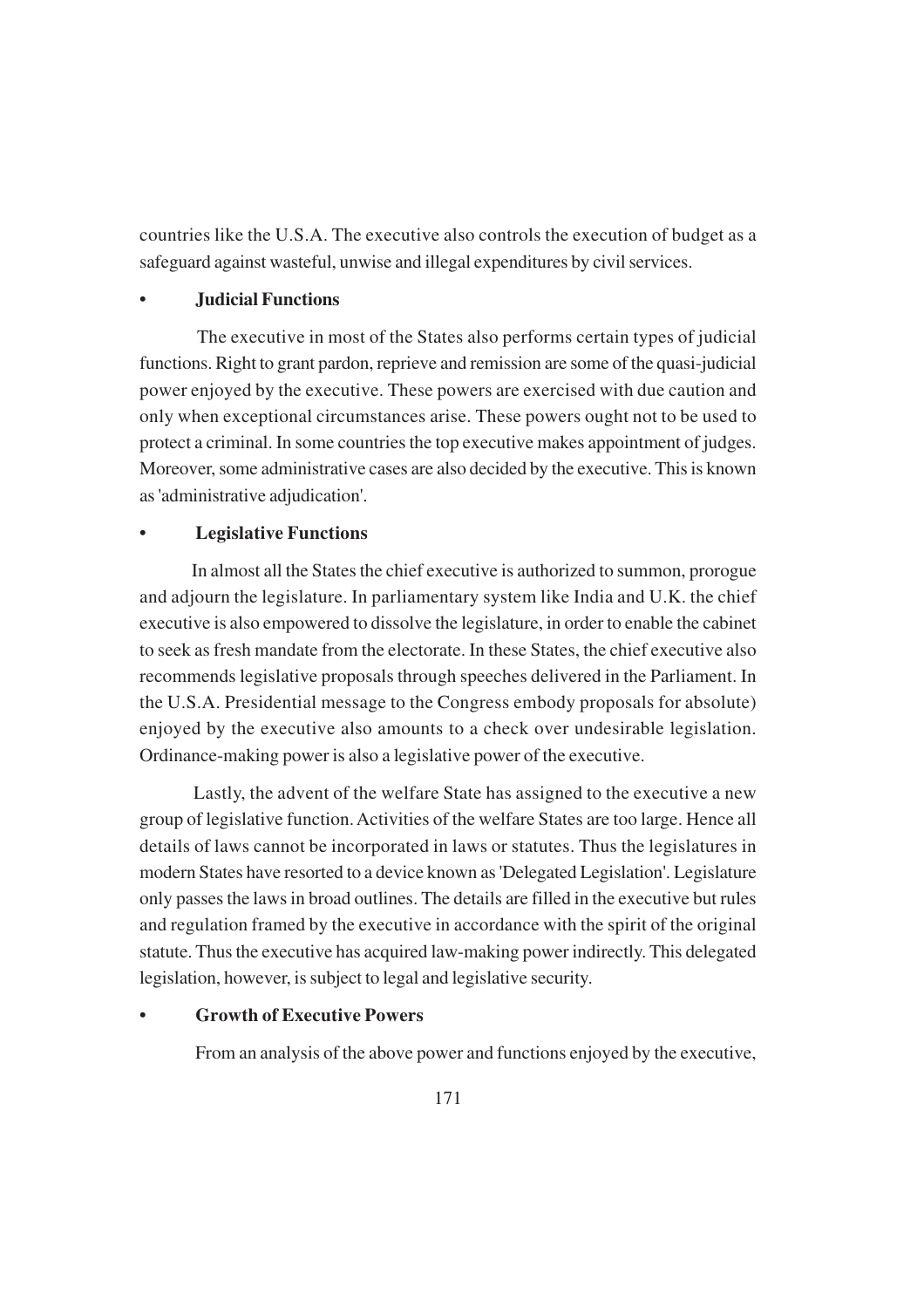countries like the U.S.A. The executive also controls the execution of budget as a safeguard against wasteful, unwise and illegal expenditures by civil services.

- **Judicial Functions**

The executive in most of the States also performs certain types of judicial functions. Right to grant pardon, reprieve and remission are some of the quasi-judicial power enjoyed by the executive. These powers are exercised with due caution and only when exceptional circumstances arise. These powers ought not to be used to protect a criminal. In some countries the top executive makes appointment of judges. Moreover, some administrative cases are also decided by the executive. This is known as 'administrative adjudication'.

- **Legislative Functions**

In almost all the States the chief executive is authorized to summon, prorogue and adjourn the legislature. In parliamentary system like India and U.K. the chief executive is also empowered to dissolve the legislature, in order to enable the cabinet to seek as fresh mandate from the electorate. In these States, the chief executive also recommends legislative proposals through speeches delivered in the Parliament. In the U.S.A. Presidential message to the Congress embody proposals for absolute) enjoyed by the executive also amounts to a check over undesirable legislation. Ordinance-making power is also a legislative power of the executive.

Lastly, the advent of the welfare State has assigned to the executive a new group of legislative function. Activities of the welfare States are too large. Hence all details of laws cannot be incorporated in laws or statutes. Thus the legislatures in modern States have resorted to a device known as 'Delegated Legislation'. Legislature only passes the laws in broad outlines. The details are filled in the executive but rules and regulation framed by the executive in accordance with the spirit of the original statute. Thus the executive has acquired law-making power indirectly. This delegated legislation, however, is subject to legal and legislative security.

- **Growth of Executive Powers**

From an analysis of the above power and functions enjoyed by the executive,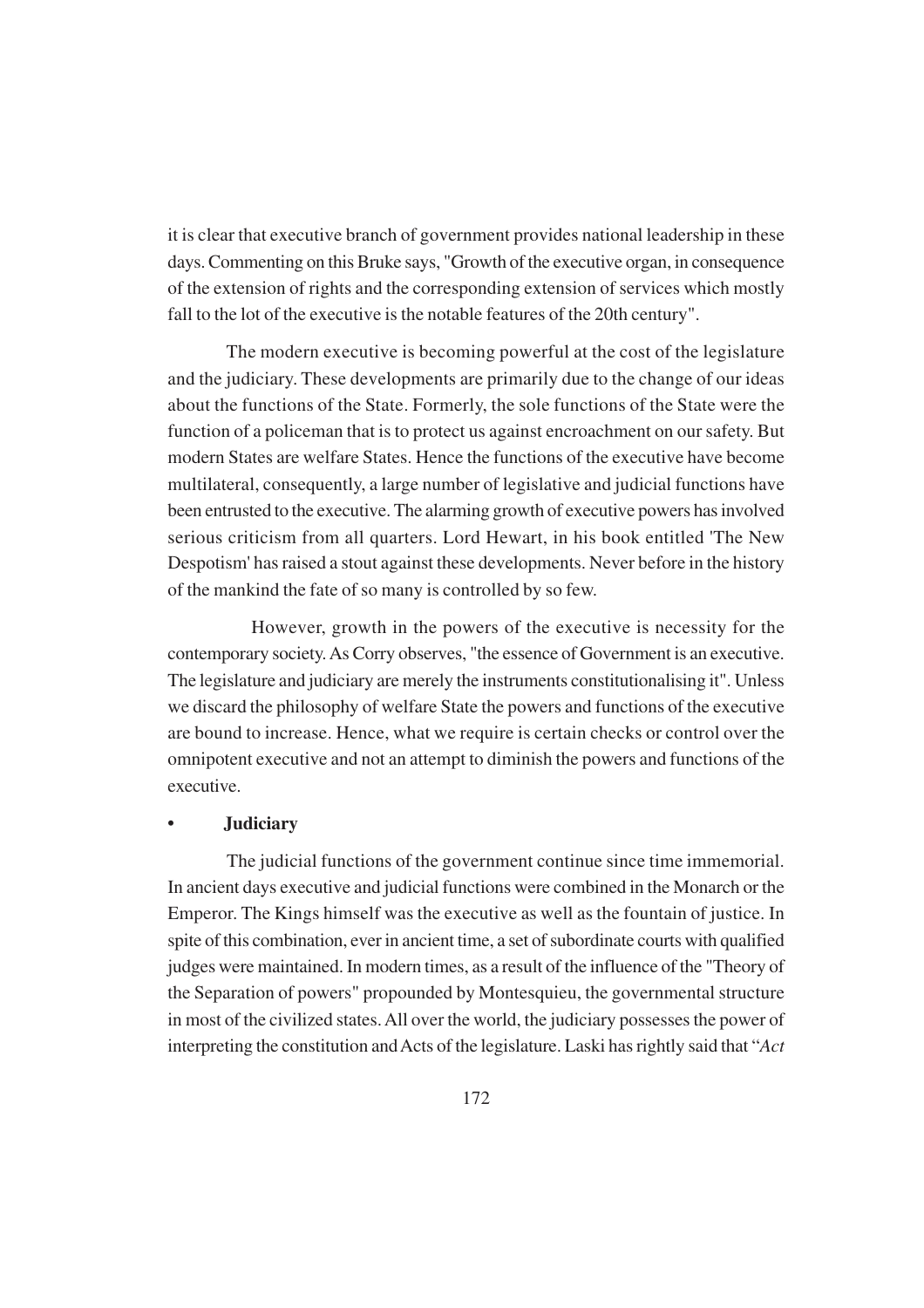it is clear that executive branch of government provides national leadership in these days. Commenting on this Bruke says, "Growth of the executive organ, in consequence of the extension of rights and the corresponding extension of services which mostly fall to the lot of the executive is the notable features of the 20th century".

The modern executive is becoming powerful at the cost of the legislature and the judiciary. These developments are primarily due to the change of our ideas about the functions of the State. Formerly, the sole functions of the State were the function of a policeman that is to protect us against encroachment on our safety. But modern States are welfare States. Hence the functions of the executive have become multilateral, consequently, a large number of legislative and judicial functions have been entrusted to the executive. The alarming growth of executive powers has involved serious criticism from all quarters. Lord Hewart, in his book entitled 'The New Despotism' has raised a stout against these developments. Never before in the history of the mankind the fate of so many is controlled by so few.

However, growth in the powers of the executive is necessity for the contemporary society. As Corry observes, "the essence of Government is an executive. The legislature and judiciary are merely the instruments constitutionalising it". Unless we discard the philosophy of welfare State the powers and functions of the executive are bound to increase. Hence, what we require is certain checks or control over the omnipotent executive and not an attempt to diminish the powers and functions of the executive.

- **Judiciary**

The judicial functions of the government continue since time immemorial. In ancient days executive and judicial functions were combined in the Monarch or the Emperor. The Kings himself was the executive as well as the fountain of justice. In spite of this combination, ever in ancient time, a set of subordinate courts with qualified judges were maintained. In modern times, as a result of the influence of the "Theory of the Separation of powers" propounded by Montesquieu, the governmental structure in most of the civilized states. All over the world, the judiciary possesses the power of interpreting the constitution and Acts of the legislature. Laski has rightly said that "*Act*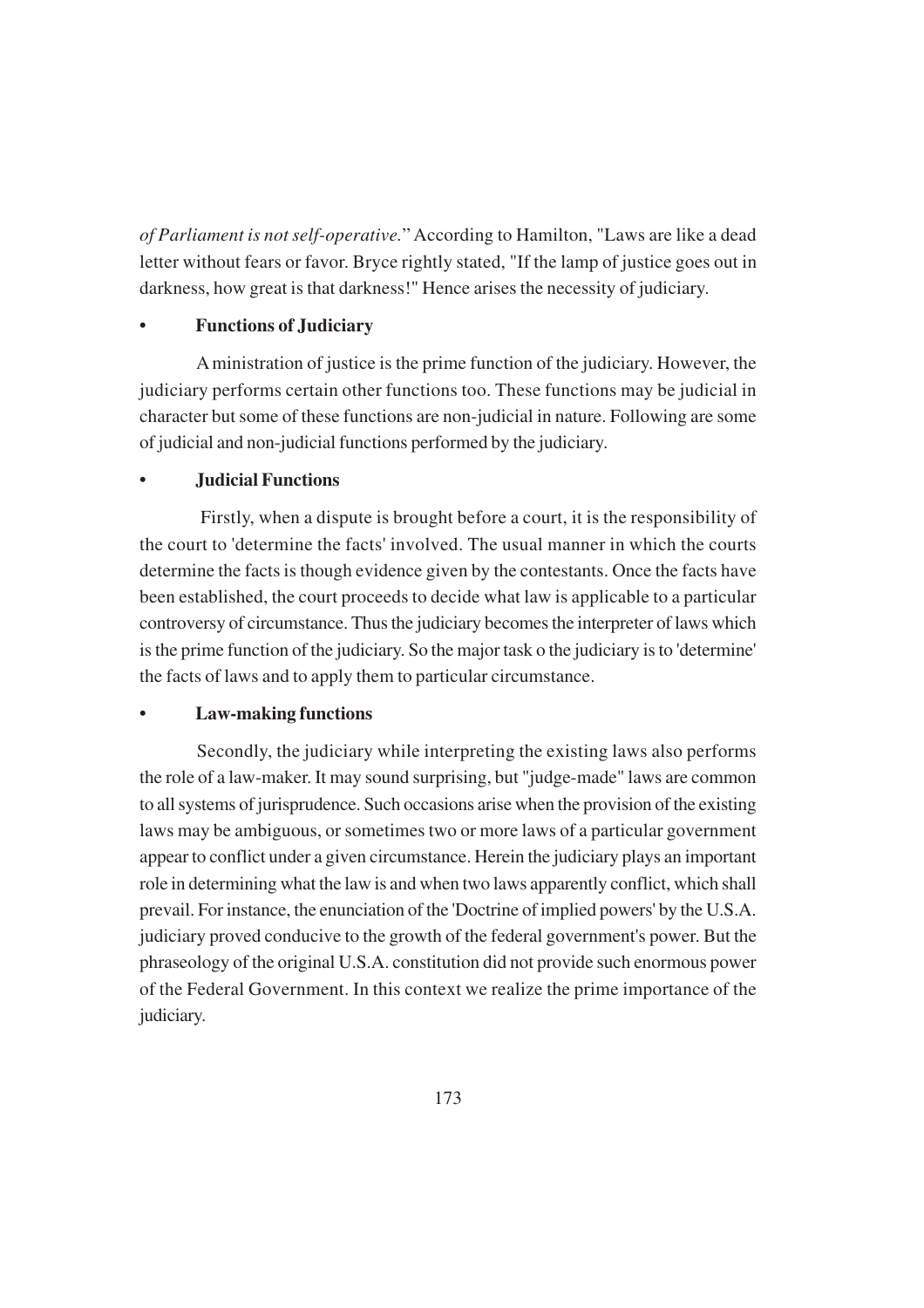*of Parliament is not self-operative.*" According to Hamilton, "Laws are like a dead letter without fears or favor. Bryce rightly stated, "If the lamp of justice goes out in darkness, how great is that darkness!" Hence arises the necessity of judiciary.

- **Functions of Judiciary**

A ministration of justice is the prime function of the judiciary. However, the judiciary performs certain other functions too. These functions may be judicial in character but some of these functions are non-judicial in nature. Following are some of judicial and non-judicial functions performed by the judiciary.

- **Judicial Functions**

Firstly, when a dispute is brought before a court, it is the responsibility of the court to 'determine the facts' involved. The usual manner in which the courts determine the facts is though evidence given by the contestants. Once the facts have been established, the court proceeds to decide what law is applicable to a particular controversy of circumstance. Thus the judiciary becomes the interpreter of laws which is the prime function of the judiciary. So the major task o the judiciary is to 'determine' the facts of laws and to apply them to particular circumstance.

- **Law-making functions**

Secondly, the judiciary while interpreting the existing laws also performs the role of a law-maker. It may sound surprising, but "judge-made" laws are common to all systems of jurisprudence. Such occasions arise when the provision of the existing laws may be ambiguous, or sometimes two or more laws of a particular government appear to conflict under a given circumstance. Herein the judiciary plays an important role in determining what the law is and when two laws apparently conflict, which shall prevail. For instance, the enunciation of the 'Doctrine of implied powers' by the U.S.A. judiciary proved conducive to the growth of the federal government's power. But the phraseology of the original U.S.A. constitution did not provide such enormous power of the Federal Government. In this context we realize the prime importance of the judiciary.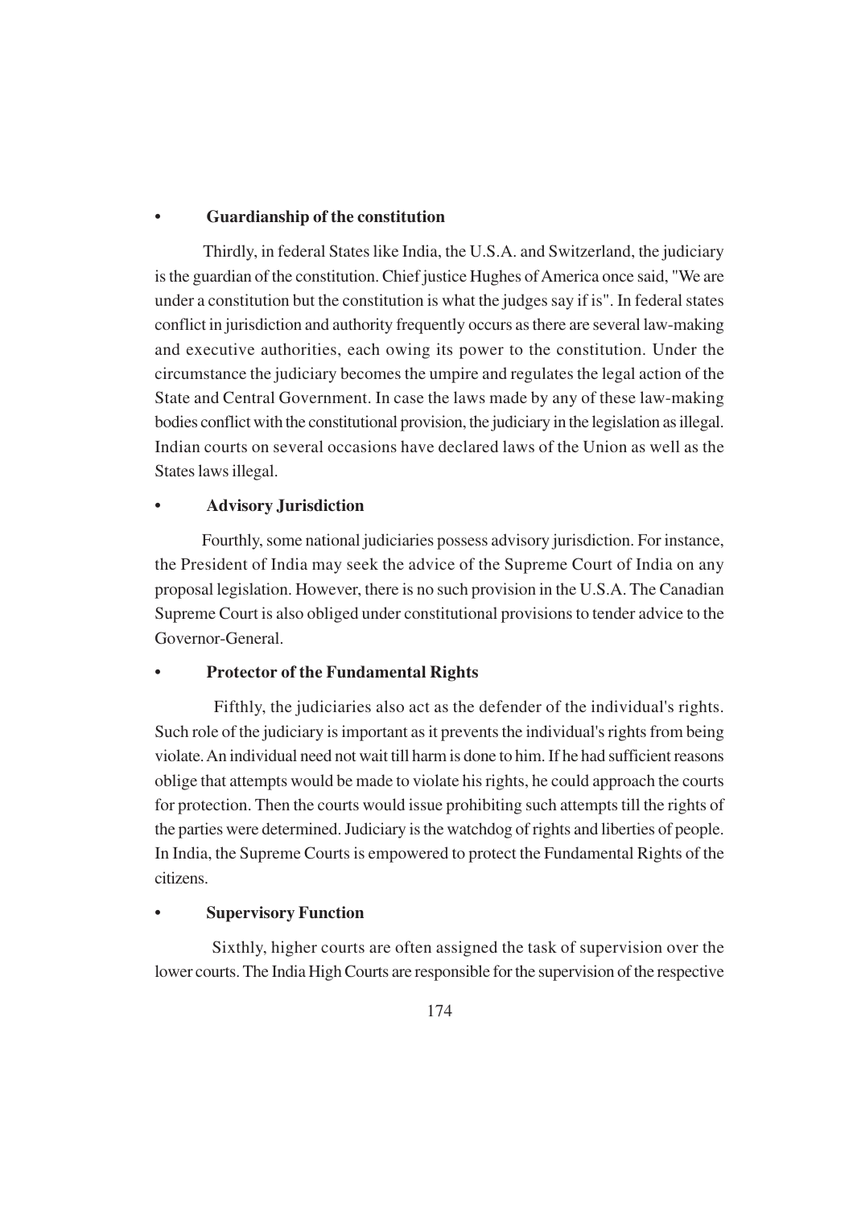- **Guardianship of the constitution**

Thirdly, in federal States like India, the U.S.A. and Switzerland, the judiciary is the guardian of the constitution. Chief justice Hughes of America once said, "We are under a constitution but the constitution is what the judges say if is". In federal states conflict in jurisdiction and authority frequently occurs as there are several law-making and executive authorities, each owing its power to the constitution. Under the circumstance the judiciary becomes the umpire and regulates the legal action of the State and Central Government. In case the laws made by any of these law-making bodies conflict with the constitutional provision, the judiciary in the legislation as illegal. Indian courts on several occasions have declared laws of the Union as well as the States laws illegal.

- **Advisory Jurisdiction**

Fourthly, some national judiciaries possess advisory jurisdiction. For instance, the President of India may seek the advice of the Supreme Court of India on any proposal legislation. However, there is no such provision in the U.S.A. The Canadian Supreme Court is also obliged under constitutional provisions to tender advice to the Governor-General.

- **Protector of the Fundamental Rights**

Fifthly, the judiciaries also act as the defender of the individual's rights. Such role of the judiciary is important as it prevents the individual's rights from being violate. An individual need not wait till harm is done to him. If he had sufficient reasons oblige that attempts would be made to violate his rights, he could approach the courts for protection. Then the courts would issue prohibiting such attempts till the rights of the parties were determined. Judiciary is the watchdog of rights and liberties of people. In India, the Supreme Courts is empowered to protect the Fundamental Rights of the citizens.

- **Supervisory Function**

Sixthly, higher courts are often assigned the task of supervision over the lower courts. The India High Courts are responsible for the supervision of the respective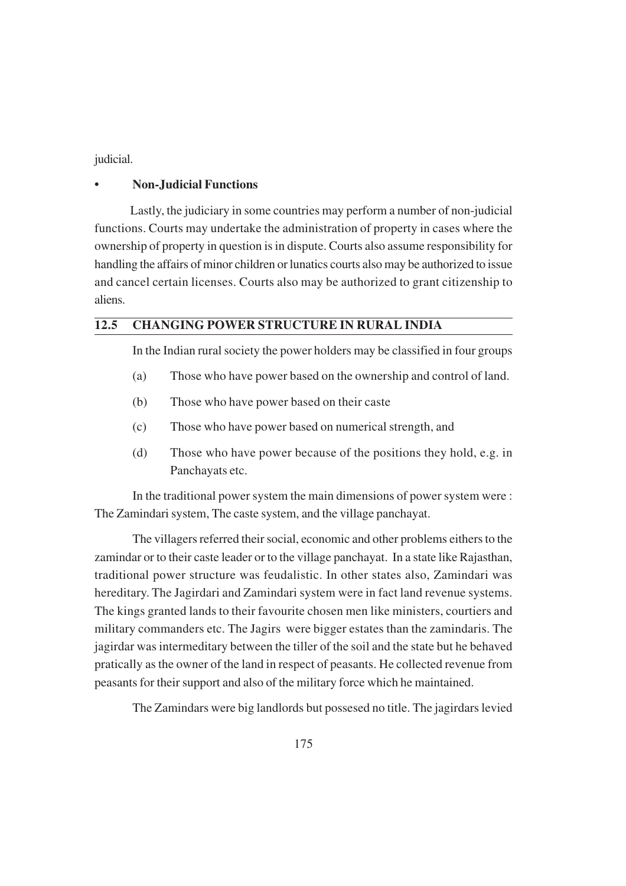judicial.

- **Non-Judicial Functions**

Lastly, the judiciary in some countries may perform a number of non-judicial functions. Courts may undertake the administration of property in cases where the ownership of property in question is in dispute. Courts also assume responsibility for handling the affairs of minor children or lunatics courts also may be authorized to issue and cancel certain licenses. Courts also may be authorized to grant citizenship to aliens.

## 12.5 CHANGING POWER STRUCTURE IN RURAL INDIA

In the Indian rural society the power holders may be classified in four groups

(a) Those who have power based on the ownership and control of land.

(b) Those who have power based on their caste

(c) Those who have power based on numerical strength, and

(d) Those who have power because of the positions they hold, e.g. in Panchayats etc.

In the traditional power system the main dimensions of power system were : The Zamindari system, The caste system, and the village panchayat.

The villagers referred their social, economic and other problems eithers to the zamindar or to their caste leader or to the village panchayat. In a state like Rajasthan, traditional power structure was feudalistic. In other states also, Zamindari was hereditary. The Jagirdari and Zamindari system were in fact land revenue systems. The kings granted lands to their favourite chosen men like ministers, courtiers and military commanders etc. The Jagirs were bigger estates than the zamindaris. The jagirdar was intermeditary between the tiller of the soil and the state but he behaved pratically as the owner of the land in respect of peasants. He collected revenue from peasants for their support and also of the military force which he maintained.

The Zamindars were big landlords but possesed no title. The jagirdars levied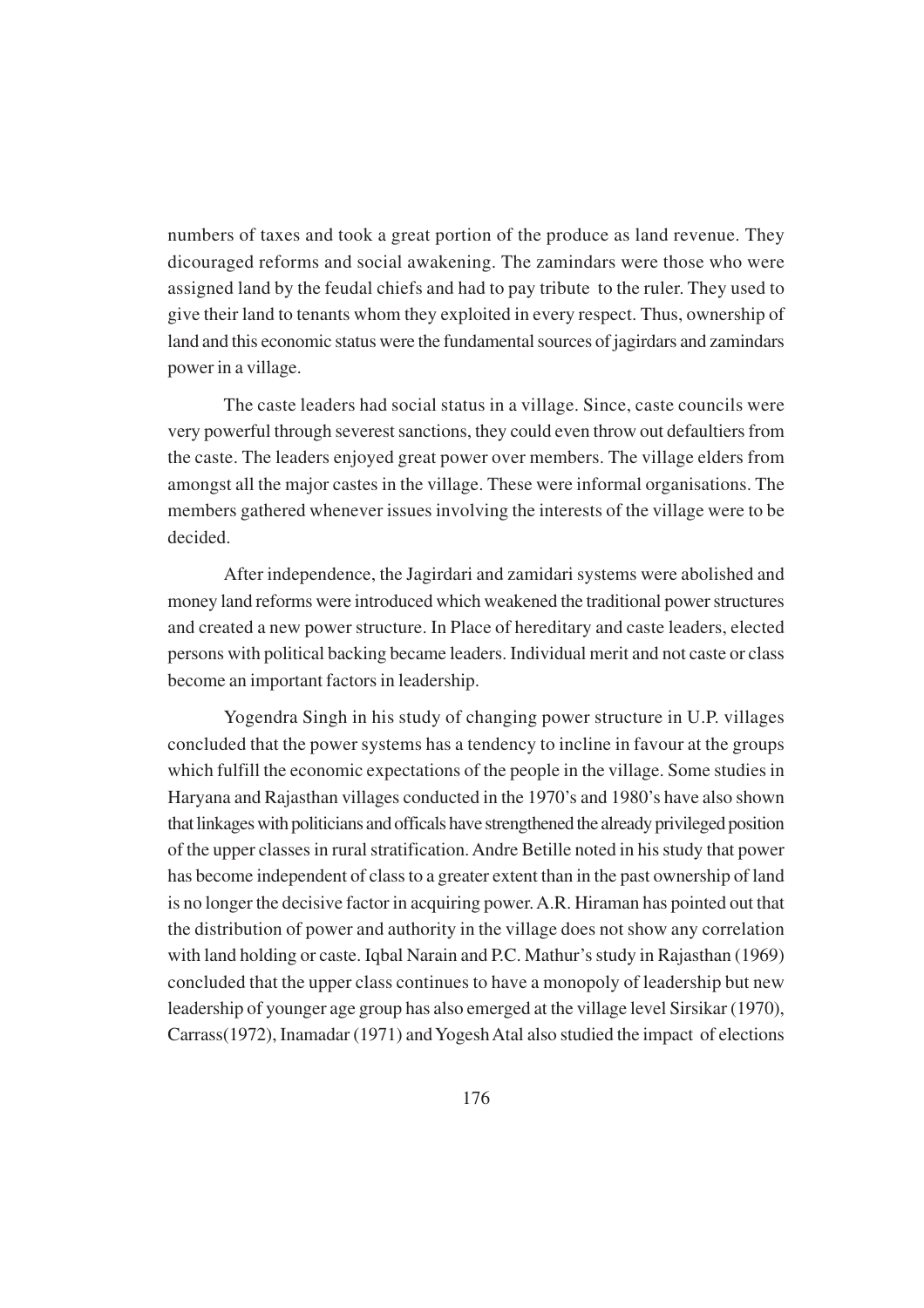numbers of taxes and took a great portion of the produce as land revenue. They dicouraged reforms and social awakening. The zamindars were those who were assigned land by the feudal chiefs and had to pay tribute to the ruler. They used to give their land to tenants whom they exploited in every respect. Thus, ownership of land and this economic status were the fundamental sources of jagirdars and zamindars power in a village.

The caste leaders had social status in a village. Since, caste councils were very powerful through severest sanctions, they could even throw out defaultiers from the caste. The leaders enjoyed great power over members. The village elders from amongst all the major castes in the village. These were informal organisations. The members gathered whenever issues involving the interests of the village were to be decided.

After independence, the Jagirdari and zamidari systems were abolished and money land reforms were introduced which weakened the traditional power structures and created a new power structure. In Place of hereditary and caste leaders, elected persons with political backing became leaders. Individual merit and not caste or class become an important factors in leadership.

Yogendra Singh in his study of changing power structure in U.P. villages concluded that the power systems has a tendency to incline in favour at the groups which fulfill the economic expectations of the people in the village. Some studies in Haryana and Rajasthan villages conducted in the 1970's and 1980's have also shown that linkages with politicians and officals have strengthened the already privileged position of the upper classes in rural stratification. Andre Betille noted in his study that power has become independent of class to a greater extent than in the past ownership of land is no longer the decisive factor in acquiring power. A.R. Hiraman has pointed out that the distribution of power and authority in the village does not show any correlation with land holding or caste. Iqbal Narain and P.C. Mathur's study in Rajasthan (1969) concluded that the upper class continues to have a monopoly of leadership but new leadership of younger age group has also emerged at the village level Sirsikar (1970), Carrass(1972), Inamadar (1971) and Yogesh Atal also studied the impact of elections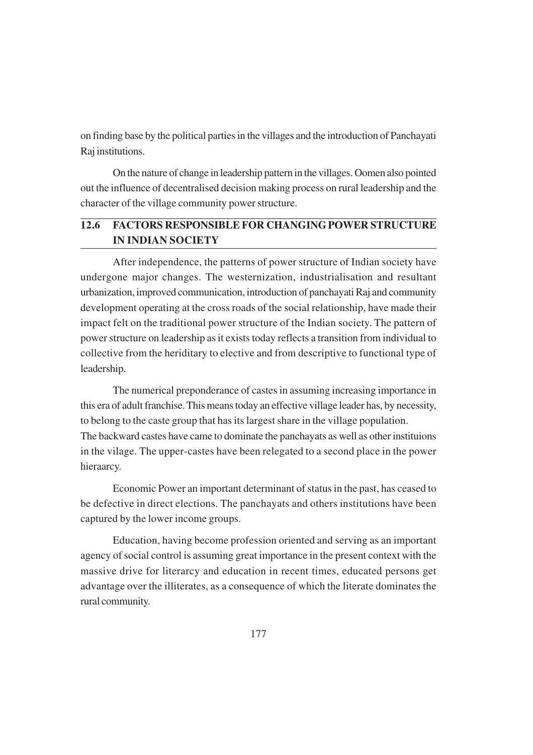on finding base by the political parties in the villages and the introduction of Panchayati Raj institutions.

On the nature of change in leadership pattern in the villages. Oomen also pointed out the influence of decentralised decision making process on rural leadership and the character of the village community power structure.

## 12.6 FACTORS RESPONSIBLE FOR CHANGING POWER STRUCTURE IN INDIAN SOCIETY

After independence, the patterns of power structure of Indian society have undergone major changes. The westernization, industrialisation and resultant urbanization, improved communication, introduction of panchayati Raj and community development operating at the cross roads of the social relationship, have made their impact felt on the traditional power structure of the Indian society. The pattern of power structure on leadership as it exists today reflects a transition from individual to collective from the heriditary to elective and from descriptive to functional type of leadership.

The numerical preponderance of castes in assuming increasing importance in this era of adult franchise. This means today an effective village leader has, by necessity, to belong to the caste group that has its largest share in the village population. The backward castes have came to dominate the panchayats as well as other instituions in the vilage. The upper-castes have been relegated to a second place in the power hieraarcy.

Economic Power an important determinant of status in the past, has ceased to be defective in direct elections. The panchayats and others institutions have been captured by the lower income groups.

Education, having become profession oriented and serving as an important agency of social control is assuming great importance in the present context with the massive drive for literacy and education in recent times, educated persons get advantage over the illiterates, as a consequence of which the literate dominates the rural community.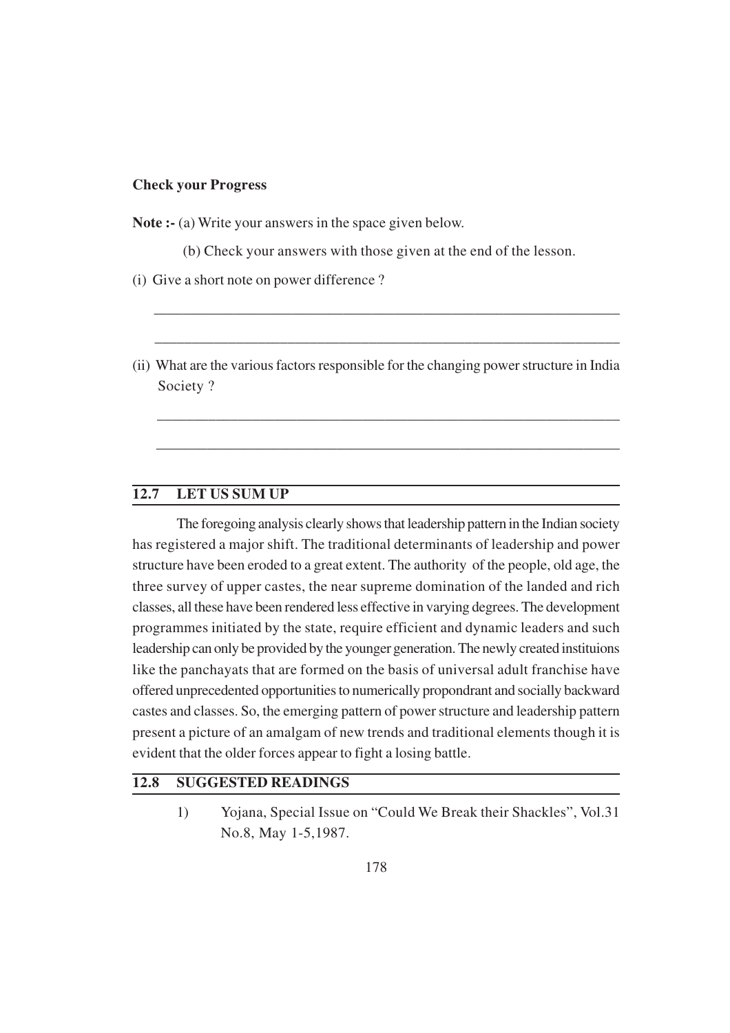**Check your Progress**

**Note :-** (a) Write your answers in the space given below.

(b) Check your answers with those given at the end of the lesson.

(i) Give a short note on power difference ?

_______________________________________________________________

_______________________________________________________________

(ii) What are the various factors responsible for the changing power structure in India Society ?

_______________________________________________________________

_______________________________________________________________

## 12.7 LET US SUM UP

The foregoing analysis clearly shows that leadership pattern in the Indian society has registered a major shift. The traditional determinants of leadership and power structure have been eroded to a great extent. The authority of the people, old age, the three survey of upper castes, the near supreme domination of the landed and rich classes, all these have been rendered less effective in varying degrees. The development programmes initiated by the state, require efficient and dynamic leaders and such leadership can only be provided by the younger generation. The newly created instituions like the panchayats that are formed on the basis of universal adult franchise have offered unprecedented opportunities to numerically propondrant and socially backward castes and classes. So, the emerging pattern of power structure and leadership pattern present a picture of an amalgam of new trends and traditional elements though it is evident that the older forces appear to fight a losing battle.

## 12.8 SUGGESTED READINGS

1) Yojana, Special Issue on "Could We Break their Shackles", Vol.31 No.8, May 1-5,1987.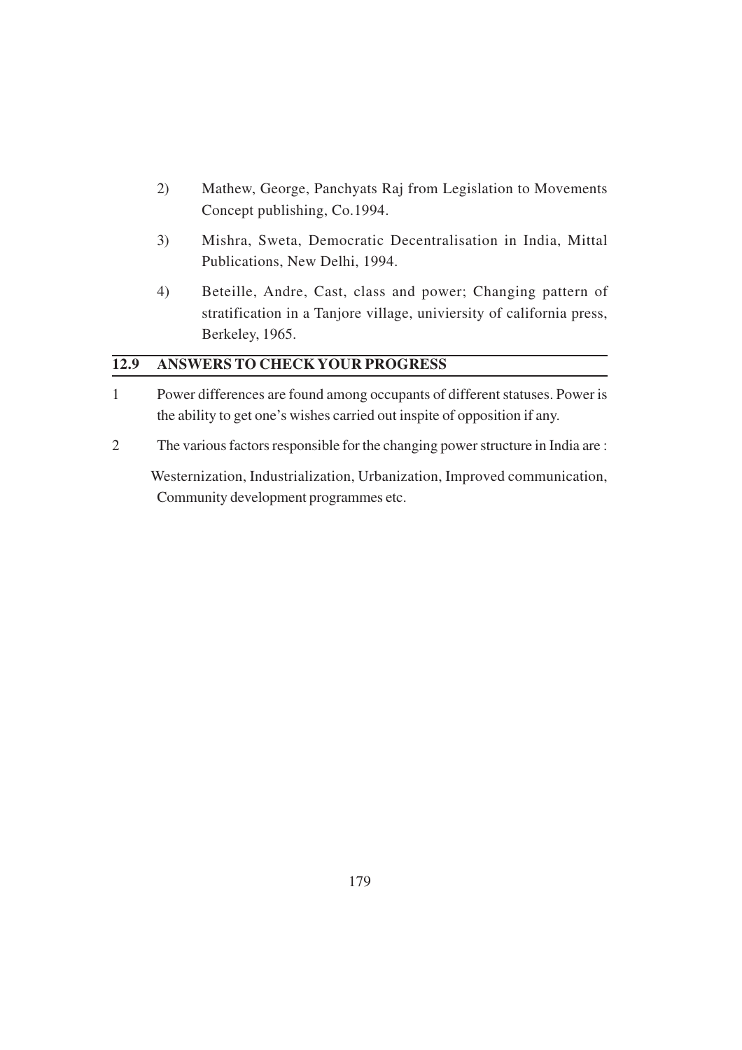2) Mathew, George, Panchyats Raj from Legislation to Movements Concept publishing, Co.1994.

3) Mishra, Sweta, Democratic Decentralisation in India, Mittal Publications, New Delhi, 1994.

4) Beteille, Andre, Cast, class and power; Changing pattern of stratification in a Tanjore village, univiersity of california press, Berkeley, 1965.

## 12.9 ANSWERS TO CHECK YOUR PROGRESS

1 Power differences are found among occupants of different statuses. Power is the ability to get one's wishes carried out inspite of opposition if any.

2 The various factors responsible for the changing power structure in India are :

Westernization, Industrialization, Urbanization, Improved communication, Community development programmes etc.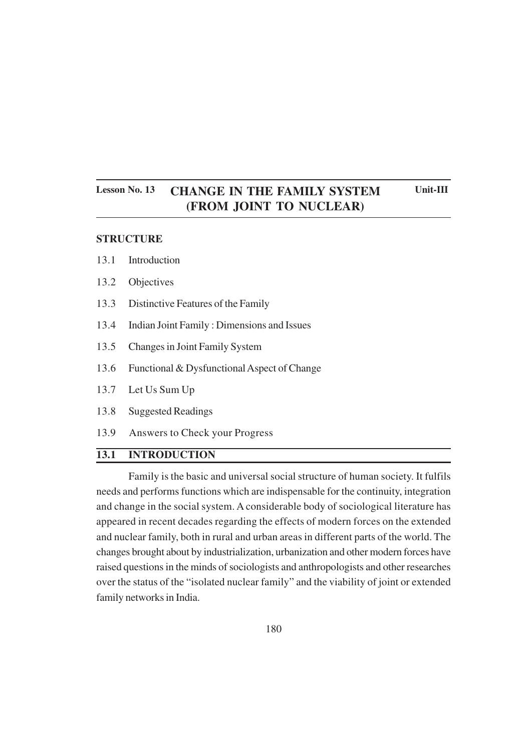**Lesson No. 13** | **Unit-III**

# CHANGE IN THE FAMILY SYSTEM (FROM JOINT TO NUCLEAR)

**STRUCTURE**

- 13.1 Introduction
- 13.2 Objectives
- 13.3 Distinctive Features of the Family
- 13.4 Indian Joint Family : Dimensions and Issues
- 13.5 Changes in Joint Family System
- 13.6 Functional & Dysfunctional Aspect of Change
- 13.7 Let Us Sum Up
- 13.8 Suggested Readings
- 13.9 Answers to Check your Progress

## 13.1 INTRODUCTION

Family is the basic and universal social structure of human society. It fulfils needs and performs functions which are indispensable for the continuity, integration and change in the social system. A considerable body of sociological literature has appeared in recent decades regarding the effects of modern forces on the extended and nuclear family, both in rural and urban areas in different parts of the world. The changes brought about by industrialization, urbanization and other modern forces have raised questions in the minds of sociologists and anthropologists and other researches over the status of the "isolated nuclear family" and the viability of joint or extended family networks in India.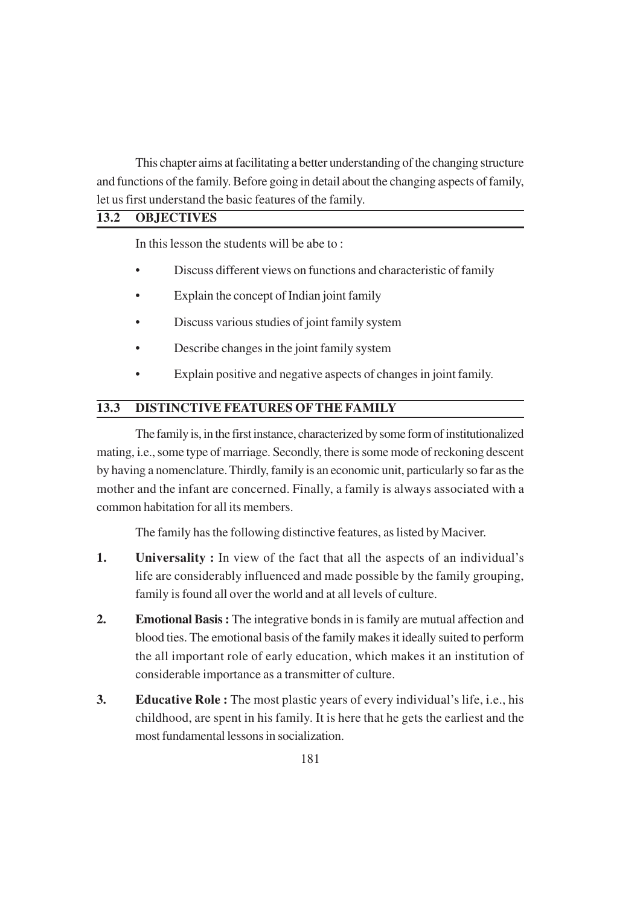This chapter aims at facilitating a better understanding of the changing structure and functions of the family. Before going in detail about the changing aspects of family, let us first understand the basic features of the family.

## 13.2 OBJECTIVES

In this lesson the students will be abe to :

- Discuss different views on functions and characteristic of family
- Explain the concept of Indian joint family
- Discuss various studies of joint family system
- Describe changes in the joint family system
- Explain positive and negative aspects of changes in joint family.

## 13.3 DISTINCTIVE FEATURES OF THE FAMILY

The family is, in the first instance, characterized by some form of institutionalized mating, i.e., some type of marriage. Secondly, there is some mode of reckoning descent by having a nomenclature. Thirdly, family is an economic unit, particularly so far as the mother and the infant are concerned. Finally, a family is always associated with a common habitation for all its members.

The family has the following distinctive features, as listed by Maciver.

1. **Universality :** In view of the fact that all the aspects of an individual's life are considerably influenced and made possible by the family grouping, family is found all over the world and at all levels of culture.
2. **Emotional Basis :** The integrative bonds in is family are mutual affection and blood ties. The emotional basis of the family makes it ideally suited to perform the all important role of early education, which makes it an institution of considerable importance as a transmitter of culture.
3. **Educative Role :** The most plastic years of every individual's life, i.e., his childhood, are spent in his family. It is here that he gets the earliest and the most fundamental lessons in socialization.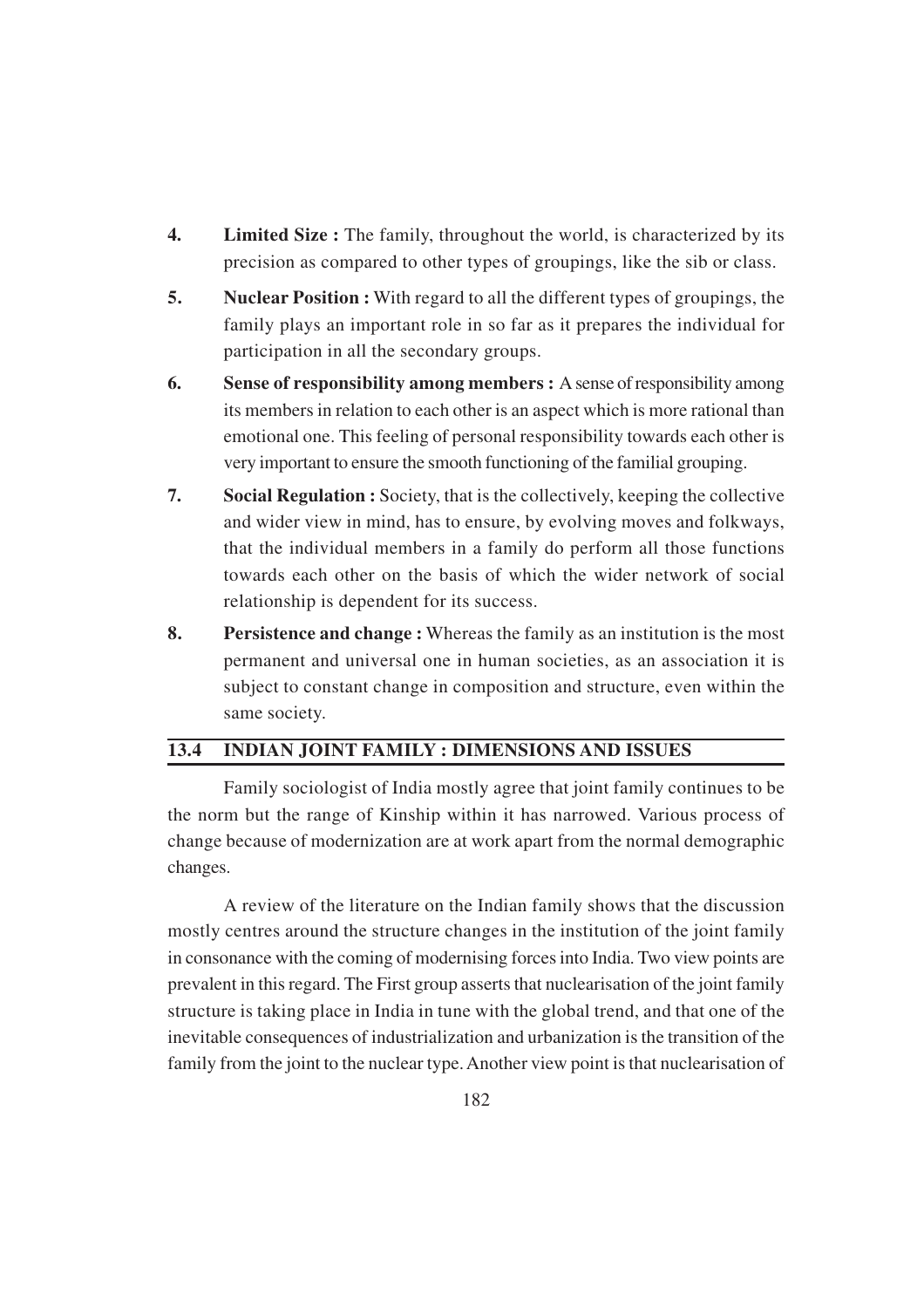4. **Limited Size :** The family, throughout the world, is characterized by its precision as compared to other types of groupings, like the sib or class.

5. **Nuclear Position :** With regard to all the different types of groupings, the family plays an important role in so far as it prepares the individual for participation in all the secondary groups.

6. **Sense of responsibility among members :** A sense of responsibility among its members in relation to each other is an aspect which is more rational than emotional one. This feeling of personal responsibility towards each other is very important to ensure the smooth functioning of the familial grouping.

7. **Social Regulation :** Society, that is the collectively, keeping the collective and wider view in mind, has to ensure, by evolving moves and folkways, that the individual members in a family do perform all those functions towards each other on the basis of which the wider network of social relationship is dependent for its success.

8. **Persistence and change :** Whereas the family as an institution is the most permanent and universal one in human societies, as an association it is subject to constant change in composition and structure, even within the same society.

## 13.4 INDIAN JOINT FAMILY : DIMENSIONS AND ISSUES

Family sociologist of India mostly agree that joint family continues to be the norm but the range of Kinship within it has narrowed. Various process of change because of modernization are at work apart from the normal demographic changes.

A review of the literature on the Indian family shows that the discussion mostly centres around the structure changes in the institution of the joint family in consonance with the coming of modernising forces into India. Two view points are prevalent in this regard. The First group asserts that nuclearisation of the joint family structure is taking place in India in tune with the global trend, and that one of the inevitable consequences of industrialization and urbanization is the transition of the family from the joint to the nuclear type. Another view point is that nuclearisation of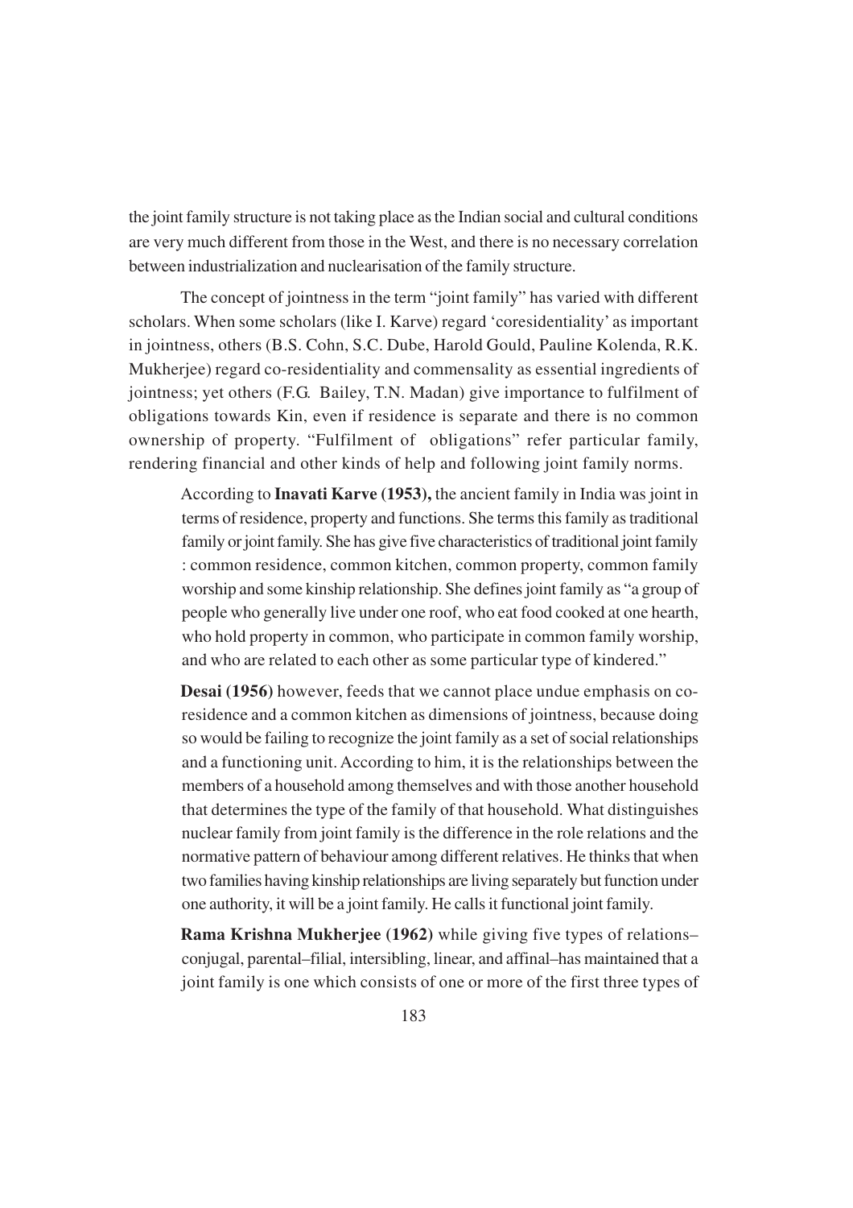the joint family structure is not taking place as the Indian social and cultural conditions are very much different from those in the West, and there is no necessary correlation between industrialization and nuclearisation of the family structure.

The concept of jointness in the term "joint family" has varied with different scholars. When some scholars (like I. Karve) regard 'coresidentiality' as important in jointness, others (B.S. Cohn, S.C. Dube, Harold Gould, Pauline Kolenda, R.K. Mukherjee) regard co-residentiality and commensality as essential ingredients of jointness; yet others (F.G. Bailey, T.N. Madan) give importance to fulfilment of obligations towards Kin, even if residence is separate and there is no common ownership of property. "Fulfilment of obligations" refer particular family, rendering financial and other kinds of help and following joint family norms.

> According to **Inavati Karve (1953),** the ancient family in India was joint in terms of residence, property and functions. She terms this family as traditional family or joint family. She has give five characteristics of traditional joint family : common residence, common kitchen, common property, common family worship and some kinship relationship. She defines joint family as "a group of people who generally live under one roof, who eat food cooked at one hearth, who hold property in common, who participate in common family worship, and who are related to each other as some particular type of kindered."
>
> **Desai (1956)** however, feeds that we cannot place undue emphasis on co-residence and a common kitchen as dimensions of jointness, because doing so would be failing to recognize the joint family as a set of social relationships and a functioning unit. According to him, it is the relationships between the members of a household among themselves and with those another household that determines the type of the family of that household. What distinguishes nuclear family from joint family is the difference in the role relations and the normative pattern of behaviour among different relatives. He thinks that when two families having kinship relationships are living separately but function under one authority, it will be a joint family. He calls it functional joint family.
>
> **Rama Krishna Mukherjee (1962)** while giving five types of relations– conjugal, parental–filial, intersibling, linear, and affinal–has maintained that a joint family is one which consists of one or more of the first three types of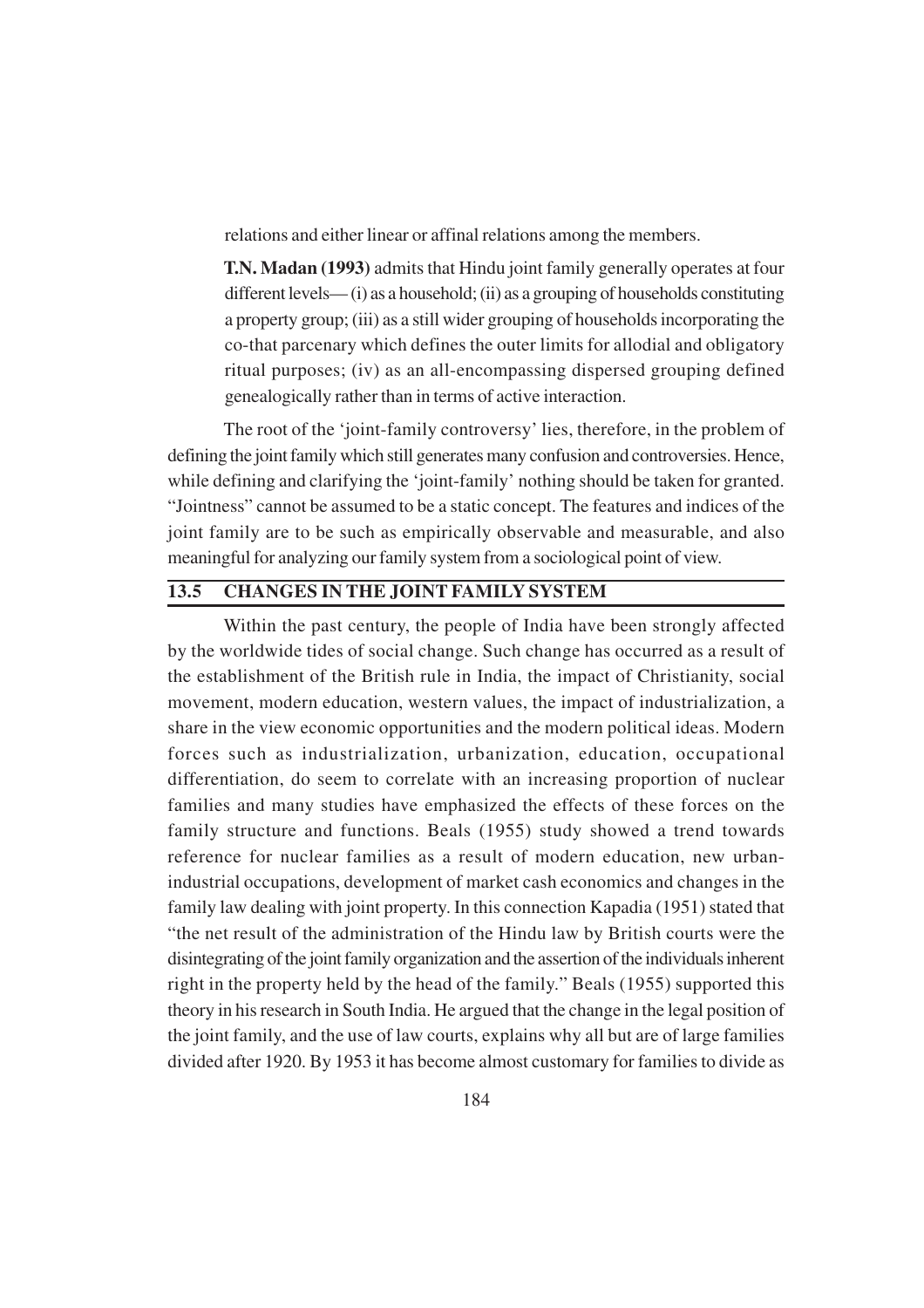relations and either linear or affinal relations among the members.

**T.N. Madan (1993)** admits that Hindu joint family generally operates at four different levels— (i) as a household; (ii) as a grouping of households constituting a property group; (iii) as a still wider grouping of households incorporating the co-that parcenary which defines the outer limits for allodial and obligatory ritual purposes; (iv) as an all-encompassing dispersed grouping defined genealogically rather than in terms of active interaction.

The root of the 'joint-family controversy' lies, therefore, in the problem of defining the joint family which still generates many confusion and controversies. Hence, while defining and clarifying the 'joint-family' nothing should be taken for granted. "Jointness" cannot be assumed to be a static concept. The features and indices of the joint family are to be such as empirically observable and measurable, and also meaningful for analyzing our family system from a sociological point of view.

## 13.5 CHANGES IN THE JOINT FAMILY SYSTEM

Within the past century, the people of India have been strongly affected by the worldwide tides of social change. Such change has occurred as a result of the establishment of the British rule in India, the impact of Christianity, social movement, modern education, western values, the impact of industrialization, a share in the view economic opportunities and the modern political ideas. Modern forces such as industrialization, urbanization, education, occupational differentiation, do seem to correlate with an increasing proportion of nuclear families and many studies have emphasized the effects of these forces on the family structure and functions. Beals (1955) study showed a trend towards reference for nuclear families as a result of modern education, new urban-industrial occupations, development of market cash economics and changes in the family law dealing with joint property. In this connection Kapadia (1951) stated that "the net result of the administration of the Hindu law by British courts were the disintegrating of the joint family organization and the assertion of the individuals inherent right in the property held by the head of the family." Beals (1955) supported this theory in his research in South India. He argued that the change in the legal position of the joint family, and the use of law courts, explains why all but are of large families divided after 1920. By 1953 it has become almost customary for families to divide as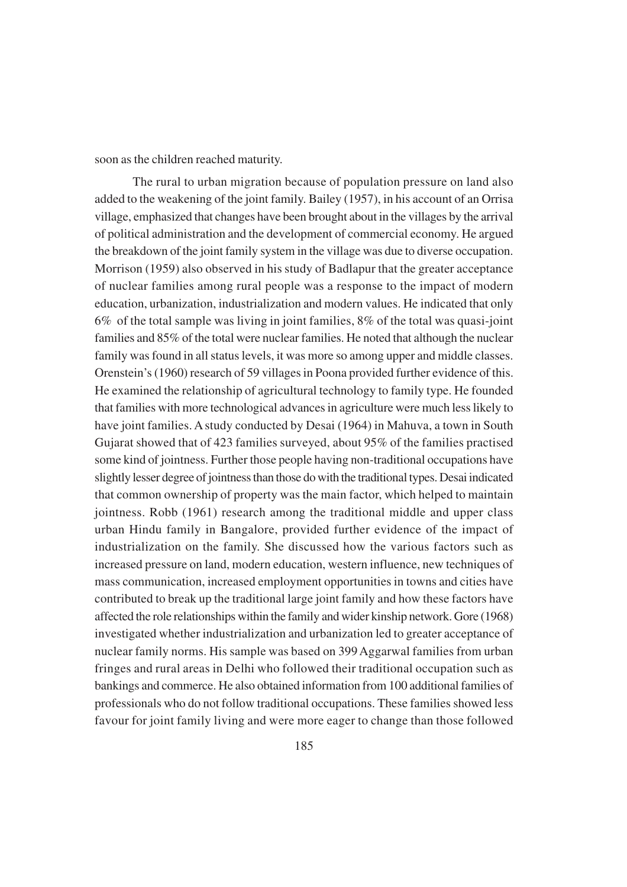soon as the children reached maturity.

The rural to urban migration because of population pressure on land also added to the weakening of the joint family. Bailey (1957), in his account of an Orrisa village, emphasized that changes have been brought about in the villages by the arrival of political administration and the development of commercial economy. He argued the breakdown of the joint family system in the village was due to diverse occupation. Morrison (1959) also observed in his study of Badlapur that the greater acceptance of nuclear families among rural people was a response to the impact of modern education, urbanization, industrialization and modern values. He indicated that only 6% of the total sample was living in joint families, 8% of the total was quasi-joint families and 85% of the total were nuclear families. He noted that although the nuclear family was found in all status levels, it was more so among upper and middle classes. Orenstein's (1960) research of 59 villages in Poona provided further evidence of this. He examined the relationship of agricultural technology to family type. He founded that families with more technological advances in agriculture were much less likely to have joint families. A study conducted by Desai (1964) in Mahuva, a town in South Gujarat showed that of 423 families surveyed, about 95% of the families practised some kind of jointness. Further those people having non-traditional occupations have slightly lesser degree of jointness than those do with the traditional types. Desai indicated that common ownership of property was the main factor, which helped to maintain jointness. Robb (1961) research among the traditional middle and upper class urban Hindu family in Bangalore, provided further evidence of the impact of industrialization on the family. She discussed how the various factors such as increased pressure on land, modern education, western influence, new techniques of mass communication, increased employment opportunities in towns and cities have contributed to break up the traditional large joint family and how these factors have affected the role relationships within the family and wider kinship network. Gore (1968) investigated whether industrialization and urbanization led to greater acceptance of nuclear family norms. His sample was based on 399 Aggarwal families from urban fringes and rural areas in Delhi who followed their traditional occupation such as bankings and commerce. He also obtained information from 100 additional families of professionals who do not follow traditional occupations. These families showed less favour for joint family living and were more eager to change than those followed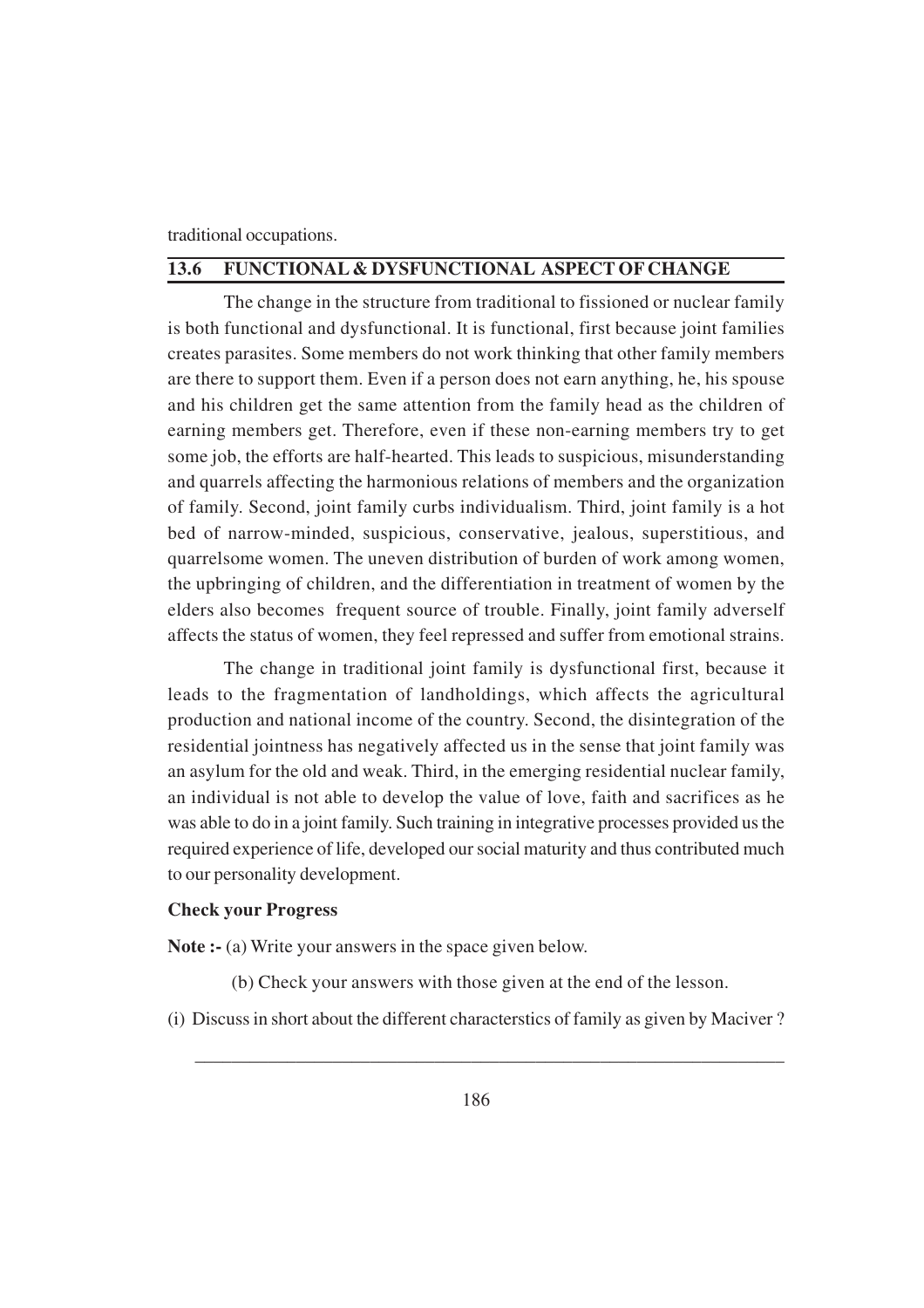traditional occupations.

## 13.6 FUNCTIONAL & DYSFUNCTIONAL ASPECT OF CHANGE

The change in the structure from traditional to fissioned or nuclear family is both functional and dysfunctional. It is functional, first because joint families creates parasites. Some members do not work thinking that other family members are there to support them. Even if a person does not earn anything, he, his spouse and his children get the same attention from the family head as the children of earning members get. Therefore, even if these non-earning members try to get some job, the efforts are half-hearted. This leads to suspicious, misunderstanding and quarrels affecting the harmonious relations of members and the organization of family. Second, joint family curbs individualism. Third, joint family is a hot bed of narrow-minded, suspicious, conservative, jealous, superstitious, and quarrelsome women. The uneven distribution of burden of work among women, the upbringing of children, and the differentiation in treatment of women by the elders also becomes frequent source of trouble. Finally, joint family adverself affects the status of women, they feel repressed and suffer from emotional strains.

The change in traditional joint family is dysfunctional first, because it leads to the fragmentation of landholdings, which affects the agricultural production and national income of the country. Second, the disintegration of the residential jointness has negatively affected us in the sense that joint family was an asylum for the old and weak. Third, in the emerging residential nuclear family, an individual is not able to develop the value of love, faith and sacrifices as he was able to do in a joint family. Such training in integrative processes provided us the required experience of life, developed our social maturity and thus contributed much to our personality development.

**Check your Progress**

**Note :-** (a) Write your answers in the space given below.

(b) Check your answers with those given at the end of the lesson.

(i) Discuss in short about the different characterstics of family as given by Maciver ?

_______________________________________________________________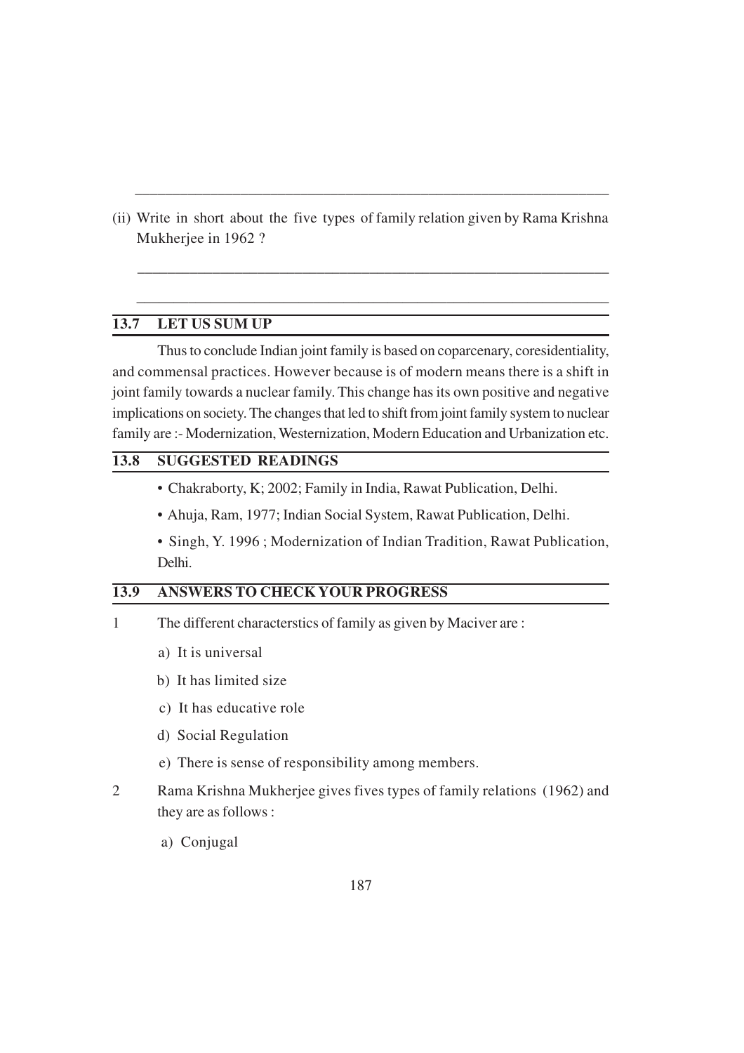(ii) Write in short about the five types of family relation given by Rama Krishna Mukherjee in 1962 ?

## 13.7 LET US SUM UP

Thus to conclude Indian joint family is based on coparcenary, coresidentiality, and commensal practices. However because is of modern means there is a shift in joint family towards a nuclear family. This change has its own positive and negative implications on society. The changes that led to shift from joint family system to nuclear family are :- Modernization, Westernization, Modern Education and Urbanization etc.

## 13.8 SUGGESTED READINGS

- Chakraborty, K; 2002; Family in India, Rawat Publication, Delhi.
- Ahuja, Ram, 1977; Indian Social System, Rawat Publication, Delhi.
- Singh, Y. 1996 ; Modernization of Indian Tradition, Rawat Publication, Delhi.

## 13.9 ANSWERS TO CHECK YOUR PROGRESS

1 The different characterstics of family as given by Maciver are :

   a) It is universal

   b) It has limited size

   c) It has educative role

   d) Social Regulation

   e) There is sense of responsibility among members.

2 Rama Krishna Mukherjee gives fives types of family relations (1962) and they are as follows :

   a) Conjugal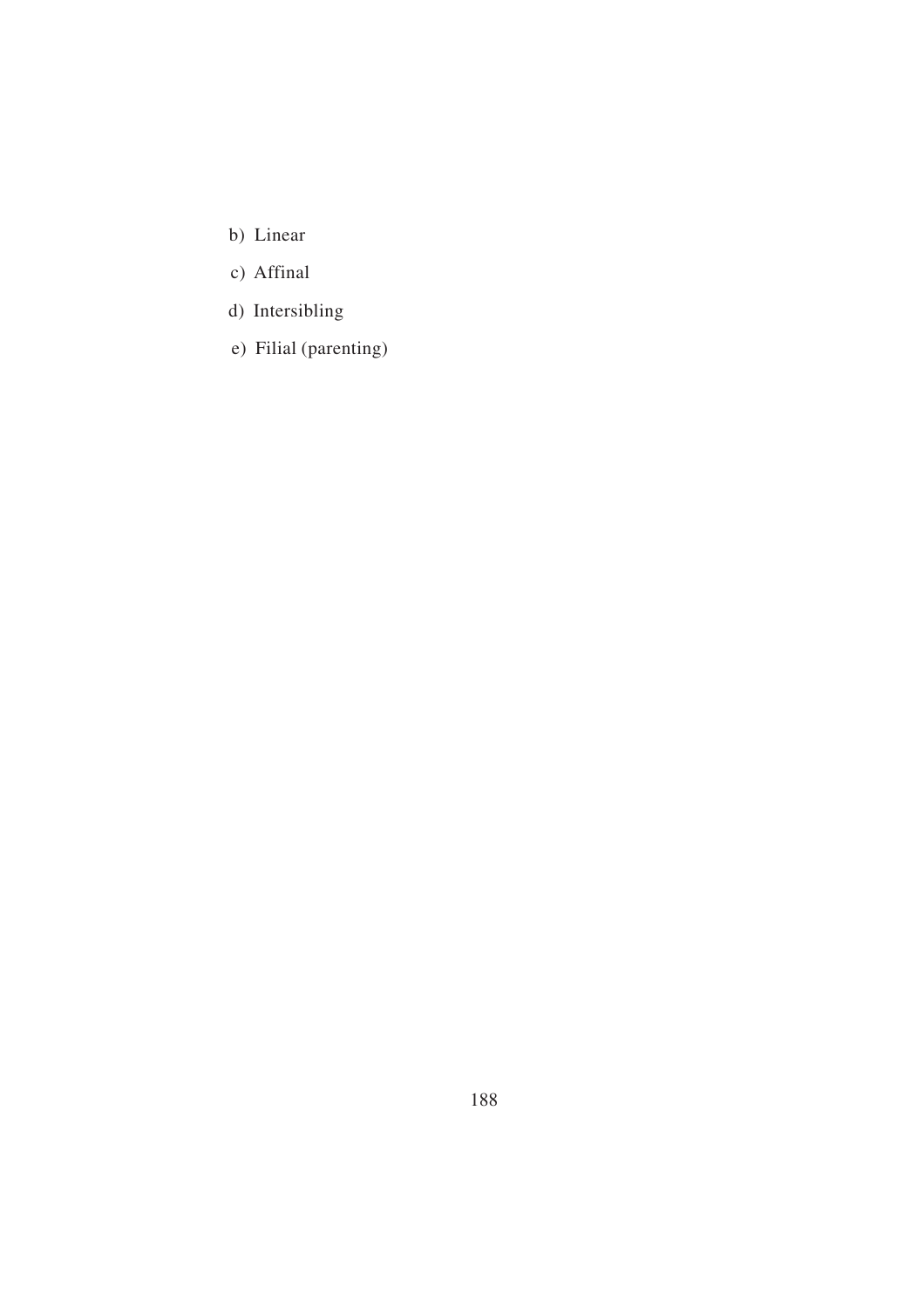b) Linear

c) Affinal

d) Intersibling

e) Filial (parenting)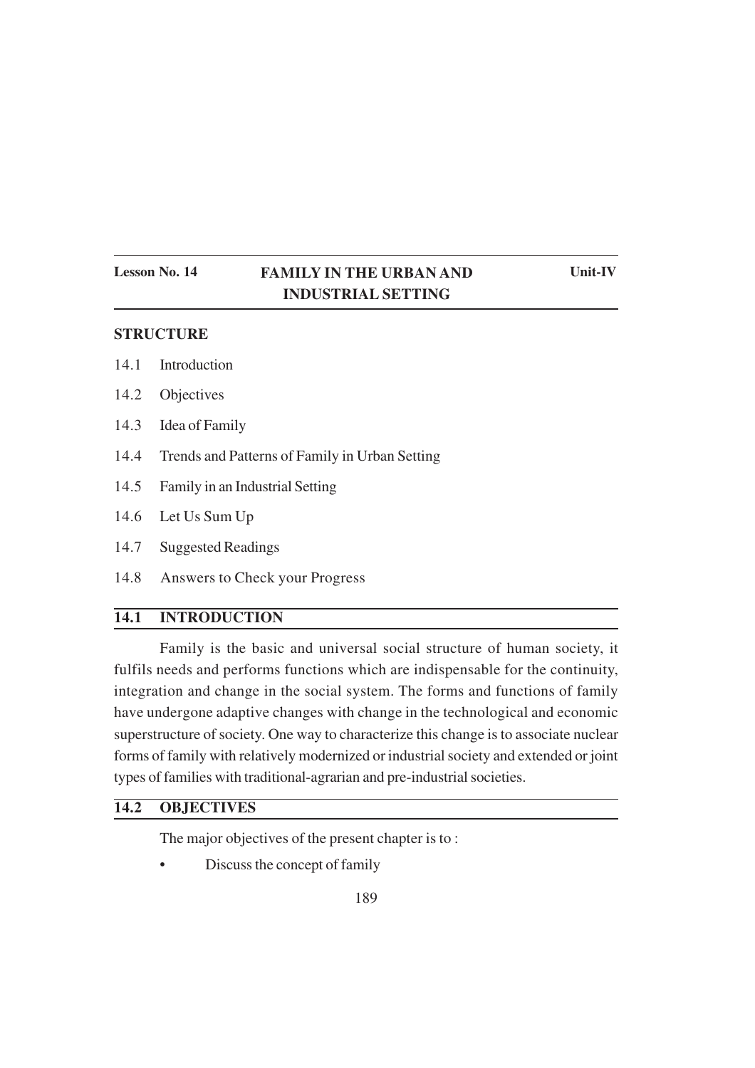**Lesson No. 14** | **FAMILY IN THE URBAN AND INDUSTRIAL SETTING** | **Unit-IV**

## STRUCTURE

14.1 Introduction

14.2 Objectives

14.3 Idea of Family

14.4 Trends and Patterns of Family in Urban Setting

14.5 Family in an Industrial Setting

14.6 Let Us Sum Up

14.7 Suggested Readings

14.8 Answers to Check your Progress

## 14.1 INTRODUCTION

Family is the basic and universal social structure of human society, it fulfils needs and performs functions which are indispensable for the continuity, integration and change in the social system. The forms and functions of family have undergone adaptive changes with change in the technological and economic superstructure of society. One way to characterize this change is to associate nuclear forms of family with relatively modernized or industrial society and extended or joint types of families with traditional-agrarian and pre-industrial societies.

## 14.2 OBJECTIVES

The major objectives of the present chapter is to :

- Discuss the concept of family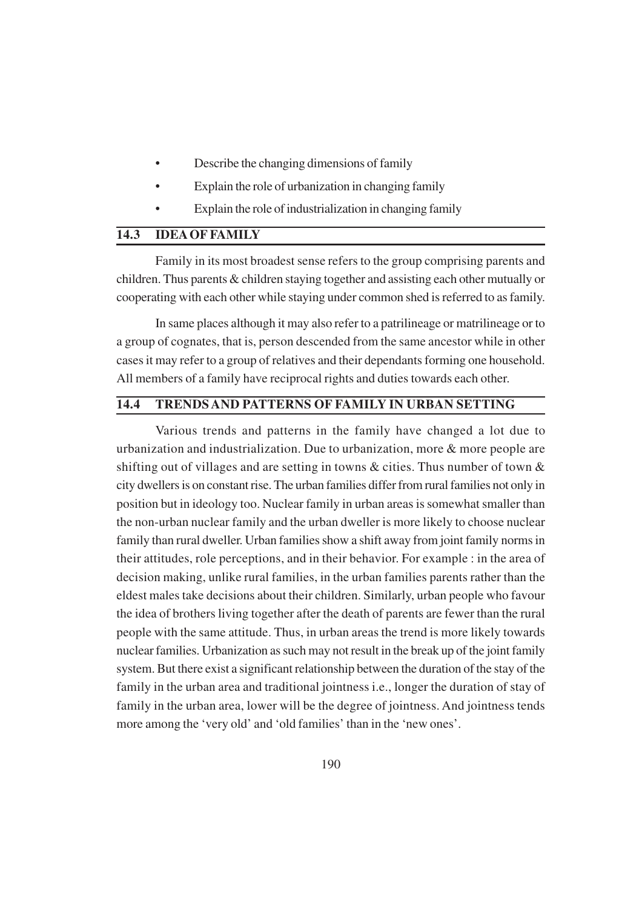- Describe the changing dimensions of family
- Explain the role of urbanization in changing family
- Explain the role of industrialization in changing family

## 14.3 IDEA OF FAMILY

Family in its most broadest sense refers to the group comprising parents and children. Thus parents & children staying together and assisting each other mutually or cooperating with each other while staying under common shed is referred to as family.

In same places although it may also refer to a patrilineage or matrilineage or to a group of cognates, that is, person descended from the same ancestor while in other cases it may refer to a group of relatives and their dependants forming one household. All members of a family have reciprocal rights and duties towards each other.

## 14.4 TRENDS AND PATTERNS OF FAMILY IN URBAN SETTING

Various trends and patterns in the family have changed a lot due to urbanization and industrialization. Due to urbanization, more & more people are shifting out of villages and are setting in towns & cities. Thus number of town & city dwellers is on constant rise. The urban families differ from rural families not only in position but in ideology too. Nuclear family in urban areas is somewhat smaller than the non-urban nuclear family and the urban dweller is more likely to choose nuclear family than rural dweller. Urban families show a shift away from joint family norms in their attitudes, role perceptions, and in their behavior. For example : in the area of decision making, unlike rural families, in the urban families parents rather than the eldest males take decisions about their children. Similarly, urban people who favour the idea of brothers living together after the death of parents are fewer than the rural people with the same attitude. Thus, in urban areas the trend is more likely towards nuclear families. Urbanization as such may not result in the break up of the joint family system. But there exist a significant relationship between the duration of the stay of the family in the urban area and traditional jointness i.e., longer the duration of stay of family in the urban area, lower will be the degree of jointness. And jointness tends more among the 'very old' and 'old families' than in the 'new ones'.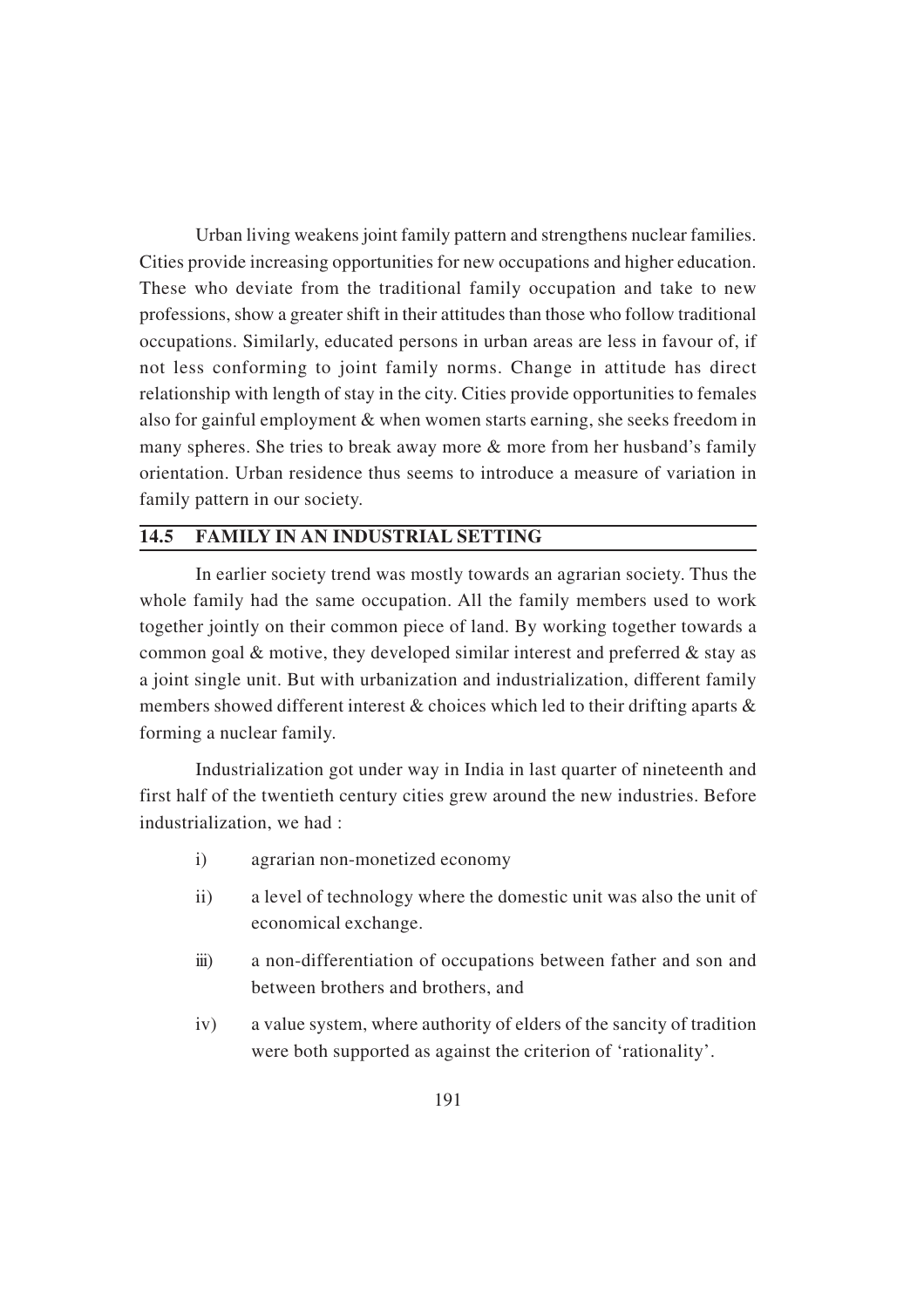Urban living weakens joint family pattern and strengthens nuclear families. Cities provide increasing opportunities for new occupations and higher education. These who deviate from the traditional family occupation and take to new professions, show a greater shift in their attitudes than those who follow traditional occupations. Similarly, educated persons in urban areas are less in favour of, if not less conforming to joint family norms. Change in attitude has direct relationship with length of stay in the city. Cities provide opportunities to females also for gainful employment & when women starts earning, she seeks freedom in many spheres. She tries to break away more & more from her husband's family orientation. Urban residence thus seems to introduce a measure of variation in family pattern in our society.

## 14.5 FAMILY IN AN INDUSTRIAL SETTING

In earlier society trend was mostly towards an agrarian society. Thus the whole family had the same occupation. All the family members used to work together jointly on their common piece of land. By working together towards a common goal & motive, they developed similar interest and preferred & stay as a joint single unit. But with urbanization and industrialization, different family members showed different interest & choices which led to their drifting aparts & forming a nuclear family.

Industrialization got under way in India in last quarter of nineteenth and first half of the twentieth century cities grew around the new industries. Before industrialization, we had :

i) agrarian non-monetized economy

ii) a level of technology where the domestic unit was also the unit of economical exchange.

iii) a non-differentiation of occupations between father and son and between brothers and brothers, and

iv) a value system, where authority of elders of the sancity of tradition were both supported as against the criterion of 'rationality'.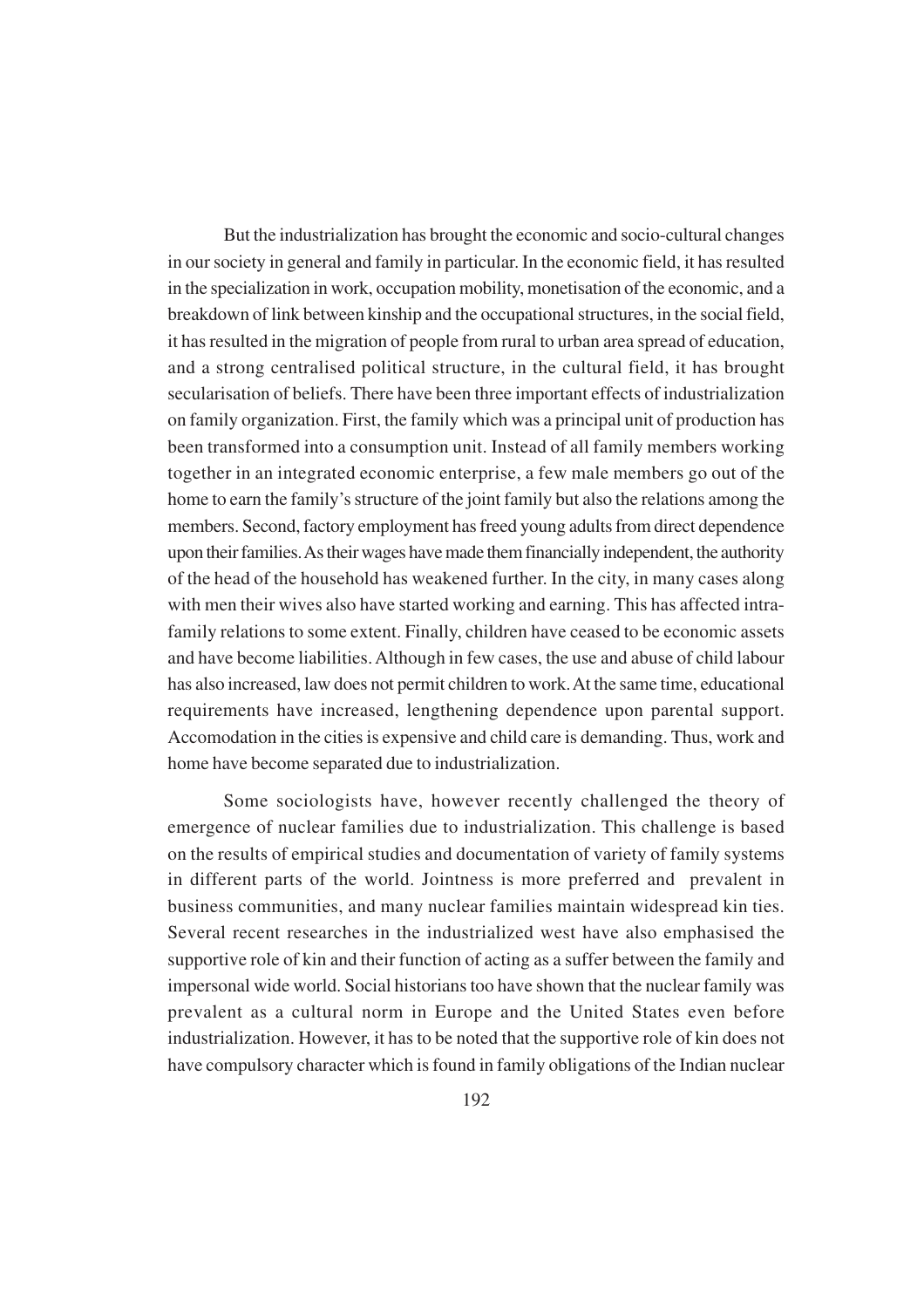But the industrialization has brought the economic and socio-cultural changes in our society in general and family in particular. In the economic field, it has resulted in the specialization in work, occupation mobility, monetisation of the economic, and a breakdown of link between kinship and the occupational structures, in the social field, it has resulted in the migration of people from rural to urban area spread of education, and a strong centralised political structure, in the cultural field, it has brought secularisation of beliefs. There have been three important effects of industrialization on family organization. First, the family which was a principal unit of production has been transformed into a consumption unit. Instead of all family members working together in an integrated economic enterprise, a few male members go out of the home to earn the family's structure of the joint family but also the relations among the members. Second, factory employment has freed young adults from direct dependence upon their families. As their wages have made them financially independent, the authority of the head of the household has weakened further. In the city, in many cases along with men their wives also have started working and earning. This has affected intra-family relations to some extent. Finally, children have ceased to be economic assets and have become liabilities. Although in few cases, the use and abuse of child labour has also increased, law does not permit children to work. At the same time, educational requirements have increased, lengthening dependence upon parental support. Accomodation in the cities is expensive and child care is demanding. Thus, work and home have become separated due to industrialization.

Some sociologists have, however recently challenged the theory of emergence of nuclear families due to industrialization. This challenge is based on the results of empirical studies and documentation of variety of family systems in different parts of the world. Jointness is more preferred and prevalent in business communities, and many nuclear families maintain widespread kin ties. Several recent researches in the industrialized west have also emphasised the supportive role of kin and their function of acting as a suffer between the family and impersonal wide world. Social historians too have shown that the nuclear family was prevalent as a cultural norm in Europe and the United States even before industrialization. However, it has to be noted that the supportive role of kin does not have compulsory character which is found in family obligations of the Indian nuclear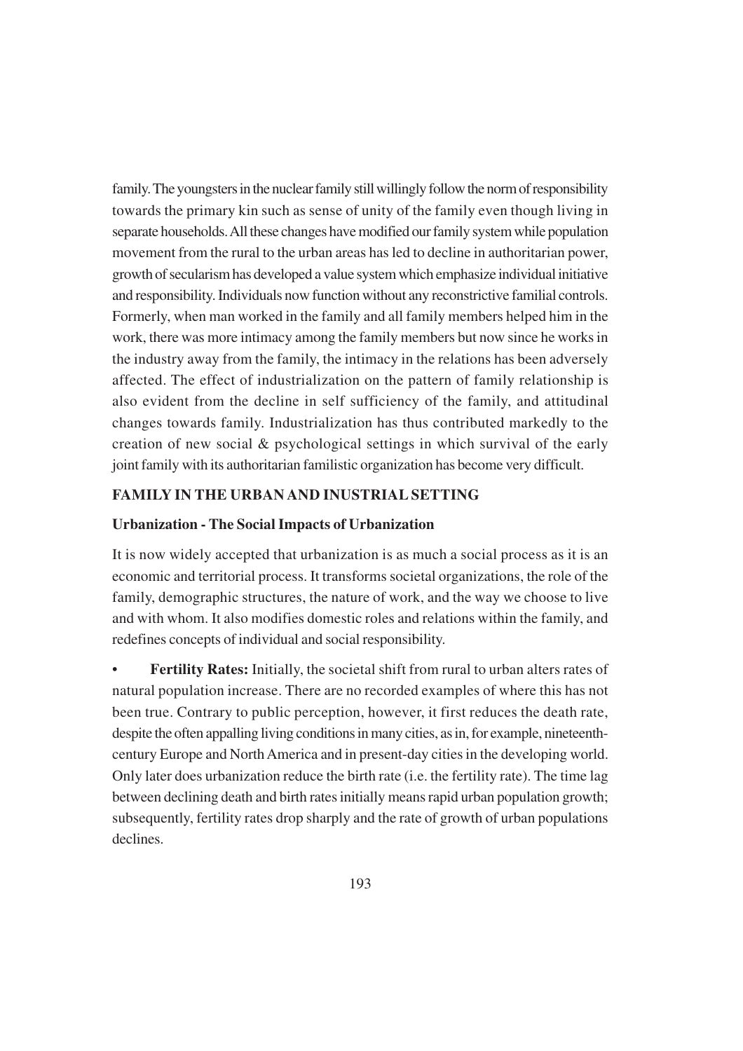family. The youngsters in the nuclear family still willingly follow the norm of responsibility towards the primary kin such as sense of unity of the family even though living in separate households. All these changes have modified our family system while population movement from the rural to the urban areas has led to decline in authoritarian power, growth of secularism has developed a value system which emphasize individual initiative and responsibility. Individuals now function without any reconstrictive familial controls. Formerly, when man worked in the family and all family members helped him in the work, there was more intimacy among the family members but now since he works in the industry away from the family, the intimacy in the relations has been adversely affected. The effect of industrialization on the pattern of family relationship is also evident from the decline in self sufficiency of the family, and attitudinal changes towards family. Industrialization has thus contributed markedly to the creation of new social & psychological settings in which survival of the early joint family with its authoritarian familistic organization has become very difficult.

## FAMILY IN THE URBAN AND INUSTRIAL SETTING

### Urbanization - The Social Impacts of Urbanization

It is now widely accepted that urbanization is as much a social process as it is an economic and territorial process. It transforms societal organizations, the role of the family, demographic structures, the nature of work, and the way we choose to live and with whom. It also modifies domestic roles and relations within the family, and redefines concepts of individual and social responsibility.

- **Fertility Rates:** Initially, the societal shift from rural to urban alters rates of natural population increase. There are no recorded examples of where this has not been true. Contrary to public perception, however, it first reduces the death rate, despite the often appalling living conditions in many cities, as in, for example, nineteenth-century Europe and North America and in present-day cities in the developing world. Only later does urbanization reduce the birth rate (i.e. the fertility rate). The time lag between declining death and birth rates initially means rapid urban population growth; subsequently, fertility rates drop sharply and the rate of growth of urban populations declines.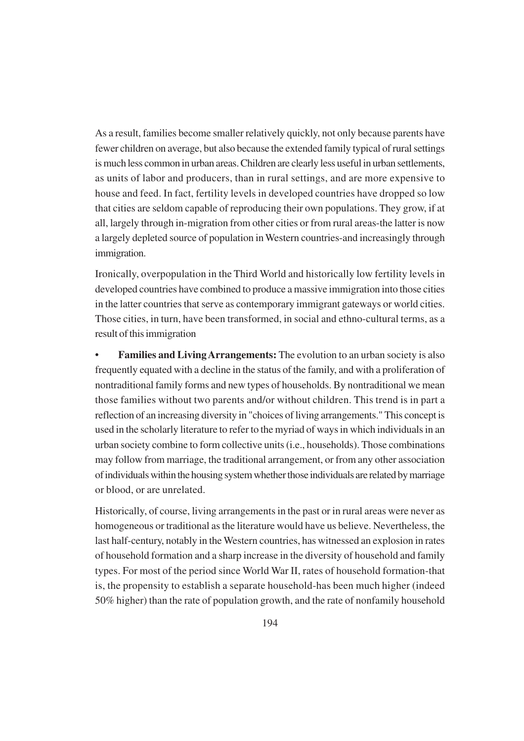As a result, families become smaller relatively quickly, not only because parents have fewer children on average, but also because the extended family typical of rural settings is much less common in urban areas. Children are clearly less useful in urban settlements, as units of labor and producers, than in rural settings, and are more expensive to house and feed. In fact, fertility levels in developed countries have dropped so low that cities are seldom capable of reproducing their own populations. They grow, if at all, largely through in-migration from other cities or from rural areas-the latter is now a largely depleted source of population in Western countries-and increasingly through immigration.

Ironically, overpopulation in the Third World and historically low fertility levels in developed countries have combined to produce a massive immigration into those cities in the latter countries that serve as contemporary immigrant gateways or world cities. Those cities, in turn, have been transformed, in social and ethno-cultural terms, as a result of this immigration

- **Families and Living Arrangements:** The evolution to an urban society is also frequently equated with a decline in the status of the family, and with a proliferation of nontraditional family forms and new types of households. By nontraditional we mean those families without two parents and/or without children. This trend is in part a reflection of an increasing diversity in "choices of living arrangements." This concept is used in the scholarly literature to refer to the myriad of ways in which individuals in an urban society combine to form collective units (i.e., households). Those combinations may follow from marriage, the traditional arrangement, or from any other association of individuals within the housing system whether those individuals are related by marriage or blood, or are unrelated.

Historically, of course, living arrangements in the past or in rural areas were never as homogeneous or traditional as the literature would have us believe. Nevertheless, the last half-century, notably in the Western countries, has witnessed an explosion in rates of household formation and a sharp increase in the diversity of household and family types. For most of the period since World War II, rates of household formation-that is, the propensity to establish a separate household-has been much higher (indeed 50% higher) than the rate of population growth, and the rate of nonfamily household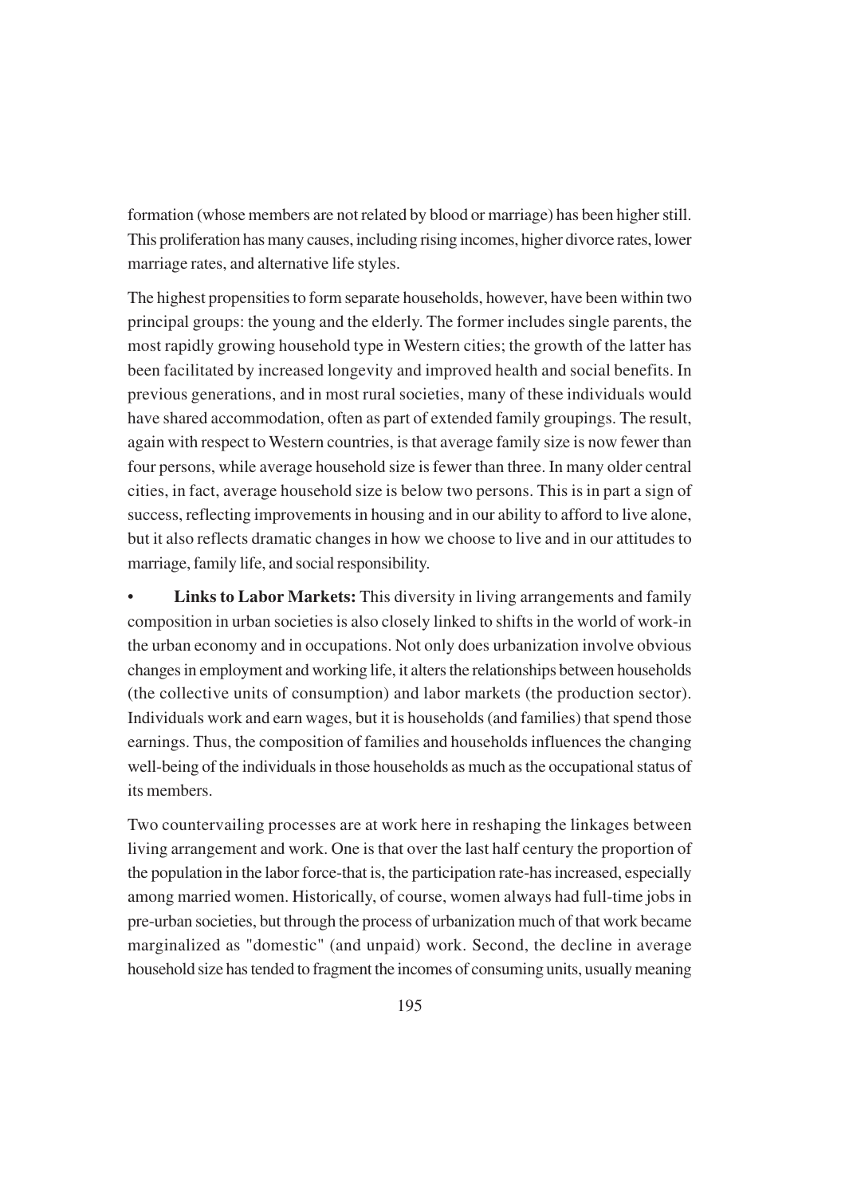formation (whose members are not related by blood or marriage) has been higher still. This proliferation has many causes, including rising incomes, higher divorce rates, lower marriage rates, and alternative life styles.

The highest propensities to form separate households, however, have been within two principal groups: the young and the elderly. The former includes single parents, the most rapidly growing household type in Western cities; the growth of the latter has been facilitated by increased longevity and improved health and social benefits. In previous generations, and in most rural societies, many of these individuals would have shared accommodation, often as part of extended family groupings. The result, again with respect to Western countries, is that average family size is now fewer than four persons, while average household size is fewer than three. In many older central cities, in fact, average household size is below two persons. This is in part a sign of success, reflecting improvements in housing and in our ability to afford to live alone, but it also reflects dramatic changes in how we choose to live and in our attitudes to marriage, family life, and social responsibility.

- **Links to Labor Markets:** This diversity in living arrangements and family composition in urban societies is also closely linked to shifts in the world of work-in the urban economy and in occupations. Not only does urbanization involve obvious changes in employment and working life, it alters the relationships between households (the collective units of consumption) and labor markets (the production sector). Individuals work and earn wages, but it is households (and families) that spend those earnings. Thus, the composition of families and households influences the changing well-being of the individuals in those households as much as the occupational status of its members.

Two countervailing processes are at work here in reshaping the linkages between living arrangement and work. One is that over the last half century the proportion of the population in the labor force-that is, the participation rate-has increased, especially among married women. Historically, of course, women always had full-time jobs in pre-urban societies, but through the process of urbanization much of that work became marginalized as "domestic" (and unpaid) work. Second, the decline in average household size has tended to fragment the incomes of consuming units, usually meaning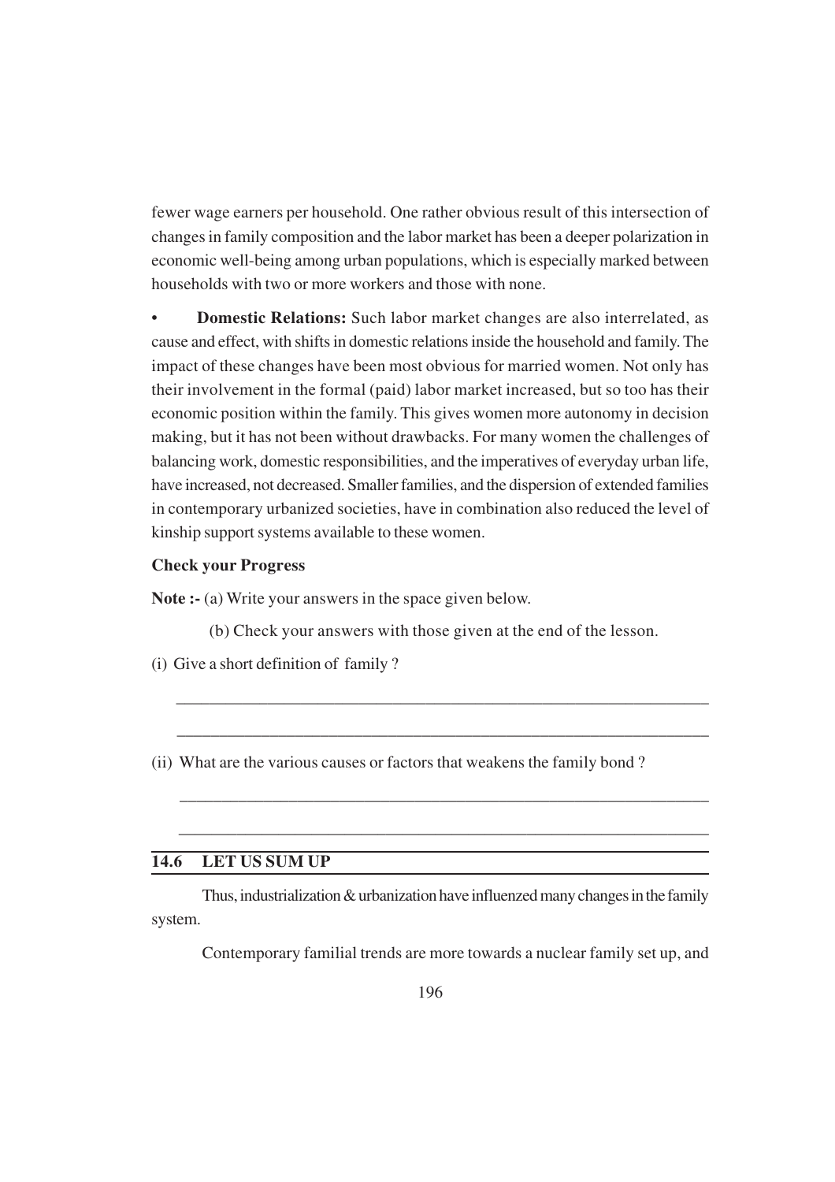fewer wage earners per household. One rather obvious result of this intersection of changes in family composition and the labor market has been a deeper polarization in economic well-being among urban populations, which is especially marked between households with two or more workers and those with none.

- **Domestic Relations:** Such labor market changes are also interrelated, as cause and effect, with shifts in domestic relations inside the household and family. The impact of these changes have been most obvious for married women. Not only has their involvement in the formal (paid) labor market increased, but so too has their economic position within the family. This gives women more autonomy in decision making, but it has not been without drawbacks. For many women the challenges of balancing work, domestic responsibilities, and the imperatives of everyday urban life, have increased, not decreased. Smaller families, and the dispersion of extended families in contemporary urbanized societies, have in combination also reduced the level of kinship support systems available to these women.

**Check your Progress**

**Note :-** (a) Write your answers in the space given below.

(b) Check your answers with those given at the end of the lesson.

(i) Give a short definition of family ?

_______________________________________________________________

_______________________________________________________________

(ii) What are the various causes or factors that weakens the family bond ?

_______________________________________________________________

_______________________________________________________________

## 14.6 LET US SUM UP

Thus, industrialization & urbanization have influenzed many changes in the family system.

Contemporary familial trends are more towards a nuclear family set up, and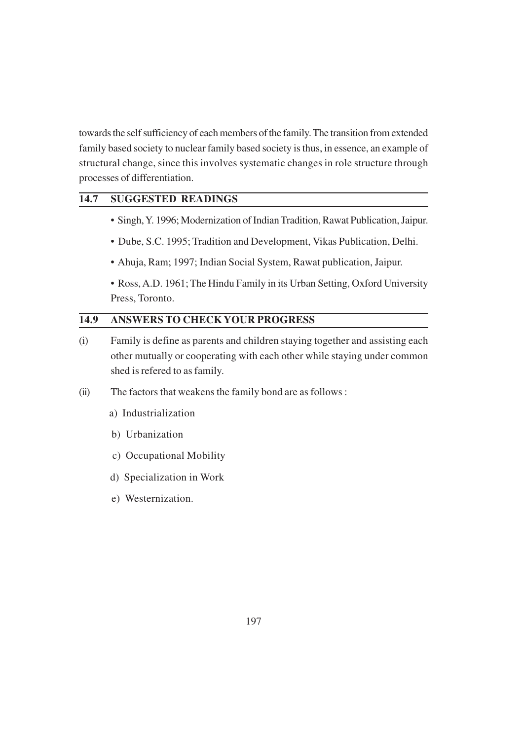towards the self sufficiency of each members of the family. The transition from extended family based society to nuclear family based society is thus, in essence, an example of structural change, since this involves systematic changes in role structure through processes of differentiation.

## 14.7 SUGGESTED READINGS

- Singh, Y. 1996; Modernization of Indian Tradition, Rawat Publication, Jaipur.
- Dube, S.C. 1995; Tradition and Development, Vikas Publication, Delhi.
- Ahuja, Ram; 1997; Indian Social System, Rawat publication, Jaipur.
- Ross, A.D. 1961; The Hindu Family in its Urban Setting, Oxford University Press, Toronto.

## 14.9 ANSWERS TO CHECK YOUR PROGRESS

(i) Family is define as parents and children staying together and assisting each other mutually or cooperating with each other while staying under common shed is refered to as family.

(ii) The factors that weakens the family bond are as follows :

a) Industrialization

b) Urbanization

c) Occupational Mobility

d) Specialization in Work

e) Westernization.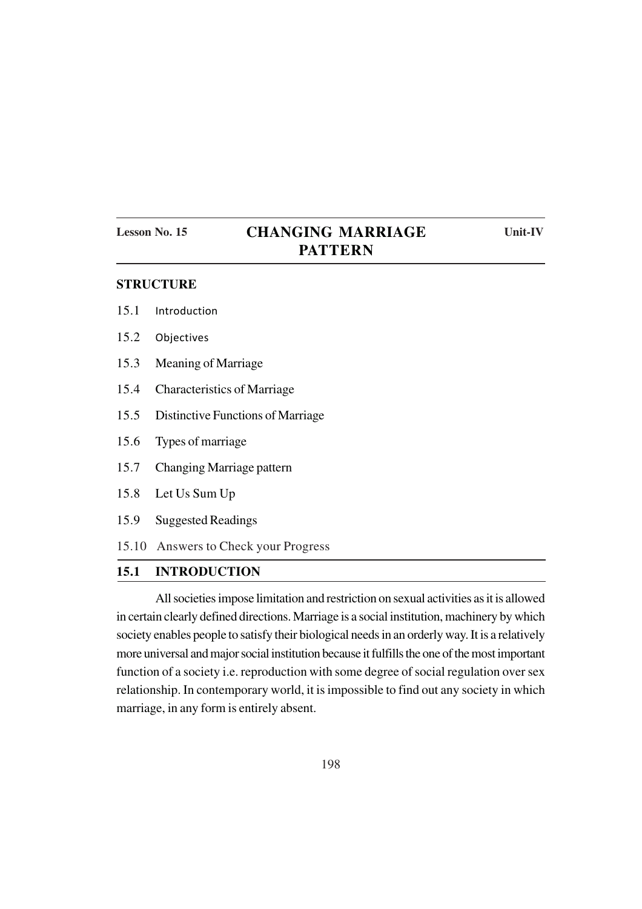**Lesson No. 15** | **Unit-IV**

# CHANGING MARRIAGE PATTERN

**STRUCTURE**

15.1 Introduction

15.2 Objectives

15.3 Meaning of Marriage

15.4 Characteristics of Marriage

15.5 Distinctive Functions of Marriage

15.6 Types of marriage

15.7 Changing Marriage pattern

15.8 Let Us Sum Up

15.9 Suggested Readings

15.10 Answers to Check your Progress

## 15.1 INTRODUCTION

All societies impose limitation and restriction on sexual activities as it is allowed in certain clearly defined directions. Marriage is a social institution, machinery by which society enables people to satisfy their biological needs in an orderly way. It is a relatively more universal and major social institution because it fulfills the one of the most important function of a society i.e. reproduction with some degree of social regulation over sex relationship. In contemporary world, it is impossible to find out any society in which marriage, in any form is entirely absent.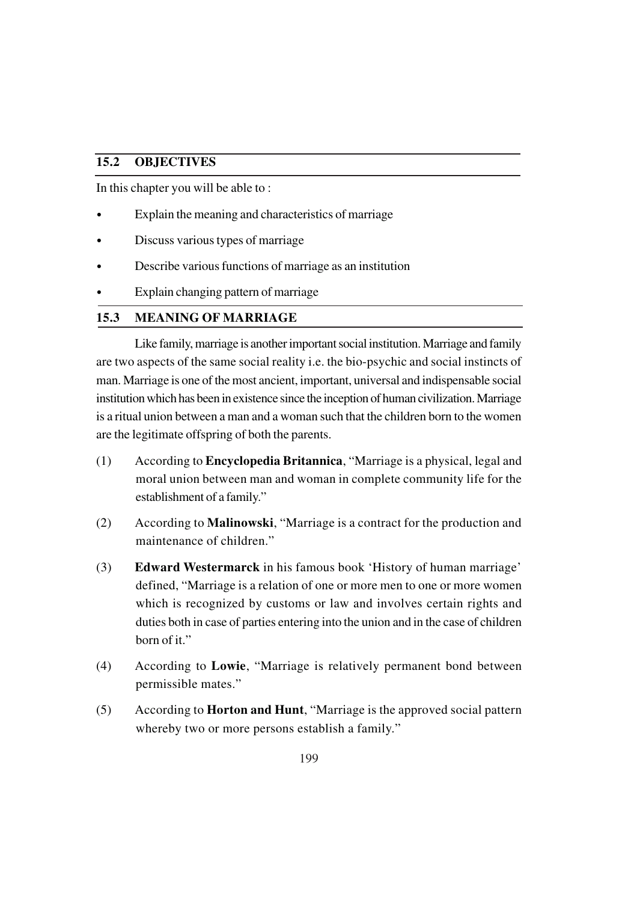## 15.2 OBJECTIVES

In this chapter you will be able to :

- Explain the meaning and characteristics of marriage
- Discuss various types of marriage
- Describe various functions of marriage as an institution
- Explain changing pattern of marriage

## 15.3 MEANING OF MARRIAGE

Like family, marriage is another important social institution. Marriage and family are two aspects of the same social reality i.e. the bio-psychic and social instincts of man. Marriage is one of the most ancient, important, universal and indispensable social institution which has been in existence since the inception of human civilization. Marriage is a ritual union between a man and a woman such that the children born to the women are the legitimate offspring of both the parents.

(1) According to **Encyclopedia Britannica**, "Marriage is a physical, legal and moral union between man and woman in complete community life for the establishment of a family."

(2) According to **Malinowski**, "Marriage is a contract for the production and maintenance of children."

(3) **Edward Westermarck** in his famous book 'History of human marriage' defined, "Marriage is a relation of one or more men to one or more women which is recognized by customs or law and involves certain rights and duties both in case of parties entering into the union and in the case of children born of it."

(4) According to **Lowie**, "Marriage is relatively permanent bond between permissible mates."

(5) According to **Horton and Hunt**, "Marriage is the approved social pattern whereby two or more persons establish a family."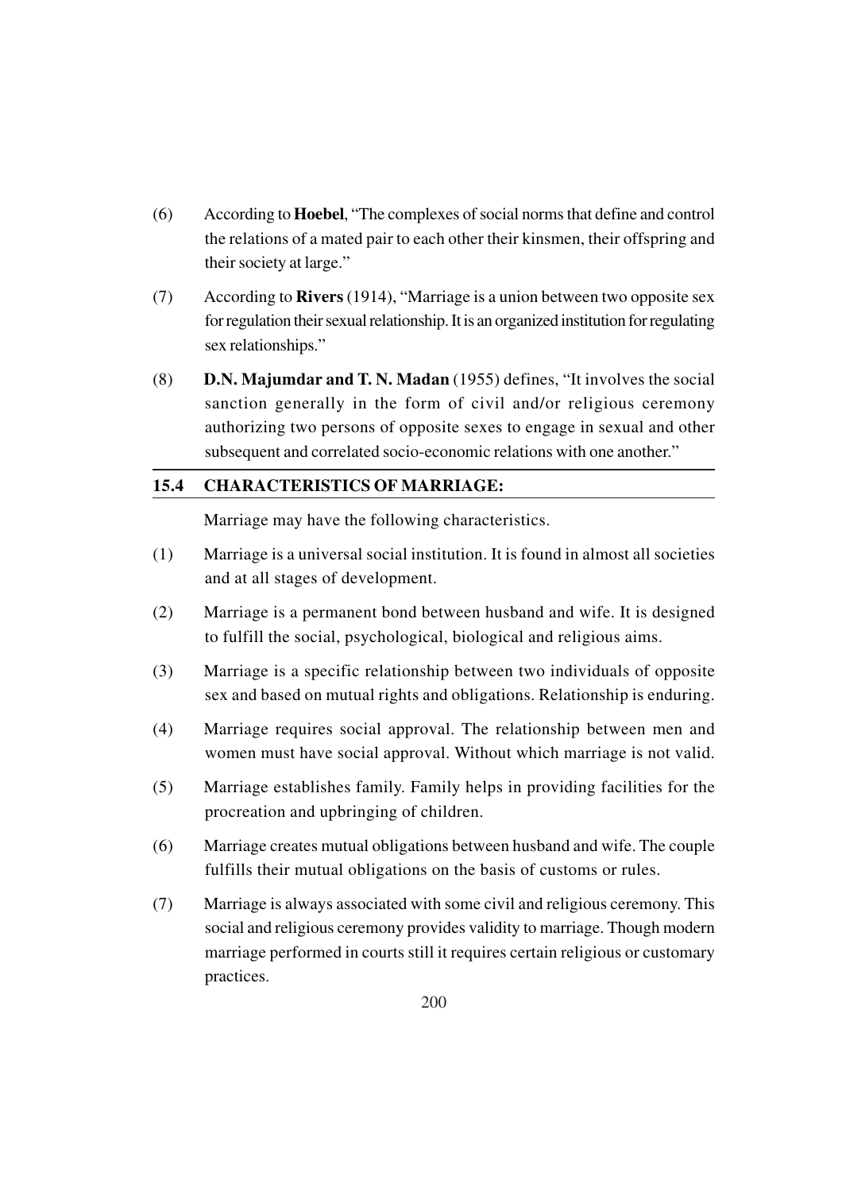(6) According to **Hoebel**, "The complexes of social norms that define and control the relations of a mated pair to each other their kinsmen, their offspring and their society at large."

(7) According to **Rivers** (1914), "Marriage is a union between two opposite sex for regulation their sexual relationship. It is an organized institution for regulating sex relationships."

(8) **D.N. Majumdar and T. N. Madan** (1955) defines, "It involves the social sanction generally in the form of civil and/or religious ceremony authorizing two persons of opposite sexes to engage in sexual and other subsequent and correlated socio-economic relations with one another."

## 15.4 CHARACTERISTICS OF MARRIAGE:

Marriage may have the following characteristics.

(1) Marriage is a universal social institution. It is found in almost all societies and at all stages of development.

(2) Marriage is a permanent bond between husband and wife. It is designed to fulfill the social, psychological, biological and religious aims.

(3) Marriage is a specific relationship between two individuals of opposite sex and based on mutual rights and obligations. Relationship is enduring.

(4) Marriage requires social approval. The relationship between men and women must have social approval. Without which marriage is not valid.

(5) Marriage establishes family. Family helps in providing facilities for the procreation and upbringing of children.

(6) Marriage creates mutual obligations between husband and wife. The couple fulfills their mutual obligations on the basis of customs or rules.

(7) Marriage is always associated with some civil and religious ceremony. This social and religious ceremony provides validity to marriage. Though modern marriage performed in courts still it requires certain religious or customary practices.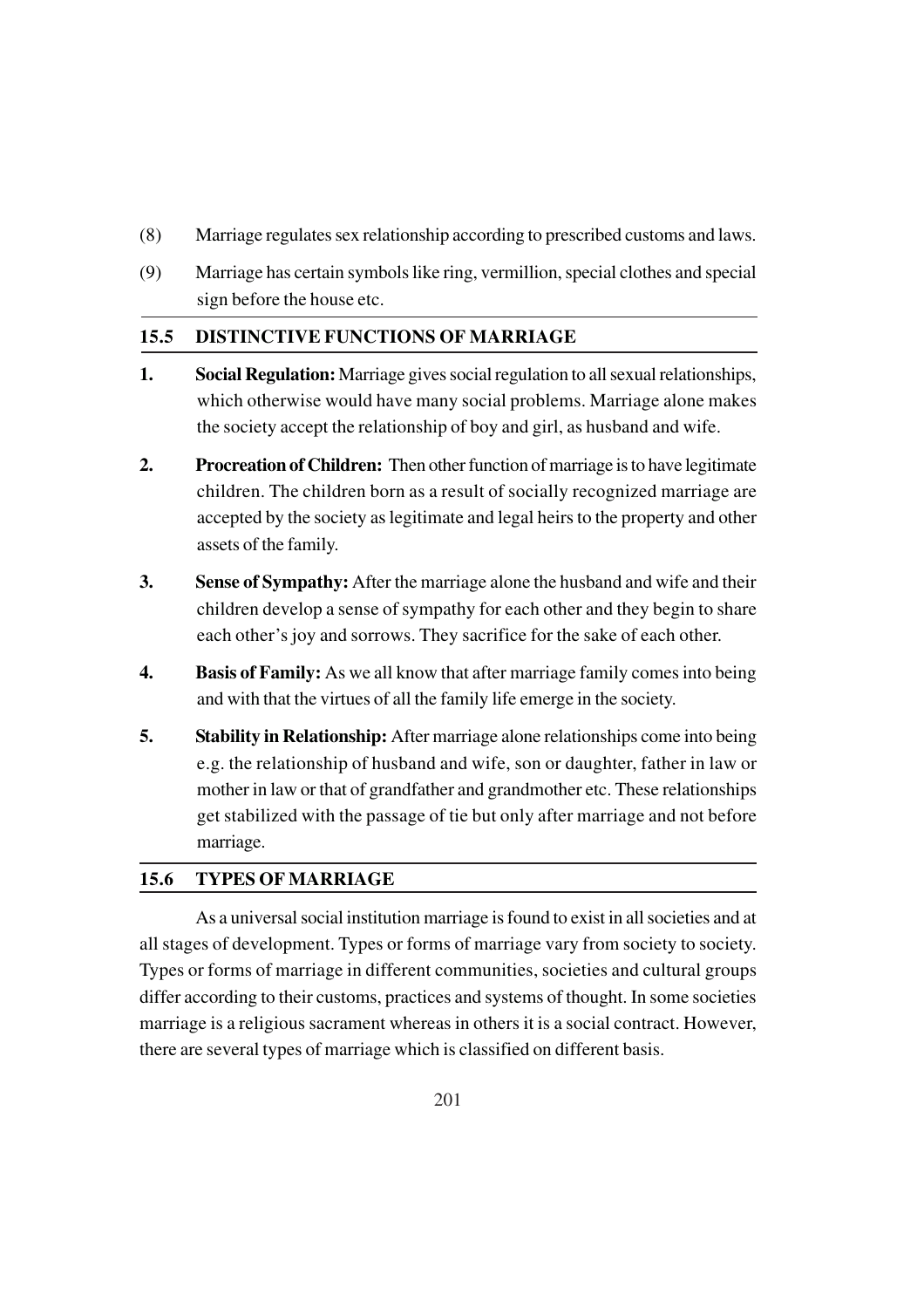(8) Marriage regulates sex relationship according to prescribed customs and laws.

(9) Marriage has certain symbols like ring, vermillion, special clothes and special sign before the house etc.

## 15.5 DISTINCTIVE FUNCTIONS OF MARRIAGE

1. **Social Regulation:** Marriage gives social regulation to all sexual relationships, which otherwise would have many social problems. Marriage alone makes the society accept the relationship of boy and girl, as husband and wife.

2. **Procreation of Children:** Then other function of marriage is to have legitimate children. The children born as a result of socially recognized marriage are accepted by the society as legitimate and legal heirs to the property and other assets of the family.

3. **Sense of Sympathy:** After the marriage alone the husband and wife and their children develop a sense of sympathy for each other and they begin to share each other's joy and sorrows. They sacrifice for the sake of each other.

4. **Basis of Family:** As we all know that after marriage family comes into being and with that the virtues of all the family life emerge in the society.

5. **Stability in Relationship:** After marriage alone relationships come into being e.g. the relationship of husband and wife, son or daughter, father in law or mother in law or that of grandfather and grandmother etc. These relationships get stabilized with the passage of tie but only after marriage and not before marriage.

## 15.6 TYPES OF MARRIAGE

As a universal social institution marriage is found to exist in all societies and at all stages of development. Types or forms of marriage vary from society to society. Types or forms of marriage in different communities, societies and cultural groups differ according to their customs, practices and systems of thought. In some societies marriage is a religious sacrament whereas in others it is a social contract. However, there are several types of marriage which is classified on different basis.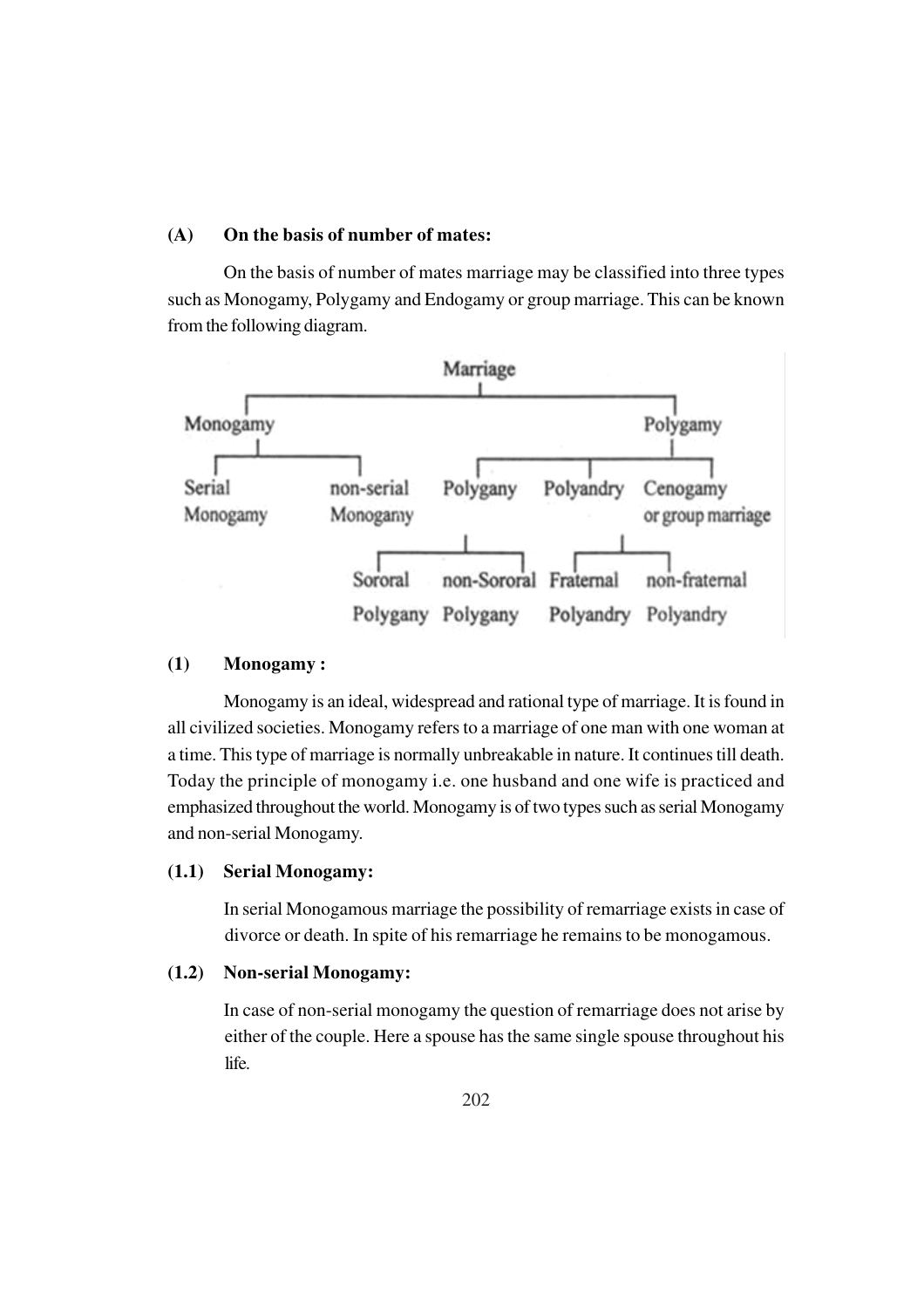### (A) On the basis of number of mates:

On the basis of number of mates marriage may be classified into three types such as Monogamy, Polygamy and Endogamy or group marriage. This can be known from the following diagram.

- Marriage
  - Monogamy
    - Serial Monogamy
    - non-serial Monogamy
  - Polygamy
    - Polygany
      - Sororal Polygany
      - non-Sororal Polygany
    - Polyandry
      - Fraternal Polyandry
      - non-fraternal Polyandry
    - Cenogamy or group marriage

### (1) Monogamy :

Monogamy is an ideal, widespread and rational type of marriage. It is found in all civilized societies. Monogamy refers to a marriage of one man with one woman at a time. This type of marriage is normally unbreakable in nature. It continues till death. Today the principle of monogamy i.e. one husband and one wife is practiced and emphasized throughout the world. Monogamy is of two types such as serial Monogamy and non-serial Monogamy.

#### (1.1) Serial Monogamy:

In serial Monogamous marriage the possibility of remarriage exists in case of divorce or death. In spite of his remarriage he remains to be monogamous.

#### (1.2) Non-serial Monogamy:

In case of non-serial monogamy the question of remarriage does not arise by either of the couple. Here a spouse has the same single spouse throughout his life.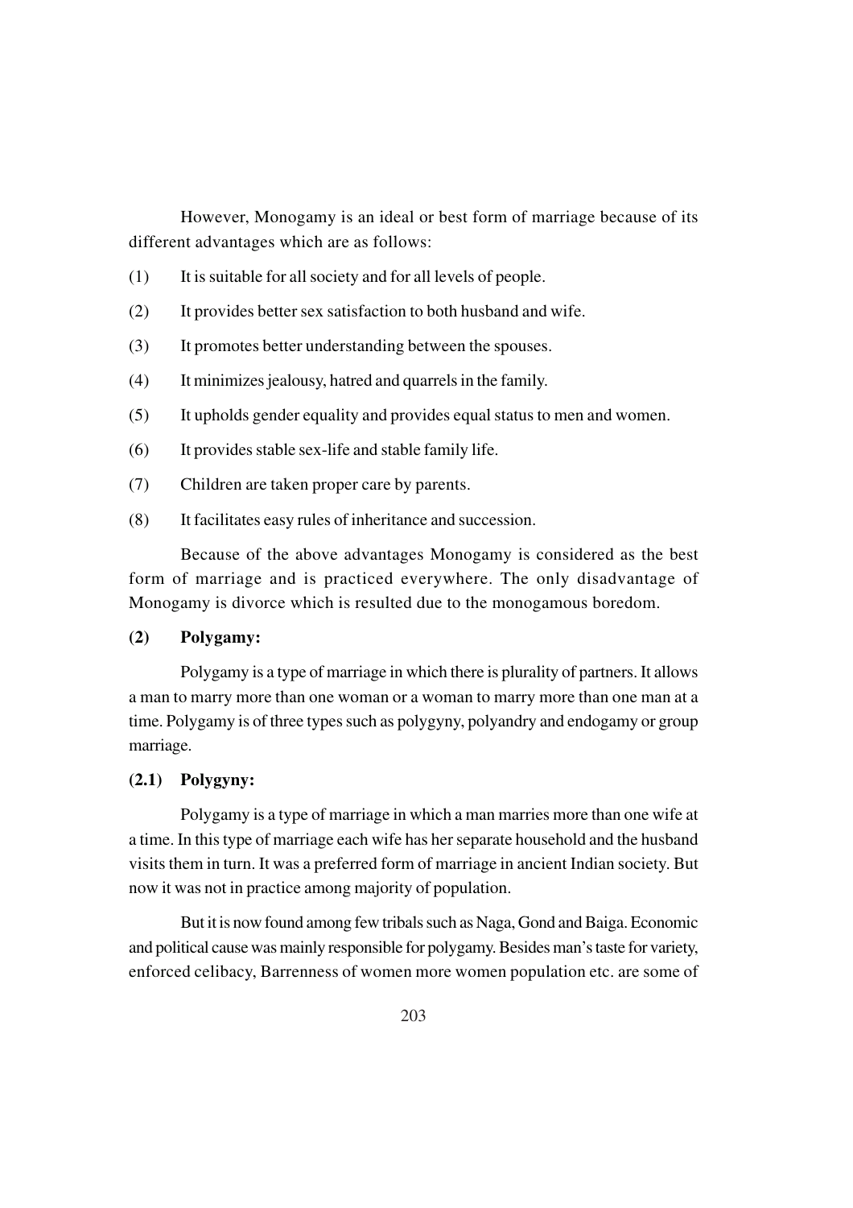However, Monogamy is an ideal or best form of marriage because of its different advantages which are as follows:

(1) It is suitable for all society and for all levels of people.

(2) It provides better sex satisfaction to both husband and wife.

(3) It promotes better understanding between the spouses.

(4) It minimizes jealousy, hatred and quarrels in the family.

(5) It upholds gender equality and provides equal status to men and women.

(6) It provides stable sex-life and stable family life.

(7) Children are taken proper care by parents.

(8) It facilitates easy rules of inheritance and succession.

Because of the above advantages Monogamy is considered as the best form of marriage and is practiced everywhere. The only disadvantage of Monogamy is divorce which is resulted due to the monogamous boredom.

**(2) Polygamy:**

Polygamy is a type of marriage in which there is plurality of partners. It allows a man to marry more than one woman or a woman to marry more than one man at a time. Polygamy is of three types such as polygyny, polyandry and endogamy or group marriage.

**(2.1) Polygyny:**

Polygamy is a type of marriage in which a man marries more than one wife at a time. In this type of marriage each wife has her separate household and the husband visits them in turn. It was a preferred form of marriage in ancient Indian society. But now it was not in practice among majority of population.

But it is now found among few tribals such as Naga, Gond and Baiga. Economic and political cause was mainly responsible for polygamy. Besides man's taste for variety, enforced celibacy, Barrenness of women more women population etc. are some of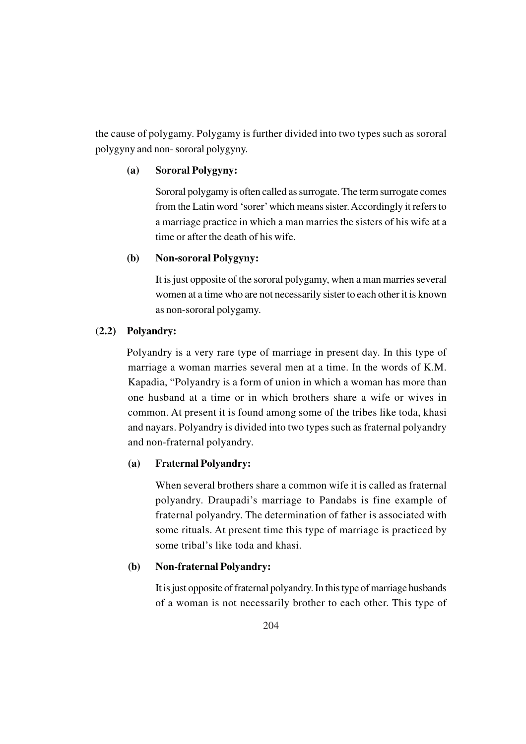the cause of polygamy. Polygamy is further divided into two types such as sororal polygyny and non- sororal polygyny.

**(a) Sororal Polygyny:**

Sororal polygamy is often called as surrogate. The term surrogate comes from the Latin word 'sorer' which means sister. Accordingly it refers to a marriage practice in which a man marries the sisters of his wife at a time or after the death of his wife.

**(b) Non-sororal Polygyny:**

It is just opposite of the sororal polygamy, when a man marries several women at a time who are not necessarily sister to each other it is known as non-sororal polygamy.

**(2.2) Polyandry:**

Polyandry is a very rare type of marriage in present day. In this type of marriage a woman marries several men at a time. In the words of K.M. Kapadia, "Polyandry is a form of union in which a woman has more than one husband at a time or in which brothers share a wife or wives in common. At present it is found among some of the tribes like toda, khasi and nayars. Polyandry is divided into two types such as fraternal polyandry and non-fraternal polyandry.

**(a) Fraternal Polyandry:**

When several brothers share a common wife it is called as fraternal polyandry. Draupadi's marriage to Pandabs is fine example of fraternal polyandry. The determination of father is associated with some rituals. At present time this type of marriage is practiced by some tribal's like toda and khasi.

**(b) Non-fraternal Polyandry:**

It is just opposite of fraternal polyandry. In this type of marriage husbands of a woman is not necessarily brother to each other. This type of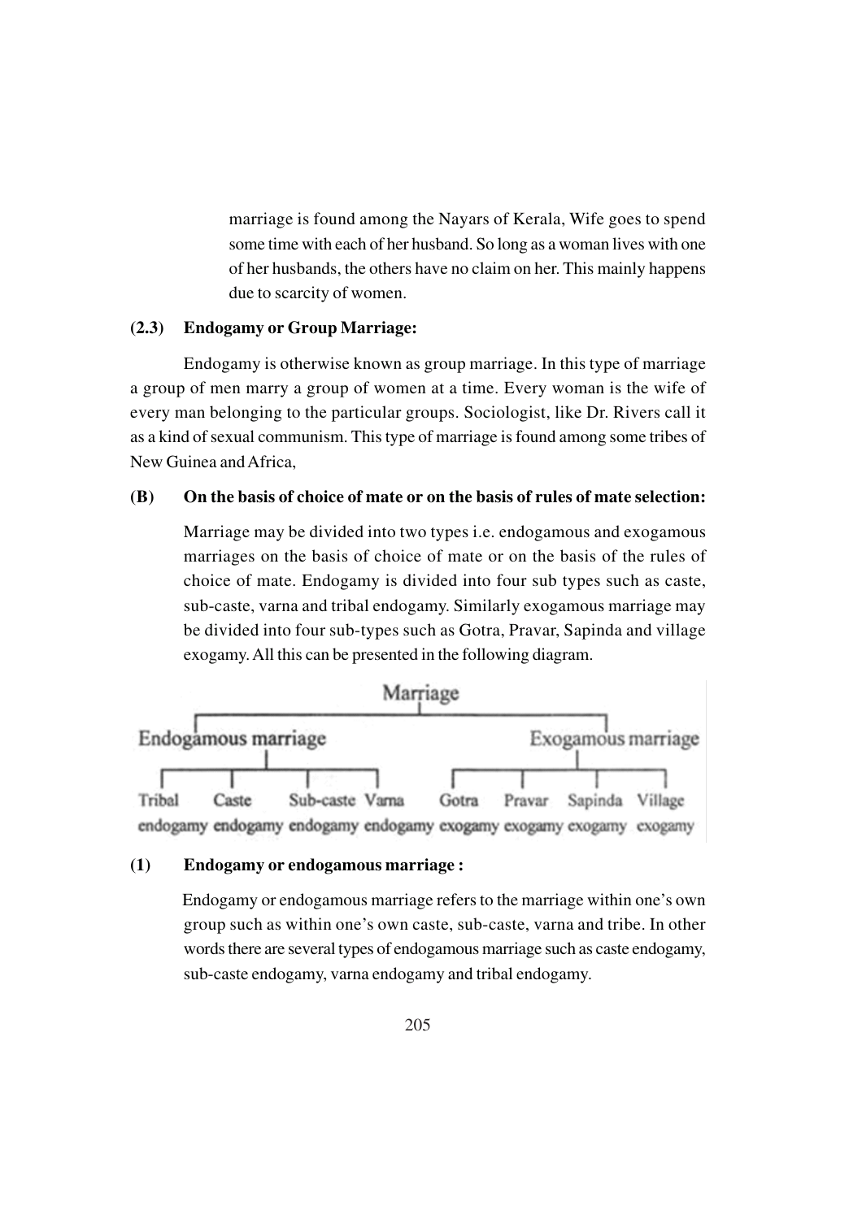marriage is found among the Nayars of Kerala, Wife goes to spend some time with each of her husband. So long as a woman lives with one of her husbands, the others have no claim on her. This mainly happens due to scarcity of women.

### (2.3) Endogamy or Group Marriage:

Endogamy is otherwise known as group marriage. In this type of marriage a group of men marry a group of women at a time. Every woman is the wife of every man belonging to the particular groups. Sociologist, like Dr. Rivers call it as a kind of sexual communism. This type of marriage is found among some tribes of New Guinea and Africa,

### (B) On the basis of choice of mate or on the basis of rules of mate selection:

Marriage may be divided into two types i.e. endogamous and exogamous marriages on the basis of choice of mate or on the basis of the rules of choice of mate. Endogamy is divided into four sub types such as caste, sub-caste, varna and tribal endogamy. Similarly exogamous marriage may be divided into four sub-types such as Gotra, Pravar, Sapinda and village exogamy. All this can be presented in the following diagram.

- Marriage
  - Endogamous marriage
    - Tribal endogamy
    - Caste endogamy
    - Sub-caste endogamy
    - Varna endogamy
  - Exogamous marriage
    - Gotra exogamy
    - Pravar exogamy
    - Sapinda exogamy
    - Village exogamy

### (1) Endogamy or endogamous marriage :

Endogamy or endogamous marriage refers to the marriage within one's own group such as within one's own caste, sub-caste, varna and tribe. In other words there are several types of endogamous marriage such as caste endogamy, sub-caste endogamy, varna endogamy and tribal endogamy.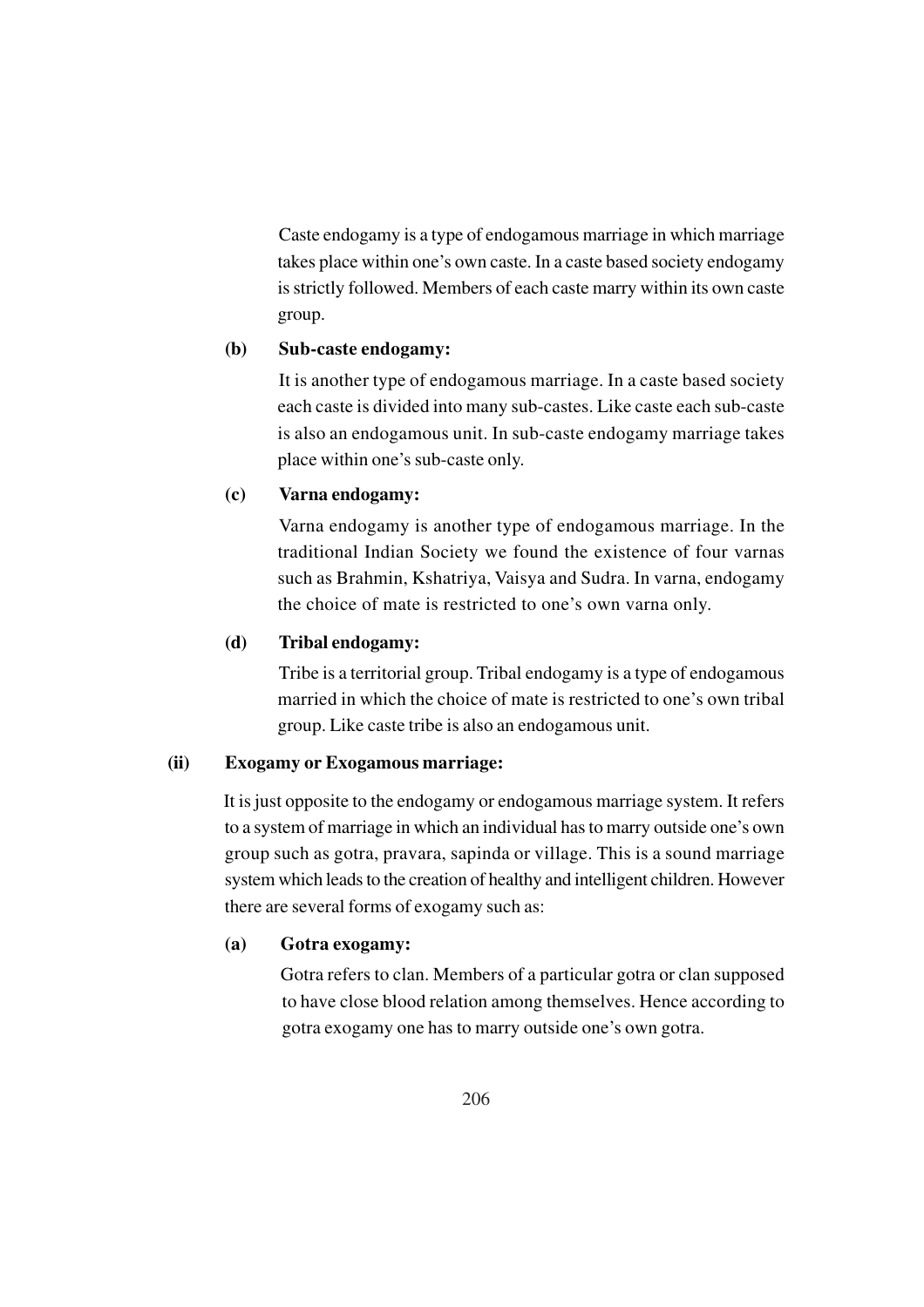Caste endogamy is a type of endogamous marriage in which marriage takes place within one's own caste. In a caste based society endogamy is strictly followed. Members of each caste marry within its own caste group.

**(b) Sub-caste endogamy:**

It is another type of endogamous marriage. In a caste based society each caste is divided into many sub-castes. Like caste each sub-caste is also an endogamous unit. In sub-caste endogamy marriage takes place within one's sub-caste only.

**(c) Varna endogamy:**

Varna endogamy is another type of endogamous marriage. In the traditional Indian Society we found the existence of four varnas such as Brahmin, Kshatriya, Vaisya and Sudra. In varna, endogamy the choice of mate is restricted to one's own varna only.

**(d) Tribal endogamy:**

Tribe is a territorial group. Tribal endogamy is a type of endogamous married in which the choice of mate is restricted to one's own tribal group. Like caste tribe is also an endogamous unit.

**(ii) Exogamy or Exogamous marriage:**

It is just opposite to the endogamy or endogamous marriage system. It refers to a system of marriage in which an individual has to marry outside one's own group such as gotra, pravara, sapinda or village. This is a sound marriage system which leads to the creation of healthy and intelligent children. However there are several forms of exogamy such as:

**(a) Gotra exogamy:**

Gotra refers to clan. Members of a particular gotra or clan supposed to have close blood relation among themselves. Hence according to gotra exogamy one has to marry outside one's own gotra.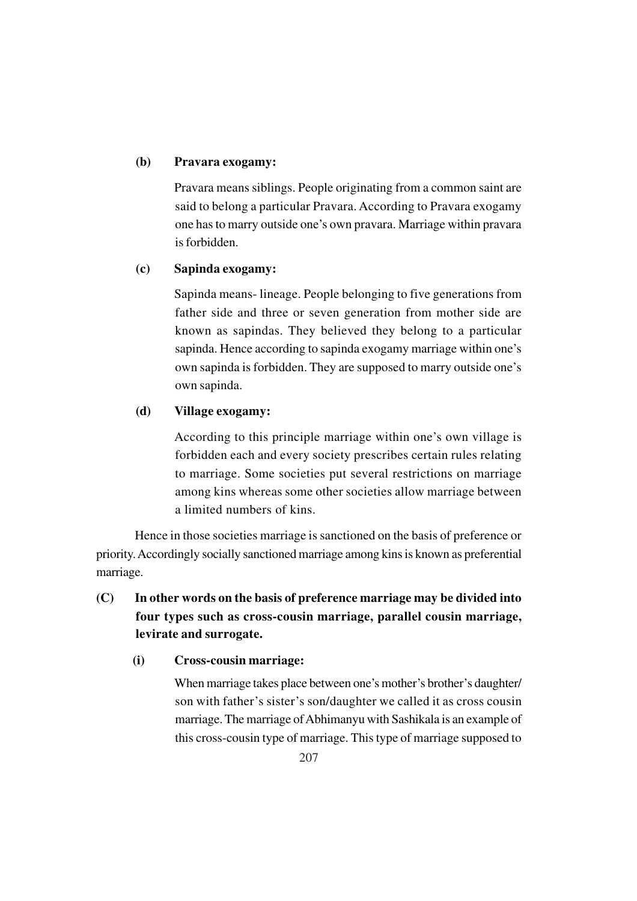**(b) Pravara exogamy:**

Pravara means siblings. People originating from a common saint are said to belong a particular Pravara. According to Pravara exogamy one has to marry outside one's own pravara. Marriage within pravara is forbidden.

**(c) Sapinda exogamy:**

Sapinda means- lineage. People belonging to five generations from father side and three or seven generation from mother side are known as sapindas. They believed they belong to a particular sapinda. Hence according to sapinda exogamy marriage within one's own sapinda is forbidden. They are supposed to marry outside one's own sapinda.

**(d) Village exogamy:**

According to this principle marriage within one's own village is forbidden each and every society prescribes certain rules relating to marriage. Some societies put several restrictions on marriage among kins whereas some other societies allow marriage between a limited numbers of kins.

Hence in those societies marriage is sanctioned on the basis of preference or priority. Accordingly socially sanctioned marriage among kins is known as preferential marriage.

**(C) In other words on the basis of preference marriage may be divided into four types such as cross-cousin marriage, parallel cousin marriage, levirate and surrogate.**

**(i) Cross-cousin marriage:**

When marriage takes place between one's mother's brother's daughter/ son with father's sister's son/daughter we called it as cross cousin marriage. The marriage of Abhimanyu with Sashikala is an example of this cross-cousin type of marriage. This type of marriage supposed to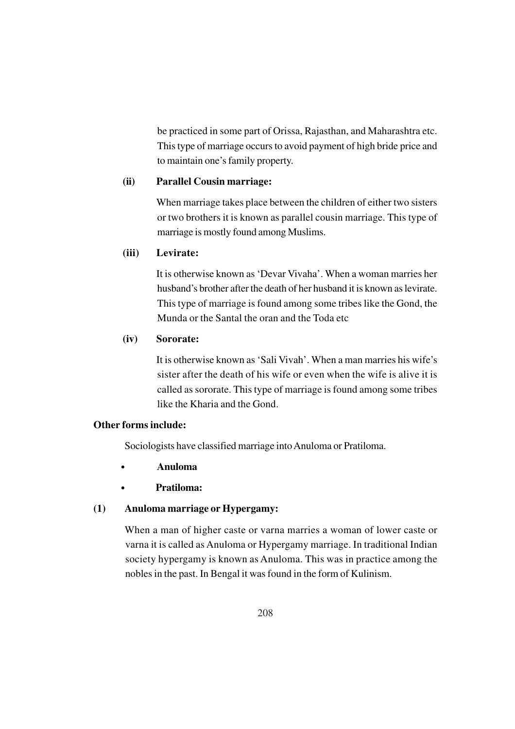be practiced in some part of Orissa, Rajasthan, and Maharashtra etc. This type of marriage occurs to avoid payment of high bride price and to maintain one's family property.

**(ii) Parallel Cousin marriage:**

When marriage takes place between the children of either two sisters or two brothers it is known as parallel cousin marriage. This type of marriage is mostly found among Muslims.

**(iii) Levirate:**

It is otherwise known as 'Devar Vivaha'. When a woman marries her husband's brother after the death of her husband it is known as levirate. This type of marriage is found among some tribes like the Gond, the Munda or the Santal the oran and the Toda etc

**(iv) Sororate:**

It is otherwise known as 'Sali Vivah'. When a man marries his wife's sister after the death of his wife or even when the wife is alive it is called as sororate. This type of marriage is found among some tribes like the Kharia and the Gond.

**Other forms include:**

Sociologists have classified marriage into Anuloma or Pratiloma.

- **Anuloma**
- **Pratiloma:**

**(1) Anuloma marriage or Hypergamy:**

When a man of higher caste or varna marries a woman of lower caste or varna it is called as Anuloma or Hypergamy marriage. In traditional Indian society hypergamy is known as Anuloma. This was in practice among the nobles in the past. In Bengal it was found in the form of Kulinism.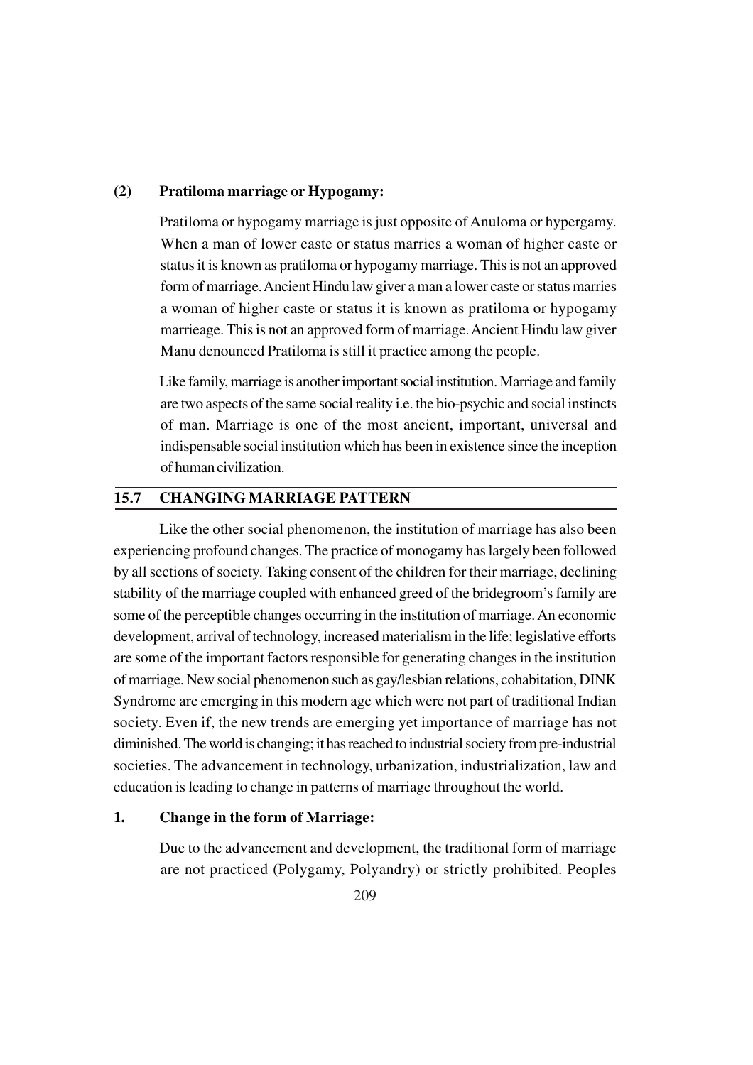**(2) Pratiloma marriage or Hypogamy:**

Pratiloma or hypogamy marriage is just opposite of Anuloma or hypergamy. When a man of lower caste or status marries a woman of higher caste or status it is known as pratiloma or hypogamy marriage. This is not an approved form of marriage. Ancient Hindu law giver a man a lower caste or status marries a woman of higher caste or status it is known as pratiloma or hypogamy marrieage. This is not an approved form of marriage. Ancient Hindu law giver Manu denounced Pratiloma is still it practice among the people.

Like family, marriage is another important social institution. Marriage and family are two aspects of the same social reality i.e. the bio-psychic and social instincts of man. Marriage is one of the most ancient, important, universal and indispensable social institution which has been in existence since the inception of human civilization.

## 15.7 CHANGING MARRIAGE PATTERN

Like the other social phenomenon, the institution of marriage has also been experiencing profound changes. The practice of monogamy has largely been followed by all sections of society. Taking consent of the children for their marriage, declining stability of the marriage coupled with enhanced greed of the bridegroom's family are some of the perceptible changes occurring in the institution of marriage. An economic development, arrival of technology, increased materialism in the life; legislative efforts are some of the important factors responsible for generating changes in the institution of marriage. New social phenomenon such as gay/lesbian relations, cohabitation, DINK Syndrome are emerging in this modern age which were not part of traditional Indian society. Even if, the new trends are emerging yet importance of marriage has not diminished. The world is changing; it has reached to industrial society from pre-industrial societies. The advancement in technology, urbanization, industrialization, law and education is leading to change in patterns of marriage throughout the world.

**1. Change in the form of Marriage:**

Due to the advancement and development, the traditional form of marriage are not practiced (Polygamy, Polyandry) or strictly prohibited. Peoples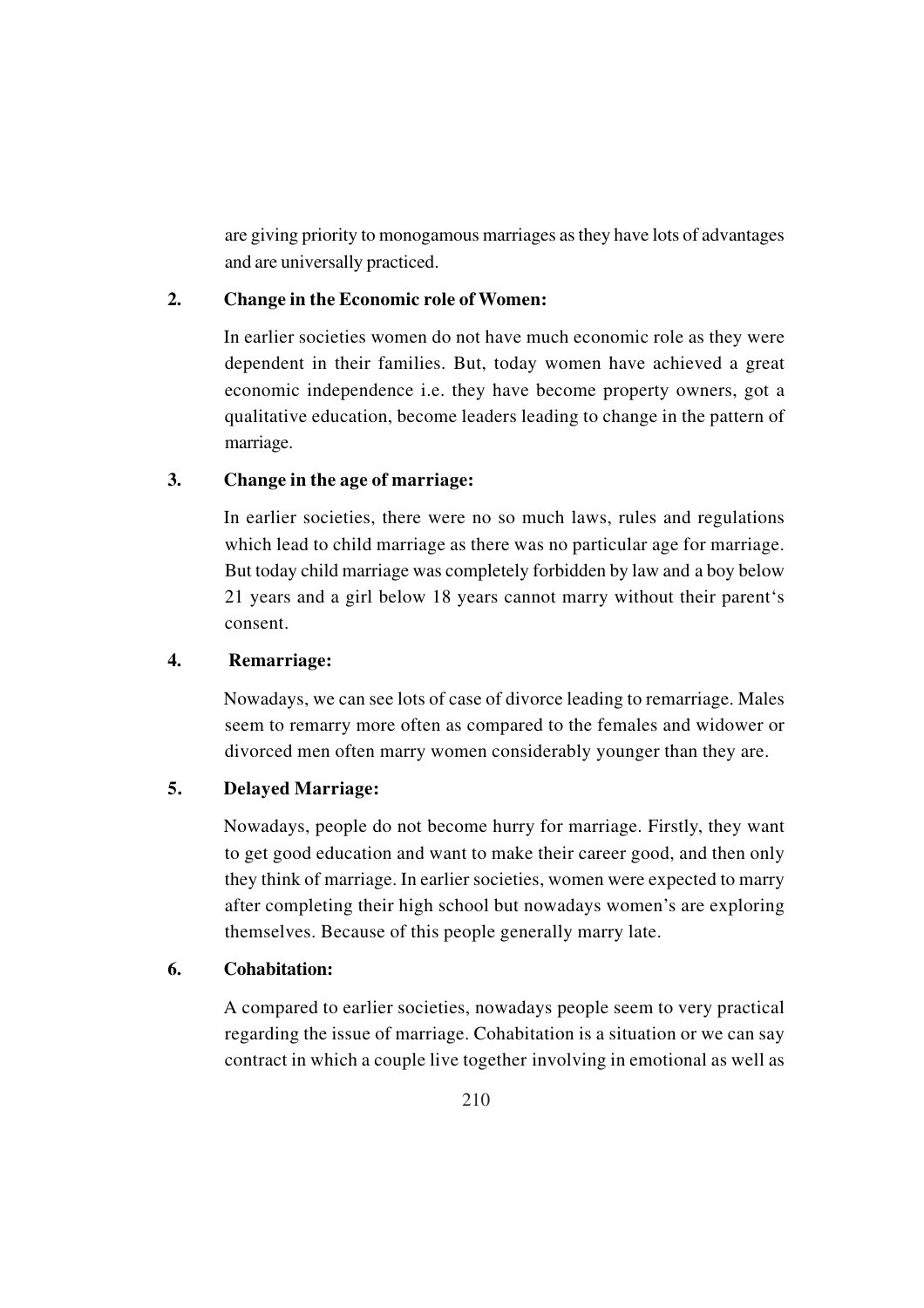are giving priority to monogamous marriages as they have lots of advantages and are universally practiced.

**2. Change in the Economic role of Women:**

In earlier societies women do not have much economic role as they were dependent in their families. But, today women have achieved a great economic independence i.e. they have become property owners, got a qualitative education, become leaders leading to change in the pattern of marriage.

**3. Change in the age of marriage:**

In earlier societies, there were no so much laws, rules and regulations which lead to child marriage as there was no particular age for marriage. But today child marriage was completely forbidden by law and a boy below 21 years and a girl below 18 years cannot marry without their parent's consent.

**4. Remarriage:**

Nowadays, we can see lots of case of divorce leading to remarriage. Males seem to remarry more often as compared to the females and widower or divorced men often marry women considerably younger than they are.

**5. Delayed Marriage:**

Nowadays, people do not become hurry for marriage. Firstly, they want to get good education and want to make their career good, and then only they think of marriage. In earlier societies, women were expected to marry after completing their high school but nowadays women's are exploring themselves. Because of this people generally marry late.

**6. Cohabitation:**

A compared to earlier societies, nowadays people seem to very practical regarding the issue of marriage. Cohabitation is a situation or we can say contract in which a couple live together involving in emotional as well as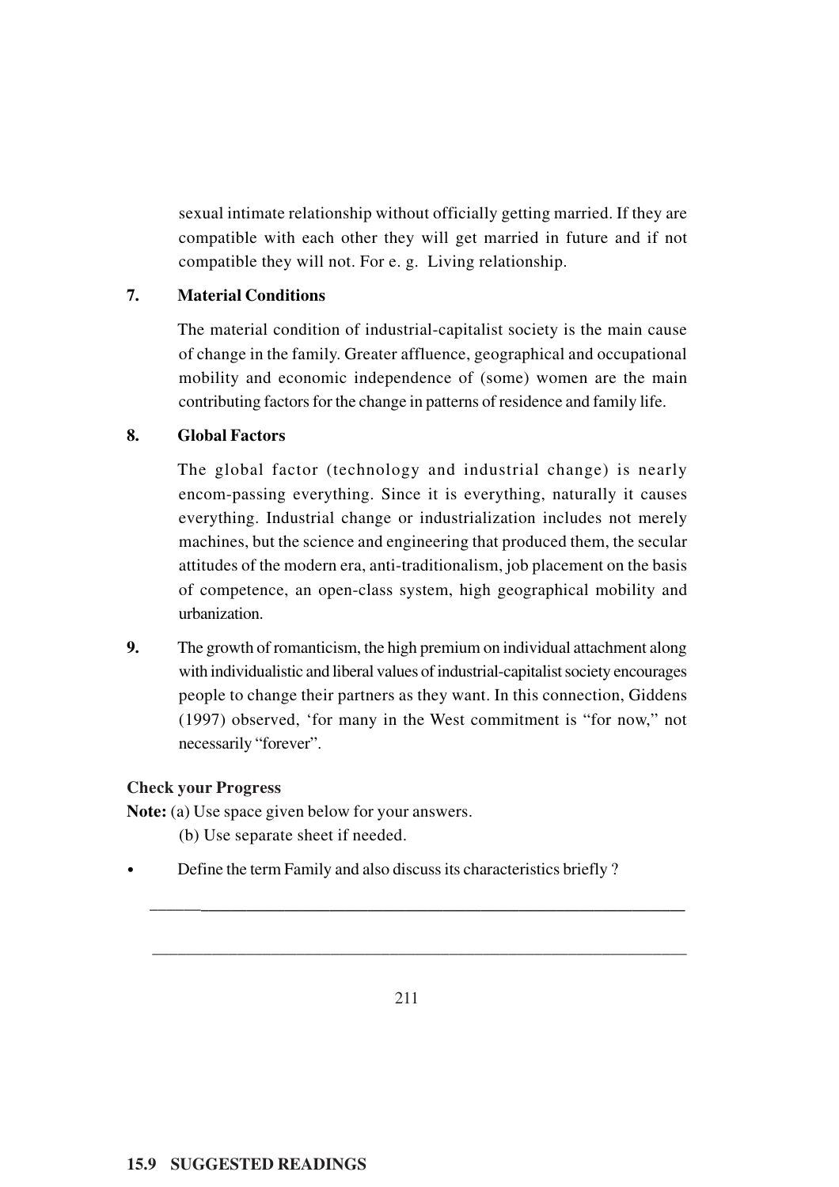sexual intimate relationship without officially getting married. If they are compatible with each other they will get married in future and if not compatible they will not. For e. g. Living relationship.

**7. Material Conditions**

The material condition of industrial-capitalist society is the main cause of change in the family. Greater affluence, geographical and occupational mobility and economic independence of (some) women are the main contributing factors for the change in patterns of residence and family life.

**8. Global Factors**

The global factor (technology and industrial change) is nearly encom-passing everything. Since it is everything, naturally it causes everything. Industrial change or industrialization includes not merely machines, but the science and engineering that produced them, the secular attitudes of the modern era, anti-traditionalism, job placement on the basis of competence, an open-class system, high geographical mobility and urbanization.

**9.** The growth of romanticism, the high premium on individual attachment along with individualistic and liberal values of industrial-capitalist society encourages people to change their partners as they want. In this connection, Giddens (1997) observed, 'for many in the West commitment is "for now," not necessarily "forever".

**Check your Progress**

**Note:** (a) Use space given below for your answers.

(b) Use separate sheet if needed.

- Define the term Family and also discuss its characteristics briefly ?

________________________________________________________________

________________________________________________________________

### 15.9 SUGGESTED READINGS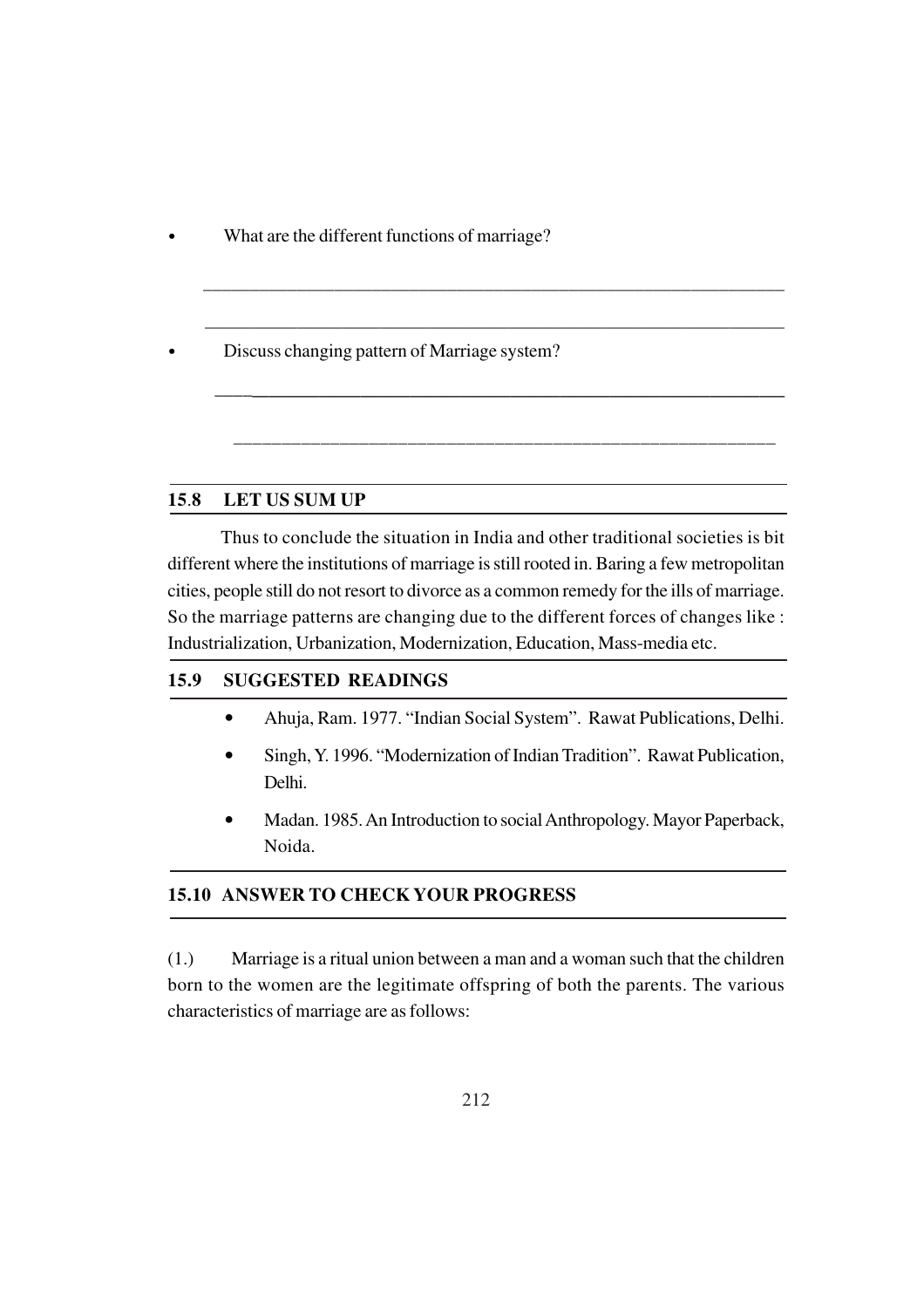- What are the different functions of marriage?

\_\_\_\_\_\_\_\_\_\_\_\_\_\_\_\_\_\_\_\_\_\_\_\_\_\_\_\_\_\_\_\_\_\_\_\_\_\_\_\_\_\_\_\_\_\_\_\_\_\_\_\_\_\_\_\_\_\_\_\_

\_\_\_\_\_\_\_\_\_\_\_\_\_\_\_\_\_\_\_\_\_\_\_\_\_\_\_\_\_\_\_\_\_\_\_\_\_\_\_\_\_\_\_\_\_\_\_\_\_\_\_\_\_\_\_\_\_\_\_\_

- Discuss changing pattern of Marriage system?

\_\_\_\_\_\_\_\_\_\_\_\_\_\_\_\_\_\_\_\_\_\_\_\_\_\_\_\_\_\_\_\_\_\_\_\_\_\_\_\_\_\_\_\_\_\_\_\_\_\_\_\_\_\_\_\_\_\_\_\_

\_\_\_\_\_\_\_\_\_\_\_\_\_\_\_\_\_\_\_\_\_\_\_\_\_\_\_\_\_\_\_\_\_\_\_\_\_\_\_\_\_\_\_\_\_\_\_\_\_\_\_\_\_\_\_\_\_\_\_\_

## 15.8 LET US SUM UP

Thus to conclude the situation in India and other traditional societies is bit different where the institutions of marriage is still rooted in. Baring a few metropolitan cities, people still do not resort to divorce as a common remedy for the ills of marriage. So the marriage patterns are changing due to the different forces of changes like : Industrialization, Urbanization, Modernization, Education, Mass-media etc.

## 15.9 SUGGESTED READINGS

- Ahuja, Ram. 1977. "Indian Social System". Rawat Publications, Delhi.
- Singh, Y. 1996. "Modernization of Indian Tradition". Rawat Publication, Delhi.
- Madan. 1985. An Introduction to social Anthropology. Mayor Paperback, Noida.

## 15.10 ANSWER TO CHECK YOUR PROGRESS

(1.) Marriage is a ritual union between a man and a woman such that the children born to the women are the legitimate offspring of both the parents. The various characteristics of marriage are as follows: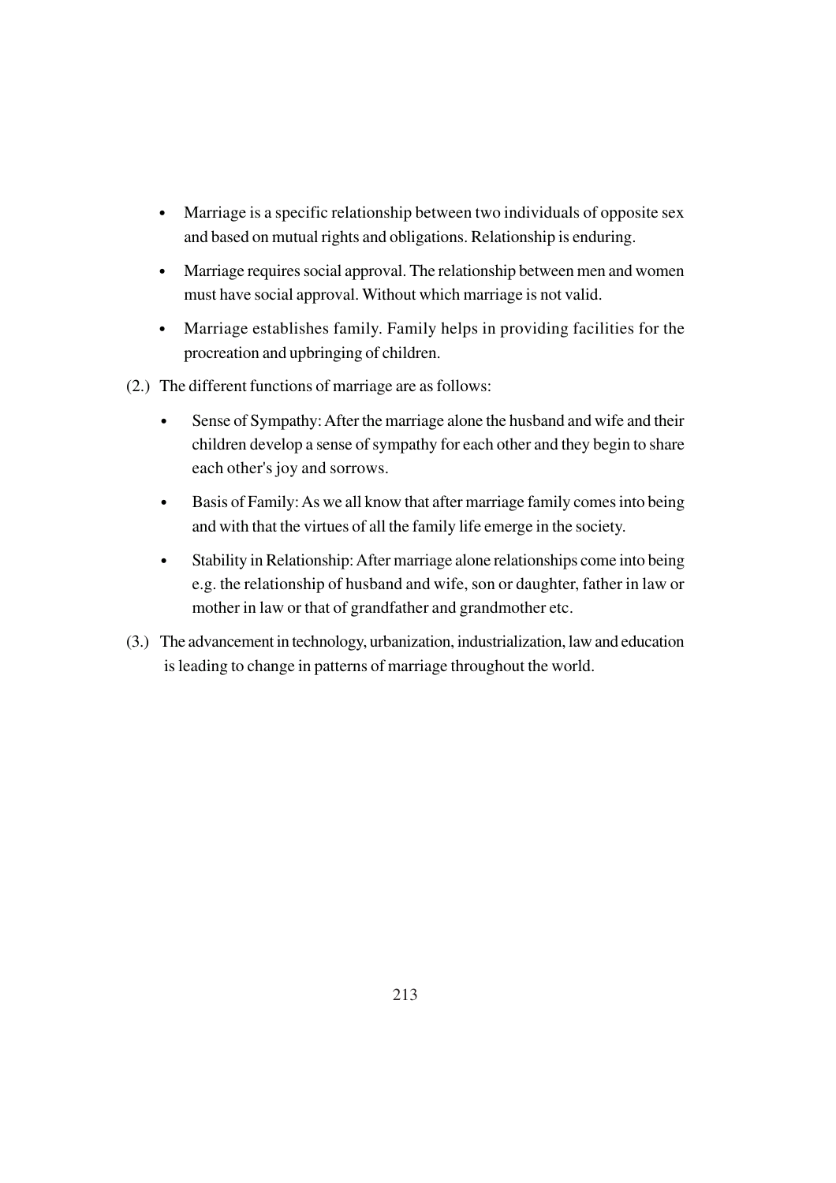- Marriage is a specific relationship between two individuals of opposite sex and based on mutual rights and obligations. Relationship is enduring.
- Marriage requires social approval. The relationship between men and women must have social approval. Without which marriage is not valid.
- Marriage establishes family. Family helps in providing facilities for the procreation and upbringing of children.

(2.) The different functions of marriage are as follows:

- Sense of Sympathy: After the marriage alone the husband and wife and their children develop a sense of sympathy for each other and they begin to share each other's joy and sorrows.
- Basis of Family: As we all know that after marriage family comes into being and with that the virtues of all the family life emerge in the society.
- Stability in Relationship: After marriage alone relationships come into being e.g. the relationship of husband and wife, son or daughter, father in law or mother in law or that of grandfather and grandmother etc.

(3.) The advancement in technology, urbanization, industrialization, law and education is leading to change in patterns of marriage throughout the world.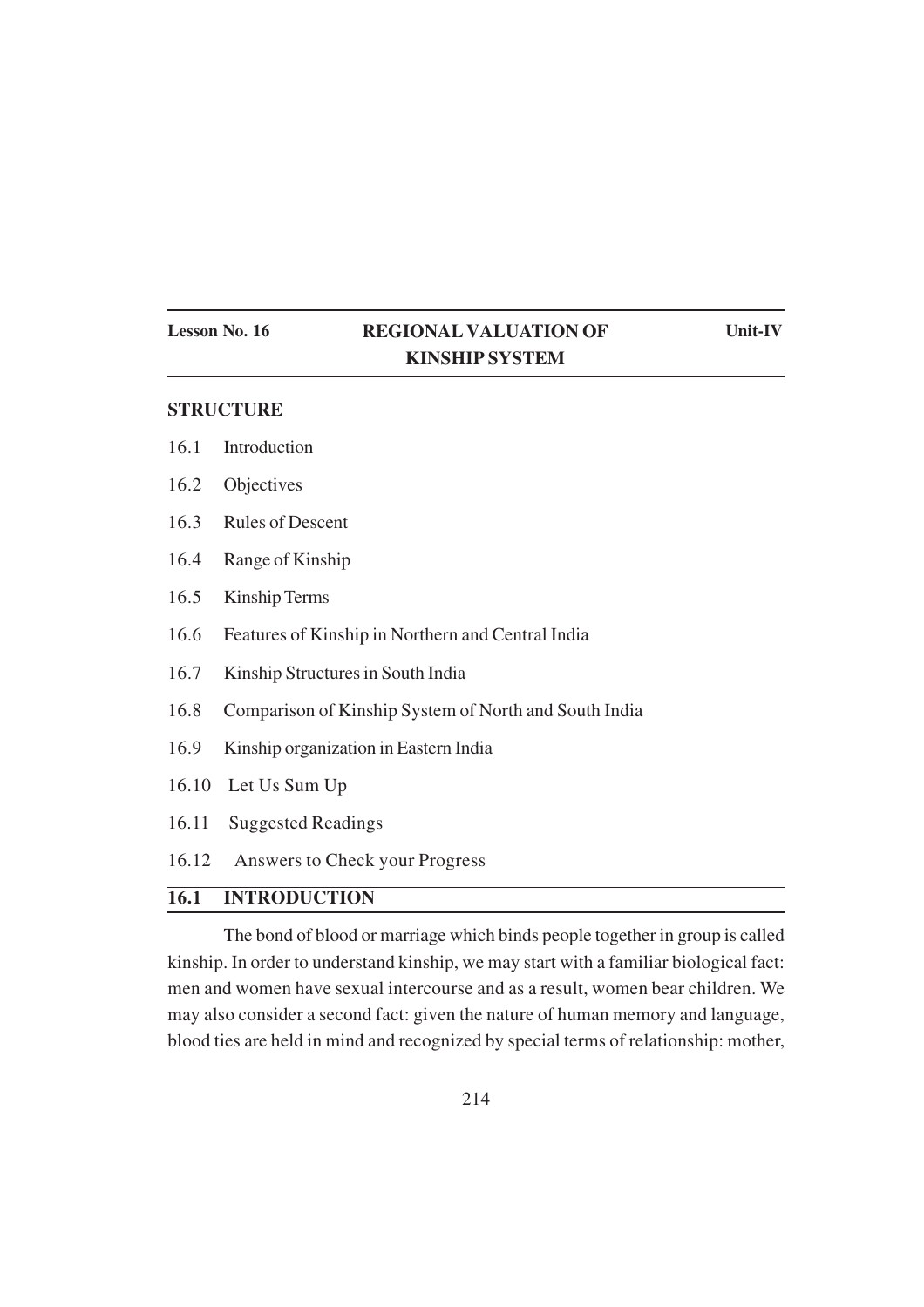**Lesson No. 16** | **REGIONAL VALUATION OF KINSHIP SYSTEM** | **Unit-IV**

## STRUCTURE

16.1 Introduction

16.2 Objectives

16.3 Rules of Descent

16.4 Range of Kinship

16.5 Kinship Terms

16.6 Features of Kinship in Northern and Central India

16.7 Kinship Structures in South India

16.8 Comparison of Kinship System of North and South India

16.9 Kinship organization in Eastern India

16.10 Let Us Sum Up

16.11 Suggested Readings

16.12 Answers to Check your Progress

## 16.1 INTRODUCTION

The bond of blood or marriage which binds people together in group is called kinship. In order to understand kinship, we may start with a familiar biological fact: men and women have sexual intercourse and as a result, women bear children. We may also consider a second fact: given the nature of human memory and language, blood ties are held in mind and recognized by special terms of relationship: mother,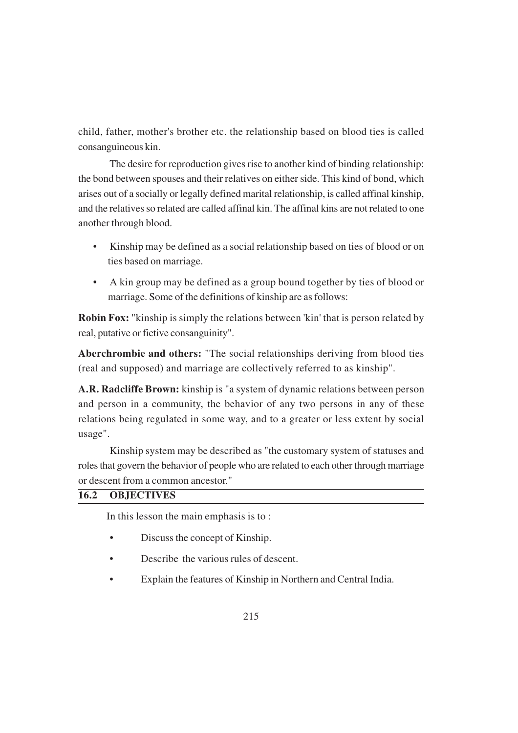child, father, mother's brother etc. the relationship based on blood ties is called consanguineous kin.

The desire for reproduction gives rise to another kind of binding relationship: the bond between spouses and their relatives on either side. This kind of bond, which arises out of a socially or legally defined marital relationship, is called affinal kinship, and the relatives so related are called affinal kin. The affinal kins are not related to one another through blood.

- Kinship may be defined as a social relationship based on ties of blood or on ties based on marriage.
- A kin group may be defined as a group bound together by ties of blood or marriage. Some of the definitions of kinship are as follows:

**Robin Fox:** "kinship is simply the relations between 'kin' that is person related by real, putative or fictive consanguinity".

**Aberchrombie and others:** "The social relationships deriving from blood ties (real and supposed) and marriage are collectively referred to as kinship".

**A.R. Radcliffe Brown:** kinship is "a system of dynamic relations between person and person in a community, the behavior of any two persons in any of these relations being regulated in some way, and to a greater or less extent by social usage".

Kinship system may be described as "the customary system of statuses and roles that govern the behavior of people who are related to each other through marriage or descent from a common ancestor."

## 16.2 OBJECTIVES

In this lesson the main emphasis is to :

- Discuss the concept of Kinship.
- Describe the various rules of descent.
- Explain the features of Kinship in Northern and Central India.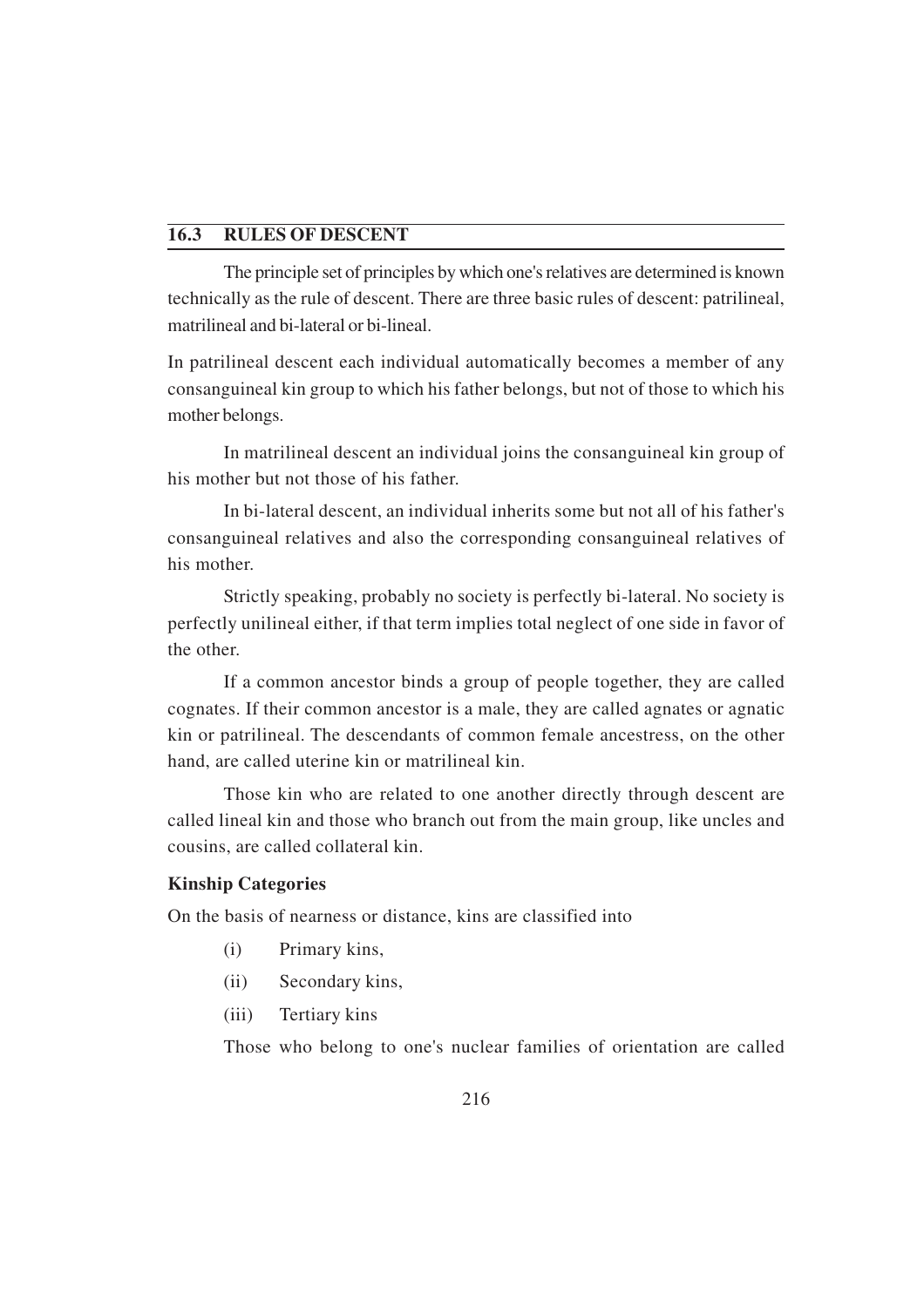## 16.3 RULES OF DESCENT

The principle set of principles by which one's relatives are determined is known technically as the rule of descent. There are three basic rules of descent: patrilineal, matrilineal and bi-lateral or bi-lineal.

In patrilineal descent each individual automatically becomes a member of any consanguineal kin group to which his father belongs, but not of those to which his mother belongs.

In matrilineal descent an individual joins the consanguineal kin group of his mother but not those of his father.

In bi-lateral descent, an individual inherits some but not all of his father's consanguineal relatives and also the corresponding consanguineal relatives of his mother.

Strictly speaking, probably no society is perfectly bi-lateral. No society is perfectly unilineal either, if that term implies total neglect of one side in favor of the other.

If a common ancestor binds a group of people together, they are called cognates. If their common ancestor is a male, they are called agnates or agnatic kin or patrilineal. The descendants of common female ancestress, on the other hand, are called uterine kin or matrilineal kin.

Those kin who are related to one another directly through descent are called lineal kin and those who branch out from the main group, like uncles and cousins, are called collateral kin.

**Kinship Categories**

On the basis of nearness or distance, kins are classified into

(i) Primary kins,

(ii) Secondary kins,

(iii) Tertiary kins

Those who belong to one's nuclear families of orientation are called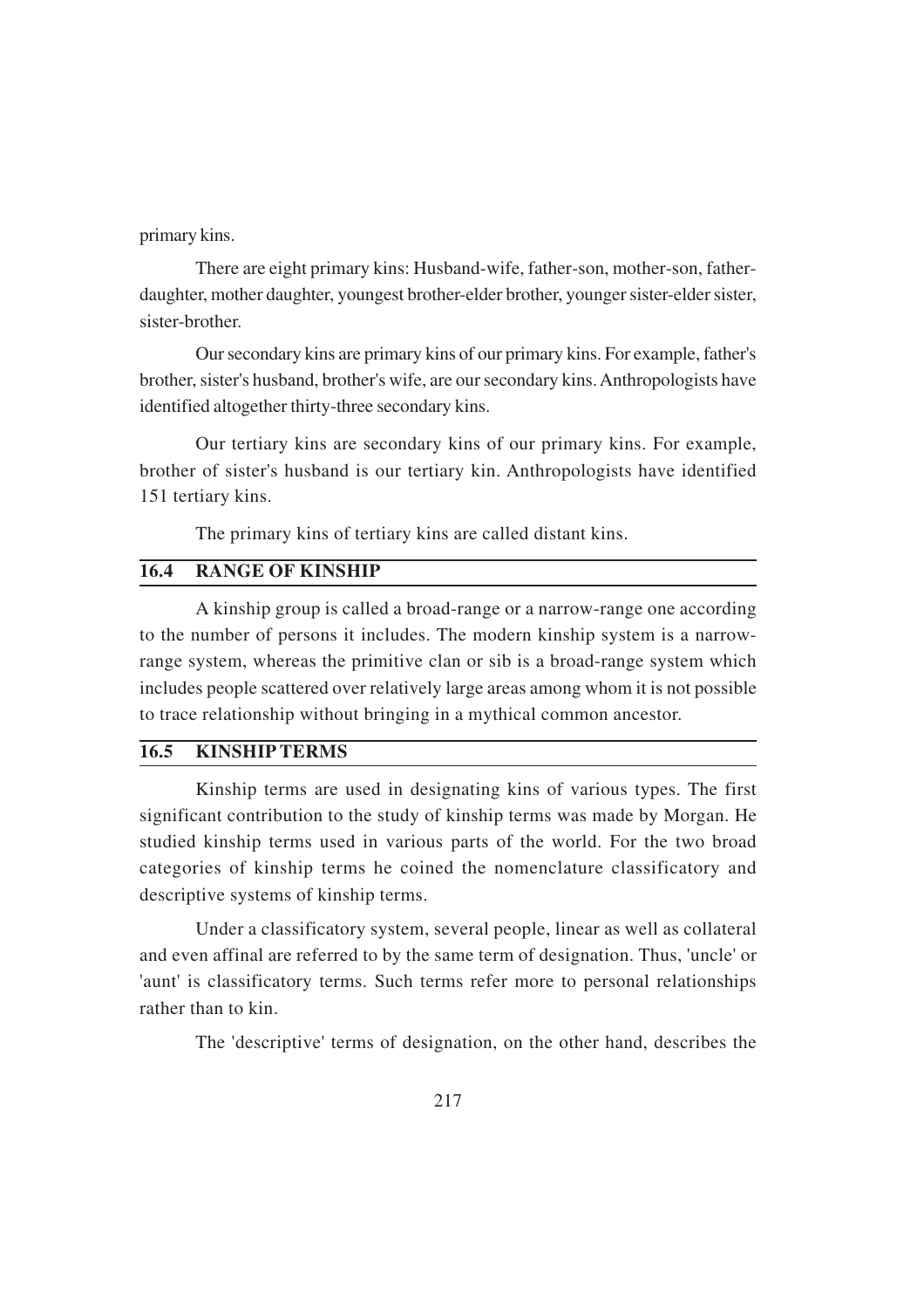primary kins.

There are eight primary kins: Husband-wife, father-son, mother-son, father-daughter, mother daughter, youngest brother-elder brother, younger sister-elder sister, sister-brother.

Our secondary kins are primary kins of our primary kins. For example, father's brother, sister's husband, brother's wife, are our secondary kins. Anthropologists have identified altogether thirty-three secondary kins.

Our tertiary kins are secondary kins of our primary kins. For example, brother of sister's husband is our tertiary kin. Anthropologists have identified 151 tertiary kins.

The primary kins of tertiary kins are called distant kins.

## 16.4 RANGE OF KINSHIP

A kinship group is called a broad-range or a narrow-range one according to the number of persons it includes. The modern kinship system is a narrow-range system, whereas the primitive clan or sib is a broad-range system which includes people scattered over relatively large areas among whom it is not possible to trace relationship without bringing in a mythical common ancestor.

## 16.5 KINSHIP TERMS

Kinship terms are used in designating kins of various types. The first significant contribution to the study of kinship terms was made by Morgan. He studied kinship terms used in various parts of the world. For the two broad categories of kinship terms he coined the nomenclature classificatory and descriptive systems of kinship terms.

Under a classificatory system, several people, linear as well as collateral and even affinal are referred to by the same term of designation. Thus, 'uncle' or 'aunt' is classificatory terms. Such terms refer more to personal relationships rather than to kin.

The 'descriptive' terms of designation, on the other hand, describes the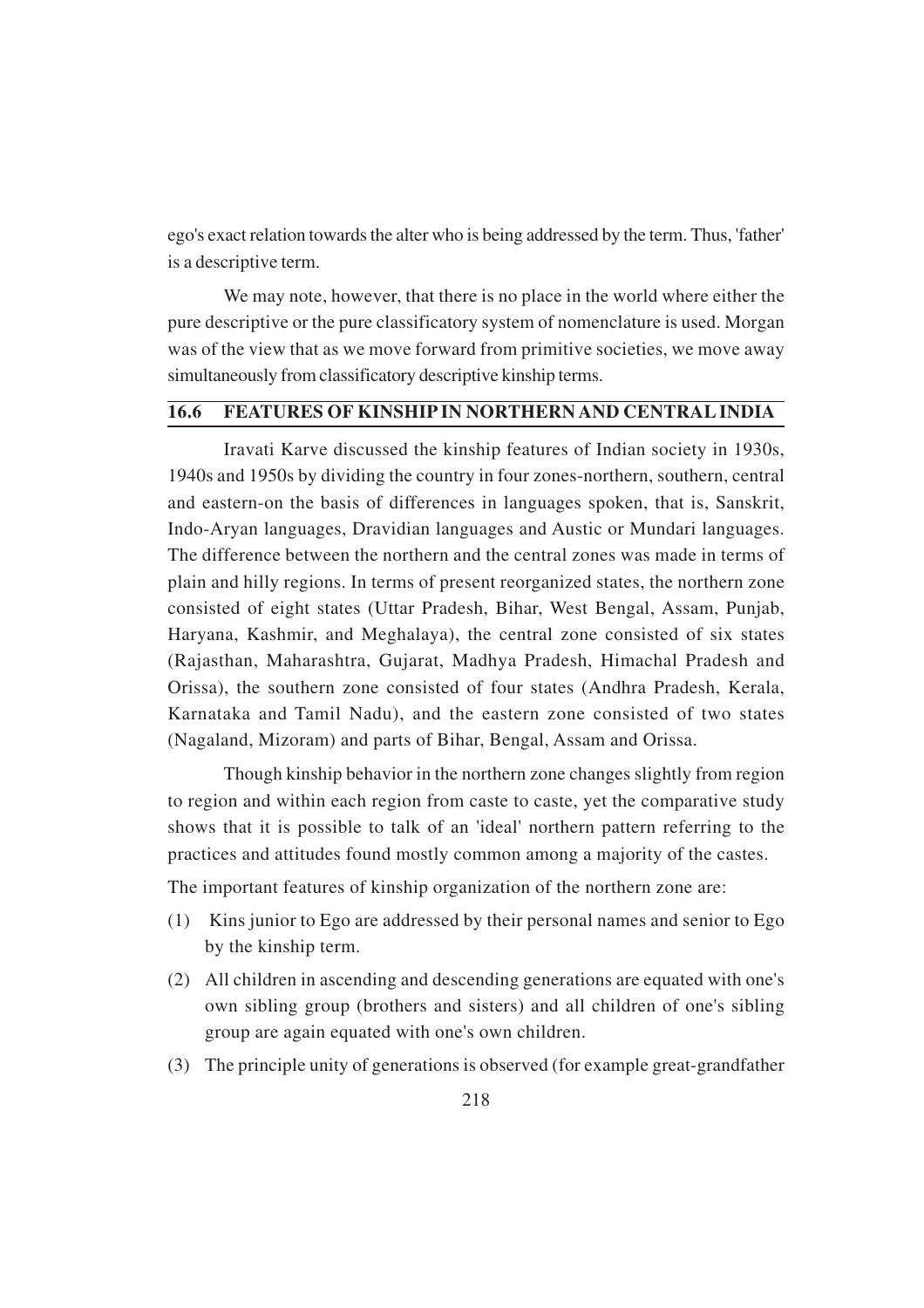ego's exact relation towards the alter who is being addressed by the term. Thus, 'father' is a descriptive term.

We may note, however, that there is no place in the world where either the pure descriptive or the pure classificatory system of nomenclature is used. Morgan was of the view that as we move forward from primitive societies, we move away simultaneously from classificatory descriptive kinship terms.

## 16.6 FEATURES OF KINSHIP IN NORTHERN AND CENTRAL INDIA

Iravati Karve discussed the kinship features of Indian society in 1930s, 1940s and 1950s by dividing the country in four zones-northern, southern, central and eastern-on the basis of differences in languages spoken, that is, Sanskrit, Indo-Aryan languages, Dravidian languages and Austic or Mundari languages. The difference between the northern and the central zones was made in terms of plain and hilly regions. In terms of present reorganized states, the northern zone consisted of eight states (Uttar Pradesh, Bihar, West Bengal, Assam, Punjab, Haryana, Kashmir, and Meghalaya), the central zone consisted of six states (Rajasthan, Maharashtra, Gujarat, Madhya Pradesh, Himachal Pradesh and Orissa), the southern zone consisted of four states (Andhra Pradesh, Kerala, Karnataka and Tamil Nadu), and the eastern zone consisted of two states (Nagaland, Mizoram) and parts of Bihar, Bengal, Assam and Orissa.

Though kinship behavior in the northern zone changes slightly from region to region and within each region from caste to caste, yet the comparative study shows that it is possible to talk of an 'ideal' northern pattern referring to the practices and attitudes found mostly common among a majority of the castes.

The important features of kinship organization of the northern zone are:

(1) Kins junior to Ego are addressed by their personal names and senior to Ego by the kinship term.

(2) All children in ascending and descending generations are equated with one's own sibling group (brothers and sisters) and all children of one's sibling group are again equated with one's own children.

(3) The principle unity of generations is observed (for example great-grandfather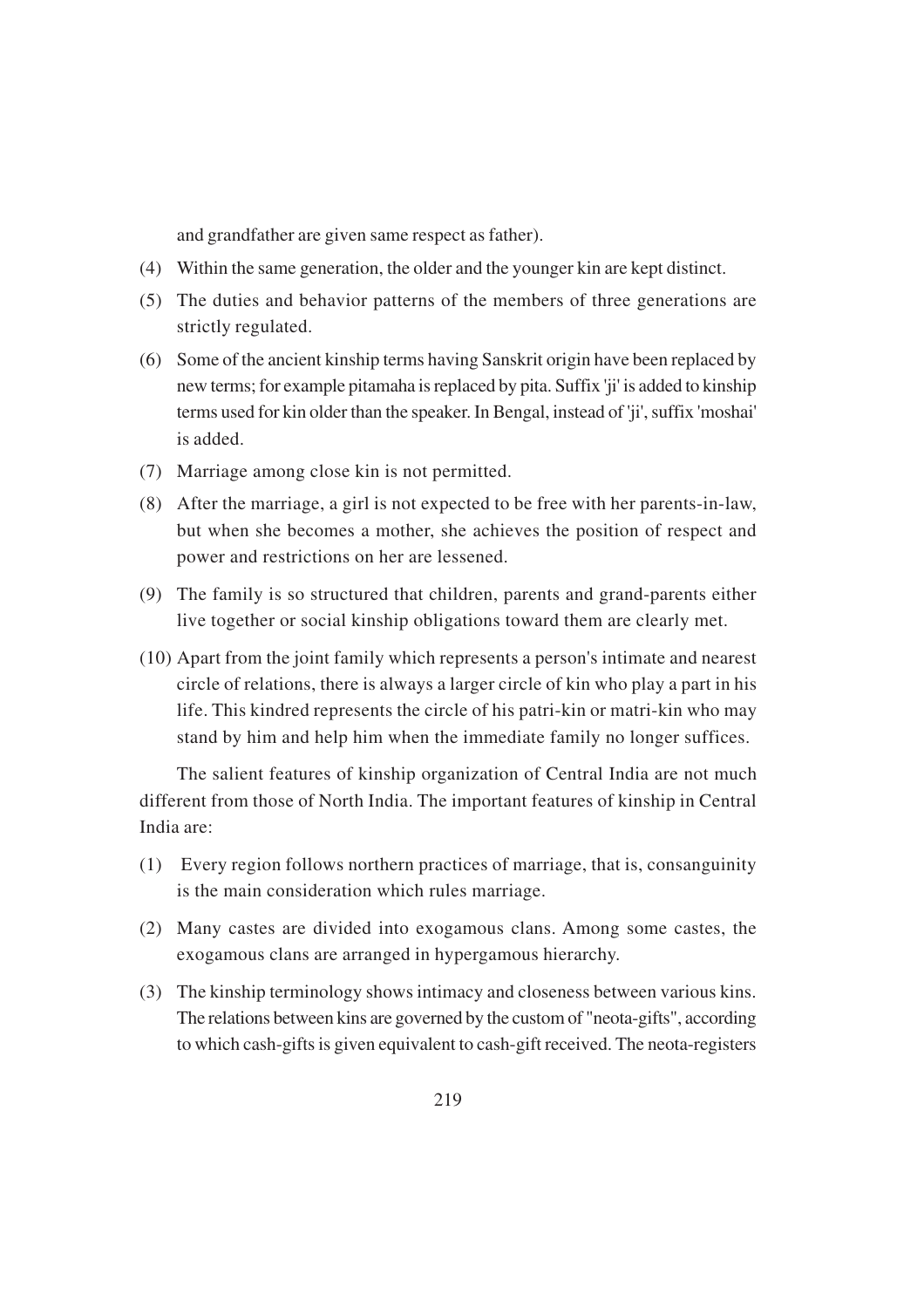and grandfather are given same respect as father).

(4) Within the same generation, the older and the younger kin are kept distinct.

(5) The duties and behavior patterns of the members of three generations are strictly regulated.

(6) Some of the ancient kinship terms having Sanskrit origin have been replaced by new terms; for example pitamaha is replaced by pita. Suffix 'ji' is added to kinship terms used for kin older than the speaker. In Bengal, instead of 'ji', suffix 'moshai' is added.

(7) Marriage among close kin is not permitted.

(8) After the marriage, a girl is not expected to be free with her parents-in-law, but when she becomes a mother, she achieves the position of respect and power and restrictions on her are lessened.

(9) The family is so structured that children, parents and grand-parents either live together or social kinship obligations toward them are clearly met.

(10) Apart from the joint family which represents a person's intimate and nearest circle of relations, there is always a larger circle of kin who play a part in his life. This kindred represents the circle of his patri-kin or matri-kin who may stand by him and help him when the immediate family no longer suffices.

The salient features of kinship organization of Central India are not much different from those of North India. The important features of kinship in Central India are:

(1) Every region follows northern practices of marriage, that is, consanguinity is the main consideration which rules marriage.

(2) Many castes are divided into exogamous clans. Among some castes, the exogamous clans are arranged in hypergamous hierarchy.

(3) The kinship terminology shows intimacy and closeness between various kins. The relations between kins are governed by the custom of "neota-gifts", according to which cash-gifts is given equivalent to cash-gift received. The neota-registers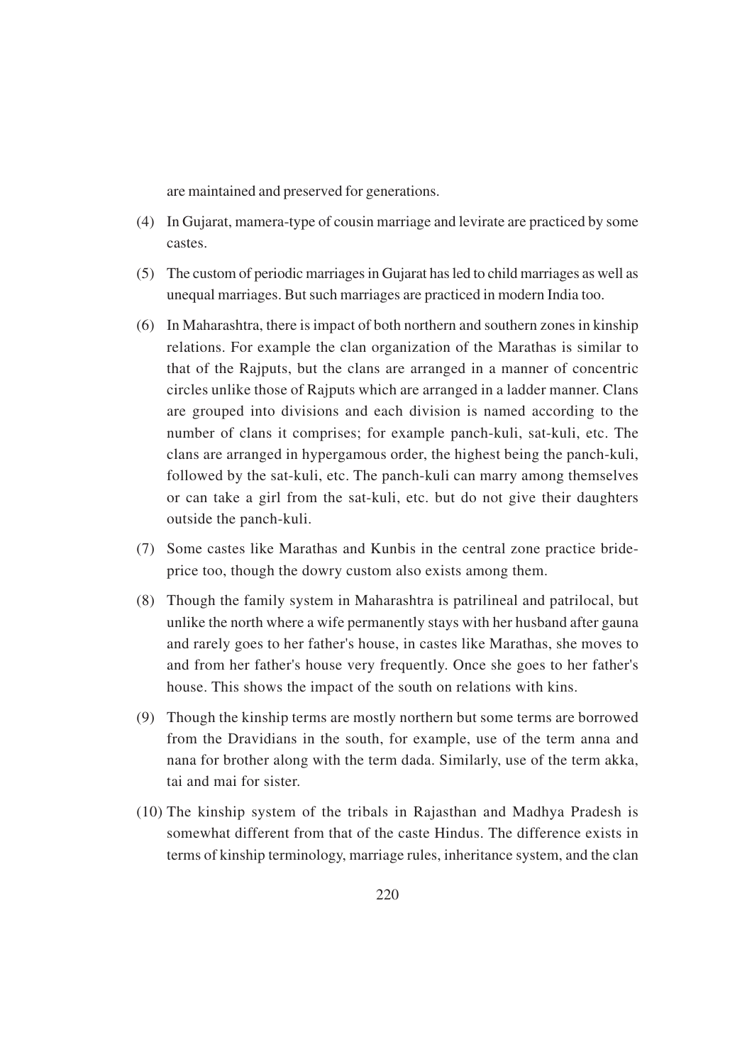are maintained and preserved for generations.

(4) In Gujarat, mamera-type of cousin marriage and levirate are practiced by some castes.

(5) The custom of periodic marriages in Gujarat has led to child marriages as well as unequal marriages. But such marriages are practiced in modern India too.

(6) In Maharashtra, there is impact of both northern and southern zones in kinship relations. For example the clan organization of the Marathas is similar to that of the Rajputs, but the clans are arranged in a manner of concentric circles unlike those of Rajputs which are arranged in a ladder manner. Clans are grouped into divisions and each division is named according to the number of clans it comprises; for example panch-kuli, sat-kuli, etc. The clans are arranged in hypergamous order, the highest being the panch-kuli, followed by the sat-kuli, etc. The panch-kuli can marry among themselves or can take a girl from the sat-kuli, etc. but do not give their daughters outside the panch-kuli.

(7) Some castes like Marathas and Kunbis in the central zone practice bride-price too, though the dowry custom also exists among them.

(8) Though the family system in Maharashtra is patrilineal and patrilocal, but unlike the north where a wife permanently stays with her husband after gauna and rarely goes to her father's house, in castes like Marathas, she moves to and from her father's house very frequently. Once she goes to her father's house. This shows the impact of the south on relations with kins.

(9) Though the kinship terms are mostly northern but some terms are borrowed from the Dravidians in the south, for example, use of the term anna and nana for brother along with the term dada. Similarly, use of the term akka, tai and mai for sister.

(10) The kinship system of the tribals in Rajasthan and Madhya Pradesh is somewhat different from that of the caste Hindus. The difference exists in terms of kinship terminology, marriage rules, inheritance system, and the clan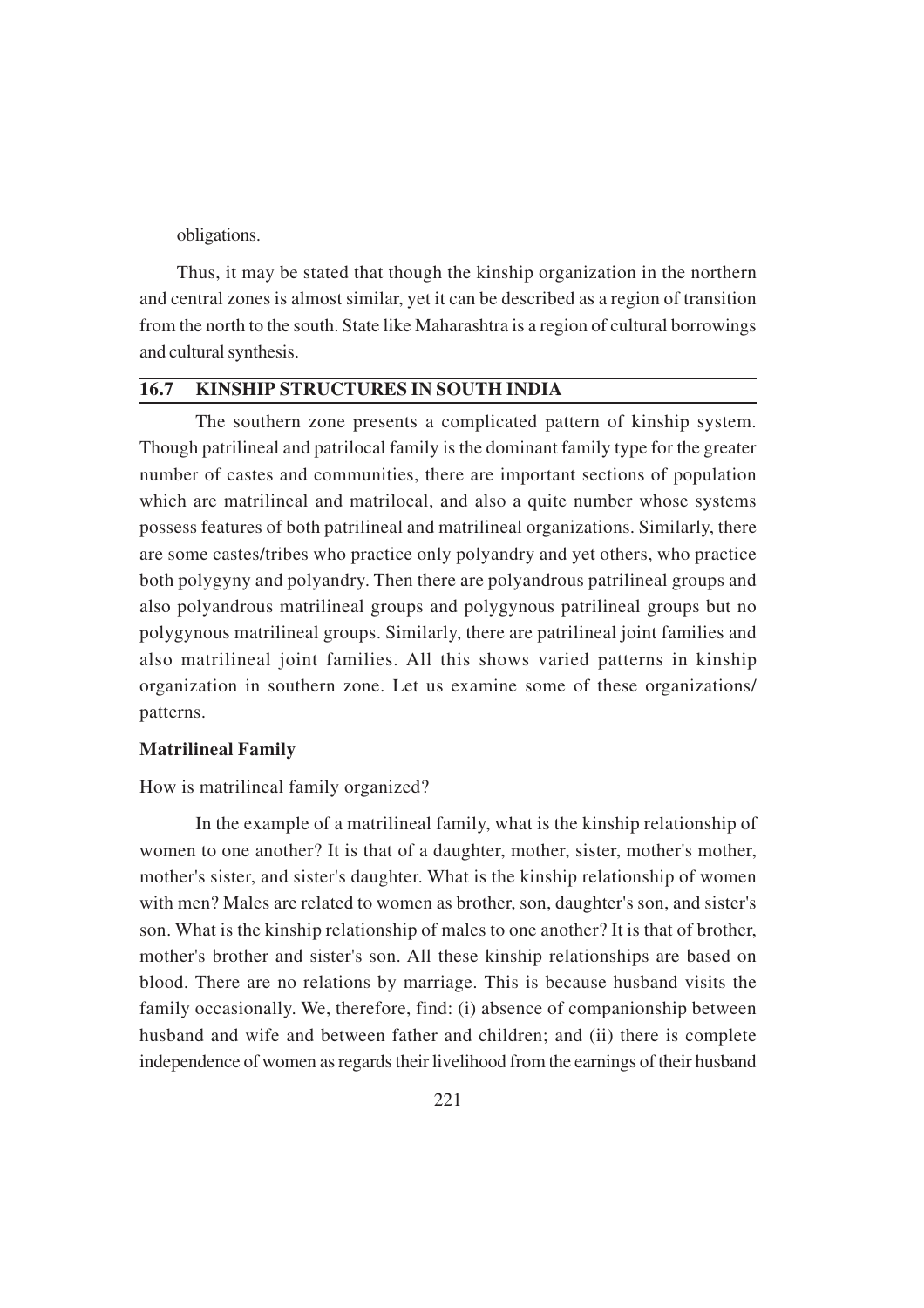obligations.

Thus, it may be stated that though the kinship organization in the northern and central zones is almost similar, yet it can be described as a region of transition from the north to the south. State like Maharashtra is a region of cultural borrowings and cultural synthesis.

## 16.7 KINSHIP STRUCTURES IN SOUTH INDIA

The southern zone presents a complicated pattern of kinship system. Though patrilineal and patrilocal family is the dominant family type for the greater number of castes and communities, there are important sections of population which are matrilineal and matrilocal, and also a quite number whose systems possess features of both patrilineal and matrilineal organizations. Similarly, there are some castes/tribes who practice only polyandry and yet others, who practice both polygyny and polyandry. Then there are polyandrous patrilineal groups and also polyandrous matrilineal groups and polygynous patrilineal groups but no polygynous matrilineal groups. Similarly, there are patrilineal joint families and also matrilineal joint families. All this shows varied patterns in kinship organization in southern zone. Let us examine some of these organizations/ patterns.

**Matrilineal Family**

How is matrilineal family organized?

In the example of a matrilineal family, what is the kinship relationship of women to one another? It is that of a daughter, mother, sister, mother's mother, mother's sister, and sister's daughter. What is the kinship relationship of women with men? Males are related to women as brother, son, daughter's son, and sister's son. What is the kinship relationship of males to one another? It is that of brother, mother's brother and sister's son. All these kinship relationships are based on blood. There are no relations by marriage. This is because husband visits the family occasionally. We, therefore, find: (i) absence of companionship between husband and wife and between father and children; and (ii) there is complete independence of women as regards their livelihood from the earnings of their husband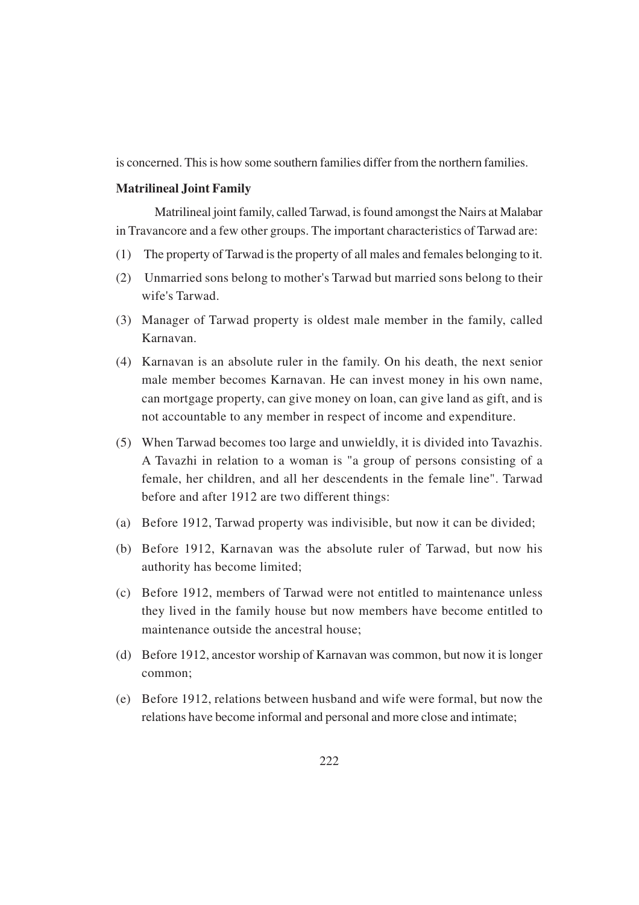is concerned. This is how some southern families differ from the northern families.

**Matrilineal Joint Family**

Matrilineal joint family, called Tarwad, is found amongst the Nairs at Malabar in Travancore and a few other groups. The important characteristics of Tarwad are:

(1) The property of Tarwad is the property of all males and females belonging to it.

(2) Unmarried sons belong to mother's Tarwad but married sons belong to their wife's Tarwad.

(3) Manager of Tarwad property is oldest male member in the family, called Karnavan.

(4) Karnavan is an absolute ruler in the family. On his death, the next senior male member becomes Karnavan. He can invest money in his own name, can mortgage property, can give money on loan, can give land as gift, and is not accountable to any member in respect of income and expenditure.

(5) When Tarwad becomes too large and unwieldly, it is divided into Tavazhis. A Tavazhi in relation to a woman is "a group of persons consisting of a female, her children, and all her descendents in the female line". Tarwad before and after 1912 are two different things:

(a) Before 1912, Tarwad property was indivisible, but now it can be divided;

(b) Before 1912, Karnavan was the absolute ruler of Tarwad, but now his authority has become limited;

(c) Before 1912, members of Tarwad were not entitled to maintenance unless they lived in the family house but now members have become entitled to maintenance outside the ancestral house;

(d) Before 1912, ancestor worship of Karnavan was common, but now it is longer common;

(e) Before 1912, relations between husband and wife were formal, but now the relations have become informal and personal and more close and intimate;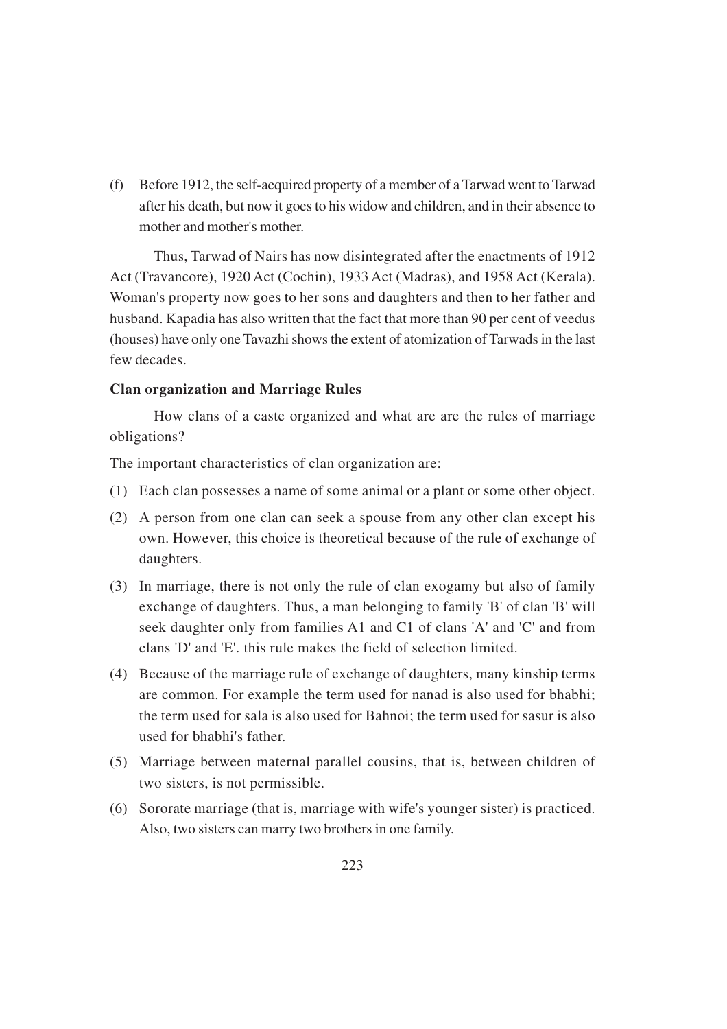(f) Before 1912, the self-acquired property of a member of a Tarwad went to Tarwad after his death, but now it goes to his widow and children, and in their absence to mother and mother's mother.

Thus, Tarwad of Nairs has now disintegrated after the enactments of 1912 Act (Travancore), 1920 Act (Cochin), 1933 Act (Madras), and 1958 Act (Kerala). Woman's property now goes to her sons and daughters and then to her father and husband. Kapadia has also written that the fact that more than 90 per cent of veedus (houses) have only one Tavazhi shows the extent of atomization of Tarwads in the last few decades.

**Clan organization and Marriage Rules**

How clans of a caste organized and what are are the rules of marriage obligations?

The important characteristics of clan organization are:

(1) Each clan possesses a name of some animal or a plant or some other object.

(2) A person from one clan can seek a spouse from any other clan except his own. However, this choice is theoretical because of the rule of exchange of daughters.

(3) In marriage, there is not only the rule of clan exogamy but also of family exchange of daughters. Thus, a man belonging to family 'B' of clan 'B' will seek daughter only from families A1 and C1 of clans 'A' and 'C' and from clans 'D' and 'E'. this rule makes the field of selection limited.

(4) Because of the marriage rule of exchange of daughters, many kinship terms are common. For example the term used for nanad is also used for bhabhi; the term used for sala is also used for Bahnoi; the term used for sasur is also used for bhabhi's father.

(5) Marriage between maternal parallel cousins, that is, between children of two sisters, is not permissible.

(6) Sororate marriage (that is, marriage with wife's younger sister) is practiced. Also, two sisters can marry two brothers in one family.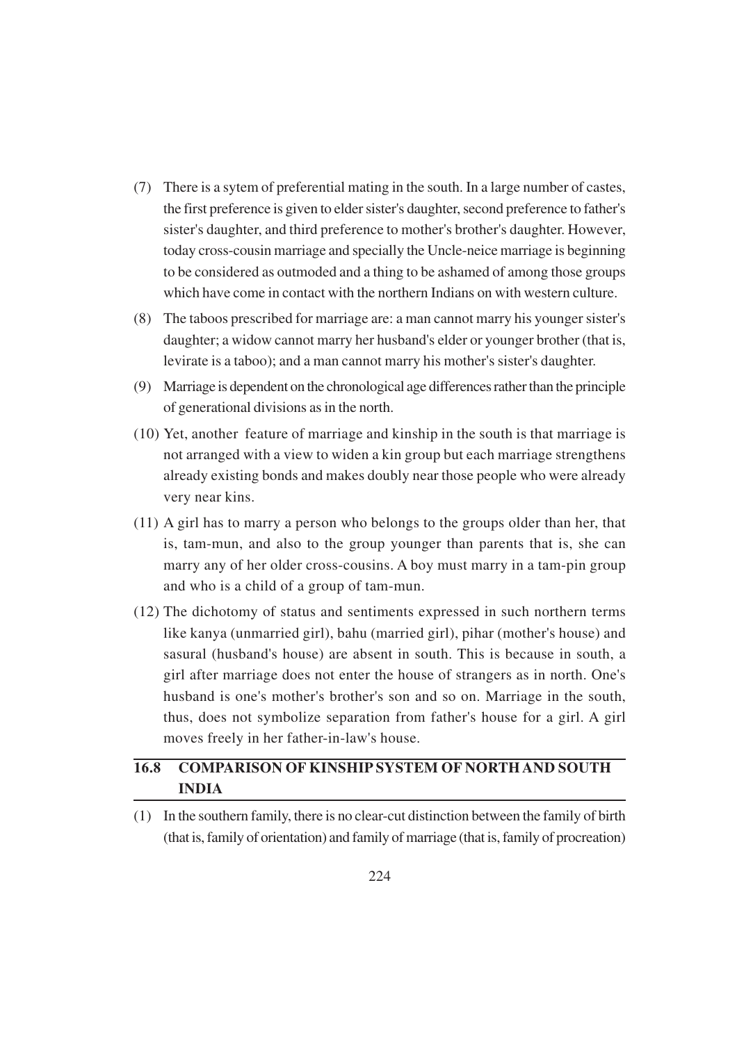(7) There is a sytem of preferential mating in the south. In a large number of castes, the first preference is given to elder sister's daughter, second preference to father's sister's daughter, and third preference to mother's brother's daughter. However, today cross-cousin marriage and specially the Uncle-neice marriage is beginning to be considered as outmoded and a thing to be ashamed of among those groups which have come in contact with the northern Indians on with western culture.

(8) The taboos prescribed for marriage are: a man cannot marry his younger sister's daughter; a widow cannot marry her husband's elder or younger brother (that is, levirate is a taboo); and a man cannot marry his mother's sister's daughter.

(9) Marriage is dependent on the chronological age differences rather than the principle of generational divisions as in the north.

(10) Yet, another feature of marriage and kinship in the south is that marriage is not arranged with a view to widen a kin group but each marriage strengthens already existing bonds and makes doubly near those people who were already very near kins.

(11) A girl has to marry a person who belongs to the groups older than her, that is, tam-mun, and also to the group younger than parents that is, she can marry any of her older cross-cousins. A boy must marry in a tam-pin group and who is a child of a group of tam-mun.

(12) The dichotomy of status and sentiments expressed in such northern terms like kanya (unmarried girl), bahu (married girl), pihar (mother's house) and sasural (husband's house) are absent in south. This is because in south, a girl after marriage does not enter the house of strangers as in north. One's husband is one's mother's brother's son and so on. Marriage in the south, thus, does not symbolize separation from father's house for a girl. A girl moves freely in her father-in-law's house.

## 16.8 COMPARISON OF KINSHIP SYSTEM OF NORTH AND SOUTH INDIA

(1) In the southern family, there is no clear-cut distinction between the family of birth (that is, family of orientation) and family of marriage (that is, family of procreation)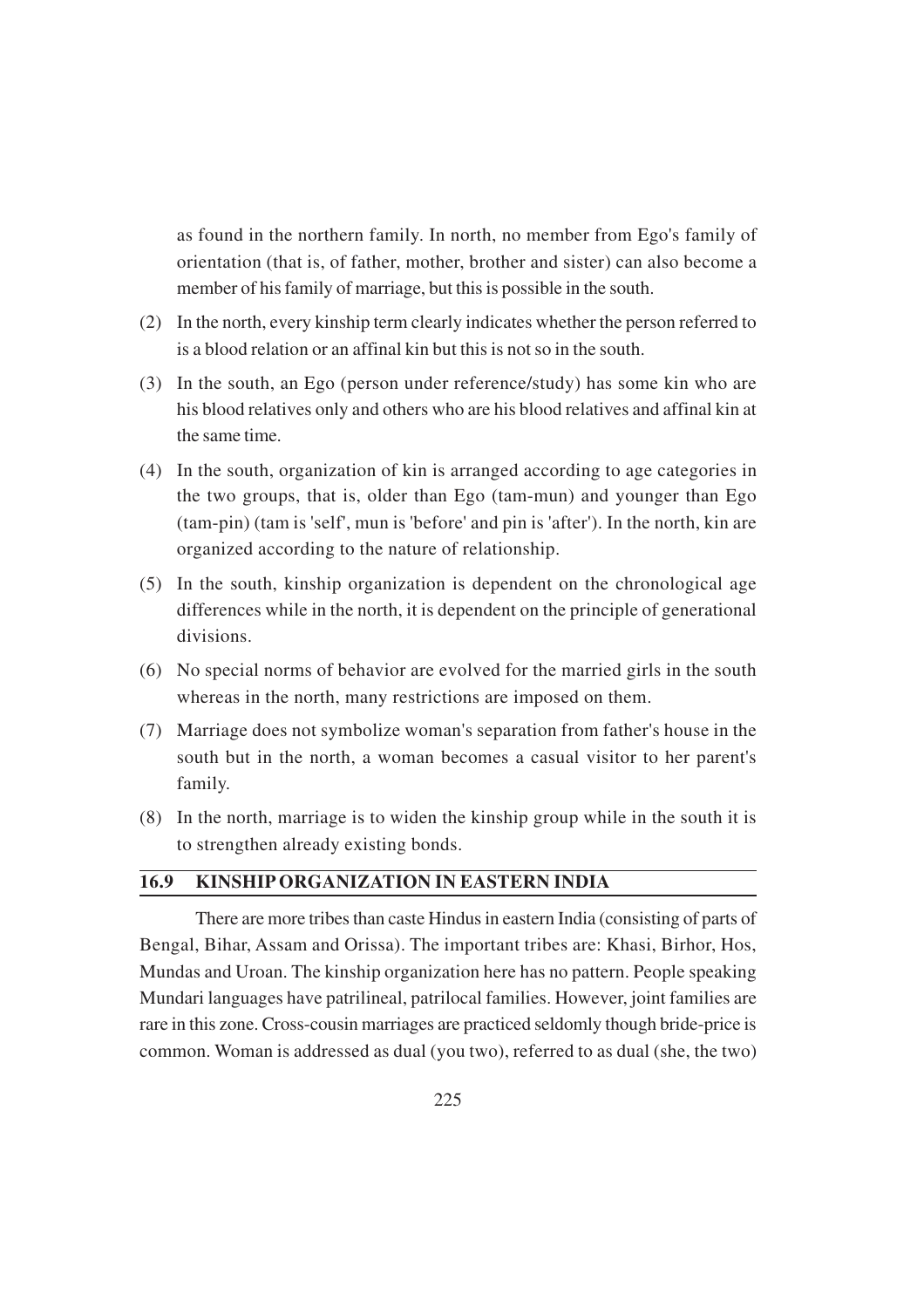as found in the northern family. In north, no member from Ego's family of orientation (that is, of father, mother, brother and sister) can also become a member of his family of marriage, but this is possible in the south.

(2) In the north, every kinship term clearly indicates whether the person referred to is a blood relation or an affinal kin but this is not so in the south.

(3) In the south, an Ego (person under reference/study) has some kin who are his blood relatives only and others who are his blood relatives and affinal kin at the same time.

(4) In the south, organization of kin is arranged according to age categories in the two groups, that is, older than Ego (tam-mun) and younger than Ego (tam-pin) (tam is 'self', mun is 'before' and pin is 'after'). In the north, kin are organized according to the nature of relationship.

(5) In the south, kinship organization is dependent on the chronological age differences while in the north, it is dependent on the principle of generational divisions.

(6) No special norms of behavior are evolved for the married girls in the south whereas in the north, many restrictions are imposed on them.

(7) Marriage does not symbolize woman's separation from father's house in the south but in the north, a woman becomes a casual visitor to her parent's family.

(8) In the north, marriage is to widen the kinship group while in the south it is to strengthen already existing bonds.

## 16.9 KINSHIP ORGANIZATION IN EASTERN INDIA

There are more tribes than caste Hindus in eastern India (consisting of parts of Bengal, Bihar, Assam and Orissa). The important tribes are: Khasi, Birhor, Hos, Mundas and Uroan. The kinship organization here has no pattern. People speaking Mundari languages have patrilineal, patrilocal families. However, joint families are rare in this zone. Cross-cousin marriages are practiced seldomly though bride-price is common. Woman is addressed as dual (you two), referred to as dual (she, the two)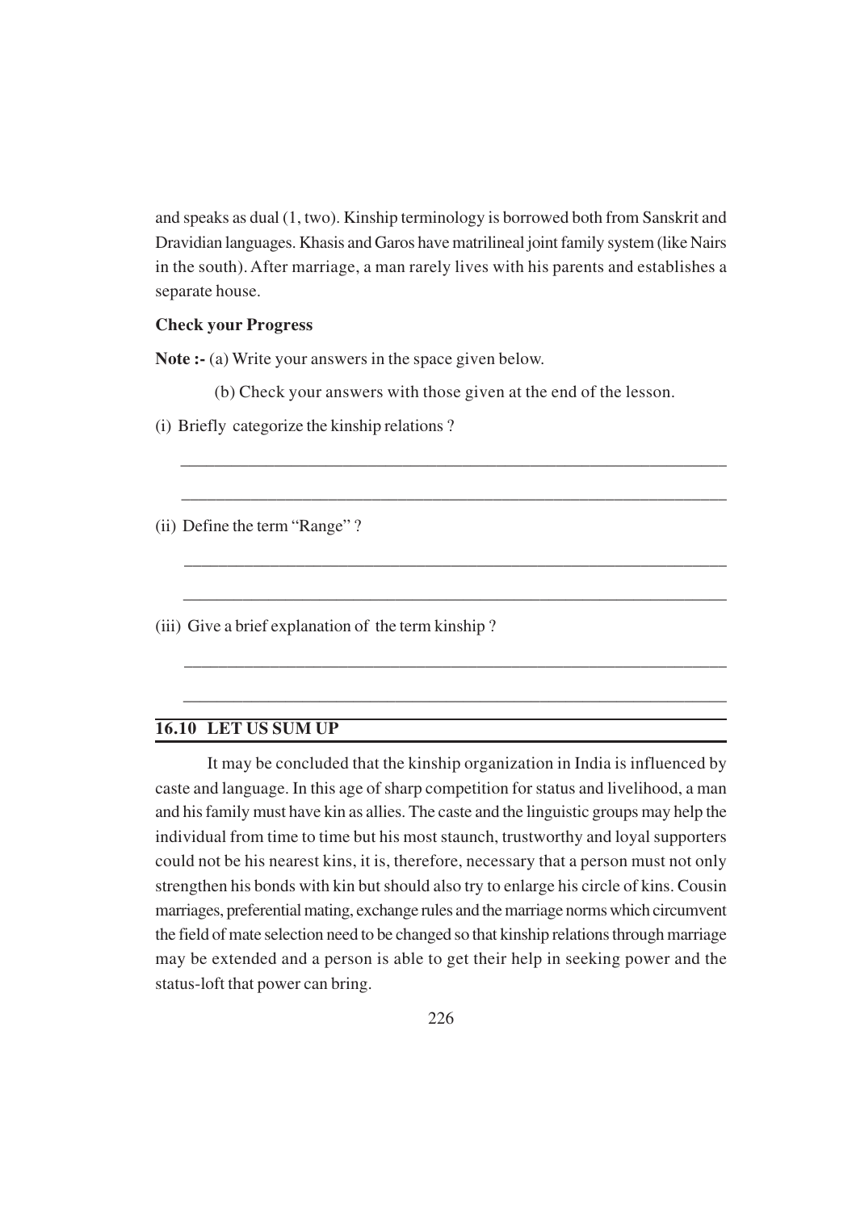and speaks as dual (1, two). Kinship terminology is borrowed both from Sanskrit and Dravidian languages. Khasis and Garos have matrilineal joint family system (like Nairs in the south). After marriage, a man rarely lives with his parents and establishes a separate house.

**Check your Progress**

**Note :-** (a) Write your answers in the space given below.

(b) Check your answers with those given at the end of the lesson.

(i) Briefly categorize the kinship relations ?

_______________________________________________________________

_______________________________________________________________

(ii) Define the term "Range" ?

_______________________________________________________________

_______________________________________________________________

(iii) Give a brief explanation of the term kinship ?

_______________________________________________________________

_______________________________________________________________

## 16.10 LET US SUM UP

It may be concluded that the kinship organization in India is influenced by caste and language. In this age of sharp competition for status and livelihood, a man and his family must have kin as allies. The caste and the linguistic groups may help the individual from time to time but his most staunch, trustworthy and loyal supporters could not be his nearest kins, it is, therefore, necessary that a person must not only strengthen his bonds with kin but should also try to enlarge his circle of kins. Cousin marriages, preferential mating, exchange rules and the marriage norms which circumvent the field of mate selection need to be changed so that kinship relations through marriage may be extended and a person is able to get their help in seeking power and the status-loft that power can bring.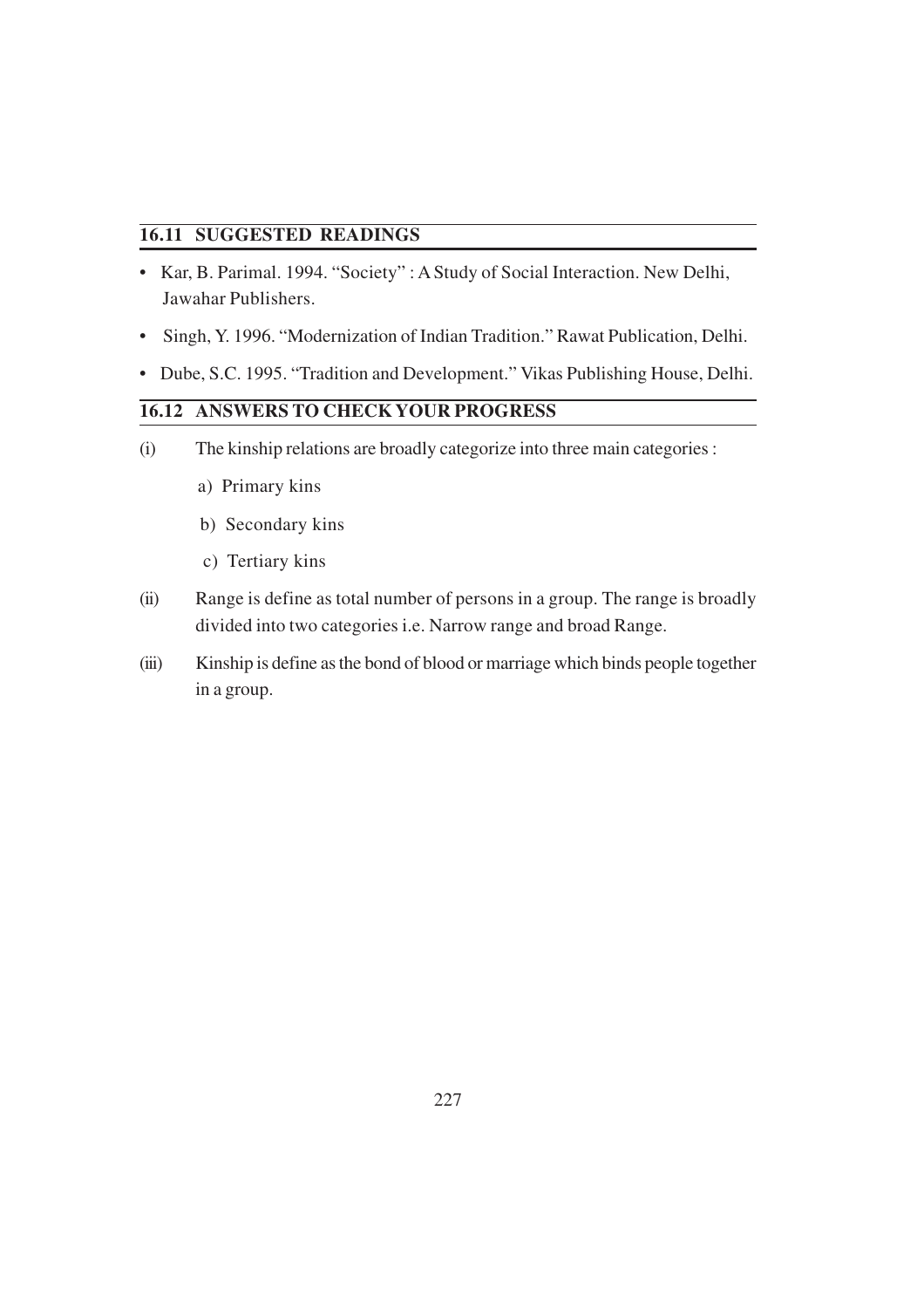## 16.11 SUGGESTED READINGS

- Kar, B. Parimal. 1994. "Society" : A Study of Social Interaction. New Delhi, Jawahar Publishers.
- Singh, Y. 1996. "Modernization of Indian Tradition." Rawat Publication, Delhi.
- Dube, S.C. 1995. "Tradition and Development." Vikas Publishing House, Delhi.

## 16.12 ANSWERS TO CHECK YOUR PROGRESS

(i) The kinship relations are broadly categorize into three main categories :

a) Primary kins

b) Secondary kins

c) Tertiary kins

(ii) Range is define as total number of persons in a group. The range is broadly divided into two categories i.e. Narrow range and broad Range.

(iii) Kinship is define as the bond of blood or marriage which binds people together in a group.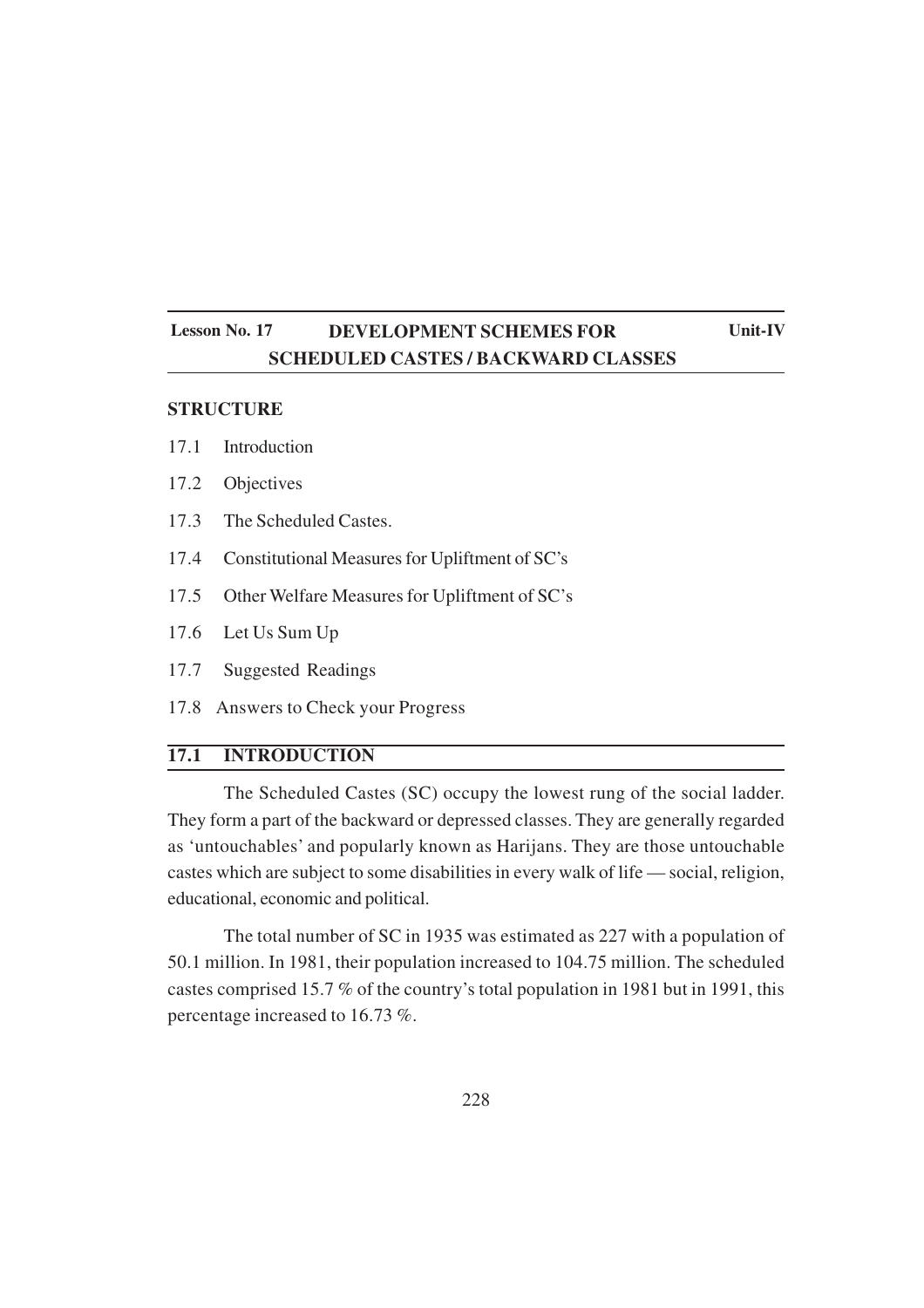**Lesson No. 17** **DEVELOPMENT SCHEMES FOR SCHEDULED CASTES / BACKWARD CLASSES** **Unit-IV**

## STRUCTURE

17.1 Introduction

17.2 Objectives

17.3 The Scheduled Castes.

17.4 Constitutional Measures for Upliftment of SC's

17.5 Other Welfare Measures for Upliftment of SC's

17.6 Let Us Sum Up

17.7 Suggested Readings

17.8 Answers to Check your Progress

## 17.1 INTRODUCTION

The Scheduled Castes (SC) occupy the lowest rung of the social ladder. They form a part of the backward or depressed classes. They are generally regarded as 'untouchables' and popularly known as Harijans. They are those untouchable castes which are subject to some disabilities in every walk of life — social, religion, educational, economic and political.

The total number of SC in 1935 was estimated as 227 with a population of 50.1 million. In 1981, their population increased to 104.75 million. The scheduled castes comprised 15.7 % of the country's total population in 1981 but in 1991, this percentage increased to 16.73 %.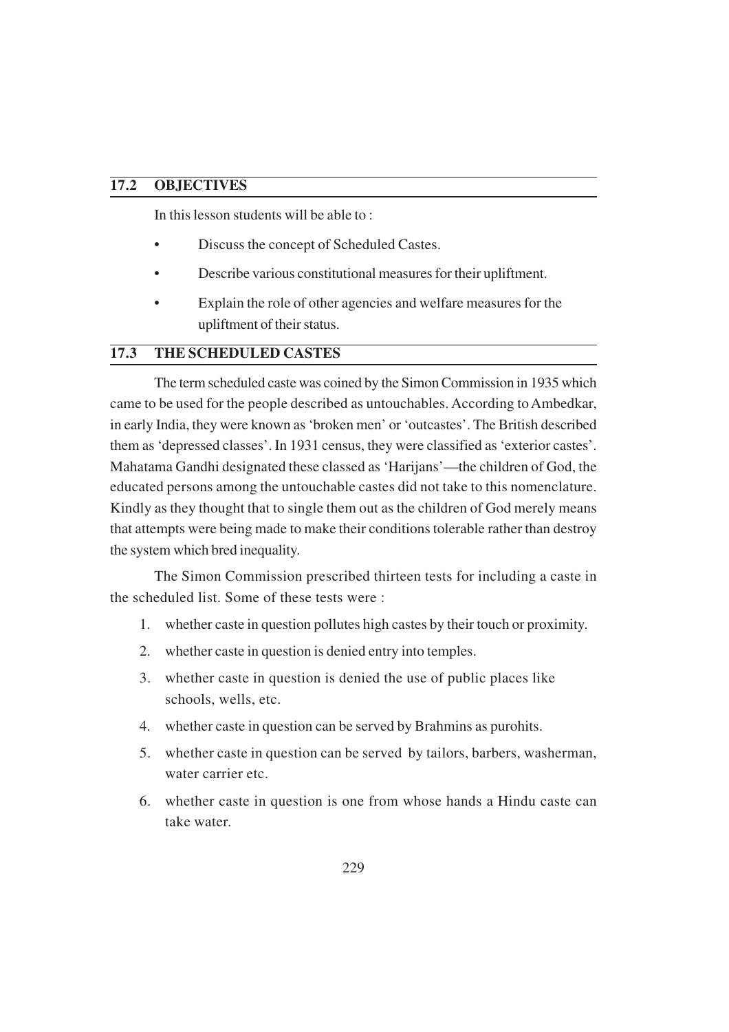## 17.2 OBJECTIVES

In this lesson students will be able to :

- Discuss the concept of Scheduled Castes.
- Describe various constitutional measures for their upliftment.
- Explain the role of other agencies and welfare measures for the upliftment of their status.

## 17.3 THE SCHEDULED CASTES

The term scheduled caste was coined by the Simon Commission in 1935 which came to be used for the people described as untouchables. According to Ambedkar, in early India, they were known as 'broken men' or 'outcastes'. The British described them as 'depressed classes'. In 1931 census, they were classified as 'exterior castes'. Mahatama Gandhi designated these classed as 'Harijans'—the children of God, the educated persons among the untouchable castes did not take to this nomenclature. Kindly as they thought that to single them out as the children of God merely means that attempts were being made to make their conditions tolerable rather than destroy the system which bred inequality.

The Simon Commission prescribed thirteen tests for including a caste in the scheduled list. Some of these tests were :

1. whether caste in question pollutes high castes by their touch or proximity.
2. whether caste in question is denied entry into temples.
3. whether caste in question is denied the use of public places like schools, wells, etc.
4. whether caste in question can be served by Brahmins as purohits.
5. whether caste in question can be served by tailors, barbers, washerman, water carrier etc.
6. whether caste in question is one from whose hands a Hindu caste can take water.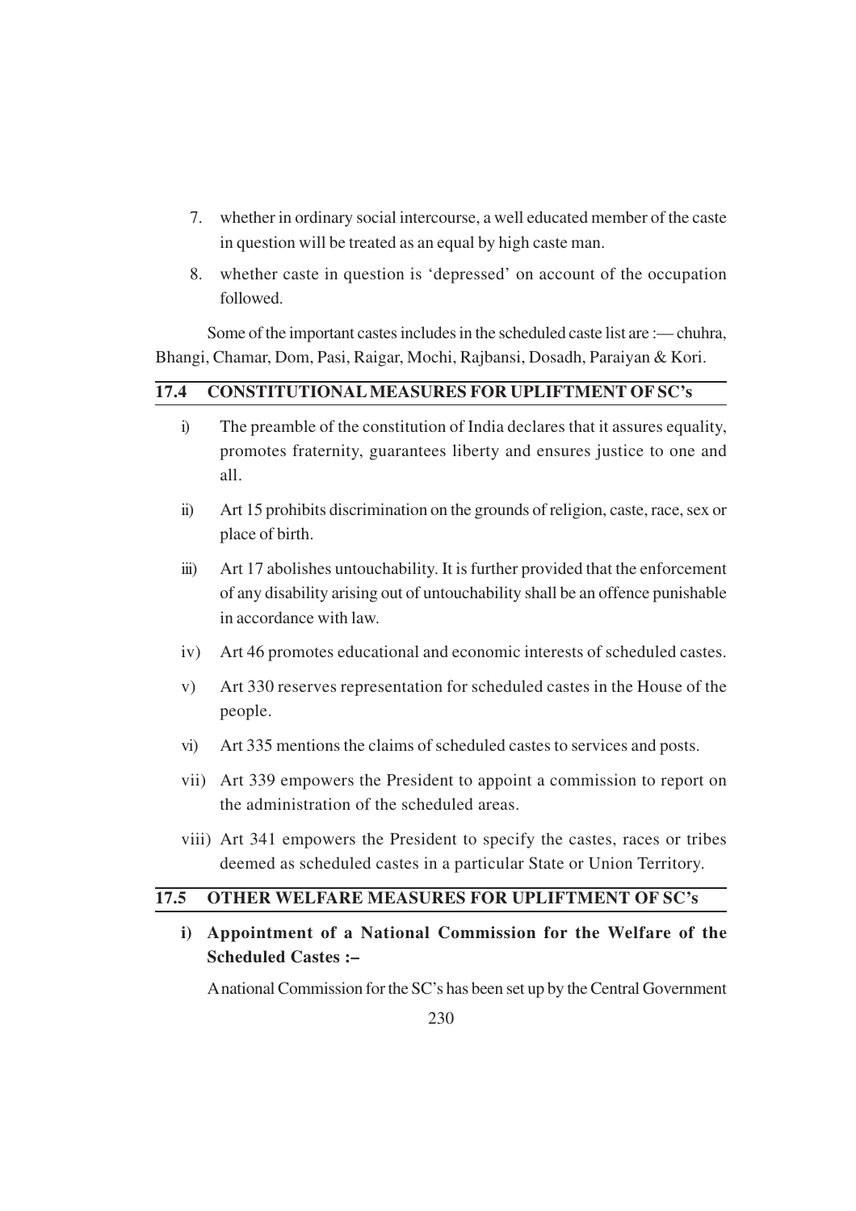7. whether in ordinary social intercourse, a well educated member of the caste in question will be treated as an equal by high caste man.

8. whether caste in question is 'depressed' on account of the occupation followed.

Some of the important castes includes in the scheduled caste list are :— chuhra, Bhangi, Chamar, Dom, Pasi, Raigar, Mochi, Rajbansi, Dosadh, Paraiyan & Kori.

## 17.4 CONSTITUTIONAL MEASURES FOR UPLIFTMENT OF SC's

i) The preamble of the constitution of India declares that it assures equality, promotes fraternity, guarantees liberty and ensures justice to one and all.

ii) Art 15 prohibits discrimination on the grounds of religion, caste, race, sex or place of birth.

iii) Art 17 abolishes untouchability. It is further provided that the enforcement of any disability arising out of untouchability shall be an offence punishable in accordance with law.

iv) Art 46 promotes educational and economic interests of scheduled castes.

v) Art 330 reserves representation for scheduled castes in the House of the people.

vi) Art 335 mentions the claims of scheduled castes to services and posts.

vii) Art 339 empowers the President to appoint a commission to report on the administration of the scheduled areas.

viii) Art 341 empowers the President to specify the castes, races or tribes deemed as scheduled castes in a particular State or Union Territory.

## 17.5 OTHER WELFARE MEASURES FOR UPLIFTMENT OF SC's

**i) Appointment of a National Commission for the Welfare of the Scheduled Castes :–**

A national Commission for the SC's has been set up by the Central Government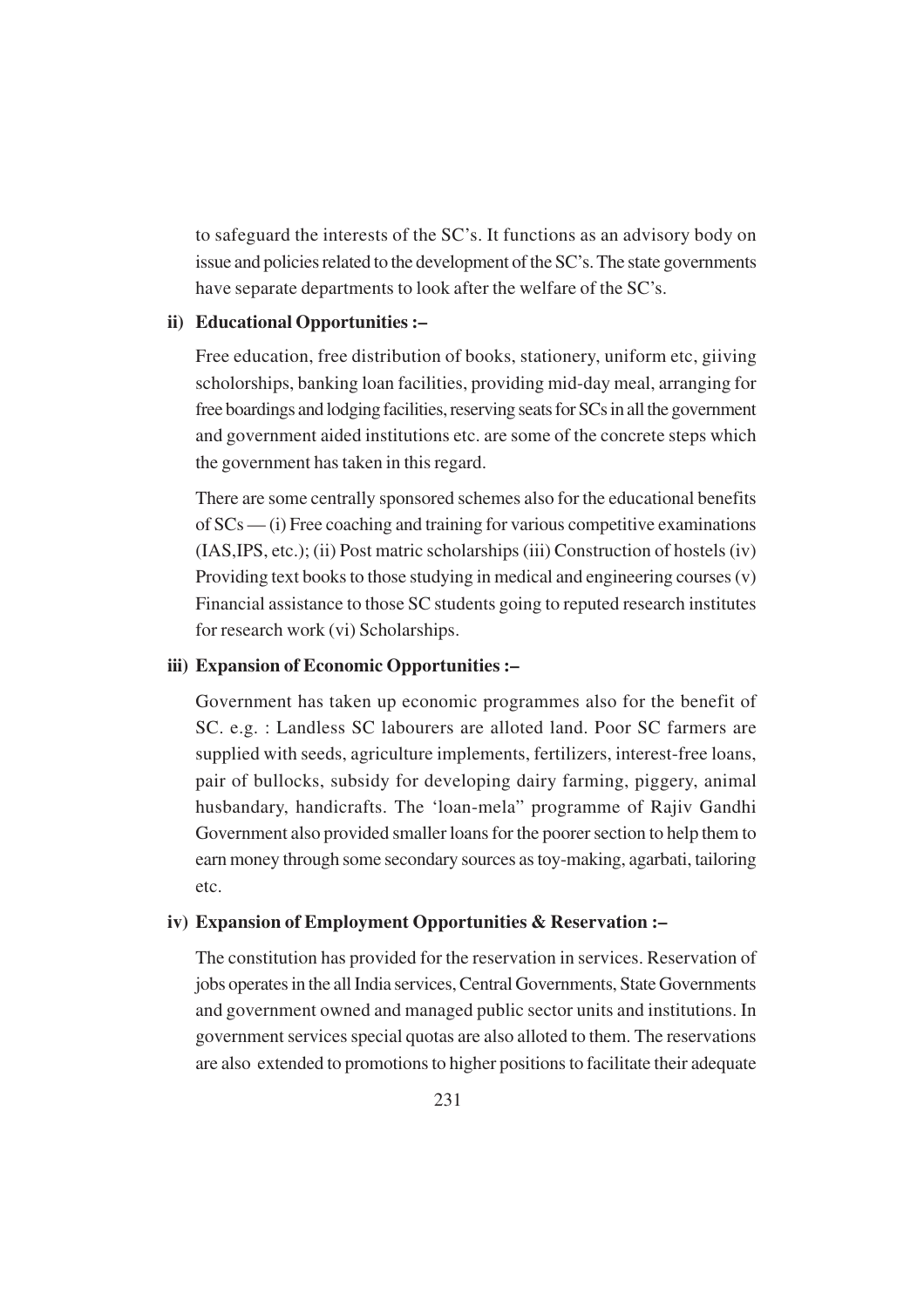to safeguard the interests of the SC's. It functions as an advisory body on issue and policies related to the development of the SC's. The state governments have separate departments to look after the welfare of the SC's.

**ii) Educational Opportunities :–**

Free education, free distribution of books, stationery, uniform etc, giiving scholorships, banking loan facilities, providing mid-day meal, arranging for free boardings and lodging facilities, reserving seats for SCs in all the government and government aided institutions etc. are some of the concrete steps which the government has taken in this regard.

There are some centrally sponsored schemes also for the educational benefits of SCs — (i) Free coaching and training for various competitive examinations (IAS,IPS, etc.); (ii) Post matric scholarships (iii) Construction of hostels (iv) Providing text books to those studying in medical and engineering courses (v) Financial assistance to those SC students going to reputed research institutes for research work (vi) Scholarships.

**iii) Expansion of Economic Opportunities :–**

Government has taken up economic programmes also for the benefit of SC. e.g. : Landless SC labourers are alloted land. Poor SC farmers are supplied with seeds, agriculture implements, fertilizers, interest-free loans, pair of bullocks, subsidy for developing dairy farming, piggery, animal husbandary, handicrafts. The 'loan-mela" programme of Rajiv Gandhi Government also provided smaller loans for the poorer section to help them to earn money through some secondary sources as toy-making, agarbati, tailoring etc.

**iv) Expansion of Employment Opportunities & Reservation :–**

The constitution has provided for the reservation in services. Reservation of jobs operates in the all India services, Central Governments, State Governments and government owned and managed public sector units and institutions. In government services special quotas are also alloted to them. The reservations are also extended to promotions to higher positions to facilitate their adequate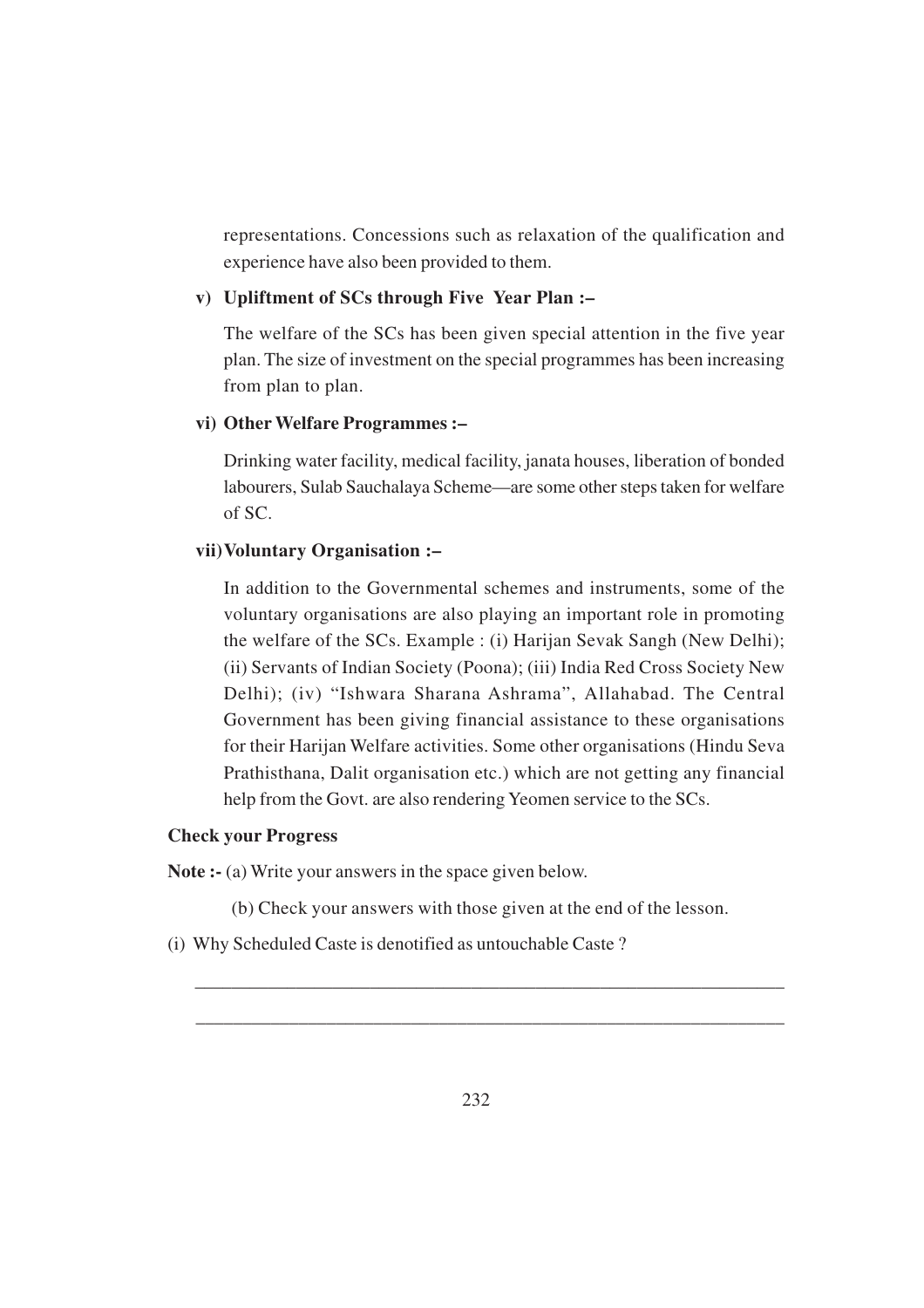representations. Concessions such as relaxation of the qualification and experience have also been provided to them.

**v) Upliftment of SCs through Five Year Plan :–**

The welfare of the SCs has been given special attention in the five year plan. The size of investment on the special programmes has been increasing from plan to plan.

**vi) Other Welfare Programmes :–**

Drinking water facility, medical facility, janata houses, liberation of bonded labourers, Sulab Sauchalaya Scheme—are some other steps taken for welfare of SC.

**vii) Voluntary Organisation :–**

In addition to the Governmental schemes and instruments, some of the voluntary organisations are also playing an important role in promoting the welfare of the SCs. Example : (i) Harijan Sevak Sangh (New Delhi); (ii) Servants of Indian Society (Poona); (iii) India Red Cross Society New Delhi); (iv) "Ishwara Sharana Ashrama", Allahabad. The Central Government has been giving financial assistance to these organisations for their Harijan Welfare activities. Some other organisations (Hindu Seva Prathisthana, Dalit organisation etc.) which are not getting any financial help from the Govt. are also rendering Yeomen service to the SCs.

**Check your Progress**

**Note :-** (a) Write your answers in the space given below.

(b) Check your answers with those given at the end of the lesson.

(i) Why Scheduled Caste is denotified as untouchable Caste ?

_______________________________________________________________

_______________________________________________________________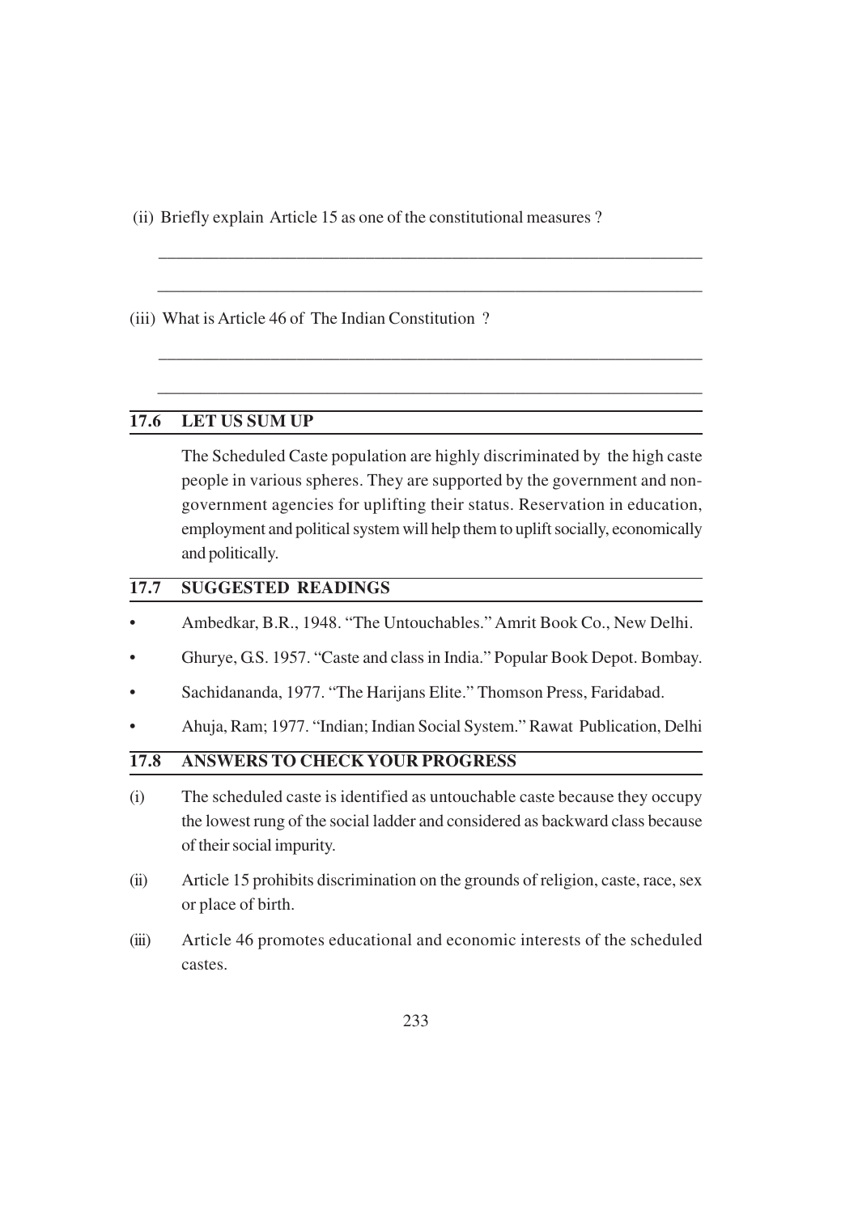(ii) Briefly explain Article 15 as one of the constitutional measures ?

_______________________________________________________________

_______________________________________________________________

(iii) What is Article 46 of The Indian Constitution ?

_______________________________________________________________

_______________________________________________________________

## 17.6 LET US SUM UP

The Scheduled Caste population are highly discriminated by the high caste people in various spheres. They are supported by the government and non-government agencies for uplifting their status. Reservation in education, employment and political system will help them to uplift socially, economically and politically.

## 17.7 SUGGESTED READINGS

- Ambedkar, B.R., 1948. "The Untouchables." Amrit Book Co., New Delhi.
- Ghurye, G.S. 1957. "Caste and class in India." Popular Book Depot. Bombay.
- Sachidananda, 1977. "The Harijans Elite." Thomson Press, Faridabad.
- Ahuja, Ram; 1977. "Indian; Indian Social System." Rawat Publication, Delhi

## 17.8 ANSWERS TO CHECK YOUR PROGRESS

(i) The scheduled caste is identified as untouchable caste because they occupy the lowest rung of the social ladder and considered as backward class because of their social impurity.

(ii) Article 15 prohibits discrimination on the grounds of religion, caste, race, sex or place of birth.

(iii) Article 46 promotes educational and economic interests of the scheduled castes.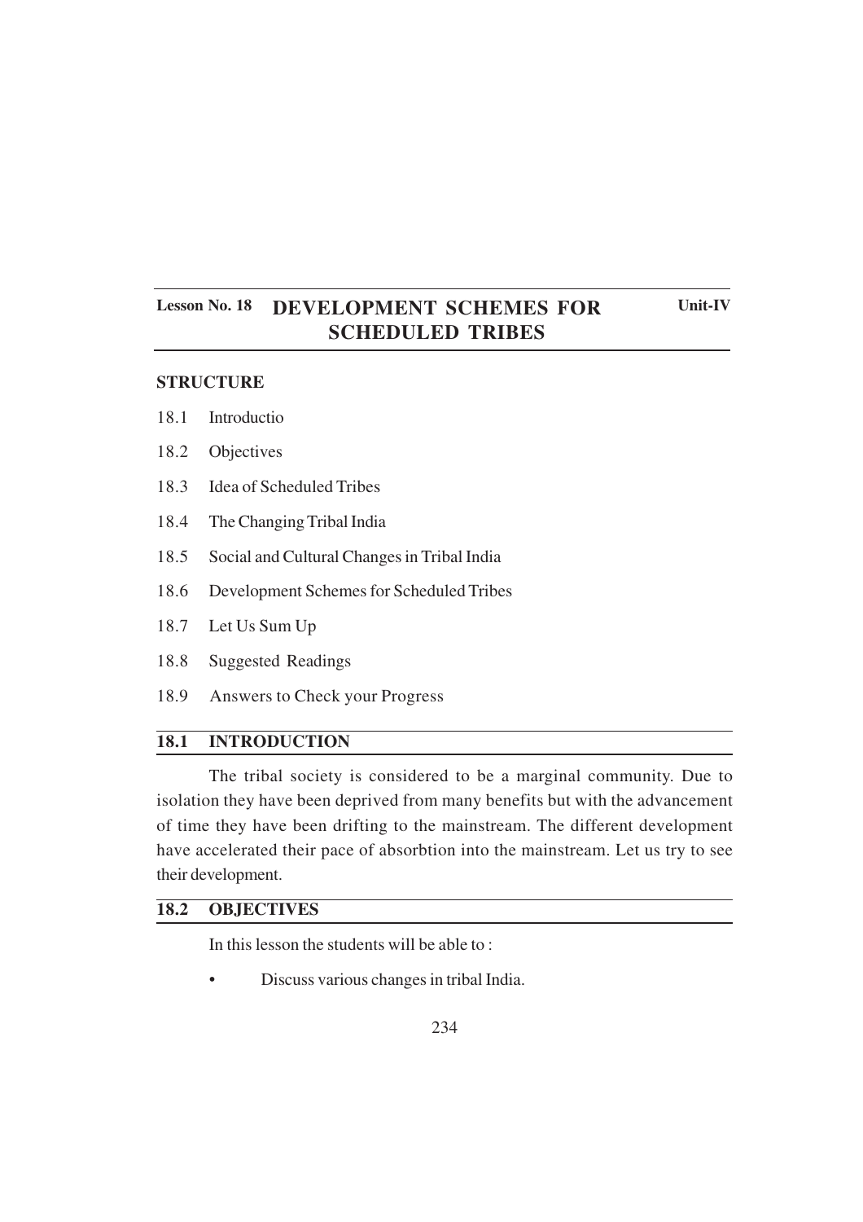**Lesson No. 18** 

# DEVELOPMENT SCHEMES FOR SCHEDULED TRIBES

**Unit-IV**

### STRUCTURE

18.1 Introductio

18.2 Objectives

18.3 Idea of Scheduled Tribes

18.4 The Changing Tribal India

18.5 Social and Cultural Changes in Tribal India

18.6 Development Schemes for Scheduled Tribes

18.7 Let Us Sum Up

18.8 Suggested Readings

18.9 Answers to Check your Progress

## 18.1 INTRODUCTION

The tribal society is considered to be a marginal community. Due to isolation they have been deprived from many benefits but with the advancement of time they have been drifting to the mainstream. The different development have accelerated their pace of absorbtion into the mainstream. Let us try to see their development.

## 18.2 OBJECTIVES

In this lesson the students will be able to :

- Discuss various changes in tribal India.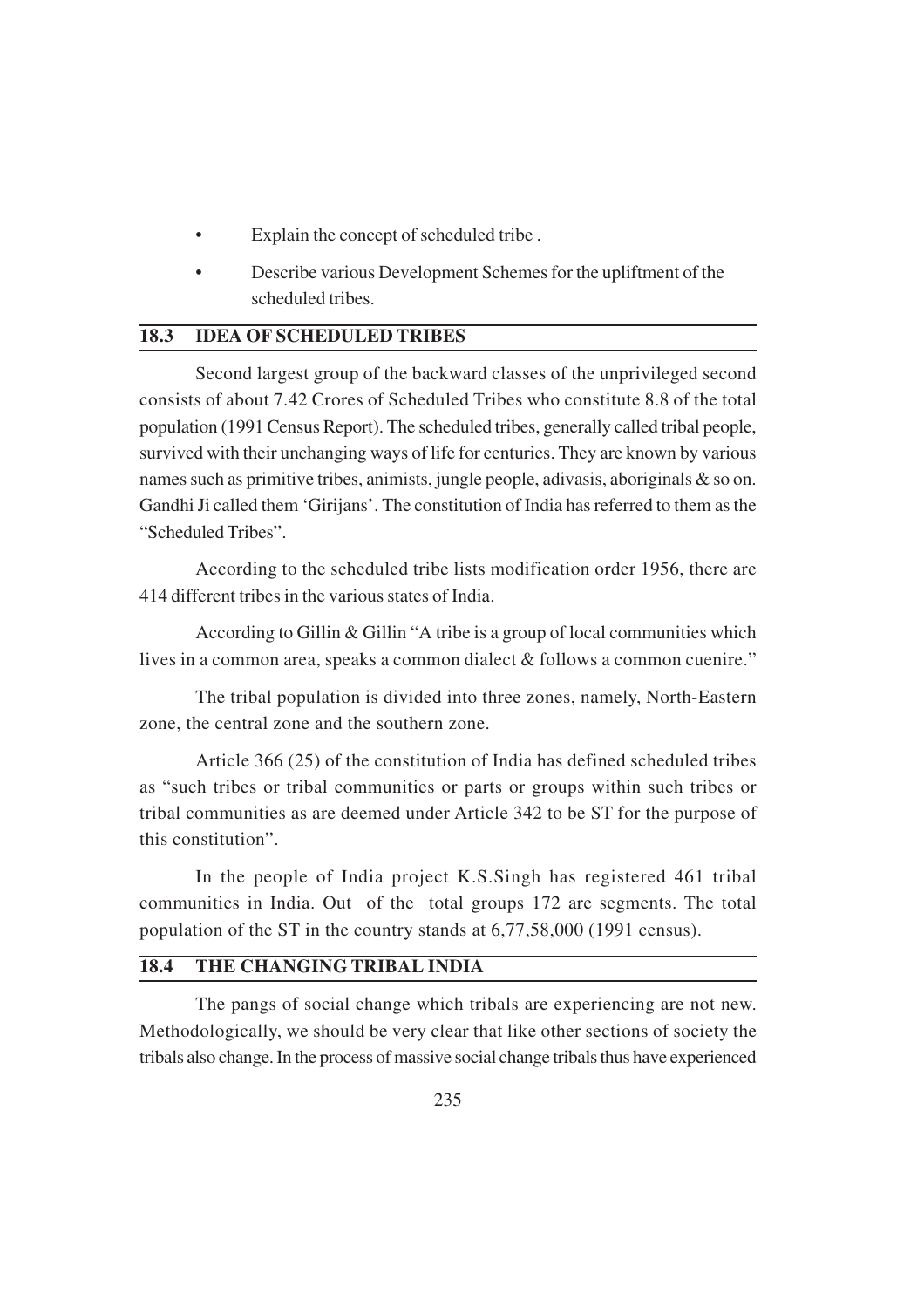- Explain the concept of scheduled tribe .
- Describe various Development Schemes for the upliftment of the scheduled tribes.

## 18.3 IDEA OF SCHEDULED TRIBES

Second largest group of the backward classes of the unprivileged second consists of about 7.42 Crores of Scheduled Tribes who constitute 8.8 of the total population (1991 Census Report). The scheduled tribes, generally called tribal people, survived with their unchanging ways of life for centuries. They are known by various names such as primitive tribes, animists, jungle people, adivasis, aboriginals & so on. Gandhi Ji called them 'Girijans'. The constitution of India has referred to them as the "Scheduled Tribes".

According to the scheduled tribe lists modification order 1956, there are 414 different tribes in the various states of India.

According to Gillin & Gillin "A tribe is a group of local communities which lives in a common area, speaks a common dialect & follows a common cuenire."

The tribal population is divided into three zones, namely, North-Eastern zone, the central zone and the southern zone.

Article 366 (25) of the constitution of India has defined scheduled tribes as "such tribes or tribal communities or parts or groups within such tribes or tribal communities as are deemed under Article 342 to be ST for the purpose of this constitution".

In the people of India project K.S.Singh has registered 461 tribal communities in India. Out of the total groups 172 are segments. The total population of the ST in the country stands at 6,77,58,000 (1991 census).

## 18.4 THE CHANGING TRIBAL INDIA

The pangs of social change which tribals are experiencing are not new. Methodologically, we should be very clear that like other sections of society the tribals also change. In the process of massive social change tribals thus have experienced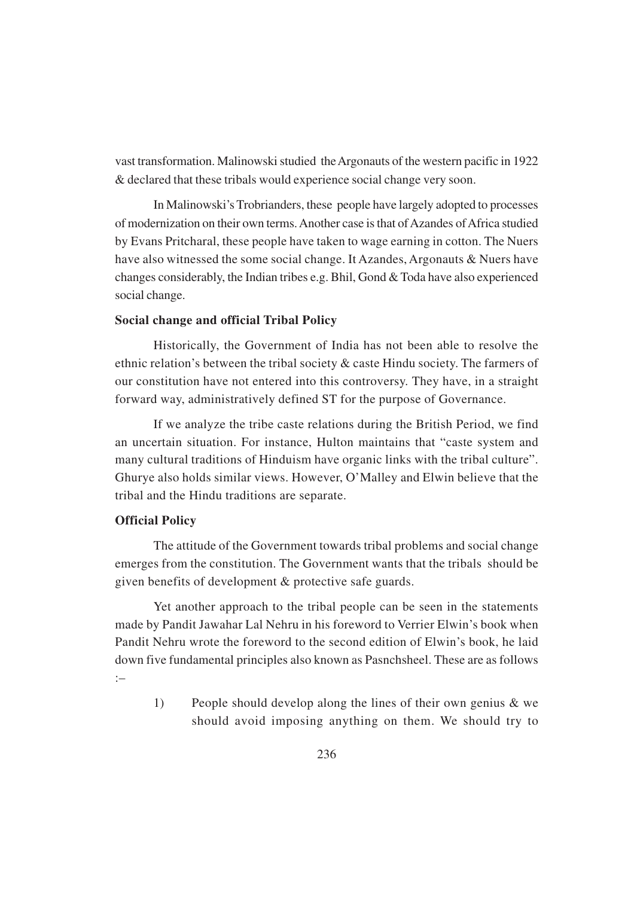vast transformation. Malinowski studied the Argonauts of the western pacific in 1922 & declared that these tribals would experience social change very soon.

In Malinowski's Trobrianders, these people have largely adopted to processes of modernization on their own terms. Another case is that of Azandes of Africa studied by Evans Pritcharal, these people have taken to wage earning in cotton. The Nuers have also witnessed the some social change. It Azandes, Argonauts & Nuers have changes considerably, the Indian tribes e.g. Bhil, Gond & Toda have also experienced social change.

**Social change and official Tribal Policy**

Historically, the Government of India has not been able to resolve the ethnic relation's between the tribal society & caste Hindu society. The farmers of our constitution have not entered into this controversy. They have, in a straight forward way, administratively defined ST for the purpose of Governance.

If we analyze the tribe caste relations during the British Period, we find an uncertain situation. For instance, Hulton maintains that "caste system and many cultural traditions of Hinduism have organic links with the tribal culture". Ghurye also holds similar views. However, O'Malley and Elwin believe that the tribal and the Hindu traditions are separate.

**Official Policy**

The attitude of the Government towards tribal problems and social change emerges from the constitution. The Government wants that the tribals should be given benefits of development & protective safe guards.

Yet another approach to the tribal people can be seen in the statements made by Pandit Jawahar Lal Nehru in his foreword to Verrier Elwin's book when Pandit Nehru wrote the foreword to the second edition of Elwin's book, he laid down five fundamental principles also known as Pasnchsheel. These are as follows :–

1) People should develop along the lines of their own genius & we should avoid imposing anything on them. We should try to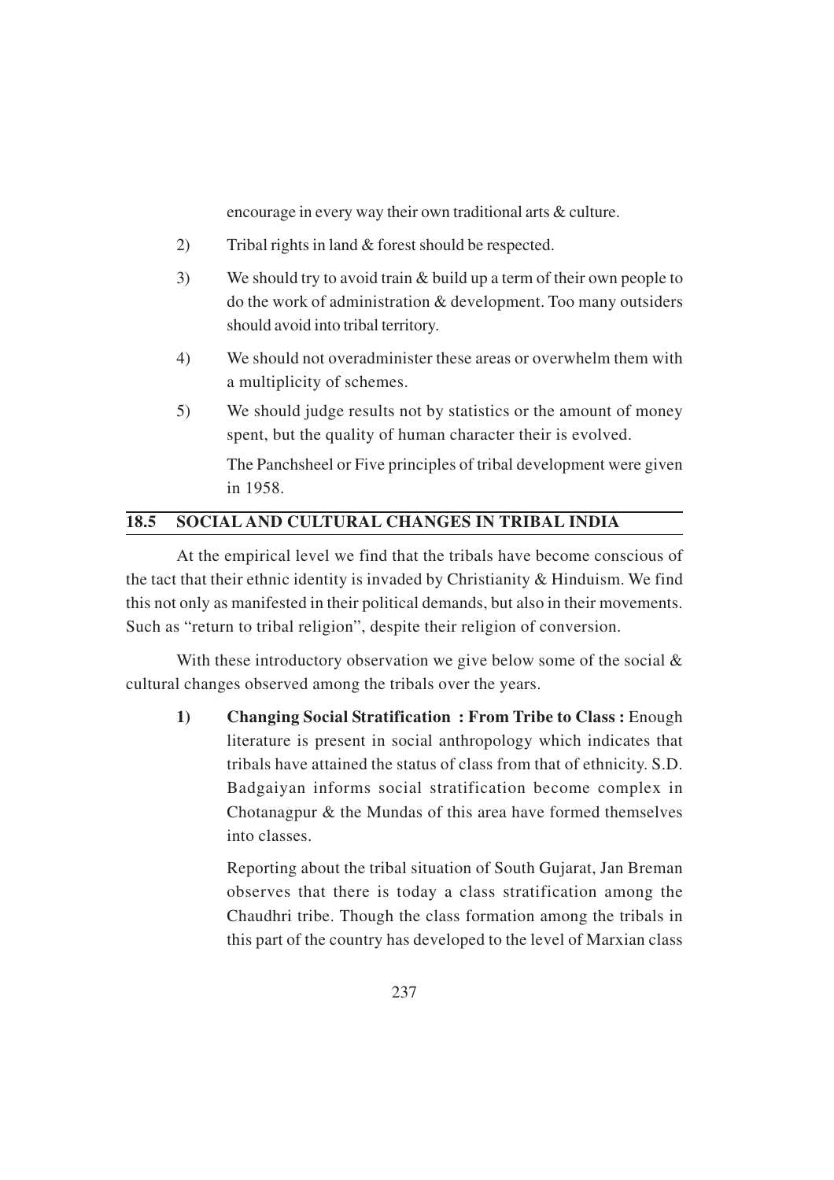encourage in every way their own traditional arts & culture.

2) Tribal rights in land & forest should be respected.

3) We should try to avoid train & build up a term of their own people to do the work of administration & development. Too many outsiders should avoid into tribal territory.

4) We should not overadminister these areas or overwhelm them with a multiplicity of schemes.

5) We should judge results not by statistics or the amount of money spent, but the quality of human character their is evolved.

   The Panchsheel or Five principles of tribal development were given in 1958.

## 18.5 SOCIAL AND CULTURAL CHANGES IN TRIBAL INDIA

At the empirical level we find that the tribals have become conscious of the tact that their ethnic identity is invaded by Christianity & Hinduism. We find this not only as manifested in their political demands, but also in their movements. Such as "return to tribal religion", despite their religion of conversion.

With these introductory observation we give below some of the social & cultural changes observed among the tribals over the years.

1) **Changing Social Stratification : From Tribe to Class :** Enough literature is present in social anthropology which indicates that tribals have attained the status of class from that of ethnicity. S.D. Badgaiyan informs social stratification become complex in Chotanagpur & the Mundas of this area have formed themselves into classes.

   Reporting about the tribal situation of South Gujarat, Jan Breman observes that there is today a class stratification among the Chaudhri tribe. Though the class formation among the tribals in this part of the country has developed to the level of Marxian class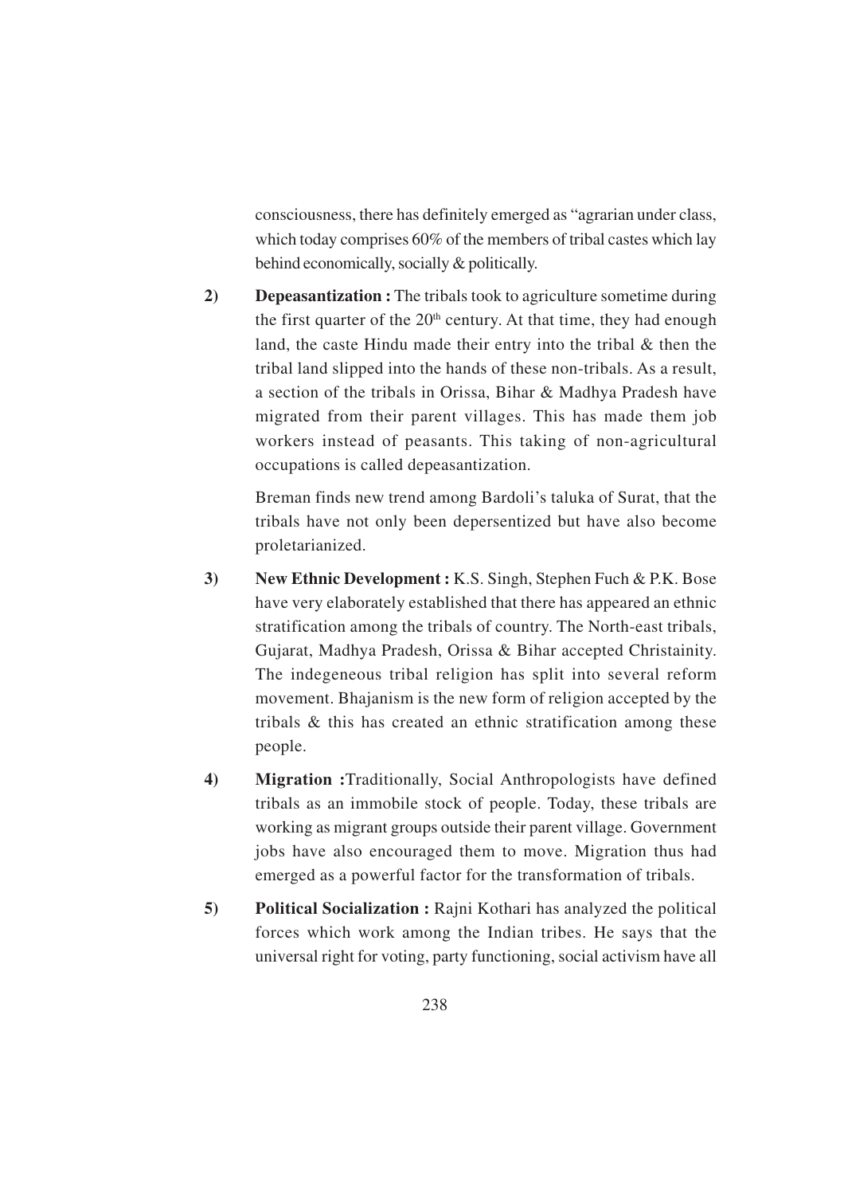consciousness, there has definitely emerged as "agrarian under class, which today comprises 60% of the members of tribal castes which lay behind economically, socially & politically.

2) **Depeasantization :** The tribals took to agriculture sometime during the first quarter of the 20th century. At that time, they had enough land, the caste Hindu made their entry into the tribal & then the tribal land slipped into the hands of these non-tribals. As a result, a section of the tribals in Orissa, Bihar & Madhya Pradesh have migrated from their parent villages. This has made them job workers instead of peasants. This taking of non-agricultural occupations is called depeasantization.

   Breman finds new trend among Bardoli's taluka of Surat, that the tribals have not only been depersentized but have also become proletarianized.

3) **New Ethnic Development :** K.S. Singh, Stephen Fuch & P.K. Bose have very elaborately established that there has appeared an ethnic stratification among the tribals of country. The North-east tribals, Gujarat, Madhya Pradesh, Orissa & Bihar accepted Christainity. The indegeneous tribal religion has split into several reform movement. Bhajanism is the new form of religion accepted by the tribals & this has created an ethnic stratification among these people.

4) **Migration :**Traditionally, Social Anthropologists have defined tribals as an immobile stock of people. Today, these tribals are working as migrant groups outside their parent village. Government jobs have also encouraged them to move. Migration thus had emerged as a powerful factor for the transformation of tribals.

5) **Political Socialization :** Rajni Kothari has analyzed the political forces which work among the Indian tribes. He says that the universal right for voting, party functioning, social activism have all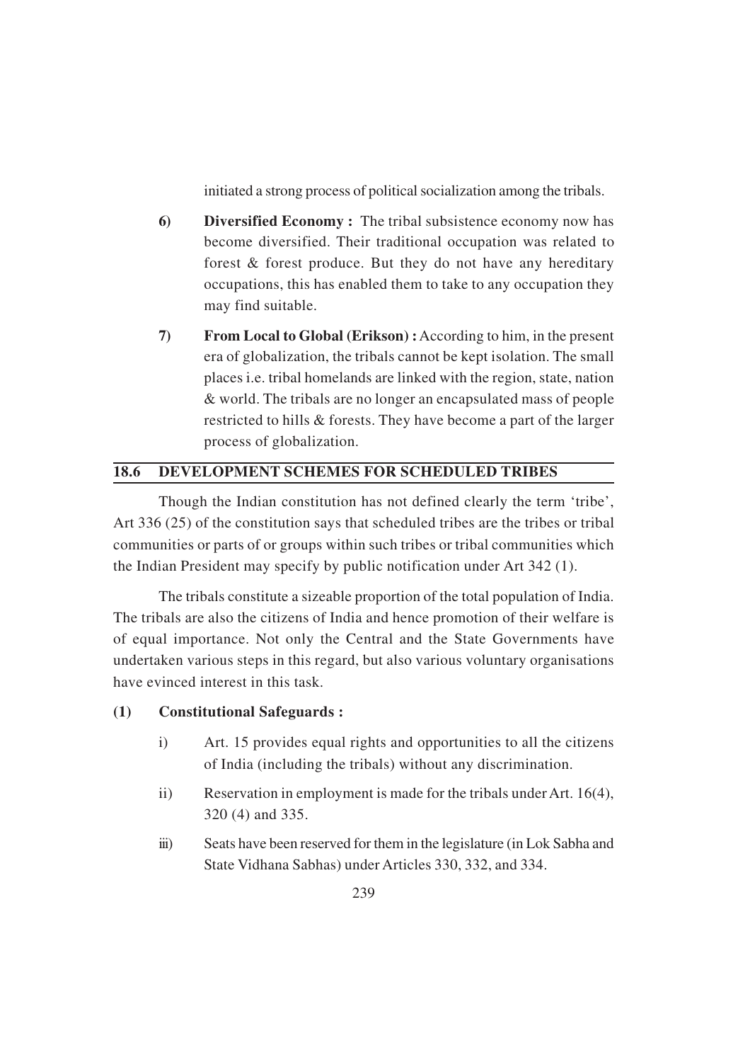initiated a strong process of political socialization among the tribals.

6) **Diversified Economy :** The tribal subsistence economy now has become diversified. Their traditional occupation was related to forest & forest produce. But they do not have any hereditary occupations, this has enabled them to take to any occupation they may find suitable.

7) **From Local to Global (Erikson) :** According to him, in the present era of globalization, the tribals cannot be kept isolation. The small places i.e. tribal homelands are linked with the region, state, nation & world. The tribals are no longer an encapsulated mass of people restricted to hills & forests. They have become a part of the larger process of globalization.

## 18.6 DEVELOPMENT SCHEMES FOR SCHEDULED TRIBES

Though the Indian constitution has not defined clearly the term 'tribe', Art 336 (25) of the constitution says that scheduled tribes are the tribes or tribal communities or parts of or groups within such tribes or tribal communities which the Indian President may specify by public notification under Art 342 (1).

The tribals constitute a sizeable proportion of the total population of India. The tribals are also the citizens of India and hence promotion of their welfare is of equal importance. Not only the Central and the State Governments have undertaken various steps in this regard, but also various voluntary organisations have evinced interest in this task.

**(1) Constitutional Safeguards :**

i) Art. 15 provides equal rights and opportunities to all the citizens of India (including the tribals) without any discrimination.

ii) Reservation in employment is made for the tribals under Art. 16(4), 320 (4) and 335.

iii) Seats have been reserved for them in the legislature (in Lok Sabha and State Vidhana Sabhas) under Articles 330, 332, and 334.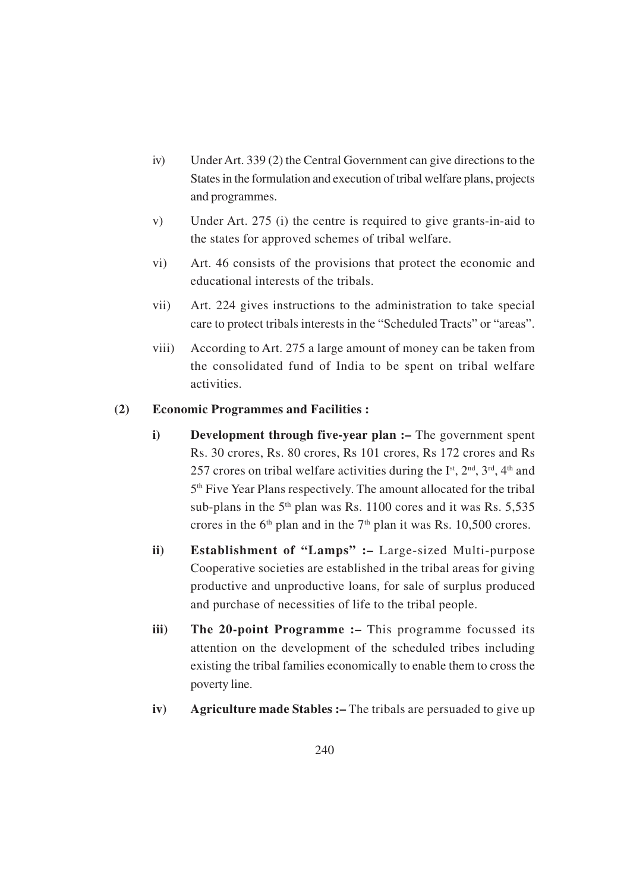iv) Under Art. 339 (2) the Central Government can give directions to the States in the formulation and execution of tribal welfare plans, projects and programmes.

v) Under Art. 275 (i) the centre is required to give grants-in-aid to the states for approved schemes of tribal welfare.

vi) Art. 46 consists of the provisions that protect the economic and educational interests of the tribals.

vii) Art. 224 gives instructions to the administration to take special care to protect tribals interests in the "Scheduled Tracts" or "areas".

viii) According to Art. 275 a large amount of money can be taken from the consolidated fund of India to be spent on tribal welfare activities.

**(2) Economic Programmes and Facilities :**

**i) Development through five-year plan :–** The government spent Rs. 30 crores, Rs. 80 crores, Rs 101 crores, Rs 172 crores and Rs 257 crores on tribal welfare activities during the Ist, 2nd, 3rd, 4th and 5th Five Year Plans respectively. The amount allocated for the tribal sub-plans in the 5th plan was Rs. 1100 cores and it was Rs. 5,535 crores in the 6th plan and in the 7th plan it was Rs. 10,500 crores.

**ii) Establishment of "Lamps" :–** Large-sized Multi-purpose Cooperative societies are established in the tribal areas for giving productive and unproductive loans, for sale of surplus produced and purchase of necessities of life to the tribal people.

**iii) The 20-point Programme :–** This programme focussed its attention on the development of the scheduled tribes including existing the tribal families economically to enable them to cross the poverty line.

**iv) Agriculture made Stables :–** The tribals are persuaded to give up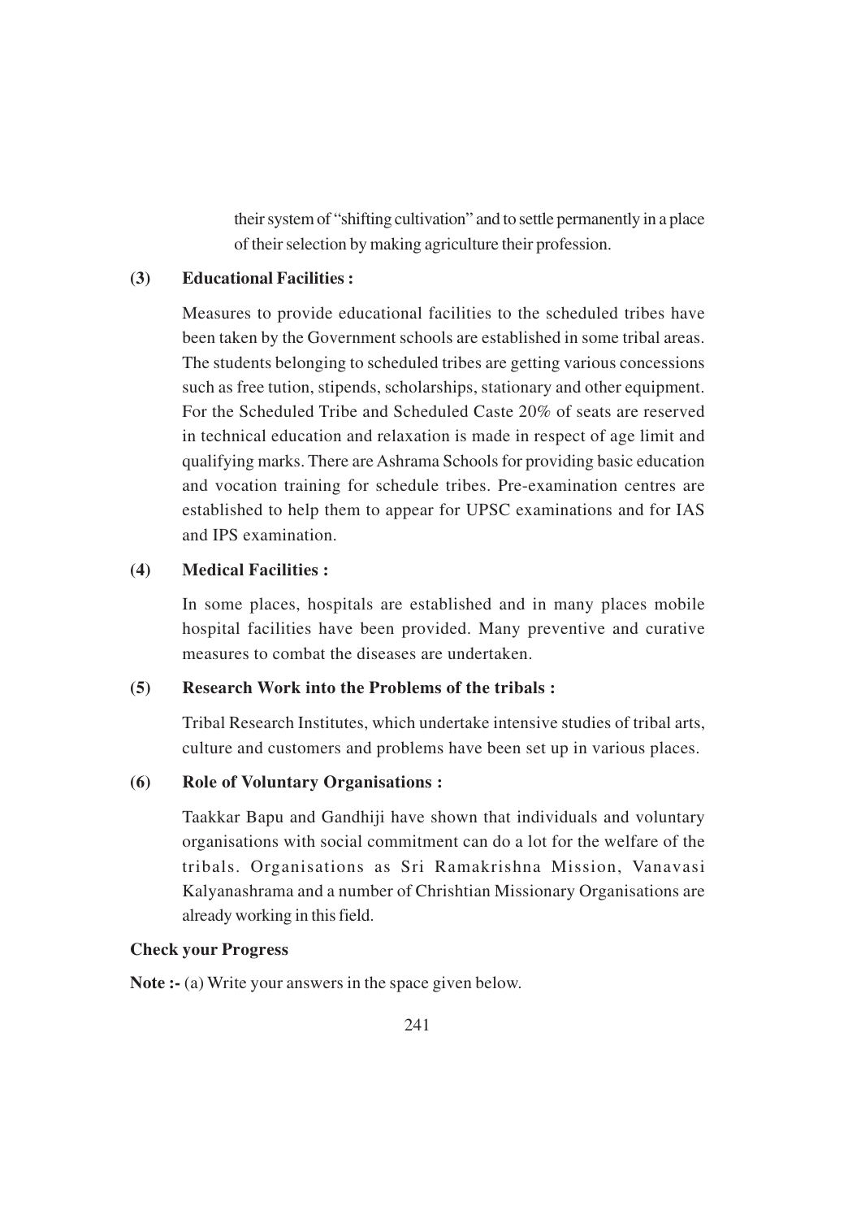their system of "shifting cultivation" and to settle permanently in a place of their selection by making agriculture their profession.

**(3) Educational Facilities :**

Measures to provide educational facilities to the scheduled tribes have been taken by the Government schools are established in some tribal areas. The students belonging to scheduled tribes are getting various concessions such as free tution, stipends, scholarships, stationary and other equipment. For the Scheduled Tribe and Scheduled Caste 20% of seats are reserved in technical education and relaxation is made in respect of age limit and qualifying marks. There are Ashrama Schools for providing basic education and vocation training for schedule tribes. Pre-examination centres are established to help them to appear for UPSC examinations and for IAS and IPS examination.

**(4) Medical Facilities :**

In some places, hospitals are established and in many places mobile hospital facilities have been provided. Many preventive and curative measures to combat the diseases are undertaken.

**(5) Research Work into the Problems of the tribals :**

Tribal Research Institutes, which undertake intensive studies of tribal arts, culture and customers and problems have been set up in various places.

**(6) Role of Voluntary Organisations :**

Taakkar Bapu and Gandhiji have shown that individuals and voluntary organisations with social commitment can do a lot for the welfare of the tribals. Organisations as Sri Ramakrishna Mission, Vanavasi Kalyanashrama and a number of Chrishtian Missionary Organisations are already working in this field.

**Check your Progress**

**Note :-** (a) Write your answers in the space given below.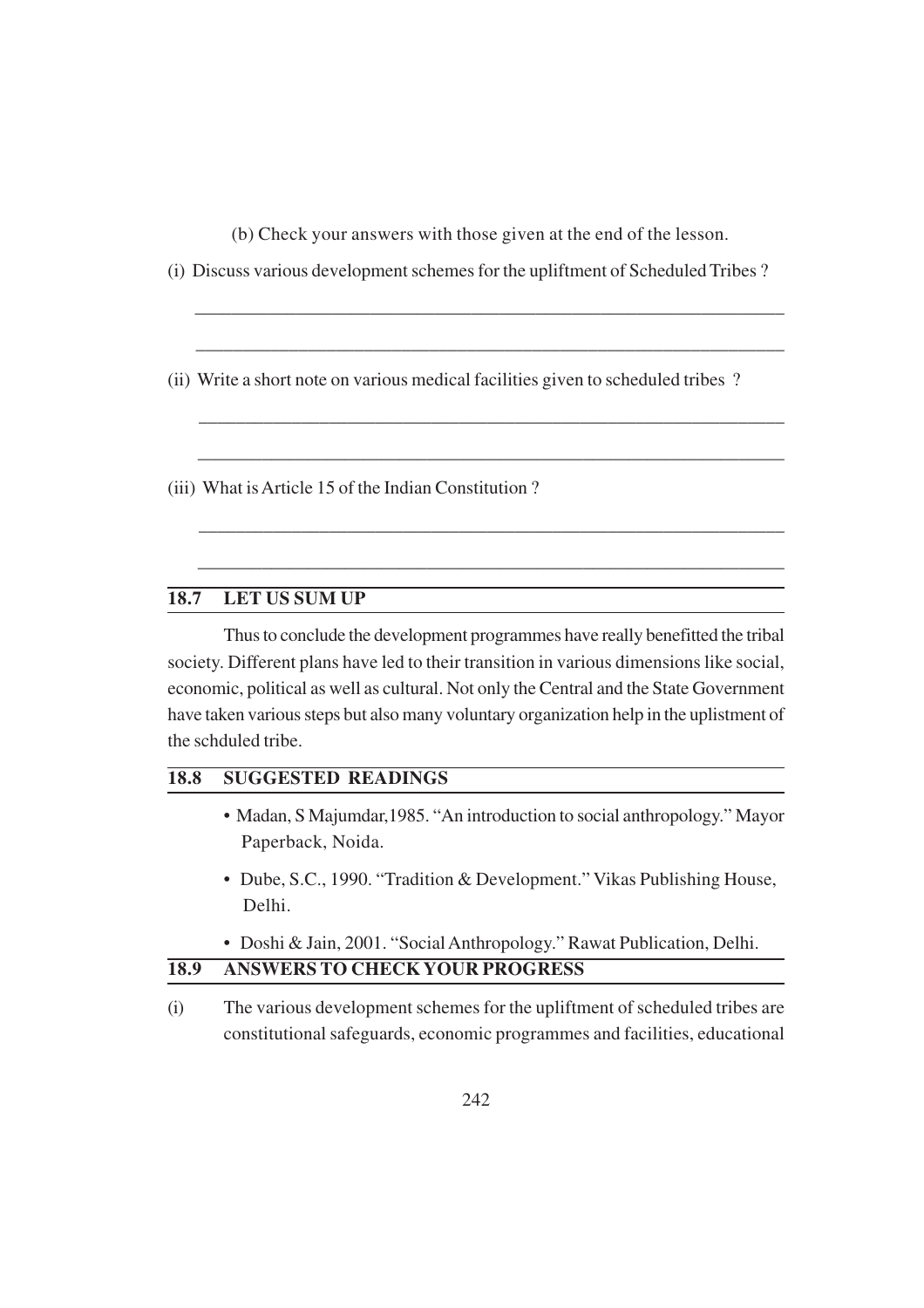(b) Check your answers with those given at the end of the lesson.

(i) Discuss various development schemes for the upliftment of Scheduled Tribes ?

_______________________________________________________________

_______________________________________________________________

(ii) Write a short note on various medical facilities given to scheduled tribes ?

_______________________________________________________________

_______________________________________________________________

(iii) What is Article 15 of the Indian Constitution ?

_______________________________________________________________

_______________________________________________________________

## 18.7 LET US SUM UP

Thus to conclude the development programmes have really benefitted the tribal society. Different plans have led to their transition in various dimensions like social, economic, political as well as cultural. Not only the Central and the State Government have taken various steps but also many voluntary organization help in the uplistment of the schduled tribe.

## 18.8 SUGGESTED READINGS

- Madan, S Majumdar,1985. "An introduction to social anthropology." Mayor Paperback, Noida.
- Dube, S.C., 1990. "Tradition & Development." Vikas Publishing House, Delhi.
- Doshi & Jain, 2001. "Social Anthropology." Rawat Publication, Delhi.

## 18.9 ANSWERS TO CHECK YOUR PROGRESS

(i) The various development schemes for the upliftment of scheduled tribes are constitutional safeguards, economic programmes and facilities, educational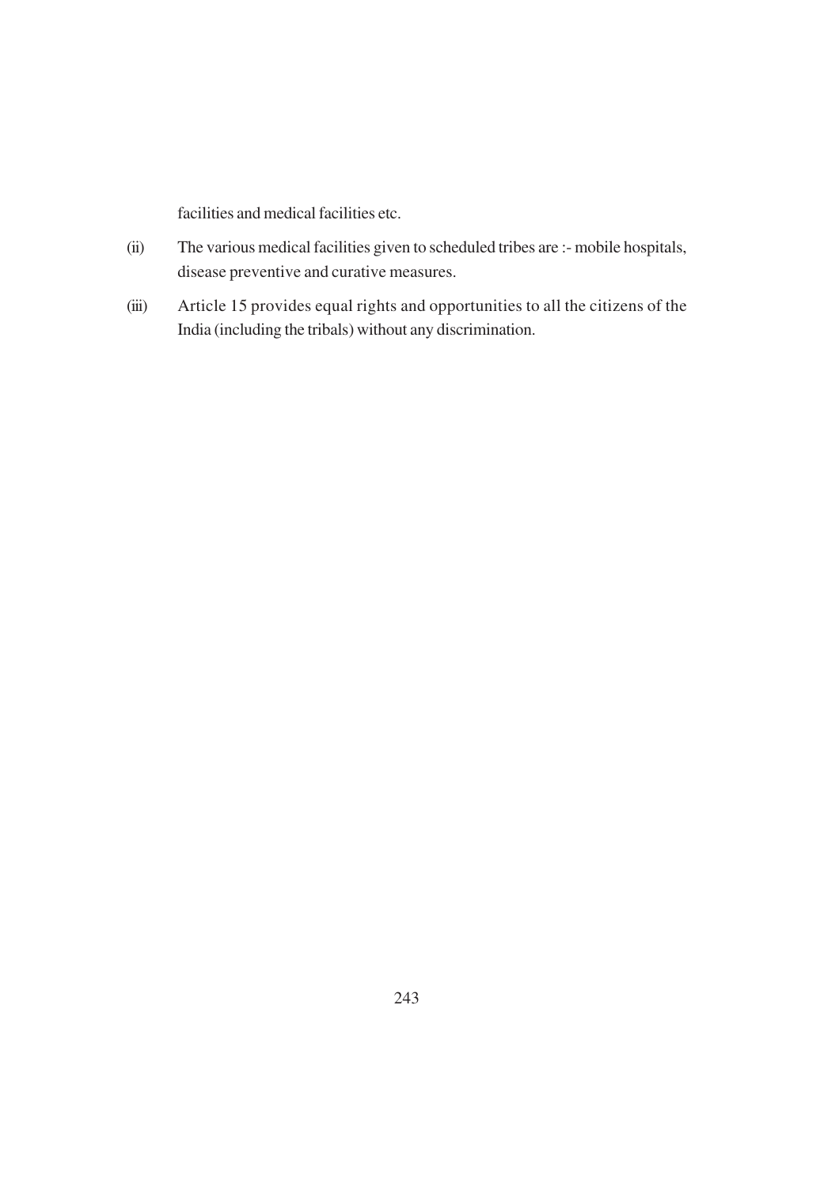facilities and medical facilities etc.

(ii) The various medical facilities given to scheduled tribes are :- mobile hospitals, disease preventive and curative measures.

(iii) Article 15 provides equal rights and opportunities to all the citizens of the India (including the tribals) without any discrimination.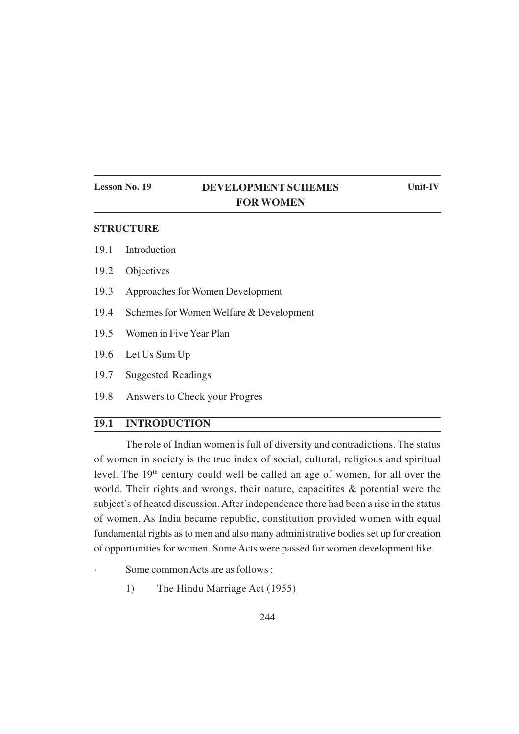| Lesson No. 19 | DEVELOPMENT SCHEMES FOR WOMEN | Unit-IV |
|---|---|---|

## STRUCTURE

19.1 Introduction

19.2 Objectives

19.3 Approaches for Women Development

19.4 Schemes for Women Welfare & Development

19.5 Women in Five Year Plan

19.6 Let Us Sum Up

19.7 Suggested Readings

19.8 Answers to Check your Progres

## 19.1 INTRODUCTION

The role of Indian women is full of diversity and contradictions. The status of women in society is the true index of social, cultural, religious and spiritual level. The 19th century could well be called an age of women, for all over the world. Their rights and wrongs, their nature, capacitites & potential were the subject's of heated discussion. After independence there had been a rise in the status of women. As India became republic, constitution provided women with equal fundamental rights as to men and also many administrative bodies set up for creation of opportunities for women. Some Acts were passed for women development like.

· Some common Acts are as follows :

1) The Hindu Marriage Act (1955)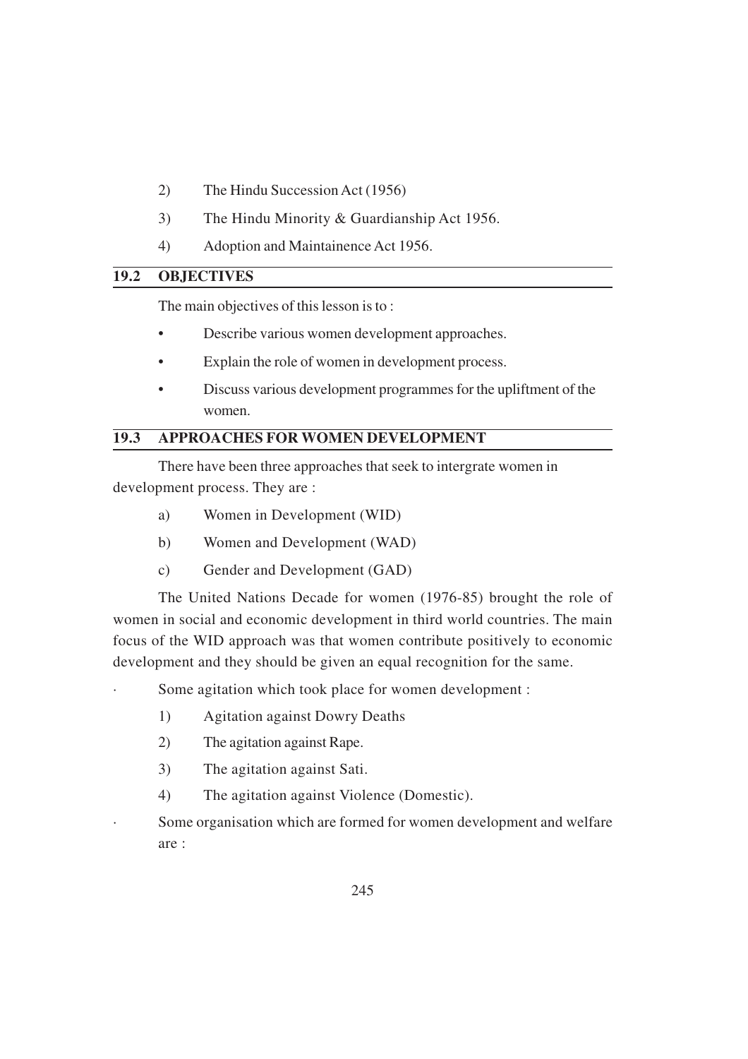2) The Hindu Succession Act (1956)

3) The Hindu Minority & Guardianship Act 1956.

4) Adoption and Maintainence Act 1956.

## 19.2 OBJECTIVES

The main objectives of this lesson is to :

- Describe various women development approaches.
- Explain the role of women in development process.
- Discuss various development programmes for the upliftment of the women.

## 19.3 APPROACHES FOR WOMEN DEVELOPMENT

There have been three approaches that seek to intergrate women in development process. They are :

a) Women in Development (WID)

b) Women and Development (WAD)

c) Gender and Development (GAD)

The United Nations Decade for women (1976-85) brought the role of women in social and economic development in third world countries. The main focus of the WID approach was that women contribute positively to economic development and they should be given an equal recognition for the same.

· Some agitation which took place for women development :

1) Agitation against Dowry Deaths

2) The agitation against Rape.

3) The agitation against Sati.

4) The agitation against Violence (Domestic).

· Some organisation which are formed for women development and welfare are :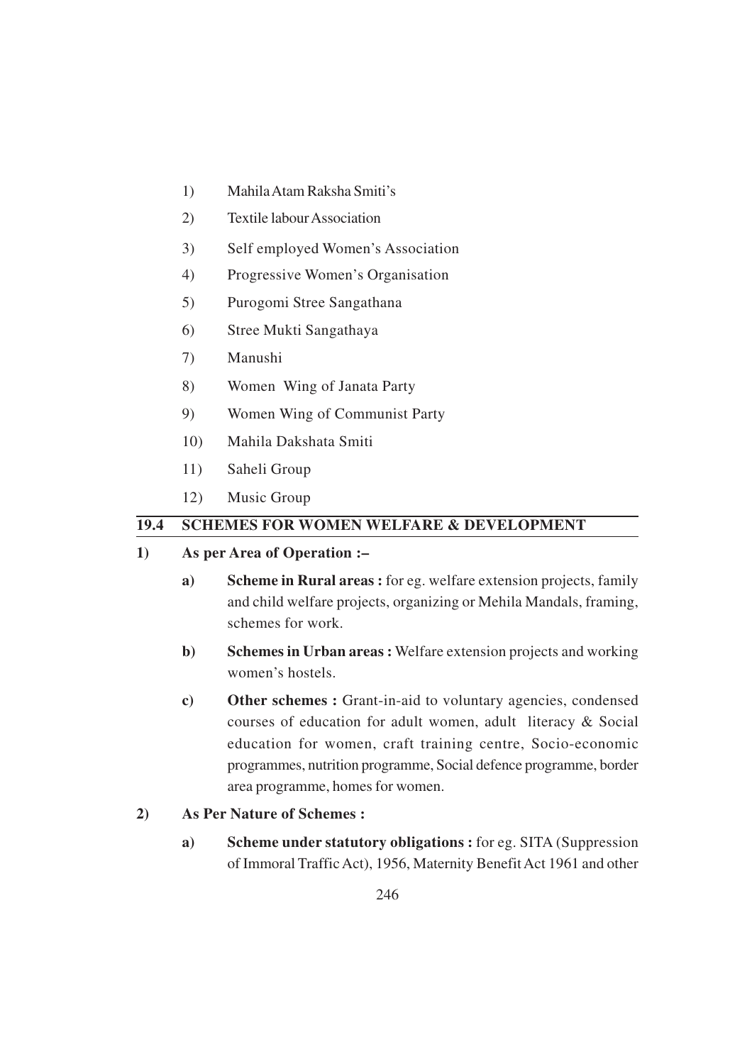1) Mahila Atam Raksha Smiti's
2) Textile labour Association
3) Self employed Women's Association
4) Progressive Women's Organisation
5) Purogomi Stree Sangathana
6) Stree Mukti Sangathaya
7) Manushi
8) Women Wing of Janata Party
9) Women Wing of Communist Party
10) Mahila Dakshata Smiti
11) Saheli Group
12) Music Group

## 19.4 SCHEMES FOR WOMEN WELFARE & DEVELOPMENT

**1) As per Area of Operation :–**

- **a) Scheme in Rural areas :** for eg. welfare extension projects, family and child welfare projects, organizing or Mehila Mandals, framing, schemes for work.
- **b) Schemes in Urban areas :** Welfare extension projects and working women's hostels.
- **c) Other schemes :** Grant-in-aid to voluntary agencies, condensed courses of education for adult women, adult literacy & Social education for women, craft training centre, Socio-economic programmes, nutrition programme, Social defence programme, border area programme, homes for women.

**2) As Per Nature of Schemes :**

- **a) Scheme under statutory obligations :** for eg. SITA (Suppression of Immoral Traffic Act), 1956, Maternity Benefit Act 1961 and other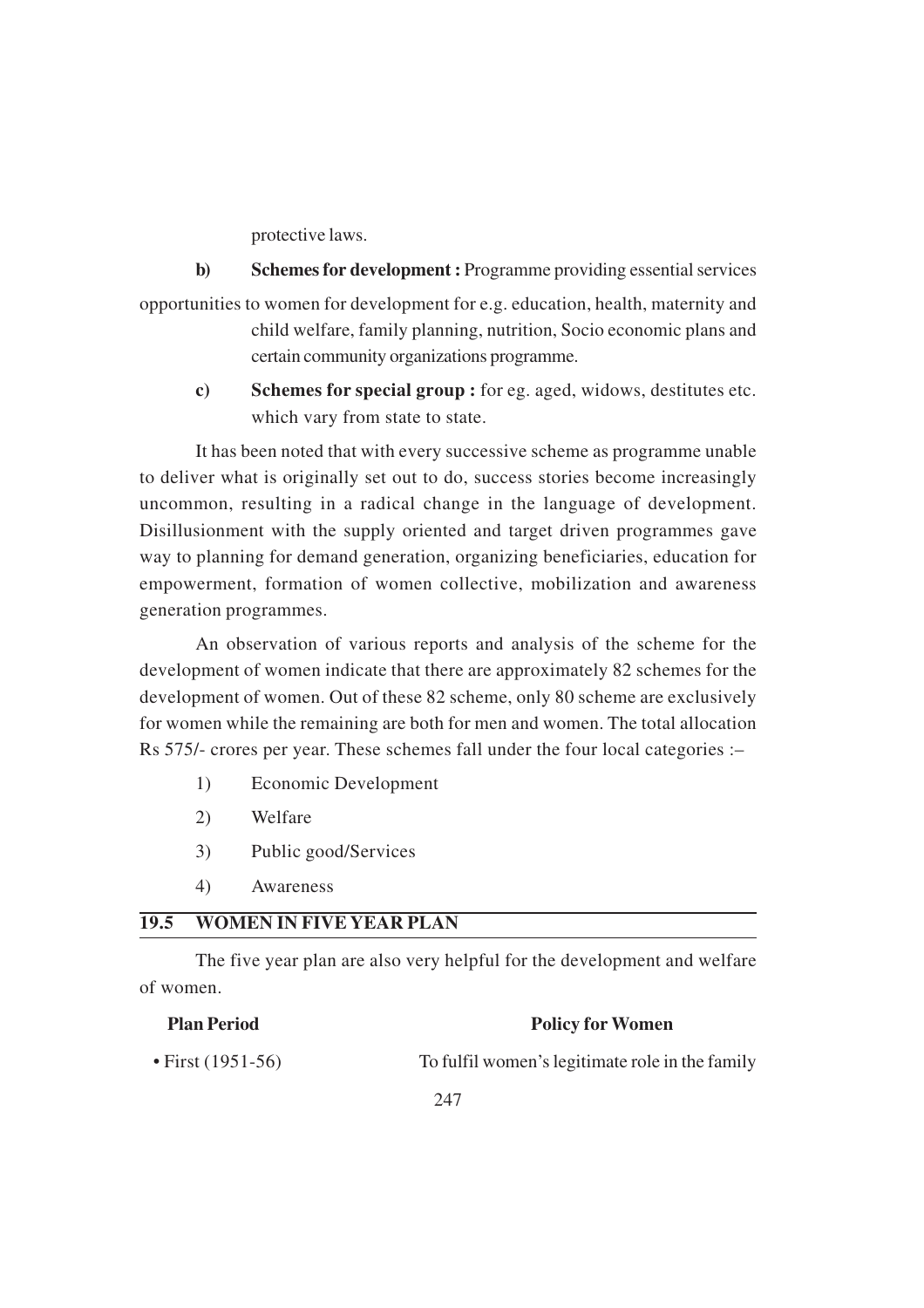protective laws.

**b) Schemes for development :** Programme providing essential services opportunities to women for development for e.g. education, health, maternity and child welfare, family planning, nutrition, Socio economic plans and certain community organizations programme.

**c) Schemes for special group :** for eg. aged, widows, destitutes etc. which vary from state to state.

It has been noted that with every successive scheme as programme unable to deliver what is originally set out to do, success stories become increasingly uncommon, resulting in a radical change in the language of development. Disillusionment with the supply oriented and target driven programmes gave way to planning for demand generation, organizing beneficiaries, education for empowerment, formation of women collective, mobilization and awareness generation programmes.

An observation of various reports and analysis of the scheme for the development of women indicate that there are approximately 82 schemes for the development of women. Out of these 82 scheme, only 80 scheme are exclusively for women while the remaining are both for men and women. The total allocation Rs 575/- crores per year. These schemes fall under the four local categories :–

1) Economic Development
2) Welfare
3) Public good/Services
4) Awareness

## 19.5 WOMEN IN FIVE YEAR PLAN

The five year plan are also very helpful for the development and welfare of women.

| Plan Period | Policy for Women |
| --- | --- |
| • First (1951-56) | To fulfil women's legitimate role in the family |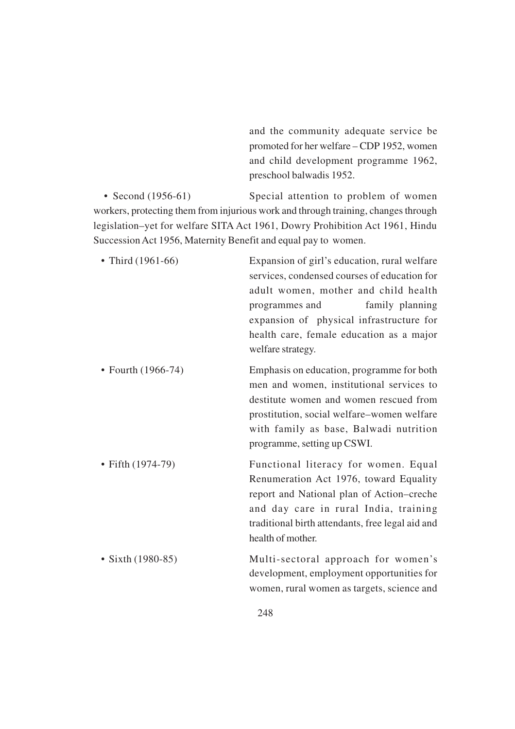and the community adequate service be promoted for her welfare – CDP 1952, women and child development programme 1962, preschool balwadis 1952.

- Second (1956-61) Special attention to problem of women workers, protecting them from injurious work and through training, changes through legislation–yet for welfare SITA Act 1961, Dowry Prohibition Act 1961, Hindu Succession Act 1956, Maternity Benefit and equal pay to women.

- Third (1961-66) Expansion of girl's education, rural welfare services, condensed courses of education for adult women, mother and child health programmes and family planning expansion of physical infrastructure for health care, female education as a major welfare strategy.

- Fourth (1966-74) Emphasis on education, programme for both men and women, institutional services to destitute women and women rescued from prostitution, social welfare–women welfare with family as base, Balwadi nutrition programme, setting up CSWI.

- Fifth (1974-79) Functional literacy for women. Equal Renumeration Act 1976, toward Equality report and National plan of Action–creche and day care in rural India, training traditional birth attendants, free legal aid and health of mother.

- Sixth (1980-85) Multi-sectoral approach for women's development, employment opportunities for women, rural women as targets, science and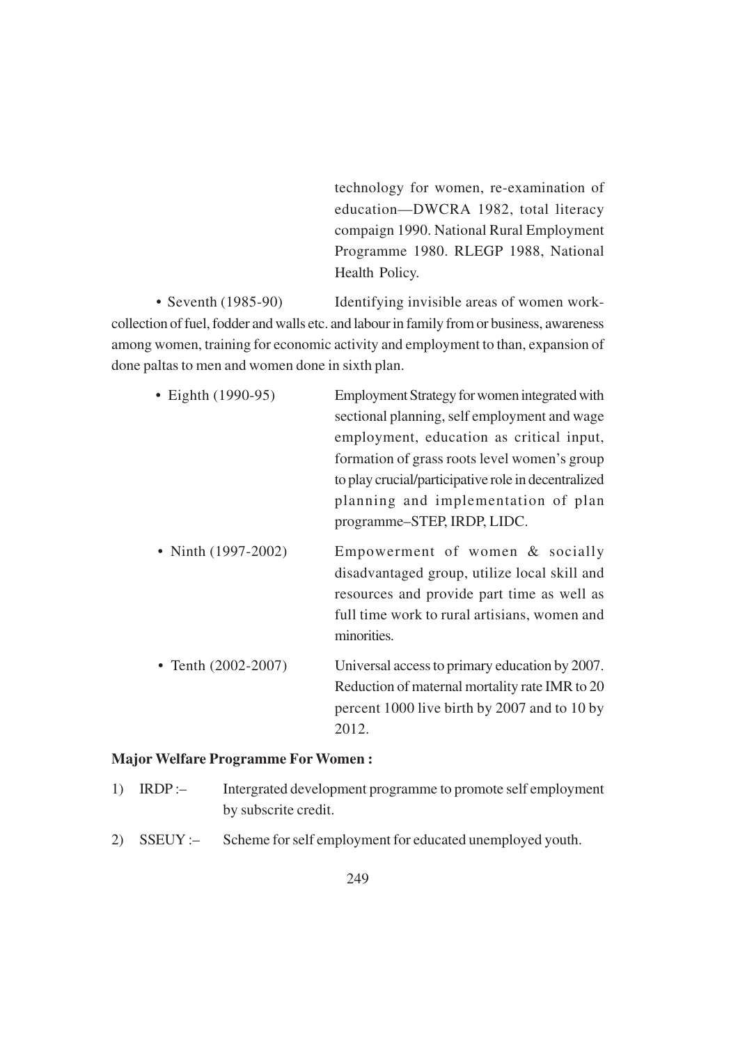technology for women, re-examination of education—DWCRA 1982, total literacy compaign 1990. National Rural Employment Programme 1980. RLEGP 1988, National Health Policy.

- Seventh (1985-90) Identifying invisible areas of women work-collection of fuel, fodder and walls etc. and labour in family from or business, awareness among women, training for economic activity and employment to than, expansion of done paltas to men and women done in sixth plan.

- Eighth (1990-95) Employment Strategy for women integrated with sectional planning, self employment and wage employment, education as critical input, formation of grass roots level women's group to play crucial/participative role in decentralized planning and implementation of plan programme–STEP, IRDP, LIDC.

- Ninth (1997-2002) Empowerment of women & socially disadvantaged group, utilize local skill and resources and provide part time as well as full time work to rural artisians, women and minorities.

- Tenth (2002-2007) Universal access to primary education by 2007. Reduction of maternal mortality rate IMR to 20 percent 1000 live birth by 2007 and to 10 by 2012.

**Major Welfare Programme For Women :**

1) IRDP :– Intergrated development programme to promote self employment by subscrite credit.

2) SSEUY :– Scheme for self employment for educated unemployed youth.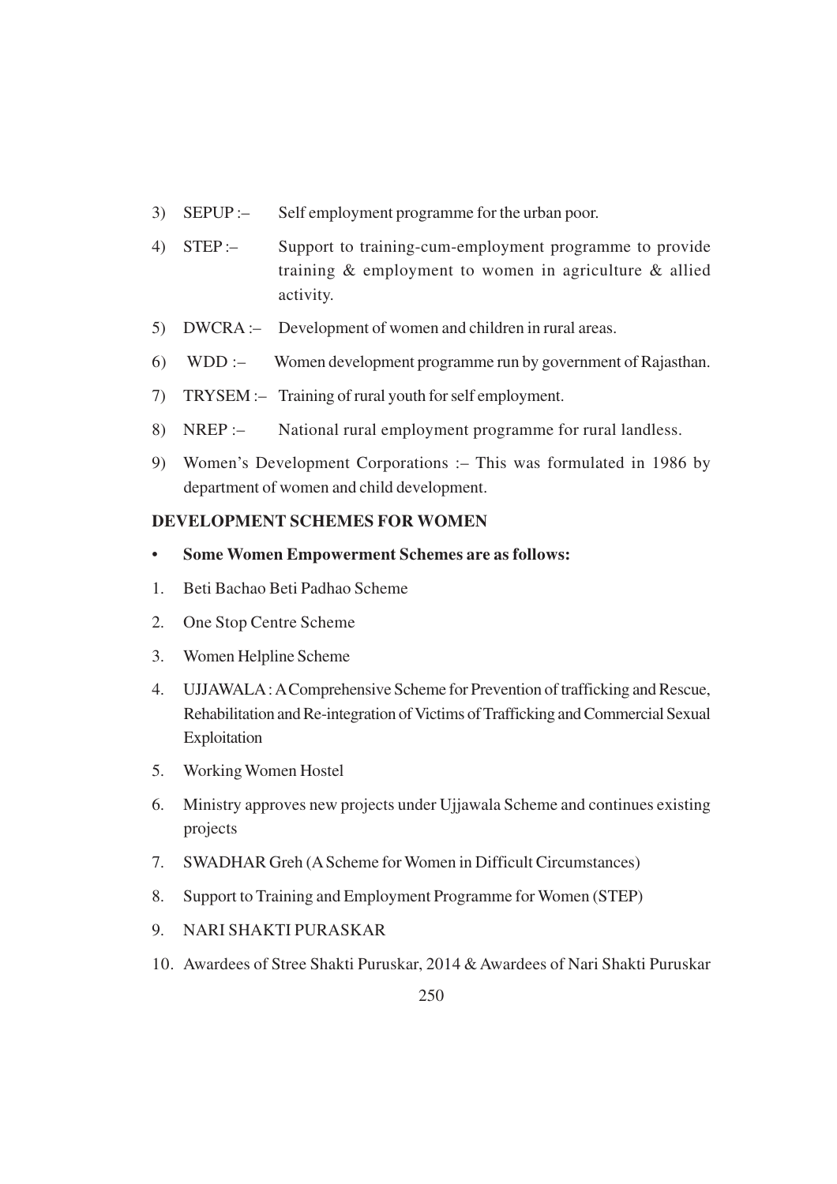3) SEPUP :– Self employment programme for the urban poor.

4) STEP :– Support to training-cum-employment programme to provide training & employment to women in agriculture & allied activity.

5) DWCRA :– Development of women and children in rural areas.

6) WDD :– Women development programme run by government of Rajasthan.

7) TRYSEM :– Training of rural youth for self employment.

8) NREP :– National rural employment programme for rural landless.

9) Women's Development Corporations :– This was formulated in 1986 by department of women and child development.

**DEVELOPMENT SCHEMES FOR WOMEN**

- **Some Women Empowerment Schemes are as follows:**

1. Beti Bachao Beti Padhao Scheme
2. One Stop Centre Scheme
3. Women Helpline Scheme
4. UJJAWALA : A Comprehensive Scheme for Prevention of trafficking and Rescue, Rehabilitation and Re-integration of Victims of Trafficking and Commercial Sexual Exploitation
5. Working Women Hostel
6. Ministry approves new projects under Ujjawala Scheme and continues existing projects
7. SWADHAR Greh (A Scheme for Women in Difficult Circumstances)
8. Support to Training and Employment Programme for Women (STEP)
9. NARI SHAKTI PURASKAR
10. Awardees of Stree Shakti Puruskar, 2014 & Awardees of Nari Shakti Puruskar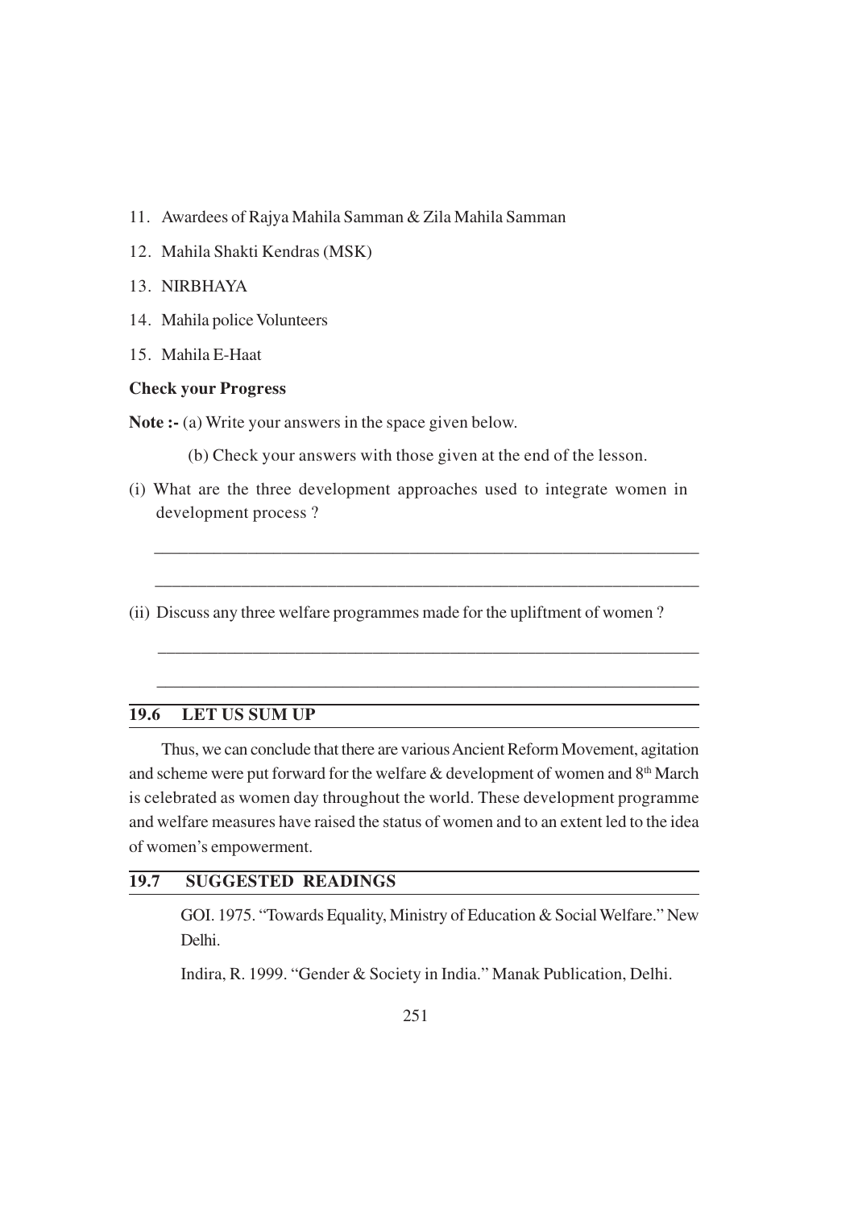11. Awardees of Rajya Mahila Samman & Zila Mahila Samman
12. Mahila Shakti Kendras (MSK)
13. NIRBHAYA
14. Mahila police Volunteers
15. Mahila E-Haat

**Check your Progress**

**Note :-** (a) Write your answers in the space given below.

(b) Check your answers with those given at the end of the lesson.

(i) What are the three development approaches used to integrate women in development process ?

______________________________________________________________

______________________________________________________________

(ii) Discuss any three welfare programmes made for the upliftment of women ?

______________________________________________________________

______________________________________________________________

## 19.6 LET US SUM UP

Thus, we can conclude that there are various Ancient Reform Movement, agitation and scheme were put forward for the welfare & development of women and 8th March is celebrated as women day throughout the world. These development programme and welfare measures have raised the status of women and to an extent led to the idea of women's empowerment.

## 19.7 SUGGESTED READINGS

GOI. 1975. "Towards Equality, Ministry of Education & Social Welfare." New Delhi.

Indira, R. 1999. "Gender & Society in India." Manak Publication, Delhi.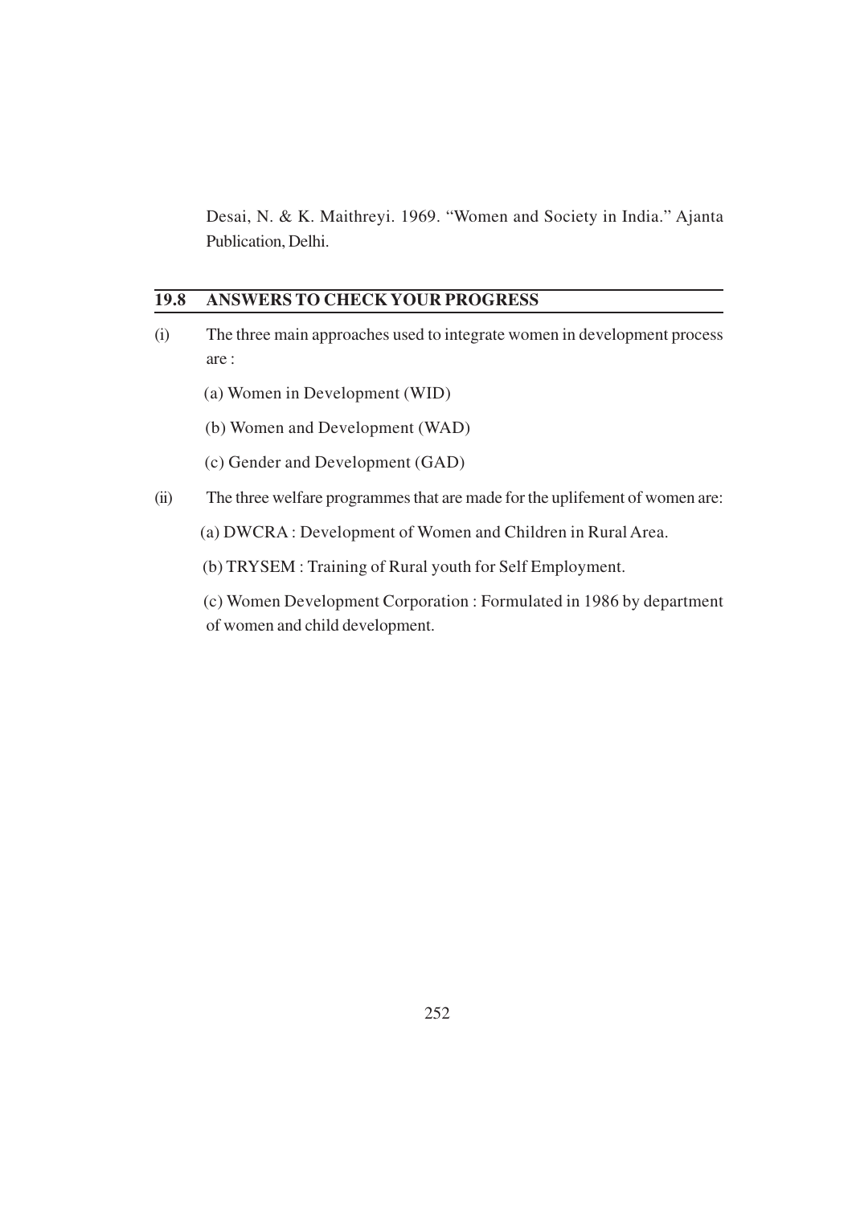Desai, N. & K. Maithreyi. 1969. "Women and Society in India." Ajanta Publication, Delhi.

## 19.8 ANSWERS TO CHECK YOUR PROGRESS

(i) The three main approaches used to integrate women in development process are :

(a) Women in Development (WID)

(b) Women and Development (WAD)

(c) Gender and Development (GAD)

(ii) The three welfare programmes that are made for the uplifement of women are:

(a) DWCRA : Development of Women and Children in Rural Area.

(b) TRYSEM : Training of Rural youth for Self Employment.

(c) Women Development Corporation : Formulated in 1986 by department of women and child development.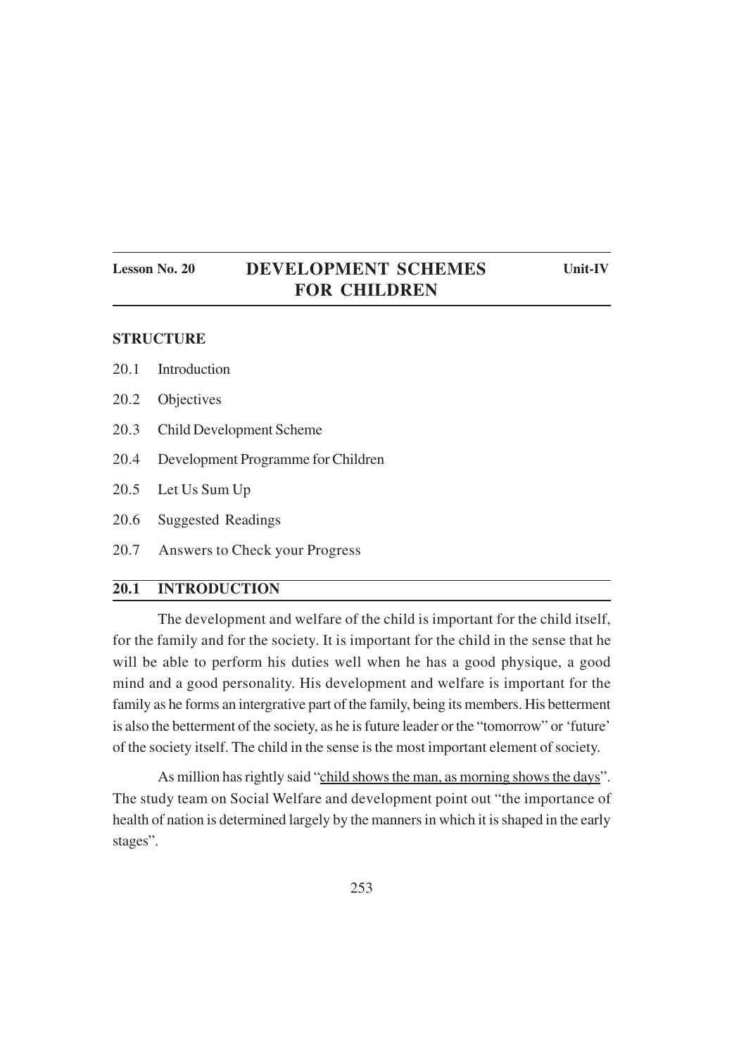**Lesson No. 20** | **DEVELOPMENT SCHEMES FOR CHILDREN** | **Unit-IV**

**STRUCTURE**

20.1 Introduction

20.2 Objectives

20.3 Child Development Scheme

20.4 Development Programme for Children

20.5 Let Us Sum Up

20.6 Suggested Readings

20.7 Answers to Check your Progress

## 20.1 INTRODUCTION

The development and welfare of the child is important for the child itself, for the family and for the society. It is important for the child in the sense that he will be able to perform his duties well when he has a good physique, a good mind and a good personality. His development and welfare is important for the family as he forms an intergrative part of the family, being its members. His betterment is also the betterment of the society, as he is future leader or the "tomorrow" or 'future' of the society itself. The child in the sense is the most important element of society.

As million has rightly said "child shows the man, as morning shows the days". The study team on Social Welfare and development point out "the importance of health of nation is determined largely by the manners in which it is shaped in the early stages".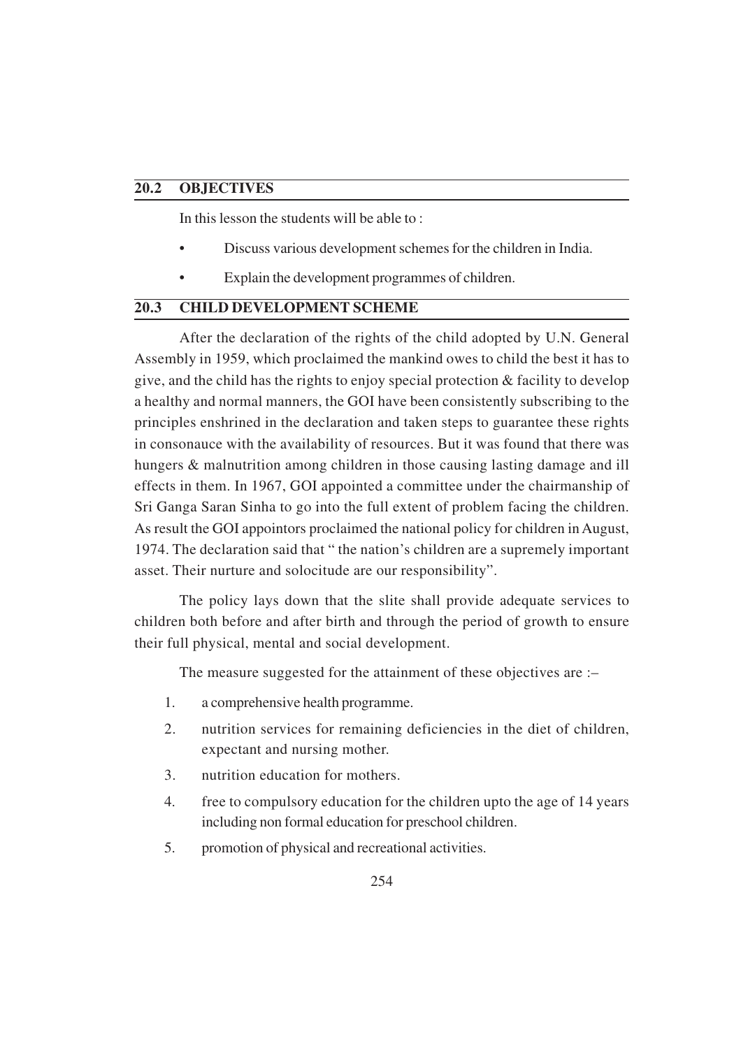## 20.2 OBJECTIVES

In this lesson the students will be able to :

- Discuss various development schemes for the children in India.
- Explain the development programmes of children.

## 20.3 CHILD DEVELOPMENT SCHEME

After the declaration of the rights of the child adopted by U.N. General Assembly in 1959, which proclaimed the mankind owes to child the best it has to give, and the child has the rights to enjoy special protection & facility to develop a healthy and normal manners, the GOI have been consistently subscribing to the principles enshrined in the declaration and taken steps to guarantee these rights in consonauce with the availability of resources. But it was found that there was hungers & malnutrition among children in those causing lasting damage and ill effects in them. In 1967, GOI appointed a committee under the chairmanship of Sri Ganga Saran Sinha to go into the full extent of problem facing the children. As result the GOI appointors proclaimed the national policy for children in August, 1974. The declaration said that " the nation's children are a supremely important asset. Their nurture and solocitude are our responsibility".

The policy lays down that the slite shall provide adequate services to children both before and after birth and through the period of growth to ensure their full physical, mental and social development.

The measure suggested for the attainment of these objectives are :–

1. a comprehensive health programme.
2. nutrition services for remaining deficiencies in the diet of children, expectant and nursing mother.
3. nutrition education for mothers.
4. free to compulsory education for the children upto the age of 14 years including non formal education for preschool children.
5. promotion of physical and recreational activities.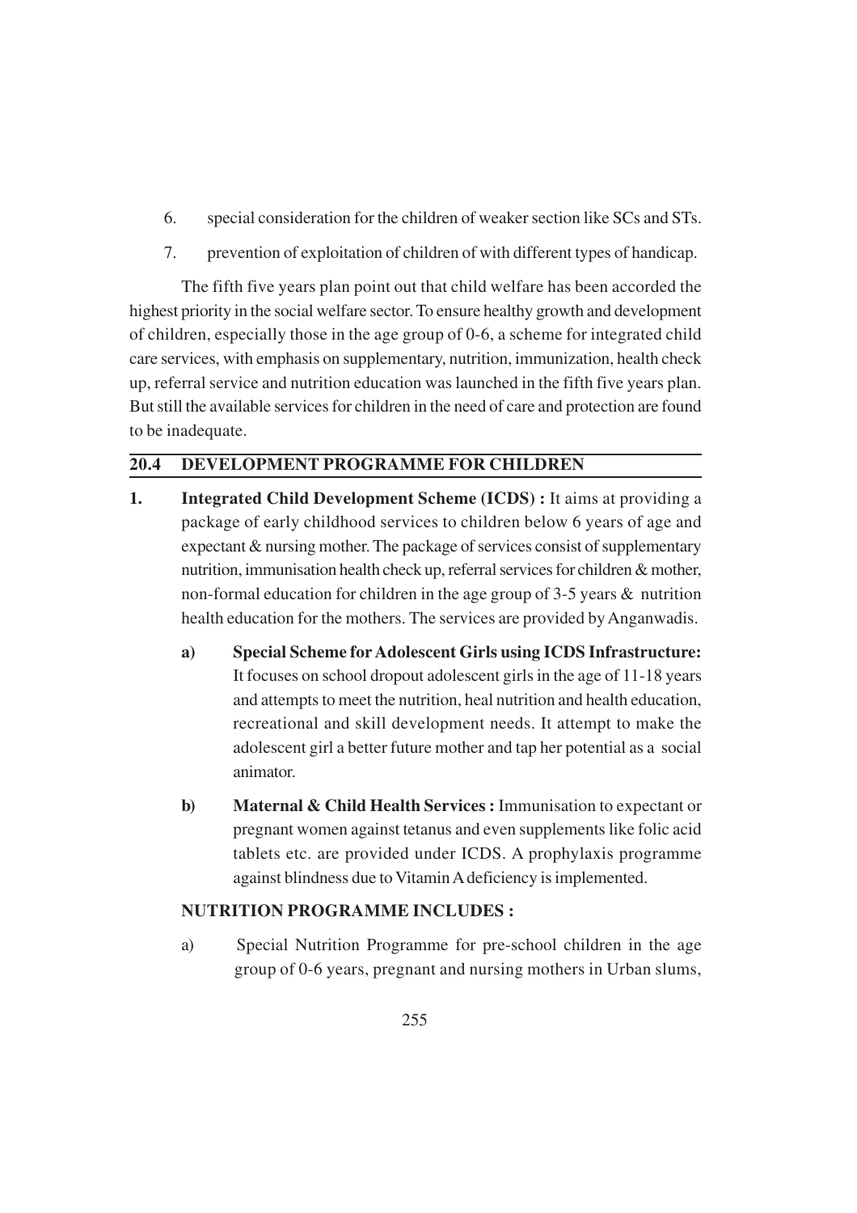6. special consideration for the children of weaker section like SCs and STs.

7. prevention of exploitation of children of with different types of handicap.

The fifth five years plan point out that child welfare has been accorded the highest priority in the social welfare sector. To ensure healthy growth and development of children, especially those in the age group of 0-6, a scheme for integrated child care services, with emphasis on supplementary, nutrition, immunization, health check up, referral service and nutrition education was launched in the fifth five years plan. But still the available services for children in the need of care and protection are found to be inadequate.

## 20.4 DEVELOPMENT PROGRAMME FOR CHILDREN

1. **Integrated Child Development Scheme (ICDS) :** It aims at providing a package of early childhood services to children below 6 years of age and expectant & nursing mother. The package of services consist of supplementary nutrition, immunisation health check up, referral services for children & mother, non-formal education for children in the age group of 3-5 years & nutrition health education for the mothers. The services are provided by Anganwadis.

   a) **Special Scheme for Adolescent Girls using ICDS Infrastructure:** It focuses on school dropout adolescent girls in the age of 11-18 years and attempts to meet the nutrition, heal nutrition and health education, recreational and skill development needs. It attempt to make the adolescent girl a better future mother and tap her potential as a social animator.

   b) **Maternal & Child Health Services :** Immunisation to expectant or pregnant women against tetanus and even supplements like folic acid tablets etc. are provided under ICDS. A prophylaxis programme against blindness due to Vitamin A deficiency is implemented.

   **NUTRITION PROGRAMME INCLUDES :**

   a) Special Nutrition Programme for pre-school children in the age group of 0-6 years, pregnant and nursing mothers in Urban slums,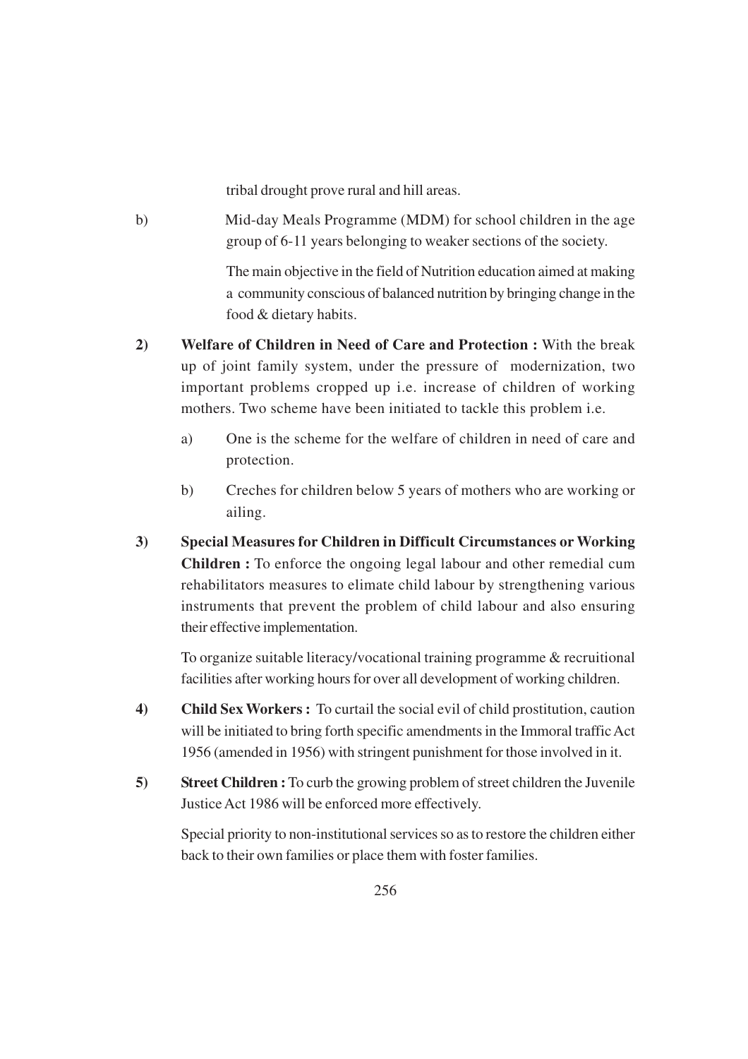tribal drought prove rural and hill areas.

b) Mid-day Meals Programme (MDM) for school children in the age group of 6-11 years belonging to weaker sections of the society.

The main objective in the field of Nutrition education aimed at making a community conscious of balanced nutrition by bringing change in the food & dietary habits.

**2) Welfare of Children in Need of Care and Protection :** With the break up of joint family system, under the pressure of modernization, two important problems cropped up i.e. increase of children of working mothers. Two scheme have been initiated to tackle this problem i.e.

a) One is the scheme for the welfare of children in need of care and protection.

b) Creches for children below 5 years of mothers who are working or ailing.

**3) Special Measures for Children in Difficult Circumstances or Working Children :** To enforce the ongoing legal labour and other remedial cum rehabilitators measures to elimate child labour by strengthening various instruments that prevent the problem of child labour and also ensuring their effective implementation.

To organize suitable literacy/vocational training programme & recruitional facilities after working hours for over all development of working children.

**4) Child Sex Workers :** To curtail the social evil of child prostitution, caution will be initiated to bring forth specific amendments in the Immoral traffic Act 1956 (amended in 1956) with stringent punishment for those involved in it.

**5) Street Children :** To curb the growing problem of street children the Juvenile Justice Act 1986 will be enforced more effectively.

Special priority to non-institutional services so as to restore the children either back to their own families or place them with foster families.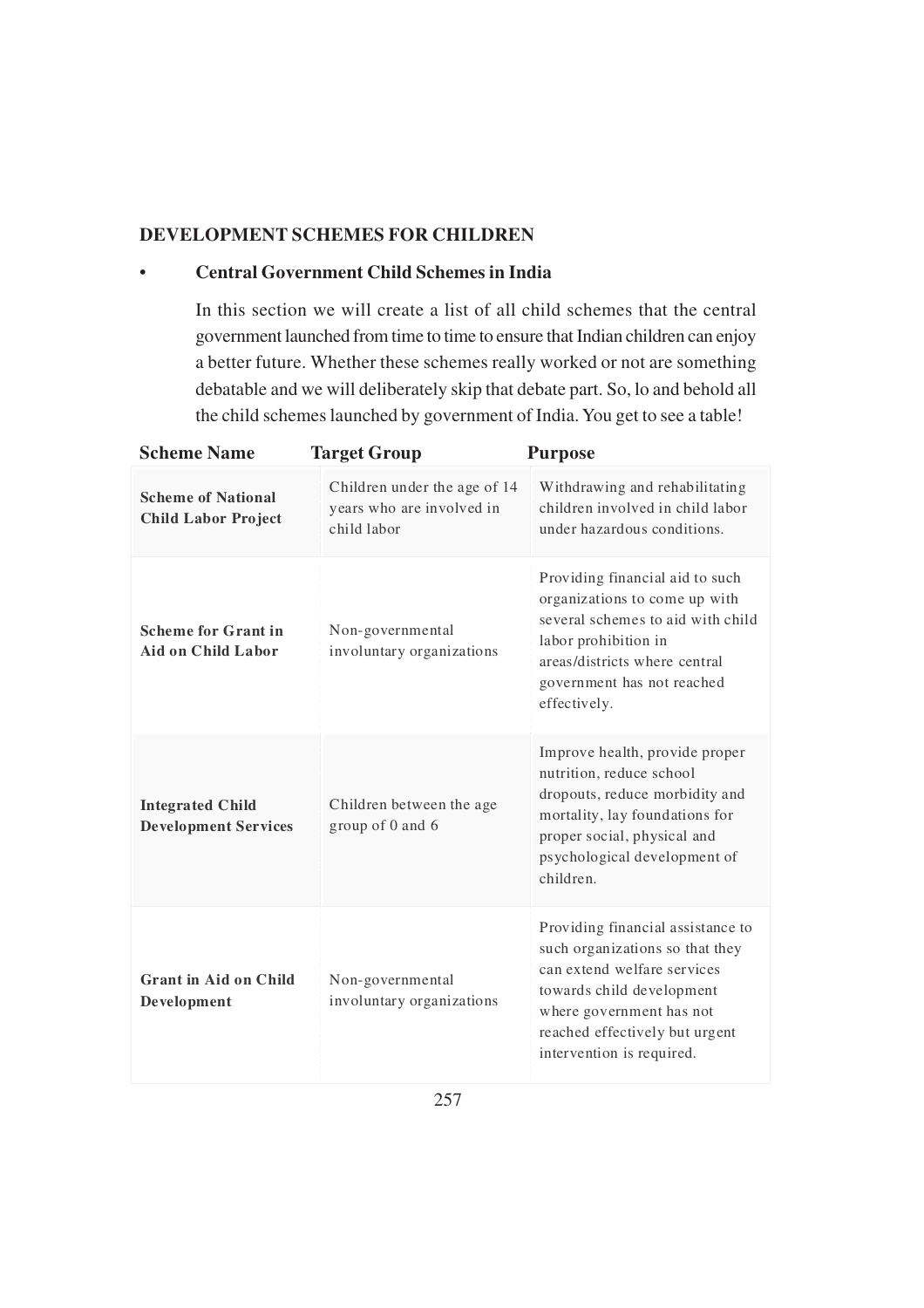## DEVELOPMENT SCHEMES FOR CHILDREN

- **Central Government Child Schemes in India**

  In this section we will create a list of all child schemes that the central government launched from time to time to ensure that Indian children can enjoy a better future. Whether these schemes really worked or not are something debatable and we will deliberately skip that debate part. So, lo and behold all the child schemes launched by government of India. You get to see a table!

| Scheme Name | Target Group | Purpose |
|---|---|---|
| **Scheme of National Child Labor Project** | Children under the age of 14 years who are involved in child labor | Withdrawing and rehabilitating children involved in child labor under hazardous conditions. |
| **Scheme for Grant in Aid on Child Labor** | Non-governmental involuntary organizations | Providing financial aid to such organizations to come up with several schemes to aid with child labor prohibition in areas/districts where central government has not reached effectively. |
| **Integrated Child Development Services** | Children between the age group of 0 and 6 | Improve health, provide proper nutrition, reduce school dropouts, reduce morbidity and mortality, lay foundations for proper social, physical and psychological development of children. |
| **Grant in Aid on Child Development** | Non-governmental involuntary organizations | Providing financial assistance to such organizations so that they can extend welfare services towards child development where government has not reached effectively but urgent intervention is required. |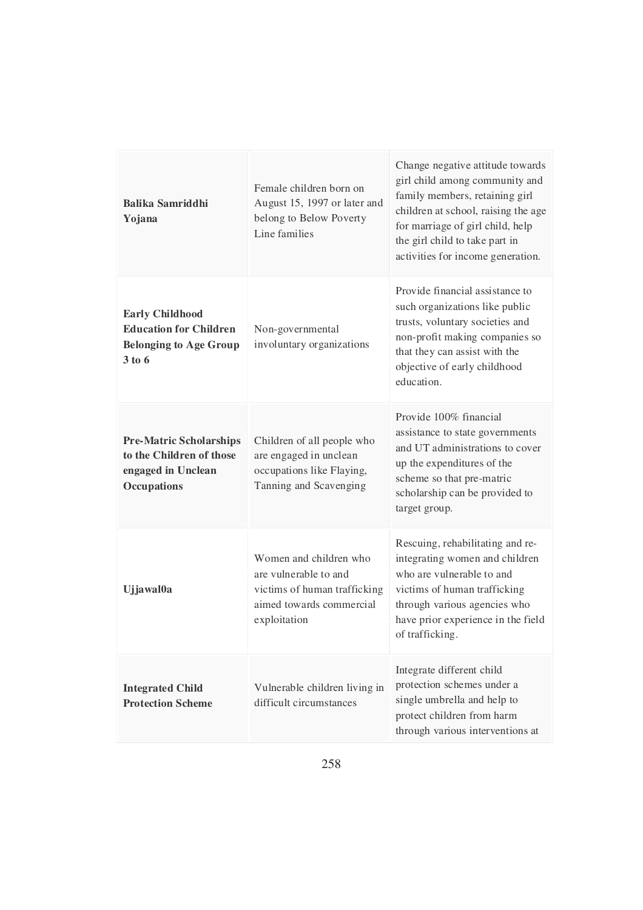| | | |
|---|---|---|
| **Balika Samriddhi Yojana** | Female children born on August 15, 1997 or later and belong to Below Poverty Line families | Change negative attitude towards girl child among community and family members, retaining girl children at school, raising the age for marriage of girl child, help the girl child to take part in activities for income generation. |
| **Early Childhood Education for Children Belonging to Age Group 3 to 6** | Non-governmental involuntary organizations | Provide financial assistance to such organizations like public trusts, voluntary societies and non-profit making companies so that they can assist with the objective of early childhood education. |
| **Pre-Matric Scholarships to the Children of those engaged in Unclean Occupations** | Children of all people who are engaged in unclean occupations like Flaying, Tanning and Scavenging | Provide 100% financial assistance to state governments and UT administrations to cover up the expenditures of the scheme so that pre-matric scholarship can be provided to target group. |
| **Ujjawal0a** | Women and children who are vulnerable to and victims of human trafficking aimed towards commercial exploitation | Rescuing, rehabilitating and re-integrating women and children who are vulnerable to and victims of human trafficking through various agencies who have prior experience in the field of trafficking. |
| **Integrated Child Protection Scheme** | Vulnerable children living in difficult circumstances | Integrate different child protection schemes under a single umbrella and help to protect children from harm through various interventions at |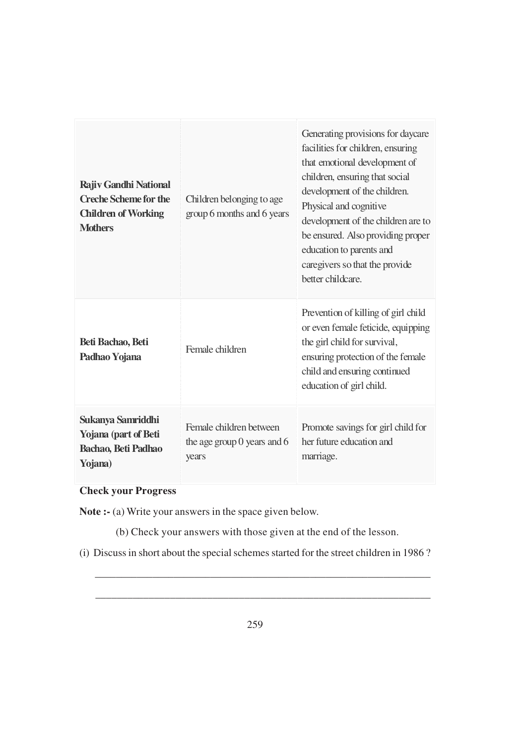| | | |
|---|---|---|
| **Rajiv Gandhi National Creche Scheme for the Children of Working Mothers** | Children belonging to age group 6 months and 6 years | Generating provisions for daycare facilities for children, ensuring that emotional development of children, ensuring that social development of the children. Physical and cognitive development of the children are to be ensured. Also providing proper education to parents and caregivers so that the provide better childcare. |
| **Beti Bachao, Beti Padhao Yojana** | Female children | Prevention of killing of girl child or even female feticide, equipping the girl child for survival, ensuring protection of the female child and ensuring continued education of girl child. |
| **Sukanya Samriddhi Yojana (part of Beti Bachao, Beti Padhao Yojana)** | Female children between the age group 0 years and 6 years | Promote savings for girl child for her future education and marriage. |

**Check your Progress**

**Note :-** (a) Write your answers in the space given below.

(b) Check your answers with those given at the end of the lesson.

(i) Discuss in short about the special schemes started for the street children in 1986 ?

_______________________________________________________________

_______________________________________________________________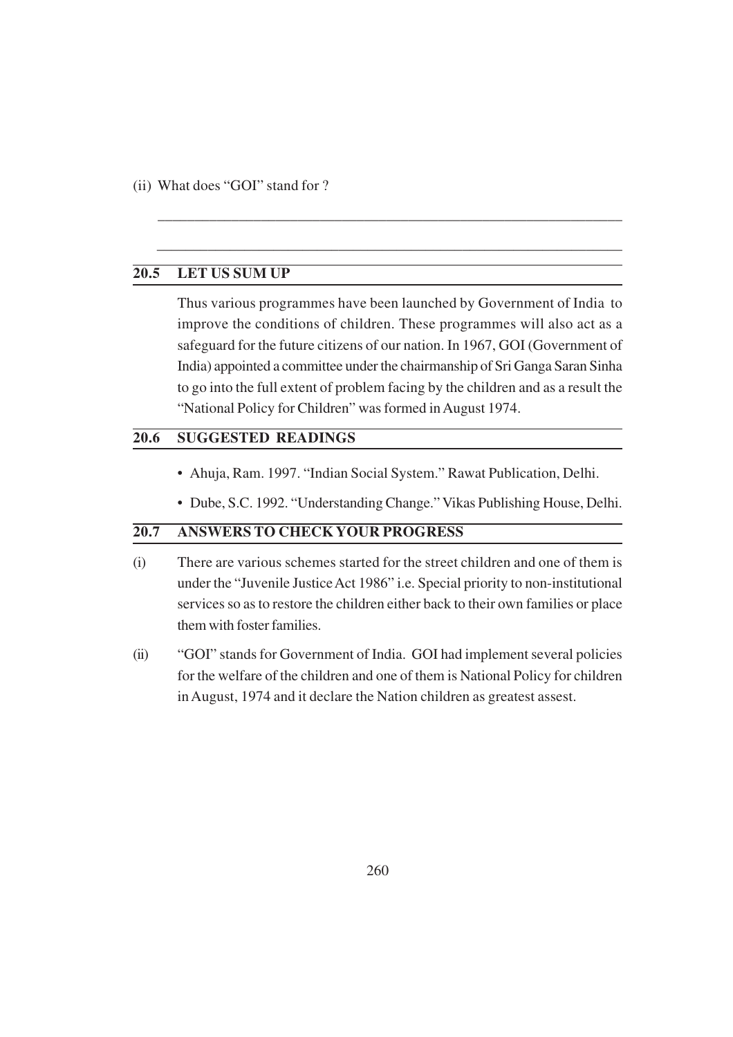(ii) What does "GOI" stand for ?

_______________________________________________________________

_______________________________________________________________

## 20.5 LET US SUM UP

Thus various programmes have been launched by Government of India to improve the conditions of children. These programmes will also act as a safeguard for the future citizens of our nation. In 1967, GOI (Government of India) appointed a committee under the chairmanship of Sri Ganga Saran Sinha to go into the full extent of problem facing by the children and as a result the "National Policy for Children" was formed in August 1974.

## 20.6 SUGGESTED READINGS

- Ahuja, Ram. 1997. "Indian Social System." Rawat Publication, Delhi.
- Dube, S.C. 1992. "Understanding Change." Vikas Publishing House, Delhi.

## 20.7 ANSWERS TO CHECK YOUR PROGRESS

(i) There are various schemes started for the street children and one of them is under the "Juvenile Justice Act 1986" i.e. Special priority to non-institutional services so as to restore the children either back to their own families or place them with foster families.

(ii) "GOI" stands for Government of India. GOI had implement several policies for the welfare of the children and one of them is National Policy for children in August, 1974 and it declare the Nation children as greatest assest.